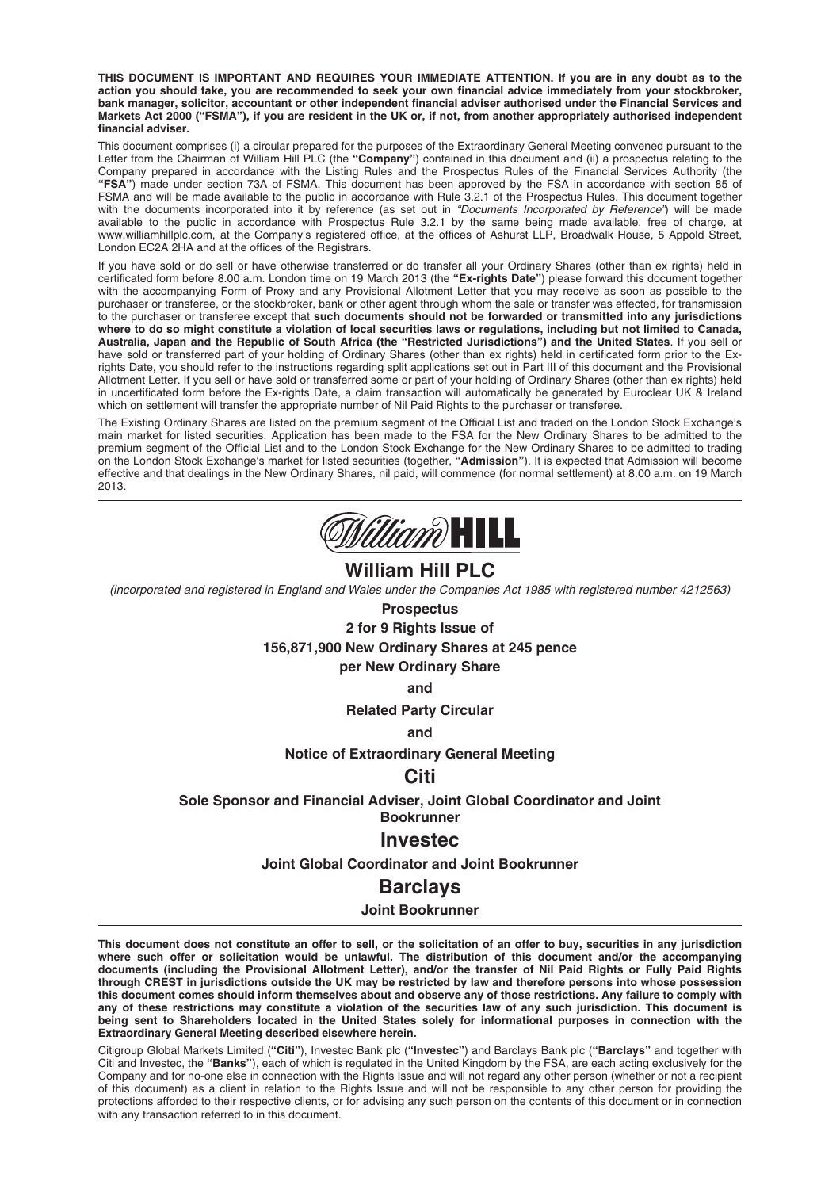**THIS DOCUMENT IS IMPORTANT AND REQUIRES YOUR IMMEDIATE ATTENTION. If you are in any doubt as to the action you should take, you are recommended to seek your own financial advice immediately from your stockbroker, bank manager, solicitor, accountant or other independent financial adviser authorised under the Financial Services and Markets Act 2000 ("FSMA"), if you are resident in the UK or, if not, from another appropriately authorised independent financial adviser.**

This document comprises (i) a circular prepared for the purposes of the Extraordinary General Meeting convened pursuant to the Letter from the Chairman of William Hill PLC (the **"Company"**) contained in this document and (ii) a prospectus relating to the Company prepared in accordance with the Listing Rules and the Prospectus Rules of the Financial Services Authority (the **"FSA"**) made under section 73A of FSMA. This document has been approved by the FSA in accordance with section 85 of FSMA and will be made available to the public in accordance with Rule 3.2.1 of the Prospectus Rules. This document together with the documents incorporated into it by reference (as set out in *"Documents Incorporated by Reference"*) will be made available to the public in accordance with Prospectus Rule 3.2.1 by the same being made available, free of charge, at www.williamhillplc.com, at the Company's registered office, at the offices of Ashurst LLP, Broadwalk House, 5 Appold Street, London EC2A 2HA and at the offices of the Registrars.

If you have sold or do sell or have otherwise transferred or do transfer all your Ordinary Shares (other than ex rights) held in certificated form before 8.00 a.m. London time on 19 March 2013 (the **"Ex-rights Date"**) please forward this document together with the accompanying Form of Proxy and any Provisional Allotment Letter that you may receive as soon as possible to the purchaser or transferee, or the stockbroker, bank or other agent through whom the sale or transfer was effected, for transmission to the purchaser or transferee except that **such documents should not be forwarded or transmitted into any jurisdictions where to do so might constitute a violation of local securities laws or regulations, including but not limited to Canada, Australia, Japan and the Republic of South Africa (the "Restricted Jurisdictions") and the United States**. If you sell or have sold or transferred part of your holding of Ordinary Shares (other than ex rights) held in certificated form prior to the Ex-rights Date, you should refer to the instructions regarding split applications set out in Part III of this document and the Provisional Allotment Letter. If you sell or have sold or transferred some or part of your holding of Ordinary Shares (other than ex rights) held in uncertificated form before the Ex-rights Date, a claim transaction will automatically be generated by Euroclear UK & Ireland which on settlement will transfer the appropriate number of Nil Paid Rights to the purchaser or transferee.

The Existing Ordinary Shares are listed on the premium segment of the Official List and traded on the London Stock Exchange's main market for listed securities. Application has been made to the FSA for the New Ordinary Shares to be admitted to the premium segment of the Official List and to the London Stock Exchange for the New Ordinary Shares to be admitted to trading on the London Stock Exchange's market for listed securities (together, **"Admission"**). It is expected that Admission will become effective and that dealings in the New Ordinary Shares, nil paid, will commence (for normal settlement) at 8.00 a.m. on 19 March 2013.

---

William HILL

# William Hill PLC

*(incorporated and registered in England and Wales under the Companies Act 1985 with registered number 4212563)*

**Prospectus**

**2 for 9 Rights Issue of**

**156,871,900 New Ordinary Shares at 245 pence**

**per New Ordinary Share**

**and**

**Related Party Circular**

**and**

**Notice of Extraordinary General Meeting**

## Citi

**Sole Sponsor and Financial Adviser, Joint Global Coordinator and Joint Bookrunner**

## Investec

**Joint Global Coordinator and Joint Bookrunner**

## Barclays

**Joint Bookrunner**

---

**This document does not constitute an offer to sell, or the solicitation of an offer to buy, securities in any jurisdiction where such offer or solicitation would be unlawful. The distribution of this document and/or the accompanying documents (including the Provisional Allotment Letter), and/or the transfer of Nil Paid Rights or Fully Paid Rights through CREST in jurisdictions outside the UK may be restricted by law and therefore persons into whose possession this document comes should inform themselves about and observe any of those restrictions. Any failure to comply with any of these restrictions may constitute a violation of the securities law of any such jurisdiction. This document is being sent to Shareholders located in the United States solely for informational purposes in connection with the Extraordinary General Meeting described elsewhere herein.**

Citigroup Global Markets Limited (**"Citi"**), Investec Bank plc (**"Investec"**) and Barclays Bank plc (**"Barclays"** and together with Citi and Investec, the **"Banks"**), each of which is regulated in the United Kingdom by the FSA, are each acting exclusively for the Company and for no-one else in connection with the Rights Issue and will not regard any other person (whether or not a recipient of this document) as a client in relation to the Rights Issue and will not be responsible to any other person for providing the protections afforded to their respective clients, or for advising any such person on the contents of this document or in connection with any transaction referred to in this document.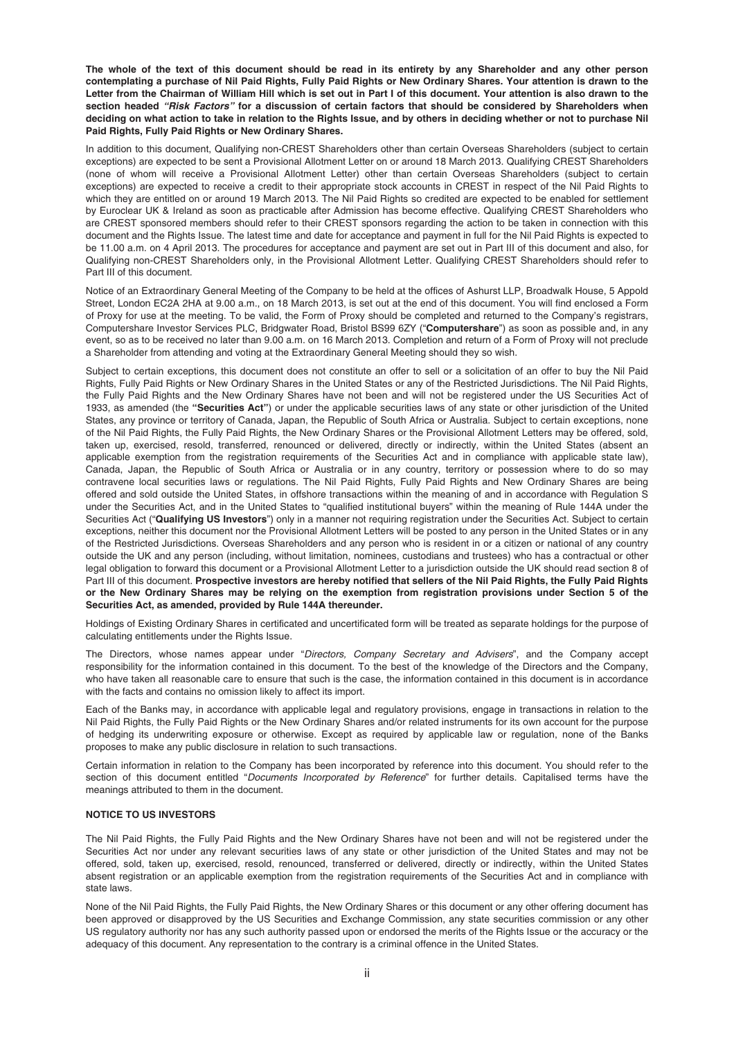**The whole of the text of this document should be read in its entirety by any Shareholder and any other person contemplating a purchase of Nil Paid Rights, Fully Paid Rights or New Ordinary Shares. Your attention is drawn to the Letter from the Chairman of William Hill which is set out in Part I of this document. Your attention is also drawn to the section headed *"Risk Factors"* for a discussion of certain factors that should be considered by Shareholders when deciding on what action to take in relation to the Rights Issue, and by others in deciding whether or not to purchase Nil Paid Rights, Fully Paid Rights or New Ordinary Shares.**

In addition to this document, Qualifying non-CREST Shareholders other than certain Overseas Shareholders (subject to certain exceptions) are expected to be sent a Provisional Allotment Letter on or around 18 March 2013. Qualifying CREST Shareholders (none of whom will receive a Provisional Allotment Letter) other than certain Overseas Shareholders (subject to certain exceptions) are expected to receive a credit to their appropriate stock accounts in CREST in respect of the Nil Paid Rights to which they are entitled on or around 19 March 2013. The Nil Paid Rights so credited are expected to be enabled for settlement by Euroclear UK & Ireland as soon as practicable after Admission has become effective. Qualifying CREST Shareholders who are CREST sponsored members should refer to their CREST sponsors regarding the action to be taken in connection with this document and the Rights Issue. The latest time and date for acceptance and payment in full for the Nil Paid Rights is expected to be 11.00 a.m. on 4 April 2013. The procedures for acceptance and payment are set out in Part III of this document and also, for Qualifying non-CREST Shareholders only, in the Provisional Allotment Letter. Qualifying CREST Shareholders should refer to Part III of this document.

Notice of an Extraordinary General Meeting of the Company to be held at the offices of Ashurst LLP, Broadwalk House, 5 Appold Street, London EC2A 2HA at 9.00 a.m., on 18 March 2013, is set out at the end of this document. You will find enclosed a Form of Proxy for use at the meeting. To be valid, the Form of Proxy should be completed and returned to the Company's registrars, Computershare Investor Services PLC, Bridgwater Road, Bristol BS99 6ZY ("**Computershare**") as soon as possible and, in any event, so as to be received no later than 9.00 a.m. on 16 March 2013. Completion and return of a Form of Proxy will not preclude a Shareholder from attending and voting at the Extraordinary General Meeting should they so wish.

Subject to certain exceptions, this document does not constitute an offer to sell or a solicitation of an offer to buy the Nil Paid Rights, Fully Paid Rights or New Ordinary Shares in the United States or any of the Restricted Jurisdictions. The Nil Paid Rights, the Fully Paid Rights and the New Ordinary Shares have not been and will not be registered under the US Securities Act of 1933, as amended (the **"Securities Act"**) or under the applicable securities laws of any state or other jurisdiction of the United States, any province or territory of Canada, Japan, the Republic of South Africa or Australia. Subject to certain exceptions, none of the Nil Paid Rights, the Fully Paid Rights, the New Ordinary Shares or the Provisional Allotment Letters may be offered, sold, taken up, exercised, resold, transferred, renounced or delivered, directly or indirectly, within the United States (absent an applicable exemption from the registration requirements of the Securities Act and in compliance with applicable state law), Canada, Japan, the Republic of South Africa or Australia or in any country, territory or possession where to do so may contravene local securities laws or regulations. The Nil Paid Rights, Fully Paid Rights and New Ordinary Shares are being offered and sold outside the United States, in offshore transactions within the meaning of and in accordance with Regulation S under the Securities Act, and in the United States to "qualified institutional buyers" within the meaning of Rule 144A under the Securities Act ("**Qualifying US Investors**") only in a manner not requiring registration under the Securities Act. Subject to certain exceptions, neither this document nor the Provisional Allotment Letters will be posted to any person in the United States or in any of the Restricted Jurisdictions. Overseas Shareholders and any person who is resident in or a citizen or national of any country outside the UK and any person (including, without limitation, nominees, custodians and trustees) who has a contractual or other legal obligation to forward this document or a Provisional Allotment Letter to a jurisdiction outside the UK should read section 8 of Part III of this document. **Prospective investors are hereby notified that sellers of the Nil Paid Rights, the Fully Paid Rights or the New Ordinary Shares may be relying on the exemption from registration provisions under Section 5 of the Securities Act, as amended, provided by Rule 144A thereunder.**

Holdings of Existing Ordinary Shares in certificated and uncertificated form will be treated as separate holdings for the purpose of calculating entitlements under the Rights Issue.

The Directors, whose names appear under "*Directors, Company Secretary and Advisers*", and the Company accept responsibility for the information contained in this document. To the best of the knowledge of the Directors and the Company, who have taken all reasonable care to ensure that such is the case, the information contained in this document is in accordance with the facts and contains no omission likely to affect its import.

Each of the Banks may, in accordance with applicable legal and regulatory provisions, engage in transactions in relation to the Nil Paid Rights, the Fully Paid Rights or the New Ordinary Shares and/or related instruments for its own account for the purpose of hedging its underwriting exposure or otherwise. Except as required by applicable law or regulation, none of the Banks proposes to make any public disclosure in relation to such transactions.

Certain information in relation to the Company has been incorporated by reference into this document. You should refer to the section of this document entitled "*Documents Incorporated by Reference*" for further details. Capitalised terms have the meanings attributed to them in the document.

**NOTICE TO US INVESTORS**

The Nil Paid Rights, the Fully Paid Rights and the New Ordinary Shares have not been and will not be registered under the Securities Act nor under any relevant securities laws of any state or other jurisdiction of the United States and may not be offered, sold, taken up, exercised, resold, renounced, transferred or delivered, directly or indirectly, within the United States absent registration or an applicable exemption from the registration requirements of the Securities Act and in compliance with state laws.

None of the Nil Paid Rights, the Fully Paid Rights, the New Ordinary Shares or this document or any other offering document has been approved or disapproved by the US Securities and Exchange Commission, any state securities commission or any other US regulatory authority nor has any such authority passed upon or endorsed the merits of the Rights Issue or the accuracy or the adequacy of this document. Any representation to the contrary is a criminal offence in the United States.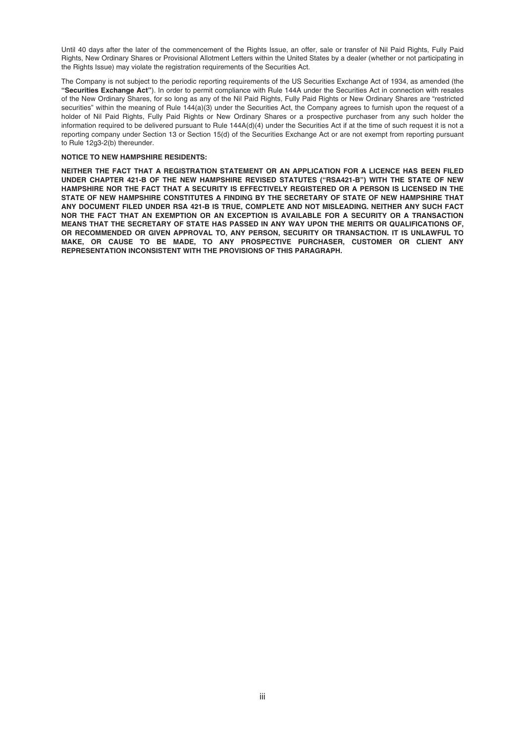Until 40 days after the later of the commencement of the Rights Issue, an offer, sale or transfer of Nil Paid Rights, Fully Paid Rights, New Ordinary Shares or Provisional Allotment Letters within the United States by a dealer (whether or not participating in the Rights Issue) may violate the registration requirements of the Securities Act.

The Company is not subject to the periodic reporting requirements of the US Securities Exchange Act of 1934, as amended (the **"Securities Exchange Act"**). In order to permit compliance with Rule 144A under the Securities Act in connection with resales of the New Ordinary Shares, for so long as any of the Nil Paid Rights, Fully Paid Rights or New Ordinary Shares are "restricted securities" within the meaning of Rule 144(a)(3) under the Securities Act, the Company agrees to furnish upon the request of a holder of Nil Paid Rights, Fully Paid Rights or New Ordinary Shares or a prospective purchaser from any such holder the information required to be delivered pursuant to Rule 144A(d)(4) under the Securities Act if at the time of such request it is not a reporting company under Section 13 or Section 15(d) of the Securities Exchange Act or are not exempt from reporting pursuant to Rule 12g3-2(b) thereunder.

**NOTICE TO NEW HAMPSHIRE RESIDENTS:**

**NEITHER THE FACT THAT A REGISTRATION STATEMENT OR AN APPLICATION FOR A LICENCE HAS BEEN FILED UNDER CHAPTER 421-B OF THE NEW HAMPSHIRE REVISED STATUTES ("RSA421-B") WITH THE STATE OF NEW HAMPSHIRE NOR THE FACT THAT A SECURITY IS EFFECTIVELY REGISTERED OR A PERSON IS LICENSED IN THE STATE OF NEW HAMPSHIRE CONSTITUTES A FINDING BY THE SECRETARY OF STATE OF NEW HAMPSHIRE THAT ANY DOCUMENT FILED UNDER RSA 421-B IS TRUE, COMPLETE AND NOT MISLEADING. NEITHER ANY SUCH FACT NOR THE FACT THAT AN EXEMPTION OR AN EXCEPTION IS AVAILABLE FOR A SECURITY OR A TRANSACTION MEANS THAT THE SECRETARY OF STATE HAS PASSED IN ANY WAY UPON THE MERITS OR QUALIFICATIONS OF, OR RECOMMENDED OR GIVEN APPROVAL TO, ANY PERSON, SECURITY OR TRANSACTION. IT IS UNLAWFUL TO MAKE, OR CAUSE TO BE MADE, TO ANY PROSPECTIVE PURCHASER, CUSTOMER OR CLIENT ANY REPRESENTATION INCONSISTENT WITH THE PROVISIONS OF THIS PARAGRAPH.**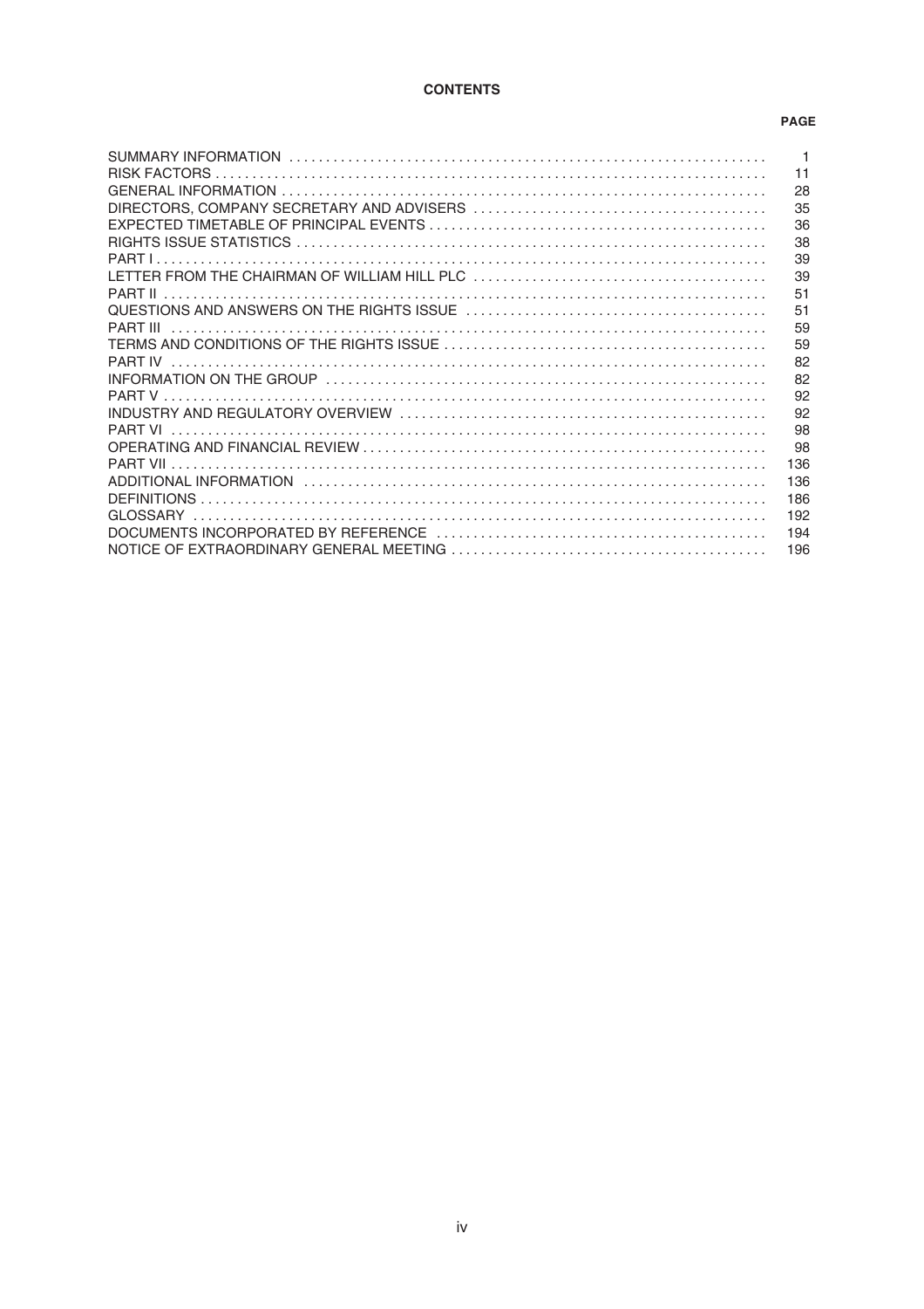# CONTENTS

| | PAGE |
|---|---|
| SUMMARY INFORMATION | 1 |
| RISK FACTORS | 11 |
| GENERAL INFORMATION | 28 |
| DIRECTORS, COMPANY SECRETARY AND ADVISERS | 35 |
| EXPECTED TIMETABLE OF PRINCIPAL EVENTS | 36 |
| RIGHTS ISSUE STATISTICS | 38 |
| PART I | 39 |
| LETTER FROM THE CHAIRMAN OF WILLIAM HILL PLC | 39 |
| PART II | 51 |
| QUESTIONS AND ANSWERS ON THE RIGHTS ISSUE | 51 |
| PART III | 59 |
| TERMS AND CONDITIONS OF THE RIGHTS ISSUE | 59 |
| PART IV | 82 |
| INFORMATION ON THE GROUP | 82 |
| PART V | 92 |
| INDUSTRY AND REGULATORY OVERVIEW | 92 |
| PART VI | 98 |
| OPERATING AND FINANCIAL REVIEW | 98 |
| PART VII | 136 |
| ADDITIONAL INFORMATION | 136 |
| DEFINITIONS | 186 |
| GLOSSARY | 192 |
| DOCUMENTS INCORPORATED BY REFERENCE | 194 |
| NOTICE OF EXTRAORDINARY GENERAL MEETING | 196 |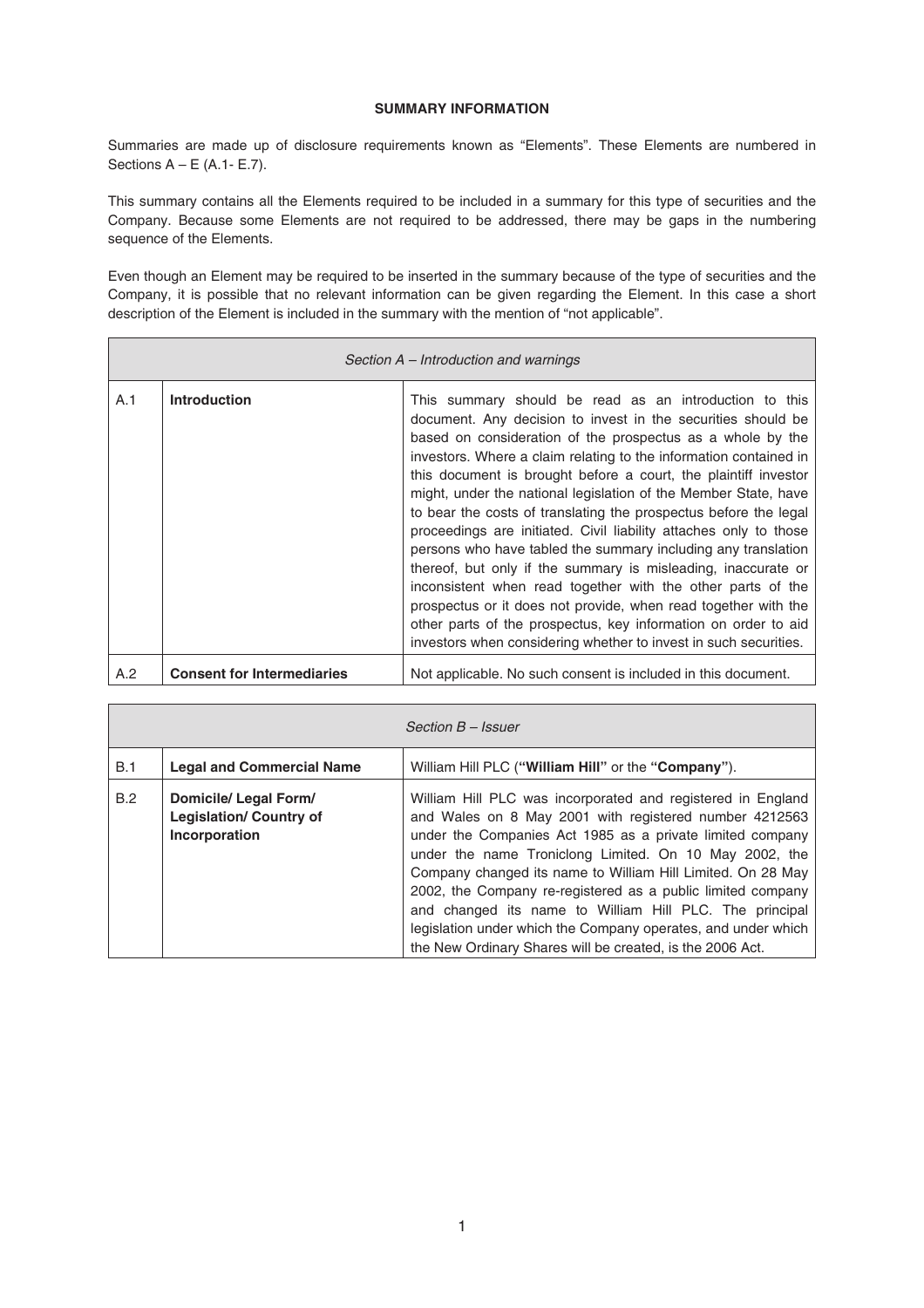## SUMMARY INFORMATION

Summaries are made up of disclosure requirements known as "Elements". These Elements are numbered in Sections A – E (A.1- E.7).

This summary contains all the Elements required to be included in a summary for this type of securities and the Company. Because some Elements are not required to be addressed, there may be gaps in the numbering sequence of the Elements.

Even though an Element may be required to be inserted in the summary because of the type of securities and the Company, it is possible that no relevant information can be given regarding the Element. In this case a short description of the Element is included in the summary with the mention of "not applicable".

| *Section A – Introduction and warnings* | | |
|---|---|---|
| A.1 | **Introduction** | This summary should be read as an introduction to this document. Any decision to invest in the securities should be based on consideration of the prospectus as a whole by the investors. Where a claim relating to the information contained in this document is brought before a court, the plaintiff investor might, under the national legislation of the Member State, have to bear the costs of translating the prospectus before the legal proceedings are initiated. Civil liability attaches only to those persons who have tabled the summary including any translation thereof, but only if the summary is misleading, inaccurate or inconsistent when read together with the other parts of the prospectus or it does not provide, when read together with the other parts of the prospectus, key information on order to aid investors when considering whether to invest in such securities. |
| A.2 | **Consent for Intermediaries** | Not applicable. No such consent is included in this document. |

| *Section B – Issuer* | | |
|---|---|---|
| B.1 | **Legal and Commercial Name** | William Hill PLC (**"William Hill"** or the **"Company"**). |
| B.2 | **Domicile/ Legal Form/ Legislation/ Country of Incorporation** | William Hill PLC was incorporated and registered in England and Wales on 8 May 2001 with registered number 4212563 under the Companies Act 1985 as a private limited company under the name Troniclong Limited. On 10 May 2002, the Company changed its name to William Hill Limited. On 28 May 2002, the Company re-registered as a public limited company and changed its name to William Hill PLC. The principal legislation under which the Company operates, and under which the New Ordinary Shares will be created, is the 2006 Act. |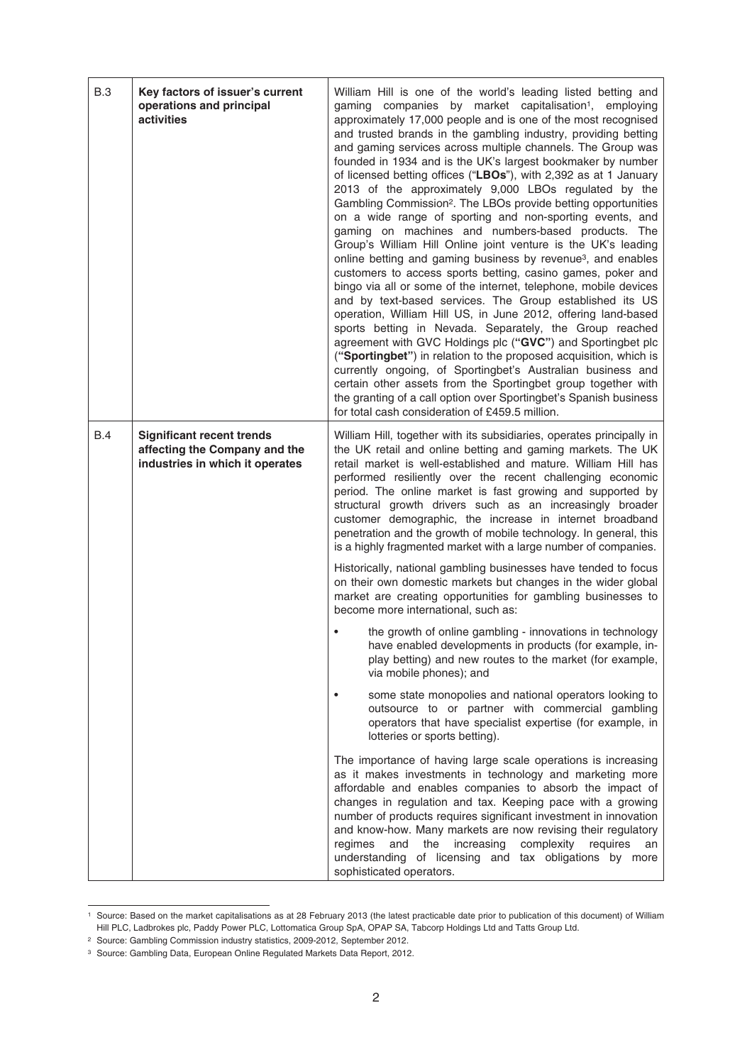| | | |
|---|---|---|
| B.3 | **Key factors of issuer's current operations and principal activities** | William Hill is one of the world's leading listed betting and gaming companies by market capitalisation[1], employing approximately 17,000 people and is one of the most recognised and trusted brands in the gambling industry, providing betting and gaming services across multiple channels. The Group was founded in 1934 and is the UK's largest bookmaker by number of licensed betting offices ("**LBOs**"), with 2,392 as at 1 January 2013 of the approximately 9,000 LBOs regulated by the Gambling Commission[2]. The LBOs provide betting opportunities on a wide range of sporting and non-sporting events, and gaming on machines and numbers-based products. The Group's William Hill Online joint venture is the UK's leading online betting and gaming business by revenue[3], and enables customers to access sports betting, casino games, poker and bingo via all or some of the internet, telephone, mobile devices and by text-based services. The Group established its US operation, William Hill US, in June 2012, offering land-based sports betting in Nevada. Separately, the Group reached agreement with GVC Holdings plc (**"GVC"**) and Sportingbet plc (**"Sportingbet"**) in relation to the proposed acquisition, which is currently ongoing, of Sportingbet's Australian business and certain other assets from the Sportingbet group together with the granting of a call option over Sportingbet's Spanish business for total cash consideration of £459.5 million. |
| B.4 | **Significant recent trends affecting the Company and the industries in which it operates** | William Hill, together with its subsidiaries, operates principally in the UK retail and online betting and gaming markets. The UK retail market is well-established and mature. William Hill has performed resiliently over the recent challenging economic period. The online market is fast growing and supported by structural growth drivers such as an increasingly broader customer demographic, the increase in internet broadband penetration and the growth of mobile technology. In general, this is a highly fragmented market with a large number of companies.<br><br>Historically, national gambling businesses have tended to focus on their own domestic markets but changes in the wider global market are creating opportunities for gambling businesses to become more international, such as:<br><br>• the growth of online gambling - innovations in technology have enabled developments in products (for example, in-play betting) and new routes to the market (for example, via mobile phones); and<br><br>• some state monopolies and national operators looking to outsource to or partner with commercial gambling operators that have specialist expertise (for example, in lotteries or sports betting).<br><br>The importance of having large scale operations is increasing as it makes investments in technology and marketing more affordable and enables companies to absorb the impact of changes in regulation and tax. Keeping pace with a growing number of products requires significant investment in innovation and know-how. Many markets are now revising their regulatory regimes and the increasing complexity requires an understanding of licensing and tax obligations by more sophisticated operators. |

[1] Source: Based on the market capitalisations as at 28 February 2013 (the latest practicable date prior to publication of this document) of William Hill PLC, Ladbrokes plc, Paddy Power PLC, Lottomatica Group SpA, OPAP SA, Tabcorp Holdings Ltd and Tatts Group Ltd.

[2] Source: Gambling Commission industry statistics, 2009-2012, September 2012.

[3] Source: Gambling Data, European Online Regulated Markets Data Report, 2012.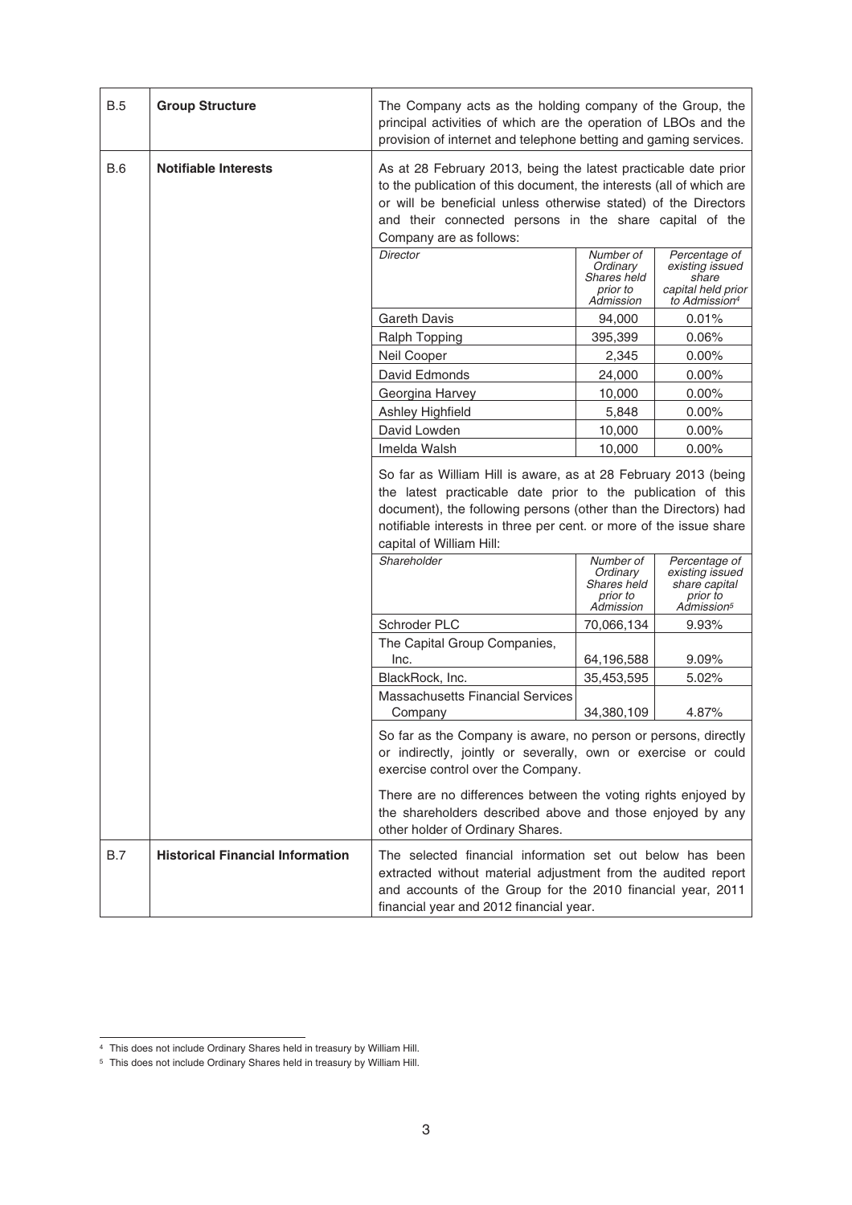| | | |
|---|---|---|
| B.5 | **Group Structure** | The Company acts as the holding company of the Group, the principal activities of which are the operation of LBOs and the provision of internet and telephone betting and gaming services. |
| B.6 | **Notifiable Interests** | As at 28 February 2013, being the latest practicable date prior to the publication of this document, the interests (all of which are or will be beneficial unless otherwise stated) of the Directors and their connected persons in the share capital of the Company are as follows: |

| *Director* | *Number of Ordinary Shares held prior to Admission* | *Percentage of existing issued share capital held prior to Admission*[4] |
|---|---|---|
| Gareth Davis | 94,000 | 0.01% |
| Ralph Topping | 395,399 | 0.06% |
| Neil Cooper | 2,345 | 0.00% |
| David Edmonds | 24,000 | 0.00% |
| Georgina Harvey | 10,000 | 0.00% |
| Ashley Highfield | 5,848 | 0.00% |
| David Lowden | 10,000 | 0.00% |
| Imelda Walsh | 10,000 | 0.00% |

So far as William Hill is aware, as at 28 February 2013 (being the latest practicable date prior to the publication of this document), the following persons (other than the Directors) had notifiable interests in three per cent. or more of the issue share capital of William Hill:

| *Shareholder* | *Number of Ordinary Shares held prior to Admission* | *Percentage of existing issued share capital prior to Admission*[5] |
|---|---|---|
| Schroder PLC | 70,066,134 | 9.93% |
| The Capital Group Companies, Inc. | 64,196,588 | 9.09% |
| BlackRock, Inc. | 35,453,595 | 5.02% |
| Massachusetts Financial Services Company | 34,380,109 | 4.87% |

So far as the Company is aware, no person or persons, directly or indirectly, jointly or severally, own or exercise or could exercise control over the Company.

There are no differences between the voting rights enjoyed by the shareholders described above and those enjoyed by any other holder of Ordinary Shares.

| | | |
|---|---|---|
| B.7 | **Historical Financial Information** | The selected financial information set out below has been extracted without material adjustment from the audited report and accounts of the Group for the 2010 financial year, 2011 financial year and 2012 financial year. |

[4] This does not include Ordinary Shares held in treasury by William Hill.

[5] This does not include Ordinary Shares held in treasury by William Hill.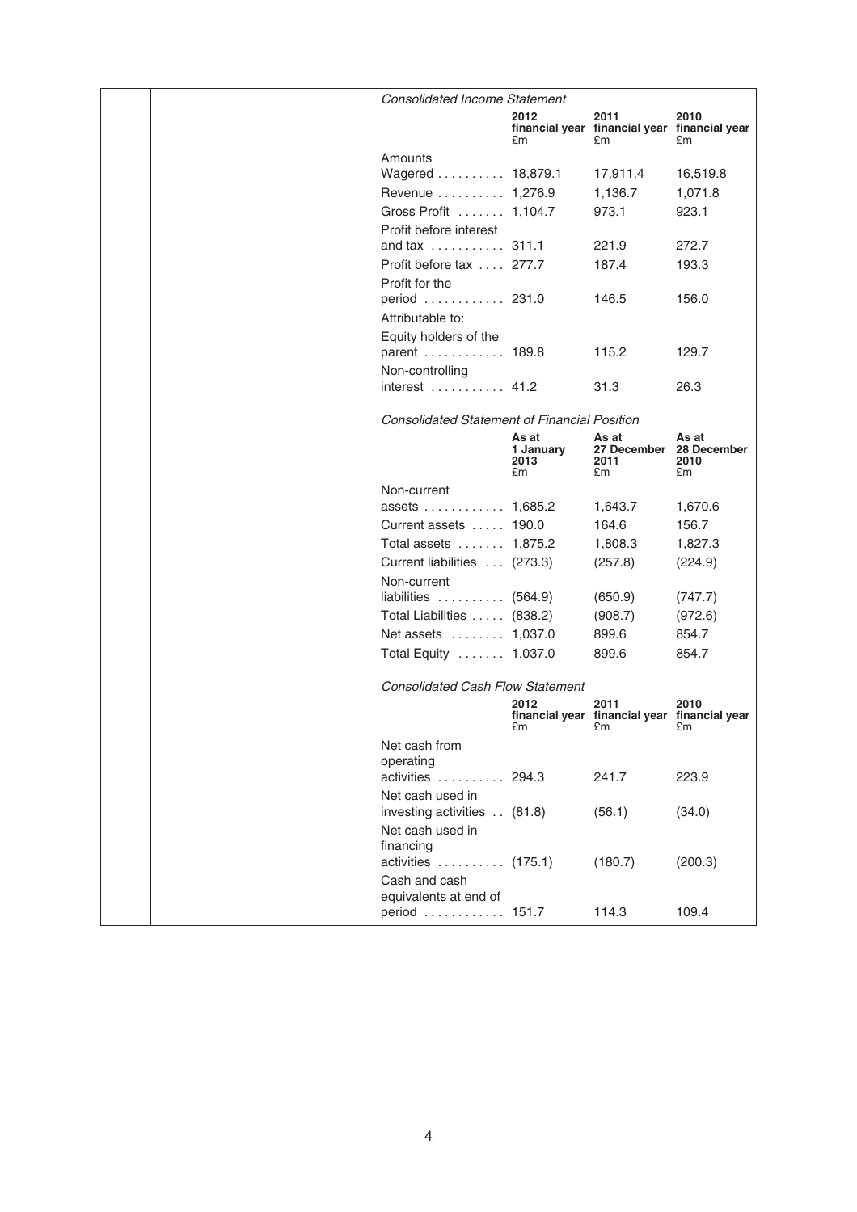*Consolidated Income Statement*

| | 2012 financial year £m | 2011 financial year £m | 2010 financial year £m |
|---|---|---|---|
| Amounts Wagered | 18,879.1 | 17,911.4 | 16,519.8 |
| Revenue | 1,276.9 | 1,136.7 | 1,071.8 |
| Gross Profit | 1,104.7 | 973.1 | 923.1 |
| Profit before interest and tax | 311.1 | 221.9 | 272.7 |
| Profit before tax | 277.7 | 187.4 | 193.3 |
| Profit for the period | 231.0 | 146.5 | 156.0 |
| Attributable to: | | | |
| Equity holders of the parent | 189.8 | 115.2 | 129.7 |
| Non-controlling interest | 41.2 | 31.3 | 26.3 |

*Consolidated Statement of Financial Position*

| | As at 1 January 2013 £m | As at 27 December 2011 £m | As at 28 December 2010 £m |
|---|---|---|---|
| Non-current assets | 1,685.2 | 1,643.7 | 1,670.6 |
| Current assets | 190.0 | 164.6 | 156.7 |
| Total assets | 1,875.2 | 1,808.3 | 1,827.3 |
| Current liabilities | (273.3) | (257.8) | (224.9) |
| Non-current liabilities | (564.9) | (650.9) | (747.7) |
| Total Liabilities | (838.2) | (908.7) | (972.6) |
| Net assets | 1,037.0 | 899.6 | 854.7 |
| Total Equity | 1,037.0 | 899.6 | 854.7 |

*Consolidated Cash Flow Statement*

| | 2012 financial year £m | 2011 financial year £m | 2010 financial year £m |
|---|---|---|---|
| Net cash from operating activities | 294.3 | 241.7 | 223.9 |
| Net cash used in investing activities | (81.8) | (56.1) | (34.0) |
| Net cash used in financing activities | (175.1) | (180.7) | (200.3) |
| Cash and cash equivalents at end of period | 151.7 | 114.3 | 109.4 |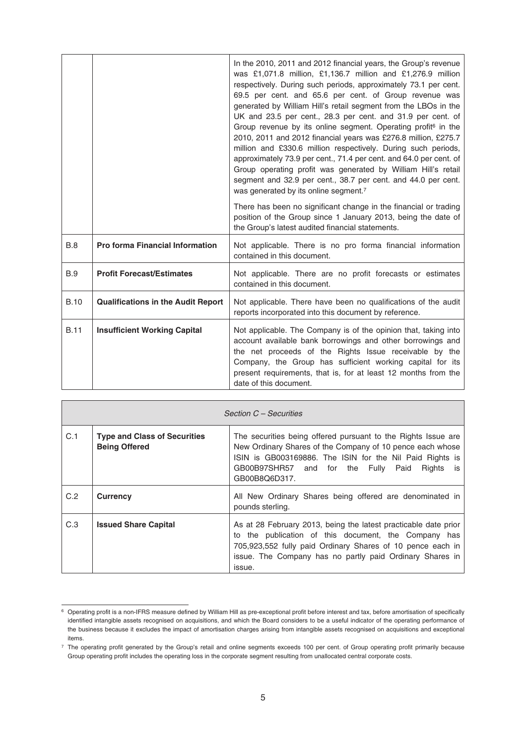| | | |
|---|---|---|
| | | In the 2010, 2011 and 2012 financial years, the Group's revenue was £1,071.8 million, £1,136.7 million and £1,276.9 million respectively. During such periods, approximately 73.1 per cent. 69.5 per cent. and 65.6 per cent. of Group revenue was generated by William Hill's retail segment from the LBOs in the UK and 23.5 per cent., 28.3 per cent. and 31.9 per cent. of Group revenue by its online segment. Operating profit[6] in the 2010, 2011 and 2012 financial years was £276.8 million, £275.7 million and £330.6 million respectively. During such periods, approximately 73.9 per cent., 71.4 per cent. and 64.0 per cent. of Group operating profit was generated by William Hill's retail segment and 32.9 per cent., 38.7 per cent. and 44.0 per cent. was generated by its online segment.[7]<br><br>There has been no significant change in the financial or trading position of the Group since 1 January 2013, being the date of the Group's latest audited financial statements. |
| B.8 | **Pro forma Financial Information** | Not applicable. There is no pro forma financial information contained in this document. |
| B.9 | **Profit Forecast/Estimates** | Not applicable. There are no profit forecasts or estimates contained in this document. |
| B.10 | **Qualifications in the Audit Report** | Not applicable. There have been no qualifications of the audit reports incorporated into this document by reference. |
| B.11 | **Insufficient Working Capital** | Not applicable. The Company is of the opinion that, taking into account available bank borrowings and other borrowings and the net proceeds of the Rights Issue receivable by the Company, the Group has sufficient working capital for its present requirements, that is, for at least 12 months from the date of this document. |

| *Section C – Securities* | | |
|---|---|---|
| C.1 | **Type and Class of Securities Being Offered** | The securities being offered pursuant to the Rights Issue are New Ordinary Shares of the Company of 10 pence each whose ISIN is GB003169886. The ISIN for the Nil Paid Rights is GB00B97SHR57 and for the Fully Paid Rights is GB00B8Q6D317. |
| C.2 | **Currency** | All New Ordinary Shares being offered are denominated in pounds sterling. |
| C.3 | **Issued Share Capital** | As at 28 February 2013, being the latest practicable date prior to the publication of this document, the Company has 705,923,552 fully paid Ordinary Shares of 10 pence each in issue. The Company has no partly paid Ordinary Shares in issue. |

[6] Operating profit is a non-IFRS measure defined by William Hill as pre-exceptional profit before interest and tax, before amortisation of specifically identified intangible assets recognised on acquisitions, and which the Board considers to be a useful indicator of the operating performance of the business because it excludes the impact of amortisation charges arising from intangible assets recognised on acquisitions and exceptional items.

[7] The operating profit generated by the Group's retail and online segments exceeds 100 per cent. of Group operating profit primarily because Group operating profit includes the operating loss in the corporate segment resulting from unallocated central corporate costs.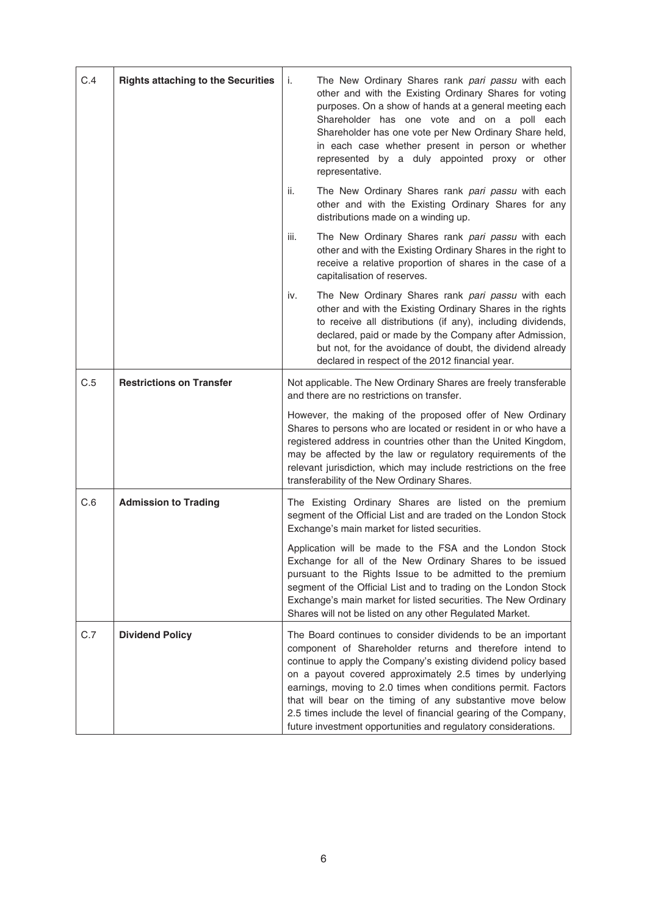| | | |
|---|---|---|
| C.4 | **Rights attaching to the Securities** | i. The New Ordinary Shares rank *pari passu* with each other and with the Existing Ordinary Shares for voting purposes. On a show of hands at a general meeting each Shareholder has one vote and on a poll each Shareholder has one vote per New Ordinary Share held, in each case whether present in person or whether represented by a duly appointed proxy or other representative.<br><br>ii. The New Ordinary Shares rank *pari passu* with each other and with the Existing Ordinary Shares for any distributions made on a winding up.<br><br>iii. The New Ordinary Shares rank *pari passu* with each other and with the Existing Ordinary Shares in the right to receive a relative proportion of shares in the case of a capitalisation of reserves.<br><br>iv. The New Ordinary Shares rank *pari passu* with each other and with the Existing Ordinary Shares in the rights to receive all distributions (if any), including dividends, declared, paid or made by the Company after Admission, but not, for the avoidance of doubt, the dividend already declared in respect of the 2012 financial year. |
| C.5 | **Restrictions on Transfer** | Not applicable. The New Ordinary Shares are freely transferable and there are no restrictions on transfer.<br><br>However, the making of the proposed offer of New Ordinary Shares to persons who are located or resident in or who have a registered address in countries other than the United Kingdom, may be affected by the law or regulatory requirements of the relevant jurisdiction, which may include restrictions on the free transferability of the New Ordinary Shares. |
| C.6 | **Admission to Trading** | The Existing Ordinary Shares are listed on the premium segment of the Official List and are traded on the London Stock Exchange's main market for listed securities.<br><br>Application will be made to the FSA and the London Stock Exchange for all of the New Ordinary Shares to be issued pursuant to the Rights Issue to be admitted to the premium segment of the Official List and to trading on the London Stock Exchange's main market for listed securities. The New Ordinary Shares will not be listed on any other Regulated Market. |
| C.7 | **Dividend Policy** | The Board continues to consider dividends to be an important component of Shareholder returns and therefore intend to continue to apply the Company's existing dividend policy based on a payout covered approximately 2.5 times by underlying earnings, moving to 2.0 times when conditions permit. Factors that will bear on the timing of any substantive move below 2.5 times include the level of financial gearing of the Company, future investment opportunities and regulatory considerations. |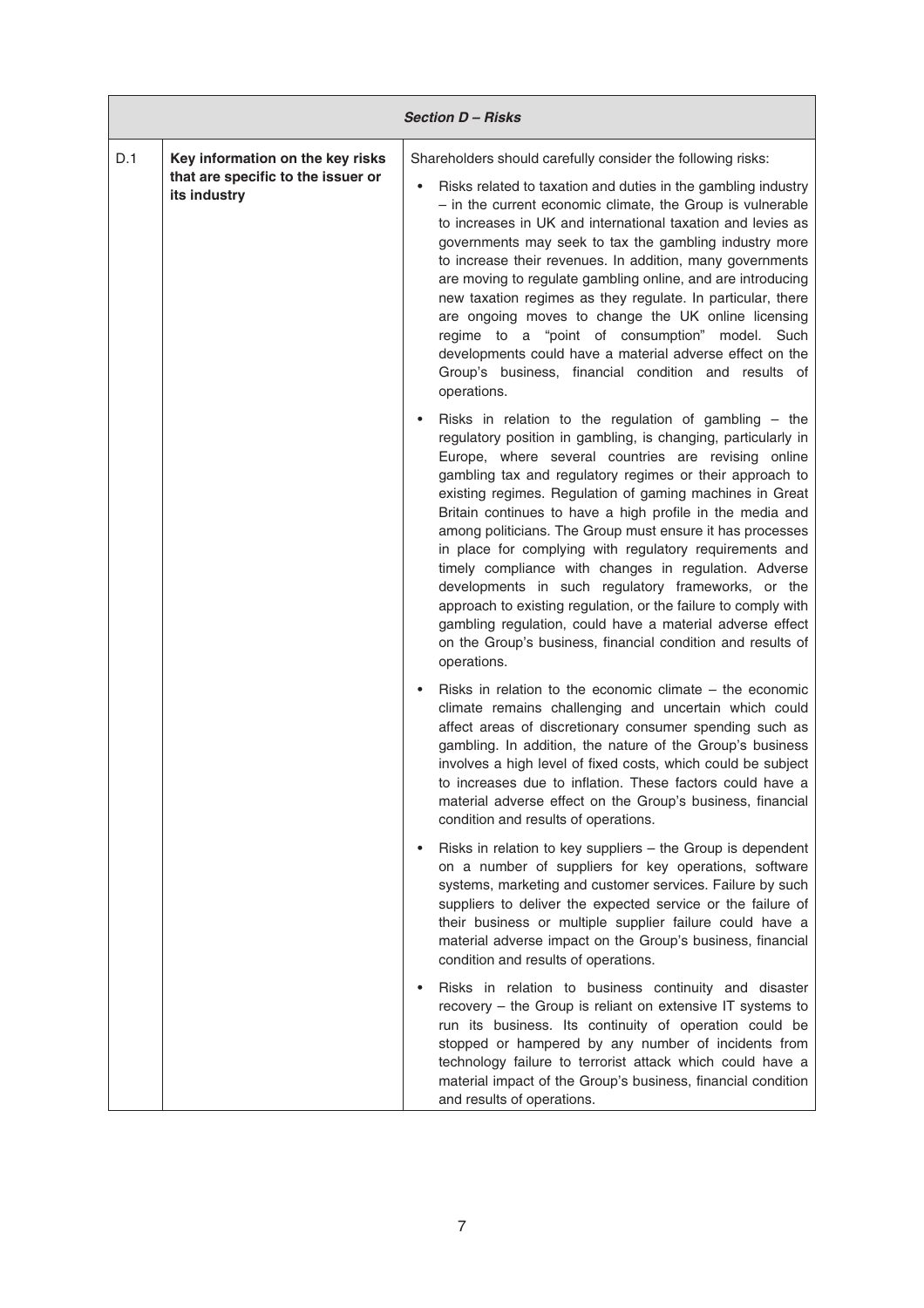| *Section D – Risks* | | |
|---|---|---|
| D.1 | **Key information on the key risks that are specific to the issuer or its industry** | Shareholders should carefully consider the following risks:<br><br>• Risks related to taxation and duties in the gambling industry – in the current economic climate, the Group is vulnerable to increases in UK and international taxation and levies as governments may seek to tax the gambling industry more to increase their revenues. In addition, many governments are moving to regulate gambling online, and are introducing new taxation regimes as they regulate. In particular, there are ongoing moves to change the UK online licensing regime to a "point of consumption" model. Such developments could have a material adverse effect on the Group's business, financial condition and results of operations.<br><br>• Risks in relation to the regulation of gambling – the regulatory position in gambling, is changing, particularly in Europe, where several countries are revising online gambling tax and regulatory regimes or their approach to existing regimes. Regulation of gaming machines in Great Britain continues to have a high profile in the media and among politicians. The Group must ensure it has processes in place for complying with regulatory requirements and timely compliance with changes in regulation. Adverse developments in such regulatory frameworks, or the approach to existing regulation, or the failure to comply with gambling regulation, could have a material adverse effect on the Group's business, financial condition and results of operations.<br><br>• Risks in relation to the economic climate – the economic climate remains challenging and uncertain which could affect areas of discretionary consumer spending such as gambling. In addition, the nature of the Group's business involves a high level of fixed costs, which could be subject to increases due to inflation. These factors could have a material adverse effect on the Group's business, financial condition and results of operations.<br><br>• Risks in relation to key suppliers – the Group is dependent on a number of suppliers for key operations, software systems, marketing and customer services. Failure by such suppliers to deliver the expected service or the failure of their business or multiple supplier failure could have a material adverse impact on the Group's business, financial condition and results of operations.<br><br>• Risks in relation to business continuity and disaster recovery – the Group is reliant on extensive IT systems to run its business. Its continuity of operation could be stopped or hampered by any number of incidents from technology failure to terrorist attack which could have a material impact of the Group's business, financial condition and results of operations. |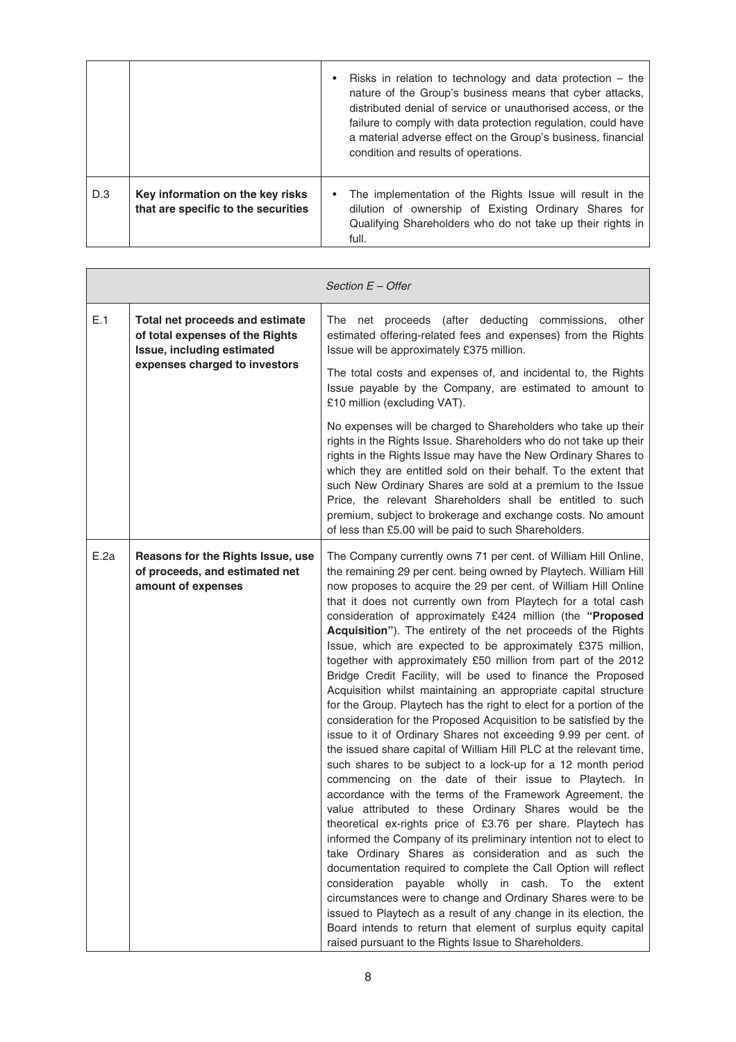| | | |
|---|---|---|
| | | • Risks in relation to technology and data protection – the nature of the Group's business means that cyber attacks, distributed denial of service or unauthorised access, or the failure to comply with data protection regulation, could have a material adverse effect on the Group's business, financial condition and results of operations. |
| D.3 | **Key information on the key risks that are specific to the securities** | • The implementation of the Rights Issue will result in the dilution of ownership of Existing Ordinary Shares for Qualifying Shareholders who do not take up their rights in full. |

| *Section E – Offer* | | |
|---|---|---|
| E.1 | **Total net proceeds and estimate of total expenses of the Rights Issue, including estimated expenses charged to investors** | The net proceeds (after deducting commissions, other estimated offering-related fees and expenses) from the Rights Issue will be approximately £375 million.<br><br>The total costs and expenses of, and incidental to, the Rights Issue payable by the Company, are estimated to amount to £10 million (excluding VAT).<br><br>No expenses will be charged to Shareholders who take up their rights in the Rights Issue. Shareholders who do not take up their rights in the Rights Issue may have the New Ordinary Shares to which they are entitled sold on their behalf. To the extent that such New Ordinary Shares are sold at a premium to the Issue Price, the relevant Shareholders shall be entitled to such premium, subject to brokerage and exchange costs. No amount of less than £5.00 will be paid to such Shareholders. |
| E.2a | **Reasons for the Rights Issue, use of proceeds, and estimated net amount of expenses** | The Company currently owns 71 per cent. of William Hill Online, the remaining 29 per cent. being owned by Playtech. William Hill now proposes to acquire the 29 per cent. of William Hill Online that it does not currently own from Playtech for a total cash consideration of approximately £424 million (the **"Proposed Acquisition"**). The entirety of the net proceeds of the Rights Issue, which are expected to be approximately £375 million, together with approximately £50 million from part of the 2012 Bridge Credit Facility, will be used to finance the Proposed Acquisition whilst maintaining an appropriate capital structure for the Group. Playtech has the right to elect for a portion of the consideration for the Proposed Acquisition to be satisfied by the issue to it of Ordinary Shares not exceeding 9.99 per cent. of the issued share capital of William Hill PLC at the relevant time, such shares to be subject to a lock-up for a 12 month period commencing on the date of their issue to Playtech. In accordance with the terms of the Framework Agreement, the value attributed to these Ordinary Shares would be the theoretical ex-rights price of £3.76 per share. Playtech has informed the Company of its preliminary intention not to elect to take Ordinary Shares as consideration and as such the documentation required to complete the Call Option will reflect consideration payable wholly in cash. To the extent circumstances were to change and Ordinary Shares were to be issued to Playtech as a result of any change in its election, the Board intends to return that element of surplus equity capital raised pursuant to the Rights Issue to Shareholders. |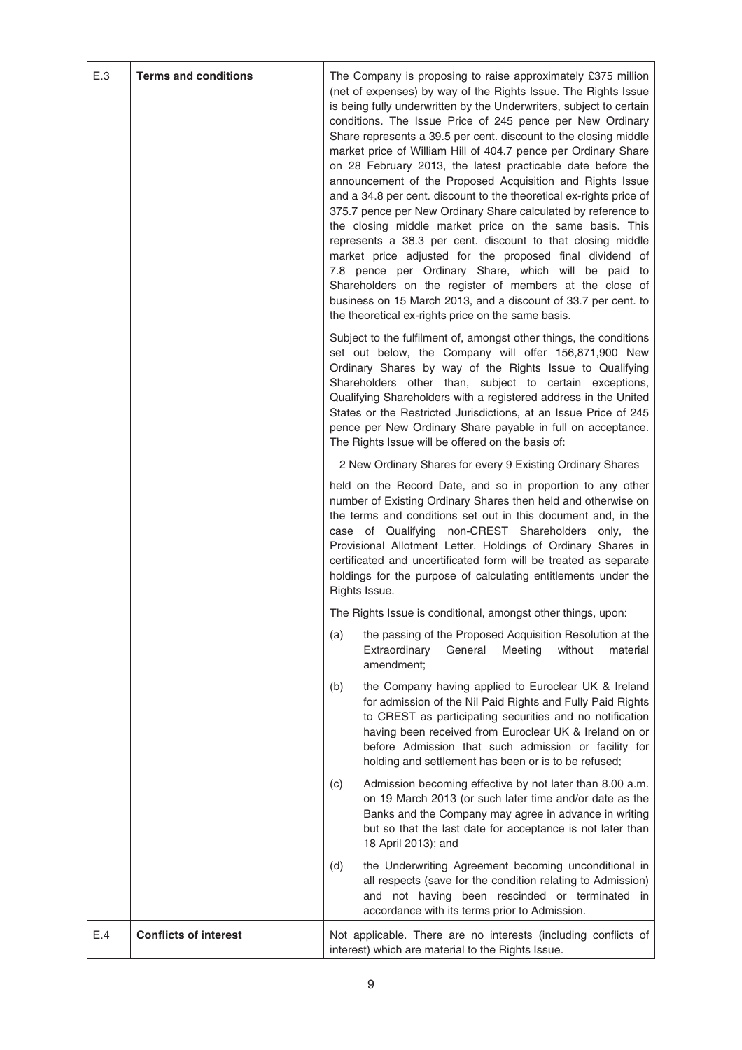| | | |
|---|---|---|
| E.3 | **Terms and conditions** | The Company is proposing to raise approximately £375 million (net of expenses) by way of the Rights Issue. The Rights Issue is being fully underwritten by the Underwriters, subject to certain conditions. The Issue Price of 245 pence per New Ordinary Share represents a 39.5 per cent. discount to the closing middle market price of William Hill of 404.7 pence per Ordinary Share on 28 February 2013, the latest practicable date before the announcement of the Proposed Acquisition and Rights Issue and a 34.8 per cent. discount to the theoretical ex-rights price of 375.7 pence per New Ordinary Share calculated by reference to the closing middle market price on the same basis. This represents a 38.3 per cent. discount to that closing middle market price adjusted for the proposed final dividend of 7.8 pence per Ordinary Share, which will be paid to Shareholders on the register of members at the close of business on 15 March 2013, and a discount of 33.7 per cent. to the theoretical ex-rights price on the same basis.<br><br>Subject to the fulfilment of, amongst other things, the conditions set out below, the Company will offer 156,871,900 New Ordinary Shares by way of the Rights Issue to Qualifying Shareholders other than, subject to certain exceptions, Qualifying Shareholders with a registered address in the United States or the Restricted Jurisdictions, at an Issue Price of 245 pence per New Ordinary Share payable in full on acceptance. The Rights Issue will be offered on the basis of:<br><br>2 New Ordinary Shares for every 9 Existing Ordinary Shares<br><br>held on the Record Date, and so in proportion to any other number of Existing Ordinary Shares then held and otherwise on the terms and conditions set out in this document and, in the case of Qualifying non-CREST Shareholders only, the Provisional Allotment Letter. Holdings of Ordinary Shares in certificated and uncertificated form will be treated as separate holdings for the purpose of calculating entitlements under the Rights Issue.<br><br>The Rights Issue is conditional, amongst other things, upon:<br><br>(a) the passing of the Proposed Acquisition Resolution at the Extraordinary General Meeting without material amendment;<br><br>(b) the Company having applied to Euroclear UK & Ireland for admission of the Nil Paid Rights and Fully Paid Rights to CREST as participating securities and no notification having been received from Euroclear UK & Ireland on or before Admission that such admission or facility for holding and settlement has been or is to be refused;<br><br>(c) Admission becoming effective by not later than 8.00 a.m. on 19 March 2013 (or such later time and/or date as the Banks and the Company may agree in advance in writing but so that the last date for acceptance is not later than 18 April 2013); and<br><br>(d) the Underwriting Agreement becoming unconditional in all respects (save for the condition relating to Admission) and not having been rescinded or terminated in accordance with its terms prior to Admission. |
| E.4 | **Conflicts of interest** | Not applicable. There are no interests (including conflicts of interest) which are material to the Rights Issue. |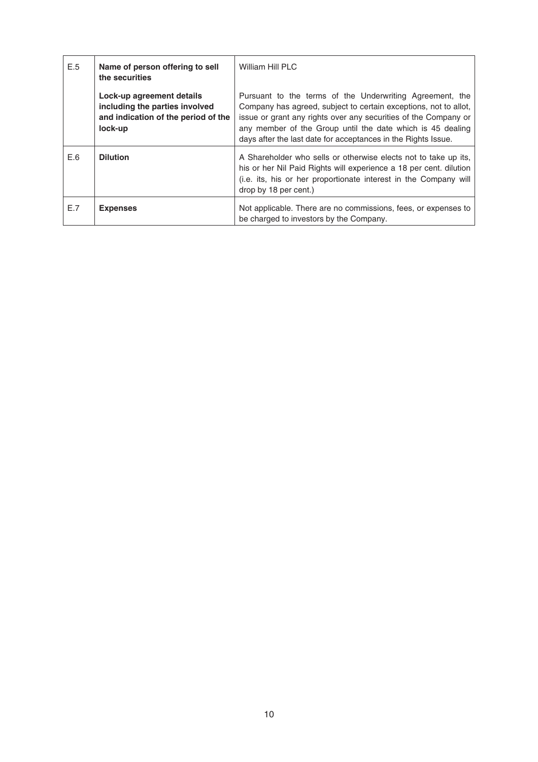| | | |
|---|---|---|
| E.5 | **Name of person offering to sell the securities** | William Hill PLC |
| | **Lock-up agreement details including the parties involved and indication of the period of the lock-up** | Pursuant to the terms of the Underwriting Agreement, the Company has agreed, subject to certain exceptions, not to allot, issue or grant any rights over any securities of the Company or any member of the Group until the date which is 45 dealing days after the last date for acceptances in the Rights Issue. |
| E.6 | **Dilution** | A Shareholder who sells or otherwise elects not to take up its, his or her Nil Paid Rights will experience a 18 per cent. dilution (i.e. its, his or her proportionate interest in the Company will drop by 18 per cent.) |
| E.7 | **Expenses** | Not applicable. There are no commissions, fees, or expenses to be charged to investors by the Company. |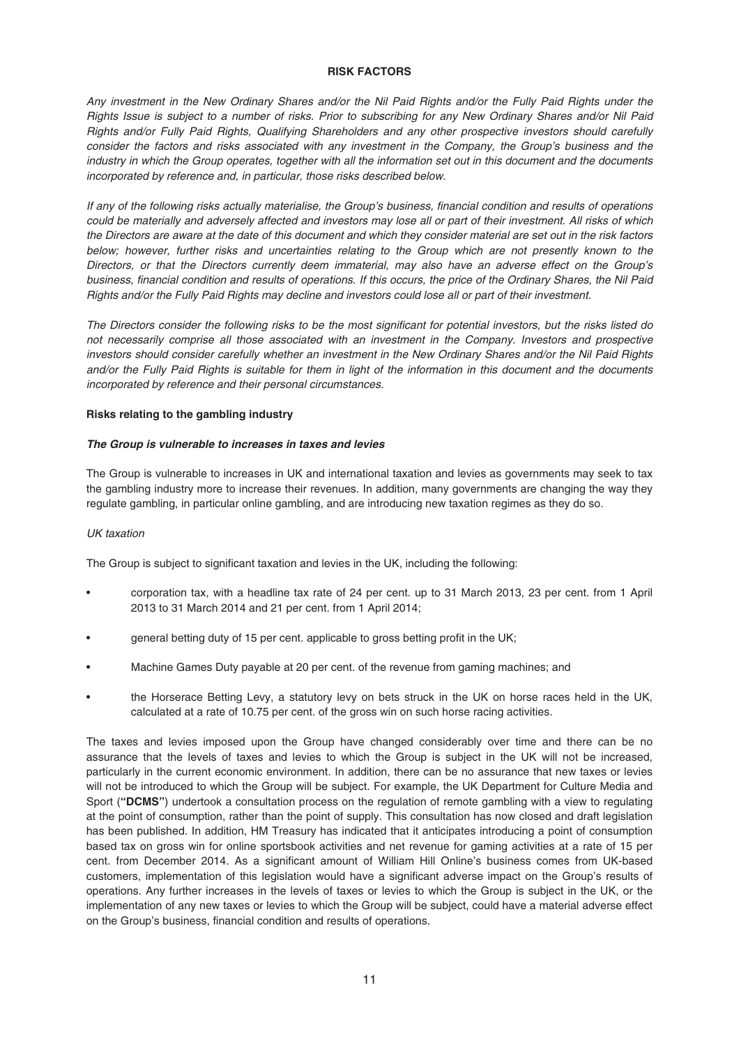# RISK FACTORS

*Any investment in the New Ordinary Shares and/or the Nil Paid Rights and/or the Fully Paid Rights under the Rights Issue is subject to a number of risks. Prior to subscribing for any New Ordinary Shares and/or Nil Paid Rights and/or Fully Paid Rights, Qualifying Shareholders and any other prospective investors should carefully consider the factors and risks associated with any investment in the Company, the Group's business and the industry in which the Group operates, together with all the information set out in this document and the documents incorporated by reference and, in particular, those risks described below.*

*If any of the following risks actually materialise, the Group's business, financial condition and results of operations could be materially and adversely affected and investors may lose all or part of their investment. All risks of which the Directors are aware at the date of this document and which they consider material are set out in the risk factors below; however, further risks and uncertainties relating to the Group which are not presently known to the Directors, or that the Directors currently deem immaterial, may also have an adverse effect on the Group's business, financial condition and results of operations. If this occurs, the price of the Ordinary Shares, the Nil Paid Rights and/or the Fully Paid Rights may decline and investors could lose all or part of their investment.*

*The Directors consider the following risks to be the most significant for potential investors, but the risks listed do not necessarily comprise all those associated with an investment in the Company. Investors and prospective investors should consider carefully whether an investment in the New Ordinary Shares and/or the Nil Paid Rights and/or the Fully Paid Rights is suitable for them in light of the information in this document and the documents incorporated by reference and their personal circumstances.*

## Risks relating to the gambling industry

### *The Group is vulnerable to increases in taxes and levies*

The Group is vulnerable to increases in UK and international taxation and levies as governments may seek to tax the gambling industry more to increase their revenues. In addition, many governments are changing the way they regulate gambling, in particular online gambling, and are introducing new taxation regimes as they do so.

*UK taxation*

The Group is subject to significant taxation and levies in the UK, including the following:

- corporation tax, with a headline tax rate of 24 per cent. up to 31 March 2013, 23 per cent. from 1 April 2013 to 31 March 2014 and 21 per cent. from 1 April 2014;
- general betting duty of 15 per cent. applicable to gross betting profit in the UK;
- Machine Games Duty payable at 20 per cent. of the revenue from gaming machines; and
- the Horserace Betting Levy, a statutory levy on bets struck in the UK on horse races held in the UK, calculated at a rate of 10.75 per cent. of the gross win on such horse racing activities.

The taxes and levies imposed upon the Group have changed considerably over time and there can be no assurance that the levels of taxes and levies to which the Group is subject in the UK will not be increased, particularly in the current economic environment. In addition, there can be no assurance that new taxes or levies will not be introduced to which the Group will be subject. For example, the UK Department for Culture Media and Sport (**"DCMS"**) undertook a consultation process on the regulation of remote gambling with a view to regulating at the point of consumption, rather than the point of supply. This consultation has now closed and draft legislation has been published. In addition, HM Treasury has indicated that it anticipates introducing a point of consumption based tax on gross win for online sportsbook activities and net revenue for gaming activities at a rate of 15 per cent. from December 2014. As a significant amount of William Hill Online's business comes from UK-based customers, implementation of this legislation would have a significant adverse impact on the Group's results of operations. Any further increases in the levels of taxes or levies to which the Group is subject in the UK, or the implementation of any new taxes or levies to which the Group will be subject, could have a material adverse effect on the Group's business, financial condition and results of operations.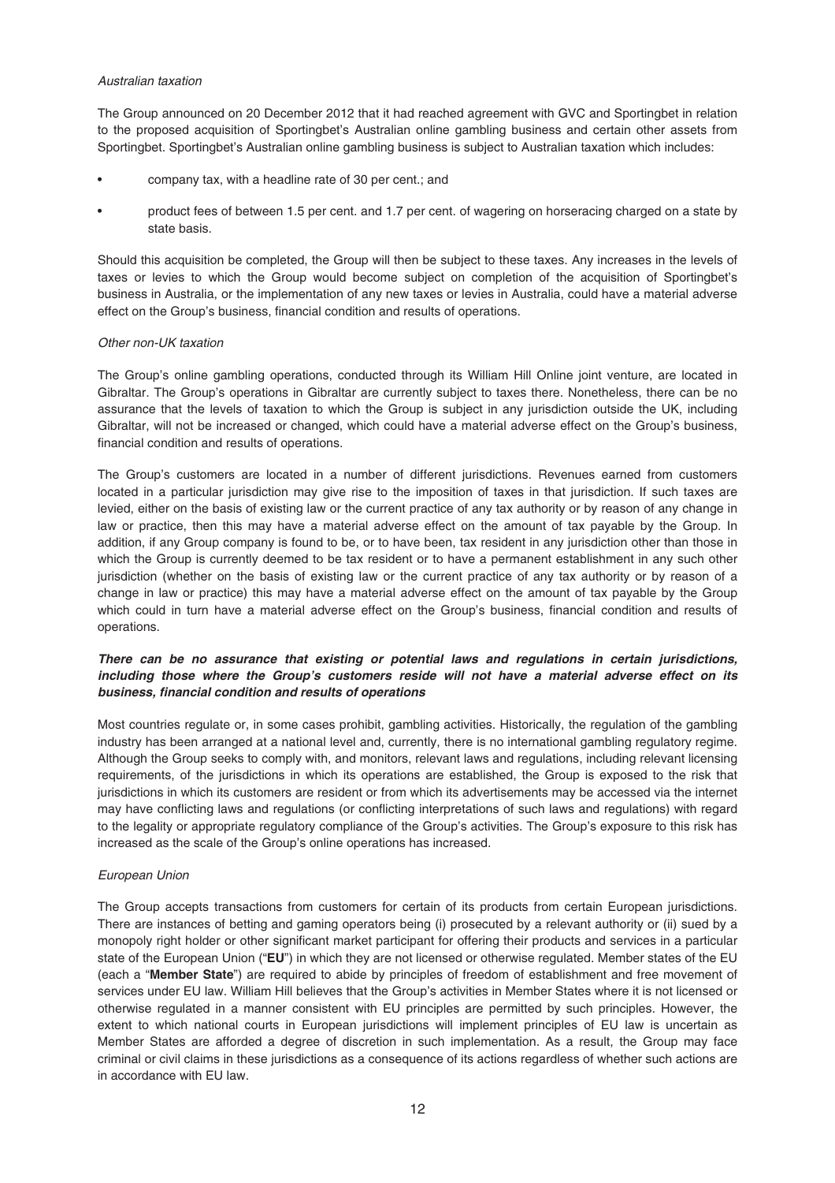*Australian taxation*

The Group announced on 20 December 2012 that it had reached agreement with GVC and Sportingbet in relation to the proposed acquisition of Sportingbet's Australian online gambling business and certain other assets from Sportingbet. Sportingbet's Australian online gambling business is subject to Australian taxation which includes:

- company tax, with a headline rate of 30 per cent.; and
- product fees of between 1.5 per cent. and 1.7 per cent. of wagering on horseracing charged on a state by state basis.

Should this acquisition be completed, the Group will then be subject to these taxes. Any increases in the levels of taxes or levies to which the Group would become subject on completion of the acquisition of Sportingbet's business in Australia, or the implementation of any new taxes or levies in Australia, could have a material adverse effect on the Group's business, financial condition and results of operations.

*Other non-UK taxation*

The Group's online gambling operations, conducted through its William Hill Online joint venture, are located in Gibraltar. The Group's operations in Gibraltar are currently subject to taxes there. Nonetheless, there can be no assurance that the levels of taxation to which the Group is subject in any jurisdiction outside the UK, including Gibraltar, will not be increased or changed, which could have a material adverse effect on the Group's business, financial condition and results of operations.

The Group's customers are located in a number of different jurisdictions. Revenues earned from customers located in a particular jurisdiction may give rise to the imposition of taxes in that jurisdiction. If such taxes are levied, either on the basis of existing law or the current practice of any tax authority or by reason of any change in law or practice, then this may have a material adverse effect on the amount of tax payable by the Group. In addition, if any Group company is found to be, or to have been, tax resident in any jurisdiction other than those in which the Group is currently deemed to be tax resident or to have a permanent establishment in any such other jurisdiction (whether on the basis of existing law or the current practice of any tax authority or by reason of a change in law or practice) this may have a material adverse effect on the amount of tax payable by the Group which could in turn have a material adverse effect on the Group's business, financial condition and results of operations.

***There can be no assurance that existing or potential laws and regulations in certain jurisdictions, including those where the Group's customers reside will not have a material adverse effect on its business, financial condition and results of operations***

Most countries regulate or, in some cases prohibit, gambling activities. Historically, the regulation of the gambling industry has been arranged at a national level and, currently, there is no international gambling regulatory regime. Although the Group seeks to comply with, and monitors, relevant laws and regulations, including relevant licensing requirements, of the jurisdictions in which its operations are established, the Group is exposed to the risk that jurisdictions in which its customers are resident or from which its advertisements may be accessed via the internet may have conflicting laws and regulations (or conflicting interpretations of such laws and regulations) with regard to the legality or appropriate regulatory compliance of the Group's activities. The Group's exposure to this risk has increased as the scale of the Group's online operations has increased.

*European Union*

The Group accepts transactions from customers for certain of its products from certain European jurisdictions. There are instances of betting and gaming operators being (i) prosecuted by a relevant authority or (ii) sued by a monopoly right holder or other significant market participant for offering their products and services in a particular state of the European Union ("**EU**") in which they are not licensed or otherwise regulated. Member states of the EU (each a "**Member State**") are required to abide by principles of freedom of establishment and free movement of services under EU law. William Hill believes that the Group's activities in Member States where it is not licensed or otherwise regulated in a manner consistent with EU principles are permitted by such principles. However, the extent to which national courts in European jurisdictions will implement principles of EU law is uncertain as Member States are afforded a degree of discretion in such implementation. As a result, the Group may face criminal or civil claims in these jurisdictions as a consequence of its actions regardless of whether such actions are in accordance with EU law.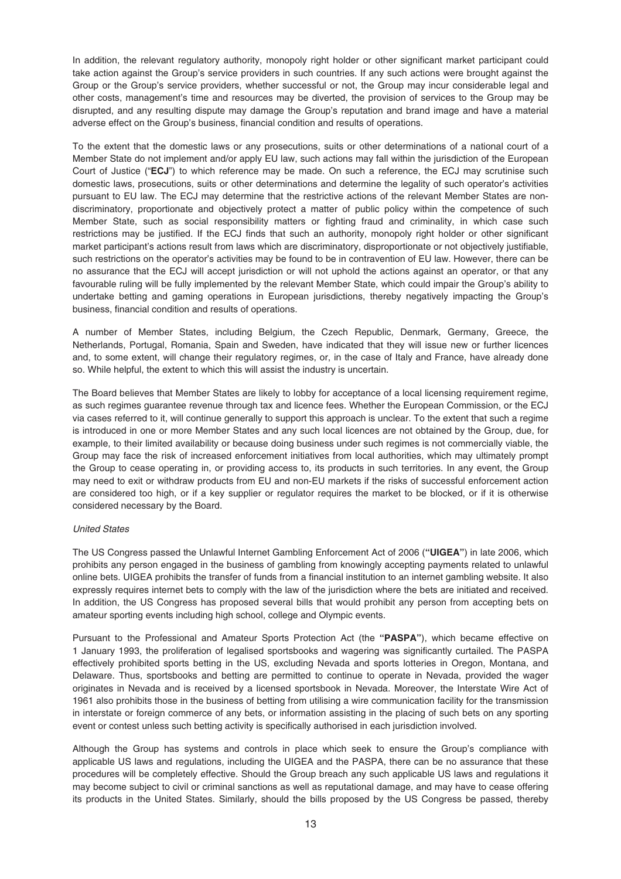In addition, the relevant regulatory authority, monopoly right holder or other significant market participant could take action against the Group's service providers in such countries. If any such actions were brought against the Group or the Group's service providers, whether successful or not, the Group may incur considerable legal and other costs, management's time and resources may be diverted, the provision of services to the Group may be disrupted, and any resulting dispute may damage the Group's reputation and brand image and have a material adverse effect on the Group's business, financial condition and results of operations.

To the extent that the domestic laws or any prosecutions, suits or other determinations of a national court of a Member State do not implement and/or apply EU law, such actions may fall within the jurisdiction of the European Court of Justice ("**ECJ**") to which reference may be made. On such a reference, the ECJ may scrutinise such domestic laws, prosecutions, suits or other determinations and determine the legality of such operator's activities pursuant to EU law. The ECJ may determine that the restrictive actions of the relevant Member States are non-discriminatory, proportionate and objectively protect a matter of public policy within the competence of such Member State, such as social responsibility matters or fighting fraud and criminality, in which case such restrictions may be justified. If the ECJ finds that such an authority, monopoly right holder or other significant market participant's actions result from laws which are discriminatory, disproportionate or not objectively justifiable, such restrictions on the operator's activities may be found to be in contravention of EU law. However, there can be no assurance that the ECJ will accept jurisdiction or will not uphold the actions against an operator, or that any favourable ruling will be fully implemented by the relevant Member State, which could impair the Group's ability to undertake betting and gaming operations in European jurisdictions, thereby negatively impacting the Group's business, financial condition and results of operations.

A number of Member States, including Belgium, the Czech Republic, Denmark, Germany, Greece, the Netherlands, Portugal, Romania, Spain and Sweden, have indicated that they will issue new or further licences and, to some extent, will change their regulatory regimes, or, in the case of Italy and France, have already done so. While helpful, the extent to which this will assist the industry is uncertain.

The Board believes that Member States are likely to lobby for acceptance of a local licensing requirement regime, as such regimes guarantee revenue through tax and licence fees. Whether the European Commission, or the ECJ via cases referred to it, will continue generally to support this approach is unclear. To the extent that such a regime is introduced in one or more Member States and any such local licences are not obtained by the Group, due, for example, to their limited availability or because doing business under such regimes is not commercially viable, the Group may face the risk of increased enforcement initiatives from local authorities, which may ultimately prompt the Group to cease operating in, or providing access to, its products in such territories. In any event, the Group may need to exit or withdraw products from EU and non-EU markets if the risks of successful enforcement action are considered too high, or if a key supplier or regulator requires the market to be blocked, or if it is otherwise considered necessary by the Board.

*United States*

The US Congress passed the Unlawful Internet Gambling Enforcement Act of 2006 (**"UIGEA"**) in late 2006, which prohibits any person engaged in the business of gambling from knowingly accepting payments related to unlawful online bets. UIGEA prohibits the transfer of funds from a financial institution to an internet gambling website. It also expressly requires internet bets to comply with the law of the jurisdiction where the bets are initiated and received. In addition, the US Congress has proposed several bills that would prohibit any person from accepting bets on amateur sporting events including high school, college and Olympic events.

Pursuant to the Professional and Amateur Sports Protection Act (the **"PASPA"**), which became effective on 1 January 1993, the proliferation of legalised sportsbooks and wagering was significantly curtailed. The PASPA effectively prohibited sports betting in the US, excluding Nevada and sports lotteries in Oregon, Montana, and Delaware. Thus, sportsbooks and betting are permitted to continue to operate in Nevada, provided the wager originates in Nevada and is received by a licensed sportsbook in Nevada. Moreover, the Interstate Wire Act of 1961 also prohibits those in the business of betting from utilising a wire communication facility for the transmission in interstate or foreign commerce of any bets, or information assisting in the placing of such bets on any sporting event or contest unless such betting activity is specifically authorised in each jurisdiction involved.

Although the Group has systems and controls in place which seek to ensure the Group's compliance with applicable US laws and regulations, including the UIGEA and the PASPA, there can be no assurance that these procedures will be completely effective. Should the Group breach any such applicable US laws and regulations it may become subject to civil or criminal sanctions as well as reputational damage, and may have to cease offering its products in the United States. Similarly, should the bills proposed by the US Congress be passed, thereby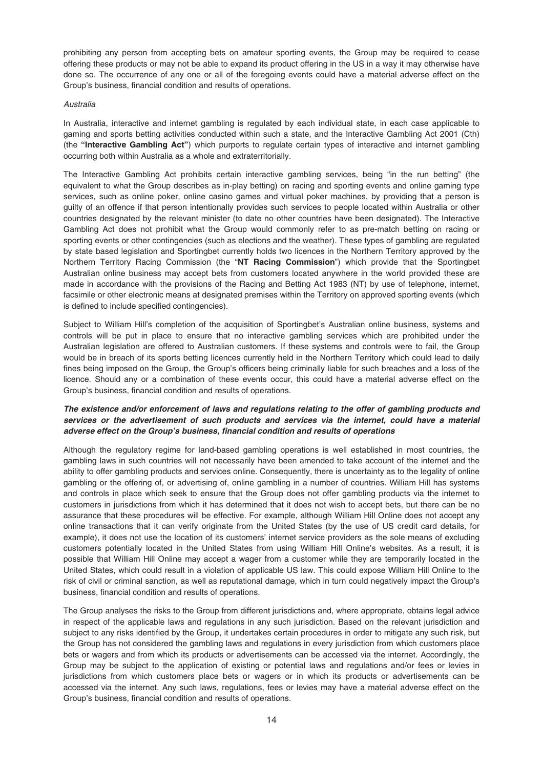prohibiting any person from accepting bets on amateur sporting events, the Group may be required to cease offering these products or may not be able to expand its product offering in the US in a way it may otherwise have done so. The occurrence of any one or all of the foregoing events could have a material adverse effect on the Group's business, financial condition and results of operations.

*Australia*

In Australia, interactive and internet gambling is regulated by each individual state, in each case applicable to gaming and sports betting activities conducted within such a state, and the Interactive Gambling Act 2001 (Cth) (the **"Interactive Gambling Act"**) which purports to regulate certain types of interactive and internet gambling occurring both within Australia as a whole and extraterritorially.

The Interactive Gambling Act prohibits certain interactive gambling services, being "in the run betting" (the equivalent to what the Group describes as in-play betting) on racing and sporting events and online gaming type services, such as online poker, online casino games and virtual poker machines, by providing that a person is guilty of an offence if that person intentionally provides such services to people located within Australia or other countries designated by the relevant minister (to date no other countries have been designated). The Interactive Gambling Act does not prohibit what the Group would commonly refer to as pre-match betting on racing or sporting events or other contingencies (such as elections and the weather). These types of gambling are regulated by state based legislation and Sportingbet currently holds two licences in the Northern Territory approved by the Northern Territory Racing Commission (the "**NT Racing Commission**") which provide that the Sportingbet Australian online business may accept bets from customers located anywhere in the world provided these are made in accordance with the provisions of the Racing and Betting Act 1983 (NT) by use of telephone, internet, facsimile or other electronic means at designated premises within the Territory on approved sporting events (which is defined to include specified contingencies).

Subject to William Hill's completion of the acquisition of Sportingbet's Australian online business, systems and controls will be put in place to ensure that no interactive gambling services which are prohibited under the Australian legislation are offered to Australian customers. If these systems and controls were to fail, the Group would be in breach of its sports betting licences currently held in the Northern Territory which could lead to daily fines being imposed on the Group, the Group's officers being criminally liable for such breaches and a loss of the licence. Should any or a combination of these events occur, this could have a material adverse effect on the Group's business, financial condition and results of operations.

***The existence and/or enforcement of laws and regulations relating to the offer of gambling products and services or the advertisement of such products and services via the internet, could have a material adverse effect on the Group's business, financial condition and results of operations***

Although the regulatory regime for land-based gambling operations is well established in most countries, the gambling laws in such countries will not necessarily have been amended to take account of the internet and the ability to offer gambling products and services online. Consequently, there is uncertainty as to the legality of online gambling or the offering of, or advertising of, online gambling in a number of countries. William Hill has systems and controls in place which seek to ensure that the Group does not offer gambling products via the internet to customers in jurisdictions from which it has determined that it does not wish to accept bets, but there can be no assurance that these procedures will be effective. For example, although William Hill Online does not accept any online transactions that it can verify originate from the United States (by the use of US credit card details, for example), it does not use the location of its customers' internet service providers as the sole means of excluding customers potentially located in the United States from using William Hill Online's websites. As a result, it is possible that William Hill Online may accept a wager from a customer while they are temporarily located in the United States, which could result in a violation of applicable US law. This could expose William Hill Online to the risk of civil or criminal sanction, as well as reputational damage, which in turn could negatively impact the Group's business, financial condition and results of operations.

The Group analyses the risks to the Group from different jurisdictions and, where appropriate, obtains legal advice in respect of the applicable laws and regulations in any such jurisdiction. Based on the relevant jurisdiction and subject to any risks identified by the Group, it undertakes certain procedures in order to mitigate any such risk, but the Group has not considered the gambling laws and regulations in every jurisdiction from which customers place bets or wagers and from which its products or advertisements can be accessed via the internet. Accordingly, the Group may be subject to the application of existing or potential laws and regulations and/or fees or levies in jurisdictions from which customers place bets or wagers or in which its products or advertisements can be accessed via the internet. Any such laws, regulations, fees or levies may have a material adverse effect on the Group's business, financial condition and results of operations.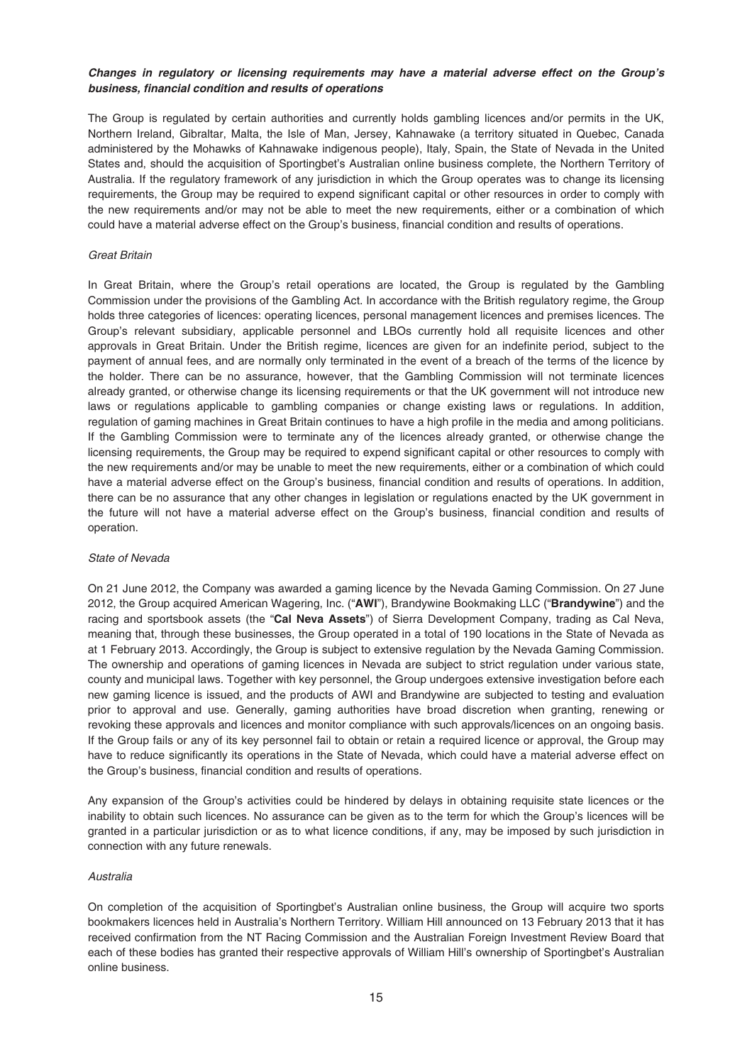***Changes in regulatory or licensing requirements may have a material adverse effect on the Group's business, financial condition and results of operations***

The Group is regulated by certain authorities and currently holds gambling licences and/or permits in the UK, Northern Ireland, Gibraltar, Malta, the Isle of Man, Jersey, Kahnawake (a territory situated in Quebec, Canada administered by the Mohawks of Kahnawake indigenous people), Italy, Spain, the State of Nevada in the United States and, should the acquisition of Sportingbet's Australian online business complete, the Northern Territory of Australia. If the regulatory framework of any jurisdiction in which the Group operates was to change its licensing requirements, the Group may be required to expend significant capital or other resources in order to comply with the new requirements and/or may not be able to meet the new requirements, either or a combination of which could have a material adverse effect on the Group's business, financial condition and results of operations.

*Great Britain*

In Great Britain, where the Group's retail operations are located, the Group is regulated by the Gambling Commission under the provisions of the Gambling Act. In accordance with the British regulatory regime, the Group holds three categories of licences: operating licences, personal management licences and premises licences. The Group's relevant subsidiary, applicable personnel and LBOs currently hold all requisite licences and other approvals in Great Britain. Under the British regime, licences are given for an indefinite period, subject to the payment of annual fees, and are normally only terminated in the event of a breach of the terms of the licence by the holder. There can be no assurance, however, that the Gambling Commission will not terminate licences already granted, or otherwise change its licensing requirements or that the UK government will not introduce new laws or regulations applicable to gambling companies or change existing laws or regulations. In addition, regulation of gaming machines in Great Britain continues to have a high profile in the media and among politicians. If the Gambling Commission were to terminate any of the licences already granted, or otherwise change the licensing requirements, the Group may be required to expend significant capital or other resources to comply with the new requirements and/or may be unable to meet the new requirements, either or a combination of which could have a material adverse effect on the Group's business, financial condition and results of operations. In addition, there can be no assurance that any other changes in legislation or regulations enacted by the UK government in the future will not have a material adverse effect on the Group's business, financial condition and results of operation.

*State of Nevada*

On 21 June 2012, the Company was awarded a gaming licence by the Nevada Gaming Commission. On 27 June 2012, the Group acquired American Wagering, Inc. ("**AWI**"), Brandywine Bookmaking LLC ("**Brandywine**") and the racing and sportsbook assets (the "**Cal Neva Assets**") of Sierra Development Company, trading as Cal Neva, meaning that, through these businesses, the Group operated in a total of 190 locations in the State of Nevada as at 1 February 2013. Accordingly, the Group is subject to extensive regulation by the Nevada Gaming Commission. The ownership and operations of gaming licences in Nevada are subject to strict regulation under various state, county and municipal laws. Together with key personnel, the Group undergoes extensive investigation before each new gaming licence is issued, and the products of AWI and Brandywine are subjected to testing and evaluation prior to approval and use. Generally, gaming authorities have broad discretion when granting, renewing or revoking these approvals and licences and monitor compliance with such approvals/licences on an ongoing basis. If the Group fails or any of its key personnel fail to obtain or retain a required licence or approval, the Group may have to reduce significantly its operations in the State of Nevada, which could have a material adverse effect on the Group's business, financial condition and results of operations.

Any expansion of the Group's activities could be hindered by delays in obtaining requisite state licences or the inability to obtain such licences. No assurance can be given as to the term for which the Group's licences will be granted in a particular jurisdiction or as to what licence conditions, if any, may be imposed by such jurisdiction in connection with any future renewals.

*Australia*

On completion of the acquisition of Sportingbet's Australian online business, the Group will acquire two sports bookmakers licences held in Australia's Northern Territory. William Hill announced on 13 February 2013 that it has received confirmation from the NT Racing Commission and the Australian Foreign Investment Review Board that each of these bodies has granted their respective approvals of William Hill's ownership of Sportingbet's Australian online business.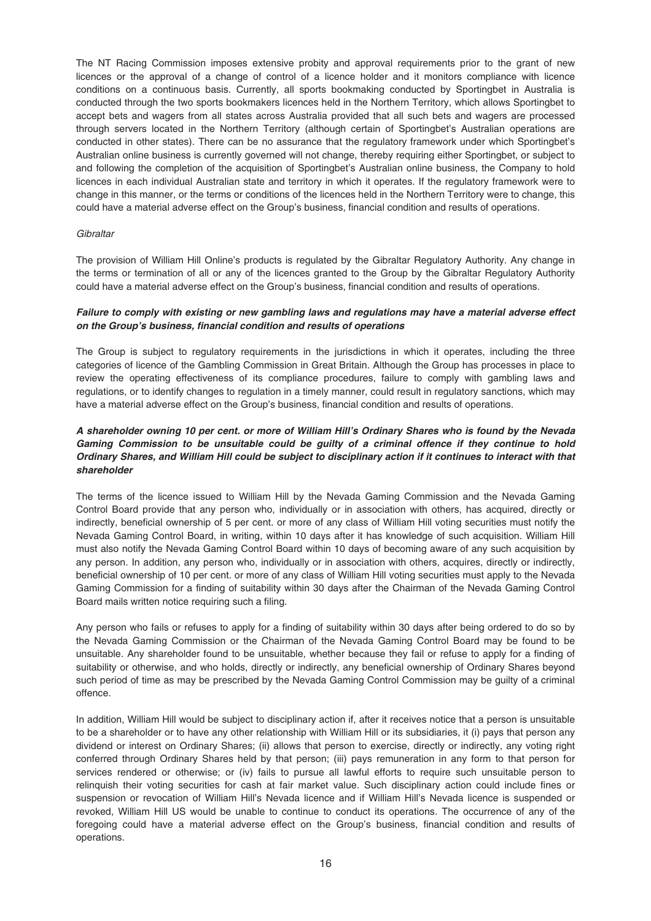The NT Racing Commission imposes extensive probity and approval requirements prior to the grant of new licences or the approval of a change of control of a licence holder and it monitors compliance with licence conditions on a continuous basis. Currently, all sports bookmaking conducted by Sportingbet in Australia is conducted through the two sports bookmakers licences held in the Northern Territory, which allows Sportingbet to accept bets and wagers from all states across Australia provided that all such bets and wagers are processed through servers located in the Northern Territory (although certain of Sportingbet's Australian operations are conducted in other states). There can be no assurance that the regulatory framework under which Sportingbet's Australian online business is currently governed will not change, thereby requiring either Sportingbet, or subject to and following the completion of the acquisition of Sportingbet's Australian online business, the Company to hold licences in each individual Australian state and territory in which it operates. If the regulatory framework were to change in this manner, or the terms or conditions of the licences held in the Northern Territory were to change, this could have a material adverse effect on the Group's business, financial condition and results of operations.

*Gibraltar*

The provision of William Hill Online's products is regulated by the Gibraltar Regulatory Authority. Any change in the terms or termination of all or any of the licences granted to the Group by the Gibraltar Regulatory Authority could have a material adverse effect on the Group's business, financial condition and results of operations.

***Failure to comply with existing or new gambling laws and regulations may have a material adverse effect on the Group's business, financial condition and results of operations***

The Group is subject to regulatory requirements in the jurisdictions in which it operates, including the three categories of licence of the Gambling Commission in Great Britain. Although the Group has processes in place to review the operating effectiveness of its compliance procedures, failure to comply with gambling laws and regulations, or to identify changes to regulation in a timely manner, could result in regulatory sanctions, which may have a material adverse effect on the Group's business, financial condition and results of operations.

***A shareholder owning 10 per cent. or more of William Hill's Ordinary Shares who is found by the Nevada Gaming Commission to be unsuitable could be guilty of a criminal offence if they continue to hold Ordinary Shares, and William Hill could be subject to disciplinary action if it continues to interact with that shareholder***

The terms of the licence issued to William Hill by the Nevada Gaming Commission and the Nevada Gaming Control Board provide that any person who, individually or in association with others, has acquired, directly or indirectly, beneficial ownership of 5 per cent. or more of any class of William Hill voting securities must notify the Nevada Gaming Control Board, in writing, within 10 days after it has knowledge of such acquisition. William Hill must also notify the Nevada Gaming Control Board within 10 days of becoming aware of any such acquisition by any person. In addition, any person who, individually or in association with others, acquires, directly or indirectly, beneficial ownership of 10 per cent. or more of any class of William Hill voting securities must apply to the Nevada Gaming Commission for a finding of suitability within 30 days after the Chairman of the Nevada Gaming Control Board mails written notice requiring such a filing.

Any person who fails or refuses to apply for a finding of suitability within 30 days after being ordered to do so by the Nevada Gaming Commission or the Chairman of the Nevada Gaming Control Board may be found to be unsuitable. Any shareholder found to be unsuitable, whether because they fail or refuse to apply for a finding of suitability or otherwise, and who holds, directly or indirectly, any beneficial ownership of Ordinary Shares beyond such period of time as may be prescribed by the Nevada Gaming Control Commission may be guilty of a criminal offence.

In addition, William Hill would be subject to disciplinary action if, after it receives notice that a person is unsuitable to be a shareholder or to have any other relationship with William Hill or its subsidiaries, it (i) pays that person any dividend or interest on Ordinary Shares; (ii) allows that person to exercise, directly or indirectly, any voting right conferred through Ordinary Shares held by that person; (iii) pays remuneration in any form to that person for services rendered or otherwise; or (iv) fails to pursue all lawful efforts to require such unsuitable person to relinquish their voting securities for cash at fair market value. Such disciplinary action could include fines or suspension or revocation of William Hill's Nevada licence and if William Hill's Nevada licence is suspended or revoked, William Hill US would be unable to continue to conduct its operations. The occurrence of any of the foregoing could have a material adverse effect on the Group's business, financial condition and results of operations.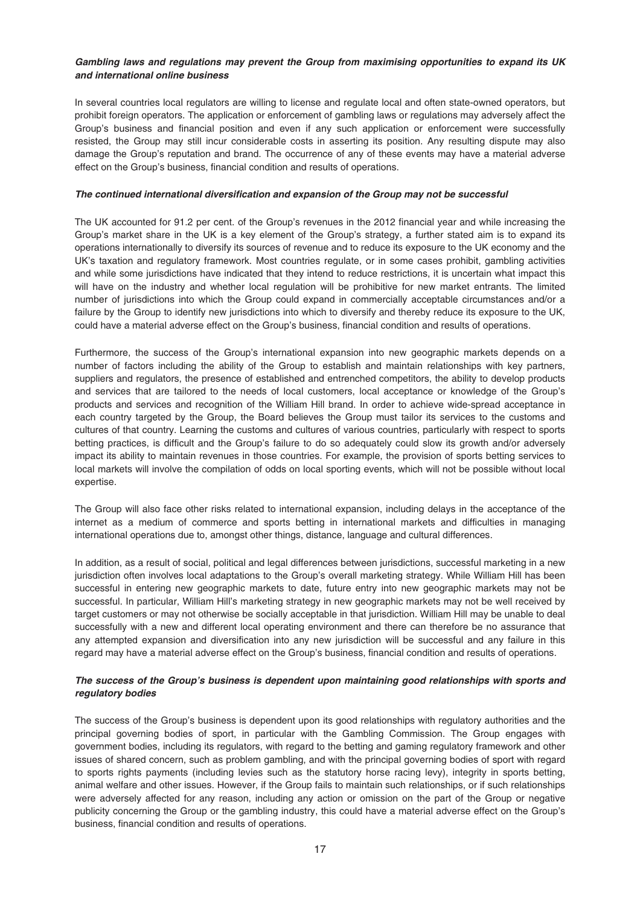***Gambling laws and regulations may prevent the Group from maximising opportunities to expand its UK and international online business***

In several countries local regulators are willing to license and regulate local and often state-owned operators, but prohibit foreign operators. The application or enforcement of gambling laws or regulations may adversely affect the Group's business and financial position and even if any such application or enforcement were successfully resisted, the Group may still incur considerable costs in asserting its position. Any resulting dispute may also damage the Group's reputation and brand. The occurrence of any of these events may have a material adverse effect on the Group's business, financial condition and results of operations.

***The continued international diversification and expansion of the Group may not be successful***

The UK accounted for 91.2 per cent. of the Group's revenues in the 2012 financial year and while increasing the Group's market share in the UK is a key element of the Group's strategy, a further stated aim is to expand its operations internationally to diversify its sources of revenue and to reduce its exposure to the UK economy and the UK's taxation and regulatory framework. Most countries regulate, or in some cases prohibit, gambling activities and while some jurisdictions have indicated that they intend to reduce restrictions, it is uncertain what impact this will have on the industry and whether local regulation will be prohibitive for new market entrants. The limited number of jurisdictions into which the Group could expand in commercially acceptable circumstances and/or a failure by the Group to identify new jurisdictions into which to diversify and thereby reduce its exposure to the UK, could have a material adverse effect on the Group's business, financial condition and results of operations.

Furthermore, the success of the Group's international expansion into new geographic markets depends on a number of factors including the ability of the Group to establish and maintain relationships with key partners, suppliers and regulators, the presence of established and entrenched competitors, the ability to develop products and services that are tailored to the needs of local customers, local acceptance or knowledge of the Group's products and services and recognition of the William Hill brand. In order to achieve wide-spread acceptance in each country targeted by the Group, the Board believes the Group must tailor its services to the customs and cultures of that country. Learning the customs and cultures of various countries, particularly with respect to sports betting practices, is difficult and the Group's failure to do so adequately could slow its growth and/or adversely impact its ability to maintain revenues in those countries. For example, the provision of sports betting services to local markets will involve the compilation of odds on local sporting events, which will not be possible without local expertise.

The Group will also face other risks related to international expansion, including delays in the acceptance of the internet as a medium of commerce and sports betting in international markets and difficulties in managing international operations due to, amongst other things, distance, language and cultural differences.

In addition, as a result of social, political and legal differences between jurisdictions, successful marketing in a new jurisdiction often involves local adaptations to the Group's overall marketing strategy. While William Hill has been successful in entering new geographic markets to date, future entry into new geographic markets may not be successful. In particular, William Hill's marketing strategy in new geographic markets may not be well received by target customers or may not otherwise be socially acceptable in that jurisdiction. William Hill may be unable to deal successfully with a new and different local operating environment and there can therefore be no assurance that any attempted expansion and diversification into any new jurisdiction will be successful and any failure in this regard may have a material adverse effect on the Group's business, financial condition and results of operations.

***The success of the Group's business is dependent upon maintaining good relationships with sports and regulatory bodies***

The success of the Group's business is dependent upon its good relationships with regulatory authorities and the principal governing bodies of sport, in particular with the Gambling Commission. The Group engages with government bodies, including its regulators, with regard to the betting and gaming regulatory framework and other issues of shared concern, such as problem gambling, and with the principal governing bodies of sport with regard to sports rights payments (including levies such as the statutory horse racing levy), integrity in sports betting, animal welfare and other issues. However, if the Group fails to maintain such relationships, or if such relationships were adversely affected for any reason, including any action or omission on the part of the Group or negative publicity concerning the Group or the gambling industry, this could have a material adverse effect on the Group's business, financial condition and results of operations.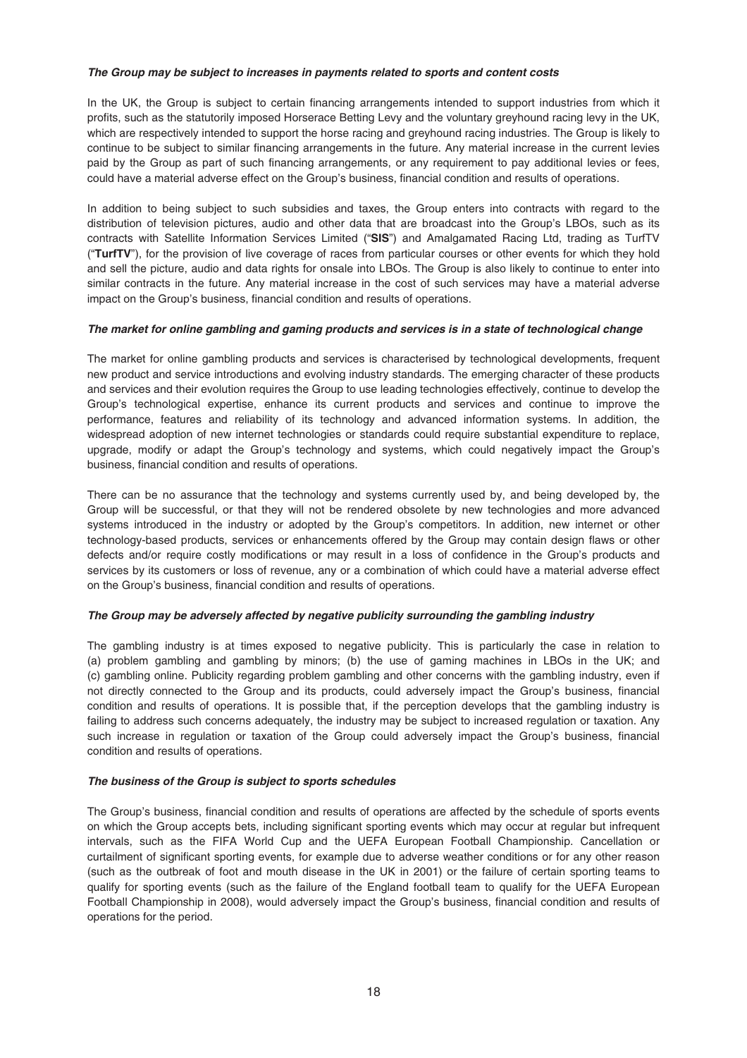#### *The Group may be subject to increases in payments related to sports and content costs*

In the UK, the Group is subject to certain financing arrangements intended to support industries from which it profits, such as the statutorily imposed Horserace Betting Levy and the voluntary greyhound racing levy in the UK, which are respectively intended to support the horse racing and greyhound racing industries. The Group is likely to continue to be subject to similar financing arrangements in the future. Any material increase in the current levies paid by the Group as part of such financing arrangements, or any requirement to pay additional levies or fees, could have a material adverse effect on the Group's business, financial condition and results of operations.

In addition to being subject to such subsidies and taxes, the Group enters into contracts with regard to the distribution of television pictures, audio and other data that are broadcast into the Group's LBOs, such as its contracts with Satellite Information Services Limited ("**SIS**") and Amalgamated Racing Ltd, trading as TurfTV ("**TurfTV**"), for the provision of live coverage of races from particular courses or other events for which they hold and sell the picture, audio and data rights for onsale into LBOs. The Group is also likely to continue to enter into similar contracts in the future. Any material increase in the cost of such services may have a material adverse impact on the Group's business, financial condition and results of operations.

#### *The market for online gambling and gaming products and services is in a state of technological change*

The market for online gambling products and services is characterised by technological developments, frequent new product and service introductions and evolving industry standards. The emerging character of these products and services and their evolution requires the Group to use leading technologies effectively, continue to develop the Group's technological expertise, enhance its current products and services and continue to improve the performance, features and reliability of its technology and advanced information systems. In addition, the widespread adoption of new internet technologies or standards could require substantial expenditure to replace, upgrade, modify or adapt the Group's technology and systems, which could negatively impact the Group's business, financial condition and results of operations.

There can be no assurance that the technology and systems currently used by, and being developed by, the Group will be successful, or that they will not be rendered obsolete by new technologies and more advanced systems introduced in the industry or adopted by the Group's competitors. In addition, new internet or other technology-based products, services or enhancements offered by the Group may contain design flaws or other defects and/or require costly modifications or may result in a loss of confidence in the Group's products and services by its customers or loss of revenue, any or a combination of which could have a material adverse effect on the Group's business, financial condition and results of operations.

#### *The Group may be adversely affected by negative publicity surrounding the gambling industry*

The gambling industry is at times exposed to negative publicity. This is particularly the case in relation to (a) problem gambling and gambling by minors; (b) the use of gaming machines in LBOs in the UK; and (c) gambling online. Publicity regarding problem gambling and other concerns with the gambling industry, even if not directly connected to the Group and its products, could adversely impact the Group's business, financial condition and results of operations. It is possible that, if the perception develops that the gambling industry is failing to address such concerns adequately, the industry may be subject to increased regulation or taxation. Any such increase in regulation or taxation of the Group could adversely impact the Group's business, financial condition and results of operations.

#### *The business of the Group is subject to sports schedules*

The Group's business, financial condition and results of operations are affected by the schedule of sports events on which the Group accepts bets, including significant sporting events which may occur at regular but infrequent intervals, such as the FIFA World Cup and the UEFA European Football Championship. Cancellation or curtailment of significant sporting events, for example due to adverse weather conditions or for any other reason (such as the outbreak of foot and mouth disease in the UK in 2001) or the failure of certain sporting teams to qualify for sporting events (such as the failure of the England football team to qualify for the UEFA European Football Championship in 2008), would adversely impact the Group's business, financial condition and results of operations for the period.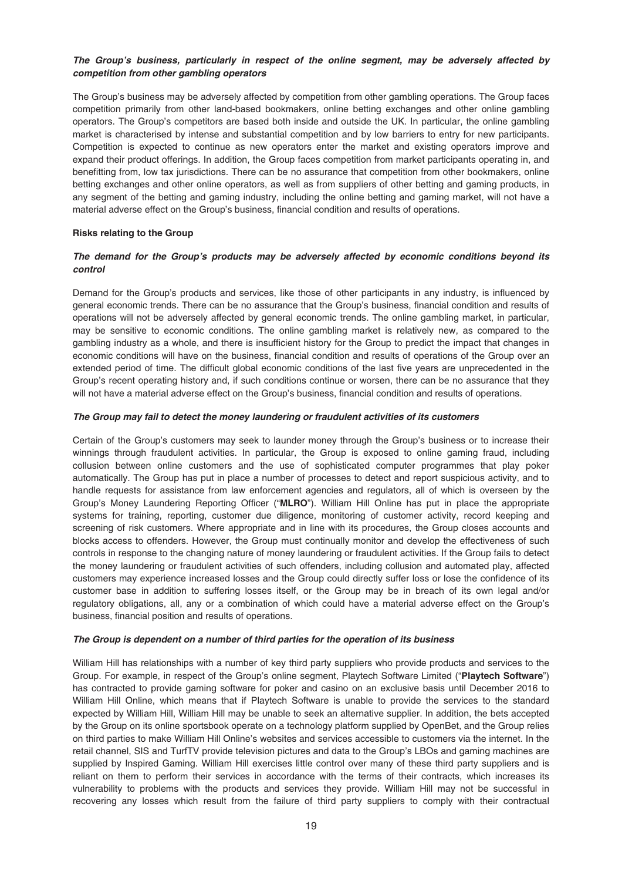***The Group's business, particularly in respect of the online segment, may be adversely affected by competition from other gambling operators***

The Group's business may be adversely affected by competition from other gambling operations. The Group faces competition primarily from other land-based bookmakers, online betting exchanges and other online gambling operators. The Group's competitors are based both inside and outside the UK. In particular, the online gambling market is characterised by intense and substantial competition and by low barriers to entry for new participants. Competition is expected to continue as new operators enter the market and existing operators improve and expand their product offerings. In addition, the Group faces competition from market participants operating in, and benefitting from, low tax jurisdictions. There can be no assurance that competition from other bookmakers, online betting exchanges and other online operators, as well as from suppliers of other betting and gaming products, in any segment of the betting and gaming industry, including the online betting and gaming market, will not have a material adverse effect on the Group's business, financial condition and results of operations.

**Risks relating to the Group**

***The demand for the Group's products may be adversely affected by economic conditions beyond its control***

Demand for the Group's products and services, like those of other participants in any industry, is influenced by general economic trends. There can be no assurance that the Group's business, financial condition and results of operations will not be adversely affected by general economic trends. The online gambling market, in particular, may be sensitive to economic conditions. The online gambling market is relatively new, as compared to the gambling industry as a whole, and there is insufficient history for the Group to predict the impact that changes in economic conditions will have on the business, financial condition and results of operations of the Group over an extended period of time. The difficult global economic conditions of the last five years are unprecedented in the Group's recent operating history and, if such conditions continue or worsen, there can be no assurance that they will not have a material adverse effect on the Group's business, financial condition and results of operations.

***The Group may fail to detect the money laundering or fraudulent activities of its customers***

Certain of the Group's customers may seek to launder money through the Group's business or to increase their winnings through fraudulent activities. In particular, the Group is exposed to online gaming fraud, including collusion between online customers and the use of sophisticated computer programmes that play poker automatically. The Group has put in place a number of processes to detect and report suspicious activity, and to handle requests for assistance from law enforcement agencies and regulators, all of which is overseen by the Group's Money Laundering Reporting Officer ("**MLRO**"). William Hill Online has put in place the appropriate systems for training, reporting, customer due diligence, monitoring of customer activity, record keeping and screening of risk customers. Where appropriate and in line with its procedures, the Group closes accounts and blocks access to offenders. However, the Group must continually monitor and develop the effectiveness of such controls in response to the changing nature of money laundering or fraudulent activities. If the Group fails to detect the money laundering or fraudulent activities of such offenders, including collusion and automated play, affected customers may experience increased losses and the Group could directly suffer loss or lose the confidence of its customer base in addition to suffering losses itself, or the Group may be in breach of its own legal and/or regulatory obligations, all, any or a combination of which could have a material adverse effect on the Group's business, financial position and results of operations.

***The Group is dependent on a number of third parties for the operation of its business***

William Hill has relationships with a number of key third party suppliers who provide products and services to the Group. For example, in respect of the Group's online segment, Playtech Software Limited ("**Playtech Software**") has contracted to provide gaming software for poker and casino on an exclusive basis until December 2016 to William Hill Online, which means that if Playtech Software is unable to provide the services to the standard expected by William Hill, William Hill may be unable to seek an alternative supplier. In addition, the bets accepted by the Group on its online sportsbook operate on a technology platform supplied by OpenBet, and the Group relies on third parties to make William Hill Online's websites and services accessible to customers via the internet. In the retail channel, SIS and TurfTV provide television pictures and data to the Group's LBOs and gaming machines are supplied by Inspired Gaming. William Hill exercises little control over many of these third party suppliers and is reliant on them to perform their services in accordance with the terms of their contracts, which increases its vulnerability to problems with the products and services they provide. William Hill may not be successful in recovering any losses which result from the failure of third party suppliers to comply with their contractual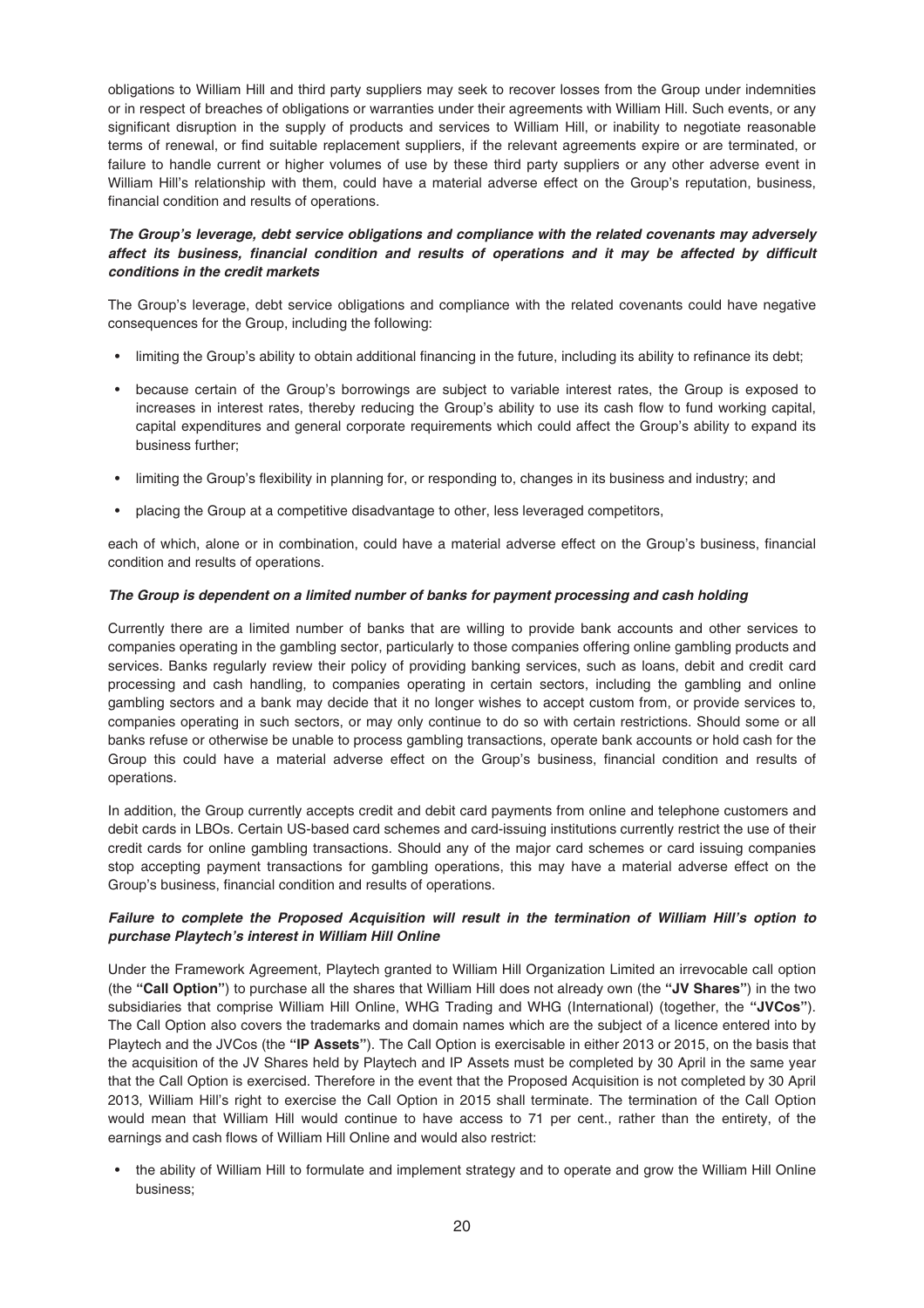obligations to William Hill and third party suppliers may seek to recover losses from the Group under indemnities or in respect of breaches of obligations or warranties under their agreements with William Hill. Such events, or any significant disruption in the supply of products and services to William Hill, or inability to negotiate reasonable terms of renewal, or find suitable replacement suppliers, if the relevant agreements expire or are terminated, or failure to handle current or higher volumes of use by these third party suppliers or any other adverse event in William Hill's relationship with them, could have a material adverse effect on the Group's reputation, business, financial condition and results of operations.

***The Group's leverage, debt service obligations and compliance with the related covenants may adversely affect its business, financial condition and results of operations and it may be affected by difficult conditions in the credit markets***

The Group's leverage, debt service obligations and compliance with the related covenants could have negative consequences for the Group, including the following:

- limiting the Group's ability to obtain additional financing in the future, including its ability to refinance its debt;
- because certain of the Group's borrowings are subject to variable interest rates, the Group is exposed to increases in interest rates, thereby reducing the Group's ability to use its cash flow to fund working capital, capital expenditures and general corporate requirements which could affect the Group's ability to expand its business further;
- limiting the Group's flexibility in planning for, or responding to, changes in its business and industry; and
- placing the Group at a competitive disadvantage to other, less leveraged competitors,

each of which, alone or in combination, could have a material adverse effect on the Group's business, financial condition and results of operations.

***The Group is dependent on a limited number of banks for payment processing and cash holding***

Currently there are a limited number of banks that are willing to provide bank accounts and other services to companies operating in the gambling sector, particularly to those companies offering online gambling products and services. Banks regularly review their policy of providing banking services, such as loans, debit and credit card processing and cash handling, to companies operating in certain sectors, including the gambling and online gambling sectors and a bank may decide that it no longer wishes to accept custom from, or provide services to, companies operating in such sectors, or may only continue to do so with certain restrictions. Should some or all banks refuse or otherwise be unable to process gambling transactions, operate bank accounts or hold cash for the Group this could have a material adverse effect on the Group's business, financial condition and results of operations.

In addition, the Group currently accepts credit and debit card payments from online and telephone customers and debit cards in LBOs. Certain US-based card schemes and card-issuing institutions currently restrict the use of their credit cards for online gambling transactions. Should any of the major card schemes or card issuing companies stop accepting payment transactions for gambling operations, this may have a material adverse effect on the Group's business, financial condition and results of operations.

***Failure to complete the Proposed Acquisition will result in the termination of William Hill's option to purchase Playtech's interest in William Hill Online***

Under the Framework Agreement, Playtech granted to William Hill Organization Limited an irrevocable call option (the **"Call Option"**) to purchase all the shares that William Hill does not already own (the **"JV Shares"**) in the two subsidiaries that comprise William Hill Online, WHG Trading and WHG (International) (together, the **"JVCos"**). The Call Option also covers the trademarks and domain names which are the subject of a licence entered into by Playtech and the JVCos (the **"IP Assets"**). The Call Option is exercisable in either 2013 or 2015, on the basis that the acquisition of the JV Shares held by Playtech and IP Assets must be completed by 30 April in the same year that the Call Option is exercised. Therefore in the event that the Proposed Acquisition is not completed by 30 April 2013, William Hill's right to exercise the Call Option in 2015 shall terminate. The termination of the Call Option would mean that William Hill would continue to have access to 71 per cent., rather than the entirety, of the earnings and cash flows of William Hill Online and would also restrict:

- the ability of William Hill to formulate and implement strategy and to operate and grow the William Hill Online business;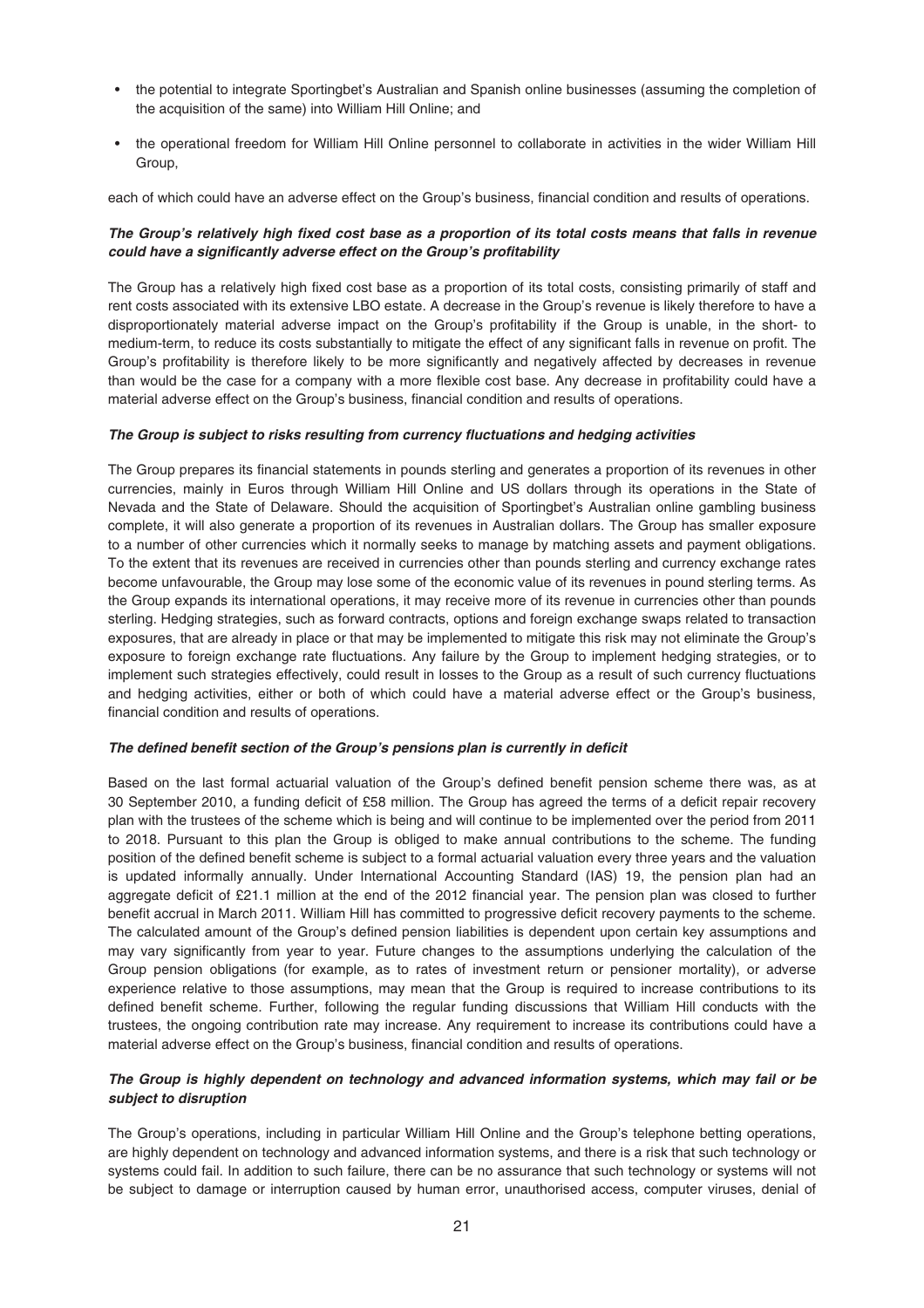- the potential to integrate Sportingbet's Australian and Spanish online businesses (assuming the completion of the acquisition of the same) into William Hill Online; and
- the operational freedom for William Hill Online personnel to collaborate in activities in the wider William Hill Group,

each of which could have an adverse effect on the Group's business, financial condition and results of operations.

***The Group's relatively high fixed cost base as a proportion of its total costs means that falls in revenue could have a significantly adverse effect on the Group's profitability***

The Group has a relatively high fixed cost base as a proportion of its total costs, consisting primarily of staff and rent costs associated with its extensive LBO estate. A decrease in the Group's revenue is likely therefore to have a disproportionately material adverse impact on the Group's profitability if the Group is unable, in the short- to medium-term, to reduce its costs substantially to mitigate the effect of any significant falls in revenue on profit. The Group's profitability is therefore likely to be more significantly and negatively affected by decreases in revenue than would be the case for a company with a more flexible cost base. Any decrease in profitability could have a material adverse effect on the Group's business, financial condition and results of operations.

***The Group is subject to risks resulting from currency fluctuations and hedging activities***

The Group prepares its financial statements in pounds sterling and generates a proportion of its revenues in other currencies, mainly in Euros through William Hill Online and US dollars through its operations in the State of Nevada and the State of Delaware. Should the acquisition of Sportingbet's Australian online gambling business complete, it will also generate a proportion of its revenues in Australian dollars. The Group has smaller exposure to a number of other currencies which it normally seeks to manage by matching assets and payment obligations. To the extent that its revenues are received in currencies other than pounds sterling and currency exchange rates become unfavourable, the Group may lose some of the economic value of its revenues in pound sterling terms. As the Group expands its international operations, it may receive more of its revenue in currencies other than pounds sterling. Hedging strategies, such as forward contracts, options and foreign exchange swaps related to transaction exposures, that are already in place or that may be implemented to mitigate this risk may not eliminate the Group's exposure to foreign exchange rate fluctuations. Any failure by the Group to implement hedging strategies, or to implement such strategies effectively, could result in losses to the Group as a result of such currency fluctuations and hedging activities, either or both of which could have a material adverse effect or the Group's business, financial condition and results of operations.

***The defined benefit section of the Group's pensions plan is currently in deficit***

Based on the last formal actuarial valuation of the Group's defined benefit pension scheme there was, as at 30 September 2010, a funding deficit of £58 million. The Group has agreed the terms of a deficit repair recovery plan with the trustees of the scheme which is being and will continue to be implemented over the period from 2011 to 2018. Pursuant to this plan the Group is obliged to make annual contributions to the scheme. The funding position of the defined benefit scheme is subject to a formal actuarial valuation every three years and the valuation is updated informally annually. Under International Accounting Standard (IAS) 19, the pension plan had an aggregate deficit of £21.1 million at the end of the 2012 financial year. The pension plan was closed to further benefit accrual in March 2011. William Hill has committed to progressive deficit recovery payments to the scheme. The calculated amount of the Group's defined pension liabilities is dependent upon certain key assumptions and may vary significantly from year to year. Future changes to the assumptions underlying the calculation of the Group pension obligations (for example, as to rates of investment return or pensioner mortality), or adverse experience relative to those assumptions, may mean that the Group is required to increase contributions to its defined benefit scheme. Further, following the regular funding discussions that William Hill conducts with the trustees, the ongoing contribution rate may increase. Any requirement to increase its contributions could have a material adverse effect on the Group's business, financial condition and results of operations.

***The Group is highly dependent on technology and advanced information systems, which may fail or be subject to disruption***

The Group's operations, including in particular William Hill Online and the Group's telephone betting operations, are highly dependent on technology and advanced information systems, and there is a risk that such technology or systems could fail. In addition to such failure, there can be no assurance that such technology or systems will not be subject to damage or interruption caused by human error, unauthorised access, computer viruses, denial of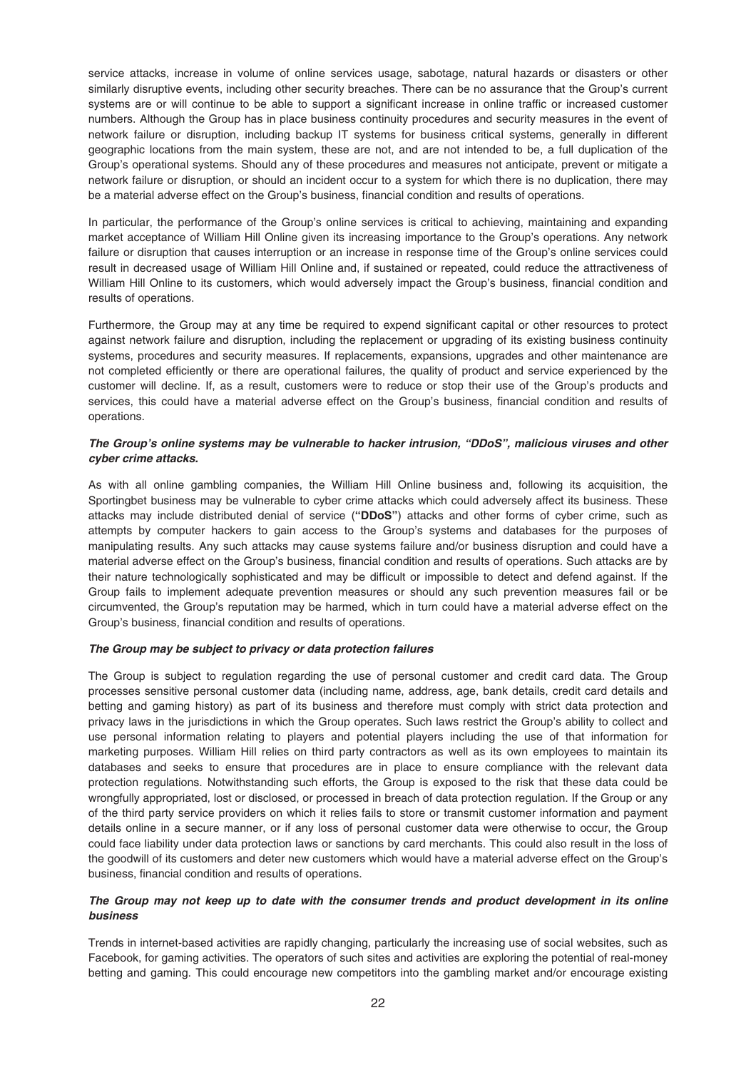service attacks, increase in volume of online services usage, sabotage, natural hazards or disasters or other similarly disruptive events, including other security breaches. There can be no assurance that the Group's current systems are or will continue to be able to support a significant increase in online traffic or increased customer numbers. Although the Group has in place business continuity procedures and security measures in the event of network failure or disruption, including backup IT systems for business critical systems, generally in different geographic locations from the main system, these are not, and are not intended to be, a full duplication of the Group's operational systems. Should any of these procedures and measures not anticipate, prevent or mitigate a network failure or disruption, or should an incident occur to a system for which there is no duplication, there may be a material adverse effect on the Group's business, financial condition and results of operations.

In particular, the performance of the Group's online services is critical to achieving, maintaining and expanding market acceptance of William Hill Online given its increasing importance to the Group's operations. Any network failure or disruption that causes interruption or an increase in response time of the Group's online services could result in decreased usage of William Hill Online and, if sustained or repeated, could reduce the attractiveness of William Hill Online to its customers, which would adversely impact the Group's business, financial condition and results of operations.

Furthermore, the Group may at any time be required to expend significant capital or other resources to protect against network failure and disruption, including the replacement or upgrading of its existing business continuity systems, procedures and security measures. If replacements, expansions, upgrades and other maintenance are not completed efficiently or there are operational failures, the quality of product and service experienced by the customer will decline. If, as a result, customers were to reduce or stop their use of the Group's products and services, this could have a material adverse effect on the Group's business, financial condition and results of operations.

***The Group's online systems may be vulnerable to hacker intrusion, "DDoS", malicious viruses and other cyber crime attacks.***

As with all online gambling companies, the William Hill Online business and, following its acquisition, the Sportingbet business may be vulnerable to cyber crime attacks which could adversely affect its business. These attacks may include distributed denial of service (**"DDoS"**) attacks and other forms of cyber crime, such as attempts by computer hackers to gain access to the Group's systems and databases for the purposes of manipulating results. Any such attacks may cause systems failure and/or business disruption and could have a material adverse effect on the Group's business, financial condition and results of operations. Such attacks are by their nature technologically sophisticated and may be difficult or impossible to detect and defend against. If the Group fails to implement adequate prevention measures or should any such prevention measures fail or be circumvented, the Group's reputation may be harmed, which in turn could have a material adverse effect on the Group's business, financial condition and results of operations.

***The Group may be subject to privacy or data protection failures***

The Group is subject to regulation regarding the use of personal customer and credit card data. The Group processes sensitive personal customer data (including name, address, age, bank details, credit card details and betting and gaming history) as part of its business and therefore must comply with strict data protection and privacy laws in the jurisdictions in which the Group operates. Such laws restrict the Group's ability to collect and use personal information relating to players and potential players including the use of that information for marketing purposes. William Hill relies on third party contractors as well as its own employees to maintain its databases and seeks to ensure that procedures are in place to ensure compliance with the relevant data protection regulations. Notwithstanding such efforts, the Group is exposed to the risk that these data could be wrongfully appropriated, lost or disclosed, or processed in breach of data protection regulation. If the Group or any of the third party service providers on which it relies fails to store or transmit customer information and payment details online in a secure manner, or if any loss of personal customer data were otherwise to occur, the Group could face liability under data protection laws or sanctions by card merchants. This could also result in the loss of the goodwill of its customers and deter new customers which would have a material adverse effect on the Group's business, financial condition and results of operations.

***The Group may not keep up to date with the consumer trends and product development in its online business***

Trends in internet-based activities are rapidly changing, particularly the increasing use of social websites, such as Facebook, for gaming activities. The operators of such sites and activities are exploring the potential of real-money betting and gaming. This could encourage new competitors into the gambling market and/or encourage existing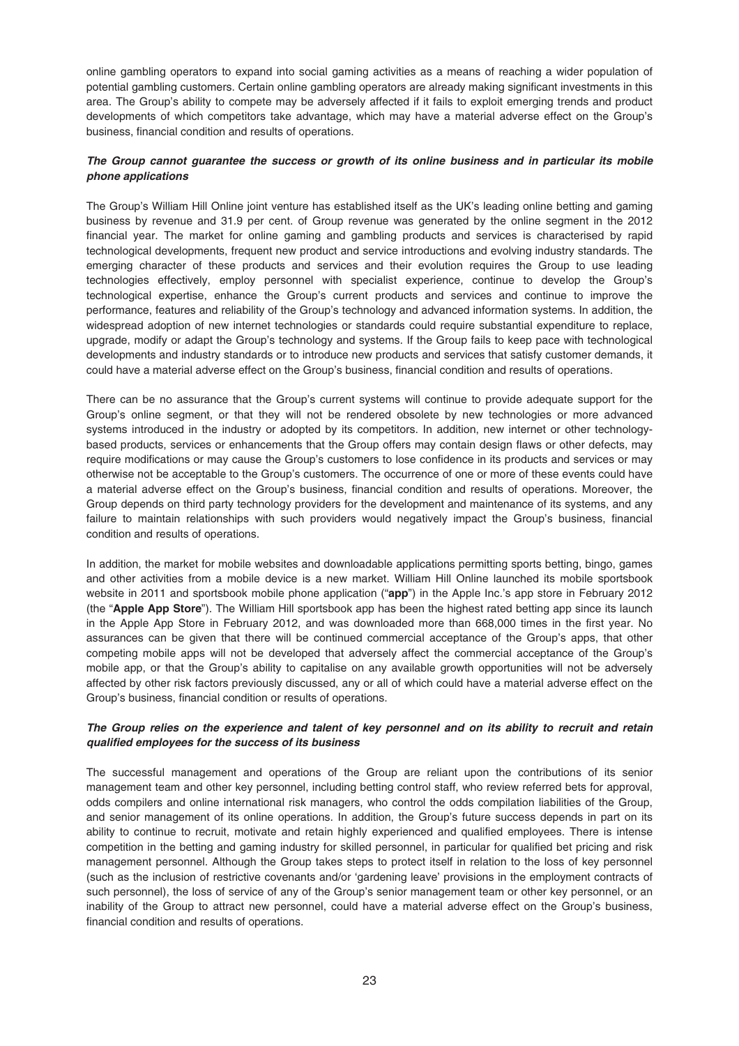online gambling operators to expand into social gaming activities as a means of reaching a wider population of potential gambling customers. Certain online gambling operators are already making significant investments in this area. The Group's ability to compete may be adversely affected if it fails to exploit emerging trends and product developments of which competitors take advantage, which may have a material adverse effect on the Group's business, financial condition and results of operations.

***The Group cannot guarantee the success or growth of its online business and in particular its mobile phone applications***

The Group's William Hill Online joint venture has established itself as the UK's leading online betting and gaming business by revenue and 31.9 per cent. of Group revenue was generated by the online segment in the 2012 financial year. The market for online gaming and gambling products and services is characterised by rapid technological developments, frequent new product and service introductions and evolving industry standards. The emerging character of these products and services and their evolution requires the Group to use leading technologies effectively, employ personnel with specialist experience, continue to develop the Group's technological expertise, enhance the Group's current products and services and continue to improve the performance, features and reliability of the Group's technology and advanced information systems. In addition, the widespread adoption of new internet technologies or standards could require substantial expenditure to replace, upgrade, modify or adapt the Group's technology and systems. If the Group fails to keep pace with technological developments and industry standards or to introduce new products and services that satisfy customer demands, it could have a material adverse effect on the Group's business, financial condition and results of operations.

There can be no assurance that the Group's current systems will continue to provide adequate support for the Group's online segment, or that they will not be rendered obsolete by new technologies or more advanced systems introduced in the industry or adopted by its competitors. In addition, new internet or other technology-based products, services or enhancements that the Group offers may contain design flaws or other defects, may require modifications or may cause the Group's customers to lose confidence in its products and services or may otherwise not be acceptable to the Group's customers. The occurrence of one or more of these events could have a material adverse effect on the Group's business, financial condition and results of operations. Moreover, the Group depends on third party technology providers for the development and maintenance of its systems, and any failure to maintain relationships with such providers would negatively impact the Group's business, financial condition and results of operations.

In addition, the market for mobile websites and downloadable applications permitting sports betting, bingo, games and other activities from a mobile device is a new market. William Hill Online launched its mobile sportsbook website in 2011 and sportsbook mobile phone application ("**app**") in the Apple Inc.'s app store in February 2012 (the "**Apple App Store**"). The William Hill sportsbook app has been the highest rated betting app since its launch in the Apple App Store in February 2012, and was downloaded more than 668,000 times in the first year. No assurances can be given that there will be continued commercial acceptance of the Group's apps, that other competing mobile apps will not be developed that adversely affect the commercial acceptance of the Group's mobile app, or that the Group's ability to capitalise on any available growth opportunities will not be adversely affected by other risk factors previously discussed, any or all of which could have a material adverse effect on the Group's business, financial condition or results of operations.

***The Group relies on the experience and talent of key personnel and on its ability to recruit and retain qualified employees for the success of its business***

The successful management and operations of the Group are reliant upon the contributions of its senior management team and other key personnel, including betting control staff, who review referred bets for approval, odds compilers and online international risk managers, who control the odds compilation liabilities of the Group, and senior management of its online operations. In addition, the Group's future success depends in part on its ability to continue to recruit, motivate and retain highly experienced and qualified employees. There is intense competition in the betting and gaming industry for skilled personnel, in particular for qualified bet pricing and risk management personnel. Although the Group takes steps to protect itself in relation to the loss of key personnel (such as the inclusion of restrictive covenants and/or 'gardening leave' provisions in the employment contracts of such personnel), the loss of service of any of the Group's senior management team or other key personnel, or an inability of the Group to attract new personnel, could have a material adverse effect on the Group's business, financial condition and results of operations.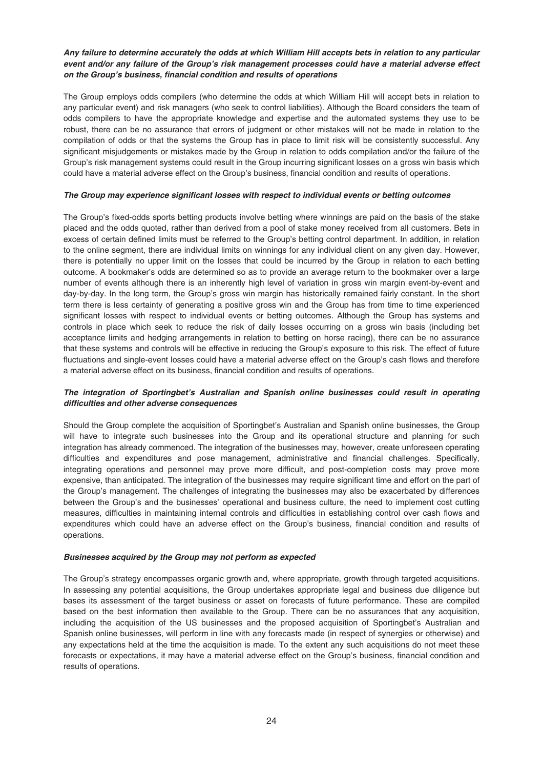***Any failure to determine accurately the odds at which William Hill accepts bets in relation to any particular event and/or any failure of the Group's risk management processes could have a material adverse effect on the Group's business, financial condition and results of operations***

The Group employs odds compilers (who determine the odds at which William Hill will accept bets in relation to any particular event) and risk managers (who seek to control liabilities). Although the Board considers the team of odds compilers to have the appropriate knowledge and expertise and the automated systems they use to be robust, there can be no assurance that errors of judgment or other mistakes will not be made in relation to the compilation of odds or that the systems the Group has in place to limit risk will be consistently successful. Any significant misjudgements or mistakes made by the Group in relation to odds compilation and/or the failure of the Group's risk management systems could result in the Group incurring significant losses on a gross win basis which could have a material adverse effect on the Group's business, financial condition and results of operations.

***The Group may experience significant losses with respect to individual events or betting outcomes***

The Group's fixed-odds sports betting products involve betting where winnings are paid on the basis of the stake placed and the odds quoted, rather than derived from a pool of stake money received from all customers. Bets in excess of certain defined limits must be referred to the Group's betting control department. In addition, in relation to the online segment, there are individual limits on winnings for any individual client on any given day. However, there is potentially no upper limit on the losses that could be incurred by the Group in relation to each betting outcome. A bookmaker's odds are determined so as to provide an average return to the bookmaker over a large number of events although there is an inherently high level of variation in gross win margin event-by-event and day-by-day. In the long term, the Group's gross win margin has historically remained fairly constant. In the short term there is less certainty of generating a positive gross win and the Group has from time to time experienced significant losses with respect to individual events or betting outcomes. Although the Group has systems and controls in place which seek to reduce the risk of daily losses occurring on a gross win basis (including bet acceptance limits and hedging arrangements in relation to betting on horse racing), there can be no assurance that these systems and controls will be effective in reducing the Group's exposure to this risk. The effect of future fluctuations and single-event losses could have a material adverse effect on the Group's cash flows and therefore a material adverse effect on its business, financial condition and results of operations.

***The integration of Sportingbet's Australian and Spanish online businesses could result in operating difficulties and other adverse consequences***

Should the Group complete the acquisition of Sportingbet's Australian and Spanish online businesses, the Group will have to integrate such businesses into the Group and its operational structure and planning for such integration has already commenced. The integration of the businesses may, however, create unforeseen operating difficulties and expenditures and pose management, administrative and financial challenges. Specifically, integrating operations and personnel may prove more difficult, and post-completion costs may prove more expensive, than anticipated. The integration of the businesses may require significant time and effort on the part of the Group's management. The challenges of integrating the businesses may also be exacerbated by differences between the Group's and the businesses' operational and business culture, the need to implement cost cutting measures, difficulties in maintaining internal controls and difficulties in establishing control over cash flows and expenditures which could have an adverse effect on the Group's business, financial condition and results of operations.

***Businesses acquired by the Group may not perform as expected***

The Group's strategy encompasses organic growth and, where appropriate, growth through targeted acquisitions. In assessing any potential acquisitions, the Group undertakes appropriate legal and business due diligence but bases its assessment of the target business or asset on forecasts of future performance. These are compiled based on the best information then available to the Group. There can be no assurances that any acquisition, including the acquisition of the US businesses and the proposed acquisition of Sportingbet's Australian and Spanish online businesses, will perform in line with any forecasts made (in respect of synergies or otherwise) and any expectations held at the time the acquisition is made. To the extent any such acquisitions do not meet these forecasts or expectations, it may have a material adverse effect on the Group's business, financial condition and results of operations.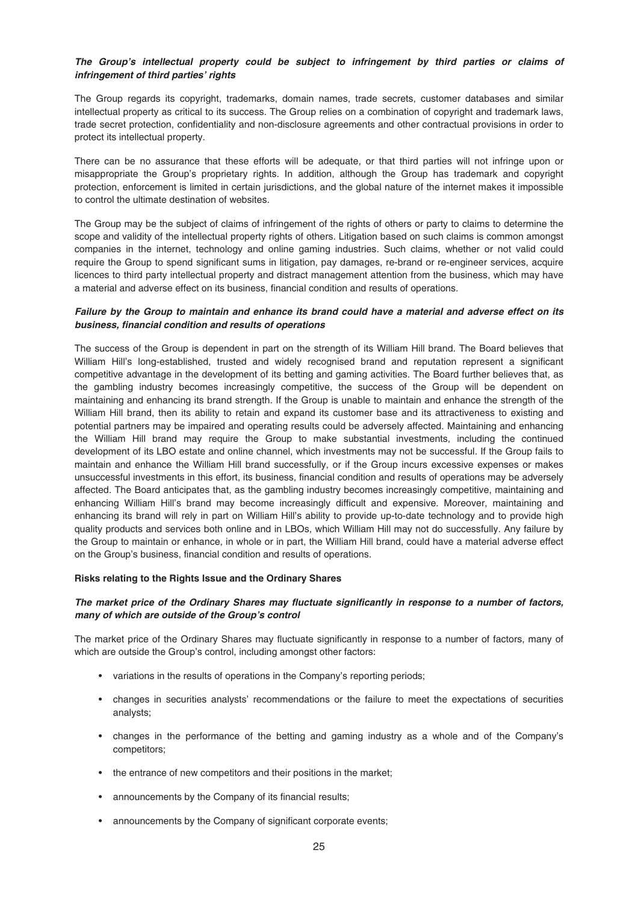***The Group's intellectual property could be subject to infringement by third parties or claims of infringement of third parties' rights***

The Group regards its copyright, trademarks, domain names, trade secrets, customer databases and similar intellectual property as critical to its success. The Group relies on a combination of copyright and trademark laws, trade secret protection, confidentiality and non-disclosure agreements and other contractual provisions in order to protect its intellectual property.

There can be no assurance that these efforts will be adequate, or that third parties will not infringe upon or misappropriate the Group's proprietary rights. In addition, although the Group has trademark and copyright protection, enforcement is limited in certain jurisdictions, and the global nature of the internet makes it impossible to control the ultimate destination of websites.

The Group may be the subject of claims of infringement of the rights of others or party to claims to determine the scope and validity of the intellectual property rights of others. Litigation based on such claims is common amongst companies in the internet, technology and online gaming industries. Such claims, whether or not valid could require the Group to spend significant sums in litigation, pay damages, re-brand or re-engineer services, acquire licences to third party intellectual property and distract management attention from the business, which may have a material and adverse effect on its business, financial condition and results of operations.

***Failure by the Group to maintain and enhance its brand could have a material and adverse effect on its business, financial condition and results of operations***

The success of the Group is dependent in part on the strength of its William Hill brand. The Board believes that William Hill's long-established, trusted and widely recognised brand and reputation represent a significant competitive advantage in the development of its betting and gaming activities. The Board further believes that, as the gambling industry becomes increasingly competitive, the success of the Group will be dependent on maintaining and enhancing its brand strength. If the Group is unable to maintain and enhance the strength of the William Hill brand, then its ability to retain and expand its customer base and its attractiveness to existing and potential partners may be impaired and operating results could be adversely affected. Maintaining and enhancing the William Hill brand may require the Group to make substantial investments, including the continued development of its LBO estate and online channel, which investments may not be successful. If the Group fails to maintain and enhance the William Hill brand successfully, or if the Group incurs excessive expenses or makes unsuccessful investments in this effort, its business, financial condition and results of operations may be adversely affected. The Board anticipates that, as the gambling industry becomes increasingly competitive, maintaining and enhancing William Hill's brand may become increasingly difficult and expensive. Moreover, maintaining and enhancing its brand will rely in part on William Hill's ability to provide up-to-date technology and to provide high quality products and services both online and in LBOs, which William Hill may not do successfully. Any failure by the Group to maintain or enhance, in whole or in part, the William Hill brand, could have a material adverse effect on the Group's business, financial condition and results of operations.

**Risks relating to the Rights Issue and the Ordinary Shares**

***The market price of the Ordinary Shares may fluctuate significantly in response to a number of factors, many of which are outside of the Group's control***

The market price of the Ordinary Shares may fluctuate significantly in response to a number of factors, many of which are outside the Group's control, including amongst other factors:

- variations in the results of operations in the Company's reporting periods;
- changes in securities analysts' recommendations or the failure to meet the expectations of securities analysts;
- changes in the performance of the betting and gaming industry as a whole and of the Company's competitors;
- the entrance of new competitors and their positions in the market;
- announcements by the Company of its financial results;
- announcements by the Company of significant corporate events;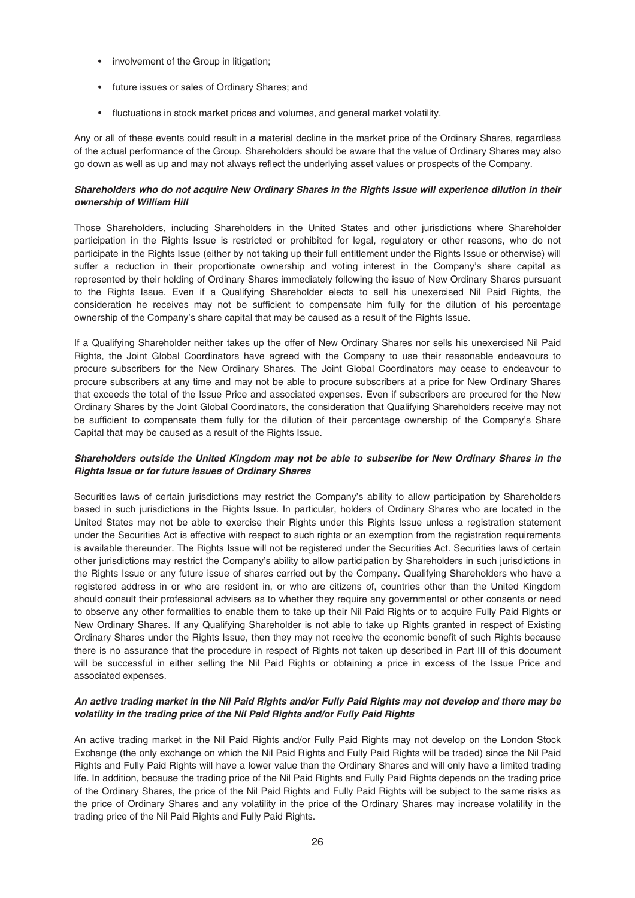- involvement of the Group in litigation;
- future issues or sales of Ordinary Shares; and
- fluctuations in stock market prices and volumes, and general market volatility.

Any or all of these events could result in a material decline in the market price of the Ordinary Shares, regardless of the actual performance of the Group. Shareholders should be aware that the value of Ordinary Shares may also go down as well as up and may not always reflect the underlying asset values or prospects of the Company.

***Shareholders who do not acquire New Ordinary Shares in the Rights Issue will experience dilution in their ownership of William Hill***

Those Shareholders, including Shareholders in the United States and other jurisdictions where Shareholder participation in the Rights Issue is restricted or prohibited for legal, regulatory or other reasons, who do not participate in the Rights Issue (either by not taking up their full entitlement under the Rights Issue or otherwise) will suffer a reduction in their proportionate ownership and voting interest in the Company's share capital as represented by their holding of Ordinary Shares immediately following the issue of New Ordinary Shares pursuant to the Rights Issue. Even if a Qualifying Shareholder elects to sell his unexercised Nil Paid Rights, the consideration he receives may not be sufficient to compensate him fully for the dilution of his percentage ownership of the Company's share capital that may be caused as a result of the Rights Issue.

If a Qualifying Shareholder neither takes up the offer of New Ordinary Shares nor sells his unexercised Nil Paid Rights, the Joint Global Coordinators have agreed with the Company to use their reasonable endeavours to procure subscribers for the New Ordinary Shares. The Joint Global Coordinators may cease to endeavour to procure subscribers at any time and may not be able to procure subscribers at a price for New Ordinary Shares that exceeds the total of the Issue Price and associated expenses. Even if subscribers are procured for the New Ordinary Shares by the Joint Global Coordinators, the consideration that Qualifying Shareholders receive may not be sufficient to compensate them fully for the dilution of their percentage ownership of the Company's Share Capital that may be caused as a result of the Rights Issue.

***Shareholders outside the United Kingdom may not be able to subscribe for New Ordinary Shares in the Rights Issue or for future issues of Ordinary Shares***

Securities laws of certain jurisdictions may restrict the Company's ability to allow participation by Shareholders based in such jurisdictions in the Rights Issue. In particular, holders of Ordinary Shares who are located in the United States may not be able to exercise their Rights under this Rights Issue unless a registration statement under the Securities Act is effective with respect to such rights or an exemption from the registration requirements is available thereunder. The Rights Issue will not be registered under the Securities Act. Securities laws of certain other jurisdictions may restrict the Company's ability to allow participation by Shareholders in such jurisdictions in the Rights Issue or any future issue of shares carried out by the Company. Qualifying Shareholders who have a registered address in or who are resident in, or who are citizens of, countries other than the United Kingdom should consult their professional advisers as to whether they require any governmental or other consents or need to observe any other formalities to enable them to take up their Nil Paid Rights or to acquire Fully Paid Rights or New Ordinary Shares. If any Qualifying Shareholder is not able to take up Rights granted in respect of Existing Ordinary Shares under the Rights Issue, then they may not receive the economic benefit of such Rights because there is no assurance that the procedure in respect of Rights not taken up described in Part III of this document will be successful in either selling the Nil Paid Rights or obtaining a price in excess of the Issue Price and associated expenses.

***An active trading market in the Nil Paid Rights and/or Fully Paid Rights may not develop and there may be volatility in the trading price of the Nil Paid Rights and/or Fully Paid Rights***

An active trading market in the Nil Paid Rights and/or Fully Paid Rights may not develop on the London Stock Exchange (the only exchange on which the Nil Paid Rights and Fully Paid Rights will be traded) since the Nil Paid Rights and Fully Paid Rights will have a lower value than the Ordinary Shares and will only have a limited trading life. In addition, because the trading price of the Nil Paid Rights and Fully Paid Rights depends on the trading price of the Ordinary Shares, the price of the Nil Paid Rights and Fully Paid Rights will be subject to the same risks as the price of Ordinary Shares and any volatility in the price of the Ordinary Shares may increase volatility in the trading price of the Nil Paid Rights and Fully Paid Rights.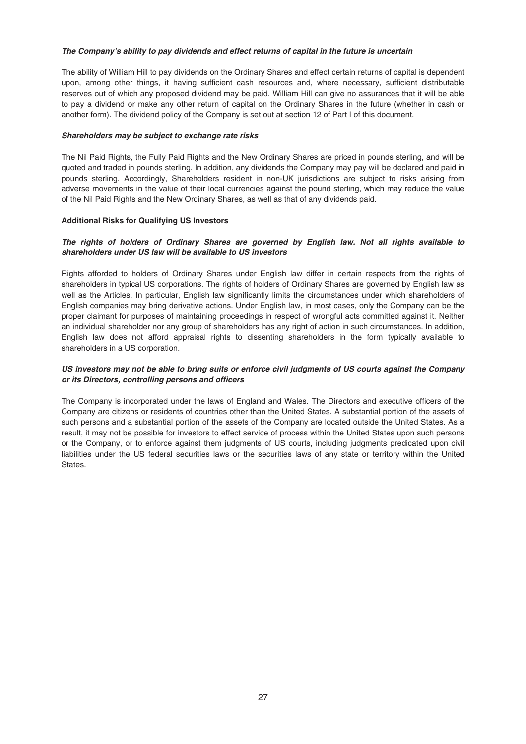***The Company's ability to pay dividends and effect returns of capital in the future is uncertain***

The ability of William Hill to pay dividends on the Ordinary Shares and effect certain returns of capital is dependent upon, among other things, it having sufficient cash resources and, where necessary, sufficient distributable reserves out of which any proposed dividend may be paid. William Hill can give no assurances that it will be able to pay a dividend or make any other return of capital on the Ordinary Shares in the future (whether in cash or another form). The dividend policy of the Company is set out at section 12 of Part I of this document.

***Shareholders may be subject to exchange rate risks***

The Nil Paid Rights, the Fully Paid Rights and the New Ordinary Shares are priced in pounds sterling, and will be quoted and traded in pounds sterling. In addition, any dividends the Company may pay will be declared and paid in pounds sterling. Accordingly, Shareholders resident in non-UK jurisdictions are subject to risks arising from adverse movements in the value of their local currencies against the pound sterling, which may reduce the value of the Nil Paid Rights and the New Ordinary Shares, as well as that of any dividends paid.

**Additional Risks for Qualifying US Investors**

***The rights of holders of Ordinary Shares are governed by English law. Not all rights available to shareholders under US law will be available to US investors***

Rights afforded to holders of Ordinary Shares under English law differ in certain respects from the rights of shareholders in typical US corporations. The rights of holders of Ordinary Shares are governed by English law as well as the Articles. In particular, English law significantly limits the circumstances under which shareholders of English companies may bring derivative actions. Under English law, in most cases, only the Company can be the proper claimant for purposes of maintaining proceedings in respect of wrongful acts committed against it. Neither an individual shareholder nor any group of shareholders has any right of action in such circumstances. In addition, English law does not afford appraisal rights to dissenting shareholders in the form typically available to shareholders in a US corporation.

***US investors may not be able to bring suits or enforce civil judgments of US courts against the Company or its Directors, controlling persons and officers***

The Company is incorporated under the laws of England and Wales. The Directors and executive officers of the Company are citizens or residents of countries other than the United States. A substantial portion of the assets of such persons and a substantial portion of the assets of the Company are located outside the United States. As a result, it may not be possible for investors to effect service of process within the United States upon such persons or the Company, or to enforce against them judgments of US courts, including judgments predicated upon civil liabilities under the US federal securities laws or the securities laws of any state or territory within the United States.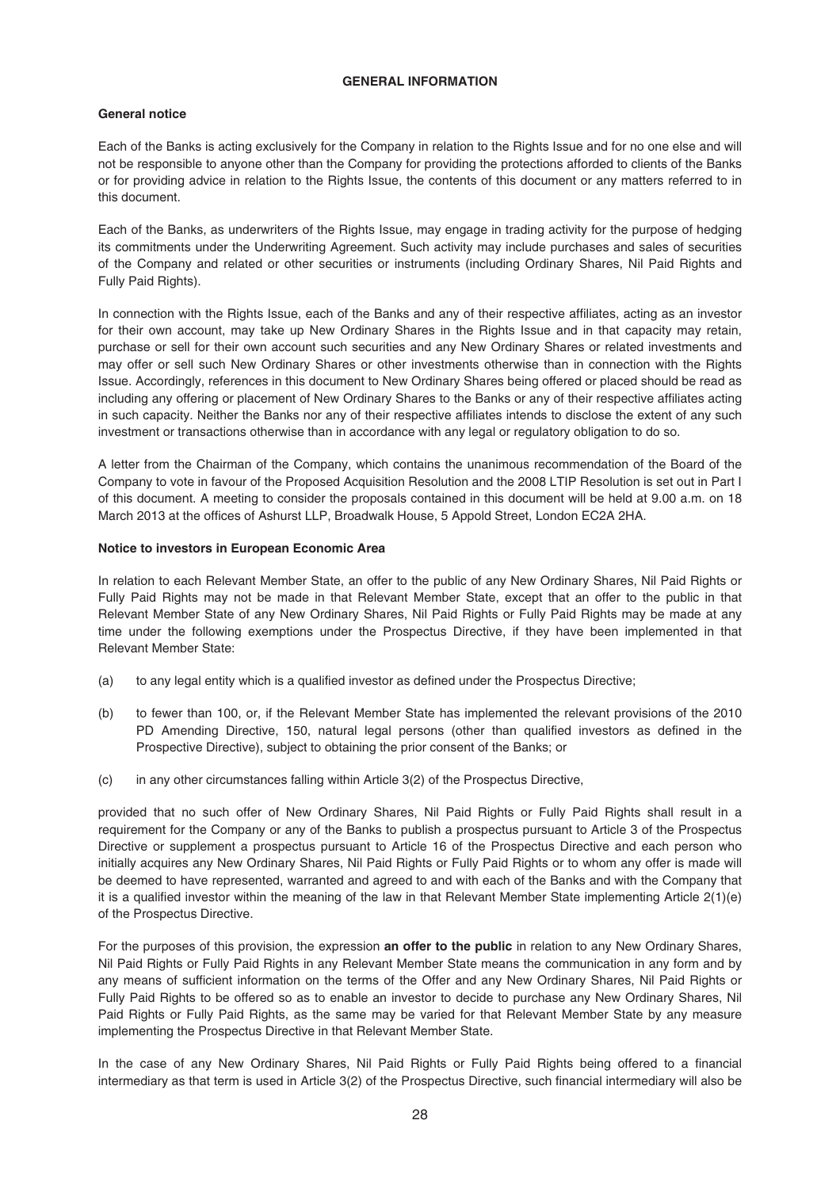## GENERAL INFORMATION

### General notice

Each of the Banks is acting exclusively for the Company in relation to the Rights Issue and for no one else and will not be responsible to anyone other than the Company for providing the protections afforded to clients of the Banks or for providing advice in relation to the Rights Issue, the contents of this document or any matters referred to in this document.

Each of the Banks, as underwriters of the Rights Issue, may engage in trading activity for the purpose of hedging its commitments under the Underwriting Agreement. Such activity may include purchases and sales of securities of the Company and related or other securities or instruments (including Ordinary Shares, Nil Paid Rights and Fully Paid Rights).

In connection with the Rights Issue, each of the Banks and any of their respective affiliates, acting as an investor for their own account, may take up New Ordinary Shares in the Rights Issue and in that capacity may retain, purchase or sell for their own account such securities and any New Ordinary Shares or related investments and may offer or sell such New Ordinary Shares or other investments otherwise than in connection with the Rights Issue. Accordingly, references in this document to New Ordinary Shares being offered or placed should be read as including any offering or placement of New Ordinary Shares to the Banks or any of their respective affiliates acting in such capacity. Neither the Banks nor any of their respective affiliates intends to disclose the extent of any such investment or transactions otherwise than in accordance with any legal or regulatory obligation to do so.

A letter from the Chairman of the Company, which contains the unanimous recommendation of the Board of the Company to vote in favour of the Proposed Acquisition Resolution and the 2008 LTIP Resolution is set out in Part I of this document. A meeting to consider the proposals contained in this document will be held at 9.00 a.m. on 18 March 2013 at the offices of Ashurst LLP, Broadwalk House, 5 Appold Street, London EC2A 2HA.

### Notice to investors in European Economic Area

In relation to each Relevant Member State, an offer to the public of any New Ordinary Shares, Nil Paid Rights or Fully Paid Rights may not be made in that Relevant Member State, except that an offer to the public in that Relevant Member State of any New Ordinary Shares, Nil Paid Rights or Fully Paid Rights may be made at any time under the following exemptions under the Prospectus Directive, if they have been implemented in that Relevant Member State:

(a) to any legal entity which is a qualified investor as defined under the Prospectus Directive;

(b) to fewer than 100, or, if the Relevant Member State has implemented the relevant provisions of the 2010 PD Amending Directive, 150, natural legal persons (other than qualified investors as defined in the Prospective Directive), subject to obtaining the prior consent of the Banks; or

(c) in any other circumstances falling within Article 3(2) of the Prospectus Directive,

provided that no such offer of New Ordinary Shares, Nil Paid Rights or Fully Paid Rights shall result in a requirement for the Company or any of the Banks to publish a prospectus pursuant to Article 3 of the Prospectus Directive or supplement a prospectus pursuant to Article 16 of the Prospectus Directive and each person who initially acquires any New Ordinary Shares, Nil Paid Rights or Fully Paid Rights or to whom any offer is made will be deemed to have represented, warranted and agreed to and with each of the Banks and with the Company that it is a qualified investor within the meaning of the law in that Relevant Member State implementing Article 2(1)(e) of the Prospectus Directive.

For the purposes of this provision, the expression **an offer to the public** in relation to any New Ordinary Shares, Nil Paid Rights or Fully Paid Rights in any Relevant Member State means the communication in any form and by any means of sufficient information on the terms of the Offer and any New Ordinary Shares, Nil Paid Rights or Fully Paid Rights to be offered so as to enable an investor to decide to purchase any New Ordinary Shares, Nil Paid Rights or Fully Paid Rights, as the same may be varied for that Relevant Member State by any measure implementing the Prospectus Directive in that Relevant Member State.

In the case of any New Ordinary Shares, Nil Paid Rights or Fully Paid Rights being offered to a financial intermediary as that term is used in Article 3(2) of the Prospectus Directive, such financial intermediary will also be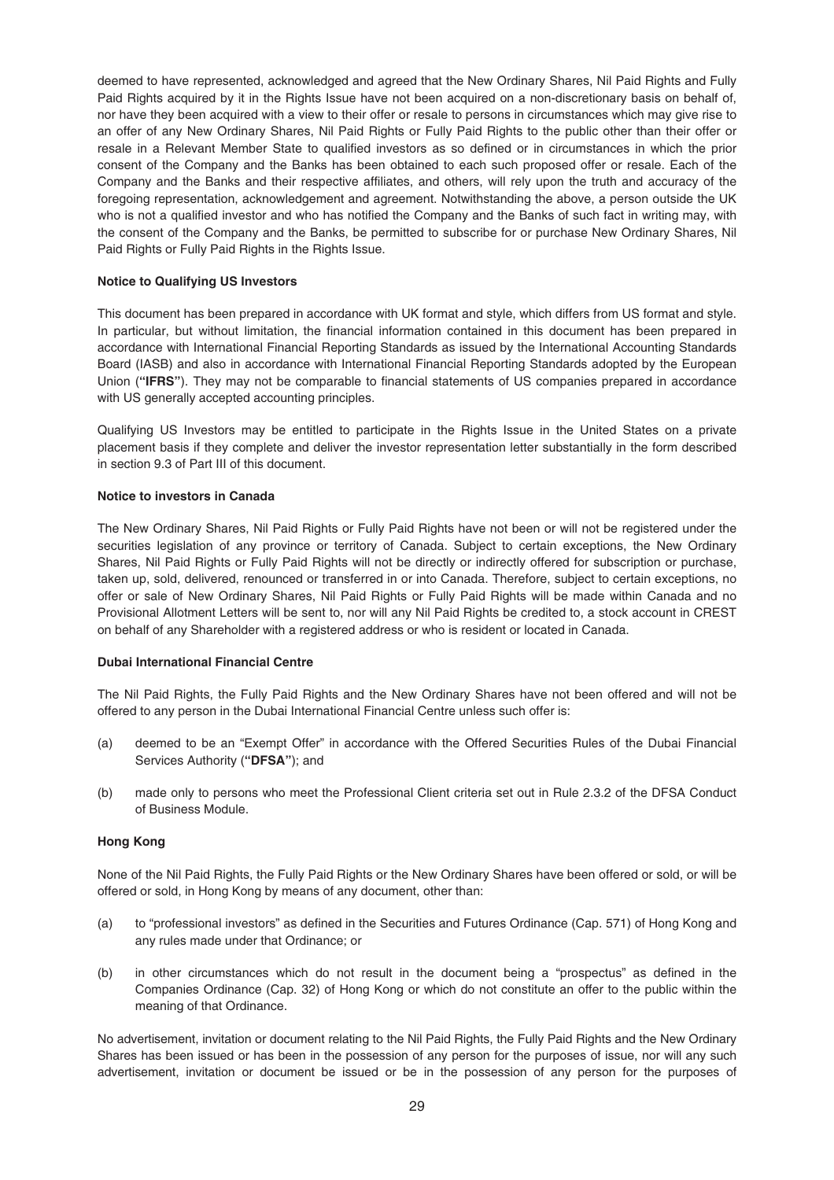deemed to have represented, acknowledged and agreed that the New Ordinary Shares, Nil Paid Rights and Fully Paid Rights acquired by it in the Rights Issue have not been acquired on a non-discretionary basis on behalf of, nor have they been acquired with a view to their offer or resale to persons in circumstances which may give rise to an offer of any New Ordinary Shares, Nil Paid Rights or Fully Paid Rights to the public other than their offer or resale in a Relevant Member State to qualified investors as so defined or in circumstances in which the prior consent of the Company and the Banks has been obtained to each such proposed offer or resale. Each of the Company and the Banks and their respective affiliates, and others, will rely upon the truth and accuracy of the foregoing representation, acknowledgement and agreement. Notwithstanding the above, a person outside the UK who is not a qualified investor and who has notified the Company and the Banks of such fact in writing may, with the consent of the Company and the Banks, be permitted to subscribe for or purchase New Ordinary Shares, Nil Paid Rights or Fully Paid Rights in the Rights Issue.

**Notice to Qualifying US Investors**

This document has been prepared in accordance with UK format and style, which differs from US format and style. In particular, but without limitation, the financial information contained in this document has been prepared in accordance with International Financial Reporting Standards as issued by the International Accounting Standards Board (IASB) and also in accordance with International Financial Reporting Standards adopted by the European Union (**"IFRS"**). They may not be comparable to financial statements of US companies prepared in accordance with US generally accepted accounting principles.

Qualifying US Investors may be entitled to participate in the Rights Issue in the United States on a private placement basis if they complete and deliver the investor representation letter substantially in the form described in section 9.3 of Part III of this document.

**Notice to investors in Canada**

The New Ordinary Shares, Nil Paid Rights or Fully Paid Rights have not been or will not be registered under the securities legislation of any province or territory of Canada. Subject to certain exceptions, the New Ordinary Shares, Nil Paid Rights or Fully Paid Rights will not be directly or indirectly offered for subscription or purchase, taken up, sold, delivered, renounced or transferred in or into Canada. Therefore, subject to certain exceptions, no offer or sale of New Ordinary Shares, Nil Paid Rights or Fully Paid Rights will be made within Canada and no Provisional Allotment Letters will be sent to, nor will any Nil Paid Rights be credited to, a stock account in CREST on behalf of any Shareholder with a registered address or who is resident or located in Canada.

**Dubai International Financial Centre**

The Nil Paid Rights, the Fully Paid Rights and the New Ordinary Shares have not been offered and will not be offered to any person in the Dubai International Financial Centre unless such offer is:

(a) deemed to be an "Exempt Offer" in accordance with the Offered Securities Rules of the Dubai Financial Services Authority (**"DFSA"**); and

(b) made only to persons who meet the Professional Client criteria set out in Rule 2.3.2 of the DFSA Conduct of Business Module.

**Hong Kong**

None of the Nil Paid Rights, the Fully Paid Rights or the New Ordinary Shares have been offered or sold, or will be offered or sold, in Hong Kong by means of any document, other than:

(a) to "professional investors" as defined in the Securities and Futures Ordinance (Cap. 571) of Hong Kong and any rules made under that Ordinance; or

(b) in other circumstances which do not result in the document being a "prospectus" as defined in the Companies Ordinance (Cap. 32) of Hong Kong or which do not constitute an offer to the public within the meaning of that Ordinance.

No advertisement, invitation or document relating to the Nil Paid Rights, the Fully Paid Rights and the New Ordinary Shares has been issued or has been in the possession of any person for the purposes of issue, nor will any such advertisement, invitation or document be issued or be in the possession of any person for the purposes of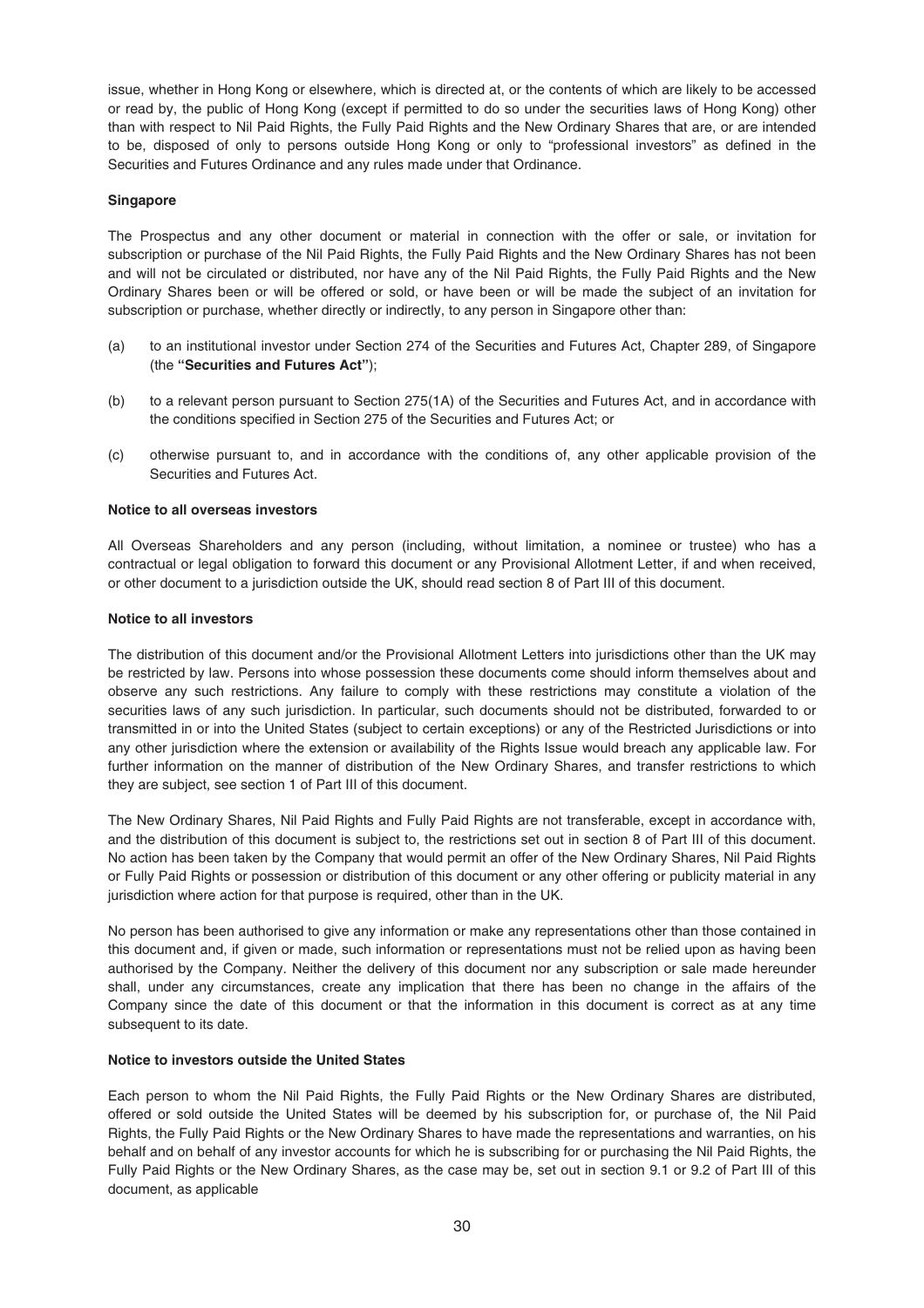issue, whether in Hong Kong or elsewhere, which is directed at, or the contents of which are likely to be accessed or read by, the public of Hong Kong (except if permitted to do so under the securities laws of Hong Kong) other than with respect to Nil Paid Rights, the Fully Paid Rights and the New Ordinary Shares that are, or are intended to be, disposed of only to persons outside Hong Kong or only to "professional investors" as defined in the Securities and Futures Ordinance and any rules made under that Ordinance.

**Singapore**

The Prospectus and any other document or material in connection with the offer or sale, or invitation for subscription or purchase of the Nil Paid Rights, the Fully Paid Rights and the New Ordinary Shares has not been and will not be circulated or distributed, nor have any of the Nil Paid Rights, the Fully Paid Rights and the New Ordinary Shares been or will be offered or sold, or have been or will be made the subject of an invitation for subscription or purchase, whether directly or indirectly, to any person in Singapore other than:

(a) to an institutional investor under Section 274 of the Securities and Futures Act, Chapter 289, of Singapore (the **"Securities and Futures Act"**);

(b) to a relevant person pursuant to Section 275(1A) of the Securities and Futures Act, and in accordance with the conditions specified in Section 275 of the Securities and Futures Act; or

(c) otherwise pursuant to, and in accordance with the conditions of, any other applicable provision of the Securities and Futures Act.

**Notice to all overseas investors**

All Overseas Shareholders and any person (including, without limitation, a nominee or trustee) who has a contractual or legal obligation to forward this document or any Provisional Allotment Letter, if and when received, or other document to a jurisdiction outside the UK, should read section 8 of Part III of this document.

**Notice to all investors**

The distribution of this document and/or the Provisional Allotment Letters into jurisdictions other than the UK may be restricted by law. Persons into whose possession these documents come should inform themselves about and observe any such restrictions. Any failure to comply with these restrictions may constitute a violation of the securities laws of any such jurisdiction. In particular, such documents should not be distributed, forwarded to or transmitted in or into the United States (subject to certain exceptions) or any of the Restricted Jurisdictions or into any other jurisdiction where the extension or availability of the Rights Issue would breach any applicable law. For further information on the manner of distribution of the New Ordinary Shares, and transfer restrictions to which they are subject, see section 1 of Part III of this document.

The New Ordinary Shares, Nil Paid Rights and Fully Paid Rights are not transferable, except in accordance with, and the distribution of this document is subject to, the restrictions set out in section 8 of Part III of this document. No action has been taken by the Company that would permit an offer of the New Ordinary Shares, Nil Paid Rights or Fully Paid Rights or possession or distribution of this document or any other offering or publicity material in any jurisdiction where action for that purpose is required, other than in the UK.

No person has been authorised to give any information or make any representations other than those contained in this document and, if given or made, such information or representations must not be relied upon as having been authorised by the Company. Neither the delivery of this document nor any subscription or sale made hereunder shall, under any circumstances, create any implication that there has been no change in the affairs of the Company since the date of this document or that the information in this document is correct as at any time subsequent to its date.

**Notice to investors outside the United States**

Each person to whom the Nil Paid Rights, the Fully Paid Rights or the New Ordinary Shares are distributed, offered or sold outside the United States will be deemed by his subscription for, or purchase of, the Nil Paid Rights, the Fully Paid Rights or the New Ordinary Shares to have made the representations and warranties, on his behalf and on behalf of any investor accounts for which he is subscribing for or purchasing the Nil Paid Rights, the Fully Paid Rights or the New Ordinary Shares, as the case may be, set out in section 9.1 or 9.2 of Part III of this document, as applicable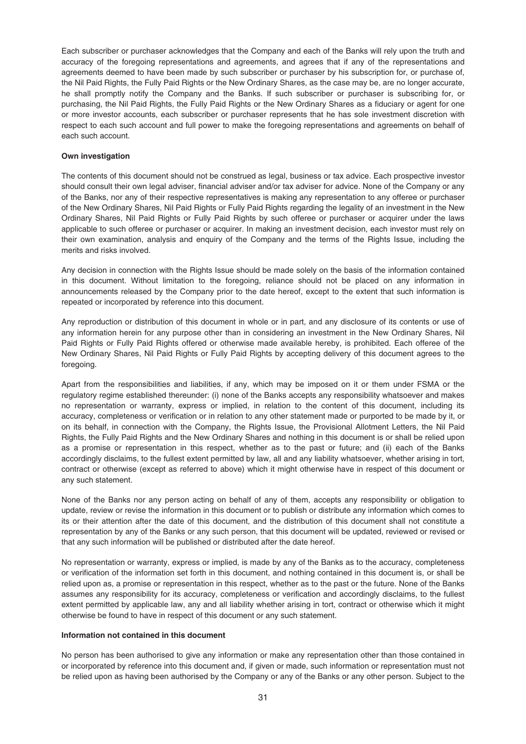Each subscriber or purchaser acknowledges that the Company and each of the Banks will rely upon the truth and accuracy of the foregoing representations and agreements, and agrees that if any of the representations and agreements deemed to have been made by such subscriber or purchaser by his subscription for, or purchase of, the Nil Paid Rights, the Fully Paid Rights or the New Ordinary Shares, as the case may be, are no longer accurate, he shall promptly notify the Company and the Banks. If such subscriber or purchaser is subscribing for, or purchasing, the Nil Paid Rights, the Fully Paid Rights or the New Ordinary Shares as a fiduciary or agent for one or more investor accounts, each subscriber or purchaser represents that he has sole investment discretion with respect to each such account and full power to make the foregoing representations and agreements on behalf of each such account.

**Own investigation**

The contents of this document should not be construed as legal, business or tax advice. Each prospective investor should consult their own legal adviser, financial adviser and/or tax adviser for advice. None of the Company or any of the Banks, nor any of their respective representatives is making any representation to any offeree or purchaser of the New Ordinary Shares, Nil Paid Rights or Fully Paid Rights regarding the legality of an investment in the New Ordinary Shares, Nil Paid Rights or Fully Paid Rights by such offeree or purchaser or acquirer under the laws applicable to such offeree or purchaser or acquirer. In making an investment decision, each investor must rely on their own examination, analysis and enquiry of the Company and the terms of the Rights Issue, including the merits and risks involved.

Any decision in connection with the Rights Issue should be made solely on the basis of the information contained in this document. Without limitation to the foregoing, reliance should not be placed on any information in announcements released by the Company prior to the date hereof, except to the extent that such information is repeated or incorporated by reference into this document.

Any reproduction or distribution of this document in whole or in part, and any disclosure of its contents or use of any information herein for any purpose other than in considering an investment in the New Ordinary Shares, Nil Paid Rights or Fully Paid Rights offered or otherwise made available hereby, is prohibited. Each offeree of the New Ordinary Shares, Nil Paid Rights or Fully Paid Rights by accepting delivery of this document agrees to the foregoing.

Apart from the responsibilities and liabilities, if any, which may be imposed on it or them under FSMA or the regulatory regime established thereunder: (i) none of the Banks accepts any responsibility whatsoever and makes no representation or warranty, express or implied, in relation to the content of this document, including its accuracy, completeness or verification or in relation to any other statement made or purported to be made by it, or on its behalf, in connection with the Company, the Rights Issue, the Provisional Allotment Letters, the Nil Paid Rights, the Fully Paid Rights and the New Ordinary Shares and nothing in this document is or shall be relied upon as a promise or representation in this respect, whether as to the past or future; and (ii) each of the Banks accordingly disclaims, to the fullest extent permitted by law, all and any liability whatsoever, whether arising in tort, contract or otherwise (except as referred to above) which it might otherwise have in respect of this document or any such statement.

None of the Banks nor any person acting on behalf of any of them, accepts any responsibility or obligation to update, review or revise the information in this document or to publish or distribute any information which comes to its or their attention after the date of this document, and the distribution of this document shall not constitute a representation by any of the Banks or any such person, that this document will be updated, reviewed or revised or that any such information will be published or distributed after the date hereof.

No representation or warranty, express or implied, is made by any of the Banks as to the accuracy, completeness or verification of the information set forth in this document, and nothing contained in this document is, or shall be relied upon as, a promise or representation in this respect, whether as to the past or the future. None of the Banks assumes any responsibility for its accuracy, completeness or verification and accordingly disclaims, to the fullest extent permitted by applicable law, any and all liability whether arising in tort, contract or otherwise which it might otherwise be found to have in respect of this document or any such statement.

**Information not contained in this document**

No person has been authorised to give any information or make any representation other than those contained in or incorporated by reference into this document and, if given or made, such information or representation must not be relied upon as having been authorised by the Company or any of the Banks or any other person. Subject to the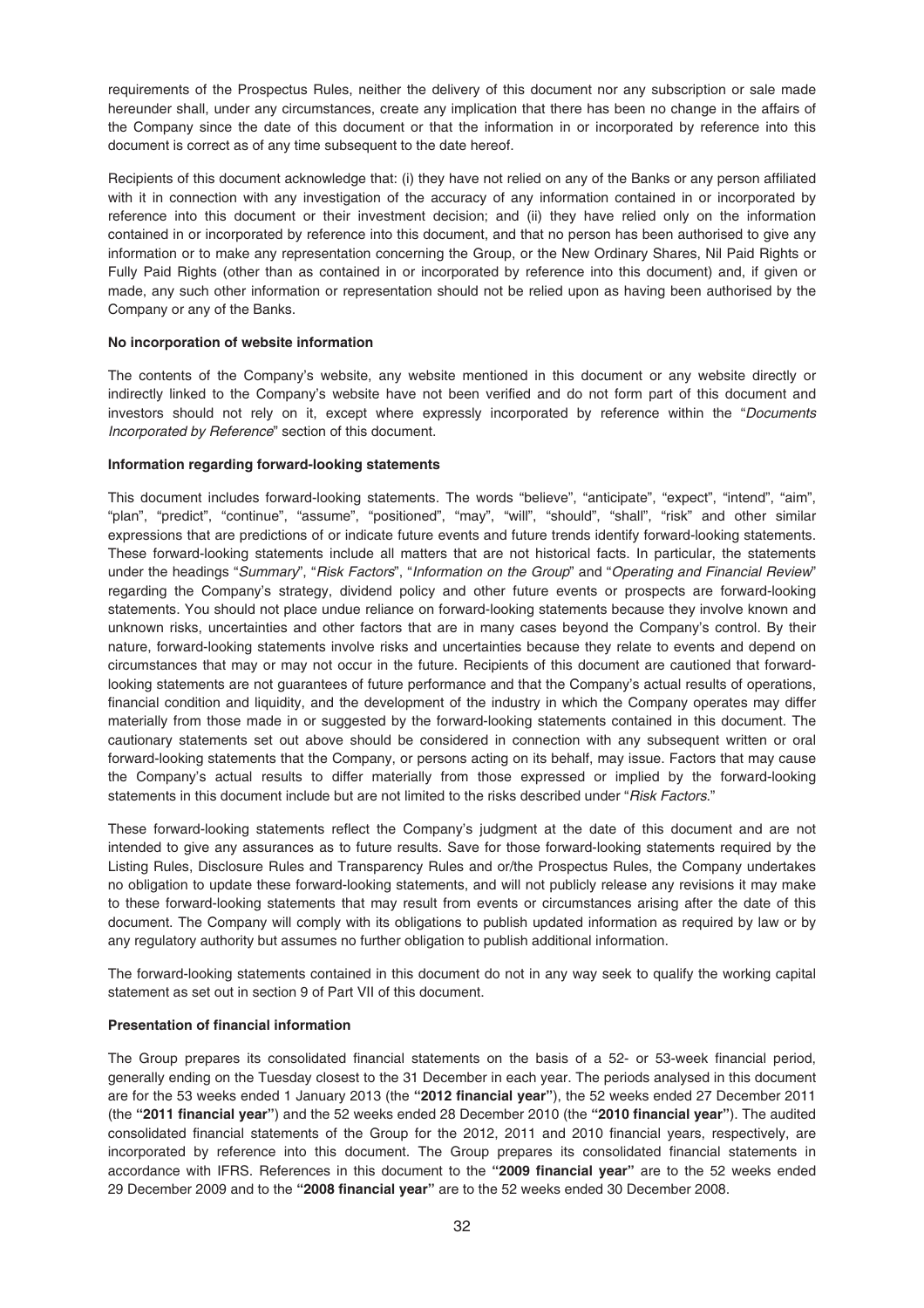requirements of the Prospectus Rules, neither the delivery of this document nor any subscription or sale made hereunder shall, under any circumstances, create any implication that there has been no change in the affairs of the Company since the date of this document or that the information in or incorporated by reference into this document is correct as of any time subsequent to the date hereof.

Recipients of this document acknowledge that: (i) they have not relied on any of the Banks or any person affiliated with it in connection with any investigation of the accuracy of any information contained in or incorporated by reference into this document or their investment decision; and (ii) they have relied only on the information contained in or incorporated by reference into this document, and that no person has been authorised to give any information or to make any representation concerning the Group, or the New Ordinary Shares, Nil Paid Rights or Fully Paid Rights (other than as contained in or incorporated by reference into this document) and, if given or made, any such other information or representation should not be relied upon as having been authorised by the Company or any of the Banks.

**No incorporation of website information**

The contents of the Company's website, any website mentioned in this document or any website directly or indirectly linked to the Company's website have not been verified and do not form part of this document and investors should not rely on it, except where expressly incorporated by reference within the "*Documents Incorporated by Reference*" section of this document.

**Information regarding forward-looking statements**

This document includes forward-looking statements. The words "believe", "anticipate", "expect", "intend", "aim", "plan", "predict", "continue", "assume", "positioned", "may", "will", "should", "shall", "risk" and other similar expressions that are predictions of or indicate future events and future trends identify forward-looking statements. These forward-looking statements include all matters that are not historical facts. In particular, the statements under the headings "*Summary*", "*Risk Factors*", "*Information on the Group*" and "*Operating and Financial Review*" regarding the Company's strategy, dividend policy and other future events or prospects are forward-looking statements. You should not place undue reliance on forward-looking statements because they involve known and unknown risks, uncertainties and other factors that are in many cases beyond the Company's control. By their nature, forward-looking statements involve risks and uncertainties because they relate to events and depend on circumstances that may or may not occur in the future. Recipients of this document are cautioned that forward-looking statements are not guarantees of future performance and that the Company's actual results of operations, financial condition and liquidity, and the development of the industry in which the Company operates may differ materially from those made in or suggested by the forward-looking statements contained in this document. The cautionary statements set out above should be considered in connection with any subsequent written or oral forward-looking statements that the Company, or persons acting on its behalf, may issue. Factors that may cause the Company's actual results to differ materially from those expressed or implied by the forward-looking statements in this document include but are not limited to the risks described under "*Risk Factors*."

These forward-looking statements reflect the Company's judgment at the date of this document and are not intended to give any assurances as to future results. Save for those forward-looking statements required by the Listing Rules, Disclosure Rules and Transparency Rules and or/the Prospectus Rules, the Company undertakes no obligation to update these forward-looking statements, and will not publicly release any revisions it may make to these forward-looking statements that may result from events or circumstances arising after the date of this document. The Company will comply with its obligations to publish updated information as required by law or by any regulatory authority but assumes no further obligation to publish additional information.

The forward-looking statements contained in this document do not in any way seek to qualify the working capital statement as set out in section 9 of Part VII of this document.

**Presentation of financial information**

The Group prepares its consolidated financial statements on the basis of a 52- or 53-week financial period, generally ending on the Tuesday closest to the 31 December in each year. The periods analysed in this document are for the 53 weeks ended 1 January 2013 (the **"2012 financial year"**), the 52 weeks ended 27 December 2011 (the **"2011 financial year"**) and the 52 weeks ended 28 December 2010 (the **"2010 financial year"**). The audited consolidated financial statements of the Group for the 2012, 2011 and 2010 financial years, respectively, are incorporated by reference into this document. The Group prepares its consolidated financial statements in accordance with IFRS. References in this document to the **"2009 financial year"** are to the 52 weeks ended 29 December 2009 and to the **"2008 financial year"** are to the 52 weeks ended 30 December 2008.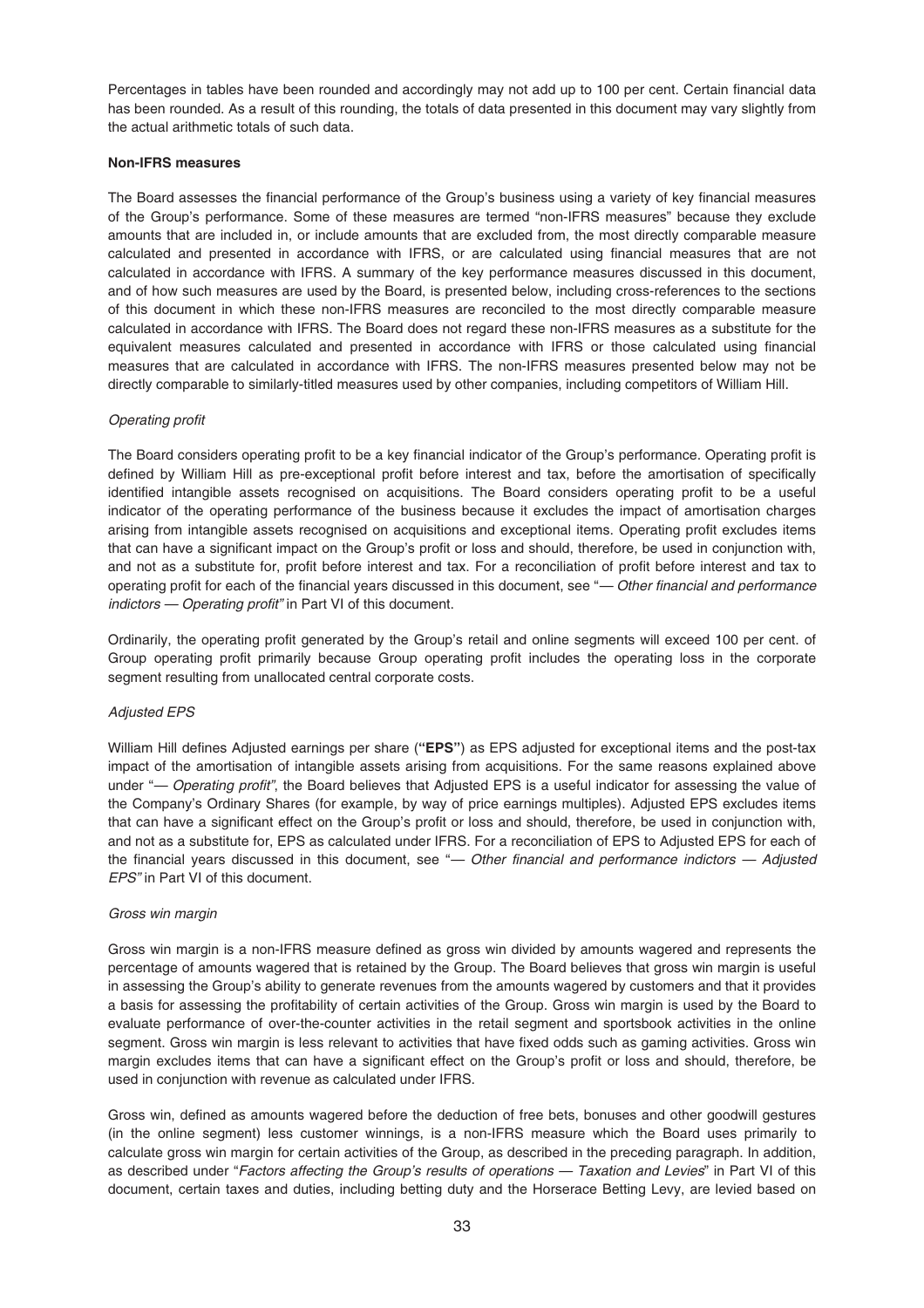Percentages in tables have been rounded and accordingly may not add up to 100 per cent. Certain financial data has been rounded. As a result of this rounding, the totals of data presented in this document may vary slightly from the actual arithmetic totals of such data.

**Non-IFRS measures**

The Board assesses the financial performance of the Group's business using a variety of key financial measures of the Group's performance. Some of these measures are termed "non-IFRS measures" because they exclude amounts that are included in, or include amounts that are excluded from, the most directly comparable measure calculated and presented in accordance with IFRS, or are calculated using financial measures that are not calculated in accordance with IFRS. A summary of the key performance measures discussed in this document, and of how such measures are used by the Board, is presented below, including cross-references to the sections of this document in which these non-IFRS measures are reconciled to the most directly comparable measure calculated in accordance with IFRS. The Board does not regard these non-IFRS measures as a substitute for the equivalent measures calculated and presented in accordance with IFRS or those calculated using financial measures that are calculated in accordance with IFRS. The non-IFRS measures presented below may not be directly comparable to similarly-titled measures used by other companies, including competitors of William Hill.

*Operating profit*

The Board considers operating profit to be a key financial indicator of the Group's performance. Operating profit is defined by William Hill as pre-exceptional profit before interest and tax, before the amortisation of specifically identified intangible assets recognised on acquisitions. The Board considers operating profit to be a useful indicator of the operating performance of the business because it excludes the impact of amortisation charges arising from intangible assets recognised on acquisitions and exceptional items. Operating profit excludes items that can have a significant impact on the Group's profit or loss and should, therefore, be used in conjunction with, and not as a substitute for, profit before interest and tax. For a reconciliation of profit before interest and tax to operating profit for each of the financial years discussed in this document, see "*— Other financial and performance indictors — Operating profit"* in Part VI of this document.

Ordinarily, the operating profit generated by the Group's retail and online segments will exceed 100 per cent. of Group operating profit primarily because Group operating profit includes the operating loss in the corporate segment resulting from unallocated central corporate costs.

*Adjusted EPS*

William Hill defines Adjusted earnings per share (**"EPS"**) as EPS adjusted for exceptional items and the post-tax impact of the amortisation of intangible assets arising from acquisitions. For the same reasons explained above under "*— Operating profit"*, the Board believes that Adjusted EPS is a useful indicator for assessing the value of the Company's Ordinary Shares (for example, by way of price earnings multiples). Adjusted EPS excludes items that can have a significant effect on the Group's profit or loss and should, therefore, be used in conjunction with, and not as a substitute for, EPS as calculated under IFRS. For a reconciliation of EPS to Adjusted EPS for each of the financial years discussed in this document, see "*— Other financial and performance indictors — Adjusted EPS"* in Part VI of this document.

*Gross win margin*

Gross win margin is a non-IFRS measure defined as gross win divided by amounts wagered and represents the percentage of amounts wagered that is retained by the Group. The Board believes that gross win margin is useful in assessing the Group's ability to generate revenues from the amounts wagered by customers and that it provides a basis for assessing the profitability of certain activities of the Group. Gross win margin is used by the Board to evaluate performance of over-the-counter activities in the retail segment and sportsbook activities in the online segment. Gross win margin is less relevant to activities that have fixed odds such as gaming activities. Gross win margin excludes items that can have a significant effect on the Group's profit or loss and should, therefore, be used in conjunction with revenue as calculated under IFRS.

Gross win, defined as amounts wagered before the deduction of free bets, bonuses and other goodwill gestures (in the online segment) less customer winnings, is a non-IFRS measure which the Board uses primarily to calculate gross win margin for certain activities of the Group, as described in the preceding paragraph. In addition, as described under "*Factors affecting the Group's results of operations — Taxation and Levies*" in Part VI of this document, certain taxes and duties, including betting duty and the Horserace Betting Levy, are levied based on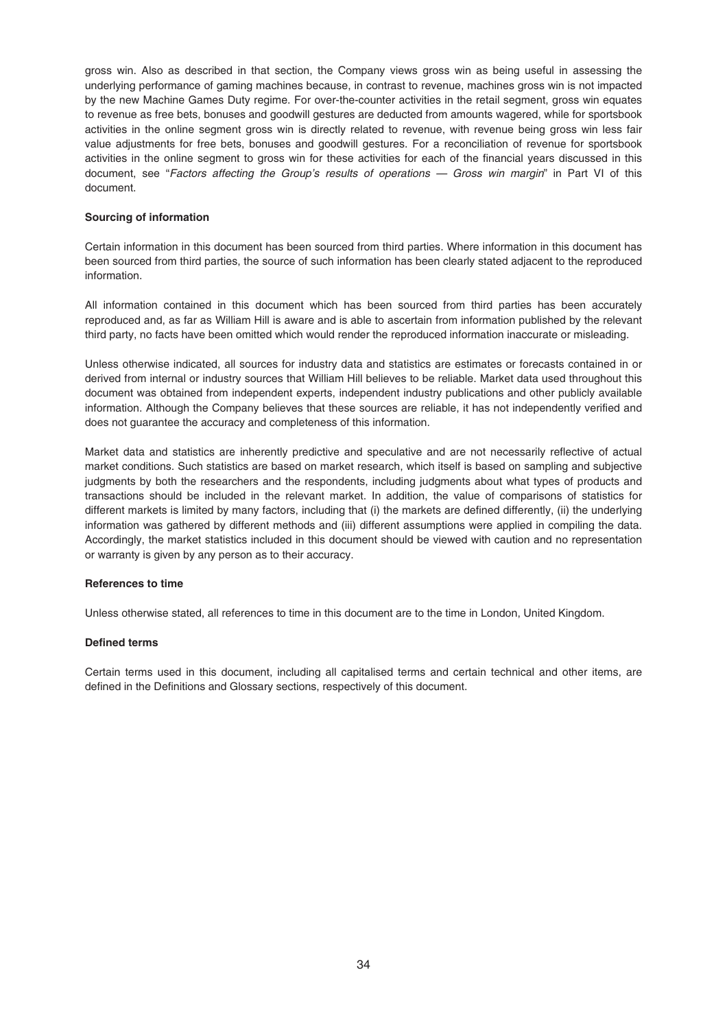gross win. Also as described in that section, the Company views gross win as being useful in assessing the underlying performance of gaming machines because, in contrast to revenue, machines gross win is not impacted by the new Machine Games Duty regime. For over-the-counter activities in the retail segment, gross win equates to revenue as free bets, bonuses and goodwill gestures are deducted from amounts wagered, while for sportsbook activities in the online segment gross win is directly related to revenue, with revenue being gross win less fair value adjustments for free bets, bonuses and goodwill gestures. For a reconciliation of revenue for sportsbook activities in the online segment to gross win for these activities for each of the financial years discussed in this document, see "*Factors affecting the Group's results of operations — Gross win margin*" in Part VI of this document.

**Sourcing of information**

Certain information in this document has been sourced from third parties. Where information in this document has been sourced from third parties, the source of such information has been clearly stated adjacent to the reproduced information.

All information contained in this document which has been sourced from third parties has been accurately reproduced and, as far as William Hill is aware and is able to ascertain from information published by the relevant third party, no facts have been omitted which would render the reproduced information inaccurate or misleading.

Unless otherwise indicated, all sources for industry data and statistics are estimates or forecasts contained in or derived from internal or industry sources that William Hill believes to be reliable. Market data used throughout this document was obtained from independent experts, independent industry publications and other publicly available information. Although the Company believes that these sources are reliable, it has not independently verified and does not guarantee the accuracy and completeness of this information.

Market data and statistics are inherently predictive and speculative and are not necessarily reflective of actual market conditions. Such statistics are based on market research, which itself is based on sampling and subjective judgments by both the researchers and the respondents, including judgments about what types of products and transactions should be included in the relevant market. In addition, the value of comparisons of statistics for different markets is limited by many factors, including that (i) the markets are defined differently, (ii) the underlying information was gathered by different methods and (iii) different assumptions were applied in compiling the data. Accordingly, the market statistics included in this document should be viewed with caution and no representation or warranty is given by any person as to their accuracy.

**References to time**

Unless otherwise stated, all references to time in this document are to the time in London, United Kingdom.

**Defined terms**

Certain terms used in this document, including all capitalised terms and certain technical and other items, are defined in the Definitions and Glossary sections, respectively of this document.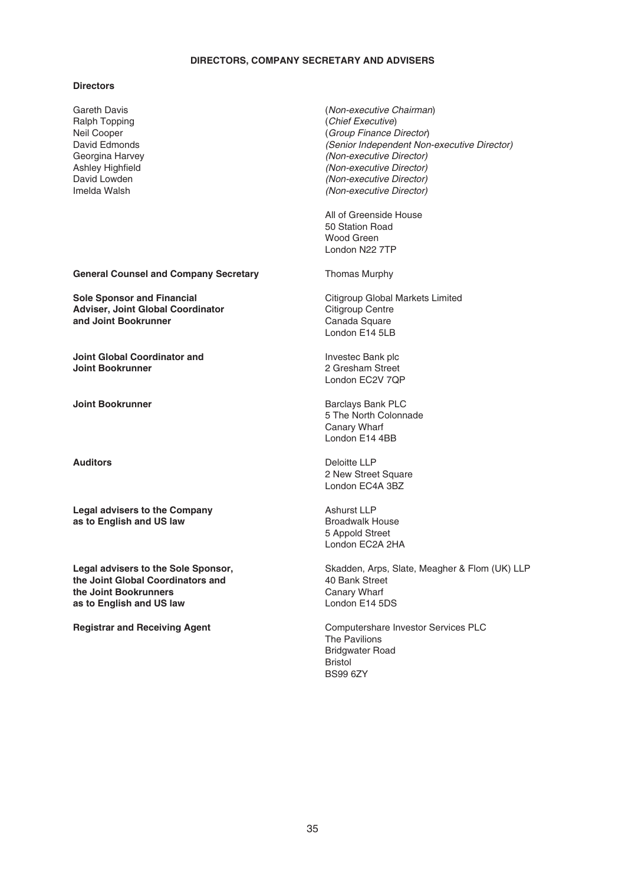# DIRECTORS, COMPANY SECRETARY AND ADVISERS

**Directors**

| | |
|---|---|
| Gareth Davis | (*Non-executive Chairman*) |
| Ralph Topping | (*Chief Executive*) |
| Neil Cooper | (*Group Finance Director*) |
| David Edmonds | *(Senior Independent Non-executive Director)* |
| Georgina Harvey | *(Non-executive Director)* |
| Ashley Highfield | *(Non-executive Director)* |
| David Lowden | *(Non-executive Director)* |
| Imelda Walsh | *(Non-executive Director)* |
| | All of Greenside House<br>50 Station Road<br>Wood Green<br>London N22 7TP |
| **General Counsel and Company Secretary** | Thomas Murphy |
| **Sole Sponsor and Financial Adviser, Joint Global Coordinator and Joint Bookrunner** | Citigroup Global Markets Limited<br>Citigroup Centre<br>Canada Square<br>London E14 5LB |
| **Joint Global Coordinator and Joint Bookrunner** | Investec Bank plc<br>2 Gresham Street<br>London EC2V 7QP |
| **Joint Bookrunner** | Barclays Bank PLC<br>5 The North Colonnade<br>Canary Wharf<br>London E14 4BB |
| **Auditors** | Deloitte LLP<br>2 New Street Square<br>London EC4A 3BZ |
| **Legal advisers to the Company as to English and US law** | Ashurst LLP<br>Broadwalk House<br>5 Appold Street<br>London EC2A 2HA |
| **Legal advisers to the Sole Sponsor, the Joint Global Coordinators and the Joint Bookrunners as to English and US law** | Skadden, Arps, Slate, Meagher & Flom (UK) LLP<br>40 Bank Street<br>Canary Wharf<br>London E14 5DS |
| **Registrar and Receiving Agent** | Computershare Investor Services PLC<br>The Pavilions<br>Bridgwater Road<br>Bristol<br>BS99 6ZY |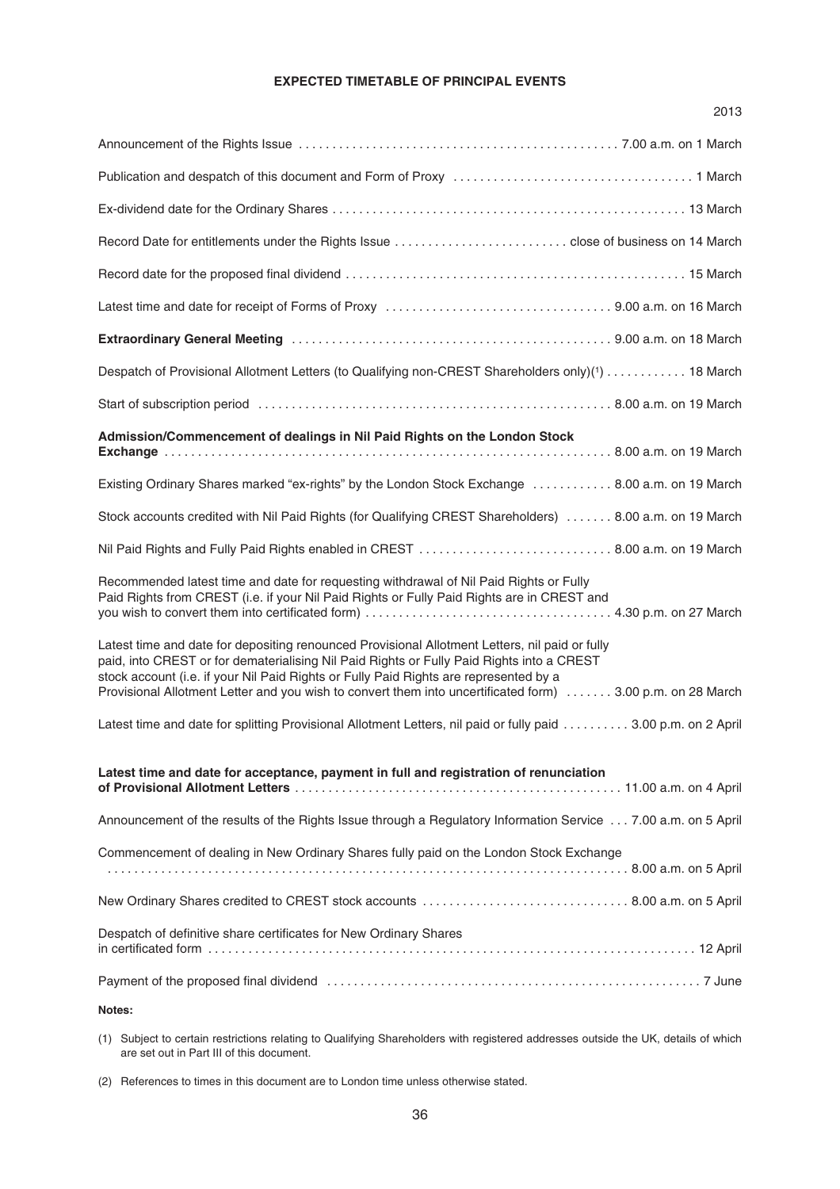## EXPECTED TIMETABLE OF PRINCIPAL EVENTS

| | 2013 |
|---|---|
| Announcement of the Rights Issue | 7.00 a.m. on 1 March |
| Publication and despatch of this document and Form of Proxy | 1 March |
| Ex-dividend date for the Ordinary Shares | 13 March |
| Record Date for entitlements under the Rights Issue | close of business on 14 March |
| Record date for the proposed final dividend | 15 March |
| Latest time and date for receipt of Forms of Proxy | 9.00 a.m. on 16 March |
| **Extraordinary General Meeting** | 9.00 a.m. on 18 March |
| Despatch of Provisional Allotment Letters (to Qualifying non-CREST Shareholders only)(1) | 18 March |
| Start of subscription period | 8.00 a.m. on 19 March |
| **Admission/Commencement of dealings in Nil Paid Rights on the London Stock Exchange** | 8.00 a.m. on 19 March |
| Existing Ordinary Shares marked "ex-rights" by the London Stock Exchange | 8.00 a.m. on 19 March |
| Stock accounts credited with Nil Paid Rights (for Qualifying CREST Shareholders) | 8.00 a.m. on 19 March |
| Nil Paid Rights and Fully Paid Rights enabled in CREST | 8.00 a.m. on 19 March |
| Recommended latest time and date for requesting withdrawal of Nil Paid Rights or Fully Paid Rights from CREST (i.e. if your Nil Paid Rights or Fully Paid Rights are in CREST and you wish to convert them into certificated form) | 4.30 p.m. on 27 March |
| Latest time and date for depositing renounced Provisional Allotment Letters, nil paid or fully paid, into CREST or for dematerialising Nil Paid Rights or Fully Paid Rights into a CREST stock account (i.e. if your Nil Paid Rights or Fully Paid Rights are represented by a Provisional Allotment Letter and you wish to convert them into uncertificated form) | 3.00 p.m. on 28 March |
| Latest time and date for splitting Provisional Allotment Letters, nil paid or fully paid | 3.00 p.m. on 2 April |
| **Latest time and date for acceptance, payment in full and registration of renunciation of Provisional Allotment Letters** | 11.00 a.m. on 4 April |
| Announcement of the results of the Rights Issue through a Regulatory Information Service | 7.00 a.m. on 5 April |
| Commencement of dealing in New Ordinary Shares fully paid on the London Stock Exchange | 8.00 a.m. on 5 April |
| New Ordinary Shares credited to CREST stock accounts | 8.00 a.m. on 5 April |
| Despatch of definitive share certificates for New Ordinary Shares in certificated form | 12 April |
| Payment of the proposed final dividend | 7 June |

**Notes:**

(1) Subject to certain restrictions relating to Qualifying Shareholders with registered addresses outside the UK, details of which are set out in Part III of this document.

(2) References to times in this document are to London time unless otherwise stated.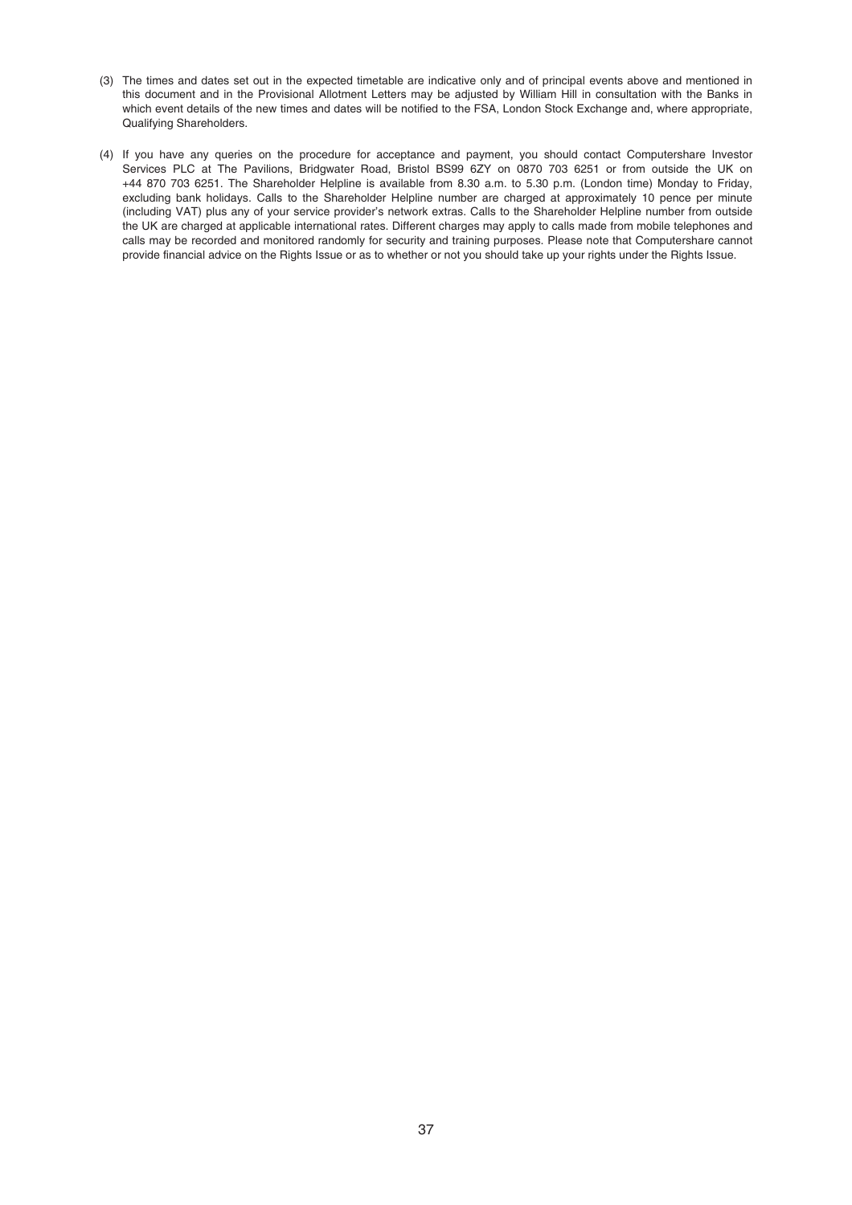(3) The times and dates set out in the expected timetable are indicative only and of principal events above and mentioned in this document and in the Provisional Allotment Letters may be adjusted by William Hill in consultation with the Banks in which event details of the new times and dates will be notified to the FSA, London Stock Exchange and, where appropriate, Qualifying Shareholders.

(4) If you have any queries on the procedure for acceptance and payment, you should contact Computershare Investor Services PLC at The Pavilions, Bridgwater Road, Bristol BS99 6ZY on 0870 703 6251 or from outside the UK on +44 870 703 6251. The Shareholder Helpline is available from 8.30 a.m. to 5.30 p.m. (London time) Monday to Friday, excluding bank holidays. Calls to the Shareholder Helpline number are charged at approximately 10 pence per minute (including VAT) plus any of your service provider's network extras. Calls to the Shareholder Helpline number from outside the UK are charged at applicable international rates. Different charges may apply to calls made from mobile telephones and calls may be recorded and monitored randomly for security and training purposes. Please note that Computershare cannot provide financial advice on the Rights Issue or as to whether or not you should take up your rights under the Rights Issue.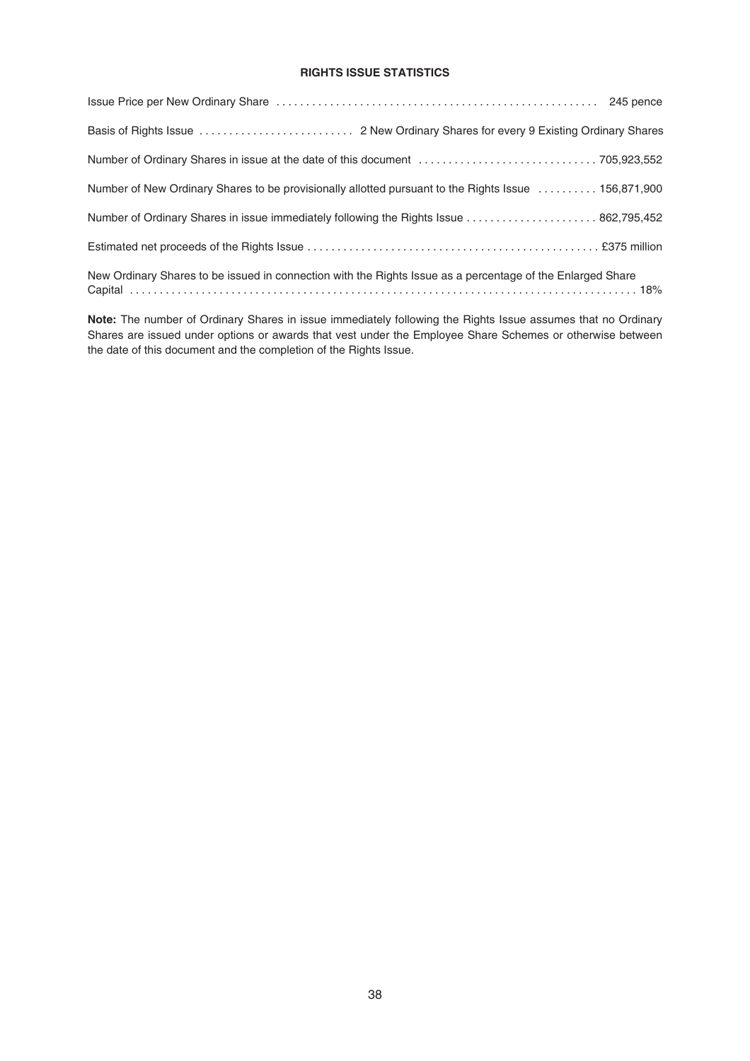## RIGHTS ISSUE STATISTICS

| | |
|---|---|
| Issue Price per New Ordinary Share | 245 pence |
| Basis of Rights Issue | 2 New Ordinary Shares for every 9 Existing Ordinary Shares |
| Number of Ordinary Shares in issue at the date of this document | 705,923,552 |
| Number of New Ordinary Shares to be provisionally allotted pursuant to the Rights Issue | 156,871,900 |
| Number of Ordinary Shares in issue immediately following the Rights Issue | 862,795,452 |
| Estimated net proceeds of the Rights Issue | £375 million |
| New Ordinary Shares to be issued in connection with the Rights Issue as a percentage of the Enlarged Share Capital | 18% |

**Note:** The number of Ordinary Shares in issue immediately following the Rights Issue assumes that no Ordinary Shares are issued under options or awards that vest under the Employee Share Schemes or otherwise between the date of this document and the completion of the Rights Issue.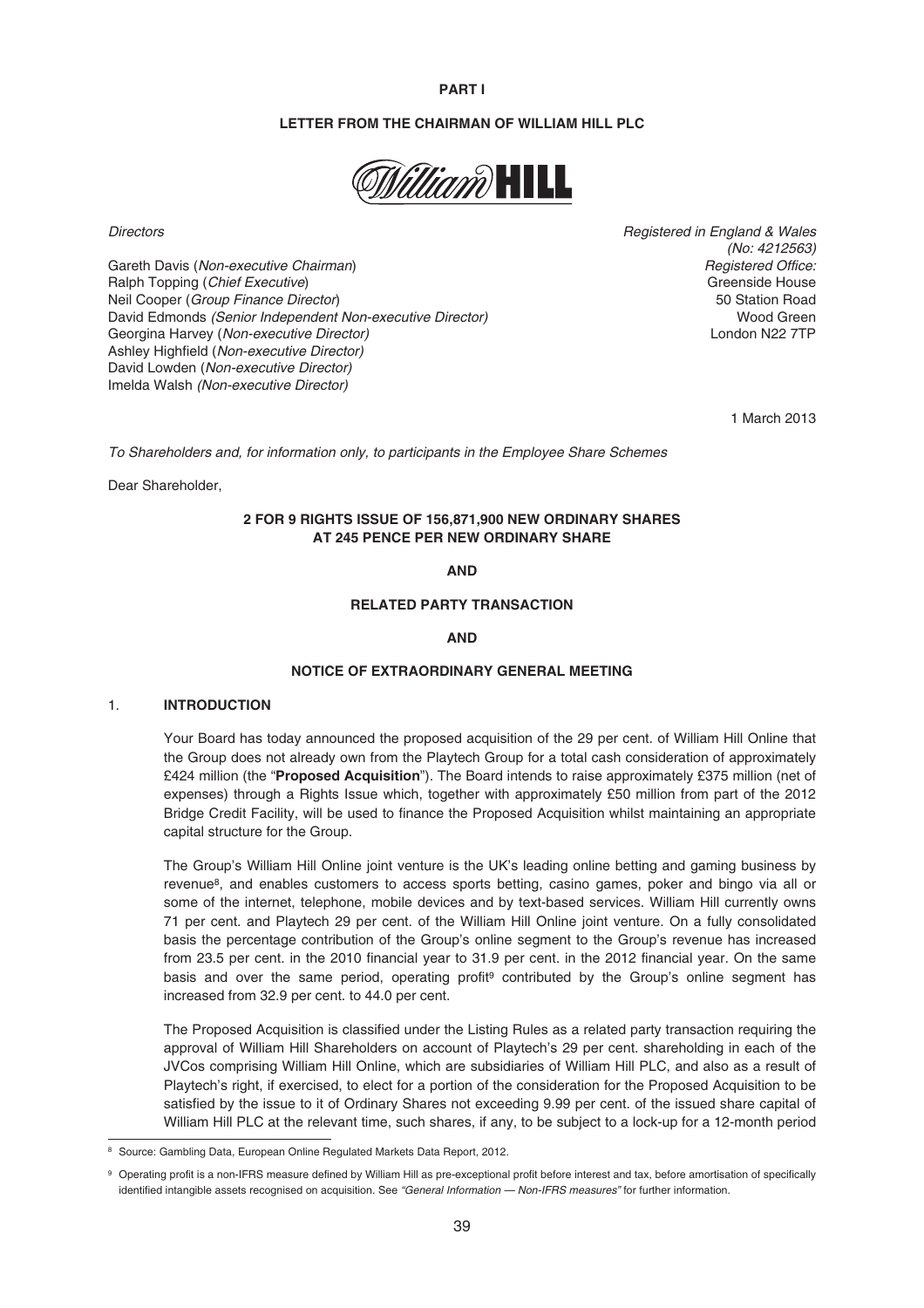# PART I

## LETTER FROM THE CHAIRMAN OF WILLIAM HILL PLC

*Directors*

Gareth Davis (*Non-executive Chairman*)
Ralph Topping (*Chief Executive*)
Neil Cooper (*Group Finance Director*)
David Edmonds *(Senior Independent Non-executive Director)*
Georgina Harvey (*Non-executive Director)*
Ashley Highfield (*Non-executive Director)*
David Lowden (*Non-executive Director)*
Imelda Walsh *(Non-executive Director)*

*Registered in England & Wales*
*(No: 4212563)*
*Registered Office:*
Greenside House
50 Station Road
Wood Green
London N22 7TP

1 March 2013

*To Shareholders and, for information only, to participants in the Employee Share Schemes*

Dear Shareholder,

**2 FOR 9 RIGHTS ISSUE OF 156,871,900 NEW ORDINARY SHARES AT 245 PENCE PER NEW ORDINARY SHARE**

**AND**

**RELATED PARTY TRANSACTION**

**AND**

**NOTICE OF EXTRAORDINARY GENERAL MEETING**

### 1. INTRODUCTION

Your Board has today announced the proposed acquisition of the 29 per cent. of William Hill Online that the Group does not already own from the Playtech Group for a total cash consideration of approximately £424 million (the "**Proposed Acquisition**"). The Board intends to raise approximately £375 million (net of expenses) through a Rights Issue which, together with approximately £50 million from part of the 2012 Bridge Credit Facility, will be used to finance the Proposed Acquisition whilst maintaining an appropriate capital structure for the Group.

The Group's William Hill Online joint venture is the UK's leading online betting and gaming business by revenue[8], and enables customers to access sports betting, casino games, poker and bingo via all or some of the internet, telephone, mobile devices and by text-based services. William Hill currently owns 71 per cent. and Playtech 29 per cent. of the William Hill Online joint venture. On a fully consolidated basis the percentage contribution of the Group's online segment to the Group's revenue has increased from 23.5 per cent. in the 2010 financial year to 31.9 per cent. in the 2012 financial year. On the same basis and over the same period, operating profit[9] contributed by the Group's online segment has increased from 32.9 per cent. to 44.0 per cent.

The Proposed Acquisition is classified under the Listing Rules as a related party transaction requiring the approval of William Hill Shareholders on account of Playtech's 29 per cent. shareholding in each of the JVCos comprising William Hill Online, which are subsidiaries of William Hill PLC, and also as a result of Playtech's right, if exercised, to elect for a portion of the consideration for the Proposed Acquisition to be satisfied by the issue to it of Ordinary Shares not exceeding 9.99 per cent. of the issued share capital of William Hill PLC at the relevant time, such shares, if any, to be subject to a lock-up for a 12-month period

[8] Source: Gambling Data, European Online Regulated Markets Data Report, 2012.

[9] Operating profit is a non-IFRS measure defined by William Hill as pre-exceptional profit before interest and tax, before amortisation of specifically identified intangible assets recognised on acquisition. See *"General Information — Non-IFRS measures"* for further information.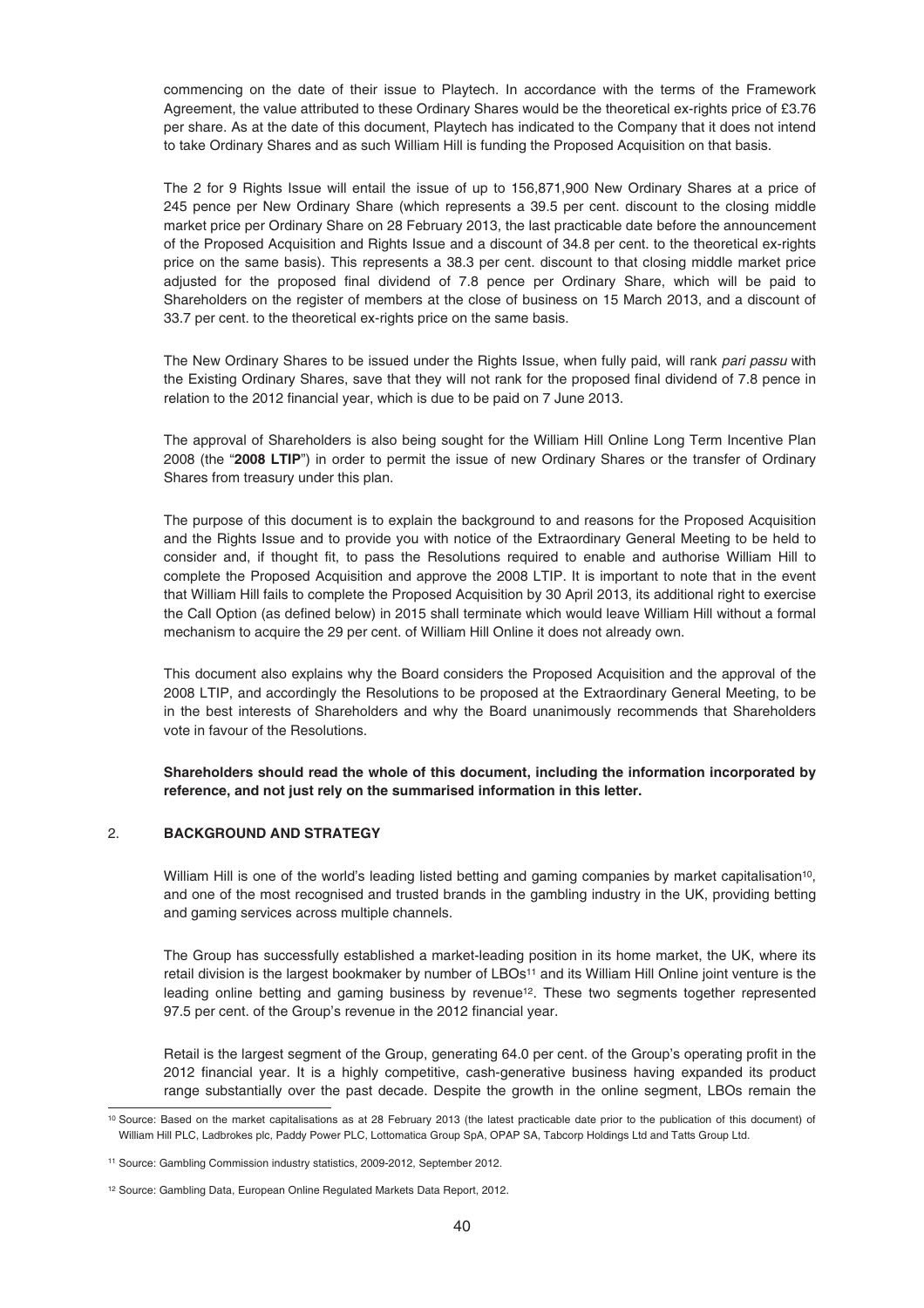commencing on the date of their issue to Playtech. In accordance with the terms of the Framework Agreement, the value attributed to these Ordinary Shares would be the theoretical ex-rights price of £3.76 per share. As at the date of this document, Playtech has indicated to the Company that it does not intend to take Ordinary Shares and as such William Hill is funding the Proposed Acquisition on that basis.

The 2 for 9 Rights Issue will entail the issue of up to 156,871,900 New Ordinary Shares at a price of 245 pence per New Ordinary Share (which represents a 39.5 per cent. discount to the closing middle market price per Ordinary Share on 28 February 2013, the last practicable date before the announcement of the Proposed Acquisition and Rights Issue and a discount of 34.8 per cent. to the theoretical ex-rights price on the same basis). This represents a 38.3 per cent. discount to that closing middle market price adjusted for the proposed final dividend of 7.8 pence per Ordinary Share, which will be paid to Shareholders on the register of members at the close of business on 15 March 2013, and a discount of 33.7 per cent. to the theoretical ex-rights price on the same basis.

The New Ordinary Shares to be issued under the Rights Issue, when fully paid, will rank *pari passu* with the Existing Ordinary Shares, save that they will not rank for the proposed final dividend of 7.8 pence in relation to the 2012 financial year, which is due to be paid on 7 June 2013.

The approval of Shareholders is also being sought for the William Hill Online Long Term Incentive Plan 2008 (the "**2008 LTIP**") in order to permit the issue of new Ordinary Shares or the transfer of Ordinary Shares from treasury under this plan.

The purpose of this document is to explain the background to and reasons for the Proposed Acquisition and the Rights Issue and to provide you with notice of the Extraordinary General Meeting to be held to consider and, if thought fit, to pass the Resolutions required to enable and authorise William Hill to complete the Proposed Acquisition and approve the 2008 LTIP. It is important to note that in the event that William Hill fails to complete the Proposed Acquisition by 30 April 2013, its additional right to exercise the Call Option (as defined below) in 2015 shall terminate which would leave William Hill without a formal mechanism to acquire the 29 per cent. of William Hill Online it does not already own.

This document also explains why the Board considers the Proposed Acquisition and the approval of the 2008 LTIP, and accordingly the Resolutions to be proposed at the Extraordinary General Meeting, to be in the best interests of Shareholders and why the Board unanimously recommends that Shareholders vote in favour of the Resolutions.

**Shareholders should read the whole of this document, including the information incorporated by reference, and not just rely on the summarised information in this letter.**

## 2. BACKGROUND AND STRATEGY

William Hill is one of the world's leading listed betting and gaming companies by market capitalisation[10], and one of the most recognised and trusted brands in the gambling industry in the UK, providing betting and gaming services across multiple channels.

The Group has successfully established a market-leading position in its home market, the UK, where its retail division is the largest bookmaker by number of LBOs[11] and its William Hill Online joint venture is the leading online betting and gaming business by revenue[12]. These two segments together represented 97.5 per cent. of the Group's revenue in the 2012 financial year.

Retail is the largest segment of the Group, generating 64.0 per cent. of the Group's operating profit in the 2012 financial year. It is a highly competitive, cash-generative business having expanded its product range substantially over the past decade. Despite the growth in the online segment, LBOs remain the

---

[10] Source: Based on the market capitalisations as at 28 February 2013 (the latest practicable date prior to the publication of this document) of William Hill PLC, Ladbrokes plc, Paddy Power PLC, Lottomatica Group SpA, OPAP SA, Tabcorp Holdings Ltd and Tatts Group Ltd.

[11] Source: Gambling Commission industry statistics, 2009-2012, September 2012.

[12] Source: Gambling Data, European Online Regulated Markets Data Report, 2012.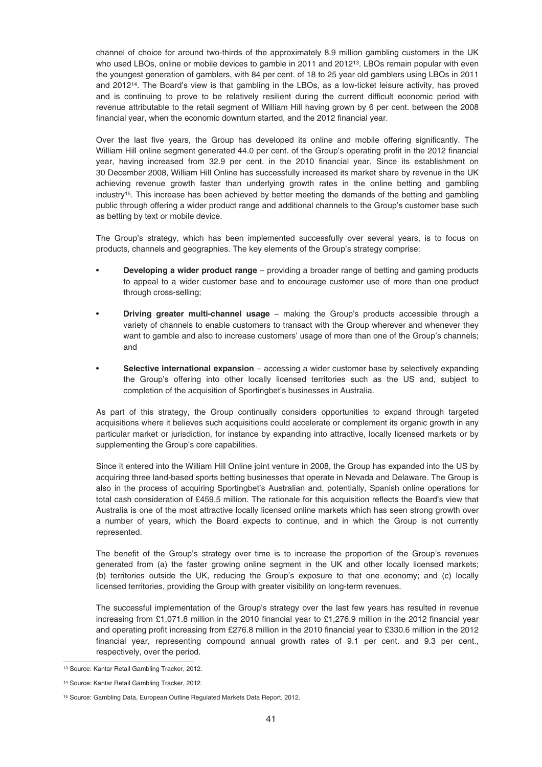channel of choice for around two-thirds of the approximately 8.9 million gambling customers in the UK who used LBOs, online or mobile devices to gamble in 2011 and 2012[13]. LBOs remain popular with even the youngest generation of gamblers, with 84 per cent. of 18 to 25 year old gamblers using LBOs in 2011 and 2012[14]. The Board's view is that gambling in the LBOs, as a low-ticket leisure activity, has proved and is continuing to prove to be relatively resilient during the current difficult economic period with revenue attributable to the retail segment of William Hill having grown by 6 per cent. between the 2008 financial year, when the economic downturn started, and the 2012 financial year.

Over the last five years, the Group has developed its online and mobile offering significantly. The William Hill online segment generated 44.0 per cent. of the Group's operating profit in the 2012 financial year, having increased from 32.9 per cent. in the 2010 financial year. Since its establishment on 30 December 2008, William Hill Online has successfully increased its market share by revenue in the UK achieving revenue growth faster than underlying growth rates in the online betting and gambling industry[15]. This increase has been achieved by better meeting the demands of the betting and gambling public through offering a wider product range and additional channels to the Group's customer base such as betting by text or mobile device.

The Group's strategy, which has been implemented successfully over several years, is to focus on products, channels and geographies. The key elements of the Group's strategy comprise:

- **Developing a wider product range** – providing a broader range of betting and gaming products to appeal to a wider customer base and to encourage customer use of more than one product through cross-selling;
- **Driving greater multi-channel usage** – making the Group's products accessible through a variety of channels to enable customers to transact with the Group wherever and whenever they want to gamble and also to increase customers' usage of more than one of the Group's channels; and
- **Selective international expansion** – accessing a wider customer base by selectively expanding the Group's offering into other locally licensed territories such as the US and, subject to completion of the acquisition of Sportingbet's businesses in Australia.

As part of this strategy, the Group continually considers opportunities to expand through targeted acquisitions where it believes such acquisitions could accelerate or complement its organic growth in any particular market or jurisdiction, for instance by expanding into attractive, locally licensed markets or by supplementing the Group's core capabilities.

Since it entered into the William Hill Online joint venture in 2008, the Group has expanded into the US by acquiring three land-based sports betting businesses that operate in Nevada and Delaware. The Group is also in the process of acquiring Sportingbet's Australian and, potentially, Spanish online operations for total cash consideration of £459.5 million. The rationale for this acquisition reflects the Board's view that Australia is one of the most attractive locally licensed online markets which has seen strong growth over a number of years, which the Board expects to continue, and in which the Group is not currently represented.

The benefit of the Group's strategy over time is to increase the proportion of the Group's revenues generated from (a) the faster growing online segment in the UK and other locally licensed markets; (b) territories outside the UK, reducing the Group's exposure to that one economy; and (c) locally licensed territories, providing the Group with greater visibility on long-term revenues.

The successful implementation of the Group's strategy over the last few years has resulted in revenue increasing from £1,071.8 million in the 2010 financial year to £1,276.9 million in the 2012 financial year and operating profit increasing from £276.8 million in the 2010 financial year to £330.6 million in the 2012 financial year, representing compound annual growth rates of 9.1 per cent. and 9.3 per cent., respectively, over the period.

---

[13] Source: Kantar Retail Gambling Tracker, 2012.

[14] Source: Kantar Retail Gambling Tracker, 2012.

[15] Source: Gambling Data, European Outline Regulated Markets Data Report, 2012.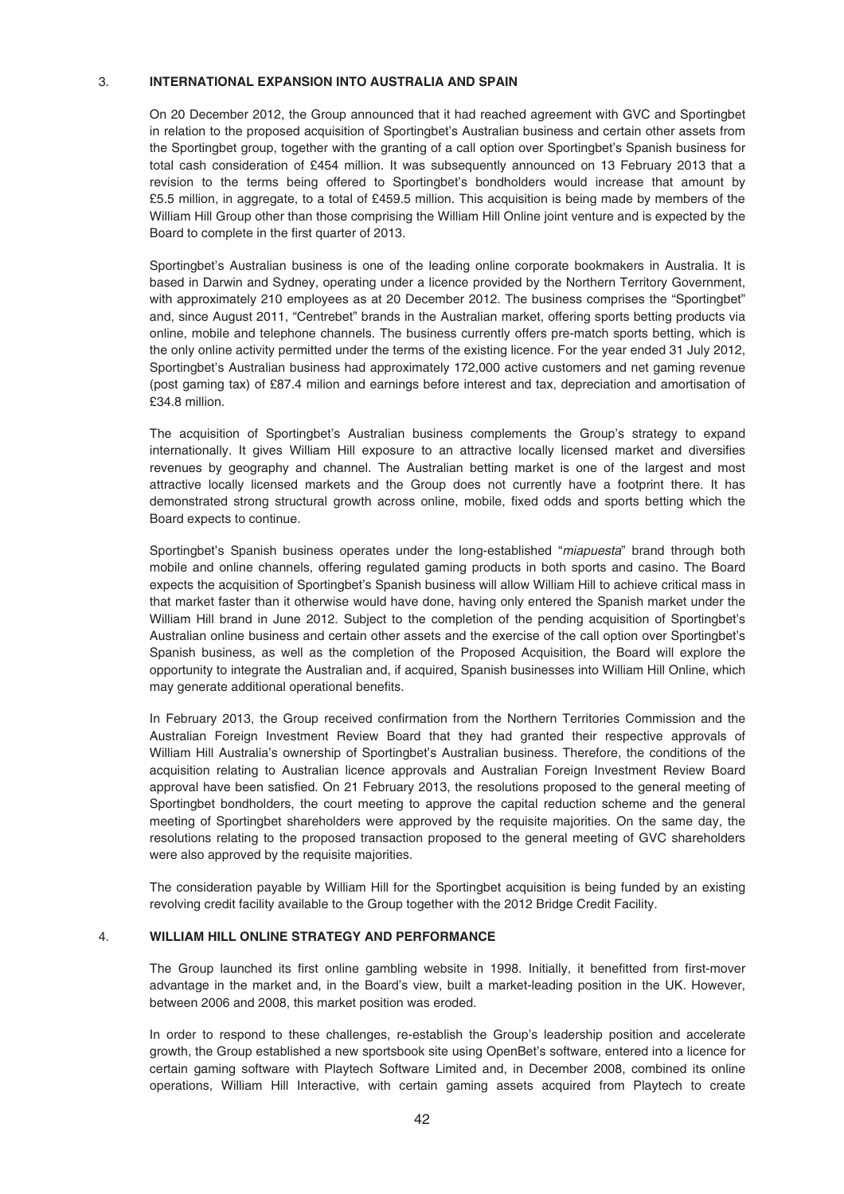## 3. INTERNATIONAL EXPANSION INTO AUSTRALIA AND SPAIN

On 20 December 2012, the Group announced that it had reached agreement with GVC and Sportingbet in relation to the proposed acquisition of Sportingbet's Australian business and certain other assets from the Sportingbet group, together with the granting of a call option over Sportingbet's Spanish business for total cash consideration of £454 million. It was subsequently announced on 13 February 2013 that a revision to the terms being offered to Sportingbet's bondholders would increase that amount by £5.5 million, in aggregate, to a total of £459.5 million. This acquisition is being made by members of the William Hill Group other than those comprising the William Hill Online joint venture and is expected by the Board to complete in the first quarter of 2013.

Sportingbet's Australian business is one of the leading online corporate bookmakers in Australia. It is based in Darwin and Sydney, operating under a licence provided by the Northern Territory Government, with approximately 210 employees as at 20 December 2012. The business comprises the "Sportingbet" and, since August 2011, "Centrebet" brands in the Australian market, offering sports betting products via online, mobile and telephone channels. The business currently offers pre-match sports betting, which is the only online activity permitted under the terms of the existing licence. For the year ended 31 July 2012, Sportingbet's Australian business had approximately 172,000 active customers and net gaming revenue (post gaming tax) of £87.4 milion and earnings before interest and tax, depreciation and amortisation of £34.8 million.

The acquisition of Sportingbet's Australian business complements the Group's strategy to expand internationally. It gives William Hill exposure to an attractive locally licensed market and diversifies revenues by geography and channel. The Australian betting market is one of the largest and most attractive locally licensed markets and the Group does not currently have a footprint there. It has demonstrated strong structural growth across online, mobile, fixed odds and sports betting which the Board expects to continue.

Sportingbet's Spanish business operates under the long-established "*miapuesta*" brand through both mobile and online channels, offering regulated gaming products in both sports and casino. The Board expects the acquisition of Sportingbet's Spanish business will allow William Hill to achieve critical mass in that market faster than it otherwise would have done, having only entered the Spanish market under the William Hill brand in June 2012. Subject to the completion of the pending acquisition of Sportingbet's Australian online business and certain other assets and the exercise of the call option over Sportingbet's Spanish business, as well as the completion of the Proposed Acquisition, the Board will explore the opportunity to integrate the Australian and, if acquired, Spanish businesses into William Hill Online, which may generate additional operational benefits.

In February 2013, the Group received confirmation from the Northern Territories Commission and the Australian Foreign Investment Review Board that they had granted their respective approvals of William Hill Australia's ownership of Sportingbet's Australian business. Therefore, the conditions of the acquisition relating to Australian licence approvals and Australian Foreign Investment Review Board approval have been satisfied. On 21 February 2013, the resolutions proposed to the general meeting of Sportingbet bondholders, the court meeting to approve the capital reduction scheme and the general meeting of Sportingbet shareholders were approved by the requisite majorities. On the same day, the resolutions relating to the proposed transaction proposed to the general meeting of GVC shareholders were also approved by the requisite majorities.

The consideration payable by William Hill for the Sportingbet acquisition is being funded by an existing revolving credit facility available to the Group together with the 2012 Bridge Credit Facility.

## 4. WILLIAM HILL ONLINE STRATEGY AND PERFORMANCE

The Group launched its first online gambling website in 1998. Initially, it benefitted from first-mover advantage in the market and, in the Board's view, built a market-leading position in the UK. However, between 2006 and 2008, this market position was eroded.

In order to respond to these challenges, re-establish the Group's leadership position and accelerate growth, the Group established a new sportsbook site using OpenBet's software, entered into a licence for certain gaming software with Playtech Software Limited and, in December 2008, combined its online operations, William Hill Interactive, with certain gaming assets acquired from Playtech to create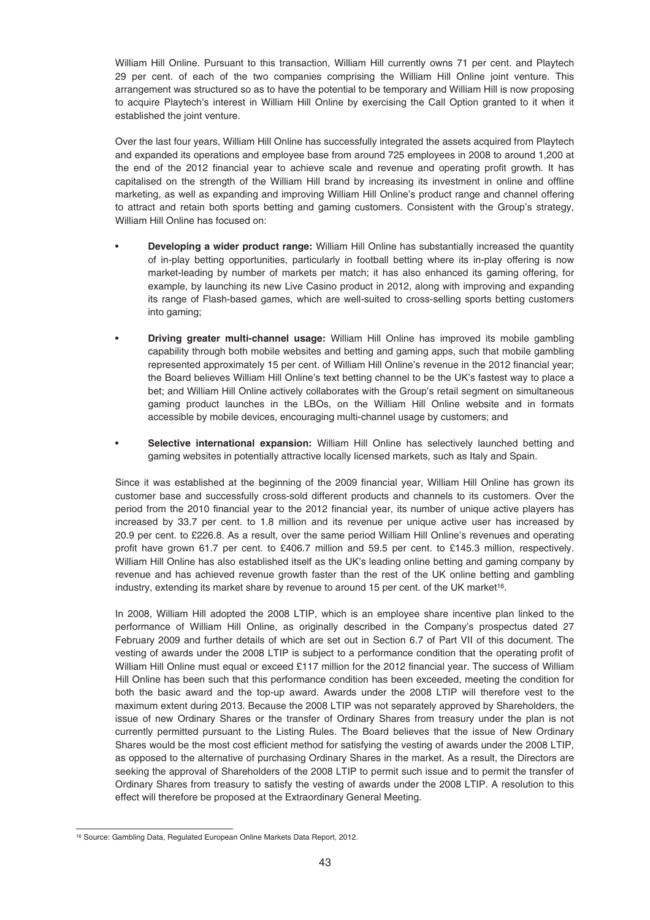William Hill Online. Pursuant to this transaction, William Hill currently owns 71 per cent. and Playtech 29 per cent. of each of the two companies comprising the William Hill Online joint venture. This arrangement was structured so as to have the potential to be temporary and William Hill is now proposing to acquire Playtech's interest in William Hill Online by exercising the Call Option granted to it when it established the joint venture.

Over the last four years, William Hill Online has successfully integrated the assets acquired from Playtech and expanded its operations and employee base from around 725 employees in 2008 to around 1,200 at the end of the 2012 financial year to achieve scale and revenue and operating profit growth. It has capitalised on the strength of the William Hill brand by increasing its investment in online and offline marketing, as well as expanding and improving William Hill Online's product range and channel offering to attract and retain both sports betting and gaming customers. Consistent with the Group's strategy, William Hill Online has focused on:

- **Developing a wider product range:** William Hill Online has substantially increased the quantity of in-play betting opportunities, particularly in football betting where its in-play offering is now market-leading by number of markets per match; it has also enhanced its gaming offering, for example, by launching its new Live Casino product in 2012, along with improving and expanding its range of Flash-based games, which are well-suited to cross-selling sports betting customers into gaming;

- **Driving greater multi-channel usage:** William Hill Online has improved its mobile gambling capability through both mobile websites and betting and gaming apps, such that mobile gambling represented approximately 15 per cent. of William Hill Online's revenue in the 2012 financial year; the Board believes William Hill Online's text betting channel to be the UK's fastest way to place a bet; and William Hill Online actively collaborates with the Group's retail segment on simultaneous gaming product launches in the LBOs, on the William Hill Online website and in formats accessible by mobile devices, encouraging multi-channel usage by customers; and

- **Selective international expansion:** William Hill Online has selectively launched betting and gaming websites in potentially attractive locally licensed markets, such as Italy and Spain.

Since it was established at the beginning of the 2009 financial year, William Hill Online has grown its customer base and successfully cross-sold different products and channels to its customers. Over the period from the 2010 financial year to the 2012 financial year, its number of unique active players has increased by 33.7 per cent. to 1.8 million and its revenue per unique active user has increased by 20.9 per cent. to £226.8. As a result, over the same period William Hill Online's revenues and operating profit have grown 61.7 per cent. to £406.7 million and 59.5 per cent. to £145.3 million, respectively. William Hill Online has also established itself as the UK's leading online betting and gaming company by revenue and has achieved revenue growth faster than the rest of the UK online betting and gambling industry, extending its market share by revenue to around 15 per cent. of the UK market[16].

In 2008, William Hill adopted the 2008 LTIP, which is an employee share incentive plan linked to the performance of William Hill Online, as originally described in the Company's prospectus dated 27 February 2009 and further details of which are set out in Section 6.7 of Part VII of this document. The vesting of awards under the 2008 LTIP is subject to a performance condition that the operating profit of William Hill Online must equal or exceed £117 million for the 2012 financial year. The success of William Hill Online has been such that this performance condition has been exceeded, meeting the condition for both the basic award and the top-up award. Awards under the 2008 LTIP will therefore vest to the maximum extent during 2013. Because the 2008 LTIP was not separately approved by Shareholders, the issue of new Ordinary Shares or the transfer of Ordinary Shares from treasury under the plan is not currently permitted pursuant to the Listing Rules. The Board believes that the issue of New Ordinary Shares would be the most cost efficient method for satisfying the vesting of awards under the 2008 LTIP, as opposed to the alternative of purchasing Ordinary Shares in the market. As a result, the Directors are seeking the approval of Shareholders of the 2008 LTIP to permit such issue and to permit the transfer of Ordinary Shares from treasury to satisfy the vesting of awards under the 2008 LTIP. A resolution to this effect will therefore be proposed at the Extraordinary General Meeting.

[16] Source: Gambling Data, Regulated European Online Markets Data Report, 2012.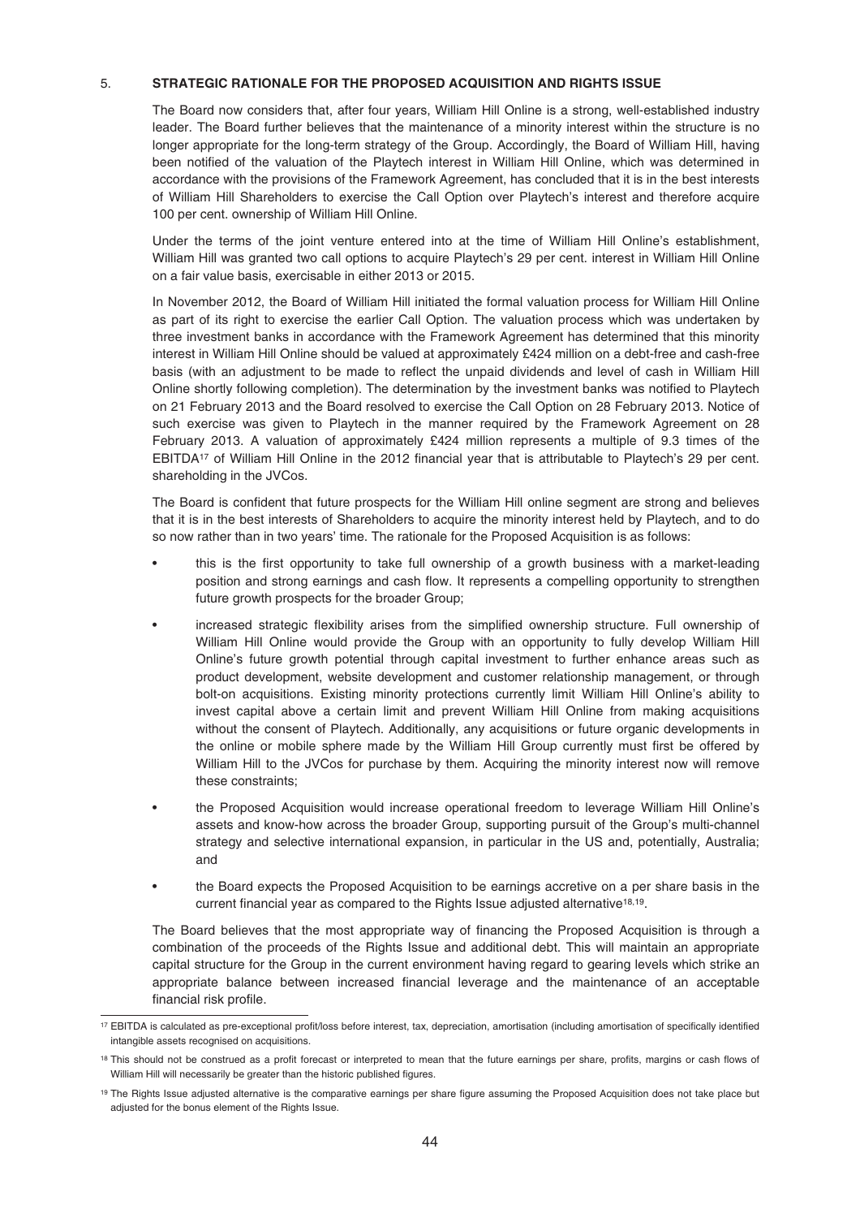## 5. STRATEGIC RATIONALE FOR THE PROPOSED ACQUISITION AND RIGHTS ISSUE

The Board now considers that, after four years, William Hill Online is a strong, well-established industry leader. The Board further believes that the maintenance of a minority interest within the structure is no longer appropriate for the long-term strategy of the Group. Accordingly, the Board of William Hill, having been notified of the valuation of the Playtech interest in William Hill Online, which was determined in accordance with the provisions of the Framework Agreement, has concluded that it is in the best interests of William Hill Shareholders to exercise the Call Option over Playtech's interest and therefore acquire 100 per cent. ownership of William Hill Online.

Under the terms of the joint venture entered into at the time of William Hill Online's establishment, William Hill was granted two call options to acquire Playtech's 29 per cent. interest in William Hill Online on a fair value basis, exercisable in either 2013 or 2015.

In November 2012, the Board of William Hill initiated the formal valuation process for William Hill Online as part of its right to exercise the earlier Call Option. The valuation process which was undertaken by three investment banks in accordance with the Framework Agreement has determined that this minority interest in William Hill Online should be valued at approximately £424 million on a debt-free and cash-free basis (with an adjustment to be made to reflect the unpaid dividends and level of cash in William Hill Online shortly following completion). The determination by the investment banks was notified to Playtech on 21 February 2013 and the Board resolved to exercise the Call Option on 28 February 2013. Notice of such exercise was given to Playtech in the manner required by the Framework Agreement on 28 February 2013. A valuation of approximately £424 million represents a multiple of 9.3 times of the EBITDA[17] of William Hill Online in the 2012 financial year that is attributable to Playtech's 29 per cent. shareholding in the JVCos.

The Board is confident that future prospects for the William Hill online segment are strong and believes that it is in the best interests of Shareholders to acquire the minority interest held by Playtech, and to do so now rather than in two years' time. The rationale for the Proposed Acquisition is as follows:

- this is the first opportunity to take full ownership of a growth business with a market-leading position and strong earnings and cash flow. It represents a compelling opportunity to strengthen future growth prospects for the broader Group;
- increased strategic flexibility arises from the simplified ownership structure. Full ownership of William Hill Online would provide the Group with an opportunity to fully develop William Hill Online's future growth potential through capital investment to further enhance areas such as product development, website development and customer relationship management, or through bolt-on acquisitions. Existing minority protections currently limit William Hill Online's ability to invest capital above a certain limit and prevent William Hill Online from making acquisitions without the consent of Playtech. Additionally, any acquisitions or future organic developments in the online or mobile sphere made by the William Hill Group currently must first be offered by William Hill to the JVCos for purchase by them. Acquiring the minority interest now will remove these constraints;
- the Proposed Acquisition would increase operational freedom to leverage William Hill Online's assets and know-how across the broader Group, supporting pursuit of the Group's multi-channel strategy and selective international expansion, in particular in the US and, potentially, Australia; and
- the Board expects the Proposed Acquisition to be earnings accretive on a per share basis in the current financial year as compared to the Rights Issue adjusted alternative[18,19].

The Board believes that the most appropriate way of financing the Proposed Acquisition is through a combination of the proceeds of the Rights Issue and additional debt. This will maintain an appropriate capital structure for the Group in the current environment having regard to gearing levels which strike an appropriate balance between increased financial leverage and the maintenance of an acceptable financial risk profile.

---

[17] EBITDA is calculated as pre-exceptional profit/loss before interest, tax, depreciation, amortisation (including amortisation of specifically identified intangible assets recognised on acquisitions.

[18] This should not be construed as a profit forecast or interpreted to mean that the future earnings per share, profits, margins or cash flows of William Hill will necessarily be greater than the historic published figures.

[19] The Rights Issue adjusted alternative is the comparative earnings per share figure assuming the Proposed Acquisition does not take place but adjusted for the bonus element of the Rights Issue.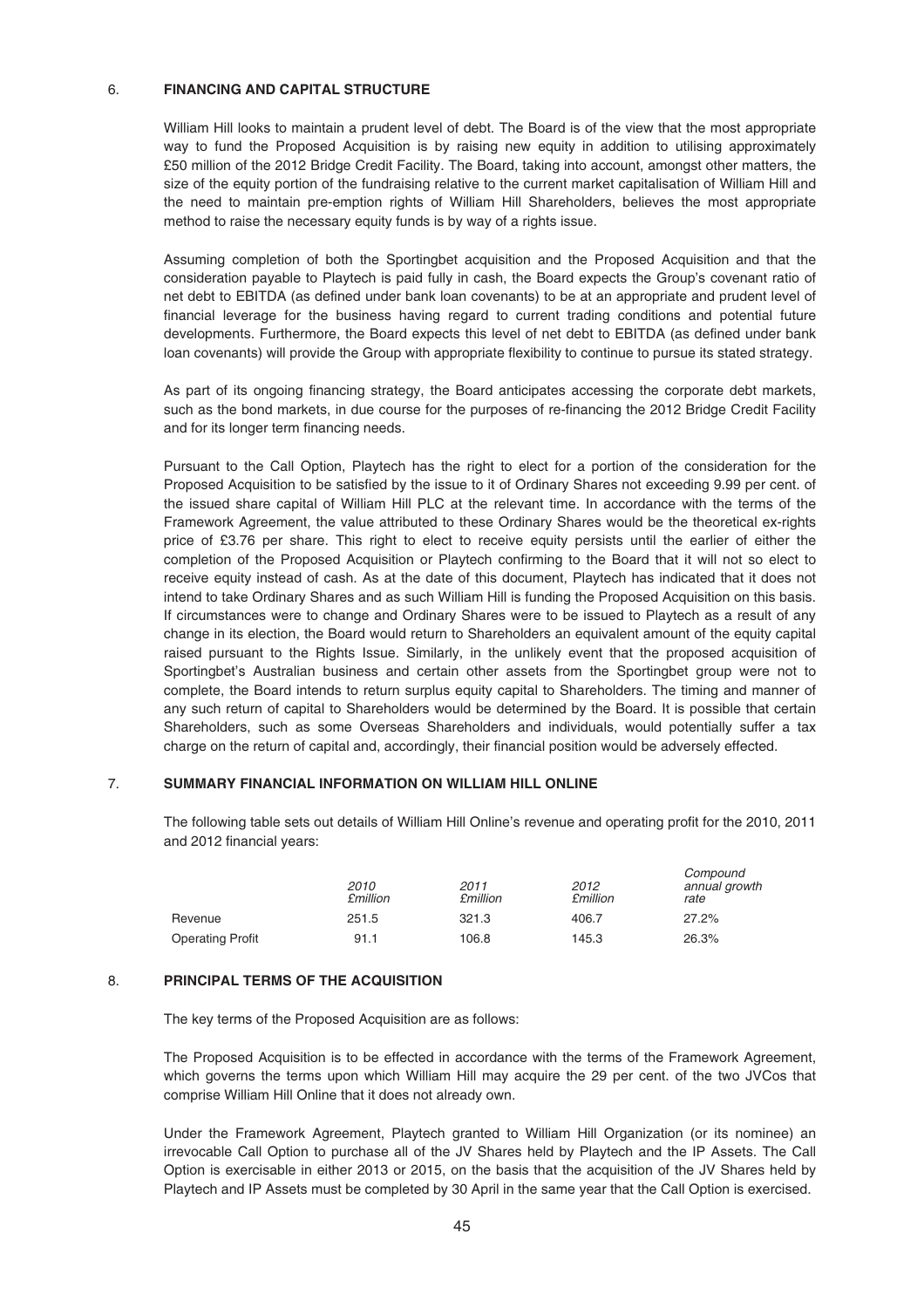## 6. FINANCING AND CAPITAL STRUCTURE

William Hill looks to maintain a prudent level of debt. The Board is of the view that the most appropriate way to fund the Proposed Acquisition is by raising new equity in addition to utilising approximately £50 million of the 2012 Bridge Credit Facility. The Board, taking into account, amongst other matters, the size of the equity portion of the fundraising relative to the current market capitalisation of William Hill and the need to maintain pre-emption rights of William Hill Shareholders, believes the most appropriate method to raise the necessary equity funds is by way of a rights issue.

Assuming completion of both the Sportingbet acquisition and the Proposed Acquisition and that the consideration payable to Playtech is paid fully in cash, the Board expects the Group's covenant ratio of net debt to EBITDA (as defined under bank loan covenants) to be at an appropriate and prudent level of financial leverage for the business having regard to current trading conditions and potential future developments. Furthermore, the Board expects this level of net debt to EBITDA (as defined under bank loan covenants) will provide the Group with appropriate flexibility to continue to pursue its stated strategy.

As part of its ongoing financing strategy, the Board anticipates accessing the corporate debt markets, such as the bond markets, in due course for the purposes of re-financing the 2012 Bridge Credit Facility and for its longer term financing needs.

Pursuant to the Call Option, Playtech has the right to elect for a portion of the consideration for the Proposed Acquisition to be satisfied by the issue to it of Ordinary Shares not exceeding 9.99 per cent. of the issued share capital of William Hill PLC at the relevant time. In accordance with the terms of the Framework Agreement, the value attributed to these Ordinary Shares would be the theoretical ex-rights price of £3.76 per share. This right to elect to receive equity persists until the earlier of either the completion of the Proposed Acquisition or Playtech confirming to the Board that it will not so elect to receive equity instead of cash. As at the date of this document, Playtech has indicated that it does not intend to take Ordinary Shares and as such William Hill is funding the Proposed Acquisition on this basis. If circumstances were to change and Ordinary Shares were to be issued to Playtech as a result of any change in its election, the Board would return to Shareholders an equivalent amount of the equity capital raised pursuant to the Rights Issue. Similarly, in the unlikely event that the proposed acquisition of Sportingbet's Australian business and certain other assets from the Sportingbet group were not to complete, the Board intends to return surplus equity capital to Shareholders. The timing and manner of any such return of capital to Shareholders would be determined by the Board. It is possible that certain Shareholders, such as some Overseas Shareholders and individuals, would potentially suffer a tax charge on the return of capital and, accordingly, their financial position would be adversely effected.

## 7. SUMMARY FINANCIAL INFORMATION ON WILLIAM HILL ONLINE

The following table sets out details of William Hill Online's revenue and operating profit for the 2010, 2011 and 2012 financial years:

| | *2010 £million* | *2011 £million* | *2012 £million* | *Compound annual growth rate* |
|---|---|---|---|---|
| Revenue | 251.5 | 321.3 | 406.7 | 27.2% |
| Operating Profit | 91.1 | 106.8 | 145.3 | 26.3% |

## 8. PRINCIPAL TERMS OF THE ACQUISITION

The key terms of the Proposed Acquisition are as follows:

The Proposed Acquisition is to be effected in accordance with the terms of the Framework Agreement, which governs the terms upon which William Hill may acquire the 29 per cent. of the two JVCos that comprise William Hill Online that it does not already own.

Under the Framework Agreement, Playtech granted to William Hill Organization (or its nominee) an irrevocable Call Option to purchase all of the JV Shares held by Playtech and the IP Assets. The Call Option is exercisable in either 2013 or 2015, on the basis that the acquisition of the JV Shares held by Playtech and IP Assets must be completed by 30 April in the same year that the Call Option is exercised.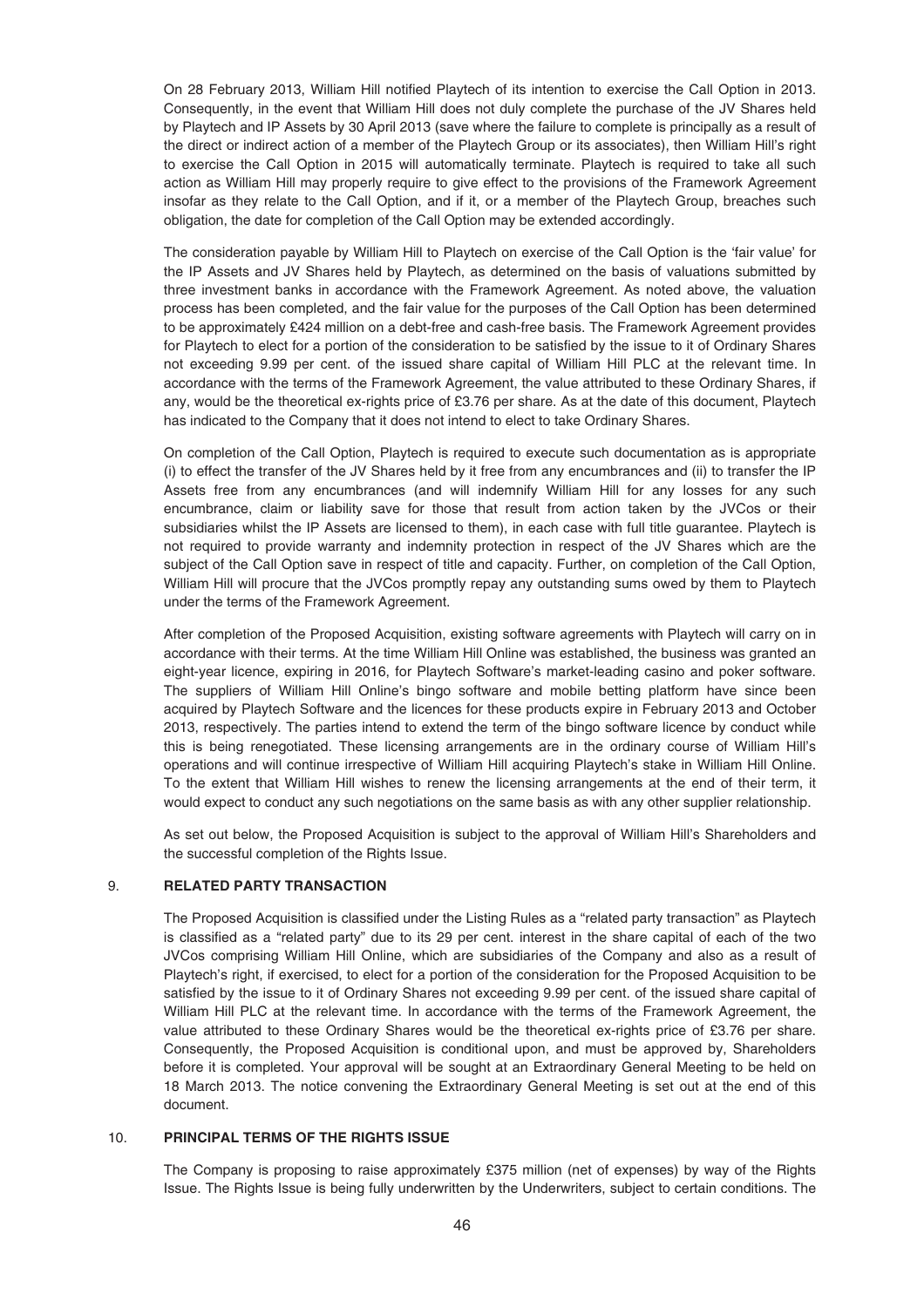On 28 February 2013, William Hill notified Playtech of its intention to exercise the Call Option in 2013. Consequently, in the event that William Hill does not duly complete the purchase of the JV Shares held by Playtech and IP Assets by 30 April 2013 (save where the failure to complete is principally as a result of the direct or indirect action of a member of the Playtech Group or its associates), then William Hill's right to exercise the Call Option in 2015 will automatically terminate. Playtech is required to take all such action as William Hill may properly require to give effect to the provisions of the Framework Agreement insofar as they relate to the Call Option, and if it, or a member of the Playtech Group, breaches such obligation, the date for completion of the Call Option may be extended accordingly.

The consideration payable by William Hill to Playtech on exercise of the Call Option is the 'fair value' for the IP Assets and JV Shares held by Playtech, as determined on the basis of valuations submitted by three investment banks in accordance with the Framework Agreement. As noted above, the valuation process has been completed, and the fair value for the purposes of the Call Option has been determined to be approximately £424 million on a debt-free and cash-free basis. The Framework Agreement provides for Playtech to elect for a portion of the consideration to be satisfied by the issue to it of Ordinary Shares not exceeding 9.99 per cent. of the issued share capital of William Hill PLC at the relevant time. In accordance with the terms of the Framework Agreement, the value attributed to these Ordinary Shares, if any, would be the theoretical ex-rights price of £3.76 per share. As at the date of this document, Playtech has indicated to the Company that it does not intend to elect to take Ordinary Shares.

On completion of the Call Option, Playtech is required to execute such documentation as is appropriate (i) to effect the transfer of the JV Shares held by it free from any encumbrances and (ii) to transfer the IP Assets free from any encumbrances (and will indemnify William Hill for any losses for any such encumbrance, claim or liability save for those that result from action taken by the JVCos or their subsidiaries whilst the IP Assets are licensed to them), in each case with full title guarantee. Playtech is not required to provide warranty and indemnity protection in respect of the JV Shares which are the subject of the Call Option save in respect of title and capacity. Further, on completion of the Call Option, William Hill will procure that the JVCos promptly repay any outstanding sums owed by them to Playtech under the terms of the Framework Agreement.

After completion of the Proposed Acquisition, existing software agreements with Playtech will carry on in accordance with their terms. At the time William Hill Online was established, the business was granted an eight-year licence, expiring in 2016, for Playtech Software's market-leading casino and poker software. The suppliers of William Hill Online's bingo software and mobile betting platform have since been acquired by Playtech Software and the licences for these products expire in February 2013 and October 2013, respectively. The parties intend to extend the term of the bingo software licence by conduct while this is being renegotiated. These licensing arrangements are in the ordinary course of William Hill's operations and will continue irrespective of William Hill acquiring Playtech's stake in William Hill Online. To the extent that William Hill wishes to renew the licensing arrangements at the end of their term, it would expect to conduct any such negotiations on the same basis as with any other supplier relationship.

As set out below, the Proposed Acquisition is subject to the approval of William Hill's Shareholders and the successful completion of the Rights Issue.

## 9. RELATED PARTY TRANSACTION

The Proposed Acquisition is classified under the Listing Rules as a "related party transaction" as Playtech is classified as a "related party" due to its 29 per cent. interest in the share capital of each of the two JVCos comprising William Hill Online, which are subsidiaries of the Company and also as a result of Playtech's right, if exercised, to elect for a portion of the consideration for the Proposed Acquisition to be satisfied by the issue to it of Ordinary Shares not exceeding 9.99 per cent. of the issued share capital of William Hill PLC at the relevant time. In accordance with the terms of the Framework Agreement, the value attributed to these Ordinary Shares would be the theoretical ex-rights price of £3.76 per share. Consequently, the Proposed Acquisition is conditional upon, and must be approved by, Shareholders before it is completed. Your approval will be sought at an Extraordinary General Meeting to be held on 18 March 2013. The notice convening the Extraordinary General Meeting is set out at the end of this document.

## 10. PRINCIPAL TERMS OF THE RIGHTS ISSUE

The Company is proposing to raise approximately £375 million (net of expenses) by way of the Rights Issue. The Rights Issue is being fully underwritten by the Underwriters, subject to certain conditions. The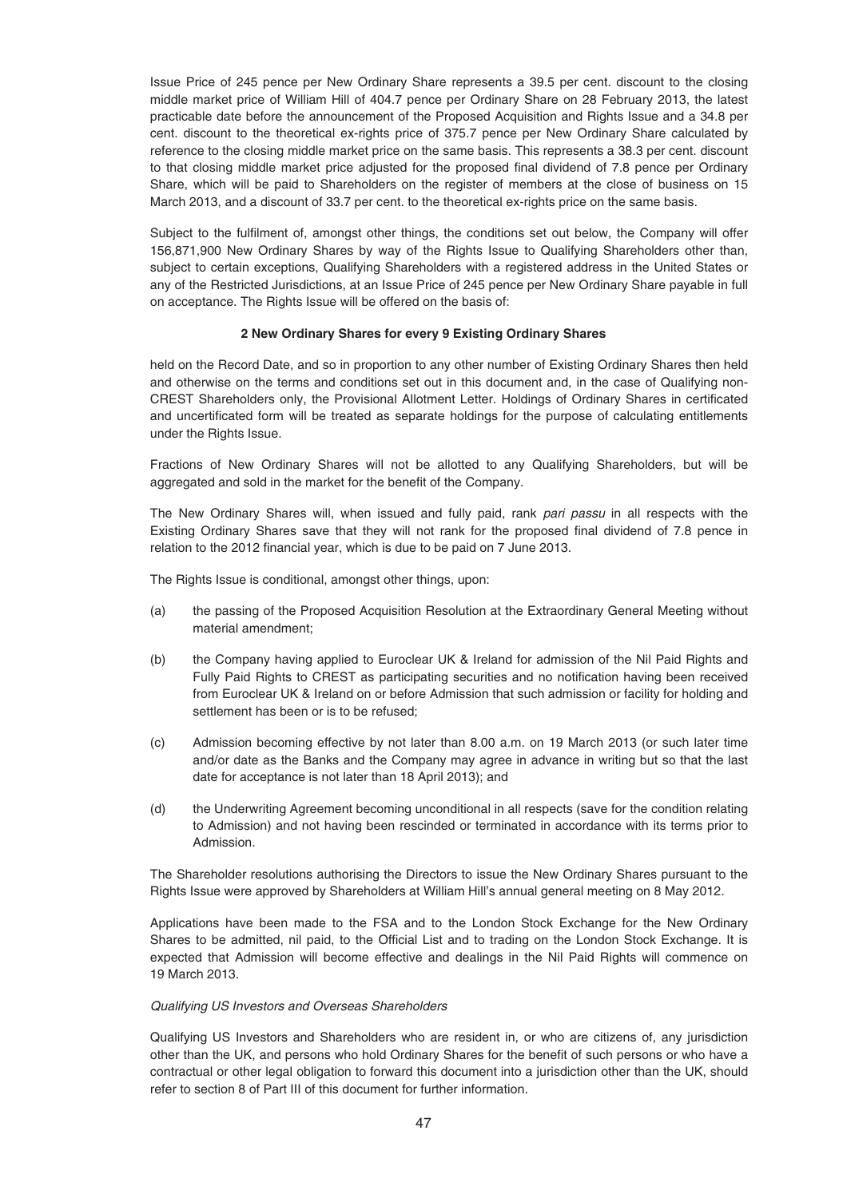Issue Price of 245 pence per New Ordinary Share represents a 39.5 per cent. discount to the closing middle market price of William Hill of 404.7 pence per Ordinary Share on 28 February 2013, the latest practicable date before the announcement of the Proposed Acquisition and Rights Issue and a 34.8 per cent. discount to the theoretical ex-rights price of 375.7 pence per New Ordinary Share calculated by reference to the closing middle market price on the same basis. This represents a 38.3 per cent. discount to that closing middle market price adjusted for the proposed final dividend of 7.8 pence per Ordinary Share, which will be paid to Shareholders on the register of members at the close of business on 15 March 2013, and a discount of 33.7 per cent. to the theoretical ex-rights price on the same basis.

Subject to the fulfilment of, amongst other things, the conditions set out below, the Company will offer 156,871,900 New Ordinary Shares by way of the Rights Issue to Qualifying Shareholders other than, subject to certain exceptions, Qualifying Shareholders with a registered address in the United States or any of the Restricted Jurisdictions, at an Issue Price of 245 pence per New Ordinary Share payable in full on acceptance. The Rights Issue will be offered on the basis of:

**2 New Ordinary Shares for every 9 Existing Ordinary Shares**

held on the Record Date, and so in proportion to any other number of Existing Ordinary Shares then held and otherwise on the terms and conditions set out in this document and, in the case of Qualifying non-CREST Shareholders only, the Provisional Allotment Letter. Holdings of Ordinary Shares in certificated and uncertificated form will be treated as separate holdings for the purpose of calculating entitlements under the Rights Issue.

Fractions of New Ordinary Shares will not be allotted to any Qualifying Shareholders, but will be aggregated and sold in the market for the benefit of the Company.

The New Ordinary Shares will, when issued and fully paid, rank *pari passu* in all respects with the Existing Ordinary Shares save that they will not rank for the proposed final dividend of 7.8 pence in relation to the 2012 financial year, which is due to be paid on 7 June 2013.

The Rights Issue is conditional, amongst other things, upon:

(a) the passing of the Proposed Acquisition Resolution at the Extraordinary General Meeting without material amendment;

(b) the Company having applied to Euroclear UK & Ireland for admission of the Nil Paid Rights and Fully Paid Rights to CREST as participating securities and no notification having been received from Euroclear UK & Ireland on or before Admission that such admission or facility for holding and settlement has been or is to be refused;

(c) Admission becoming effective by not later than 8.00 a.m. on 19 March 2013 (or such later time and/or date as the Banks and the Company may agree in advance in writing but so that the last date for acceptance is not later than 18 April 2013); and

(d) the Underwriting Agreement becoming unconditional in all respects (save for the condition relating to Admission) and not having been rescinded or terminated in accordance with its terms prior to Admission.

The Shareholder resolutions authorising the Directors to issue the New Ordinary Shares pursuant to the Rights Issue were approved by Shareholders at William Hill's annual general meeting on 8 May 2012.

Applications have been made to the FSA and to the London Stock Exchange for the New Ordinary Shares to be admitted, nil paid, to the Official List and to trading on the London Stock Exchange. It is expected that Admission will become effective and dealings in the Nil Paid Rights will commence on 19 March 2013.

*Qualifying US Investors and Overseas Shareholders*

Qualifying US Investors and Shareholders who are resident in, or who are citizens of, any jurisdiction other than the UK, and persons who hold Ordinary Shares for the benefit of such persons or who have a contractual or other legal obligation to forward this document into a jurisdiction other than the UK, should refer to section 8 of Part III of this document for further information.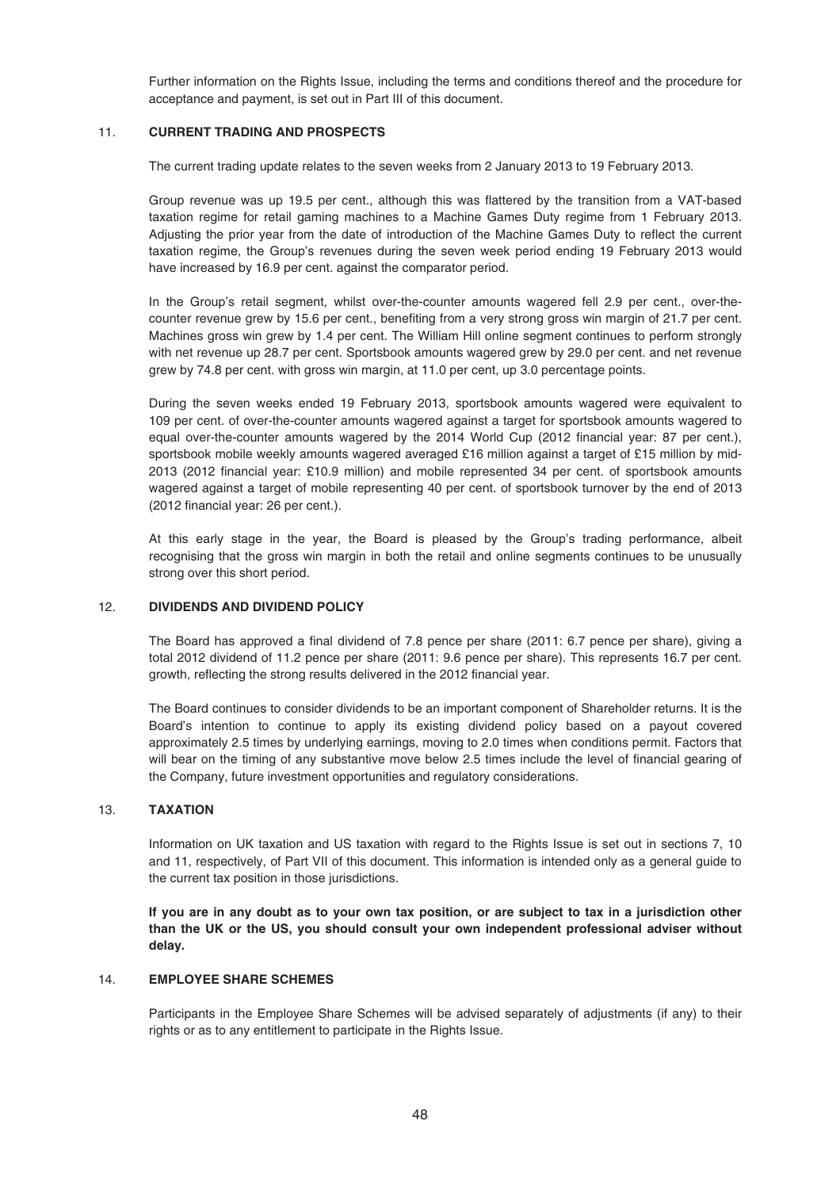Further information on the Rights Issue, including the terms and conditions thereof and the procedure for acceptance and payment, is set out in Part III of this document.

## 11. CURRENT TRADING AND PROSPECTS

The current trading update relates to the seven weeks from 2 January 2013 to 19 February 2013.

Group revenue was up 19.5 per cent., although this was flattered by the transition from a VAT-based taxation regime for retail gaming machines to a Machine Games Duty regime from 1 February 2013. Adjusting the prior year from the date of introduction of the Machine Games Duty to reflect the current taxation regime, the Group's revenues during the seven week period ending 19 February 2013 would have increased by 16.9 per cent. against the comparator period.

In the Group's retail segment, whilst over-the-counter amounts wagered fell 2.9 per cent., over-the-counter revenue grew by 15.6 per cent., benefiting from a very strong gross win margin of 21.7 per cent. Machines gross win grew by 1.4 per cent. The William Hill online segment continues to perform strongly with net revenue up 28.7 per cent. Sportsbook amounts wagered grew by 29.0 per cent. and net revenue grew by 74.8 per cent. with gross win margin, at 11.0 per cent, up 3.0 percentage points.

During the seven weeks ended 19 February 2013, sportsbook amounts wagered were equivalent to 109 per cent. of over-the-counter amounts wagered against a target for sportsbook amounts wagered to equal over-the-counter amounts wagered by the 2014 World Cup (2012 financial year: 87 per cent.), sportsbook mobile weekly amounts wagered averaged £16 million against a target of £15 million by mid-2013 (2012 financial year: £10.9 million) and mobile represented 34 per cent. of sportsbook amounts wagered against a target of mobile representing 40 per cent. of sportsbook turnover by the end of 2013 (2012 financial year: 26 per cent.).

At this early stage in the year, the Board is pleased by the Group's trading performance, albeit recognising that the gross win margin in both the retail and online segments continues to be unusually strong over this short period.

## 12. DIVIDENDS AND DIVIDEND POLICY

The Board has approved a final dividend of 7.8 pence per share (2011: 6.7 pence per share), giving a total 2012 dividend of 11.2 pence per share (2011: 9.6 pence per share). This represents 16.7 per cent. growth, reflecting the strong results delivered in the 2012 financial year.

The Board continues to consider dividends to be an important component of Shareholder returns. It is the Board's intention to continue to apply its existing dividend policy based on a payout covered approximately 2.5 times by underlying earnings, moving to 2.0 times when conditions permit. Factors that will bear on the timing of any substantive move below 2.5 times include the level of financial gearing of the Company, future investment opportunities and regulatory considerations.

## 13. TAXATION

Information on UK taxation and US taxation with regard to the Rights Issue is set out in sections 7, 10 and 11, respectively, of Part VII of this document. This information is intended only as a general guide to the current tax position in those jurisdictions.

**If you are in any doubt as to your own tax position, or are subject to tax in a jurisdiction other than the UK or the US, you should consult your own independent professional adviser without delay.**

## 14. EMPLOYEE SHARE SCHEMES

Participants in the Employee Share Schemes will be advised separately of adjustments (if any) to their rights or as to any entitlement to participate in the Rights Issue.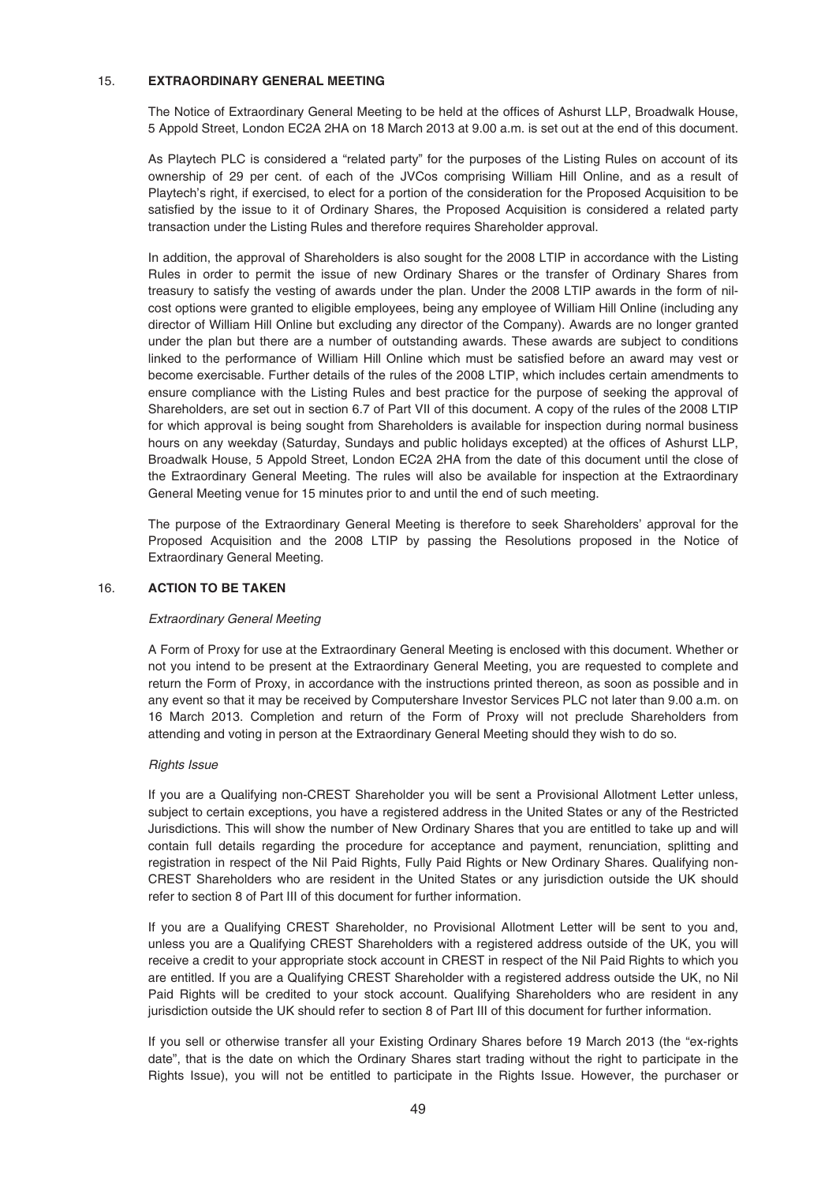## 15. EXTRAORDINARY GENERAL MEETING

The Notice of Extraordinary General Meeting to be held at the offices of Ashurst LLP, Broadwalk House, 5 Appold Street, London EC2A 2HA on 18 March 2013 at 9.00 a.m. is set out at the end of this document.

As Playtech PLC is considered a "related party" for the purposes of the Listing Rules on account of its ownership of 29 per cent. of each of the JVCos comprising William Hill Online, and as a result of Playtech's right, if exercised, to elect for a portion of the consideration for the Proposed Acquisition to be satisfied by the issue to it of Ordinary Shares, the Proposed Acquisition is considered a related party transaction under the Listing Rules and therefore requires Shareholder approval.

In addition, the approval of Shareholders is also sought for the 2008 LTIP in accordance with the Listing Rules in order to permit the issue of new Ordinary Shares or the transfer of Ordinary Shares from treasury to satisfy the vesting of awards under the plan. Under the 2008 LTIP awards in the form of nil-cost options were granted to eligible employees, being any employee of William Hill Online (including any director of William Hill Online but excluding any director of the Company). Awards are no longer granted under the plan but there are a number of outstanding awards. These awards are subject to conditions linked to the performance of William Hill Online which must be satisfied before an award may vest or become exercisable. Further details of the rules of the 2008 LTIP, which includes certain amendments to ensure compliance with the Listing Rules and best practice for the purpose of seeking the approval of Shareholders, are set out in section 6.7 of Part VII of this document. A copy of the rules of the 2008 LTIP for which approval is being sought from Shareholders is available for inspection during normal business hours on any weekday (Saturday, Sundays and public holidays excepted) at the offices of Ashurst LLP, Broadwalk House, 5 Appold Street, London EC2A 2HA from the date of this document until the close of the Extraordinary General Meeting. The rules will also be available for inspection at the Extraordinary General Meeting venue for 15 minutes prior to and until the end of such meeting.

The purpose of the Extraordinary General Meeting is therefore to seek Shareholders' approval for the Proposed Acquisition and the 2008 LTIP by passing the Resolutions proposed in the Notice of Extraordinary General Meeting.

## 16. ACTION TO BE TAKEN

*Extraordinary General Meeting*

A Form of Proxy for use at the Extraordinary General Meeting is enclosed with this document. Whether or not you intend to be present at the Extraordinary General Meeting, you are requested to complete and return the Form of Proxy, in accordance with the instructions printed thereon, as soon as possible and in any event so that it may be received by Computershare Investor Services PLC not later than 9.00 a.m. on 16 March 2013. Completion and return of the Form of Proxy will not preclude Shareholders from attending and voting in person at the Extraordinary General Meeting should they wish to do so.

*Rights Issue*

If you are a Qualifying non-CREST Shareholder you will be sent a Provisional Allotment Letter unless, subject to certain exceptions, you have a registered address in the United States or any of the Restricted Jurisdictions. This will show the number of New Ordinary Shares that you are entitled to take up and will contain full details regarding the procedure for acceptance and payment, renunciation, splitting and registration in respect of the Nil Paid Rights, Fully Paid Rights or New Ordinary Shares. Qualifying non-CREST Shareholders who are resident in the United States or any jurisdiction outside the UK should refer to section 8 of Part III of this document for further information.

If you are a Qualifying CREST Shareholder, no Provisional Allotment Letter will be sent to you and, unless you are a Qualifying CREST Shareholders with a registered address outside of the UK, you will receive a credit to your appropriate stock account in CREST in respect of the Nil Paid Rights to which you are entitled. If you are a Qualifying CREST Shareholder with a registered address outside the UK, no Nil Paid Rights will be credited to your stock account. Qualifying Shareholders who are resident in any jurisdiction outside the UK should refer to section 8 of Part III of this document for further information.

If you sell or otherwise transfer all your Existing Ordinary Shares before 19 March 2013 (the "ex-rights date", that is the date on which the Ordinary Shares start trading without the right to participate in the Rights Issue), you will not be entitled to participate in the Rights Issue. However, the purchaser or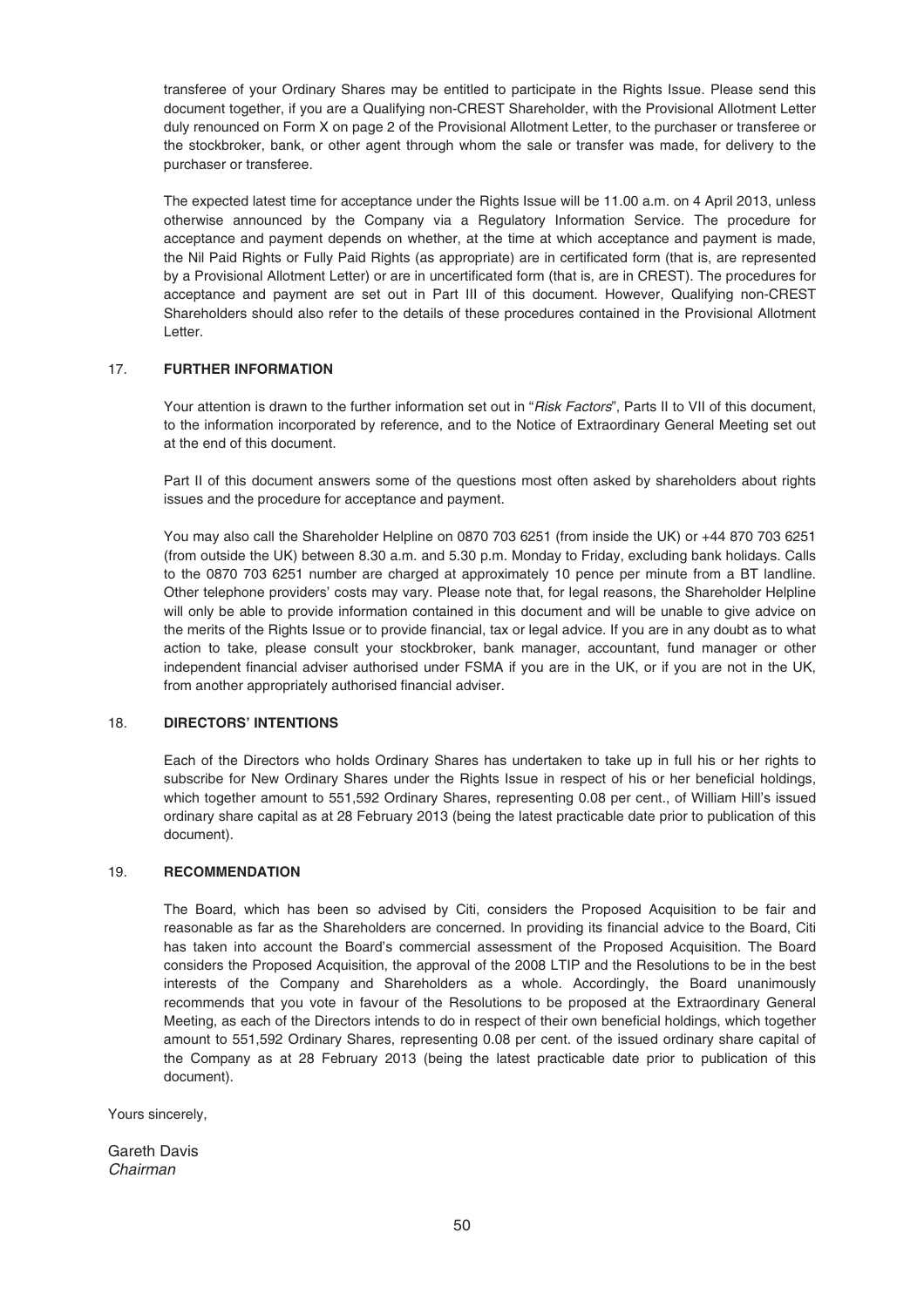transferee of your Ordinary Shares may be entitled to participate in the Rights Issue. Please send this document together, if you are a Qualifying non-CREST Shareholder, with the Provisional Allotment Letter duly renounced on Form X on page 2 of the Provisional Allotment Letter, to the purchaser or transferee or the stockbroker, bank, or other agent through whom the sale or transfer was made, for delivery to the purchaser or transferee.

The expected latest time for acceptance under the Rights Issue will be 11.00 a.m. on 4 April 2013, unless otherwise announced by the Company via a Regulatory Information Service. The procedure for acceptance and payment depends on whether, at the time at which acceptance and payment is made, the Nil Paid Rights or Fully Paid Rights (as appropriate) are in certificated form (that is, are represented by a Provisional Allotment Letter) or are in uncertificated form (that is, are in CREST). The procedures for acceptance and payment are set out in Part III of this document. However, Qualifying non-CREST Shareholders should also refer to the details of these procedures contained in the Provisional Allotment Letter.

## 17. FURTHER INFORMATION

Your attention is drawn to the further information set out in "*Risk Factors*", Parts II to VII of this document, to the information incorporated by reference, and to the Notice of Extraordinary General Meeting set out at the end of this document.

Part II of this document answers some of the questions most often asked by shareholders about rights issues and the procedure for acceptance and payment.

You may also call the Shareholder Helpline on 0870 703 6251 (from inside the UK) or +44 870 703 6251 (from outside the UK) between 8.30 a.m. and 5.30 p.m. Monday to Friday, excluding bank holidays. Calls to the 0870 703 6251 number are charged at approximately 10 pence per minute from a BT landline. Other telephone providers' costs may vary. Please note that, for legal reasons, the Shareholder Helpline will only be able to provide information contained in this document and will be unable to give advice on the merits of the Rights Issue or to provide financial, tax or legal advice. If you are in any doubt as to what action to take, please consult your stockbroker, bank manager, accountant, fund manager or other independent financial adviser authorised under FSMA if you are in the UK, or if you are not in the UK, from another appropriately authorised financial adviser.

## 18. DIRECTORS' INTENTIONS

Each of the Directors who holds Ordinary Shares has undertaken to take up in full his or her rights to subscribe for New Ordinary Shares under the Rights Issue in respect of his or her beneficial holdings, which together amount to 551,592 Ordinary Shares, representing 0.08 per cent., of William Hill's issued ordinary share capital as at 28 February 2013 (being the latest practicable date prior to publication of this document).

## 19. RECOMMENDATION

The Board, which has been so advised by Citi, considers the Proposed Acquisition to be fair and reasonable as far as the Shareholders are concerned. In providing its financial advice to the Board, Citi has taken into account the Board's commercial assessment of the Proposed Acquisition. The Board considers the Proposed Acquisition, the approval of the 2008 LTIP and the Resolutions to be in the best interests of the Company and Shareholders as a whole. Accordingly, the Board unanimously recommends that you vote in favour of the Resolutions to be proposed at the Extraordinary General Meeting, as each of the Directors intends to do in respect of their own beneficial holdings, which together amount to 551,592 Ordinary Shares, representing 0.08 per cent. of the issued ordinary share capital of the Company as at 28 February 2013 (being the latest practicable date prior to publication of this document).

Yours sincerely,

Gareth Davis
*Chairman*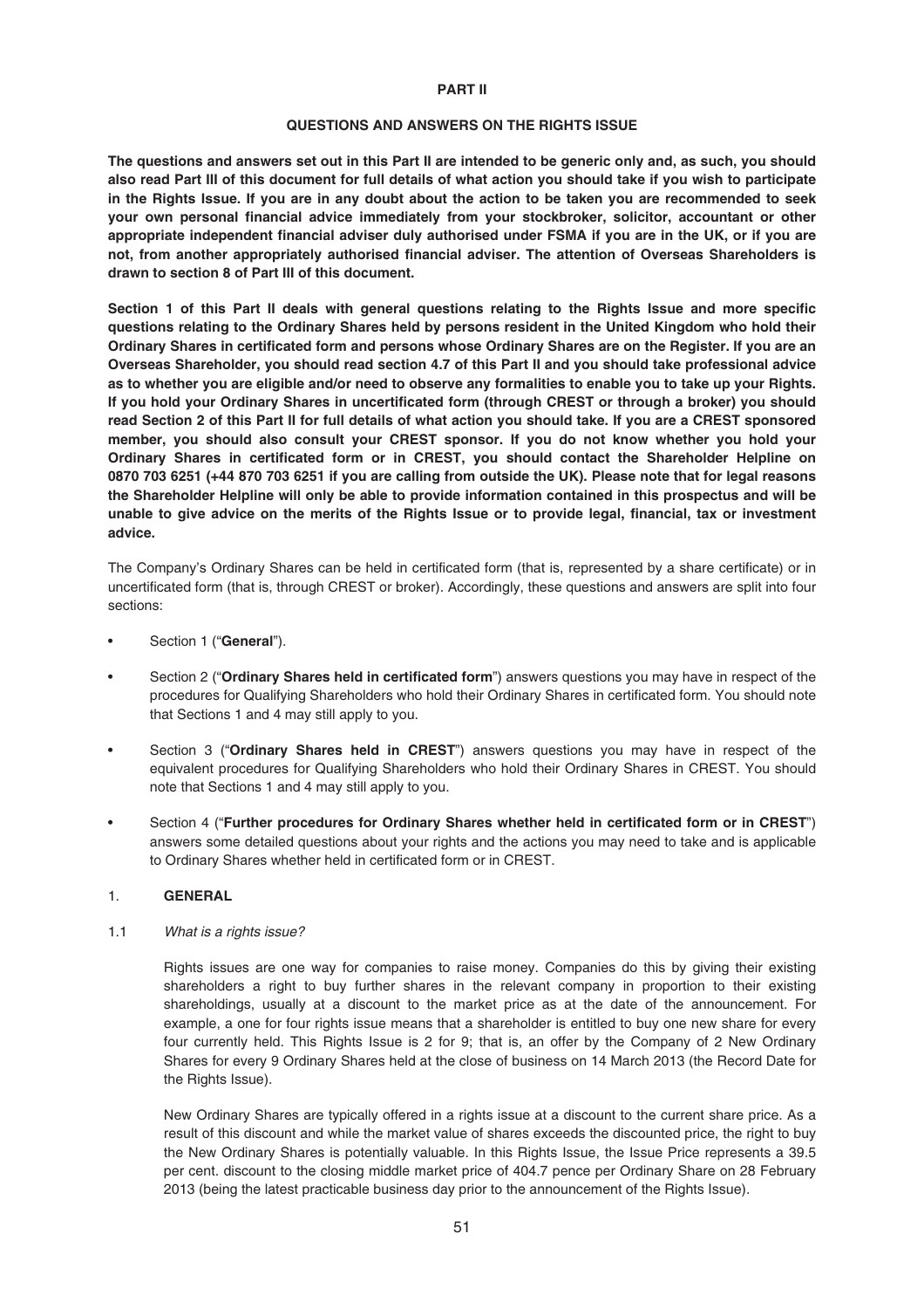## PART II

### QUESTIONS AND ANSWERS ON THE RIGHTS ISSUE

**The questions and answers set out in this Part II are intended to be generic only and, as such, you should also read Part III of this document for full details of what action you should take if you wish to participate in the Rights Issue. If you are in any doubt about the action to be taken you are recommended to seek your own personal financial advice immediately from your stockbroker, solicitor, accountant or other appropriate independent financial adviser duly authorised under FSMA if you are in the UK, or if you are not, from another appropriately authorised financial adviser. The attention of Overseas Shareholders is drawn to section 8 of Part III of this document.**

**Section 1 of this Part II deals with general questions relating to the Rights Issue and more specific questions relating to the Ordinary Shares held by persons resident in the United Kingdom who hold their Ordinary Shares in certificated form and persons whose Ordinary Shares are on the Register. If you are an Overseas Shareholder, you should read section 4.7 of this Part II and you should take professional advice as to whether you are eligible and/or need to observe any formalities to enable you to take up your Rights. If you hold your Ordinary Shares in uncertificated form (through CREST or through a broker) you should read Section 2 of this Part II for full details of what action you should take. If you are a CREST sponsored member, you should also consult your CREST sponsor. If you do not know whether you hold your Ordinary Shares in certificated form or in CREST, you should contact the Shareholder Helpline on 0870 703 6251 (+44 870 703 6251 if you are calling from outside the UK). Please note that for legal reasons the Shareholder Helpline will only be able to provide information contained in this prospectus and will be unable to give advice on the merits of the Rights Issue or to provide legal, financial, tax or investment advice.**

The Company's Ordinary Shares can be held in certificated form (that is, represented by a share certificate) or in uncertificated form (that is, through CREST or broker). Accordingly, these questions and answers are split into four sections:

- Section 1 ("**General**").
- Section 2 ("**Ordinary Shares held in certificated form**") answers questions you may have in respect of the procedures for Qualifying Shareholders who hold their Ordinary Shares in certificated form. You should note that Sections 1 and 4 may still apply to you.
- Section 3 ("**Ordinary Shares held in CREST**") answers questions you may have in respect of the equivalent procedures for Qualifying Shareholders who hold their Ordinary Shares in CREST. You should note that Sections 1 and 4 may still apply to you.
- Section 4 ("**Further procedures for Ordinary Shares whether held in certificated form or in CREST**") answers some detailed questions about your rights and the actions you may need to take and is applicable to Ordinary Shares whether held in certificated form or in CREST.

### 1. GENERAL

#### 1.1 *What is a rights issue?*

Rights issues are one way for companies to raise money. Companies do this by giving their existing shareholders a right to buy further shares in the relevant company in proportion to their existing shareholdings, usually at a discount to the market price as at the date of the announcement. For example, a one for four rights issue means that a shareholder is entitled to buy one new share for every four currently held. This Rights Issue is 2 for 9; that is, an offer by the Company of 2 New Ordinary Shares for every 9 Ordinary Shares held at the close of business on 14 March 2013 (the Record Date for the Rights Issue).

New Ordinary Shares are typically offered in a rights issue at a discount to the current share price. As a result of this discount and while the market value of shares exceeds the discounted price, the right to buy the New Ordinary Shares is potentially valuable. In this Rights Issue, the Issue Price represents a 39.5 per cent. discount to the closing middle market price of 404.7 pence per Ordinary Share on 28 February 2013 (being the latest practicable business day prior to the announcement of the Rights Issue).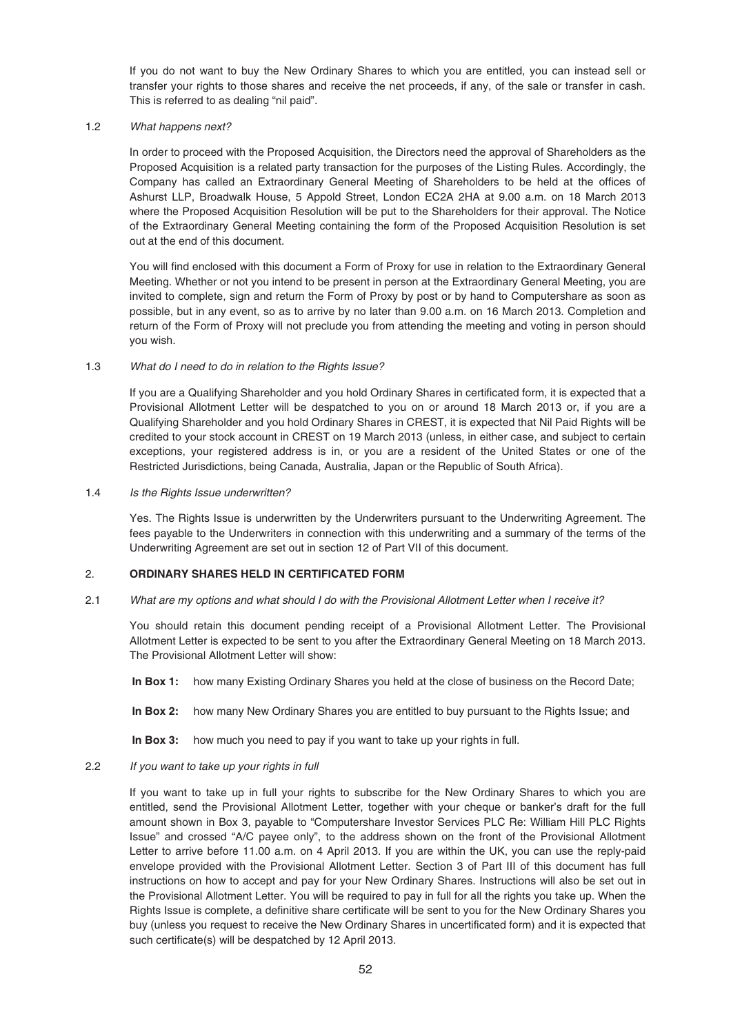If you do not want to buy the New Ordinary Shares to which you are entitled, you can instead sell or transfer your rights to those shares and receive the net proceeds, if any, of the sale or transfer in cash. This is referred to as dealing "nil paid".

1.2 *What happens next?*

In order to proceed with the Proposed Acquisition, the Directors need the approval of Shareholders as the Proposed Acquisition is a related party transaction for the purposes of the Listing Rules. Accordingly, the Company has called an Extraordinary General Meeting of Shareholders to be held at the offices of Ashurst LLP, Broadwalk House, 5 Appold Street, London EC2A 2HA at 9.00 a.m. on 18 March 2013 where the Proposed Acquisition Resolution will be put to the Shareholders for their approval. The Notice of the Extraordinary General Meeting containing the form of the Proposed Acquisition Resolution is set out at the end of this document.

You will find enclosed with this document a Form of Proxy for use in relation to the Extraordinary General Meeting. Whether or not you intend to be present in person at the Extraordinary General Meeting, you are invited to complete, sign and return the Form of Proxy by post or by hand to Computershare as soon as possible, but in any event, so as to arrive by no later than 9.00 a.m. on 16 March 2013. Completion and return of the Form of Proxy will not preclude you from attending the meeting and voting in person should you wish.

1.3 *What do I need to do in relation to the Rights Issue?*

If you are a Qualifying Shareholder and you hold Ordinary Shares in certificated form, it is expected that a Provisional Allotment Letter will be despatched to you on or around 18 March 2013 or, if you are a Qualifying Shareholder and you hold Ordinary Shares in CREST, it is expected that Nil Paid Rights will be credited to your stock account in CREST on 19 March 2013 (unless, in either case, and subject to certain exceptions, your registered address is in, or you are a resident of the United States or one of the Restricted Jurisdictions, being Canada, Australia, Japan or the Republic of South Africa).

1.4 *Is the Rights Issue underwritten?*

Yes. The Rights Issue is underwritten by the Underwriters pursuant to the Underwriting Agreement. The fees payable to the Underwriters in connection with this underwriting and a summary of the terms of the Underwriting Agreement are set out in section 12 of Part VII of this document.

## 2. ORDINARY SHARES HELD IN CERTIFICATED FORM

2.1 *What are my options and what should I do with the Provisional Allotment Letter when I receive it?*

You should retain this document pending receipt of a Provisional Allotment Letter. The Provisional Allotment Letter is expected to be sent to you after the Extraordinary General Meeting on 18 March 2013. The Provisional Allotment Letter will show:

**In Box 1:** how many Existing Ordinary Shares you held at the close of business on the Record Date;

**In Box 2:** how many New Ordinary Shares you are entitled to buy pursuant to the Rights Issue; and

**In Box 3:** how much you need to pay if you want to take up your rights in full.

2.2 *If you want to take up your rights in full*

If you want to take up in full your rights to subscribe for the New Ordinary Shares to which you are entitled, send the Provisional Allotment Letter, together with your cheque or banker's draft for the full amount shown in Box 3, payable to "Computershare Investor Services PLC Re: William Hill PLC Rights Issue" and crossed "A/C payee only", to the address shown on the front of the Provisional Allotment Letter to arrive before 11.00 a.m. on 4 April 2013. If you are within the UK, you can use the reply-paid envelope provided with the Provisional Allotment Letter. Section 3 of Part III of this document has full instructions on how to accept and pay for your New Ordinary Shares. Instructions will also be set out in the Provisional Allotment Letter. You will be required to pay in full for all the rights you take up. When the Rights Issue is complete, a definitive share certificate will be sent to you for the New Ordinary Shares you buy (unless you request to receive the New Ordinary Shares in uncertificated form) and it is expected that such certificate(s) will be despatched by 12 April 2013.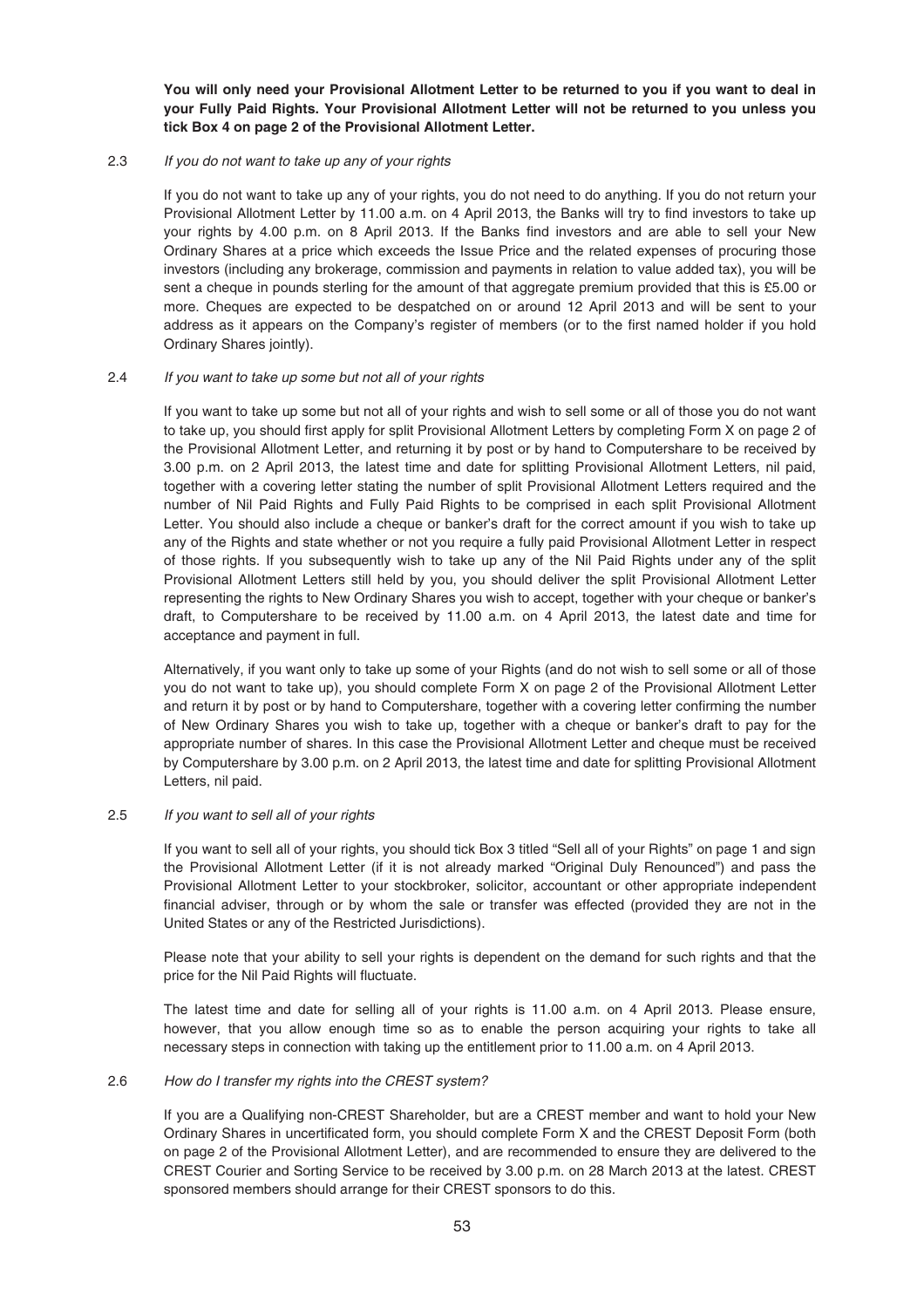**You will only need your Provisional Allotment Letter to be returned to you if you want to deal in your Fully Paid Rights. Your Provisional Allotment Letter will not be returned to you unless you tick Box 4 on page 2 of the Provisional Allotment Letter.**

2.3 *If you do not want to take up any of your rights*

If you do not want to take up any of your rights, you do not need to do anything. If you do not return your Provisional Allotment Letter by 11.00 a.m. on 4 April 2013, the Banks will try to find investors to take up your rights by 4.00 p.m. on 8 April 2013. If the Banks find investors and are able to sell your New Ordinary Shares at a price which exceeds the Issue Price and the related expenses of procuring those investors (including any brokerage, commission and payments in relation to value added tax), you will be sent a cheque in pounds sterling for the amount of that aggregate premium provided that this is £5.00 or more. Cheques are expected to be despatched on or around 12 April 2013 and will be sent to your address as it appears on the Company's register of members (or to the first named holder if you hold Ordinary Shares jointly).

2.4 *If you want to take up some but not all of your rights*

If you want to take up some but not all of your rights and wish to sell some or all of those you do not want to take up, you should first apply for split Provisional Allotment Letters by completing Form X on page 2 of the Provisional Allotment Letter, and returning it by post or by hand to Computershare to be received by 3.00 p.m. on 2 April 2013, the latest time and date for splitting Provisional Allotment Letters, nil paid, together with a covering letter stating the number of split Provisional Allotment Letters required and the number of Nil Paid Rights and Fully Paid Rights to be comprised in each split Provisional Allotment Letter. You should also include a cheque or banker's draft for the correct amount if you wish to take up any of the Rights and state whether or not you require a fully paid Provisional Allotment Letter in respect of those rights. If you subsequently wish to take up any of the Nil Paid Rights under any of the split Provisional Allotment Letters still held by you, you should deliver the split Provisional Allotment Letter representing the rights to New Ordinary Shares you wish to accept, together with your cheque or banker's draft, to Computershare to be received by 11.00 a.m. on 4 April 2013, the latest date and time for acceptance and payment in full.

Alternatively, if you want only to take up some of your Rights (and do not wish to sell some or all of those you do not want to take up), you should complete Form X on page 2 of the Provisional Allotment Letter and return it by post or by hand to Computershare, together with a covering letter confirming the number of New Ordinary Shares you wish to take up, together with a cheque or banker's draft to pay for the appropriate number of shares. In this case the Provisional Allotment Letter and cheque must be received by Computershare by 3.00 p.m. on 2 April 2013, the latest time and date for splitting Provisional Allotment Letters, nil paid.

2.5 *If you want to sell all of your rights*

If you want to sell all of your rights, you should tick Box 3 titled "Sell all of your Rights" on page 1 and sign the Provisional Allotment Letter (if it is not already marked "Original Duly Renounced") and pass the Provisional Allotment Letter to your stockbroker, solicitor, accountant or other appropriate independent financial adviser, through or by whom the sale or transfer was effected (provided they are not in the United States or any of the Restricted Jurisdictions).

Please note that your ability to sell your rights is dependent on the demand for such rights and that the price for the Nil Paid Rights will fluctuate.

The latest time and date for selling all of your rights is 11.00 a.m. on 4 April 2013. Please ensure, however, that you allow enough time so as to enable the person acquiring your rights to take all necessary steps in connection with taking up the entitlement prior to 11.00 a.m. on 4 April 2013.

2.6 *How do I transfer my rights into the CREST system?*

If you are a Qualifying non-CREST Shareholder, but are a CREST member and want to hold your New Ordinary Shares in uncertificated form, you should complete Form X and the CREST Deposit Form (both on page 2 of the Provisional Allotment Letter), and are recommended to ensure they are delivered to the CREST Courier and Sorting Service to be received by 3.00 p.m. on 28 March 2013 at the latest. CREST sponsored members should arrange for their CREST sponsors to do this.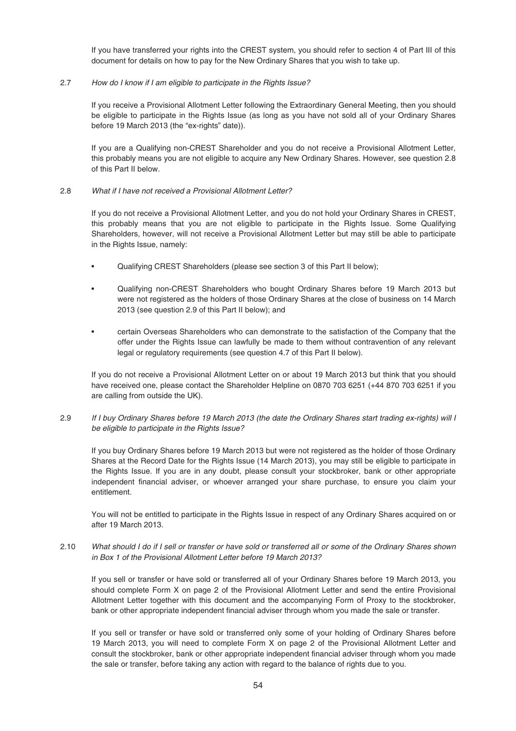If you have transferred your rights into the CREST system, you should refer to section 4 of Part III of this document for details on how to pay for the New Ordinary Shares that you wish to take up.

2.7 *How do I know if I am eligible to participate in the Rights Issue?*

If you receive a Provisional Allotment Letter following the Extraordinary General Meeting, then you should be eligible to participate in the Rights Issue (as long as you have not sold all of your Ordinary Shares before 19 March 2013 (the "ex-rights" date)).

If you are a Qualifying non-CREST Shareholder and you do not receive a Provisional Allotment Letter, this probably means you are not eligible to acquire any New Ordinary Shares. However, see question 2.8 of this Part II below.

2.8 *What if I have not received a Provisional Allotment Letter?*

If you do not receive a Provisional Allotment Letter, and you do not hold your Ordinary Shares in CREST, this probably means that you are not eligible to participate in the Rights Issue. Some Qualifying Shareholders, however, will not receive a Provisional Allotment Letter but may still be able to participate in the Rights Issue, namely:

- Qualifying CREST Shareholders (please see section 3 of this Part II below);
- Qualifying non-CREST Shareholders who bought Ordinary Shares before 19 March 2013 but were not registered as the holders of those Ordinary Shares at the close of business on 14 March 2013 (see question 2.9 of this Part II below); and
- certain Overseas Shareholders who can demonstrate to the satisfaction of the Company that the offer under the Rights Issue can lawfully be made to them without contravention of any relevant legal or regulatory requirements (see question 4.7 of this Part II below).

If you do not receive a Provisional Allotment Letter on or about 19 March 2013 but think that you should have received one, please contact the Shareholder Helpline on 0870 703 6251 (+44 870 703 6251 if you are calling from outside the UK).

2.9 *If I buy Ordinary Shares before 19 March 2013 (the date the Ordinary Shares start trading ex-rights) will I be eligible to participate in the Rights Issue?*

If you buy Ordinary Shares before 19 March 2013 but were not registered as the holder of those Ordinary Shares at the Record Date for the Rights Issue (14 March 2013), you may still be eligible to participate in the Rights Issue. If you are in any doubt, please consult your stockbroker, bank or other appropriate independent financial adviser, or whoever arranged your share purchase, to ensure you claim your entitlement.

You will not be entitled to participate in the Rights Issue in respect of any Ordinary Shares acquired on or after 19 March 2013.

2.10 *What should I do if I sell or transfer or have sold or transferred all or some of the Ordinary Shares shown in Box 1 of the Provisional Allotment Letter before 19 March 2013?*

If you sell or transfer or have sold or transferred all of your Ordinary Shares before 19 March 2013, you should complete Form X on page 2 of the Provisional Allotment Letter and send the entire Provisional Allotment Letter together with this document and the accompanying Form of Proxy to the stockbroker, bank or other appropriate independent financial adviser through whom you made the sale or transfer.

If you sell or transfer or have sold or transferred only some of your holding of Ordinary Shares before 19 March 2013, you will need to complete Form X on page 2 of the Provisional Allotment Letter and consult the stockbroker, bank or other appropriate independent financial adviser through whom you made the sale or transfer, before taking any action with regard to the balance of rights due to you.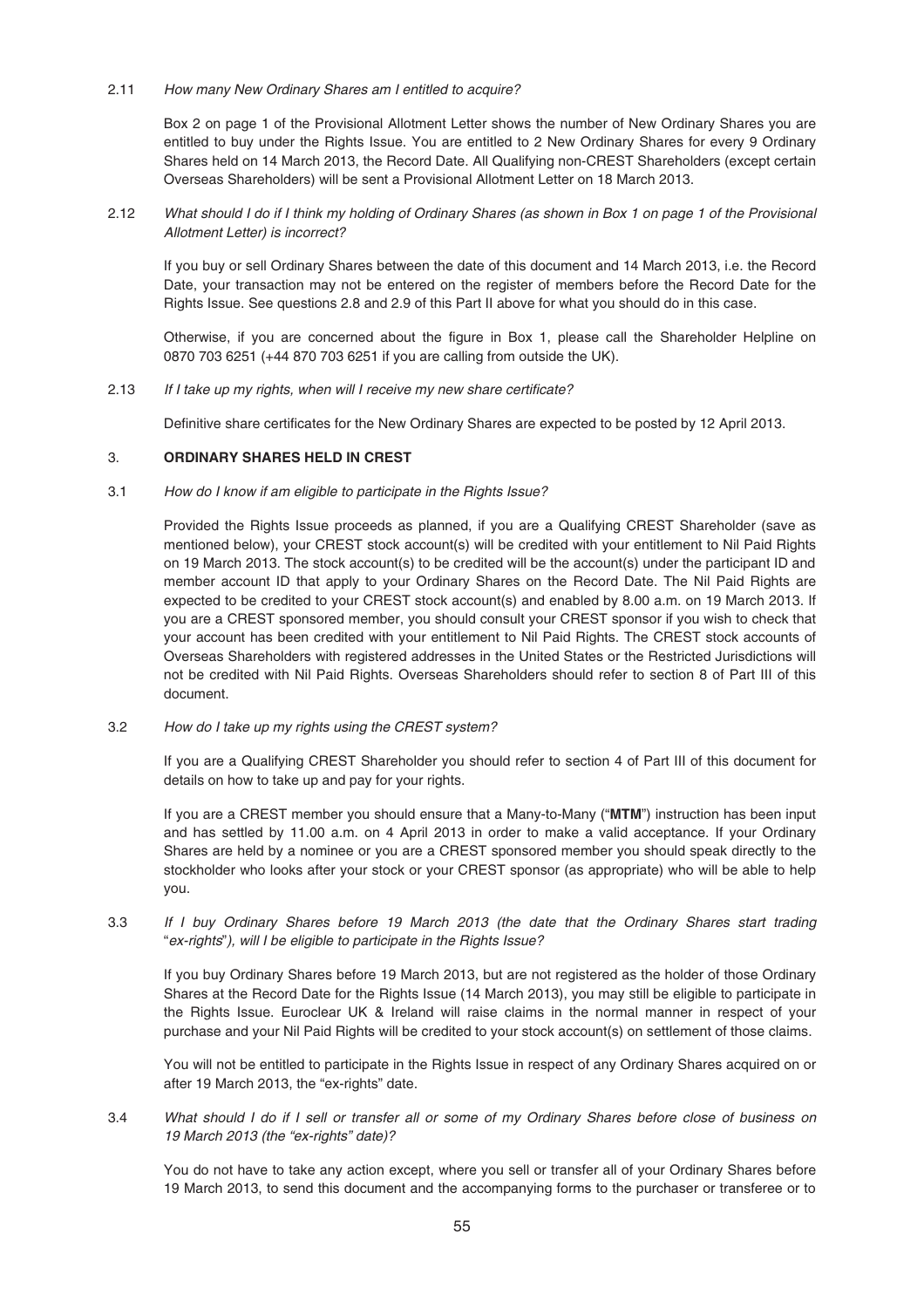2.11 *How many New Ordinary Shares am I entitled to acquire?*

Box 2 on page 1 of the Provisional Allotment Letter shows the number of New Ordinary Shares you are entitled to buy under the Rights Issue. You are entitled to 2 New Ordinary Shares for every 9 Ordinary Shares held on 14 March 2013, the Record Date. All Qualifying non-CREST Shareholders (except certain Overseas Shareholders) will be sent a Provisional Allotment Letter on 18 March 2013.

2.12 *What should I do if I think my holding of Ordinary Shares (as shown in Box 1 on page 1 of the Provisional Allotment Letter) is incorrect?*

If you buy or sell Ordinary Shares between the date of this document and 14 March 2013, i.e. the Record Date, your transaction may not be entered on the register of members before the Record Date for the Rights Issue. See questions 2.8 and 2.9 of this Part II above for what you should do in this case.

Otherwise, if you are concerned about the figure in Box 1, please call the Shareholder Helpline on 0870 703 6251 (+44 870 703 6251 if you are calling from outside the UK).

2.13 *If I take up my rights, when will I receive my new share certificate?*

Definitive share certificates for the New Ordinary Shares are expected to be posted by 12 April 2013.

## 3. ORDINARY SHARES HELD IN CREST

3.1 *How do I know if am eligible to participate in the Rights Issue?*

Provided the Rights Issue proceeds as planned, if you are a Qualifying CREST Shareholder (save as mentioned below), your CREST stock account(s) will be credited with your entitlement to Nil Paid Rights on 19 March 2013. The stock account(s) to be credited will be the account(s) under the participant ID and member account ID that apply to your Ordinary Shares on the Record Date. The Nil Paid Rights are expected to be credited to your CREST stock account(s) and enabled by 8.00 a.m. on 19 March 2013. If you are a CREST sponsored member, you should consult your CREST sponsor if you wish to check that your account has been credited with your entitlement to Nil Paid Rights. The CREST stock accounts of Overseas Shareholders with registered addresses in the United States or the Restricted Jurisdictions will not be credited with Nil Paid Rights. Overseas Shareholders should refer to section 8 of Part III of this document.

3.2 *How do I take up my rights using the CREST system?*

If you are a Qualifying CREST Shareholder you should refer to section 4 of Part III of this document for details on how to take up and pay for your rights.

If you are a CREST member you should ensure that a Many-to-Many ("**MTM**") instruction has been input and has settled by 11.00 a.m. on 4 April 2013 in order to make a valid acceptance. If your Ordinary Shares are held by a nominee or you are a CREST sponsored member you should speak directly to the stockholder who looks after your stock or your CREST sponsor (as appropriate) who will be able to help you.

3.3 *If I buy Ordinary Shares before 19 March 2013 (the date that the Ordinary Shares start trading "ex-rights"), will I be eligible to participate in the Rights Issue?*

If you buy Ordinary Shares before 19 March 2013, but are not registered as the holder of those Ordinary Shares at the Record Date for the Rights Issue (14 March 2013), you may still be eligible to participate in the Rights Issue. Euroclear UK & Ireland will raise claims in the normal manner in respect of your purchase and your Nil Paid Rights will be credited to your stock account(s) on settlement of those claims.

You will not be entitled to participate in the Rights Issue in respect of any Ordinary Shares acquired on or after 19 March 2013, the "ex-rights" date.

3.4 *What should I do if I sell or transfer all or some of my Ordinary Shares before close of business on 19 March 2013 (the "ex-rights" date)?*

You do not have to take any action except, where you sell or transfer all of your Ordinary Shares before 19 March 2013, to send this document and the accompanying forms to the purchaser or transferee or to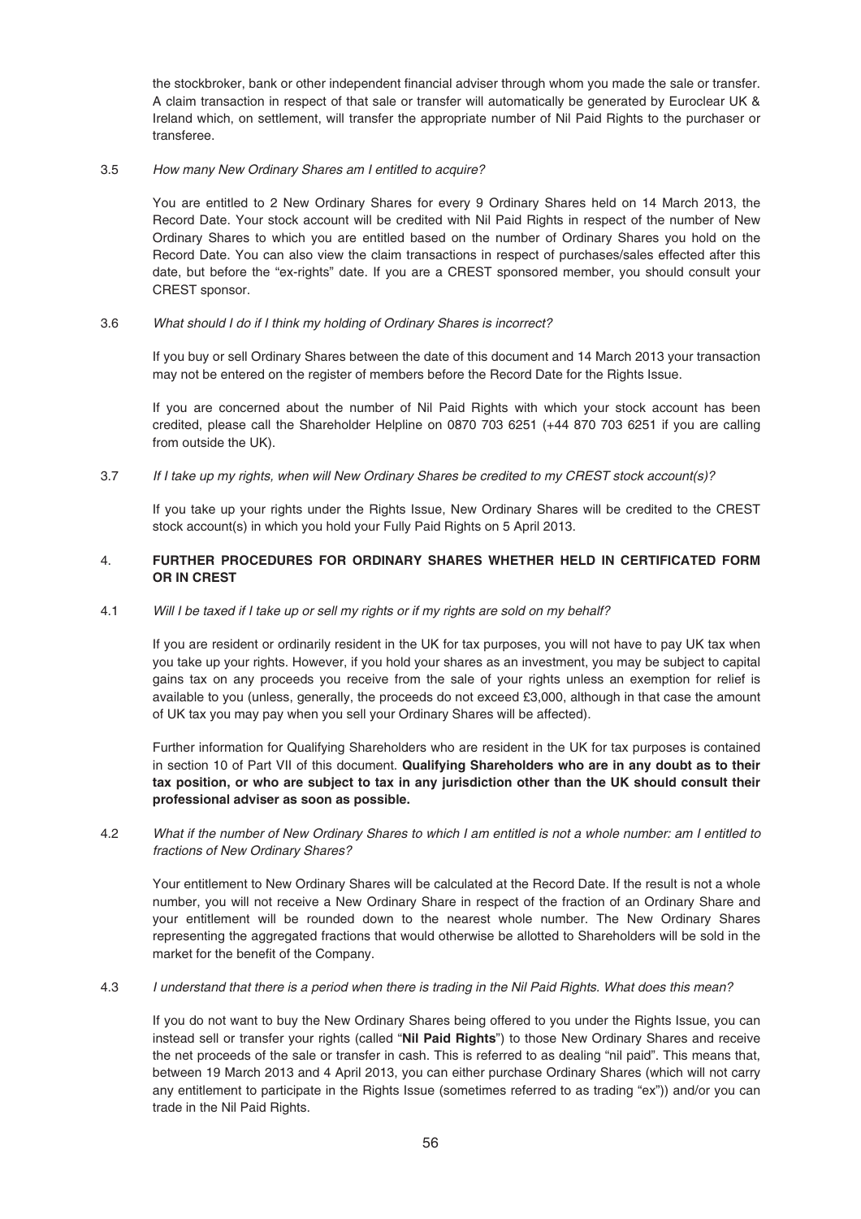the stockbroker, bank or other independent financial adviser through whom you made the sale or transfer. A claim transaction in respect of that sale or transfer will automatically be generated by Euroclear UK & Ireland which, on settlement, will transfer the appropriate number of Nil Paid Rights to the purchaser or transferee.

3.5 *How many New Ordinary Shares am I entitled to acquire?*

You are entitled to 2 New Ordinary Shares for every 9 Ordinary Shares held on 14 March 2013, the Record Date. Your stock account will be credited with Nil Paid Rights in respect of the number of New Ordinary Shares to which you are entitled based on the number of Ordinary Shares you hold on the Record Date. You can also view the claim transactions in respect of purchases/sales effected after this date, but before the "ex-rights" date. If you are a CREST sponsored member, you should consult your CREST sponsor.

3.6 *What should I do if I think my holding of Ordinary Shares is incorrect?*

If you buy or sell Ordinary Shares between the date of this document and 14 March 2013 your transaction may not be entered on the register of members before the Record Date for the Rights Issue.

If you are concerned about the number of Nil Paid Rights with which your stock account has been credited, please call the Shareholder Helpline on 0870 703 6251 (+44 870 703 6251 if you are calling from outside the UK).

3.7 *If I take up my rights, when will New Ordinary Shares be credited to my CREST stock account(s)?*

If you take up your rights under the Rights Issue, New Ordinary Shares will be credited to the CREST stock account(s) in which you hold your Fully Paid Rights on 5 April 2013.

## 4. FURTHER PROCEDURES FOR ORDINARY SHARES WHETHER HELD IN CERTIFICATED FORM OR IN CREST

4.1 *Will I be taxed if I take up or sell my rights or if my rights are sold on my behalf?*

If you are resident or ordinarily resident in the UK for tax purposes, you will not have to pay UK tax when you take up your rights. However, if you hold your shares as an investment, you may be subject to capital gains tax on any proceeds you receive from the sale of your rights unless an exemption for relief is available to you (unless, generally, the proceeds do not exceed £3,000, although in that case the amount of UK tax you may pay when you sell your Ordinary Shares will be affected).

Further information for Qualifying Shareholders who are resident in the UK for tax purposes is contained in section 10 of Part VII of this document. **Qualifying Shareholders who are in any doubt as to their tax position, or who are subject to tax in any jurisdiction other than the UK should consult their professional adviser as soon as possible.**

4.2 *What if the number of New Ordinary Shares to which I am entitled is not a whole number: am I entitled to fractions of New Ordinary Shares?*

Your entitlement to New Ordinary Shares will be calculated at the Record Date. If the result is not a whole number, you will not receive a New Ordinary Share in respect of the fraction of an Ordinary Share and your entitlement will be rounded down to the nearest whole number. The New Ordinary Shares representing the aggregated fractions that would otherwise be allotted to Shareholders will be sold in the market for the benefit of the Company.

4.3 *I understand that there is a period when there is trading in the Nil Paid Rights. What does this mean?*

If you do not want to buy the New Ordinary Shares being offered to you under the Rights Issue, you can instead sell or transfer your rights (called "**Nil Paid Rights**") to those New Ordinary Shares and receive the net proceeds of the sale or transfer in cash. This is referred to as dealing "nil paid". This means that, between 19 March 2013 and 4 April 2013, you can either purchase Ordinary Shares (which will not carry any entitlement to participate in the Rights Issue (sometimes referred to as trading "ex")) and/or you can trade in the Nil Paid Rights.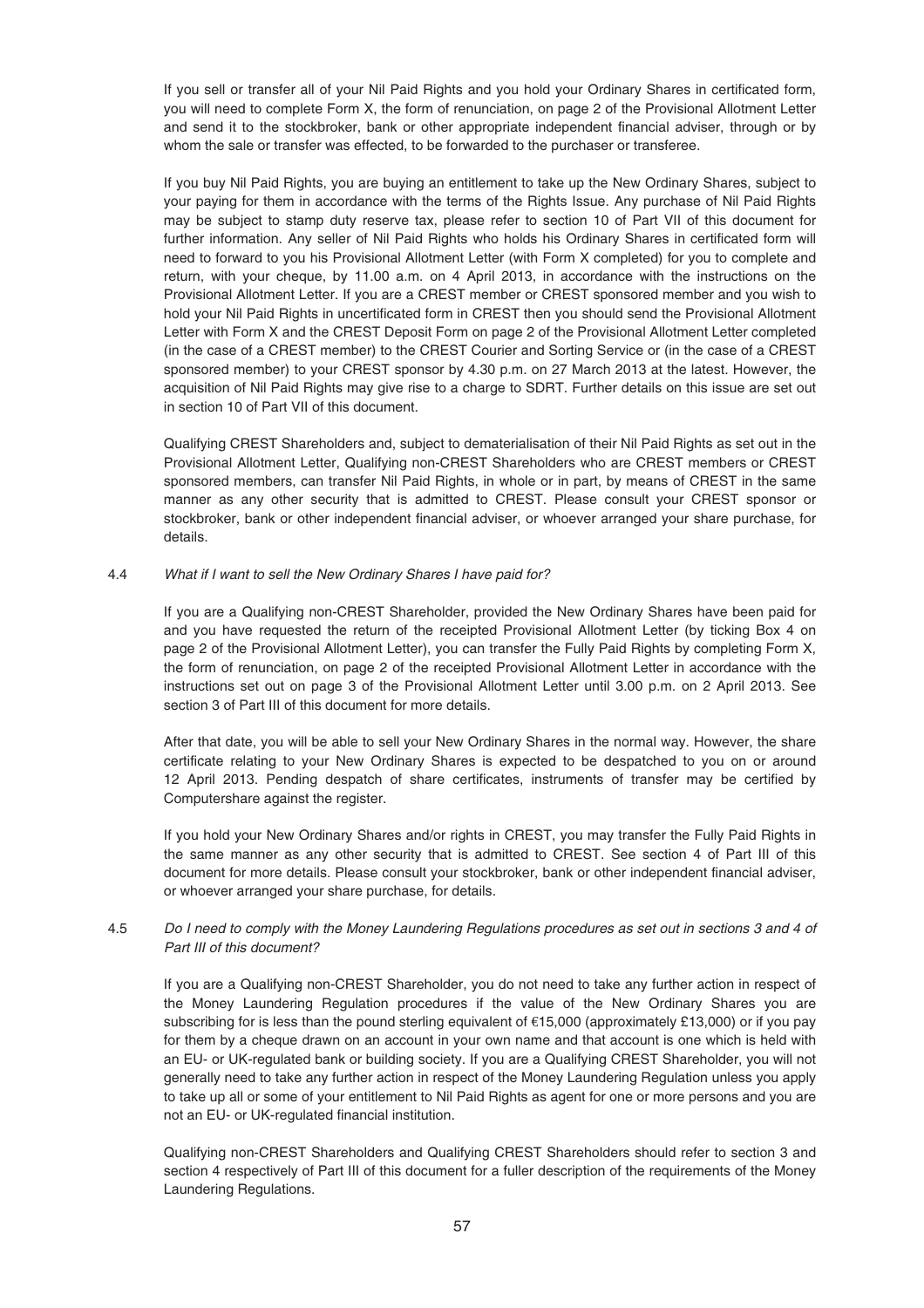If you sell or transfer all of your Nil Paid Rights and you hold your Ordinary Shares in certificated form, you will need to complete Form X, the form of renunciation, on page 2 of the Provisional Allotment Letter and send it to the stockbroker, bank or other appropriate independent financial adviser, through or by whom the sale or transfer was effected, to be forwarded to the purchaser or transferee.

If you buy Nil Paid Rights, you are buying an entitlement to take up the New Ordinary Shares, subject to your paying for them in accordance with the terms of the Rights Issue. Any purchase of Nil Paid Rights may be subject to stamp duty reserve tax, please refer to section 10 of Part VII of this document for further information. Any seller of Nil Paid Rights who holds his Ordinary Shares in certificated form will need to forward to you his Provisional Allotment Letter (with Form X completed) for you to complete and return, with your cheque, by 11.00 a.m. on 4 April 2013, in accordance with the instructions on the Provisional Allotment Letter. If you are a CREST member or CREST sponsored member and you wish to hold your Nil Paid Rights in uncertificated form in CREST then you should send the Provisional Allotment Letter with Form X and the CREST Deposit Form on page 2 of the Provisional Allotment Letter completed (in the case of a CREST member) to the CREST Courier and Sorting Service or (in the case of a CREST sponsored member) to your CREST sponsor by 4.30 p.m. on 27 March 2013 at the latest. However, the acquisition of Nil Paid Rights may give rise to a charge to SDRT. Further details on this issue are set out in section 10 of Part VII of this document.

Qualifying CREST Shareholders and, subject to dematerialisation of their Nil Paid Rights as set out in the Provisional Allotment Letter, Qualifying non-CREST Shareholders who are CREST members or CREST sponsored members, can transfer Nil Paid Rights, in whole or in part, by means of CREST in the same manner as any other security that is admitted to CREST. Please consult your CREST sponsor or stockbroker, bank or other independent financial adviser, or whoever arranged your share purchase, for details.

4.4 *What if I want to sell the New Ordinary Shares I have paid for?*

If you are a Qualifying non-CREST Shareholder, provided the New Ordinary Shares have been paid for and you have requested the return of the receipted Provisional Allotment Letter (by ticking Box 4 on page 2 of the Provisional Allotment Letter), you can transfer the Fully Paid Rights by completing Form X, the form of renunciation, on page 2 of the receipted Provisional Allotment Letter in accordance with the instructions set out on page 3 of the Provisional Allotment Letter until 3.00 p.m. on 2 April 2013. See section 3 of Part III of this document for more details.

After that date, you will be able to sell your New Ordinary Shares in the normal way. However, the share certificate relating to your New Ordinary Shares is expected to be despatched to you on or around 12 April 2013. Pending despatch of share certificates, instruments of transfer may be certified by Computershare against the register.

If you hold your New Ordinary Shares and/or rights in CREST, you may transfer the Fully Paid Rights in the same manner as any other security that is admitted to CREST. See section 4 of Part III of this document for more details. Please consult your stockbroker, bank or other independent financial adviser, or whoever arranged your share purchase, for details.

4.5 *Do I need to comply with the Money Laundering Regulations procedures as set out in sections 3 and 4 of Part III of this document?*

If you are a Qualifying non-CREST Shareholder, you do not need to take any further action in respect of the Money Laundering Regulation procedures if the value of the New Ordinary Shares you are subscribing for is less than the pound sterling equivalent of €15,000 (approximately £13,000) or if you pay for them by a cheque drawn on an account in your own name and that account is one which is held with an EU- or UK-regulated bank or building society. If you are a Qualifying CREST Shareholder, you will not generally need to take any further action in respect of the Money Laundering Regulation unless you apply to take up all or some of your entitlement to Nil Paid Rights as agent for one or more persons and you are not an EU- or UK-regulated financial institution.

Qualifying non-CREST Shareholders and Qualifying CREST Shareholders should refer to section 3 and section 4 respectively of Part III of this document for a fuller description of the requirements of the Money Laundering Regulations.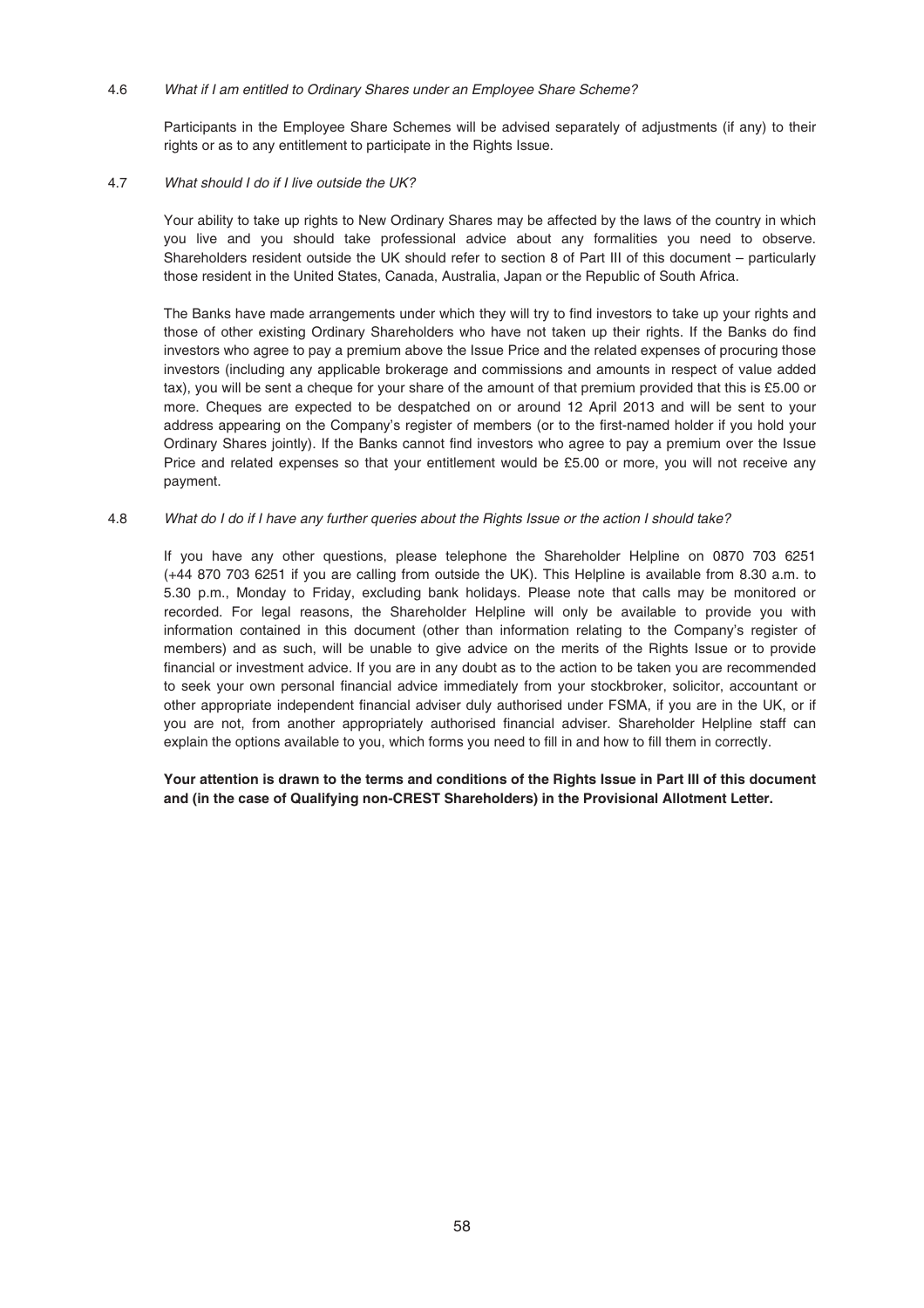4.6 *What if I am entitled to Ordinary Shares under an Employee Share Scheme?*

Participants in the Employee Share Schemes will be advised separately of adjustments (if any) to their rights or as to any entitlement to participate in the Rights Issue.

4.7 *What should I do if I live outside the UK?*

Your ability to take up rights to New Ordinary Shares may be affected by the laws of the country in which you live and you should take professional advice about any formalities you need to observe. Shareholders resident outside the UK should refer to section 8 of Part III of this document – particularly those resident in the United States, Canada, Australia, Japan or the Republic of South Africa.

The Banks have made arrangements under which they will try to find investors to take up your rights and those of other existing Ordinary Shareholders who have not taken up their rights. If the Banks do find investors who agree to pay a premium above the Issue Price and the related expenses of procuring those investors (including any applicable brokerage and commissions and amounts in respect of value added tax), you will be sent a cheque for your share of the amount of that premium provided that this is £5.00 or more. Cheques are expected to be despatched on or around 12 April 2013 and will be sent to your address appearing on the Company's register of members (or to the first-named holder if you hold your Ordinary Shares jointly). If the Banks cannot find investors who agree to pay a premium over the Issue Price and related expenses so that your entitlement would be £5.00 or more, you will not receive any payment.

4.8 *What do I do if I have any further queries about the Rights Issue or the action I should take?*

If you have any other questions, please telephone the Shareholder Helpline on 0870 703 6251 (+44 870 703 6251 if you are calling from outside the UK). This Helpline is available from 8.30 a.m. to 5.30 p.m., Monday to Friday, excluding bank holidays. Please note that calls may be monitored or recorded. For legal reasons, the Shareholder Helpline will only be available to provide you with information contained in this document (other than information relating to the Company's register of members) and as such, will be unable to give advice on the merits of the Rights Issue or to provide financial or investment advice. If you are in any doubt as to the action to be taken you are recommended to seek your own personal financial advice immediately from your stockbroker, solicitor, accountant or other appropriate independent financial adviser duly authorised under FSMA, if you are in the UK, or if you are not, from another appropriately authorised financial adviser. Shareholder Helpline staff can explain the options available to you, which forms you need to fill in and how to fill them in correctly.

**Your attention is drawn to the terms and conditions of the Rights Issue in Part III of this document and (in the case of Qualifying non-CREST Shareholders) in the Provisional Allotment Letter.**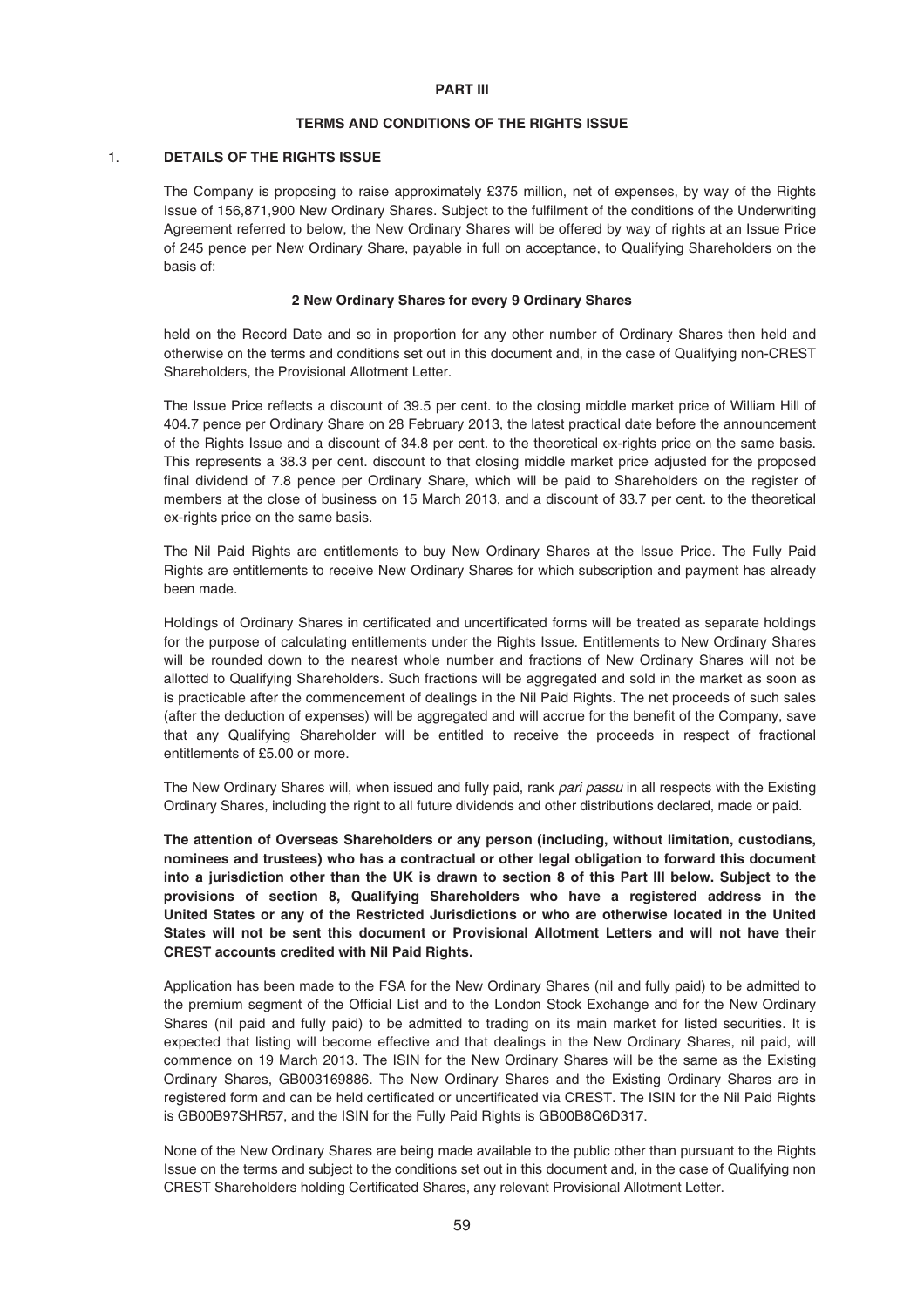# PART III

## TERMS AND CONDITIONS OF THE RIGHTS ISSUE

### 1. DETAILS OF THE RIGHTS ISSUE

The Company is proposing to raise approximately £375 million, net of expenses, by way of the Rights Issue of 156,871,900 New Ordinary Shares. Subject to the fulfilment of the conditions of the Underwriting Agreement referred to below, the New Ordinary Shares will be offered by way of rights at an Issue Price of 245 pence per New Ordinary Share, payable in full on acceptance, to Qualifying Shareholders on the basis of:

**2 New Ordinary Shares for every 9 Ordinary Shares**

held on the Record Date and so in proportion for any other number of Ordinary Shares then held and otherwise on the terms and conditions set out in this document and, in the case of Qualifying non-CREST Shareholders, the Provisional Allotment Letter.

The Issue Price reflects a discount of 39.5 per cent. to the closing middle market price of William Hill of 404.7 pence per Ordinary Share on 28 February 2013, the latest practical date before the announcement of the Rights Issue and a discount of 34.8 per cent. to the theoretical ex-rights price on the same basis. This represents a 38.3 per cent. discount to that closing middle market price adjusted for the proposed final dividend of 7.8 pence per Ordinary Share, which will be paid to Shareholders on the register of members at the close of business on 15 March 2013, and a discount of 33.7 per cent. to the theoretical ex-rights price on the same basis.

The Nil Paid Rights are entitlements to buy New Ordinary Shares at the Issue Price. The Fully Paid Rights are entitlements to receive New Ordinary Shares for which subscription and payment has already been made.

Holdings of Ordinary Shares in certificated and uncertificated forms will be treated as separate holdings for the purpose of calculating entitlements under the Rights Issue. Entitlements to New Ordinary Shares will be rounded down to the nearest whole number and fractions of New Ordinary Shares will not be allotted to Qualifying Shareholders. Such fractions will be aggregated and sold in the market as soon as is practicable after the commencement of dealings in the Nil Paid Rights. The net proceeds of such sales (after the deduction of expenses) will be aggregated and will accrue for the benefit of the Company, save that any Qualifying Shareholder will be entitled to receive the proceeds in respect of fractional entitlements of £5.00 or more.

The New Ordinary Shares will, when issued and fully paid, rank *pari passu* in all respects with the Existing Ordinary Shares, including the right to all future dividends and other distributions declared, made or paid.

**The attention of Overseas Shareholders or any person (including, without limitation, custodians, nominees and trustees) who has a contractual or other legal obligation to forward this document into a jurisdiction other than the UK is drawn to section 8 of this Part III below. Subject to the provisions of section 8, Qualifying Shareholders who have a registered address in the United States or any of the Restricted Jurisdictions or who are otherwise located in the United States will not be sent this document or Provisional Allotment Letters and will not have their CREST accounts credited with Nil Paid Rights.**

Application has been made to the FSA for the New Ordinary Shares (nil and fully paid) to be admitted to the premium segment of the Official List and to the London Stock Exchange and for the New Ordinary Shares (nil paid and fully paid) to be admitted to trading on its main market for listed securities. It is expected that listing will become effective and that dealings in the New Ordinary Shares, nil paid, will commence on 19 March 2013. The ISIN for the New Ordinary Shares will be the same as the Existing Ordinary Shares, GB003169886. The New Ordinary Shares and the Existing Ordinary Shares are in registered form and can be held certificated or uncertificated via CREST. The ISIN for the Nil Paid Rights is GB00B97SHR57, and the ISIN for the Fully Paid Rights is GB00B8Q6D317.

None of the New Ordinary Shares are being made available to the public other than pursuant to the Rights Issue on the terms and subject to the conditions set out in this document and, in the case of Qualifying non CREST Shareholders holding Certificated Shares, any relevant Provisional Allotment Letter.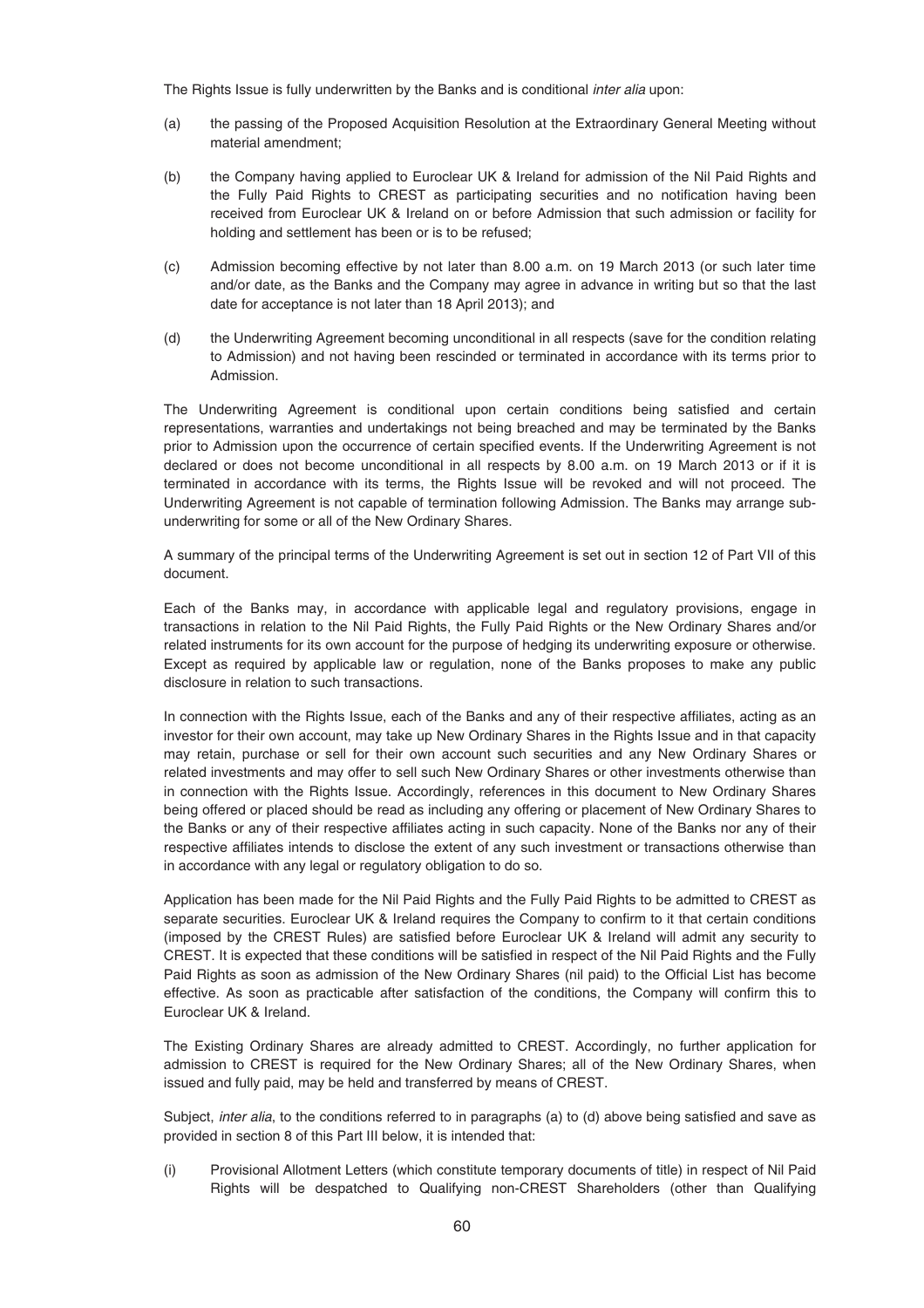The Rights Issue is fully underwritten by the Banks and is conditional *inter alia* upon:

(a) the passing of the Proposed Acquisition Resolution at the Extraordinary General Meeting without material amendment;

(b) the Company having applied to Euroclear UK & Ireland for admission of the Nil Paid Rights and the Fully Paid Rights to CREST as participating securities and no notification having been received from Euroclear UK & Ireland on or before Admission that such admission or facility for holding and settlement has been or is to be refused;

(c) Admission becoming effective by not later than 8.00 a.m. on 19 March 2013 (or such later time and/or date, as the Banks and the Company may agree in advance in writing but so that the last date for acceptance is not later than 18 April 2013); and

(d) the Underwriting Agreement becoming unconditional in all respects (save for the condition relating to Admission) and not having been rescinded or terminated in accordance with its terms prior to Admission.

The Underwriting Agreement is conditional upon certain conditions being satisfied and certain representations, warranties and undertakings not being breached and may be terminated by the Banks prior to Admission upon the occurrence of certain specified events. If the Underwriting Agreement is not declared or does not become unconditional in all respects by 8.00 a.m. on 19 March 2013 or if it is terminated in accordance with its terms, the Rights Issue will be revoked and will not proceed. The Underwriting Agreement is not capable of termination following Admission. The Banks may arrange sub-underwriting for some or all of the New Ordinary Shares.

A summary of the principal terms of the Underwriting Agreement is set out in section 12 of Part VII of this document.

Each of the Banks may, in accordance with applicable legal and regulatory provisions, engage in transactions in relation to the Nil Paid Rights, the Fully Paid Rights or the New Ordinary Shares and/or related instruments for its own account for the purpose of hedging its underwriting exposure or otherwise. Except as required by applicable law or regulation, none of the Banks proposes to make any public disclosure in relation to such transactions.

In connection with the Rights Issue, each of the Banks and any of their respective affiliates, acting as an investor for their own account, may take up New Ordinary Shares in the Rights Issue and in that capacity may retain, purchase or sell for their own account such securities and any New Ordinary Shares or related investments and may offer to sell such New Ordinary Shares or other investments otherwise than in connection with the Rights Issue. Accordingly, references in this document to New Ordinary Shares being offered or placed should be read as including any offering or placement of New Ordinary Shares to the Banks or any of their respective affiliates acting in such capacity. None of the Banks nor any of their respective affiliates intends to disclose the extent of any such investment or transactions otherwise than in accordance with any legal or regulatory obligation to do so.

Application has been made for the Nil Paid Rights and the Fully Paid Rights to be admitted to CREST as separate securities. Euroclear UK & Ireland requires the Company to confirm to it that certain conditions (imposed by the CREST Rules) are satisfied before Euroclear UK & Ireland will admit any security to CREST. It is expected that these conditions will be satisfied in respect of the Nil Paid Rights and the Fully Paid Rights as soon as admission of the New Ordinary Shares (nil paid) to the Official List has become effective. As soon as practicable after satisfaction of the conditions, the Company will confirm this to Euroclear UK & Ireland.

The Existing Ordinary Shares are already admitted to CREST. Accordingly, no further application for admission to CREST is required for the New Ordinary Shares; all of the New Ordinary Shares, when issued and fully paid, may be held and transferred by means of CREST.

Subject, *inter alia*, to the conditions referred to in paragraphs (a) to (d) above being satisfied and save as provided in section 8 of this Part III below, it is intended that:

(i) Provisional Allotment Letters (which constitute temporary documents of title) in respect of Nil Paid Rights will be despatched to Qualifying non-CREST Shareholders (other than Qualifying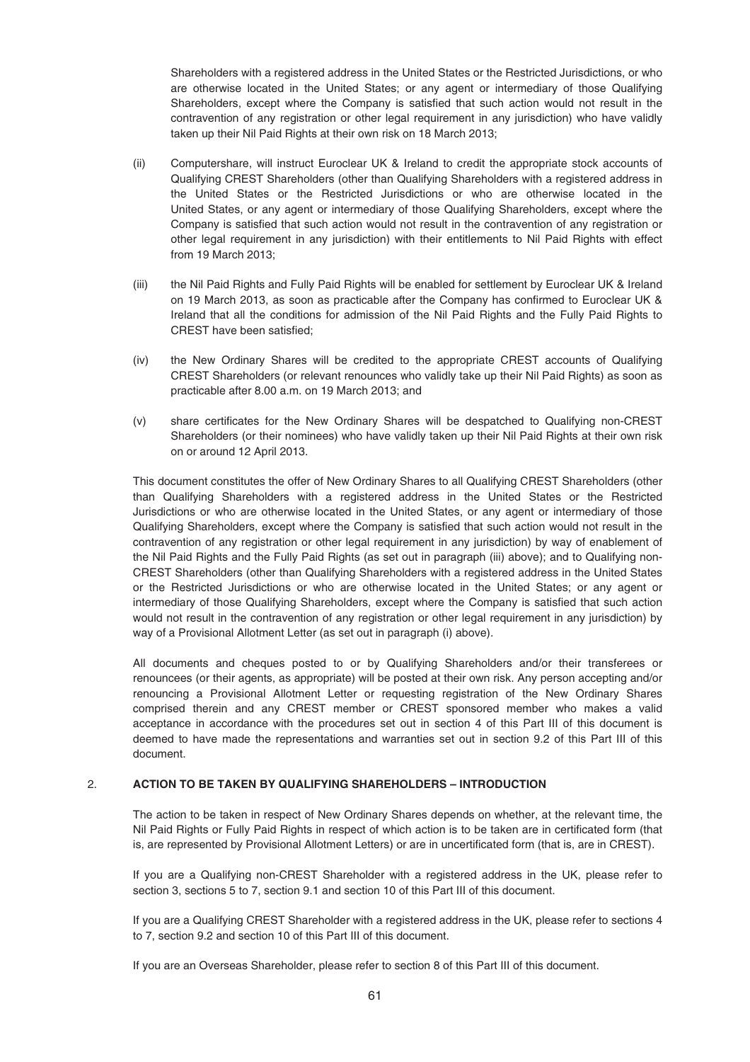Shareholders with a registered address in the United States or the Restricted Jurisdictions, or who are otherwise located in the United States; or any agent or intermediary of those Qualifying Shareholders, except where the Company is satisfied that such action would not result in the contravention of any registration or other legal requirement in any jurisdiction) who have validly taken up their Nil Paid Rights at their own risk on 18 March 2013;

(ii) Computershare, will instruct Euroclear UK & Ireland to credit the appropriate stock accounts of Qualifying CREST Shareholders (other than Qualifying Shareholders with a registered address in the United States or the Restricted Jurisdictions or who are otherwise located in the United States, or any agent or intermediary of those Qualifying Shareholders, except where the Company is satisfied that such action would not result in the contravention of any registration or other legal requirement in any jurisdiction) with their entitlements to Nil Paid Rights with effect from 19 March 2013;

(iii) the Nil Paid Rights and Fully Paid Rights will be enabled for settlement by Euroclear UK & Ireland on 19 March 2013, as soon as practicable after the Company has confirmed to Euroclear UK & Ireland that all the conditions for admission of the Nil Paid Rights and the Fully Paid Rights to CREST have been satisfied;

(iv) the New Ordinary Shares will be credited to the appropriate CREST accounts of Qualifying CREST Shareholders (or relevant renounces who validly take up their Nil Paid Rights) as soon as practicable after 8.00 a.m. on 19 March 2013; and

(v) share certificates for the New Ordinary Shares will be despatched to Qualifying non-CREST Shareholders (or their nominees) who have validly taken up their Nil Paid Rights at their own risk on or around 12 April 2013.

This document constitutes the offer of New Ordinary Shares to all Qualifying CREST Shareholders (other than Qualifying Shareholders with a registered address in the United States or the Restricted Jurisdictions or who are otherwise located in the United States, or any agent or intermediary of those Qualifying Shareholders, except where the Company is satisfied that such action would not result in the contravention of any registration or other legal requirement in any jurisdiction) by way of enablement of the Nil Paid Rights and the Fully Paid Rights (as set out in paragraph (iii) above); and to Qualifying non-CREST Shareholders (other than Qualifying Shareholders with a registered address in the United States or the Restricted Jurisdictions or who are otherwise located in the United States; or any agent or intermediary of those Qualifying Shareholders, except where the Company is satisfied that such action would not result in the contravention of any registration or other legal requirement in any jurisdiction) by way of a Provisional Allotment Letter (as set out in paragraph (i) above).

All documents and cheques posted to or by Qualifying Shareholders and/or their transferees or renouncees (or their agents, as appropriate) will be posted at their own risk. Any person accepting and/or renouncing a Provisional Allotment Letter or requesting registration of the New Ordinary Shares comprised therein and any CREST member or CREST sponsored member who makes a valid acceptance in accordance with the procedures set out in section 4 of this Part III of this document is deemed to have made the representations and warranties set out in section 9.2 of this Part III of this document.

## 2. ACTION TO BE TAKEN BY QUALIFYING SHAREHOLDERS – INTRODUCTION

The action to be taken in respect of New Ordinary Shares depends on whether, at the relevant time, the Nil Paid Rights or Fully Paid Rights in respect of which action is to be taken are in certificated form (that is, are represented by Provisional Allotment Letters) or are in uncertificated form (that is, are in CREST).

If you are a Qualifying non-CREST Shareholder with a registered address in the UK, please refer to section 3, sections 5 to 7, section 9.1 and section 10 of this Part III of this document.

If you are a Qualifying CREST Shareholder with a registered address in the UK, please refer to sections 4 to 7, section 9.2 and section 10 of this Part III of this document.

If you are an Overseas Shareholder, please refer to section 8 of this Part III of this document.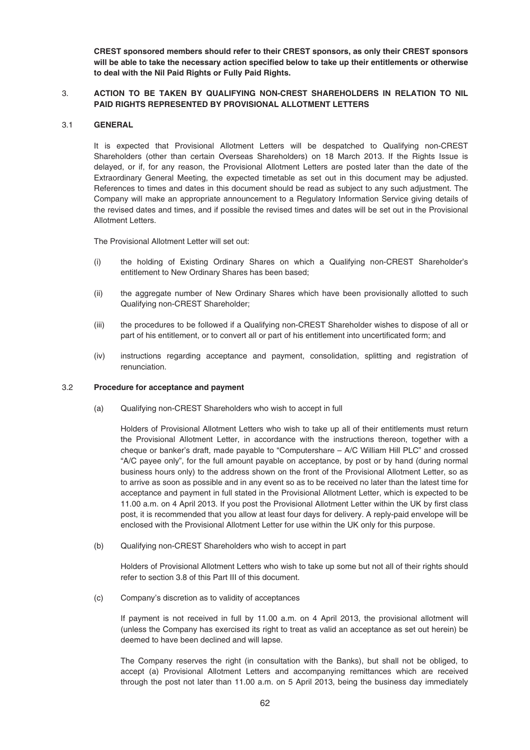**CREST sponsored members should refer to their CREST sponsors, as only their CREST sponsors will be able to take the necessary action specified below to take up their entitlements or otherwise to deal with the Nil Paid Rights or Fully Paid Rights.**

## 3. ACTION TO BE TAKEN BY QUALIFYING NON-CREST SHAREHOLDERS IN RELATION TO NIL PAID RIGHTS REPRESENTED BY PROVISIONAL ALLOTMENT LETTERS

### 3.1 GENERAL

It is expected that Provisional Allotment Letters will be despatched to Qualifying non-CREST Shareholders (other than certain Overseas Shareholders) on 18 March 2013. If the Rights Issue is delayed, or if, for any reason, the Provisional Allotment Letters are posted later than the date of the Extraordinary General Meeting, the expected timetable as set out in this document may be adjusted. References to times and dates in this document should be read as subject to any such adjustment. The Company will make an appropriate announcement to a Regulatory Information Service giving details of the revised dates and times, and if possible the revised times and dates will be set out in the Provisional Allotment Letters.

The Provisional Allotment Letter will set out:

(i) the holding of Existing Ordinary Shares on which a Qualifying non-CREST Shareholder's entitlement to New Ordinary Shares has been based;

(ii) the aggregate number of New Ordinary Shares which have been provisionally allotted to such Qualifying non-CREST Shareholder;

(iii) the procedures to be followed if a Qualifying non-CREST Shareholder wishes to dispose of all or part of his entitlement, or to convert all or part of his entitlement into uncertificated form; and

(iv) instructions regarding acceptance and payment, consolidation, splitting and registration of renunciation.

### 3.2 Procedure for acceptance and payment

(a) Qualifying non-CREST Shareholders who wish to accept in full

Holders of Provisional Allotment Letters who wish to take up all of their entitlements must return the Provisional Allotment Letter, in accordance with the instructions thereon, together with a cheque or banker's draft, made payable to "Computershare – A/C William Hill PLC" and crossed "A/C payee only", for the full amount payable on acceptance, by post or by hand (during normal business hours only) to the address shown on the front of the Provisional Allotment Letter, so as to arrive as soon as possible and in any event so as to be received no later than the latest time for acceptance and payment in full stated in the Provisional Allotment Letter, which is expected to be 11.00 a.m. on 4 April 2013. If you post the Provisional Allotment Letter within the UK by first class post, it is recommended that you allow at least four days for delivery. A reply-paid envelope will be enclosed with the Provisional Allotment Letter for use within the UK only for this purpose.

(b) Qualifying non-CREST Shareholders who wish to accept in part

Holders of Provisional Allotment Letters who wish to take up some but not all of their rights should refer to section 3.8 of this Part III of this document.

(c) Company's discretion as to validity of acceptances

If payment is not received in full by 11.00 a.m. on 4 April 2013, the provisional allotment will (unless the Company has exercised its right to treat as valid an acceptance as set out herein) be deemed to have been declined and will lapse.

The Company reserves the right (in consultation with the Banks), but shall not be obliged, to accept (a) Provisional Allotment Letters and accompanying remittances which are received through the post not later than 11.00 a.m. on 5 April 2013, being the business day immediately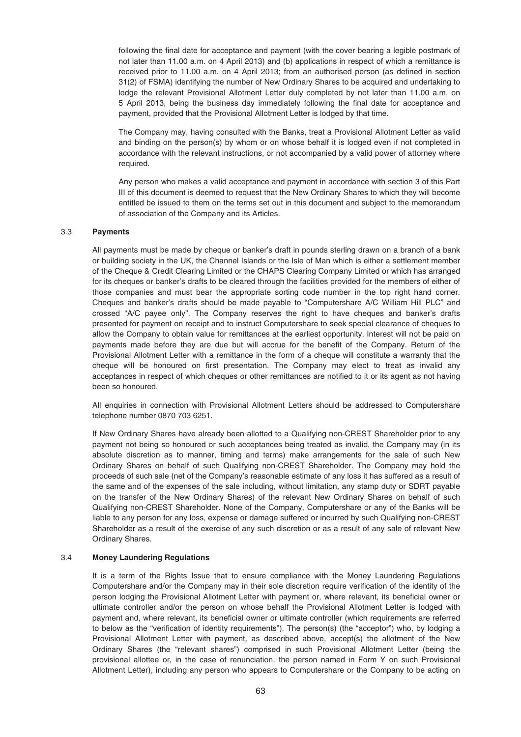following the final date for acceptance and payment (with the cover bearing a legible postmark of not later than 11.00 a.m. on 4 April 2013) and (b) applications in respect of which a remittance is received prior to 11.00 a.m. on 4 April 2013; from an authorised person (as defined in section 31(2) of FSMA) identifying the number of New Ordinary Shares to be acquired and undertaking to lodge the relevant Provisional Allotment Letter duly completed by not later than 11.00 a.m. on 5 April 2013, being the business day immediately following the final date for acceptance and payment, provided that the Provisional Allotment Letter is lodged by that time.

The Company may, having consulted with the Banks, treat a Provisional Allotment Letter as valid and binding on the person(s) by whom or on whose behalf it is lodged even if not completed in accordance with the relevant instructions, or not accompanied by a valid power of attorney where required.

Any person who makes a valid acceptance and payment in accordance with section 3 of this Part III of this document is deemed to request that the New Ordinary Shares to which they will become entitled be issued to them on the terms set out in this document and subject to the memorandum of association of the Company and its Articles.

### 3.3 Payments

All payments must be made by cheque or banker's draft in pounds sterling drawn on a branch of a bank or building society in the UK, the Channel Islands or the Isle of Man which is either a settlement member of the Cheque & Credit Clearing Limited or the CHAPS Clearing Company Limited or which has arranged for its cheques or banker's drafts to be cleared through the facilities provided for the members of either of those companies and must bear the appropriate sorting code number in the top right hand corner. Cheques and banker's drafts should be made payable to "Computershare A/C William Hill PLC" and crossed "A/C payee only". The Company reserves the right to have cheques and banker's drafts presented for payment on receipt and to instruct Computershare to seek special clearance of cheques to allow the Company to obtain value for remittances at the earliest opportunity. Interest will not be paid on payments made before they are due but will accrue for the benefit of the Company. Return of the Provisional Allotment Letter with a remittance in the form of a cheque will constitute a warranty that the cheque will be honoured on first presentation. The Company may elect to treat as invalid any acceptances in respect of which cheques or other remittances are notified to it or its agent as not having been so honoured.

All enquiries in connection with Provisional Allotment Letters should be addressed to Computershare telephone number 0870 703 6251.

If New Ordinary Shares have already been allotted to a Qualifying non-CREST Shareholder prior to any payment not being so honoured or such acceptances being treated as invalid, the Company may (in its absolute discretion as to manner, timing and terms) make arrangements for the sale of such New Ordinary Shares on behalf of such Qualifying non-CREST Shareholder. The Company may hold the proceeds of such sale (net of the Company's reasonable estimate of any loss it has suffered as a result of the same and of the expenses of the sale including, without limitation, any stamp duty or SDRT payable on the transfer of the New Ordinary Shares) of the relevant New Ordinary Shares on behalf of such Qualifying non-CREST Shareholder. None of the Company, Computershare or any of the Banks will be liable to any person for any loss, expense or damage suffered or incurred by such Qualifying non-CREST Shareholder as a result of the exercise of any such discretion or as a result of any sale of relevant New Ordinary Shares.

### 3.4 Money Laundering Regulations

It is a term of the Rights Issue that to ensure compliance with the Money Laundering Regulations Computershare and/or the Company may in their sole discretion require verification of the identity of the person lodging the Provisional Allotment Letter with payment or, where relevant, its beneficial owner or ultimate controller and/or the person on whose behalf the Provisional Allotment Letter is lodged with payment and, where relevant, its beneficial owner or ultimate controller (which requirements are referred to below as the "verification of identity requirements"). The person(s) (the "acceptor") who, by lodging a Provisional Allotment Letter with payment, as described above, accept(s) the allotment of the New Ordinary Shares (the "relevant shares") comprised in such Provisional Allotment Letter (being the provisional allottee or, in the case of renunciation, the person named in Form Y on such Provisional Allotment Letter), including any person who appears to Computershare or the Company to be acting on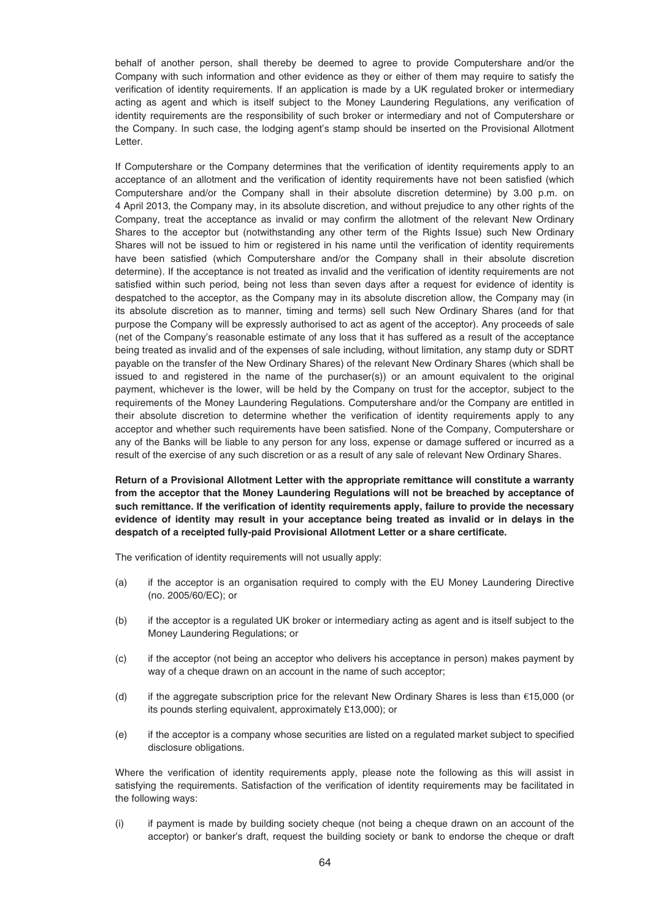behalf of another person, shall thereby be deemed to agree to provide Computershare and/or the Company with such information and other evidence as they or either of them may require to satisfy the verification of identity requirements. If an application is made by a UK regulated broker or intermediary acting as agent and which is itself subject to the Money Laundering Regulations, any verification of identity requirements are the responsibility of such broker or intermediary and not of Computershare or the Company. In such case, the lodging agent's stamp should be inserted on the Provisional Allotment Letter.

If Computershare or the Company determines that the verification of identity requirements apply to an acceptance of an allotment and the verification of identity requirements have not been satisfied (which Computershare and/or the Company shall in their absolute discretion determine) by 3.00 p.m. on 4 April 2013, the Company may, in its absolute discretion, and without prejudice to any other rights of the Company, treat the acceptance as invalid or may confirm the allotment of the relevant New Ordinary Shares to the acceptor but (notwithstanding any other term of the Rights Issue) such New Ordinary Shares will not be issued to him or registered in his name until the verification of identity requirements have been satisfied (which Computershare and/or the Company shall in their absolute discretion determine). If the acceptance is not treated as invalid and the verification of identity requirements are not satisfied within such period, being not less than seven days after a request for evidence of identity is despatched to the acceptor, as the Company may in its absolute discretion allow, the Company may (in its absolute discretion as to manner, timing and terms) sell such New Ordinary Shares (and for that purpose the Company will be expressly authorised to act as agent of the acceptor). Any proceeds of sale (net of the Company's reasonable estimate of any loss that it has suffered as a result of the acceptance being treated as invalid and of the expenses of sale including, without limitation, any stamp duty or SDRT payable on the transfer of the New Ordinary Shares) of the relevant New Ordinary Shares (which shall be issued to and registered in the name of the purchaser(s)) or an amount equivalent to the original payment, whichever is the lower, will be held by the Company on trust for the acceptor, subject to the requirements of the Money Laundering Regulations. Computershare and/or the Company are entitled in their absolute discretion to determine whether the verification of identity requirements apply to any acceptor and whether such requirements have been satisfied. None of the Company, Computershare or any of the Banks will be liable to any person for any loss, expense or damage suffered or incurred as a result of the exercise of any such discretion or as a result of any sale of relevant New Ordinary Shares.

**Return of a Provisional Allotment Letter with the appropriate remittance will constitute a warranty from the acceptor that the Money Laundering Regulations will not be breached by acceptance of such remittance. If the verification of identity requirements apply, failure to provide the necessary evidence of identity may result in your acceptance being treated as invalid or in delays in the despatch of a receipted fully-paid Provisional Allotment Letter or a share certificate.**

The verification of identity requirements will not usually apply:

(a) if the acceptor is an organisation required to comply with the EU Money Laundering Directive (no. 2005/60/EC); or

(b) if the acceptor is a regulated UK broker or intermediary acting as agent and is itself subject to the Money Laundering Regulations; or

(c) if the acceptor (not being an acceptor who delivers his acceptance in person) makes payment by way of a cheque drawn on an account in the name of such acceptor;

(d) if the aggregate subscription price for the relevant New Ordinary Shares is less than €15,000 (or its pounds sterling equivalent, approximately £13,000); or

(e) if the acceptor is a company whose securities are listed on a regulated market subject to specified disclosure obligations.

Where the verification of identity requirements apply, please note the following as this will assist in satisfying the requirements. Satisfaction of the verification of identity requirements may be facilitated in the following ways:

(i) if payment is made by building society cheque (not being a cheque drawn on an account of the acceptor) or banker's draft, request the building society or bank to endorse the cheque or draft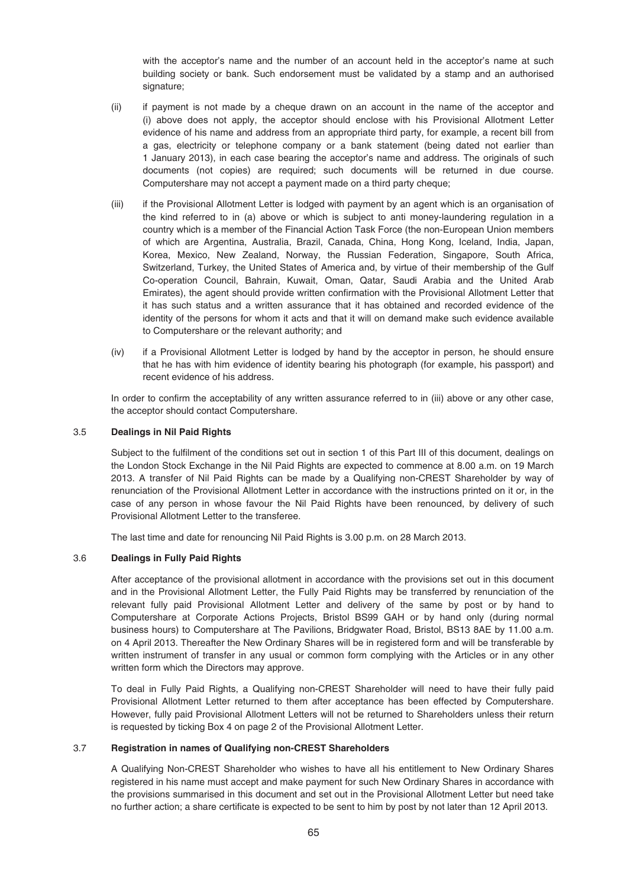with the acceptor's name and the number of an account held in the acceptor's name at such building society or bank. Such endorsement must be validated by a stamp and an authorised signature;

(ii) if payment is not made by a cheque drawn on an account in the name of the acceptor and (i) above does not apply, the acceptor should enclose with his Provisional Allotment Letter evidence of his name and address from an appropriate third party, for example, a recent bill from a gas, electricity or telephone company or a bank statement (being dated not earlier than 1 January 2013), in each case bearing the acceptor's name and address. The originals of such documents (not copies) are required; such documents will be returned in due course. Computershare may not accept a payment made on a third party cheque;

(iii) if the Provisional Allotment Letter is lodged with payment by an agent which is an organisation of the kind referred to in (a) above or which is subject to anti money-laundering regulation in a country which is a member of the Financial Action Task Force (the non-European Union members of which are Argentina, Australia, Brazil, Canada, China, Hong Kong, Iceland, India, Japan, Korea, Mexico, New Zealand, Norway, the Russian Federation, Singapore, South Africa, Switzerland, Turkey, the United States of America and, by virtue of their membership of the Gulf Co-operation Council, Bahrain, Kuwait, Oman, Qatar, Saudi Arabia and the United Arab Emirates), the agent should provide written confirmation with the Provisional Allotment Letter that it has such status and a written assurance that it has obtained and recorded evidence of the identity of the persons for whom it acts and that it will on demand make such evidence available to Computershare or the relevant authority; and

(iv) if a Provisional Allotment Letter is lodged by hand by the acceptor in person, he should ensure that he has with him evidence of identity bearing his photograph (for example, his passport) and recent evidence of his address.

In order to confirm the acceptability of any written assurance referred to in (iii) above or any other case, the acceptor should contact Computershare.

### 3.5 Dealings in Nil Paid Rights

Subject to the fulfilment of the conditions set out in section 1 of this Part III of this document, dealings on the London Stock Exchange in the Nil Paid Rights are expected to commence at 8.00 a.m. on 19 March 2013. A transfer of Nil Paid Rights can be made by a Qualifying non-CREST Shareholder by way of renunciation of the Provisional Allotment Letter in accordance with the instructions printed on it or, in the case of any person in whose favour the Nil Paid Rights have been renounced, by delivery of such Provisional Allotment Letter to the transferee.

The last time and date for renouncing Nil Paid Rights is 3.00 p.m. on 28 March 2013.

### 3.6 Dealings in Fully Paid Rights

After acceptance of the provisional allotment in accordance with the provisions set out in this document and in the Provisional Allotment Letter, the Fully Paid Rights may be transferred by renunciation of the relevant fully paid Provisional Allotment Letter and delivery of the same by post or by hand to Computershare at Corporate Actions Projects, Bristol BS99 GAH or by hand only (during normal business hours) to Computershare at The Pavilions, Bridgwater Road, Bristol, BS13 8AE by 11.00 a.m. on 4 April 2013. Thereafter the New Ordinary Shares will be in registered form and will be transferable by written instrument of transfer in any usual or common form complying with the Articles or in any other written form which the Directors may approve.

To deal in Fully Paid Rights, a Qualifying non-CREST Shareholder will need to have their fully paid Provisional Allotment Letter returned to them after acceptance has been effected by Computershare. However, fully paid Provisional Allotment Letters will not be returned to Shareholders unless their return is requested by ticking Box 4 on page 2 of the Provisional Allotment Letter.

### 3.7 Registration in names of Qualifying non-CREST Shareholders

A Qualifying Non-CREST Shareholder who wishes to have all his entitlement to New Ordinary Shares registered in his name must accept and make payment for such New Ordinary Shares in accordance with the provisions summarised in this document and set out in the Provisional Allotment Letter but need take no further action; a share certificate is expected to be sent to him by post by not later than 12 April 2013.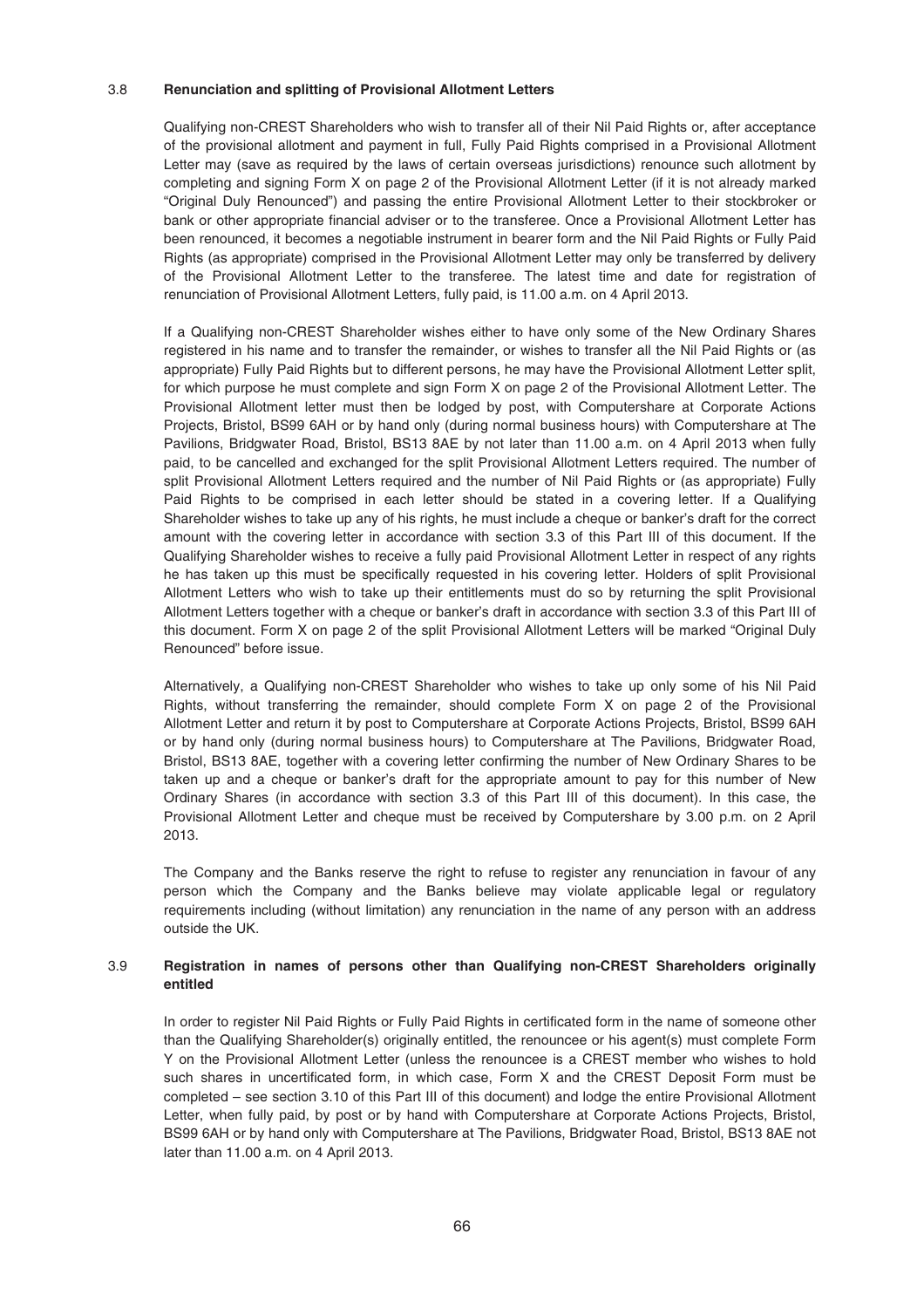### 3.8 Renunciation and splitting of Provisional Allotment Letters

Qualifying non-CREST Shareholders who wish to transfer all of their Nil Paid Rights or, after acceptance of the provisional allotment and payment in full, Fully Paid Rights comprised in a Provisional Allotment Letter may (save as required by the laws of certain overseas jurisdictions) renounce such allotment by completing and signing Form X on page 2 of the Provisional Allotment Letter (if it is not already marked "Original Duly Renounced") and passing the entire Provisional Allotment Letter to their stockbroker or bank or other appropriate financial adviser or to the transferee. Once a Provisional Allotment Letter has been renounced, it becomes a negotiable instrument in bearer form and the Nil Paid Rights or Fully Paid Rights (as appropriate) comprised in the Provisional Allotment Letter may only be transferred by delivery of the Provisional Allotment Letter to the transferee. The latest time and date for registration of renunciation of Provisional Allotment Letters, fully paid, is 11.00 a.m. on 4 April 2013.

If a Qualifying non-CREST Shareholder wishes either to have only some of the New Ordinary Shares registered in his name and to transfer the remainder, or wishes to transfer all the Nil Paid Rights or (as appropriate) Fully Paid Rights but to different persons, he may have the Provisional Allotment Letter split, for which purpose he must complete and sign Form X on page 2 of the Provisional Allotment Letter. The Provisional Allotment letter must then be lodged by post, with Computershare at Corporate Actions Projects, Bristol, BS99 6AH or by hand only (during normal business hours) with Computershare at The Pavilions, Bridgwater Road, Bristol, BS13 8AE by not later than 11.00 a.m. on 4 April 2013 when fully paid, to be cancelled and exchanged for the split Provisional Allotment Letters required. The number of split Provisional Allotment Letters required and the number of Nil Paid Rights or (as appropriate) Fully Paid Rights to be comprised in each letter should be stated in a covering letter. If a Qualifying Shareholder wishes to take up any of his rights, he must include a cheque or banker's draft for the correct amount with the covering letter in accordance with section 3.3 of this Part III of this document. If the Qualifying Shareholder wishes to receive a fully paid Provisional Allotment Letter in respect of any rights he has taken up this must be specifically requested in his covering letter. Holders of split Provisional Allotment Letters who wish to take up their entitlements must do so by returning the split Provisional Allotment Letters together with a cheque or banker's draft in accordance with section 3.3 of this Part III of this document. Form X on page 2 of the split Provisional Allotment Letters will be marked "Original Duly Renounced" before issue.

Alternatively, a Qualifying non-CREST Shareholder who wishes to take up only some of his Nil Paid Rights, without transferring the remainder, should complete Form X on page 2 of the Provisional Allotment Letter and return it by post to Computershare at Corporate Actions Projects, Bristol, BS99 6AH or by hand only (during normal business hours) to Computershare at The Pavilions, Bridgwater Road, Bristol, BS13 8AE, together with a covering letter confirming the number of New Ordinary Shares to be taken up and a cheque or banker's draft for the appropriate amount to pay for this number of New Ordinary Shares (in accordance with section 3.3 of this Part III of this document). In this case, the Provisional Allotment Letter and cheque must be received by Computershare by 3.00 p.m. on 2 April 2013.

The Company and the Banks reserve the right to refuse to register any renunciation in favour of any person which the Company and the Banks believe may violate applicable legal or regulatory requirements including (without limitation) any renunciation in the name of any person with an address outside the UK.

### 3.9 Registration in names of persons other than Qualifying non-CREST Shareholders originally entitled

In order to register Nil Paid Rights or Fully Paid Rights in certificated form in the name of someone other than the Qualifying Shareholder(s) originally entitled, the renouncee or his agent(s) must complete Form Y on the Provisional Allotment Letter (unless the renouncee is a CREST member who wishes to hold such shares in uncertificated form, in which case, Form X and the CREST Deposit Form must be completed – see section 3.10 of this Part III of this document) and lodge the entire Provisional Allotment Letter, when fully paid, by post or by hand with Computershare at Corporate Actions Projects, Bristol, BS99 6AH or by hand only with Computershare at The Pavilions, Bridgwater Road, Bristol, BS13 8AE not later than 11.00 a.m. on 4 April 2013.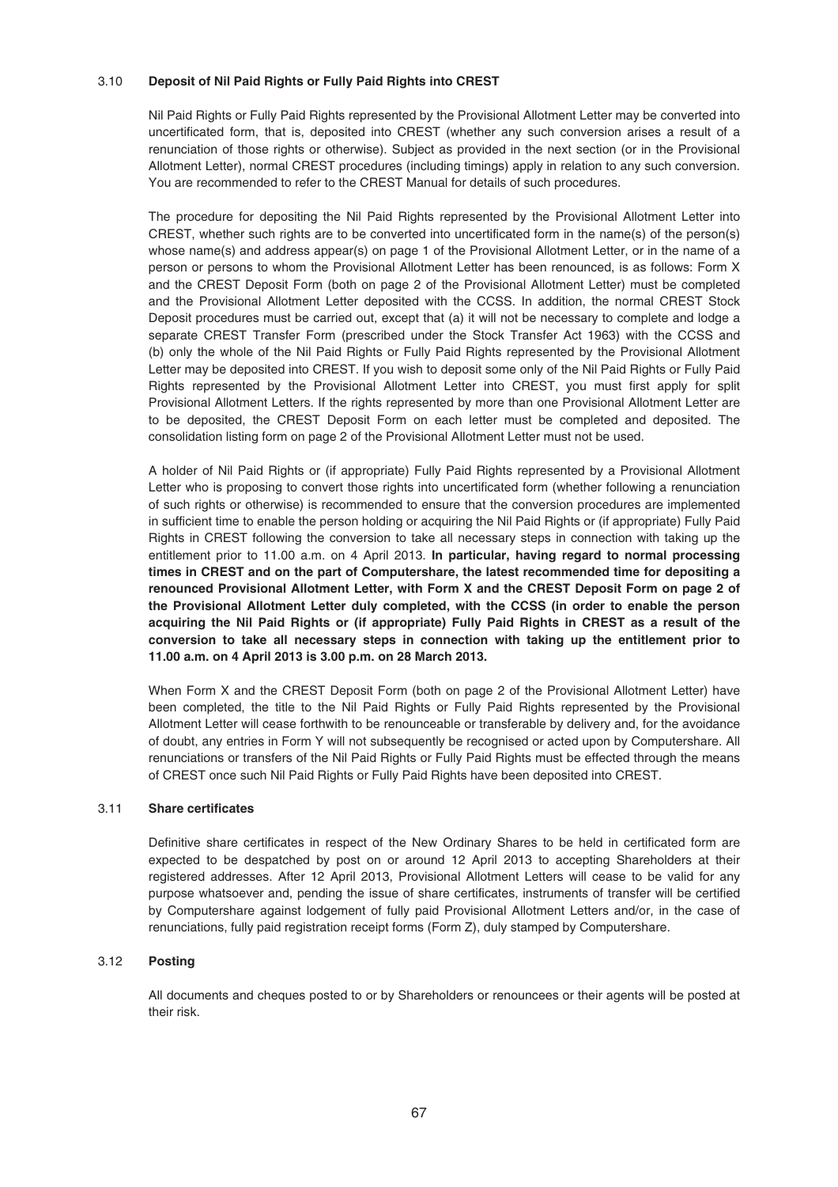### 3.10 Deposit of Nil Paid Rights or Fully Paid Rights into CREST

Nil Paid Rights or Fully Paid Rights represented by the Provisional Allotment Letter may be converted into uncertificated form, that is, deposited into CREST (whether any such conversion arises a result of a renunciation of those rights or otherwise). Subject as provided in the next section (or in the Provisional Allotment Letter), normal CREST procedures (including timings) apply in relation to any such conversion. You are recommended to refer to the CREST Manual for details of such procedures.

The procedure for depositing the Nil Paid Rights represented by the Provisional Allotment Letter into CREST, whether such rights are to be converted into uncertificated form in the name(s) of the person(s) whose name(s) and address appear(s) on page 1 of the Provisional Allotment Letter, or in the name of a person or persons to whom the Provisional Allotment Letter has been renounced, is as follows: Form X and the CREST Deposit Form (both on page 2 of the Provisional Allotment Letter) must be completed and the Provisional Allotment Letter deposited with the CCSS. In addition, the normal CREST Stock Deposit procedures must be carried out, except that (a) it will not be necessary to complete and lodge a separate CREST Transfer Form (prescribed under the Stock Transfer Act 1963) with the CCSS and (b) only the whole of the Nil Paid Rights or Fully Paid Rights represented by the Provisional Allotment Letter may be deposited into CREST. If you wish to deposit some only of the Nil Paid Rights or Fully Paid Rights represented by the Provisional Allotment Letter into CREST, you must first apply for split Provisional Allotment Letters. If the rights represented by more than one Provisional Allotment Letter are to be deposited, the CREST Deposit Form on each letter must be completed and deposited. The consolidation listing form on page 2 of the Provisional Allotment Letter must not be used.

A holder of Nil Paid Rights or (if appropriate) Fully Paid Rights represented by a Provisional Allotment Letter who is proposing to convert those rights into uncertificated form (whether following a renunciation of such rights or otherwise) is recommended to ensure that the conversion procedures are implemented in sufficient time to enable the person holding or acquiring the Nil Paid Rights or (if appropriate) Fully Paid Rights in CREST following the conversion to take all necessary steps in connection with taking up the entitlement prior to 11.00 a.m. on 4 April 2013. **In particular, having regard to normal processing times in CREST and on the part of Computershare, the latest recommended time for depositing a renounced Provisional Allotment Letter, with Form X and the CREST Deposit Form on page 2 of the Provisional Allotment Letter duly completed, with the CCSS (in order to enable the person acquiring the Nil Paid Rights or (if appropriate) Fully Paid Rights in CREST as a result of the conversion to take all necessary steps in connection with taking up the entitlement prior to 11.00 a.m. on 4 April 2013 is 3.00 p.m. on 28 March 2013.**

When Form X and the CREST Deposit Form (both on page 2 of the Provisional Allotment Letter) have been completed, the title to the Nil Paid Rights or Fully Paid Rights represented by the Provisional Allotment Letter will cease forthwith to be renounceable or transferable by delivery and, for the avoidance of doubt, any entries in Form Y will not subsequently be recognised or acted upon by Computershare. All renunciations or transfers of the Nil Paid Rights or Fully Paid Rights must be effected through the means of CREST once such Nil Paid Rights or Fully Paid Rights have been deposited into CREST.

### 3.11 Share certificates

Definitive share certificates in respect of the New Ordinary Shares to be held in certificated form are expected to be despatched by post on or around 12 April 2013 to accepting Shareholders at their registered addresses. After 12 April 2013, Provisional Allotment Letters will cease to be valid for any purpose whatsoever and, pending the issue of share certificates, instruments of transfer will be certified by Computershare against lodgement of fully paid Provisional Allotment Letters and/or, in the case of renunciations, fully paid registration receipt forms (Form Z), duly stamped by Computershare.

### 3.12 Posting

All documents and cheques posted to or by Shareholders or renouncees or their agents will be posted at their risk.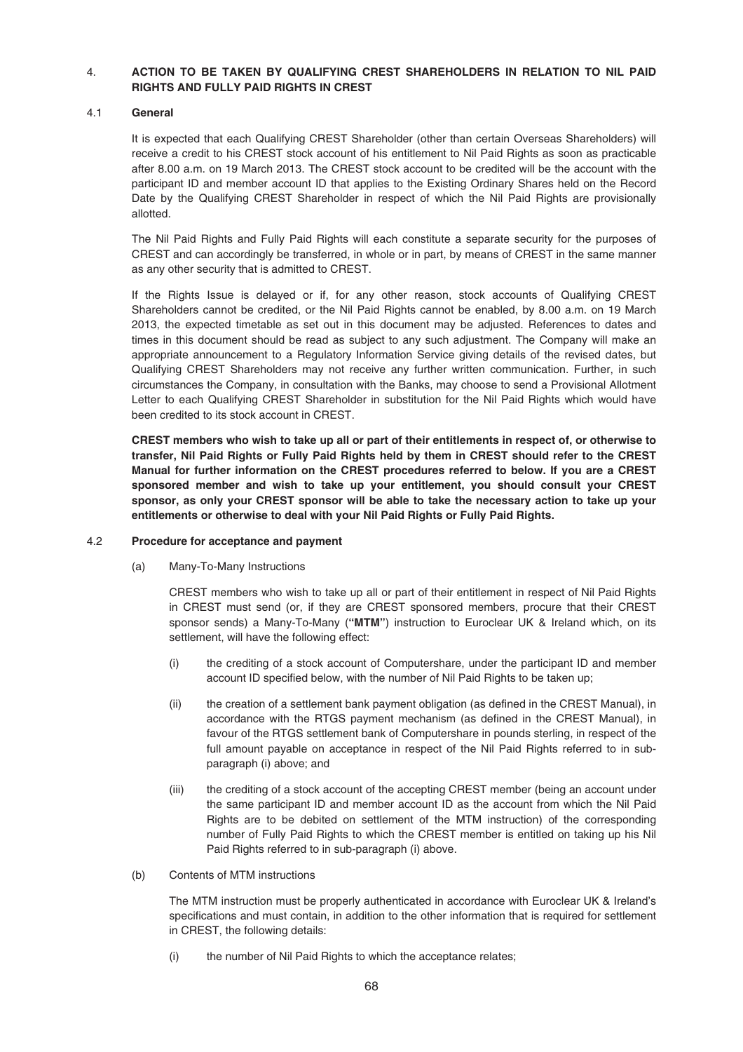## 4. ACTION TO BE TAKEN BY QUALIFYING CREST SHAREHOLDERS IN RELATION TO NIL PAID RIGHTS AND FULLY PAID RIGHTS IN CREST

### 4.1 General

It is expected that each Qualifying CREST Shareholder (other than certain Overseas Shareholders) will receive a credit to his CREST stock account of his entitlement to Nil Paid Rights as soon as practicable after 8.00 a.m. on 19 March 2013. The CREST stock account to be credited will be the account with the participant ID and member account ID that applies to the Existing Ordinary Shares held on the Record Date by the Qualifying CREST Shareholder in respect of which the Nil Paid Rights are provisionally allotted.

The Nil Paid Rights and Fully Paid Rights will each constitute a separate security for the purposes of CREST and can accordingly be transferred, in whole or in part, by means of CREST in the same manner as any other security that is admitted to CREST.

If the Rights Issue is delayed or if, for any other reason, stock accounts of Qualifying CREST Shareholders cannot be credited, or the Nil Paid Rights cannot be enabled, by 8.00 a.m. on 19 March 2013, the expected timetable as set out in this document may be adjusted. References to dates and times in this document should be read as subject to any such adjustment. The Company will make an appropriate announcement to a Regulatory Information Service giving details of the revised dates, but Qualifying CREST Shareholders may not receive any further written communication. Further, in such circumstances the Company, in consultation with the Banks, may choose to send a Provisional Allotment Letter to each Qualifying CREST Shareholder in substitution for the Nil Paid Rights which would have been credited to its stock account in CREST.

**CREST members who wish to take up all or part of their entitlements in respect of, or otherwise to transfer, Nil Paid Rights or Fully Paid Rights held by them in CREST should refer to the CREST Manual for further information on the CREST procedures referred to below. If you are a CREST sponsored member and wish to take up your entitlement, you should consult your CREST sponsor, as only your CREST sponsor will be able to take the necessary action to take up your entitlements or otherwise to deal with your Nil Paid Rights or Fully Paid Rights.**

### 4.2 Procedure for acceptance and payment

(a) Many-To-Many Instructions

CREST members who wish to take up all or part of their entitlement in respect of Nil Paid Rights in CREST must send (or, if they are CREST sponsored members, procure that their CREST sponsor sends) a Many-To-Many (**"MTM"**) instruction to Euroclear UK & Ireland which, on its settlement, will have the following effect:

(i) the crediting of a stock account of Computershare, under the participant ID and member account ID specified below, with the number of Nil Paid Rights to be taken up;

(ii) the creation of a settlement bank payment obligation (as defined in the CREST Manual), in accordance with the RTGS payment mechanism (as defined in the CREST Manual), in favour of the RTGS settlement bank of Computershare in pounds sterling, in respect of the full amount payable on acceptance in respect of the Nil Paid Rights referred to in sub-paragraph (i) above; and

(iii) the crediting of a stock account of the accepting CREST member (being an account under the same participant ID and member account ID as the account from which the Nil Paid Rights are to be debited on settlement of the MTM instruction) of the corresponding number of Fully Paid Rights to which the CREST member is entitled on taking up his Nil Paid Rights referred to in sub-paragraph (i) above.

(b) Contents of MTM instructions

The MTM instruction must be properly authenticated in accordance with Euroclear UK & Ireland's specifications and must contain, in addition to the other information that is required for settlement in CREST, the following details:

(i) the number of Nil Paid Rights to which the acceptance relates;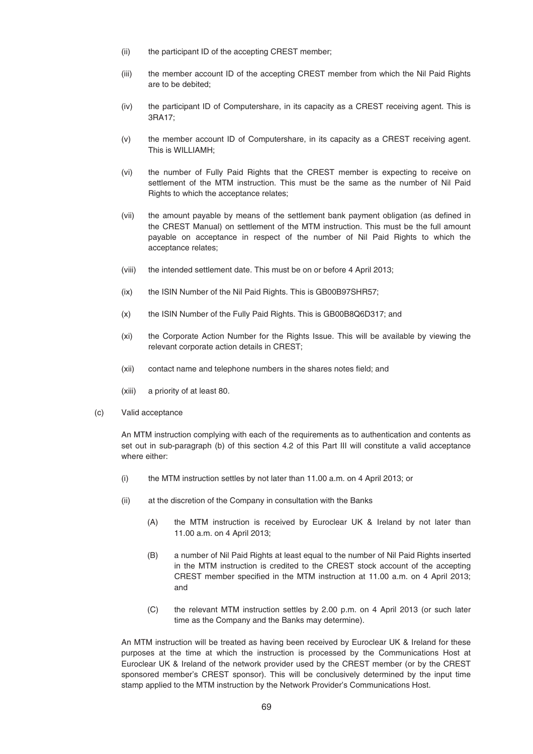(ii) the participant ID of the accepting CREST member;

(iii) the member account ID of the accepting CREST member from which the Nil Paid Rights are to be debited;

(iv) the participant ID of Computershare, in its capacity as a CREST receiving agent. This is 3RA17;

(v) the member account ID of Computershare, in its capacity as a CREST receiving agent. This is WILLIAMH;

(vi) the number of Fully Paid Rights that the CREST member is expecting to receive on settlement of the MTM instruction. This must be the same as the number of Nil Paid Rights to which the acceptance relates;

(vii) the amount payable by means of the settlement bank payment obligation (as defined in the CREST Manual) on settlement of the MTM instruction. This must be the full amount payable on acceptance in respect of the number of Nil Paid Rights to which the acceptance relates;

(viii) the intended settlement date. This must be on or before 4 April 2013;

(ix) the ISIN Number of the Nil Paid Rights. This is GB00B97SHR57;

(x) the ISIN Number of the Fully Paid Rights. This is GB00B8Q6D317; and

(xi) the Corporate Action Number for the Rights Issue. This will be available by viewing the relevant corporate action details in CREST;

(xii) contact name and telephone numbers in the shares notes field; and

(xiii) a priority of at least 80.

(c) Valid acceptance

An MTM instruction complying with each of the requirements as to authentication and contents as set out in sub-paragraph (b) of this section 4.2 of this Part III will constitute a valid acceptance where either:

(i) the MTM instruction settles by not later than 11.00 a.m. on 4 April 2013; or

(ii) at the discretion of the Company in consultation with the Banks

(A) the MTM instruction is received by Euroclear UK & Ireland by not later than 11.00 a.m. on 4 April 2013;

(B) a number of Nil Paid Rights at least equal to the number of Nil Paid Rights inserted in the MTM instruction is credited to the CREST stock account of the accepting CREST member specified in the MTM instruction at 11.00 a.m. on 4 April 2013; and

(C) the relevant MTM instruction settles by 2.00 p.m. on 4 April 2013 (or such later time as the Company and the Banks may determine).

An MTM instruction will be treated as having been received by Euroclear UK & Ireland for these purposes at the time at which the instruction is processed by the Communications Host at Euroclear UK & Ireland of the network provider used by the CREST member (or by the CREST sponsored member's CREST sponsor). This will be conclusively determined by the input time stamp applied to the MTM instruction by the Network Provider's Communications Host.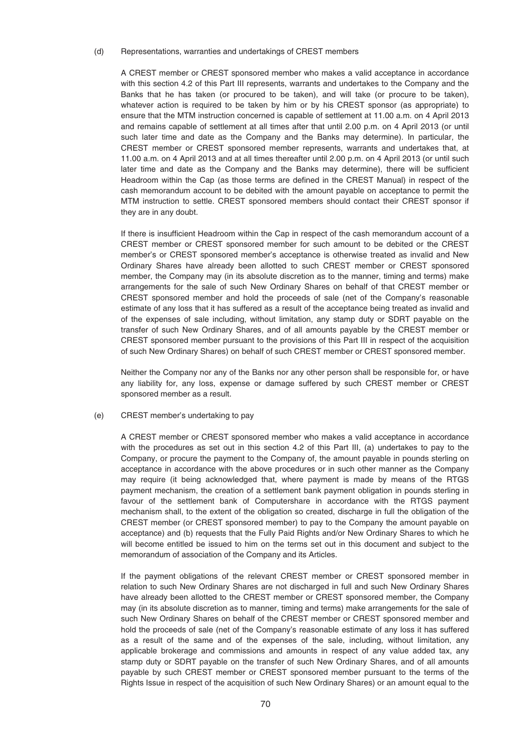(d) Representations, warranties and undertakings of CREST members

A CREST member or CREST sponsored member who makes a valid acceptance in accordance with this section 4.2 of this Part III represents, warrants and undertakes to the Company and the Banks that he has taken (or procured to be taken), and will take (or procure to be taken), whatever action is required to be taken by him or by his CREST sponsor (as appropriate) to ensure that the MTM instruction concerned is capable of settlement at 11.00 a.m. on 4 April 2013 and remains capable of settlement at all times after that until 2.00 p.m. on 4 April 2013 (or until such later time and date as the Company and the Banks may determine). In particular, the CREST member or CREST sponsored member represents, warrants and undertakes that, at 11.00 a.m. on 4 April 2013 and at all times thereafter until 2.00 p.m. on 4 April 2013 (or until such later time and date as the Company and the Banks may determine), there will be sufficient Headroom within the Cap (as those terms are defined in the CREST Manual) in respect of the cash memorandum account to be debited with the amount payable on acceptance to permit the MTM instruction to settle. CREST sponsored members should contact their CREST sponsor if they are in any doubt.

If there is insufficient Headroom within the Cap in respect of the cash memorandum account of a CREST member or CREST sponsored member for such amount to be debited or the CREST member's or CREST sponsored member's acceptance is otherwise treated as invalid and New Ordinary Shares have already been allotted to such CREST member or CREST sponsored member, the Company may (in its absolute discretion as to the manner, timing and terms) make arrangements for the sale of such New Ordinary Shares on behalf of that CREST member or CREST sponsored member and hold the proceeds of sale (net of the Company's reasonable estimate of any loss that it has suffered as a result of the acceptance being treated as invalid and of the expenses of sale including, without limitation, any stamp duty or SDRT payable on the transfer of such New Ordinary Shares, and of all amounts payable by the CREST member or CREST sponsored member pursuant to the provisions of this Part III in respect of the acquisition of such New Ordinary Shares) on behalf of such CREST member or CREST sponsored member.

Neither the Company nor any of the Banks nor any other person shall be responsible for, or have any liability for, any loss, expense or damage suffered by such CREST member or CREST sponsored member as a result.

(e) CREST member's undertaking to pay

A CREST member or CREST sponsored member who makes a valid acceptance in accordance with the procedures as set out in this section 4.2 of this Part III, (a) undertakes to pay to the Company, or procure the payment to the Company of, the amount payable in pounds sterling on acceptance in accordance with the above procedures or in such other manner as the Company may require (it being acknowledged that, where payment is made by means of the RTGS payment mechanism, the creation of a settlement bank payment obligation in pounds sterling in favour of the settlement bank of Computershare in accordance with the RTGS payment mechanism shall, to the extent of the obligation so created, discharge in full the obligation of the CREST member (or CREST sponsored member) to pay to the Company the amount payable on acceptance) and (b) requests that the Fully Paid Rights and/or New Ordinary Shares to which he will become entitled be issued to him on the terms set out in this document and subject to the memorandum of association of the Company and its Articles.

If the payment obligations of the relevant CREST member or CREST sponsored member in relation to such New Ordinary Shares are not discharged in full and such New Ordinary Shares have already been allotted to the CREST member or CREST sponsored member, the Company may (in its absolute discretion as to manner, timing and terms) make arrangements for the sale of such New Ordinary Shares on behalf of the CREST member or CREST sponsored member and hold the proceeds of sale (net of the Company's reasonable estimate of any loss it has suffered as a result of the same and of the expenses of the sale, including, without limitation, any applicable brokerage and commissions and amounts in respect of any value added tax, any stamp duty or SDRT payable on the transfer of such New Ordinary Shares, and of all amounts payable by such CREST member or CREST sponsored member pursuant to the terms of the Rights Issue in respect of the acquisition of such New Ordinary Shares) or an amount equal to the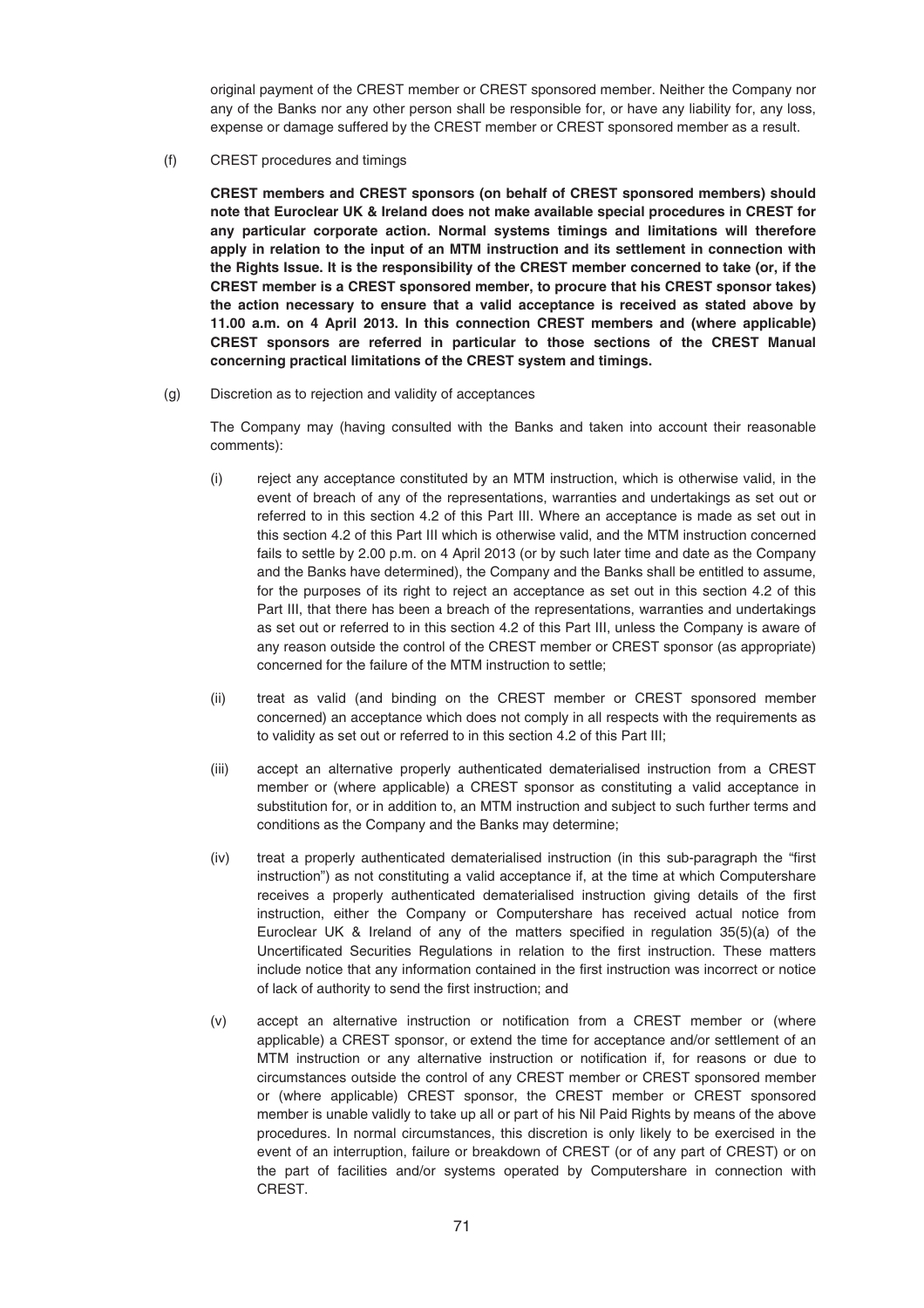original payment of the CREST member or CREST sponsored member. Neither the Company nor any of the Banks nor any other person shall be responsible for, or have any liability for, any loss, expense or damage suffered by the CREST member or CREST sponsored member as a result.

(f) CREST procedures and timings

**CREST members and CREST sponsors (on behalf of CREST sponsored members) should note that Euroclear UK & Ireland does not make available special procedures in CREST for any particular corporate action. Normal systems timings and limitations will therefore apply in relation to the input of an MTM instruction and its settlement in connection with the Rights Issue. It is the responsibility of the CREST member concerned to take (or, if the CREST member is a CREST sponsored member, to procure that his CREST sponsor takes) the action necessary to ensure that a valid acceptance is received as stated above by 11.00 a.m. on 4 April 2013. In this connection CREST members and (where applicable) CREST sponsors are referred in particular to those sections of the CREST Manual concerning practical limitations of the CREST system and timings.**

(g) Discretion as to rejection and validity of acceptances

The Company may (having consulted with the Banks and taken into account their reasonable comments):

(i) reject any acceptance constituted by an MTM instruction, which is otherwise valid, in the event of breach of any of the representations, warranties and undertakings as set out or referred to in this section 4.2 of this Part III. Where an acceptance is made as set out in this section 4.2 of this Part III which is otherwise valid, and the MTM instruction concerned fails to settle by 2.00 p.m. on 4 April 2013 (or by such later time and date as the Company and the Banks have determined), the Company and the Banks shall be entitled to assume, for the purposes of its right to reject an acceptance as set out in this section 4.2 of this Part III, that there has been a breach of the representations, warranties and undertakings as set out or referred to in this section 4.2 of this Part III, unless the Company is aware of any reason outside the control of the CREST member or CREST sponsor (as appropriate) concerned for the failure of the MTM instruction to settle;

(ii) treat as valid (and binding on the CREST member or CREST sponsored member concerned) an acceptance which does not comply in all respects with the requirements as to validity as set out or referred to in this section 4.2 of this Part III;

(iii) accept an alternative properly authenticated dematerialised instruction from a CREST member or (where applicable) a CREST sponsor as constituting a valid acceptance in substitution for, or in addition to, an MTM instruction and subject to such further terms and conditions as the Company and the Banks may determine;

(iv) treat a properly authenticated dematerialised instruction (in this sub-paragraph the "first instruction") as not constituting a valid acceptance if, at the time at which Computershare receives a properly authenticated dematerialised instruction giving details of the first instruction, either the Company or Computershare has received actual notice from Euroclear UK & Ireland of any of the matters specified in regulation 35(5)(a) of the Uncertificated Securities Regulations in relation to the first instruction. These matters include notice that any information contained in the first instruction was incorrect or notice of lack of authority to send the first instruction; and

(v) accept an alternative instruction or notification from a CREST member or (where applicable) a CREST sponsor, or extend the time for acceptance and/or settlement of an MTM instruction or any alternative instruction or notification if, for reasons or due to circumstances outside the control of any CREST member or CREST sponsored member or (where applicable) CREST sponsor, the CREST member or CREST sponsored member is unable validly to take up all or part of his Nil Paid Rights by means of the above procedures. In normal circumstances, this discretion is only likely to be exercised in the event of an interruption, failure or breakdown of CREST (or of any part of CREST) or on the part of facilities and/or systems operated by Computershare in connection with CREST.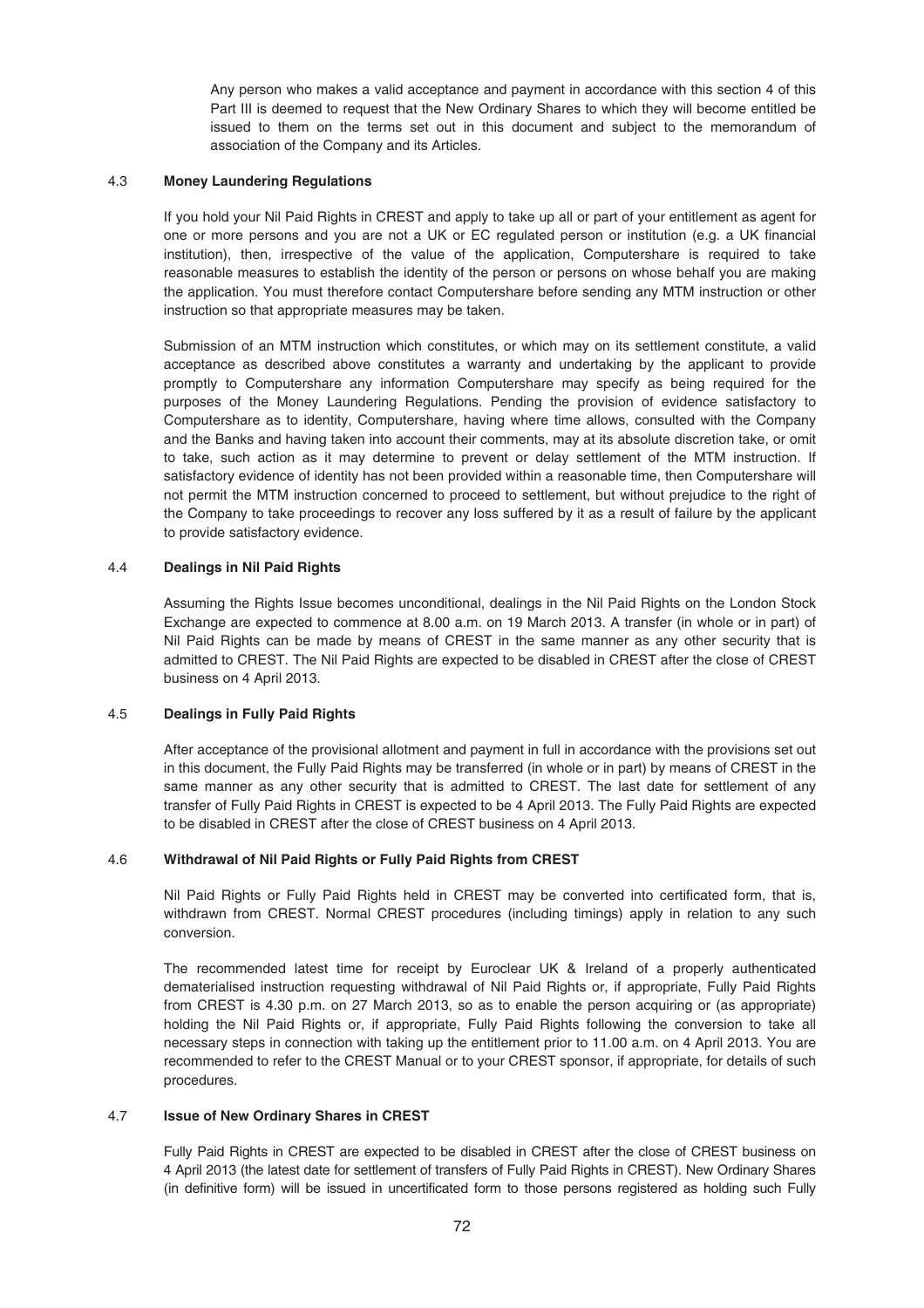Any person who makes a valid acceptance and payment in accordance with this section 4 of this Part III is deemed to request that the New Ordinary Shares to which they will become entitled be issued to them on the terms set out in this document and subject to the memorandum of association of the Company and its Articles.

### 4.3 Money Laundering Regulations

If you hold your Nil Paid Rights in CREST and apply to take up all or part of your entitlement as agent for one or more persons and you are not a UK or EC regulated person or institution (e.g. a UK financial institution), then, irrespective of the value of the application, Computershare is required to take reasonable measures to establish the identity of the person or persons on whose behalf you are making the application. You must therefore contact Computershare before sending any MTM instruction or other instruction so that appropriate measures may be taken.

Submission of an MTM instruction which constitutes, or which may on its settlement constitute, a valid acceptance as described above constitutes a warranty and undertaking by the applicant to provide promptly to Computershare any information Computershare may specify as being required for the purposes of the Money Laundering Regulations. Pending the provision of evidence satisfactory to Computershare as to identity, Computershare, having where time allows, consulted with the Company and the Banks and having taken into account their comments, may at its absolute discretion take, or omit to take, such action as it may determine to prevent or delay settlement of the MTM instruction. If satisfactory evidence of identity has not been provided within a reasonable time, then Computershare will not permit the MTM instruction concerned to proceed to settlement, but without prejudice to the right of the Company to take proceedings to recover any loss suffered by it as a result of failure by the applicant to provide satisfactory evidence.

### 4.4 Dealings in Nil Paid Rights

Assuming the Rights Issue becomes unconditional, dealings in the Nil Paid Rights on the London Stock Exchange are expected to commence at 8.00 a.m. on 19 March 2013. A transfer (in whole or in part) of Nil Paid Rights can be made by means of CREST in the same manner as any other security that is admitted to CREST. The Nil Paid Rights are expected to be disabled in CREST after the close of CREST business on 4 April 2013.

### 4.5 Dealings in Fully Paid Rights

After acceptance of the provisional allotment and payment in full in accordance with the provisions set out in this document, the Fully Paid Rights may be transferred (in whole or in part) by means of CREST in the same manner as any other security that is admitted to CREST. The last date for settlement of any transfer of Fully Paid Rights in CREST is expected to be 4 April 2013. The Fully Paid Rights are expected to be disabled in CREST after the close of CREST business on 4 April 2013.

### 4.6 Withdrawal of Nil Paid Rights or Fully Paid Rights from CREST

Nil Paid Rights or Fully Paid Rights held in CREST may be converted into certificated form, that is, withdrawn from CREST. Normal CREST procedures (including timings) apply in relation to any such conversion.

The recommended latest time for receipt by Euroclear UK & Ireland of a properly authenticated dematerialised instruction requesting withdrawal of Nil Paid Rights or, if appropriate, Fully Paid Rights from CREST is 4.30 p.m. on 27 March 2013, so as to enable the person acquiring or (as appropriate) holding the Nil Paid Rights or, if appropriate, Fully Paid Rights following the conversion to take all necessary steps in connection with taking up the entitlement prior to 11.00 a.m. on 4 April 2013. You are recommended to refer to the CREST Manual or to your CREST sponsor, if appropriate, for details of such procedures.

### 4.7 Issue of New Ordinary Shares in CREST

Fully Paid Rights in CREST are expected to be disabled in CREST after the close of CREST business on 4 April 2013 (the latest date for settlement of transfers of Fully Paid Rights in CREST). New Ordinary Shares (in definitive form) will be issued in uncertificated form to those persons registered as holding such Fully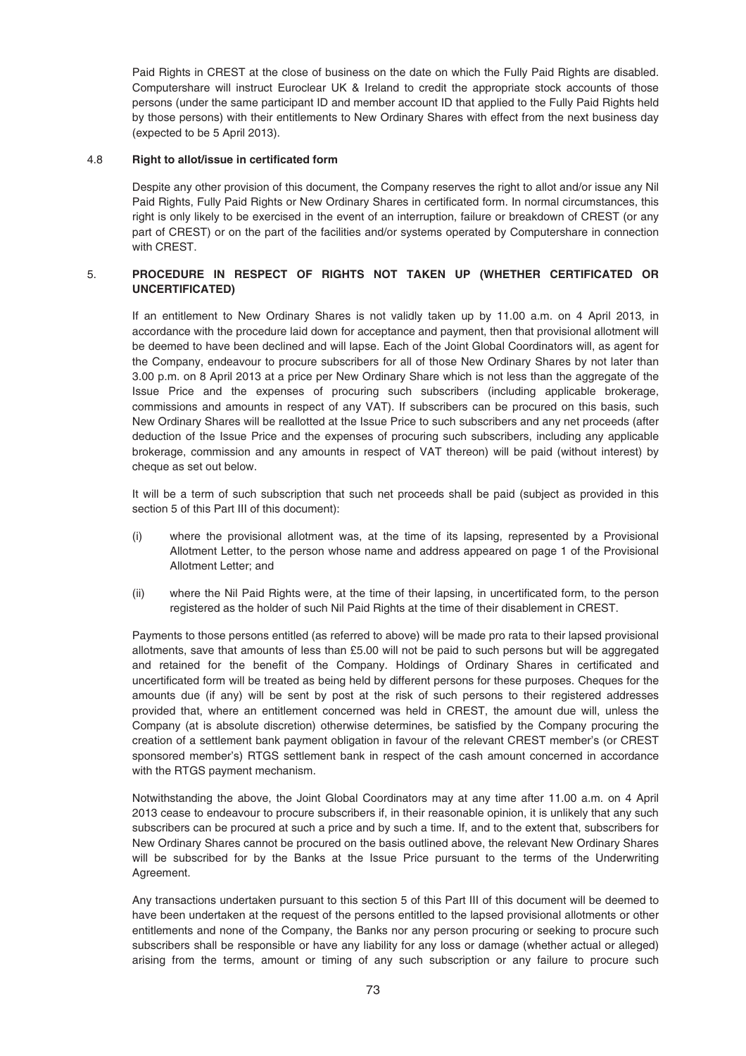Paid Rights in CREST at the close of business on the date on which the Fully Paid Rights are disabled. Computershare will instruct Euroclear UK & Ireland to credit the appropriate stock accounts of those persons (under the same participant ID and member account ID that applied to the Fully Paid Rights held by those persons) with their entitlements to New Ordinary Shares with effect from the next business day (expected to be 5 April 2013).

#### 4.8 **Right to allot/issue in certificated form**

Despite any other provision of this document, the Company reserves the right to allot and/or issue any Nil Paid Rights, Fully Paid Rights or New Ordinary Shares in certificated form. In normal circumstances, this right is only likely to be exercised in the event of an interruption, failure or breakdown of CREST (or any part of CREST) or on the part of the facilities and/or systems operated by Computershare in connection with CREST.

### 5. **PROCEDURE IN RESPECT OF RIGHTS NOT TAKEN UP (WHETHER CERTIFICATED OR UNCERTIFICATED)**

If an entitlement to New Ordinary Shares is not validly taken up by 11.00 a.m. on 4 April 2013, in accordance with the procedure laid down for acceptance and payment, then that provisional allotment will be deemed to have been declined and will lapse. Each of the Joint Global Coordinators will, as agent for the Company, endeavour to procure subscribers for all of those New Ordinary Shares by not later than 3.00 p.m. on 8 April 2013 at a price per New Ordinary Share which is not less than the aggregate of the Issue Price and the expenses of procuring such subscribers (including applicable brokerage, commissions and amounts in respect of any VAT). If subscribers can be procured on this basis, such New Ordinary Shares will be reallotted at the Issue Price to such subscribers and any net proceeds (after deduction of the Issue Price and the expenses of procuring such subscribers, including any applicable brokerage, commission and any amounts in respect of VAT thereon) will be paid (without interest) by cheque as set out below.

It will be a term of such subscription that such net proceeds shall be paid (subject as provided in this section 5 of this Part III of this document):

(i) where the provisional allotment was, at the time of its lapsing, represented by a Provisional Allotment Letter, to the person whose name and address appeared on page 1 of the Provisional Allotment Letter; and

(ii) where the Nil Paid Rights were, at the time of their lapsing, in uncertificated form, to the person registered as the holder of such Nil Paid Rights at the time of their disablement in CREST.

Payments to those persons entitled (as referred to above) will be made pro rata to their lapsed provisional allotments, save that amounts of less than £5.00 will not be paid to such persons but will be aggregated and retained for the benefit of the Company. Holdings of Ordinary Shares in certificated and uncertificated form will be treated as being held by different persons for these purposes. Cheques for the amounts due (if any) will be sent by post at the risk of such persons to their registered addresses provided that, where an entitlement concerned was held in CREST, the amount due will, unless the Company (at is absolute discretion) otherwise determines, be satisfied by the Company procuring the creation of a settlement bank payment obligation in favour of the relevant CREST member's (or CREST sponsored member's) RTGS settlement bank in respect of the cash amount concerned in accordance with the RTGS payment mechanism.

Notwithstanding the above, the Joint Global Coordinators may at any time after 11.00 a.m. on 4 April 2013 cease to endeavour to procure subscribers if, in their reasonable opinion, it is unlikely that any such subscribers can be procured at such a price and by such a time. If, and to the extent that, subscribers for New Ordinary Shares cannot be procured on the basis outlined above, the relevant New Ordinary Shares will be subscribed for by the Banks at the Issue Price pursuant to the terms of the Underwriting Agreement.

Any transactions undertaken pursuant to this section 5 of this Part III of this document will be deemed to have been undertaken at the request of the persons entitled to the lapsed provisional allotments or other entitlements and none of the Company, the Banks nor any person procuring or seeking to procure such subscribers shall be responsible or have any liability for any loss or damage (whether actual or alleged) arising from the terms, amount or timing of any such subscription or any failure to procure such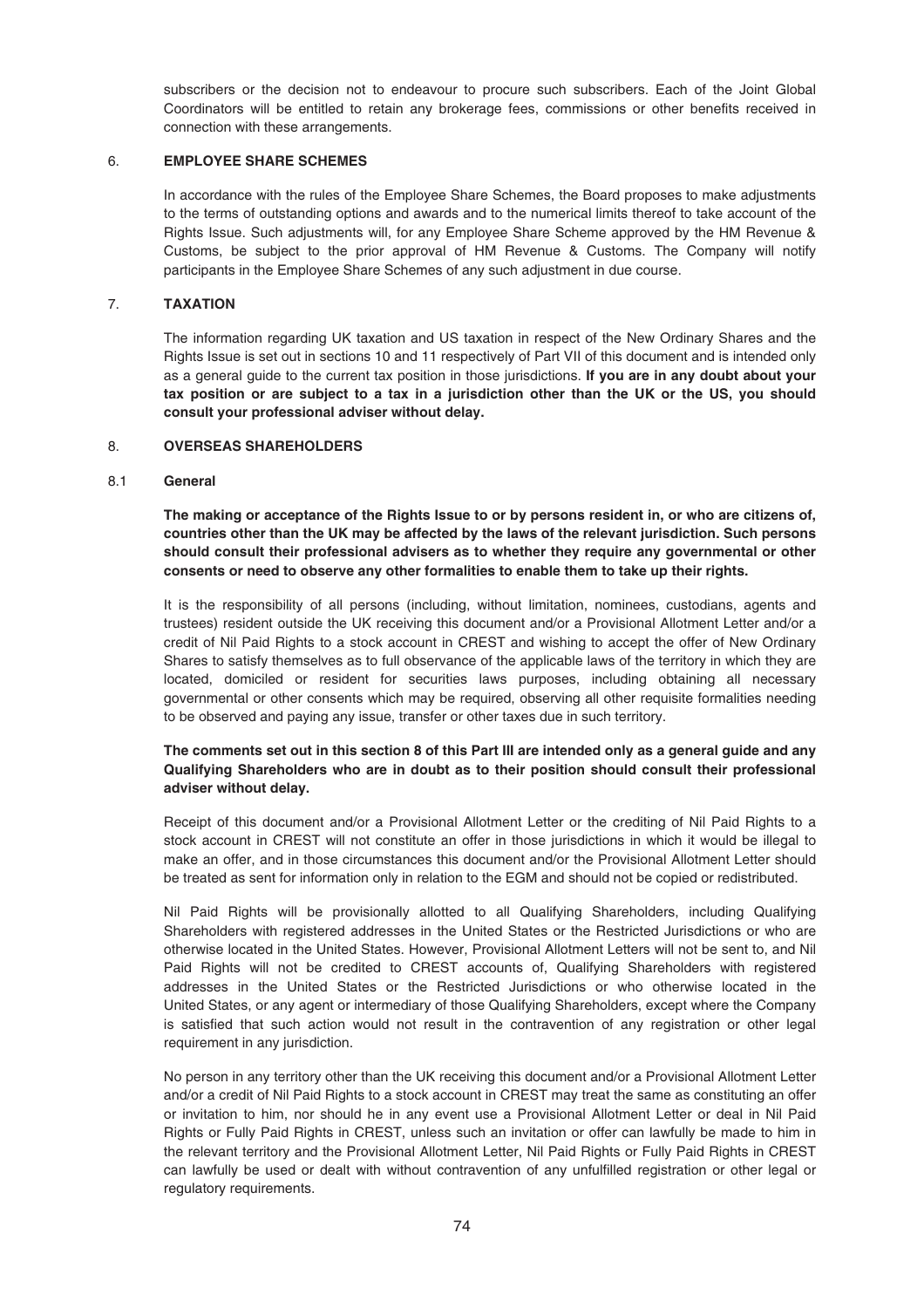subscribers or the decision not to endeavour to procure such subscribers. Each of the Joint Global Coordinators will be entitled to retain any brokerage fees, commissions or other benefits received in connection with these arrangements.

## 6. EMPLOYEE SHARE SCHEMES

In accordance with the rules of the Employee Share Schemes, the Board proposes to make adjustments to the terms of outstanding options and awards and to the numerical limits thereof to take account of the Rights Issue. Such adjustments will, for any Employee Share Scheme approved by the HM Revenue & Customs, be subject to the prior approval of HM Revenue & Customs. The Company will notify participants in the Employee Share Schemes of any such adjustment in due course.

## 7. TAXATION

The information regarding UK taxation and US taxation in respect of the New Ordinary Shares and the Rights Issue is set out in sections 10 and 11 respectively of Part VII of this document and is intended only as a general guide to the current tax position in those jurisdictions. **If you are in any doubt about your tax position or are subject to a tax in a jurisdiction other than the UK or the US, you should consult your professional adviser without delay.**

## 8. OVERSEAS SHAREHOLDERS

### 8.1 General

**The making or acceptance of the Rights Issue to or by persons resident in, or who are citizens of, countries other than the UK may be affected by the laws of the relevant jurisdiction. Such persons should consult their professional advisers as to whether they require any governmental or other consents or need to observe any other formalities to enable them to take up their rights.**

It is the responsibility of all persons (including, without limitation, nominees, custodians, agents and trustees) resident outside the UK receiving this document and/or a Provisional Allotment Letter and/or a credit of Nil Paid Rights to a stock account in CREST and wishing to accept the offer of New Ordinary Shares to satisfy themselves as to full observance of the applicable laws of the territory in which they are located, domiciled or resident for securities laws purposes, including obtaining all necessary governmental or other consents which may be required, observing all other requisite formalities needing to be observed and paying any issue, transfer or other taxes due in such territory.

**The comments set out in this section 8 of this Part III are intended only as a general guide and any Qualifying Shareholders who are in doubt as to their position should consult their professional adviser without delay.**

Receipt of this document and/or a Provisional Allotment Letter or the crediting of Nil Paid Rights to a stock account in CREST will not constitute an offer in those jurisdictions in which it would be illegal to make an offer, and in those circumstances this document and/or the Provisional Allotment Letter should be treated as sent for information only in relation to the EGM and should not be copied or redistributed.

Nil Paid Rights will be provisionally allotted to all Qualifying Shareholders, including Qualifying Shareholders with registered addresses in the United States or the Restricted Jurisdictions or who are otherwise located in the United States. However, Provisional Allotment Letters will not be sent to, and Nil Paid Rights will not be credited to CREST accounts of, Qualifying Shareholders with registered addresses in the United States or the Restricted Jurisdictions or who otherwise located in the United States, or any agent or intermediary of those Qualifying Shareholders, except where the Company is satisfied that such action would not result in the contravention of any registration or other legal requirement in any jurisdiction.

No person in any territory other than the UK receiving this document and/or a Provisional Allotment Letter and/or a credit of Nil Paid Rights to a stock account in CREST may treat the same as constituting an offer or invitation to him, nor should he in any event use a Provisional Allotment Letter or deal in Nil Paid Rights or Fully Paid Rights in CREST, unless such an invitation or offer can lawfully be made to him in the relevant territory and the Provisional Allotment Letter, Nil Paid Rights or Fully Paid Rights in CREST can lawfully be used or dealt with without contravention of any unfulfilled registration or other legal or regulatory requirements.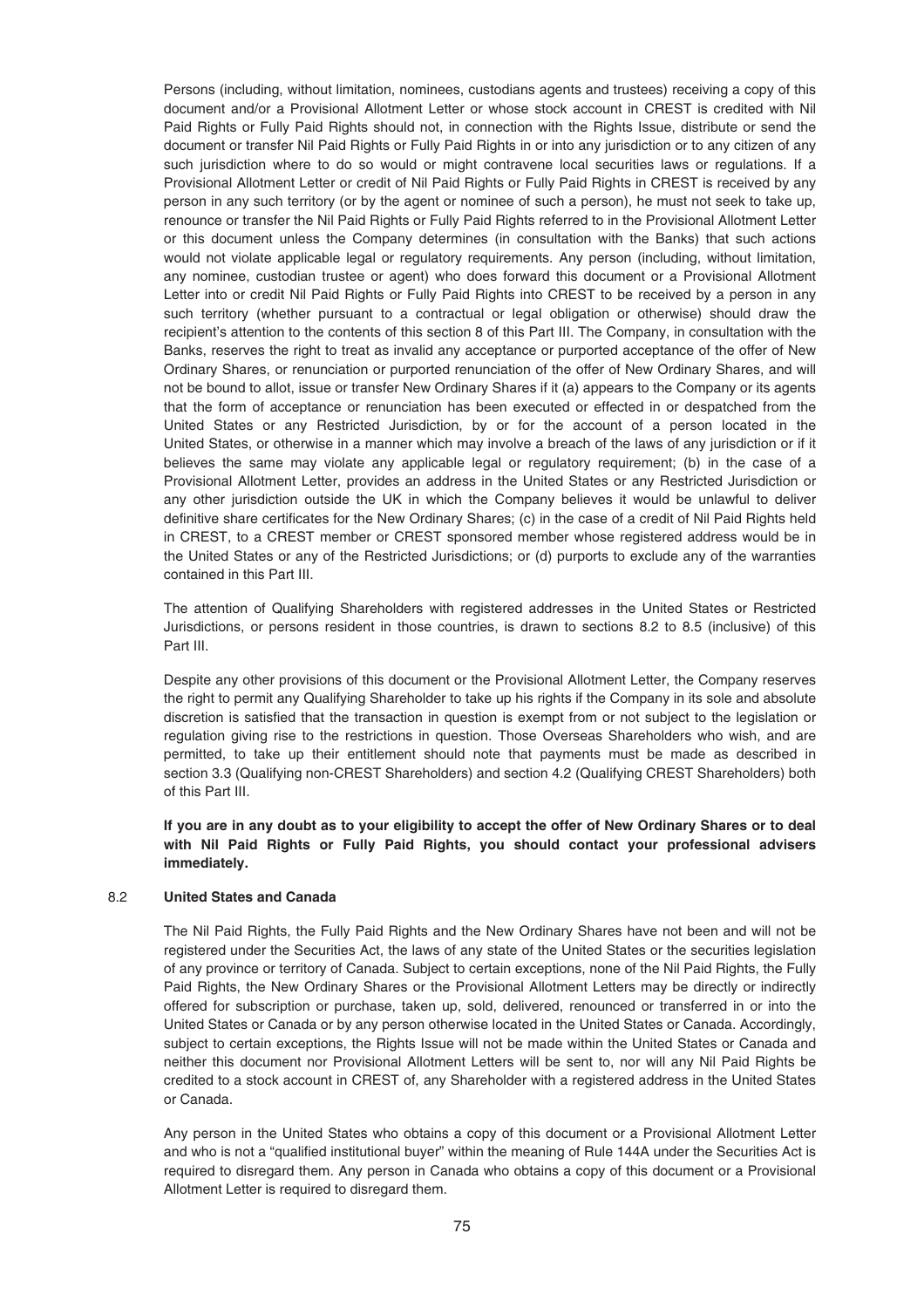Persons (including, without limitation, nominees, custodians agents and trustees) receiving a copy of this document and/or a Provisional Allotment Letter or whose stock account in CREST is credited with Nil Paid Rights or Fully Paid Rights should not, in connection with the Rights Issue, distribute or send the document or transfer Nil Paid Rights or Fully Paid Rights in or into any jurisdiction or to any citizen of any such jurisdiction where to do so would or might contravene local securities laws or regulations. If a Provisional Allotment Letter or credit of Nil Paid Rights or Fully Paid Rights in CREST is received by any person in any such territory (or by the agent or nominee of such a person), he must not seek to take up, renounce or transfer the Nil Paid Rights or Fully Paid Rights referred to in the Provisional Allotment Letter or this document unless the Company determines (in consultation with the Banks) that such actions would not violate applicable legal or regulatory requirements. Any person (including, without limitation, any nominee, custodian trustee or agent) who does forward this document or a Provisional Allotment Letter into or credit Nil Paid Rights or Fully Paid Rights into CREST to be received by a person in any such territory (whether pursuant to a contractual or legal obligation or otherwise) should draw the recipient's attention to the contents of this section 8 of this Part III. The Company, in consultation with the Banks, reserves the right to treat as invalid any acceptance or purported acceptance of the offer of New Ordinary Shares, or renunciation or purported renunciation of the offer of New Ordinary Shares, and will not be bound to allot, issue or transfer New Ordinary Shares if it (a) appears to the Company or its agents that the form of acceptance or renunciation has been executed or effected in or despatched from the United States or any Restricted Jurisdiction, by or for the account of a person located in the United States, or otherwise in a manner which may involve a breach of the laws of any jurisdiction or if it believes the same may violate any applicable legal or regulatory requirement; (b) in the case of a Provisional Allotment Letter, provides an address in the United States or any Restricted Jurisdiction or any other jurisdiction outside the UK in which the Company believes it would be unlawful to deliver definitive share certificates for the New Ordinary Shares; (c) in the case of a credit of Nil Paid Rights held in CREST, to a CREST member or CREST sponsored member whose registered address would be in the United States or any of the Restricted Jurisdictions; or (d) purports to exclude any of the warranties contained in this Part III.

The attention of Qualifying Shareholders with registered addresses in the United States or Restricted Jurisdictions, or persons resident in those countries, is drawn to sections 8.2 to 8.5 (inclusive) of this Part III.

Despite any other provisions of this document or the Provisional Allotment Letter, the Company reserves the right to permit any Qualifying Shareholder to take up his rights if the Company in its sole and absolute discretion is satisfied that the transaction in question is exempt from or not subject to the legislation or regulation giving rise to the restrictions in question. Those Overseas Shareholders who wish, and are permitted, to take up their entitlement should note that payments must be made as described in section 3.3 (Qualifying non-CREST Shareholders) and section 4.2 (Qualifying CREST Shareholders) both of this Part III.

**If you are in any doubt as to your eligibility to accept the offer of New Ordinary Shares or to deal with Nil Paid Rights or Fully Paid Rights, you should contact your professional advisers immediately.**

### 8.2 United States and Canada

The Nil Paid Rights, the Fully Paid Rights and the New Ordinary Shares have not been and will not be registered under the Securities Act, the laws of any state of the United States or the securities legislation of any province or territory of Canada. Subject to certain exceptions, none of the Nil Paid Rights, the Fully Paid Rights, the New Ordinary Shares or the Provisional Allotment Letters may be directly or indirectly offered for subscription or purchase, taken up, sold, delivered, renounced or transferred in or into the United States or Canada or by any person otherwise located in the United States or Canada. Accordingly, subject to certain exceptions, the Rights Issue will not be made within the United States or Canada and neither this document nor Provisional Allotment Letters will be sent to, nor will any Nil Paid Rights be credited to a stock account in CREST of, any Shareholder with a registered address in the United States or Canada.

Any person in the United States who obtains a copy of this document or a Provisional Allotment Letter and who is not a "qualified institutional buyer" within the meaning of Rule 144A under the Securities Act is required to disregard them. Any person in Canada who obtains a copy of this document or a Provisional Allotment Letter is required to disregard them.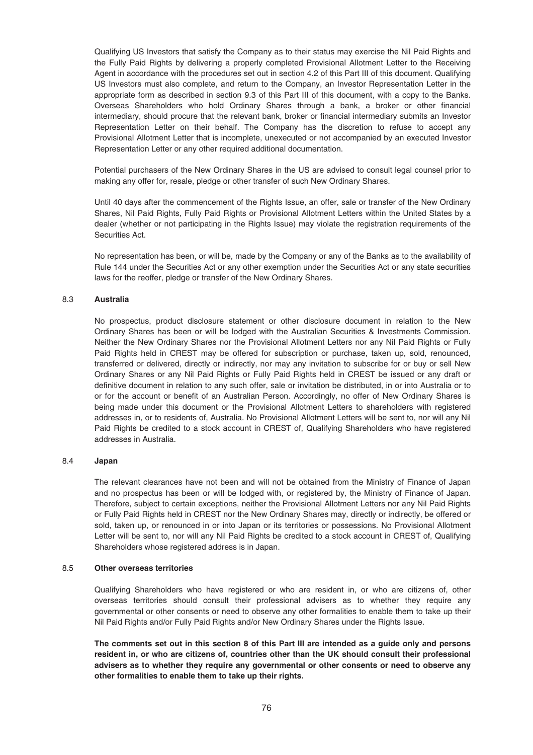Qualifying US Investors that satisfy the Company as to their status may exercise the Nil Paid Rights and the Fully Paid Rights by delivering a properly completed Provisional Allotment Letter to the Receiving Agent in accordance with the procedures set out in section 4.2 of this Part III of this document. Qualifying US Investors must also complete, and return to the Company, an Investor Representation Letter in the appropriate form as described in section 9.3 of this Part III of this document, with a copy to the Banks. Overseas Shareholders who hold Ordinary Shares through a bank, a broker or other financial intermediary, should procure that the relevant bank, broker or financial intermediary submits an Investor Representation Letter on their behalf. The Company has the discretion to refuse to accept any Provisional Allotment Letter that is incomplete, unexecuted or not accompanied by an executed Investor Representation Letter or any other required additional documentation.

Potential purchasers of the New Ordinary Shares in the US are advised to consult legal counsel prior to making any offer for, resale, pledge or other transfer of such New Ordinary Shares.

Until 40 days after the commencement of the Rights Issue, an offer, sale or transfer of the New Ordinary Shares, Nil Paid Rights, Fully Paid Rights or Provisional Allotment Letters within the United States by a dealer (whether or not participating in the Rights Issue) may violate the registration requirements of the Securities Act.

No representation has been, or will be, made by the Company or any of the Banks as to the availability of Rule 144 under the Securities Act or any other exemption under the Securities Act or any state securities laws for the reoffer, pledge or transfer of the New Ordinary Shares.

### 8.3 Australia

No prospectus, product disclosure statement or other disclosure document in relation to the New Ordinary Shares has been or will be lodged with the Australian Securities & Investments Commission. Neither the New Ordinary Shares nor the Provisional Allotment Letters nor any Nil Paid Rights or Fully Paid Rights held in CREST may be offered for subscription or purchase, taken up, sold, renounced, transferred or delivered, directly or indirectly, nor may any invitation to subscribe for or buy or sell New Ordinary Shares or any Nil Paid Rights or Fully Paid Rights held in CREST be issued or any draft or definitive document in relation to any such offer, sale or invitation be distributed, in or into Australia or to or for the account or benefit of an Australian Person. Accordingly, no offer of New Ordinary Shares is being made under this document or the Provisional Allotment Letters to shareholders with registered addresses in, or to residents of, Australia. No Provisional Allotment Letters will be sent to, nor will any Nil Paid Rights be credited to a stock account in CREST of, Qualifying Shareholders who have registered addresses in Australia.

### 8.4 Japan

The relevant clearances have not been and will not be obtained from the Ministry of Finance of Japan and no prospectus has been or will be lodged with, or registered by, the Ministry of Finance of Japan. Therefore, subject to certain exceptions, neither the Provisional Allotment Letters nor any Nil Paid Rights or Fully Paid Rights held in CREST nor the New Ordinary Shares may, directly or indirectly, be offered or sold, taken up, or renounced in or into Japan or its territories or possessions. No Provisional Allotment Letter will be sent to, nor will any Nil Paid Rights be credited to a stock account in CREST of, Qualifying Shareholders whose registered address is in Japan.

### 8.5 Other overseas territories

Qualifying Shareholders who have registered or who are resident in, or who are citizens of, other overseas territories should consult their professional advisers as to whether they require any governmental or other consents or need to observe any other formalities to enable them to take up their Nil Paid Rights and/or Fully Paid Rights and/or New Ordinary Shares under the Rights Issue.

**The comments set out in this section 8 of this Part III are intended as a guide only and persons resident in, or who are citizens of, countries other than the UK should consult their professional advisers as to whether they require any governmental or other consents or need to observe any other formalities to enable them to take up their rights.**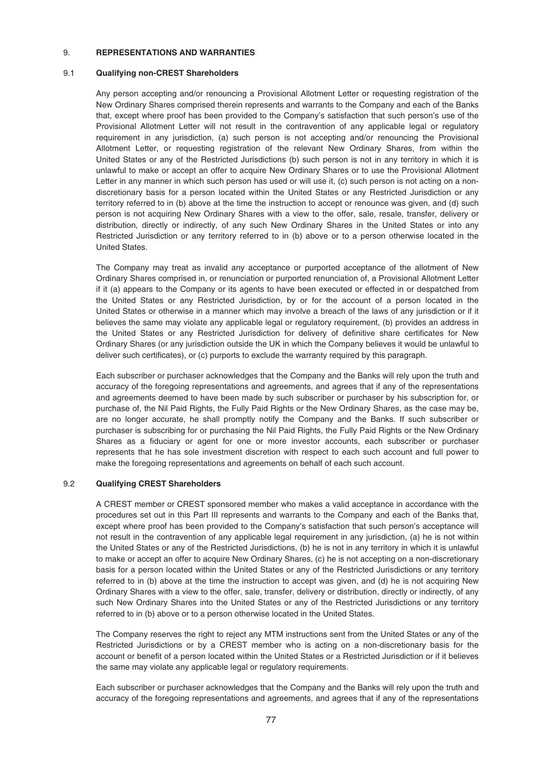## 9. REPRESENTATIONS AND WARRANTIES

### 9.1 Qualifying non-CREST Shareholders

Any person accepting and/or renouncing a Provisional Allotment Letter or requesting registration of the New Ordinary Shares comprised therein represents and warrants to the Company and each of the Banks that, except where proof has been provided to the Company's satisfaction that such person's use of the Provisional Allotment Letter will not result in the contravention of any applicable legal or regulatory requirement in any jurisdiction, (a) such person is not accepting and/or renouncing the Provisional Allotment Letter, or requesting registration of the relevant New Ordinary Shares, from within the United States or any of the Restricted Jurisdictions (b) such person is not in any territory in which it is unlawful to make or accept an offer to acquire New Ordinary Shares or to use the Provisional Allotment Letter in any manner in which such person has used or will use it, (c) such person is not acting on a non-discretionary basis for a person located within the United States or any Restricted Jurisdiction or any territory referred to in (b) above at the time the instruction to accept or renounce was given, and (d) such person is not acquiring New Ordinary Shares with a view to the offer, sale, resale, transfer, delivery or distribution, directly or indirectly, of any such New Ordinary Shares in the United States or into any Restricted Jurisdiction or any territory referred to in (b) above or to a person otherwise located in the United States.

The Company may treat as invalid any acceptance or purported acceptance of the allotment of New Ordinary Shares comprised in, or renunciation or purported renunciation of, a Provisional Allotment Letter if it (a) appears to the Company or its agents to have been executed or effected in or despatched from the United States or any Restricted Jurisdiction, by or for the account of a person located in the United States or otherwise in a manner which may involve a breach of the laws of any jurisdiction or if it believes the same may violate any applicable legal or regulatory requirement, (b) provides an address in the United States or any Restricted Jurisdiction for delivery of definitive share certificates for New Ordinary Shares (or any jurisdiction outside the UK in which the Company believes it would be unlawful to deliver such certificates), or (c) purports to exclude the warranty required by this paragraph.

Each subscriber or purchaser acknowledges that the Company and the Banks will rely upon the truth and accuracy of the foregoing representations and agreements, and agrees that if any of the representations and agreements deemed to have been made by such subscriber or purchaser by his subscription for, or purchase of, the Nil Paid Rights, the Fully Paid Rights or the New Ordinary Shares, as the case may be, are no longer accurate, he shall promptly notify the Company and the Banks. If such subscriber or purchaser is subscribing for or purchasing the Nil Paid Rights, the Fully Paid Rights or the New Ordinary Shares as a fiduciary or agent for one or more investor accounts, each subscriber or purchaser represents that he has sole investment discretion with respect to each such account and full power to make the foregoing representations and agreements on behalf of each such account.

### 9.2 Qualifying CREST Shareholders

A CREST member or CREST sponsored member who makes a valid acceptance in accordance with the procedures set out in this Part III represents and warrants to the Company and each of the Banks that, except where proof has been provided to the Company's satisfaction that such person's acceptance will not result in the contravention of any applicable legal requirement in any jurisdiction, (a) he is not within the United States or any of the Restricted Jurisdictions, (b) he is not in any territory in which it is unlawful to make or accept an offer to acquire New Ordinary Shares, (c) he is not accepting on a non-discretionary basis for a person located within the United States or any of the Restricted Jurisdictions or any territory referred to in (b) above at the time the instruction to accept was given, and (d) he is not acquiring New Ordinary Shares with a view to the offer, sale, transfer, delivery or distribution, directly or indirectly, of any such New Ordinary Shares into the United States or any of the Restricted Jurisdictions or any territory referred to in (b) above or to a person otherwise located in the United States.

The Company reserves the right to reject any MTM instructions sent from the United States or any of the Restricted Jurisdictions or by a CREST member who is acting on a non-discretionary basis for the account or benefit of a person located within the United States or a Restricted Jurisdiction or if it believes the same may violate any applicable legal or regulatory requirements.

Each subscriber or purchaser acknowledges that the Company and the Banks will rely upon the truth and accuracy of the foregoing representations and agreements, and agrees that if any of the representations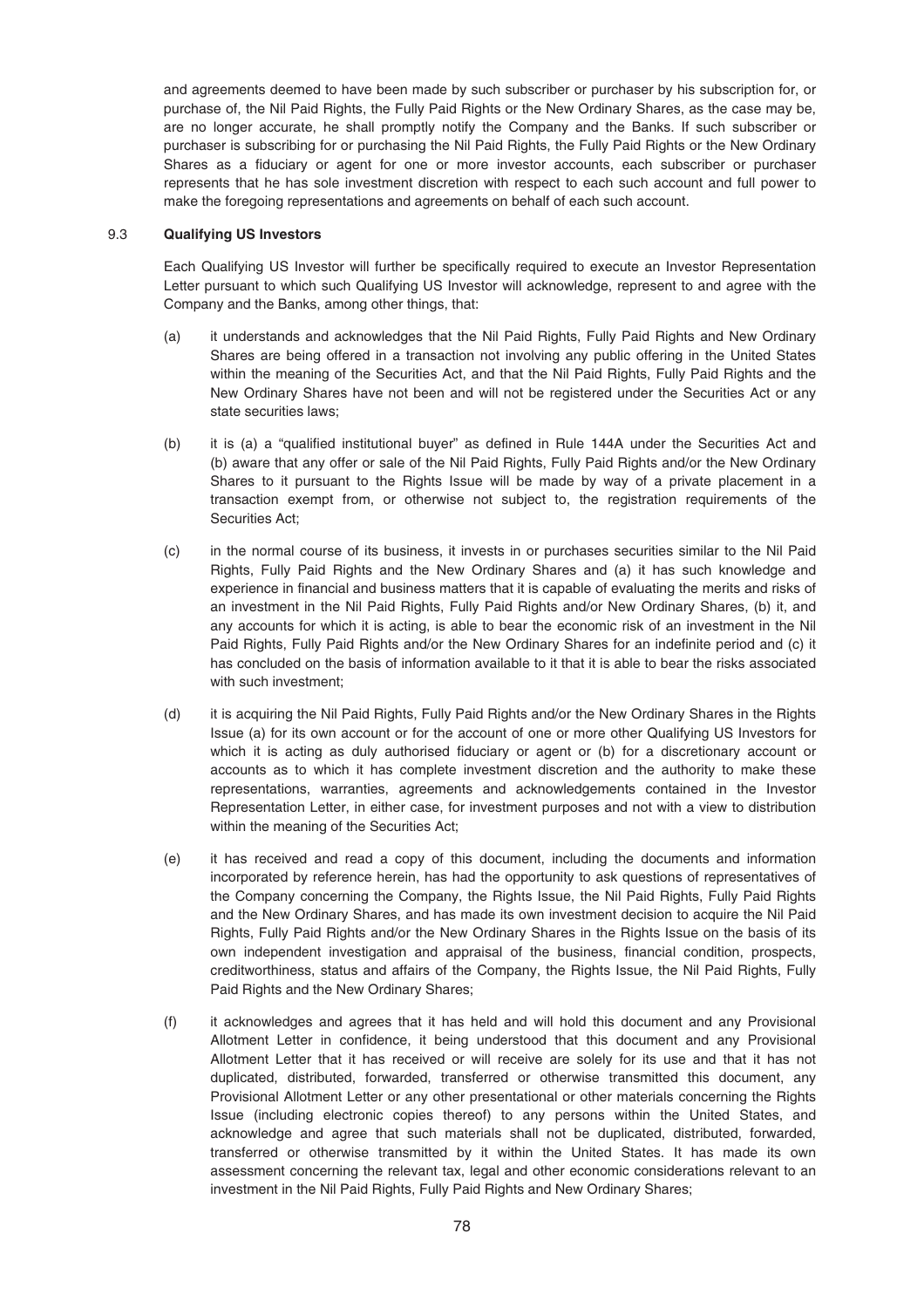and agreements deemed to have been made by such subscriber or purchaser by his subscription for, or purchase of, the Nil Paid Rights, the Fully Paid Rights or the New Ordinary Shares, as the case may be, are no longer accurate, he shall promptly notify the Company and the Banks. If such subscriber or purchaser is subscribing for or purchasing the Nil Paid Rights, the Fully Paid Rights or the New Ordinary Shares as a fiduciary or agent for one or more investor accounts, each subscriber or purchaser represents that he has sole investment discretion with respect to each such account and full power to make the foregoing representations and agreements on behalf of each such account.

### 9.3 Qualifying US Investors

Each Qualifying US Investor will further be specifically required to execute an Investor Representation Letter pursuant to which such Qualifying US Investor will acknowledge, represent to and agree with the Company and the Banks, among other things, that:

(a) it understands and acknowledges that the Nil Paid Rights, Fully Paid Rights and New Ordinary Shares are being offered in a transaction not involving any public offering in the United States within the meaning of the Securities Act, and that the Nil Paid Rights, Fully Paid Rights and the New Ordinary Shares have not been and will not be registered under the Securities Act or any state securities laws;

(b) it is (a) a "qualified institutional buyer" as defined in Rule 144A under the Securities Act and (b) aware that any offer or sale of the Nil Paid Rights, Fully Paid Rights and/or the New Ordinary Shares to it pursuant to the Rights Issue will be made by way of a private placement in a transaction exempt from, or otherwise not subject to, the registration requirements of the Securities Act;

(c) in the normal course of its business, it invests in or purchases securities similar to the Nil Paid Rights, Fully Paid Rights and the New Ordinary Shares and (a) it has such knowledge and experience in financial and business matters that it is capable of evaluating the merits and risks of an investment in the Nil Paid Rights, Fully Paid Rights and/or New Ordinary Shares, (b) it, and any accounts for which it is acting, is able to bear the economic risk of an investment in the Nil Paid Rights, Fully Paid Rights and/or the New Ordinary Shares for an indefinite period and (c) it has concluded on the basis of information available to it that it is able to bear the risks associated with such investment;

(d) it is acquiring the Nil Paid Rights, Fully Paid Rights and/or the New Ordinary Shares in the Rights Issue (a) for its own account or for the account of one or more other Qualifying US Investors for which it is acting as duly authorised fiduciary or agent or (b) for a discretionary account or accounts as to which it has complete investment discretion and the authority to make these representations, warranties, agreements and acknowledgements contained in the Investor Representation Letter, in either case, for investment purposes and not with a view to distribution within the meaning of the Securities Act;

(e) it has received and read a copy of this document, including the documents and information incorporated by reference herein, has had the opportunity to ask questions of representatives of the Company concerning the Company, the Rights Issue, the Nil Paid Rights, Fully Paid Rights and the New Ordinary Shares, and has made its own investment decision to acquire the Nil Paid Rights, Fully Paid Rights and/or the New Ordinary Shares in the Rights Issue on the basis of its own independent investigation and appraisal of the business, financial condition, prospects, creditworthiness, status and affairs of the Company, the Rights Issue, the Nil Paid Rights, Fully Paid Rights and the New Ordinary Shares;

(f) it acknowledges and agrees that it has held and will hold this document and any Provisional Allotment Letter in confidence, it being understood that this document and any Provisional Allotment Letter that it has received or will receive are solely for its use and that it has not duplicated, distributed, forwarded, transferred or otherwise transmitted this document, any Provisional Allotment Letter or any other presentational or other materials concerning the Rights Issue (including electronic copies thereof) to any persons within the United States, and acknowledge and agree that such materials shall not be duplicated, distributed, forwarded, transferred or otherwise transmitted by it within the United States. It has made its own assessment concerning the relevant tax, legal and other economic considerations relevant to an investment in the Nil Paid Rights, Fully Paid Rights and New Ordinary Shares;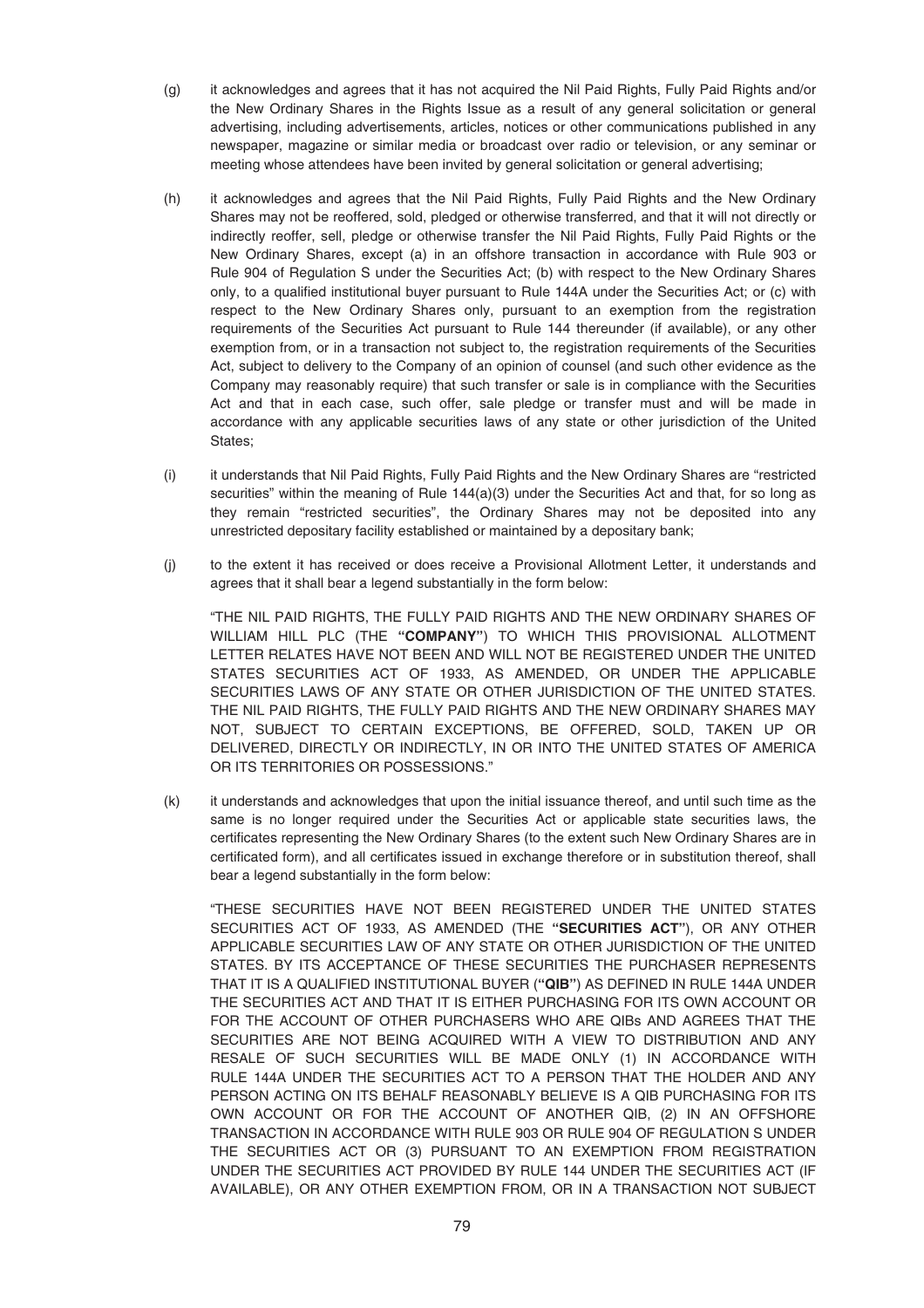(g) it acknowledges and agrees that it has not acquired the Nil Paid Rights, Fully Paid Rights and/or the New Ordinary Shares in the Rights Issue as a result of any general solicitation or general advertising, including advertisements, articles, notices or other communications published in any newspaper, magazine or similar media or broadcast over radio or television, or any seminar or meeting whose attendees have been invited by general solicitation or general advertising;

(h) it acknowledges and agrees that the Nil Paid Rights, Fully Paid Rights and the New Ordinary Shares may not be reoffered, sold, pledged or otherwise transferred, and that it will not directly or indirectly reoffer, sell, pledge or otherwise transfer the Nil Paid Rights, Fully Paid Rights or the New Ordinary Shares, except (a) in an offshore transaction in accordance with Rule 903 or Rule 904 of Regulation S under the Securities Act; (b) with respect to the New Ordinary Shares only, to a qualified institutional buyer pursuant to Rule 144A under the Securities Act; or (c) with respect to the New Ordinary Shares only, pursuant to an exemption from the registration requirements of the Securities Act pursuant to Rule 144 thereunder (if available), or any other exemption from, or in a transaction not subject to, the registration requirements of the Securities Act, subject to delivery to the Company of an opinion of counsel (and such other evidence as the Company may reasonably require) that such transfer or sale is in compliance with the Securities Act and that in each case, such offer, sale pledge or transfer must and will be made in accordance with any applicable securities laws of any state or other jurisdiction of the United States;

(i) it understands that Nil Paid Rights, Fully Paid Rights and the New Ordinary Shares are "restricted securities" within the meaning of Rule 144(a)(3) under the Securities Act and that, for so long as they remain "restricted securities", the Ordinary Shares may not be deposited into any unrestricted depositary facility established or maintained by a depositary bank;

(j) to the extent it has received or does receive a Provisional Allotment Letter, it understands and agrees that it shall bear a legend substantially in the form below:

"THE NIL PAID RIGHTS, THE FULLY PAID RIGHTS AND THE NEW ORDINARY SHARES OF WILLIAM HILL PLC (THE "**COMPANY**") TO WHICH THIS PROVISIONAL ALLOTMENT LETTER RELATES HAVE NOT BEEN AND WILL NOT BE REGISTERED UNDER THE UNITED STATES SECURITIES ACT OF 1933, AS AMENDED, OR UNDER THE APPLICABLE SECURITIES LAWS OF ANY STATE OR OTHER JURISDICTION OF THE UNITED STATES. THE NIL PAID RIGHTS, THE FULLY PAID RIGHTS AND THE NEW ORDINARY SHARES MAY NOT, SUBJECT TO CERTAIN EXCEPTIONS, BE OFFERED, SOLD, TAKEN UP OR DELIVERED, DIRECTLY OR INDIRECTLY, IN OR INTO THE UNITED STATES OF AMERICA OR ITS TERRITORIES OR POSSESSIONS."

(k) it understands and acknowledges that upon the initial issuance thereof, and until such time as the same is no longer required under the Securities Act or applicable state securities laws, the certificates representing the New Ordinary Shares (to the extent such New Ordinary Shares are in certificated form), and all certificates issued in exchange therefore or in substitution thereof, shall bear a legend substantially in the form below:

"THESE SECURITIES HAVE NOT BEEN REGISTERED UNDER THE UNITED STATES SECURITIES ACT OF 1933, AS AMENDED (THE "**SECURITIES ACT**"), OR ANY OTHER APPLICABLE SECURITIES LAW OF ANY STATE OR OTHER JURISDICTION OF THE UNITED STATES. BY ITS ACCEPTANCE OF THESE SECURITIES THE PURCHASER REPRESENTS THAT IT IS A QUALIFIED INSTITUTIONAL BUYER ("**QIB**") AS DEFINED IN RULE 144A UNDER THE SECURITIES ACT AND THAT IT IS EITHER PURCHASING FOR ITS OWN ACCOUNT OR FOR THE ACCOUNT OF OTHER PURCHASERS WHO ARE QIBs AND AGREES THAT THE SECURITIES ARE NOT BEING ACQUIRED WITH A VIEW TO DISTRIBUTION AND ANY RESALE OF SUCH SECURITIES WILL BE MADE ONLY (1) IN ACCORDANCE WITH RULE 144A UNDER THE SECURITIES ACT TO A PERSON THAT THE HOLDER AND ANY PERSON ACTING ON ITS BEHALF REASONABLY BELIEVE IS A QIB PURCHASING FOR ITS OWN ACCOUNT OR FOR THE ACCOUNT OF ANOTHER QIB, (2) IN AN OFFSHORE TRANSACTION IN ACCORDANCE WITH RULE 903 OR RULE 904 OF REGULATION S UNDER THE SECURITIES ACT OR (3) PURSUANT TO AN EXEMPTION FROM REGISTRATION UNDER THE SECURITIES ACT PROVIDED BY RULE 144 UNDER THE SECURITIES ACT (IF AVAILABLE), OR ANY OTHER EXEMPTION FROM, OR IN A TRANSACTION NOT SUBJECT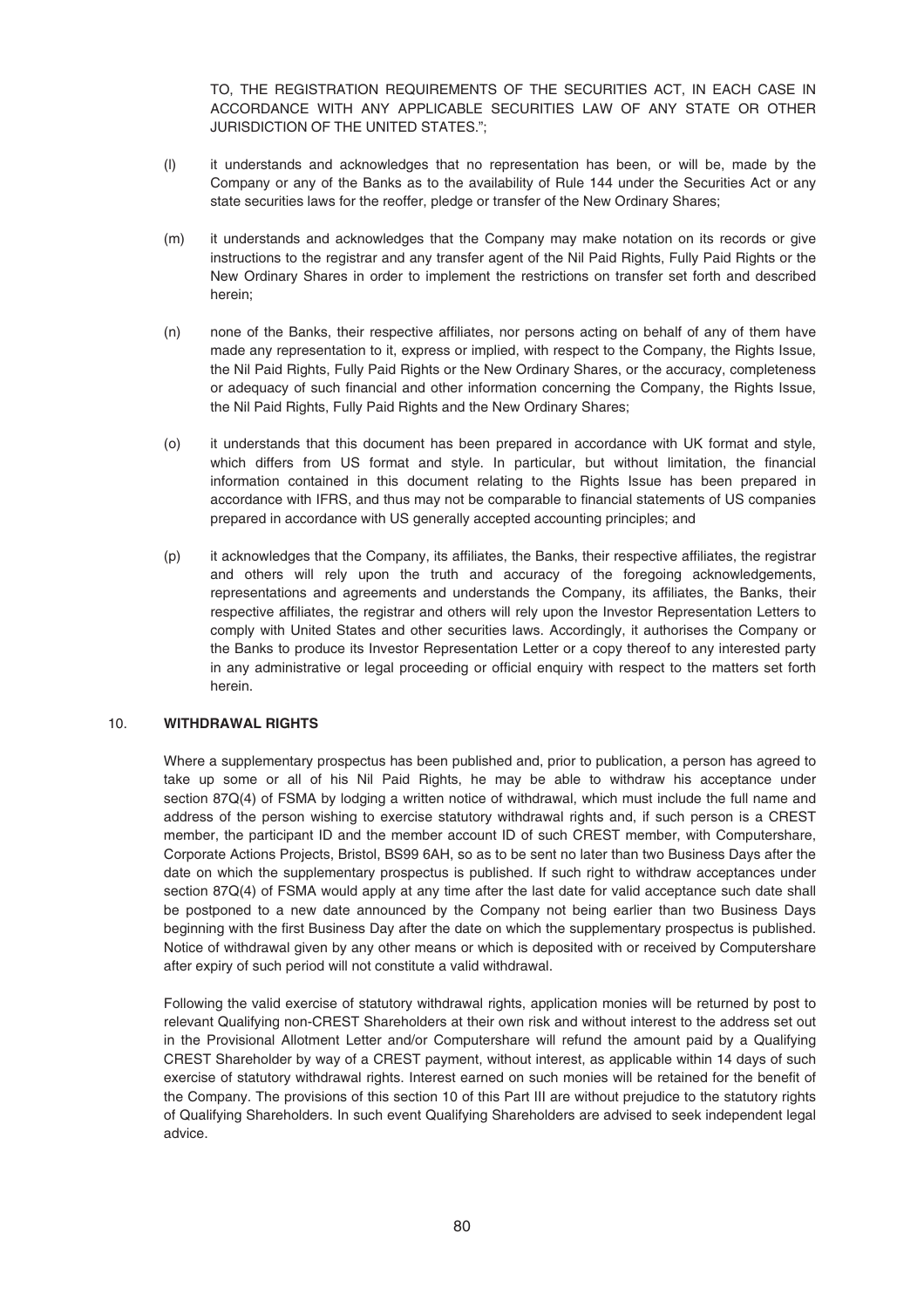TO, THE REGISTRATION REQUIREMENTS OF THE SECURITIES ACT, IN EACH CASE IN ACCORDANCE WITH ANY APPLICABLE SECURITIES LAW OF ANY STATE OR OTHER JURISDICTION OF THE UNITED STATES.";

(l) it understands and acknowledges that no representation has been, or will be, made by the Company or any of the Banks as to the availability of Rule 144 under the Securities Act or any state securities laws for the reoffer, pledge or transfer of the New Ordinary Shares;

(m) it understands and acknowledges that the Company may make notation on its records or give instructions to the registrar and any transfer agent of the Nil Paid Rights, Fully Paid Rights or the New Ordinary Shares in order to implement the restrictions on transfer set forth and described herein;

(n) none of the Banks, their respective affiliates, nor persons acting on behalf of any of them have made any representation to it, express or implied, with respect to the Company, the Rights Issue, the Nil Paid Rights, Fully Paid Rights or the New Ordinary Shares, or the accuracy, completeness or adequacy of such financial and other information concerning the Company, the Rights Issue, the Nil Paid Rights, Fully Paid Rights and the New Ordinary Shares;

(o) it understands that this document has been prepared in accordance with UK format and style, which differs from US format and style. In particular, but without limitation, the financial information contained in this document relating to the Rights Issue has been prepared in accordance with IFRS, and thus may not be comparable to financial statements of US companies prepared in accordance with US generally accepted accounting principles; and

(p) it acknowledges that the Company, its affiliates, the Banks, their respective affiliates, the registrar and others will rely upon the truth and accuracy of the foregoing acknowledgements, representations and agreements and understands the Company, its affiliates, the Banks, their respective affiliates, the registrar and others will rely upon the Investor Representation Letters to comply with United States and other securities laws. Accordingly, it authorises the Company or the Banks to produce its Investor Representation Letter or a copy thereof to any interested party in any administrative or legal proceeding or official enquiry with respect to the matters set forth herein.

## 10. WITHDRAWAL RIGHTS

Where a supplementary prospectus has been published and, prior to publication, a person has agreed to take up some or all of his Nil Paid Rights, he may be able to withdraw his acceptance under section 87Q(4) of FSMA by lodging a written notice of withdrawal, which must include the full name and address of the person wishing to exercise statutory withdrawal rights and, if such person is a CREST member, the participant ID and the member account ID of such CREST member, with Computershare, Corporate Actions Projects, Bristol, BS99 6AH, so as to be sent no later than two Business Days after the date on which the supplementary prospectus is published. If such right to withdraw acceptances under section 87Q(4) of FSMA would apply at any time after the last date for valid acceptance such date shall be postponed to a new date announced by the Company not being earlier than two Business Days beginning with the first Business Day after the date on which the supplementary prospectus is published. Notice of withdrawal given by any other means or which is deposited with or received by Computershare after expiry of such period will not constitute a valid withdrawal.

Following the valid exercise of statutory withdrawal rights, application monies will be returned by post to relevant Qualifying non-CREST Shareholders at their own risk and without interest to the address set out in the Provisional Allotment Letter and/or Computershare will refund the amount paid by a Qualifying CREST Shareholder by way of a CREST payment, without interest, as applicable within 14 days of such exercise of statutory withdrawal rights. Interest earned on such monies will be retained for the benefit of the Company. The provisions of this section 10 of this Part III are without prejudice to the statutory rights of Qualifying Shareholders. In such event Qualifying Shareholders are advised to seek independent legal advice.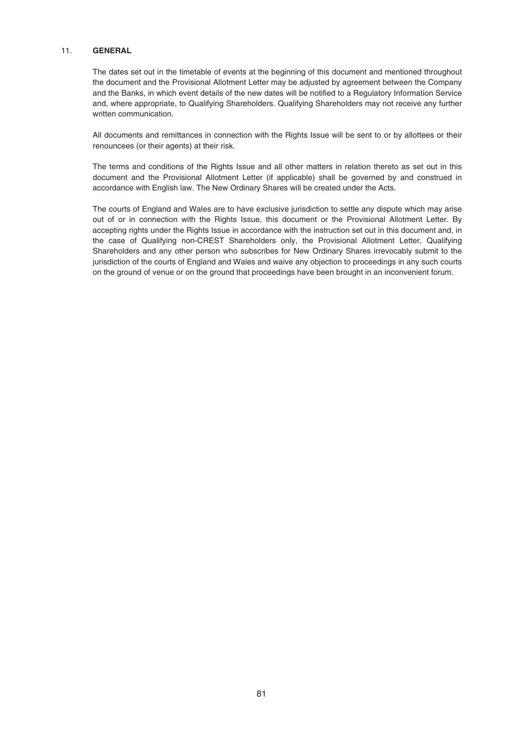## 11. GENERAL

The dates set out in the timetable of events at the beginning of this document and mentioned throughout the document and the Provisional Allotment Letter may be adjusted by agreement between the Company and the Banks, in which event details of the new dates will be notified to a Regulatory Information Service and, where appropriate, to Qualifying Shareholders. Qualifying Shareholders may not receive any further written communication.

All documents and remittances in connection with the Rights Issue will be sent to or by allottees or their renouncees (or their agents) at their risk.

The terms and conditions of the Rights Issue and all other matters in relation thereto as set out in this document and the Provisional Allotment Letter (if applicable) shall be governed by and construed in accordance with English law. The New Ordinary Shares will be created under the Acts.

The courts of England and Wales are to have exclusive jurisdiction to settle any dispute which may arise out of or in connection with the Rights Issue, this document or the Provisional Allotment Letter. By accepting rights under the Rights Issue in accordance with the instruction set out in this document and, in the case of Qualifying non-CREST Shareholders only, the Provisional Allotment Letter, Qualifying Shareholders and any other person who subscribes for New Ordinary Shares irrevocably submit to the jurisdiction of the courts of England and Wales and waive any objection to proceedings in any such courts on the ground of venue or on the ground that proceedings have been brought in an inconvenient forum.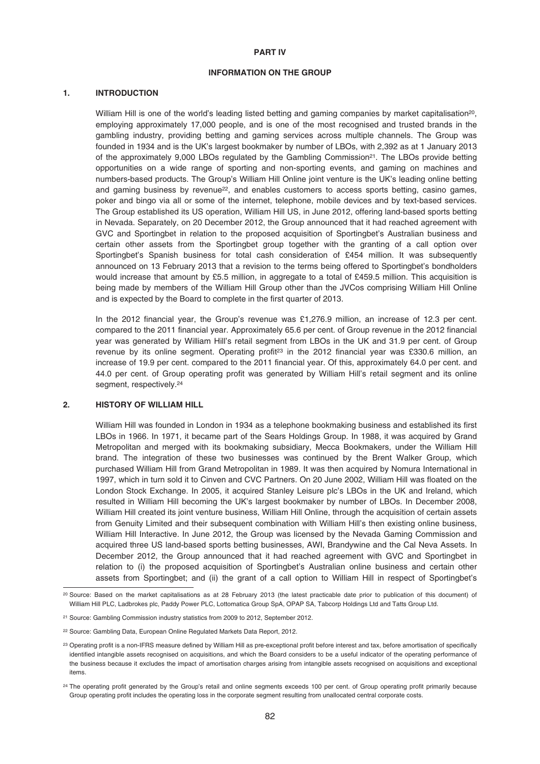# PART IV

# INFORMATION ON THE GROUP

## 1. INTRODUCTION

William Hill is one of the world's leading listed betting and gaming companies by market capitalisation[20], employing approximately 17,000 people, and is one of the most recognised and trusted brands in the gambling industry, providing betting and gaming services across multiple channels. The Group was founded in 1934 and is the UK's largest bookmaker by number of LBOs, with 2,392 as at 1 January 2013 of the approximately 9,000 LBOs regulated by the Gambling Commission[21]. The LBOs provide betting opportunities on a wide range of sporting and non-sporting events, and gaming on machines and numbers-based products. The Group's William Hill Online joint venture is the UK's leading online betting and gaming business by revenue[22], and enables customers to access sports betting, casino games, poker and bingo via all or some of the internet, telephone, mobile devices and by text-based services. The Group established its US operation, William Hill US, in June 2012, offering land-based sports betting in Nevada. Separately, on 20 December 2012, the Group announced that it had reached agreement with GVC and Sportingbet in relation to the proposed acquisition of Sportingbet's Australian business and certain other assets from the Sportingbet group together with the granting of a call option over Sportingbet's Spanish business for total cash consideration of £454 million. It was subsequently announced on 13 February 2013 that a revision to the terms being offered to Sportingbet's bondholders would increase that amount by £5.5 million, in aggregate to a total of £459.5 million. This acquisition is being made by members of the William Hill Group other than the JVCos comprising William Hill Online and is expected by the Board to complete in the first quarter of 2013.

In the 2012 financial year, the Group's revenue was £1,276.9 million, an increase of 12.3 per cent. compared to the 2011 financial year. Approximately 65.6 per cent. of Group revenue in the 2012 financial year was generated by William Hill's retail segment from LBOs in the UK and 31.9 per cent. of Group revenue by its online segment. Operating profit[23] in the 2012 financial year was £330.6 million, an increase of 19.9 per cent. compared to the 2011 financial year. Of this, approximately 64.0 per cent. and 44.0 per cent. of Group operating profit was generated by William Hill's retail segment and its online segment, respectively.[24]

## 2. HISTORY OF WILLIAM HILL

William Hill was founded in London in 1934 as a telephone bookmaking business and established its first LBOs in 1966. In 1971, it became part of the Sears Holdings Group. In 1988, it was acquired by Grand Metropolitan and merged with its bookmaking subsidiary, Mecca Bookmakers, under the William Hill brand. The integration of these two businesses was continued by the Brent Walker Group, which purchased William Hill from Grand Metropolitan in 1989. It was then acquired by Nomura International in 1997, which in turn sold it to Cinven and CVC Partners. On 20 June 2002, William Hill was floated on the London Stock Exchange. In 2005, it acquired Stanley Leisure plc's LBOs in the UK and Ireland, which resulted in William Hill becoming the UK's largest bookmaker by number of LBOs. In December 2008, William Hill created its joint venture business, William Hill Online, through the acquisition of certain assets from Genuity Limited and their subsequent combination with William Hill's then existing online business, William Hill Interactive. In June 2012, the Group was licensed by the Nevada Gaming Commission and acquired three US land-based sports betting businesses, AWI, Brandywine and the Cal Neva Assets. In December 2012, the Group announced that it had reached agreement with GVC and Sportingbet in relation to (i) the proposed acquisition of Sportingbet's Australian online business and certain other assets from Sportingbet; and (ii) the grant of a call option to William Hill in respect of Sportingbet's

---

[20] Source: Based on the market capitalisations as at 28 February 2013 (the latest practicable date prior to publication of this document) of William Hill PLC, Ladbrokes plc, Paddy Power PLC, Lottomatica Group SpA, OPAP SA, Tabcorp Holdings Ltd and Tatts Group Ltd.

[21] Source: Gambling Commission industry statistics from 2009 to 2012, September 2012.

[22] Source: Gambling Data, European Online Regulated Markets Data Report, 2012.

[23] Operating profit is a non-IFRS measure defined by William Hill as pre-exceptional profit before interest and tax, before amortisation of specifically identified intangible assets recognised on acquisitions, and which the Board considers to be a useful indicator of the operating performance of the business because it excludes the impact of amortisation charges arising from intangible assets recognised on acquisitions and exceptional items.

[24] The operating profit generated by the Group's retail and online segments exceeds 100 per cent. of Group operating profit primarily because Group operating profit includes the operating loss in the corporate segment resulting from unallocated central corporate costs.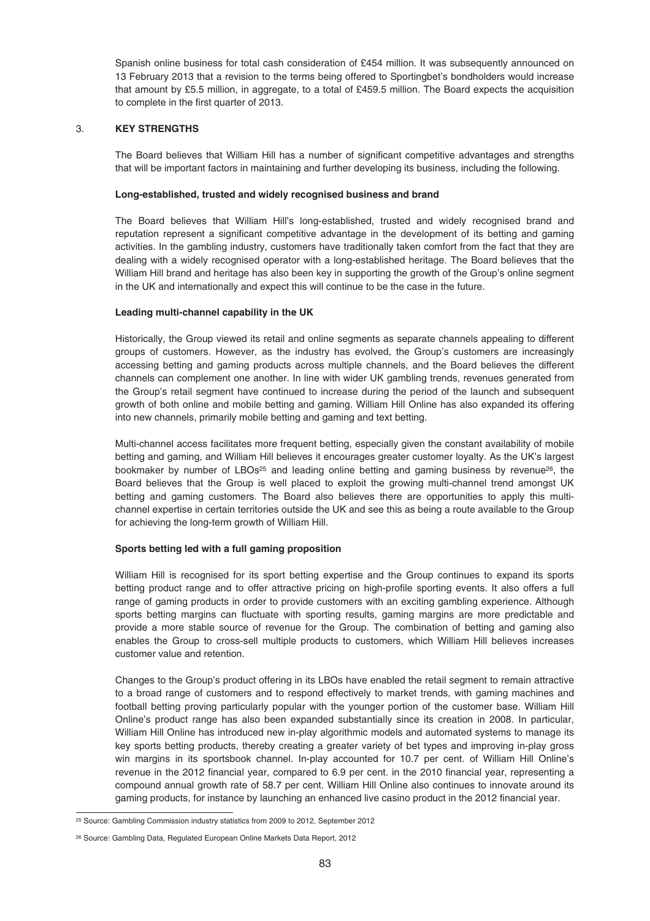Spanish online business for total cash consideration of £454 million. It was subsequently announced on 13 February 2013 that a revision to the terms being offered to Sportingbet's bondholders would increase that amount by £5.5 million, in aggregate, to a total of £459.5 million. The Board expects the acquisition to complete in the first quarter of 2013.

## 3. KEY STRENGTHS

The Board believes that William Hill has a number of significant competitive advantages and strengths that will be important factors in maintaining and further developing its business, including the following.

**Long-established, trusted and widely recognised business and brand**

The Board believes that William Hill's long-established, trusted and widely recognised brand and reputation represent a significant competitive advantage in the development of its betting and gaming activities. In the gambling industry, customers have traditionally taken comfort from the fact that they are dealing with a widely recognised operator with a long-established heritage. The Board believes that the William Hill brand and heritage has also been key in supporting the growth of the Group's online segment in the UK and internationally and expect this will continue to be the case in the future.

**Leading multi-channel capability in the UK**

Historically, the Group viewed its retail and online segments as separate channels appealing to different groups of customers. However, as the industry has evolved, the Group's customers are increasingly accessing betting and gaming products across multiple channels, and the Board believes the different channels can complement one another. In line with wider UK gambling trends, revenues generated from the Group's retail segment have continued to increase during the period of the launch and subsequent growth of both online and mobile betting and gaming. William Hill Online has also expanded its offering into new channels, primarily mobile betting and gaming and text betting.

Multi-channel access facilitates more frequent betting, especially given the constant availability of mobile betting and gaming, and William Hill believes it encourages greater customer loyalty. As the UK's largest bookmaker by number of LBOs[25] and leading online betting and gaming business by revenue[26], the Board believes that the Group is well placed to exploit the growing multi-channel trend amongst UK betting and gaming customers. The Board also believes there are opportunities to apply this multi-channel expertise in certain territories outside the UK and see this as being a route available to the Group for achieving the long-term growth of William Hill.

**Sports betting led with a full gaming proposition**

William Hill is recognised for its sport betting expertise and the Group continues to expand its sports betting product range and to offer attractive pricing on high-profile sporting events. It also offers a full range of gaming products in order to provide customers with an exciting gambling experience. Although sports betting margins can fluctuate with sporting results, gaming margins are more predictable and provide a more stable source of revenue for the Group. The combination of betting and gaming also enables the Group to cross-sell multiple products to customers, which William Hill believes increases customer value and retention.

Changes to the Group's product offering in its LBOs have enabled the retail segment to remain attractive to a broad range of customers and to respond effectively to market trends, with gaming machines and football betting proving particularly popular with the younger portion of the customer base. William Hill Online's product range has also been expanded substantially since its creation in 2008. In particular, William Hill Online has introduced new in-play algorithmic models and automated systems to manage its key sports betting products, thereby creating a greater variety of bet types and improving in-play gross win margins in its sportsbook channel. In-play accounted for 10.7 per cent. of William Hill Online's revenue in the 2012 financial year, compared to 6.9 per cent. in the 2010 financial year, representing a compound annual growth rate of 58.7 per cent. William Hill Online also continues to innovate around its gaming products, for instance by launching an enhanced live casino product in the 2012 financial year.

---

[25] Source: Gambling Commission industry statistics from 2009 to 2012, September 2012

[26] Source: Gambling Data, Regulated European Online Markets Data Report, 2012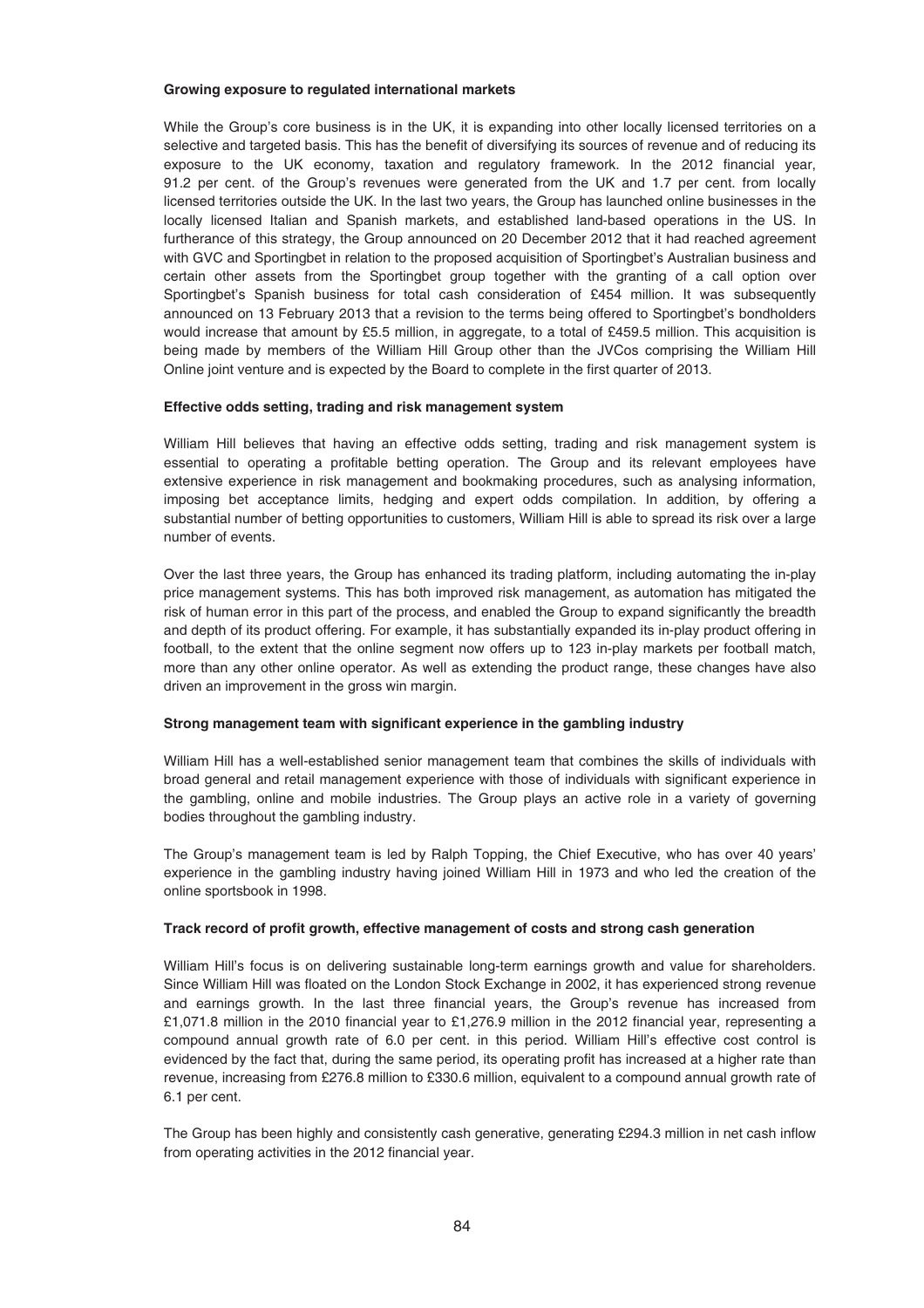**Growing exposure to regulated international markets**

While the Group's core business is in the UK, it is expanding into other locally licensed territories on a selective and targeted basis. This has the benefit of diversifying its sources of revenue and of reducing its exposure to the UK economy, taxation and regulatory framework. In the 2012 financial year, 91.2 per cent. of the Group's revenues were generated from the UK and 1.7 per cent. from locally licensed territories outside the UK. In the last two years, the Group has launched online businesses in the locally licensed Italian and Spanish markets, and established land-based operations in the US. In furtherance of this strategy, the Group announced on 20 December 2012 that it had reached agreement with GVC and Sportingbet in relation to the proposed acquisition of Sportingbet's Australian business and certain other assets from the Sportingbet group together with the granting of a call option over Sportingbet's Spanish business for total cash consideration of £454 million. It was subsequently announced on 13 February 2013 that a revision to the terms being offered to Sportingbet's bondholders would increase that amount by £5.5 million, in aggregate, to a total of £459.5 million. This acquisition is being made by members of the William Hill Group other than the JVCos comprising the William Hill Online joint venture and is expected by the Board to complete in the first quarter of 2013.

**Effective odds setting, trading and risk management system**

William Hill believes that having an effective odds setting, trading and risk management system is essential to operating a profitable betting operation. The Group and its relevant employees have extensive experience in risk management and bookmaking procedures, such as analysing information, imposing bet acceptance limits, hedging and expert odds compilation. In addition, by offering a substantial number of betting opportunities to customers, William Hill is able to spread its risk over a large number of events.

Over the last three years, the Group has enhanced its trading platform, including automating the in-play price management systems. This has both improved risk management, as automation has mitigated the risk of human error in this part of the process, and enabled the Group to expand significantly the breadth and depth of its product offering. For example, it has substantially expanded its in-play product offering in football, to the extent that the online segment now offers up to 123 in-play markets per football match, more than any other online operator. As well as extending the product range, these changes have also driven an improvement in the gross win margin.

**Strong management team with significant experience in the gambling industry**

William Hill has a well-established senior management team that combines the skills of individuals with broad general and retail management experience with those of individuals with significant experience in the gambling, online and mobile industries. The Group plays an active role in a variety of governing bodies throughout the gambling industry.

The Group's management team is led by Ralph Topping, the Chief Executive, who has over 40 years' experience in the gambling industry having joined William Hill in 1973 and who led the creation of the online sportsbook in 1998.

**Track record of profit growth, effective management of costs and strong cash generation**

William Hill's focus is on delivering sustainable long-term earnings growth and value for shareholders. Since William Hill was floated on the London Stock Exchange in 2002, it has experienced strong revenue and earnings growth. In the last three financial years, the Group's revenue has increased from £1,071.8 million in the 2010 financial year to £1,276.9 million in the 2012 financial year, representing a compound annual growth rate of 6.0 per cent. in this period. William Hill's effective cost control is evidenced by the fact that, during the same period, its operating profit has increased at a higher rate than revenue, increasing from £276.8 million to £330.6 million, equivalent to a compound annual growth rate of 6.1 per cent.

The Group has been highly and consistently cash generative, generating £294.3 million in net cash inflow from operating activities in the 2012 financial year.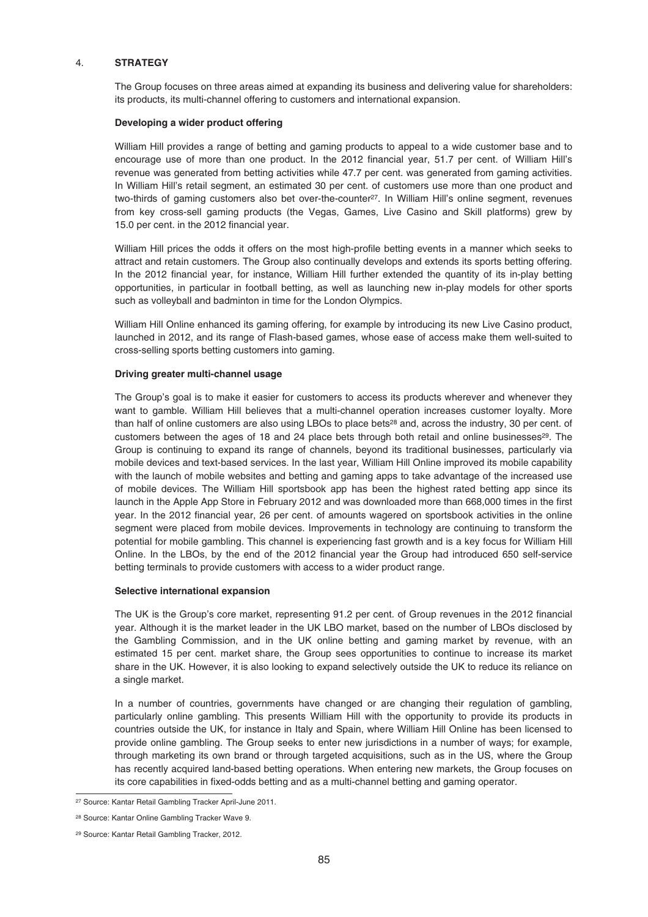## 4. STRATEGY

The Group focuses on three areas aimed at expanding its business and delivering value for shareholders: its products, its multi-channel offering to customers and international expansion.

### Developing a wider product offering

William Hill provides a range of betting and gaming products to appeal to a wide customer base and to encourage use of more than one product. In the 2012 financial year, 51.7 per cent. of William Hill's revenue was generated from betting activities while 47.7 per cent. was generated from gaming activities. In William Hill's retail segment, an estimated 30 per cent. of customers use more than one product and two-thirds of gaming customers also bet over-the-counter[27]. In William Hill's online segment, revenues from key cross-sell gaming products (the Vegas, Games, Live Casino and Skill platforms) grew by 15.0 per cent. in the 2012 financial year.

William Hill prices the odds it offers on the most high-profile betting events in a manner which seeks to attract and retain customers. The Group also continually develops and extends its sports betting offering. In the 2012 financial year, for instance, William Hill further extended the quantity of its in-play betting opportunities, in particular in football betting, as well as launching new in-play models for other sports such as volleyball and badminton in time for the London Olympics.

William Hill Online enhanced its gaming offering, for example by introducing its new Live Casino product, launched in 2012, and its range of Flash-based games, whose ease of access make them well-suited to cross-selling sports betting customers into gaming.

### Driving greater multi-channel usage

The Group's goal is to make it easier for customers to access its products wherever and whenever they want to gamble. William Hill believes that a multi-channel operation increases customer loyalty. More than half of online customers are also using LBOs to place bets[28] and, across the industry, 30 per cent. of customers between the ages of 18 and 24 place bets through both retail and online businesses[29]. The Group is continuing to expand its range of channels, beyond its traditional businesses, particularly via mobile devices and text-based services. In the last year, William Hill Online improved its mobile capability with the launch of mobile websites and betting and gaming apps to take advantage of the increased use of mobile devices. The William Hill sportsbook app has been the highest rated betting app since its launch in the Apple App Store in February 2012 and was downloaded more than 668,000 times in the first year. In the 2012 financial year, 26 per cent. of amounts wagered on sportsbook activities in the online segment were placed from mobile devices. Improvements in technology are continuing to transform the potential for mobile gambling. This channel is experiencing fast growth and is a key focus for William Hill Online. In the LBOs, by the end of the 2012 financial year the Group had introduced 650 self-service betting terminals to provide customers with access to a wider product range.

### Selective international expansion

The UK is the Group's core market, representing 91.2 per cent. of Group revenues in the 2012 financial year. Although it is the market leader in the UK LBO market, based on the number of LBOs disclosed by the Gambling Commission, and in the UK online betting and gaming market by revenue, with an estimated 15 per cent. market share, the Group sees opportunities to continue to increase its market share in the UK. However, it is also looking to expand selectively outside the UK to reduce its reliance on a single market.

In a number of countries, governments have changed or are changing their regulation of gambling, particularly online gambling. This presents William Hill with the opportunity to provide its products in countries outside the UK, for instance in Italy and Spain, where William Hill Online has been licensed to provide online gambling. The Group seeks to enter new jurisdictions in a number of ways; for example, through marketing its own brand or through targeted acquisitions, such as in the US, where the Group has recently acquired land-based betting operations. When entering new markets, the Group focuses on its core capabilities in fixed-odds betting and as a multi-channel betting and gaming operator.

---

[27] Source: Kantar Retail Gambling Tracker April-June 2011.

[28] Source: Kantar Online Gambling Tracker Wave 9.

[29] Source: Kantar Retail Gambling Tracker, 2012.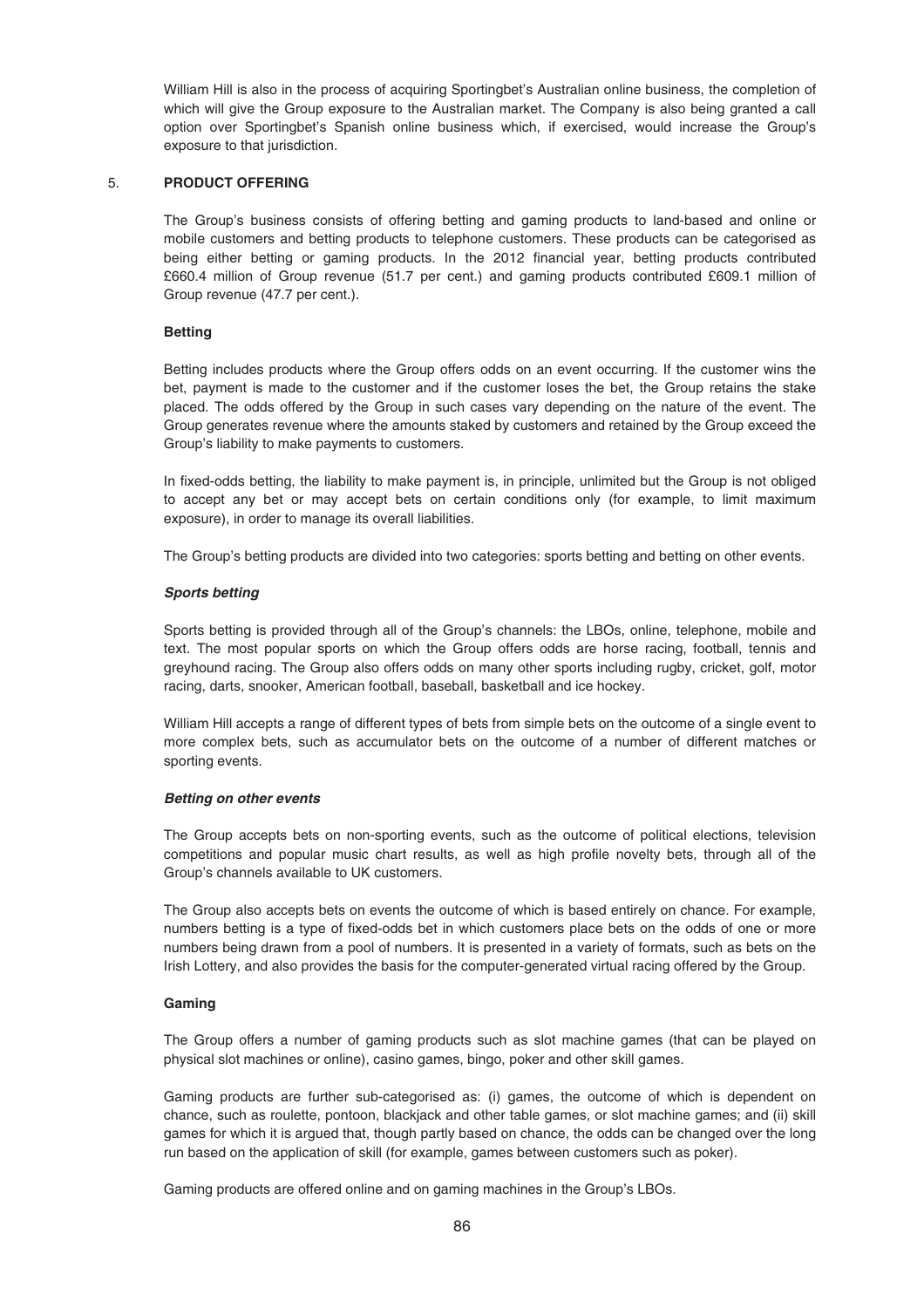William Hill is also in the process of acquiring Sportingbet's Australian online business, the completion of which will give the Group exposure to the Australian market. The Company is also being granted a call option over Sportingbet's Spanish online business which, if exercised, would increase the Group's exposure to that jurisdiction.

## 5. PRODUCT OFFERING

The Group's business consists of offering betting and gaming products to land-based and online or mobile customers and betting products to telephone customers. These products can be categorised as being either betting or gaming products. In the 2012 financial year, betting products contributed £660.4 million of Group revenue (51.7 per cent.) and gaming products contributed £609.1 million of Group revenue (47.7 per cent.).

### Betting

Betting includes products where the Group offers odds on an event occurring. If the customer wins the bet, payment is made to the customer and if the customer loses the bet, the Group retains the stake placed. The odds offered by the Group in such cases vary depending on the nature of the event. The Group generates revenue where the amounts staked by customers and retained by the Group exceed the Group's liability to make payments to customers.

In fixed-odds betting, the liability to make payment is, in principle, unlimited but the Group is not obliged to accept any bet or may accept bets on certain conditions only (for example, to limit maximum exposure), in order to manage its overall liabilities.

The Group's betting products are divided into two categories: sports betting and betting on other events.

#### *Sports betting*

Sports betting is provided through all of the Group's channels: the LBOs, online, telephone, mobile and text. The most popular sports on which the Group offers odds are horse racing, football, tennis and greyhound racing. The Group also offers odds on many other sports including rugby, cricket, golf, motor racing, darts, snooker, American football, baseball, basketball and ice hockey.

William Hill accepts a range of different types of bets from simple bets on the outcome of a single event to more complex bets, such as accumulator bets on the outcome of a number of different matches or sporting events.

#### *Betting on other events*

The Group accepts bets on non-sporting events, such as the outcome of political elections, television competitions and popular music chart results, as well as high profile novelty bets, through all of the Group's channels available to UK customers.

The Group also accepts bets on events the outcome of which is based entirely on chance. For example, numbers betting is a type of fixed-odds bet in which customers place bets on the odds of one or more numbers being drawn from a pool of numbers. It is presented in a variety of formats, such as bets on the Irish Lottery, and also provides the basis for the computer-generated virtual racing offered by the Group.

### Gaming

The Group offers a number of gaming products such as slot machine games (that can be played on physical slot machines or online), casino games, bingo, poker and other skill games.

Gaming products are further sub-categorised as: (i) games, the outcome of which is dependent on chance, such as roulette, pontoon, blackjack and other table games, or slot machine games; and (ii) skill games for which it is argued that, though partly based on chance, the odds can be changed over the long run based on the application of skill (for example, games between customers such as poker).

Gaming products are offered online and on gaming machines in the Group's LBOs.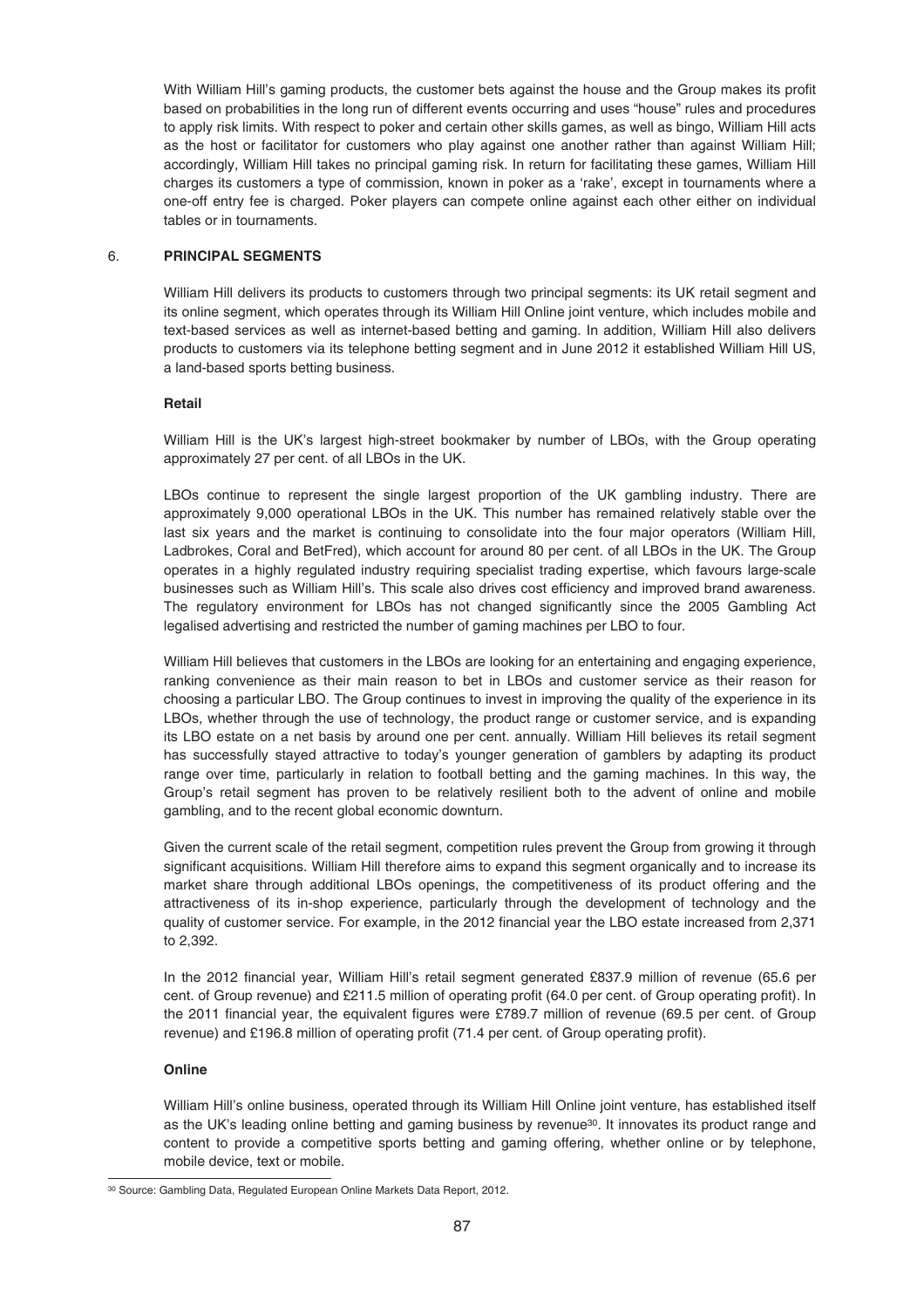With William Hill's gaming products, the customer bets against the house and the Group makes its profit based on probabilities in the long run of different events occurring and uses "house" rules and procedures to apply risk limits. With respect to poker and certain other skills games, as well as bingo, William Hill acts as the host or facilitator for customers who play against one another rather than against William Hill; accordingly, William Hill takes no principal gaming risk. In return for facilitating these games, William Hill charges its customers a type of commission, known in poker as a 'rake', except in tournaments where a one-off entry fee is charged. Poker players can compete online against each other either on individual tables or in tournaments.

## 6. PRINCIPAL SEGMENTS

William Hill delivers its products to customers through two principal segments: its UK retail segment and its online segment, which operates through its William Hill Online joint venture, which includes mobile and text-based services as well as internet-based betting and gaming. In addition, William Hill also delivers products to customers via its telephone betting segment and in June 2012 it established William Hill US, a land-based sports betting business.

### Retail

William Hill is the UK's largest high-street bookmaker by number of LBOs, with the Group operating approximately 27 per cent. of all LBOs in the UK.

LBOs continue to represent the single largest proportion of the UK gambling industry. There are approximately 9,000 operational LBOs in the UK. This number has remained relatively stable over the last six years and the market is continuing to consolidate into the four major operators (William Hill, Ladbrokes, Coral and BetFred), which account for around 80 per cent. of all LBOs in the UK. The Group operates in a highly regulated industry requiring specialist trading expertise, which favours large-scale businesses such as William Hill's. This scale also drives cost efficiency and improved brand awareness. The regulatory environment for LBOs has not changed significantly since the 2005 Gambling Act legalised advertising and restricted the number of gaming machines per LBO to four.

William Hill believes that customers in the LBOs are looking for an entertaining and engaging experience, ranking convenience as their main reason to bet in LBOs and customer service as their reason for choosing a particular LBO. The Group continues to invest in improving the quality of the experience in its LBOs, whether through the use of technology, the product range or customer service, and is expanding its LBO estate on a net basis by around one per cent. annually. William Hill believes its retail segment has successfully stayed attractive to today's younger generation of gamblers by adapting its product range over time, particularly in relation to football betting and the gaming machines. In this way, the Group's retail segment has proven to be relatively resilient both to the advent of online and mobile gambling, and to the recent global economic downturn.

Given the current scale of the retail segment, competition rules prevent the Group from growing it through significant acquisitions. William Hill therefore aims to expand this segment organically and to increase its market share through additional LBOs openings, the competitiveness of its product offering and the attractiveness of its in-shop experience, particularly through the development of technology and the quality of customer service. For example, in the 2012 financial year the LBO estate increased from 2,371 to 2,392.

In the 2012 financial year, William Hill's retail segment generated £837.9 million of revenue (65.6 per cent. of Group revenue) and £211.5 million of operating profit (64.0 per cent. of Group operating profit). In the 2011 financial year, the equivalent figures were £789.7 million of revenue (69.5 per cent. of Group revenue) and £196.8 million of operating profit (71.4 per cent. of Group operating profit).

### Online

William Hill's online business, operated through its William Hill Online joint venture, has established itself as the UK's leading online betting and gaming business by revenue[30]. It innovates its product range and content to provide a competitive sports betting and gaming offering, whether online or by telephone, mobile device, text or mobile.

[30] Source: Gambling Data, Regulated European Online Markets Data Report, 2012.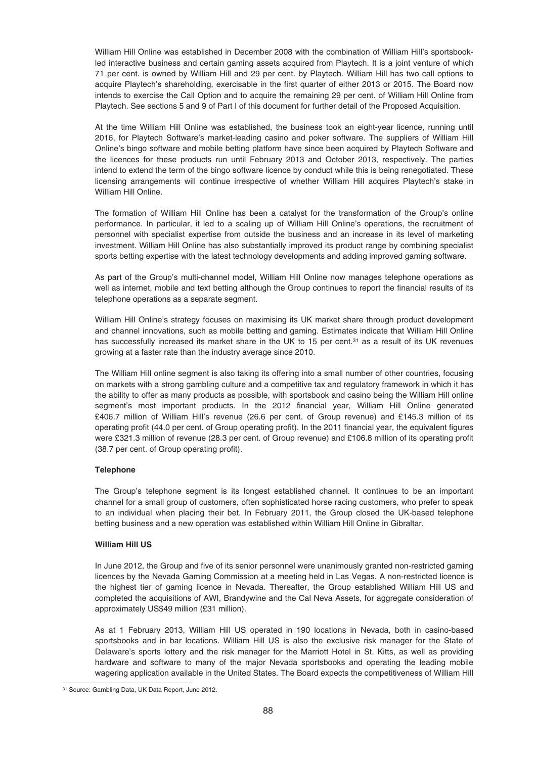William Hill Online was established in December 2008 with the combination of William Hill's sportsbook-led interactive business and certain gaming assets acquired from Playtech. It is a joint venture of which 71 per cent. is owned by William Hill and 29 per cent. by Playtech. William Hill has two call options to acquire Playtech's shareholding, exercisable in the first quarter of either 2013 or 2015. The Board now intends to exercise the Call Option and to acquire the remaining 29 per cent. of William Hill Online from Playtech. See sections 5 and 9 of Part I of this document for further detail of the Proposed Acquisition.

At the time William Hill Online was established, the business took an eight-year licence, running until 2016, for Playtech Software's market-leading casino and poker software. The suppliers of William Hill Online's bingo software and mobile betting platform have since been acquired by Playtech Software and the licences for these products run until February 2013 and October 2013, respectively. The parties intend to extend the term of the bingo software licence by conduct while this is being renegotiated. These licensing arrangements will continue irrespective of whether William Hill acquires Playtech's stake in William Hill Online.

The formation of William Hill Online has been a catalyst for the transformation of the Group's online performance. In particular, it led to a scaling up of William Hill Online's operations, the recruitment of personnel with specialist expertise from outside the business and an increase in its level of marketing investment. William Hill Online has also substantially improved its product range by combining specialist sports betting expertise with the latest technology developments and adding improved gaming software.

As part of the Group's multi-channel model, William Hill Online now manages telephone operations as well as internet, mobile and text betting although the Group continues to report the financial results of its telephone operations as a separate segment.

William Hill Online's strategy focuses on maximising its UK market share through product development and channel innovations, such as mobile betting and gaming. Estimates indicate that William Hill Online has successfully increased its market share in the UK to 15 per cent.[31] as a result of its UK revenues growing at a faster rate than the industry average since 2010.

The William Hill online segment is also taking its offering into a small number of other countries, focusing on markets with a strong gambling culture and a competitive tax and regulatory framework in which it has the ability to offer as many products as possible, with sportsbook and casino being the William Hill online segment's most important products. In the 2012 financial year, William Hill Online generated £406.7 million of William Hill's revenue (26.6 per cent. of Group revenue) and £145.3 million of its operating profit (44.0 per cent. of Group operating profit). In the 2011 financial year, the equivalent figures were £321.3 million of revenue (28.3 per cent. of Group revenue) and £106.8 million of its operating profit (38.7 per cent. of Group operating profit).

**Telephone**

The Group's telephone segment is its longest established channel. It continues to be an important channel for a small group of customers, often sophisticated horse racing customers, who prefer to speak to an individual when placing their bet. In February 2011, the Group closed the UK-based telephone betting business and a new operation was established within William Hill Online in Gibraltar.

**William Hill US**

In June 2012, the Group and five of its senior personnel were unanimously granted non-restricted gaming licences by the Nevada Gaming Commission at a meeting held in Las Vegas. A non-restricted licence is the highest tier of gaming licence in Nevada. Thereafter, the Group established William Hill US and completed the acquisitions of AWI, Brandywine and the Cal Neva Assets, for aggregate consideration of approximately US$49 million (£31 million).

As at 1 February 2013, William Hill US operated in 190 locations in Nevada, both in casino-based sportsbooks and in bar locations. William Hill US is also the exclusive risk manager for the State of Delaware's sports lottery and the risk manager for the Marriott Hotel in St. Kitts, as well as providing hardware and software to many of the major Nevada sportsbooks and operating the leading mobile wagering application available in the United States. The Board expects the competitiveness of William Hill

[31] Source: Gambling Data, UK Data Report, June 2012.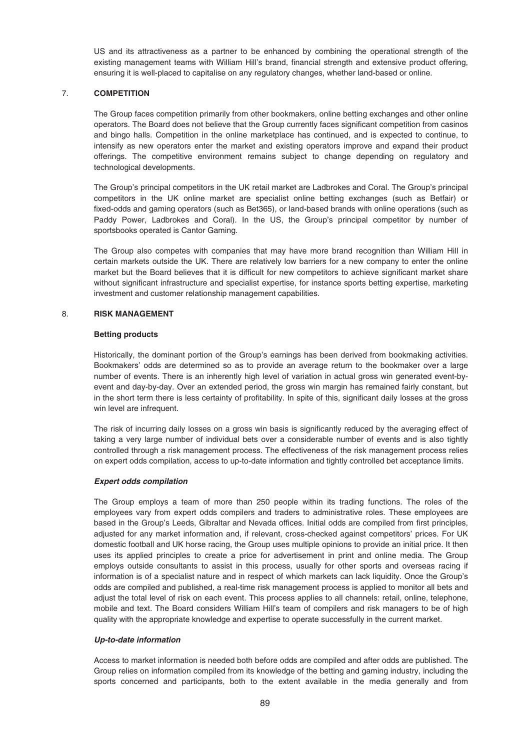US and its attractiveness as a partner to be enhanced by combining the operational strength of the existing management teams with William Hill's brand, financial strength and extensive product offering, ensuring it is well-placed to capitalise on any regulatory changes, whether land-based or online.

## 7. COMPETITION

The Group faces competition primarily from other bookmakers, online betting exchanges and other online operators. The Board does not believe that the Group currently faces significant competition from casinos and bingo halls. Competition in the online marketplace has continued, and is expected to continue, to intensify as new operators enter the market and existing operators improve and expand their product offerings. The competitive environment remains subject to change depending on regulatory and technological developments.

The Group's principal competitors in the UK retail market are Ladbrokes and Coral. The Group's principal competitors in the UK online market are specialist online betting exchanges (such as Betfair) or fixed-odds and gaming operators (such as Bet365), or land-based brands with online operations (such as Paddy Power, Ladbrokes and Coral). In the US, the Group's principal competitor by number of sportsbooks operated is Cantor Gaming.

The Group also competes with companies that may have more brand recognition than William Hill in certain markets outside the UK. There are relatively low barriers for a new company to enter the online market but the Board believes that it is difficult for new competitors to achieve significant market share without significant infrastructure and specialist expertise, for instance sports betting expertise, marketing investment and customer relationship management capabilities.

## 8. RISK MANAGEMENT

### Betting products

Historically, the dominant portion of the Group's earnings has been derived from bookmaking activities. Bookmakers' odds are determined so as to provide an average return to the bookmaker over a large number of events. There is an inherently high level of variation in actual gross win generated event-by-event and day-by-day. Over an extended period, the gross win margin has remained fairly constant, but in the short term there is less certainty of profitability. In spite of this, significant daily losses at the gross win level are infrequent.

The risk of incurring daily losses on a gross win basis is significantly reduced by the averaging effect of taking a very large number of individual bets over a considerable number of events and is also tightly controlled through a risk management process. The effectiveness of the risk management process relies on expert odds compilation, access to up-to-date information and tightly controlled bet acceptance limits.

#### *Expert odds compilation*

The Group employs a team of more than 250 people within its trading functions. The roles of the employees vary from expert odds compilers and traders to administrative roles. These employees are based in the Group's Leeds, Gibraltar and Nevada offices. Initial odds are compiled from first principles, adjusted for any market information and, if relevant, cross-checked against competitors' prices. For UK domestic football and UK horse racing, the Group uses multiple opinions to provide an initial price. It then uses its applied principles to create a price for advertisement in print and online media. The Group employs outside consultants to assist in this process, usually for other sports and overseas racing if information is of a specialist nature and in respect of which markets can lack liquidity. Once the Group's odds are compiled and published, a real-time risk management process is applied to monitor all bets and adjust the total level of risk on each event. This process applies to all channels: retail, online, telephone, mobile and text. The Board considers William Hill's team of compilers and risk managers to be of high quality with the appropriate knowledge and expertise to operate successfully in the current market.

#### *Up-to-date information*

Access to market information is needed both before odds are compiled and after odds are published. The Group relies on information compiled from its knowledge of the betting and gaming industry, including the sports concerned and participants, both to the extent available in the media generally and from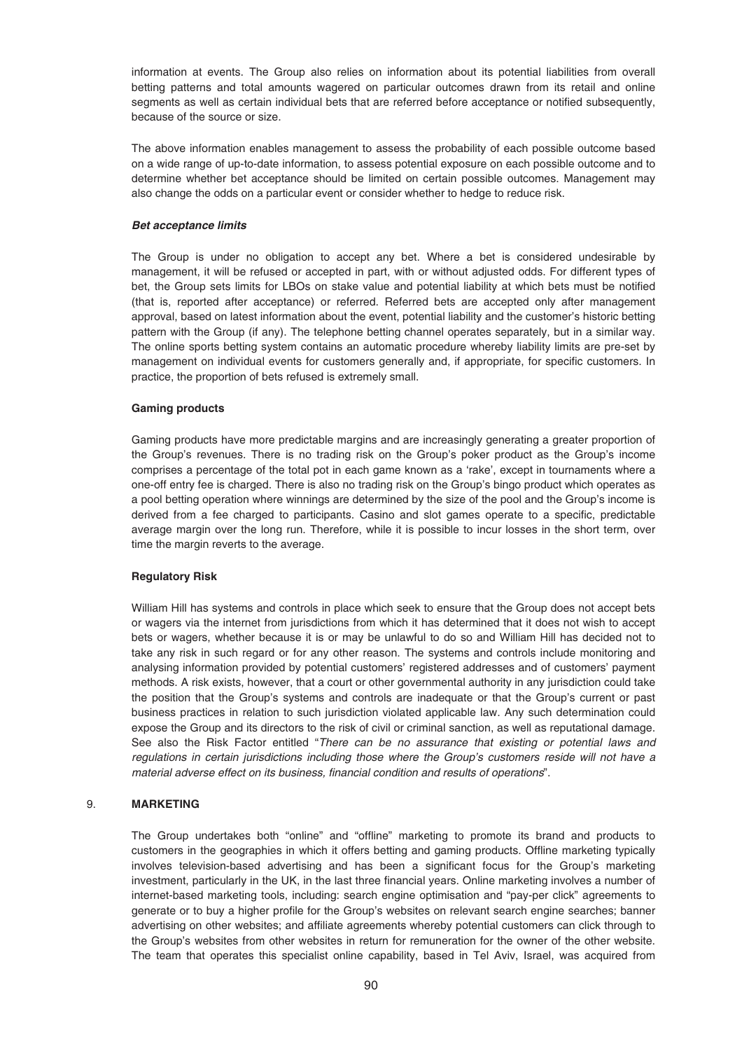information at events. The Group also relies on information about its potential liabilities from overall betting patterns and total amounts wagered on particular outcomes drawn from its retail and online segments as well as certain individual bets that are referred before acceptance or notified subsequently, because of the source or size.

The above information enables management to assess the probability of each possible outcome based on a wide range of up-to-date information, to assess potential exposure on each possible outcome and to determine whether bet acceptance should be limited on certain possible outcomes. Management may also change the odds on a particular event or consider whether to hedge to reduce risk.

***Bet acceptance limits***

The Group is under no obligation to accept any bet. Where a bet is considered undesirable by management, it will be refused or accepted in part, with or without adjusted odds. For different types of bet, the Group sets limits for LBOs on stake value and potential liability at which bets must be notified (that is, reported after acceptance) or referred. Referred bets are accepted only after management approval, based on latest information about the event, potential liability and the customer's historic betting pattern with the Group (if any). The telephone betting channel operates separately, but in a similar way. The online sports betting system contains an automatic procedure whereby liability limits are pre-set by management on individual events for customers generally and, if appropriate, for specific customers. In practice, the proportion of bets refused is extremely small.

**Gaming products**

Gaming products have more predictable margins and are increasingly generating a greater proportion of the Group's revenues. There is no trading risk on the Group's poker product as the Group's income comprises a percentage of the total pot in each game known as a 'rake', except in tournaments where a one-off entry fee is charged. There is also no trading risk on the Group's bingo product which operates as a pool betting operation where winnings are determined by the size of the pool and the Group's income is derived from a fee charged to participants. Casino and slot games operate to a specific, predictable average margin over the long run. Therefore, while it is possible to incur losses in the short term, over time the margin reverts to the average.

**Regulatory Risk**

William Hill has systems and controls in place which seek to ensure that the Group does not accept bets or wagers via the internet from jurisdictions from which it has determined that it does not wish to accept bets or wagers, whether because it is or may be unlawful to do so and William Hill has decided not to take any risk in such regard or for any other reason. The systems and controls include monitoring and analysing information provided by potential customers' registered addresses and of customers' payment methods. A risk exists, however, that a court or other governmental authority in any jurisdiction could take the position that the Group's systems and controls are inadequate or that the Group's current or past business practices in relation to such jurisdiction violated applicable law. Any such determination could expose the Group and its directors to the risk of civil or criminal sanction, as well as reputational damage. See also the Risk Factor entitled "*There can be no assurance that existing or potential laws and regulations in certain jurisdictions including those where the Group's customers reside will not have a material adverse effect on its business, financial condition and results of operations*".

## 9. MARKETING

The Group undertakes both "online" and "offline" marketing to promote its brand and products to customers in the geographies in which it offers betting and gaming products. Offline marketing typically involves television-based advertising and has been a significant focus for the Group's marketing investment, particularly in the UK, in the last three financial years. Online marketing involves a number of internet-based marketing tools, including: search engine optimisation and "pay-per click" agreements to generate or to buy a higher profile for the Group's websites on relevant search engine searches; banner advertising on other websites; and affiliate agreements whereby potential customers can click through to the Group's websites from other websites in return for remuneration for the owner of the other website. The team that operates this specialist online capability, based in Tel Aviv, Israel, was acquired from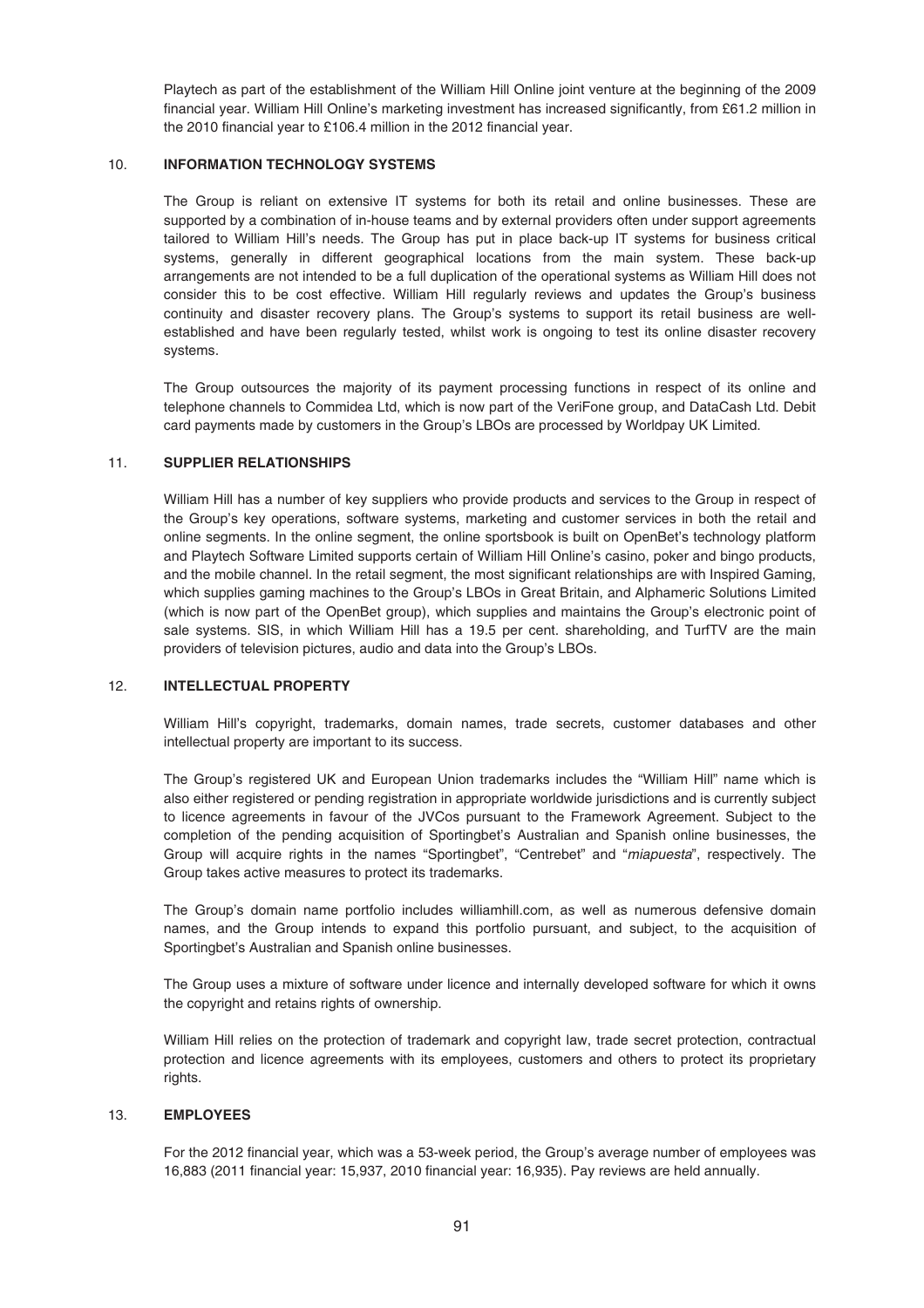Playtech as part of the establishment of the William Hill Online joint venture at the beginning of the 2009 financial year. William Hill Online's marketing investment has increased significantly, from £61.2 million in the 2010 financial year to £106.4 million in the 2012 financial year.

## 10. INFORMATION TECHNOLOGY SYSTEMS

The Group is reliant on extensive IT systems for both its retail and online businesses. These are supported by a combination of in-house teams and by external providers often under support agreements tailored to William Hill's needs. The Group has put in place back-up IT systems for business critical systems, generally in different geographical locations from the main system. These back-up arrangements are not intended to be a full duplication of the operational systems as William Hill does not consider this to be cost effective. William Hill regularly reviews and updates the Group's business continuity and disaster recovery plans. The Group's systems to support its retail business are well-established and have been regularly tested, whilst work is ongoing to test its online disaster recovery systems.

The Group outsources the majority of its payment processing functions in respect of its online and telephone channels to Commidea Ltd, which is now part of the VeriFone group, and DataCash Ltd. Debit card payments made by customers in the Group's LBOs are processed by Worldpay UK Limited.

## 11. SUPPLIER RELATIONSHIPS

William Hill has a number of key suppliers who provide products and services to the Group in respect of the Group's key operations, software systems, marketing and customer services in both the retail and online segments. In the online segment, the online sportsbook is built on OpenBet's technology platform and Playtech Software Limited supports certain of William Hill Online's casino, poker and bingo products, and the mobile channel. In the retail segment, the most significant relationships are with Inspired Gaming, which supplies gaming machines to the Group's LBOs in Great Britain, and Alphameric Solutions Limited (which is now part of the OpenBet group), which supplies and maintains the Group's electronic point of sale systems. SIS, in which William Hill has a 19.5 per cent. shareholding, and TurfTV are the main providers of television pictures, audio and data into the Group's LBOs.

## 12. INTELLECTUAL PROPERTY

William Hill's copyright, trademarks, domain names, trade secrets, customer databases and other intellectual property are important to its success.

The Group's registered UK and European Union trademarks includes the "William Hill" name which is also either registered or pending registration in appropriate worldwide jurisdictions and is currently subject to licence agreements in favour of the JVCos pursuant to the Framework Agreement. Subject to the completion of the pending acquisition of Sportingbet's Australian and Spanish online businesses, the Group will acquire rights in the names "Sportingbet", "Centrebet" and "*miapuesta*", respectively. The Group takes active measures to protect its trademarks.

The Group's domain name portfolio includes williamhill.com, as well as numerous defensive domain names, and the Group intends to expand this portfolio pursuant, and subject, to the acquisition of Sportingbet's Australian and Spanish online businesses.

The Group uses a mixture of software under licence and internally developed software for which it owns the copyright and retains rights of ownership.

William Hill relies on the protection of trademark and copyright law, trade secret protection, contractual protection and licence agreements with its employees, customers and others to protect its proprietary rights.

## 13. EMPLOYEES

For the 2012 financial year, which was a 53-week period, the Group's average number of employees was 16,883 (2011 financial year: 15,937, 2010 financial year: 16,935). Pay reviews are held annually.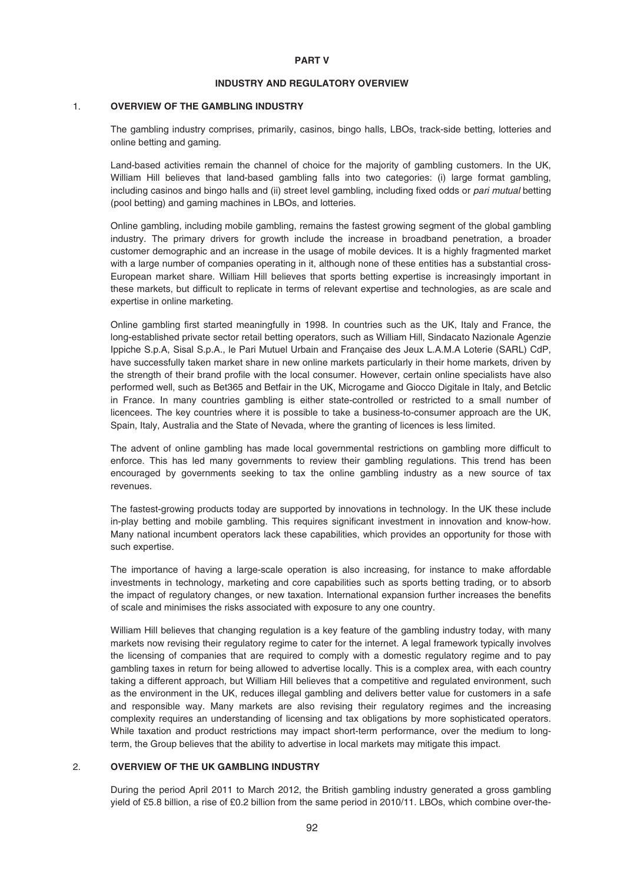**PART V**

**INDUSTRY AND REGULATORY OVERVIEW**

## 1. OVERVIEW OF THE GAMBLING INDUSTRY

The gambling industry comprises, primarily, casinos, bingo halls, LBOs, track-side betting, lotteries and online betting and gaming.

Land-based activities remain the channel of choice for the majority of gambling customers. In the UK, William Hill believes that land-based gambling falls into two categories: (i) large format gambling, including casinos and bingo halls and (ii) street level gambling, including fixed odds or *pari mutual* betting (pool betting) and gaming machines in LBOs, and lotteries.

Online gambling, including mobile gambling, remains the fastest growing segment of the global gambling industry. The primary drivers for growth include the increase in broadband penetration, a broader customer demographic and an increase in the usage of mobile devices. It is a highly fragmented market with a large number of companies operating in it, although none of these entities has a substantial cross-European market share. William Hill believes that sports betting expertise is increasingly important in these markets, but difficult to replicate in terms of relevant expertise and technologies, as are scale and expertise in online marketing.

Online gambling first started meaningfully in 1998. In countries such as the UK, Italy and France, the long-established private sector retail betting operators, such as William Hill, Sindacato Nazionale Agenzie Ippiche S.p.A, Sisal S.p.A., le Pari Mutuel Urbain and Française des Jeux L.A.M.A Loterie (SARL) CdP, have successfully taken market share in new online markets particularly in their home markets, driven by the strength of their brand profile with the local consumer. However, certain online specialists have also performed well, such as Bet365 and Betfair in the UK, Microgame and Giocco Digitale in Italy, and Betclic in France. In many countries gambling is either state-controlled or restricted to a small number of licencees. The key countries where it is possible to take a business-to-consumer approach are the UK, Spain, Italy, Australia and the State of Nevada, where the granting of licences is less limited.

The advent of online gambling has made local governmental restrictions on gambling more difficult to enforce. This has led many governments to review their gambling regulations. This trend has been encouraged by governments seeking to tax the online gambling industry as a new source of tax revenues.

The fastest-growing products today are supported by innovations in technology. In the UK these include in-play betting and mobile gambling. This requires significant investment in innovation and know-how. Many national incumbent operators lack these capabilities, which provides an opportunity for those with such expertise.

The importance of having a large-scale operation is also increasing, for instance to make affordable investments in technology, marketing and core capabilities such as sports betting trading, or to absorb the impact of regulatory changes, or new taxation. International expansion further increases the benefits of scale and minimises the risks associated with exposure to any one country.

William Hill believes that changing regulation is a key feature of the gambling industry today, with many markets now revising their regulatory regime to cater for the internet. A legal framework typically involves the licensing of companies that are required to comply with a domestic regulatory regime and to pay gambling taxes in return for being allowed to advertise locally. This is a complex area, with each country taking a different approach, but William Hill believes that a competitive and regulated environment, such as the environment in the UK, reduces illegal gambling and delivers better value for customers in a safe and responsible way. Many markets are also revising their regulatory regimes and the increasing complexity requires an understanding of licensing and tax obligations by more sophisticated operators. While taxation and product restrictions may impact short-term performance, over the medium to long-term, the Group believes that the ability to advertise in local markets may mitigate this impact.

## 2. OVERVIEW OF THE UK GAMBLING INDUSTRY

During the period April 2011 to March 2012, the British gambling industry generated a gross gambling yield of £5.8 billion, a rise of £0.2 billion from the same period in 2010/11. LBOs, which combine over-the-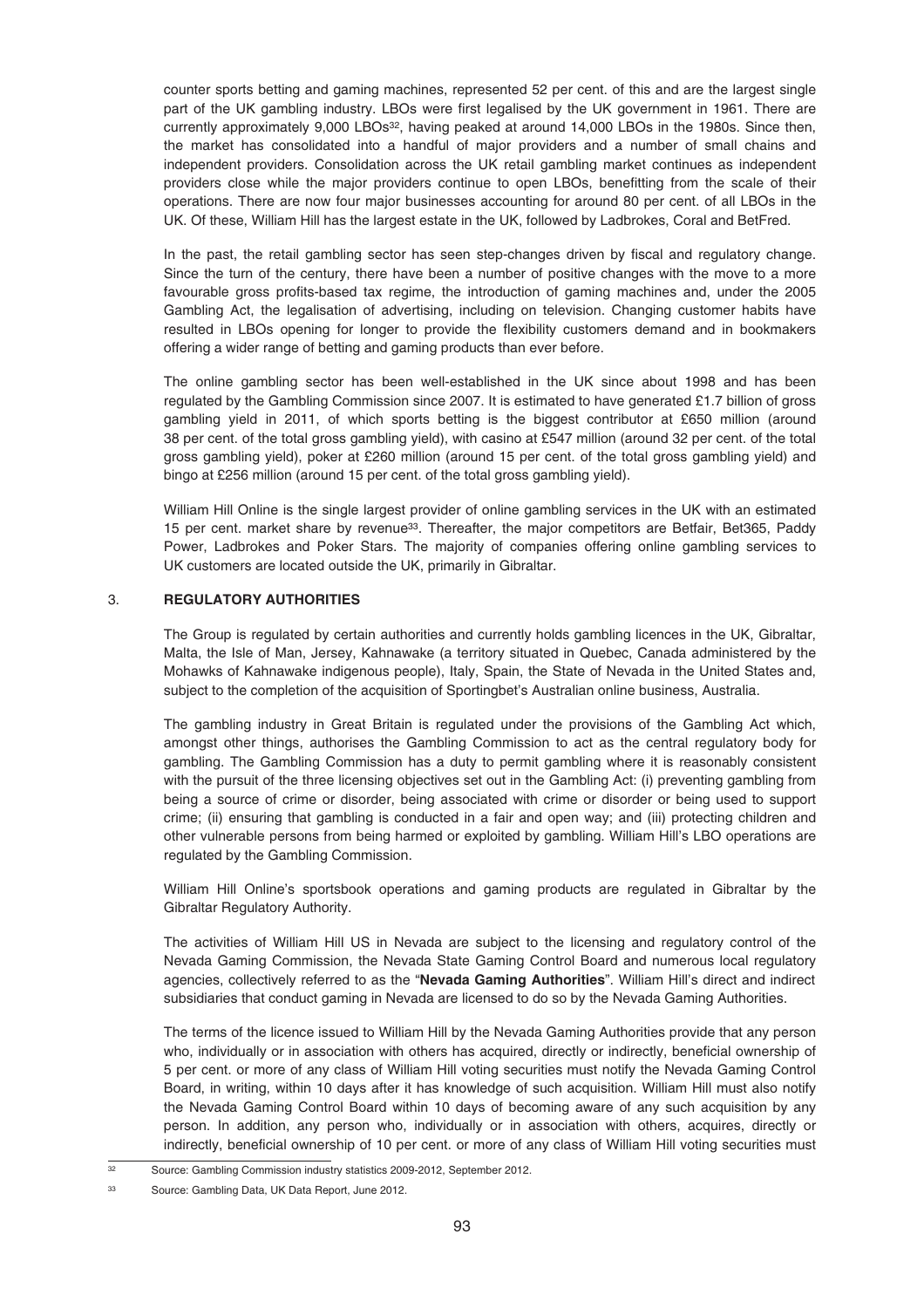counter sports betting and gaming machines, represented 52 per cent. of this and are the largest single part of the UK gambling industry. LBOs were first legalised by the UK government in 1961. There are currently approximately 9,000 LBOs[32], having peaked at around 14,000 LBOs in the 1980s. Since then, the market has consolidated into a handful of major providers and a number of small chains and independent providers. Consolidation across the UK retail gambling market continues as independent providers close while the major providers continue to open LBOs, benefitting from the scale of their operations. There are now four major businesses accounting for around 80 per cent. of all LBOs in the UK. Of these, William Hill has the largest estate in the UK, followed by Ladbrokes, Coral and BetFred.

In the past, the retail gambling sector has seen step-changes driven by fiscal and regulatory change. Since the turn of the century, there have been a number of positive changes with the move to a more favourable gross profits-based tax regime, the introduction of gaming machines and, under the 2005 Gambling Act, the legalisation of advertising, including on television. Changing customer habits have resulted in LBOs opening for longer to provide the flexibility customers demand and in bookmakers offering a wider range of betting and gaming products than ever before.

The online gambling sector has been well-established in the UK since about 1998 and has been regulated by the Gambling Commission since 2007. It is estimated to have generated £1.7 billion of gross gambling yield in 2011, of which sports betting is the biggest contributor at £650 million (around 38 per cent. of the total gross gambling yield), with casino at £547 million (around 32 per cent. of the total gross gambling yield), poker at £260 million (around 15 per cent. of the total gross gambling yield) and bingo at £256 million (around 15 per cent. of the total gross gambling yield).

William Hill Online is the single largest provider of online gambling services in the UK with an estimated 15 per cent. market share by revenue[33]. Thereafter, the major competitors are Betfair, Bet365, Paddy Power, Ladbrokes and Poker Stars. The majority of companies offering online gambling services to UK customers are located outside the UK, primarily in Gibraltar.

## 3. REGULATORY AUTHORITIES

The Group is regulated by certain authorities and currently holds gambling licences in the UK, Gibraltar, Malta, the Isle of Man, Jersey, Kahnawake (a territory situated in Quebec, Canada administered by the Mohawks of Kahnawake indigenous people), Italy, Spain, the State of Nevada in the United States and, subject to the completion of the acquisition of Sportingbet's Australian online business, Australia.

The gambling industry in Great Britain is regulated under the provisions of the Gambling Act which, amongst other things, authorises the Gambling Commission to act as the central regulatory body for gambling. The Gambling Commission has a duty to permit gambling where it is reasonably consistent with the pursuit of the three licensing objectives set out in the Gambling Act: (i) preventing gambling from being a source of crime or disorder, being associated with crime or disorder or being used to support crime; (ii) ensuring that gambling is conducted in a fair and open way; and (iii) protecting children and other vulnerable persons from being harmed or exploited by gambling. William Hill's LBO operations are regulated by the Gambling Commission.

William Hill Online's sportsbook operations and gaming products are regulated in Gibraltar by the Gibraltar Regulatory Authority.

The activities of William Hill US in Nevada are subject to the licensing and regulatory control of the Nevada Gaming Commission, the Nevada State Gaming Control Board and numerous local regulatory agencies, collectively referred to as the "**Nevada Gaming Authorities**". William Hill's direct and indirect subsidiaries that conduct gaming in Nevada are licensed to do so by the Nevada Gaming Authorities.

The terms of the licence issued to William Hill by the Nevada Gaming Authorities provide that any person who, individually or in association with others has acquired, directly or indirectly, beneficial ownership of 5 per cent. or more of any class of William Hill voting securities must notify the Nevada Gaming Control Board, in writing, within 10 days after it has knowledge of such acquisition. William Hill must also notify the Nevada Gaming Control Board within 10 days of becoming aware of any such acquisition by any person. In addition, any person who, individually or in association with others, acquires, directly or indirectly, beneficial ownership of 10 per cent. or more of any class of William Hill voting securities must

[32] Source: Gambling Commission industry statistics 2009-2012, September 2012.

[33] Source: Gambling Data, UK Data Report, June 2012.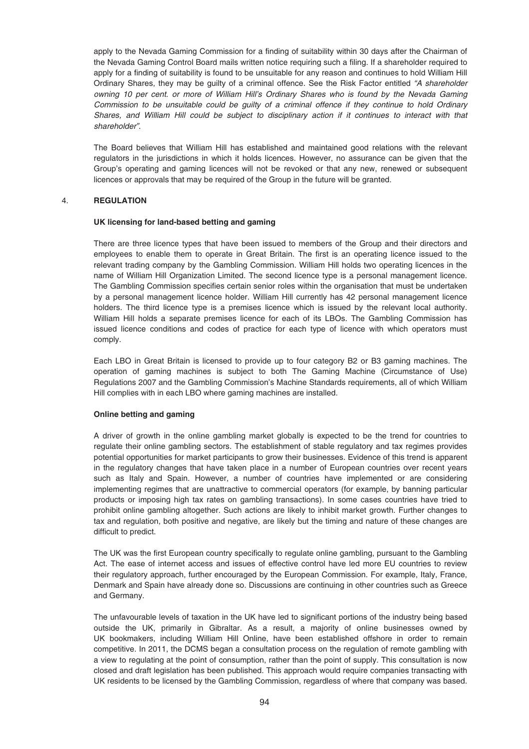apply to the Nevada Gaming Commission for a finding of suitability within 30 days after the Chairman of the Nevada Gaming Control Board mails written notice requiring such a filing. If a shareholder required to apply for a finding of suitability is found to be unsuitable for any reason and continues to hold William Hill Ordinary Shares, they may be guilty of a criminal offence. See the Risk Factor entitled *"A shareholder owning 10 per cent. or more of William Hill's Ordinary Shares who is found by the Nevada Gaming Commission to be unsuitable could be guilty of a criminal offence if they continue to hold Ordinary Shares, and William Hill could be subject to disciplinary action if it continues to interact with that shareholder"*.

The Board believes that William Hill has established and maintained good relations with the relevant regulators in the jurisdictions in which it holds licences. However, no assurance can be given that the Group's operating and gaming licences will not be revoked or that any new, renewed or subsequent licences or approvals that may be required of the Group in the future will be granted.

## 4. REGULATION

### UK licensing for land-based betting and gaming

There are three licence types that have been issued to members of the Group and their directors and employees to enable them to operate in Great Britain. The first is an operating licence issued to the relevant trading company by the Gambling Commission. William Hill holds two operating licences in the name of William Hill Organization Limited. The second licence type is a personal management licence. The Gambling Commission specifies certain senior roles within the organisation that must be undertaken by a personal management licence holder. William Hill currently has 42 personal management licence holders. The third licence type is a premises licence which is issued by the relevant local authority. William Hill holds a separate premises licence for each of its LBOs. The Gambling Commission has issued licence conditions and codes of practice for each type of licence with which operators must comply.

Each LBO in Great Britain is licensed to provide up to four category B2 or B3 gaming machines. The operation of gaming machines is subject to both The Gaming Machine (Circumstance of Use) Regulations 2007 and the Gambling Commission's Machine Standards requirements, all of which William Hill complies with in each LBO where gaming machines are installed.

### Online betting and gaming

A driver of growth in the online gambling market globally is expected to be the trend for countries to regulate their online gambling sectors. The establishment of stable regulatory and tax regimes provides potential opportunities for market participants to grow their businesses. Evidence of this trend is apparent in the regulatory changes that have taken place in a number of European countries over recent years such as Italy and Spain. However, a number of countries have implemented or are considering implementing regimes that are unattractive to commercial operators (for example, by banning particular products or imposing high tax rates on gambling transactions). In some cases countries have tried to prohibit online gambling altogether. Such actions are likely to inhibit market growth. Further changes to tax and regulation, both positive and negative, are likely but the timing and nature of these changes are difficult to predict.

The UK was the first European country specifically to regulate online gambling, pursuant to the Gambling Act. The ease of internet access and issues of effective control have led more EU countries to review their regulatory approach, further encouraged by the European Commission. For example, Italy, France, Denmark and Spain have already done so. Discussions are continuing in other countries such as Greece and Germany.

The unfavourable levels of taxation in the UK have led to significant portions of the industry being based outside the UK, primarily in Gibraltar. As a result, a majority of online businesses owned by UK bookmakers, including William Hill Online, have been established offshore in order to remain competitive. In 2011, the DCMS began a consultation process on the regulation of remote gambling with a view to regulating at the point of consumption, rather than the point of supply. This consultation is now closed and draft legislation has been published. This approach would require companies transacting with UK residents to be licensed by the Gambling Commission, regardless of where that company was based.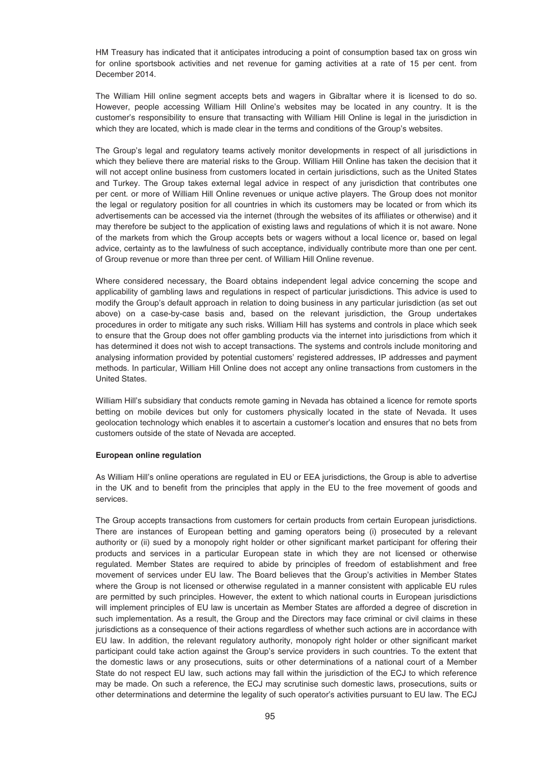HM Treasury has indicated that it anticipates introducing a point of consumption based tax on gross win for online sportsbook activities and net revenue for gaming activities at a rate of 15 per cent. from December 2014.

The William Hill online segment accepts bets and wagers in Gibraltar where it is licensed to do so. However, people accessing William Hill Online's websites may be located in any country. It is the customer's responsibility to ensure that transacting with William Hill Online is legal in the jurisdiction in which they are located, which is made clear in the terms and conditions of the Group's websites.

The Group's legal and regulatory teams actively monitor developments in respect of all jurisdictions in which they believe there are material risks to the Group. William Hill Online has taken the decision that it will not accept online business from customers located in certain jurisdictions, such as the United States and Turkey. The Group takes external legal advice in respect of any jurisdiction that contributes one per cent. or more of William Hill Online revenues or unique active players. The Group does not monitor the legal or regulatory position for all countries in which its customers may be located or from which its advertisements can be accessed via the internet (through the websites of its affiliates or otherwise) and it may therefore be subject to the application of existing laws and regulations of which it is not aware. None of the markets from which the Group accepts bets or wagers without a local licence or, based on legal advice, certainty as to the lawfulness of such acceptance, individually contribute more than one per cent. of Group revenue or more than three per cent. of William Hill Online revenue.

Where considered necessary, the Board obtains independent legal advice concerning the scope and applicability of gambling laws and regulations in respect of particular jurisdictions. This advice is used to modify the Group's default approach in relation to doing business in any particular jurisdiction (as set out above) on a case-by-case basis and, based on the relevant jurisdiction, the Group undertakes procedures in order to mitigate any such risks. William Hill has systems and controls in place which seek to ensure that the Group does not offer gambling products via the internet into jurisdictions from which it has determined it does not wish to accept transactions. The systems and controls include monitoring and analysing information provided by potential customers' registered addresses, IP addresses and payment methods. In particular, William Hill Online does not accept any online transactions from customers in the United States.

William Hill's subsidiary that conducts remote gaming in Nevada has obtained a licence for remote sports betting on mobile devices but only for customers physically located in the state of Nevada. It uses geolocation technology which enables it to ascertain a customer's location and ensures that no bets from customers outside of the state of Nevada are accepted.

**European online regulation**

As William Hill's online operations are regulated in EU or EEA jurisdictions, the Group is able to advertise in the UK and to benefit from the principles that apply in the EU to the free movement of goods and services.

The Group accepts transactions from customers for certain products from certain European jurisdictions. There are instances of European betting and gaming operators being (i) prosecuted by a relevant authority or (ii) sued by a monopoly right holder or other significant market participant for offering their products and services in a particular European state in which they are not licensed or otherwise regulated. Member States are required to abide by principles of freedom of establishment and free movement of services under EU law. The Board believes that the Group's activities in Member States where the Group is not licensed or otherwise regulated in a manner consistent with applicable EU rules are permitted by such principles. However, the extent to which national courts in European jurisdictions will implement principles of EU law is uncertain as Member States are afforded a degree of discretion in such implementation. As a result, the Group and the Directors may face criminal or civil claims in these jurisdictions as a consequence of their actions regardless of whether such actions are in accordance with EU law. In addition, the relevant regulatory authority, monopoly right holder or other significant market participant could take action against the Group's service providers in such countries. To the extent that the domestic laws or any prosecutions, suits or other determinations of a national court of a Member State do not respect EU law, such actions may fall within the jurisdiction of the ECJ to which reference may be made. On such a reference, the ECJ may scrutinise such domestic laws, prosecutions, suits or other determinations and determine the legality of such operator's activities pursuant to EU law. The ECJ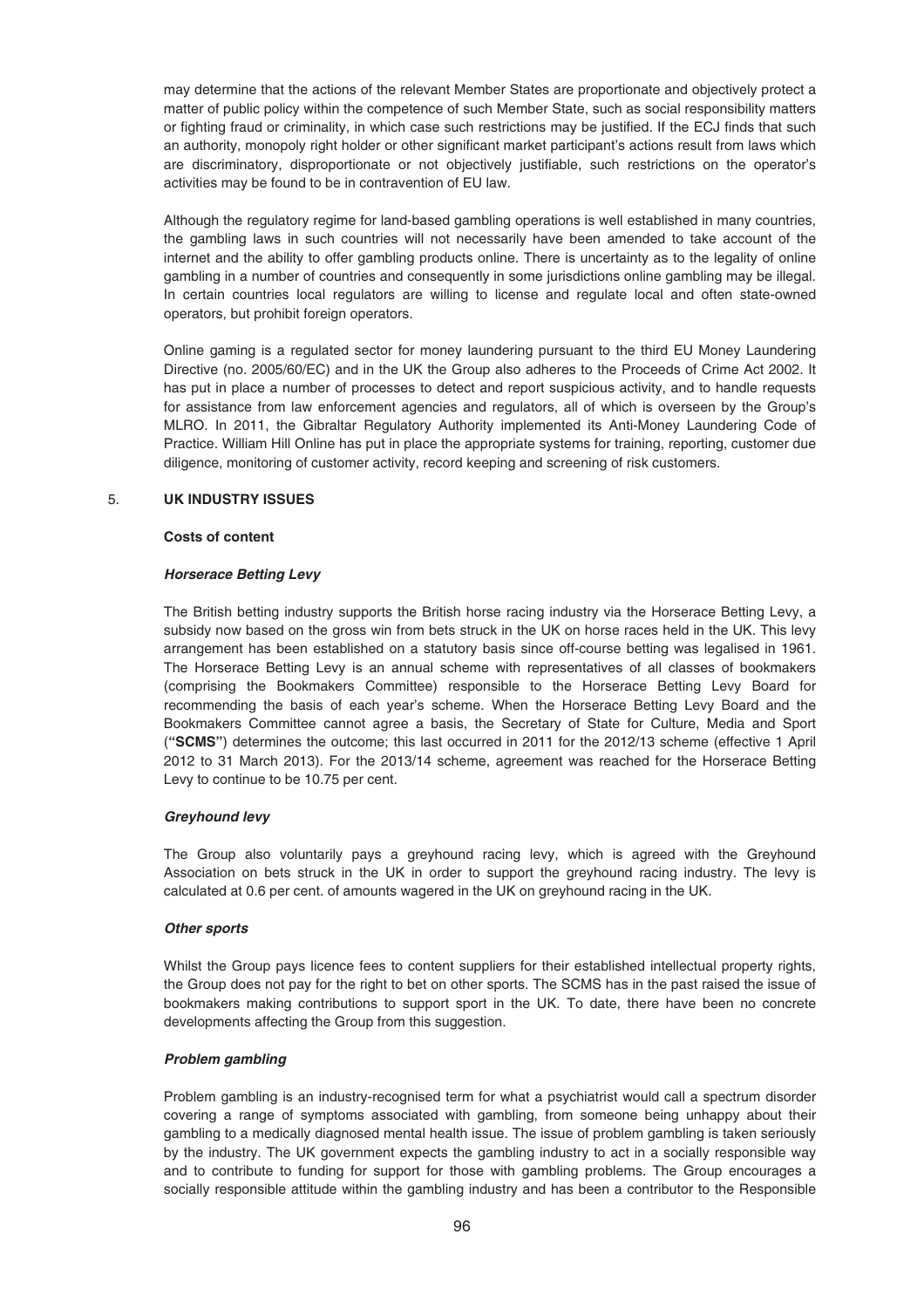may determine that the actions of the relevant Member States are proportionate and objectively protect a matter of public policy within the competence of such Member State, such as social responsibility matters or fighting fraud or criminality, in which case such restrictions may be justified. If the ECJ finds that such an authority, monopoly right holder or other significant market participant's actions result from laws which are discriminatory, disproportionate or not objectively justifiable, such restrictions on the operator's activities may be found to be in contravention of EU law.

Although the regulatory regime for land-based gambling operations is well established in many countries, the gambling laws in such countries will not necessarily have been amended to take account of the internet and the ability to offer gambling products online. There is uncertainty as to the legality of online gambling in a number of countries and consequently in some jurisdictions online gambling may be illegal. In certain countries local regulators are willing to license and regulate local and often state-owned operators, but prohibit foreign operators.

Online gaming is a regulated sector for money laundering pursuant to the third EU Money Laundering Directive (no. 2005/60/EC) and in the UK the Group also adheres to the Proceeds of Crime Act 2002. It has put in place a number of processes to detect and report suspicious activity, and to handle requests for assistance from law enforcement agencies and regulators, all of which is overseen by the Group's MLRO. In 2011, the Gibraltar Regulatory Authority implemented its Anti-Money Laundering Code of Practice. William Hill Online has put in place the appropriate systems for training, reporting, customer due diligence, monitoring of customer activity, record keeping and screening of risk customers.

## 5. UK INDUSTRY ISSUES

### Costs of content

#### *Horserace Betting Levy*

The British betting industry supports the British horse racing industry via the Horserace Betting Levy, a subsidy now based on the gross win from bets struck in the UK on horse races held in the UK. This levy arrangement has been established on a statutory basis since off-course betting was legalised in 1961. The Horserace Betting Levy is an annual scheme with representatives of all classes of bookmakers (comprising the Bookmakers Committee) responsible to the Horserace Betting Levy Board for recommending the basis of each year's scheme. When the Horserace Betting Levy Board and the Bookmakers Committee cannot agree a basis, the Secretary of State for Culture, Media and Sport (**"SCMS"**) determines the outcome; this last occurred in 2011 for the 2012/13 scheme (effective 1 April 2012 to 31 March 2013). For the 2013/14 scheme, agreement was reached for the Horserace Betting Levy to continue to be 10.75 per cent.

#### *Greyhound levy*

The Group also voluntarily pays a greyhound racing levy, which is agreed with the Greyhound Association on bets struck in the UK in order to support the greyhound racing industry. The levy is calculated at 0.6 per cent. of amounts wagered in the UK on greyhound racing in the UK.

#### *Other sports*

Whilst the Group pays licence fees to content suppliers for their established intellectual property rights, the Group does not pay for the right to bet on other sports. The SCMS has in the past raised the issue of bookmakers making contributions to support sport in the UK. To date, there have been no concrete developments affecting the Group from this suggestion.

#### *Problem gambling*

Problem gambling is an industry-recognised term for what a psychiatrist would call a spectrum disorder covering a range of symptoms associated with gambling, from someone being unhappy about their gambling to a medically diagnosed mental health issue. The issue of problem gambling is taken seriously by the industry. The UK government expects the gambling industry to act in a socially responsible way and to contribute to funding for support for those with gambling problems. The Group encourages a socially responsible attitude within the gambling industry and has been a contributor to the Responsible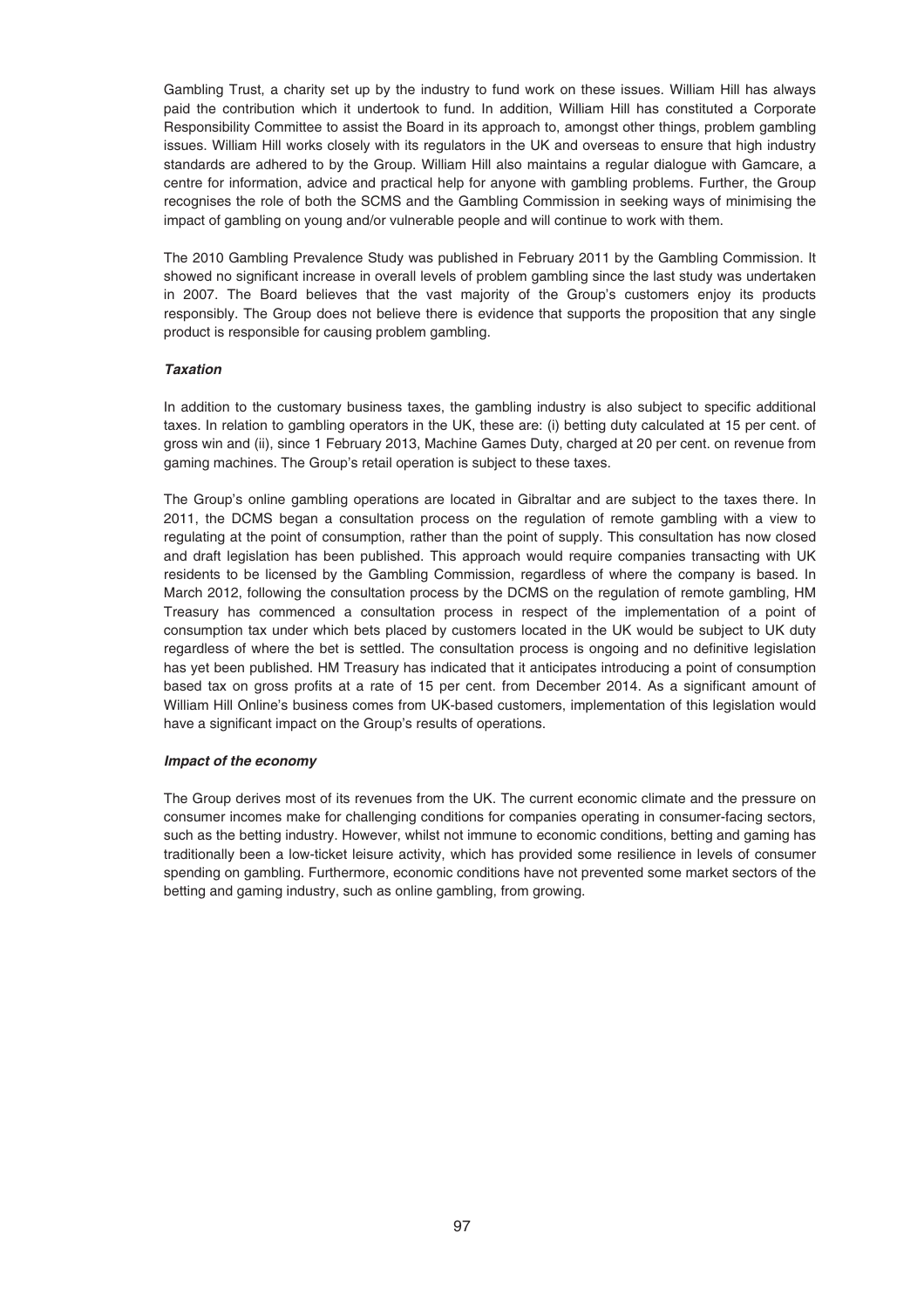Gambling Trust, a charity set up by the industry to fund work on these issues. William Hill has always paid the contribution which it undertook to fund. In addition, William Hill has constituted a Corporate Responsibility Committee to assist the Board in its approach to, amongst other things, problem gambling issues. William Hill works closely with its regulators in the UK and overseas to ensure that high industry standards are adhered to by the Group. William Hill also maintains a regular dialogue with Gamcare, a centre for information, advice and practical help for anyone with gambling problems. Further, the Group recognises the role of both the SCMS and the Gambling Commission in seeking ways of minimising the impact of gambling on young and/or vulnerable people and will continue to work with them.

The 2010 Gambling Prevalence Study was published in February 2011 by the Gambling Commission. It showed no significant increase in overall levels of problem gambling since the last study was undertaken in 2007. The Board believes that the vast majority of the Group's customers enjoy its products responsibly. The Group does not believe there is evidence that supports the proposition that any single product is responsible for causing problem gambling.

***Taxation***

In addition to the customary business taxes, the gambling industry is also subject to specific additional taxes. In relation to gambling operators in the UK, these are: (i) betting duty calculated at 15 per cent. of gross win and (ii), since 1 February 2013, Machine Games Duty, charged at 20 per cent. on revenue from gaming machines. The Group's retail operation is subject to these taxes.

The Group's online gambling operations are located in Gibraltar and are subject to the taxes there. In 2011, the DCMS began a consultation process on the regulation of remote gambling with a view to regulating at the point of consumption, rather than the point of supply. This consultation has now closed and draft legislation has been published. This approach would require companies transacting with UK residents to be licensed by the Gambling Commission, regardless of where the company is based. In March 2012, following the consultation process by the DCMS on the regulation of remote gambling, HM Treasury has commenced a consultation process in respect of the implementation of a point of consumption tax under which bets placed by customers located in the UK would be subject to UK duty regardless of where the bet is settled. The consultation process is ongoing and no definitive legislation has yet been published. HM Treasury has indicated that it anticipates introducing a point of consumption based tax on gross profits at a rate of 15 per cent. from December 2014. As a significant amount of William Hill Online's business comes from UK-based customers, implementation of this legislation would have a significant impact on the Group's results of operations.

***Impact of the economy***

The Group derives most of its revenues from the UK. The current economic climate and the pressure on consumer incomes make for challenging conditions for companies operating in consumer-facing sectors, such as the betting industry. However, whilst not immune to economic conditions, betting and gaming has traditionally been a low-ticket leisure activity, which has provided some resilience in levels of consumer spending on gambling. Furthermore, economic conditions have not prevented some market sectors of the betting and gaming industry, such as online gambling, from growing.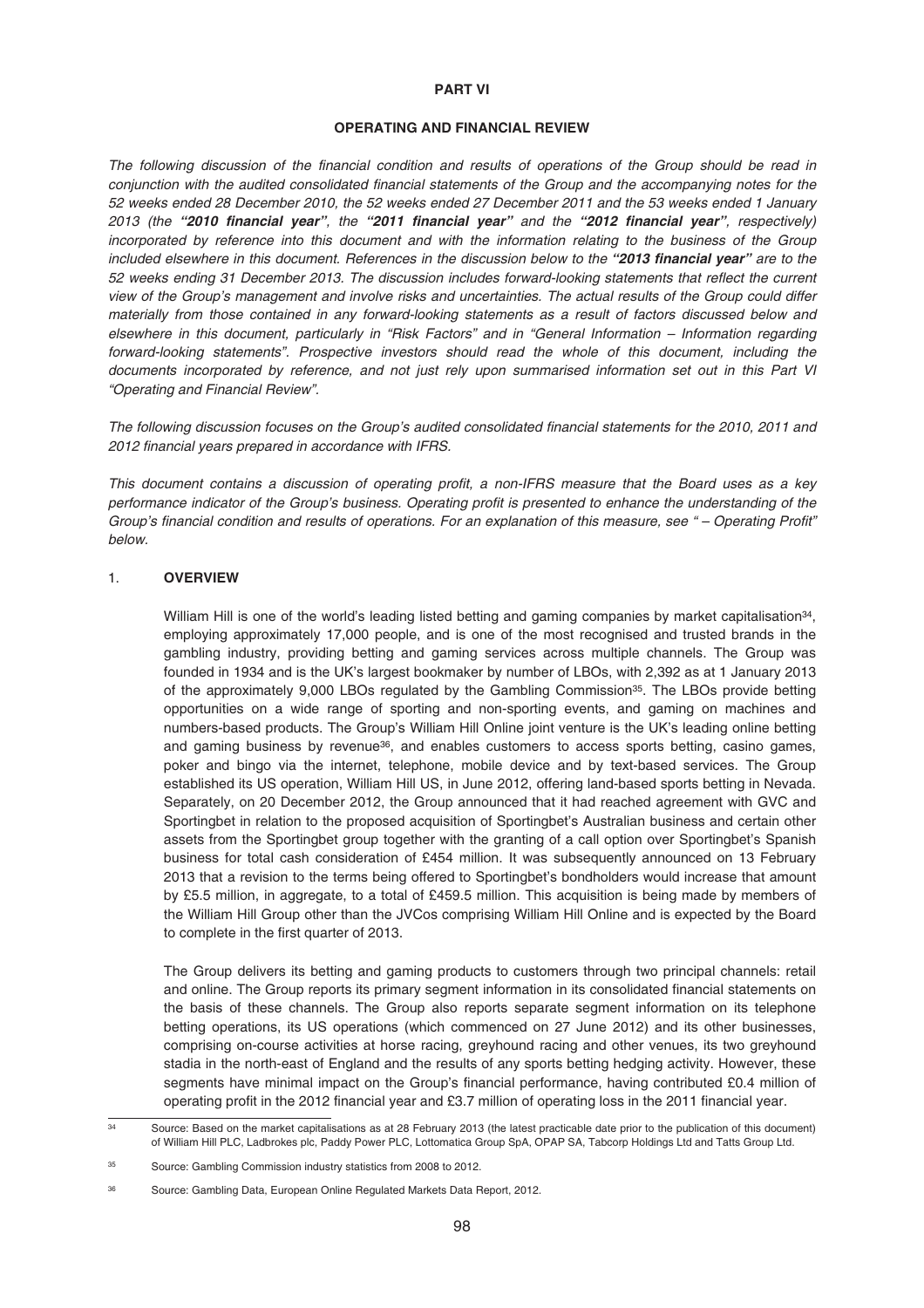# PART VI

## OPERATING AND FINANCIAL REVIEW

*The following discussion of the financial condition and results of operations of the Group should be read in conjunction with the audited consolidated financial statements of the Group and the accompanying notes for the 52 weeks ended 28 December 2010, the 52 weeks ended 27 December 2011 and the 53 weeks ended 1 January 2013 (the* ***"2010 financial year"****, the* ***"2011 financial year"*** *and the* ***"2012 financial year"****, respectively) incorporated by reference into this document and with the information relating to the business of the Group included elsewhere in this document. References in the discussion below to the* ***"2013 financial year"*** *are to the 52 weeks ending 31 December 2013. The discussion includes forward-looking statements that reflect the current view of the Group's management and involve risks and uncertainties. The actual results of the Group could differ materially from those contained in any forward-looking statements as a result of factors discussed below and elsewhere in this document, particularly in "Risk Factors" and in "General Information – Information regarding forward-looking statements". Prospective investors should read the whole of this document, including the documents incorporated by reference, and not just rely upon summarised information set out in this Part VI "Operating and Financial Review".*

*The following discussion focuses on the Group's audited consolidated financial statements for the 2010, 2011 and 2012 financial years prepared in accordance with IFRS.*

*This document contains a discussion of operating profit, a non-IFRS measure that the Board uses as a key performance indicator of the Group's business. Operating profit is presented to enhance the understanding of the Group's financial condition and results of operations. For an explanation of this measure, see " – Operating Profit" below.*

### 1. OVERVIEW

William Hill is one of the world's leading listed betting and gaming companies by market capitalisation[34], employing approximately 17,000 people, and is one of the most recognised and trusted brands in the gambling industry, providing betting and gaming services across multiple channels. The Group was founded in 1934 and is the UK's largest bookmaker by number of LBOs, with 2,392 as at 1 January 2013 of the approximately 9,000 LBOs regulated by the Gambling Commission[35]. The LBOs provide betting opportunities on a wide range of sporting and non-sporting events, and gaming on machines and numbers-based products. The Group's William Hill Online joint venture is the UK's leading online betting and gaming business by revenue[36], and enables customers to access sports betting, casino games, poker and bingo via the internet, telephone, mobile device and by text-based services. The Group established its US operation, William Hill US, in June 2012, offering land-based sports betting in Nevada. Separately, on 20 December 2012, the Group announced that it had reached agreement with GVC and Sportingbet in relation to the proposed acquisition of Sportingbet's Australian business and certain other assets from the Sportingbet group together with the granting of a call option over Sportingbet's Spanish business for total cash consideration of £454 million. It was subsequently announced on 13 February 2013 that a revision to the terms being offered to Sportingbet's bondholders would increase that amount by £5.5 million, in aggregate, to a total of £459.5 million. This acquisition is being made by members of the William Hill Group other than the JVCos comprising William Hill Online and is expected by the Board to complete in the first quarter of 2013.

The Group delivers its betting and gaming products to customers through two principal channels: retail and online. The Group reports its primary segment information in its consolidated financial statements on the basis of these channels. The Group also reports separate segment information on its telephone betting operations, its US operations (which commenced on 27 June 2012) and its other businesses, comprising on-course activities at horse racing, greyhound racing and other venues, its two greyhound stadia in the north-east of England and the results of any sports betting hedging activity. However, these segments have minimal impact on the Group's financial performance, having contributed £0.4 million of operating profit in the 2012 financial year and £3.7 million of operating loss in the 2011 financial year.

---

[34] Source: Based on the market capitalisations as at 28 February 2013 (the latest practicable date prior to the publication of this document) of William Hill PLC, Ladbrokes plc, Paddy Power PLC, Lottomatica Group SpA, OPAP SA, Tabcorp Holdings Ltd and Tatts Group Ltd.

[35] Source: Gambling Commission industry statistics from 2008 to 2012.

[36] Source: Gambling Data, European Online Regulated Markets Data Report, 2012.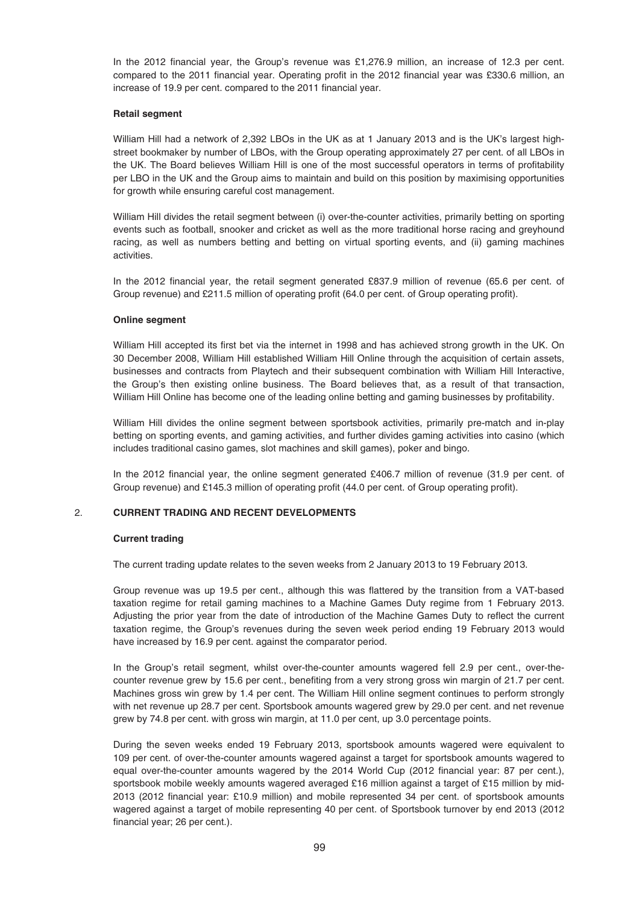In the 2012 financial year, the Group's revenue was £1,276.9 million, an increase of 12.3 per cent. compared to the 2011 financial year. Operating profit in the 2012 financial year was £330.6 million, an increase of 19.9 per cent. compared to the 2011 financial year.

**Retail segment**

William Hill had a network of 2,392 LBOs in the UK as at 1 January 2013 and is the UK's largest high-street bookmaker by number of LBOs, with the Group operating approximately 27 per cent. of all LBOs in the UK. The Board believes William Hill is one of the most successful operators in terms of profitability per LBO in the UK and the Group aims to maintain and build on this position by maximising opportunities for growth while ensuring careful cost management.

William Hill divides the retail segment between (i) over-the-counter activities, primarily betting on sporting events such as football, snooker and cricket as well as the more traditional horse racing and greyhound racing, as well as numbers betting and betting on virtual sporting events, and (ii) gaming machines activities.

In the 2012 financial year, the retail segment generated £837.9 million of revenue (65.6 per cent. of Group revenue) and £211.5 million of operating profit (64.0 per cent. of Group operating profit).

**Online segment**

William Hill accepted its first bet via the internet in 1998 and has achieved strong growth in the UK. On 30 December 2008, William Hill established William Hill Online through the acquisition of certain assets, businesses and contracts from Playtech and their subsequent combination with William Hill Interactive, the Group's then existing online business. The Board believes that, as a result of that transaction, William Hill Online has become one of the leading online betting and gaming businesses by profitability.

William Hill divides the online segment between sportsbook activities, primarily pre-match and in-play betting on sporting events, and gaming activities, and further divides gaming activities into casino (which includes traditional casino games, slot machines and skill games), poker and bingo.

In the 2012 financial year, the online segment generated £406.7 million of revenue (31.9 per cent. of Group revenue) and £145.3 million of operating profit (44.0 per cent. of Group operating profit).

## 2. CURRENT TRADING AND RECENT DEVELOPMENTS

**Current trading**

The current trading update relates to the seven weeks from 2 January 2013 to 19 February 2013.

Group revenue was up 19.5 per cent., although this was flattered by the transition from a VAT-based taxation regime for retail gaming machines to a Machine Games Duty regime from 1 February 2013. Adjusting the prior year from the date of introduction of the Machine Games Duty to reflect the current taxation regime, the Group's revenues during the seven week period ending 19 February 2013 would have increased by 16.9 per cent. against the comparator period.

In the Group's retail segment, whilst over-the-counter amounts wagered fell 2.9 per cent., over-the-counter revenue grew by 15.6 per cent., benefiting from a very strong gross win margin of 21.7 per cent. Machines gross win grew by 1.4 per cent. The William Hill online segment continues to perform strongly with net revenue up 28.7 per cent. Sportsbook amounts wagered grew by 29.0 per cent. and net revenue grew by 74.8 per cent. with gross win margin, at 11.0 per cent, up 3.0 percentage points.

During the seven weeks ended 19 February 2013, sportsbook amounts wagered were equivalent to 109 per cent. of over-the-counter amounts wagered against a target for sportsbook amounts wagered to equal over-the-counter amounts wagered by the 2014 World Cup (2012 financial year: 87 per cent.), sportsbook mobile weekly amounts wagered averaged £16 million against a target of £15 million by mid-2013 (2012 financial year: £10.9 million) and mobile represented 34 per cent. of sportsbook amounts wagered against a target of mobile representing 40 per cent. of Sportsbook turnover by end 2013 (2012 financial year; 26 per cent.).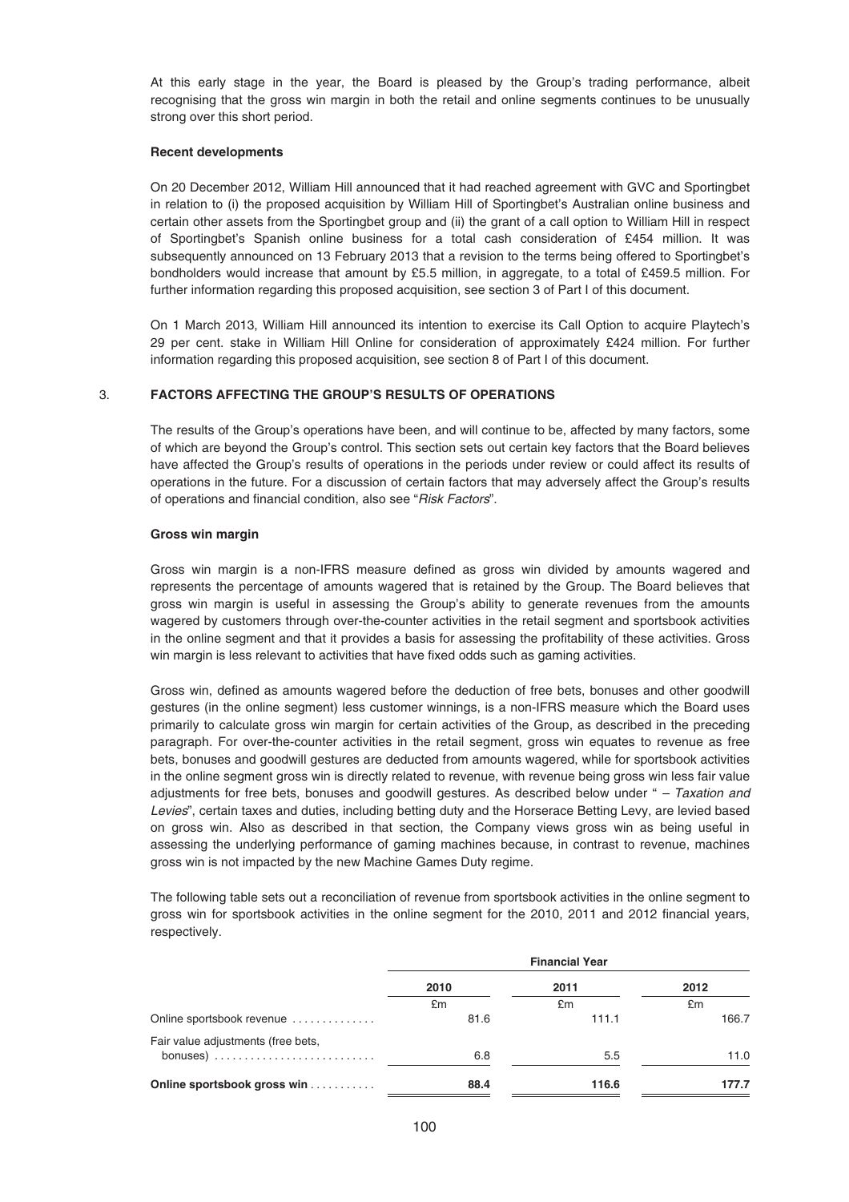At this early stage in the year, the Board is pleased by the Group's trading performance, albeit recognising that the gross win margin in both the retail and online segments continues to be unusually strong over this short period.

**Recent developments**

On 20 December 2012, William Hill announced that it had reached agreement with GVC and Sportingbet in relation to (i) the proposed acquisition by William Hill of Sportingbet's Australian online business and certain other assets from the Sportingbet group and (ii) the grant of a call option to William Hill in respect of Sportingbet's Spanish online business for a total cash consideration of £454 million. It was subsequently announced on 13 February 2013 that a revision to the terms being offered to Sportingbet's bondholders would increase that amount by £5.5 million, in aggregate, to a total of £459.5 million. For further information regarding this proposed acquisition, see section 3 of Part I of this document.

On 1 March 2013, William Hill announced its intention to exercise its Call Option to acquire Playtech's 29 per cent. stake in William Hill Online for consideration of approximately £424 million. For further information regarding this proposed acquisition, see section 8 of Part I of this document.

## 3. FACTORS AFFECTING THE GROUP'S RESULTS OF OPERATIONS

The results of the Group's operations have been, and will continue to be, affected by many factors, some of which are beyond the Group's control. This section sets out certain key factors that the Board believes have affected the Group's results of operations in the periods under review or could affect its results of operations in the future. For a discussion of certain factors that may adversely affect the Group's results of operations and financial condition, also see "*Risk Factors*".

**Gross win margin**

Gross win margin is a non-IFRS measure defined as gross win divided by amounts wagered and represents the percentage of amounts wagered that is retained by the Group. The Board believes that gross win margin is useful in assessing the Group's ability to generate revenues from the amounts wagered by customers through over-the-counter activities in the retail segment and sportsbook activities in the online segment and that it provides a basis for assessing the profitability of these activities. Gross win margin is less relevant to activities that have fixed odds such as gaming activities.

Gross win, defined as amounts wagered before the deduction of free bets, bonuses and other goodwill gestures (in the online segment) less customer winnings, is a non-IFRS measure which the Board uses primarily to calculate gross win margin for certain activities of the Group, as described in the preceding paragraph. For over-the-counter activities in the retail segment, gross win equates to revenue as free bets, bonuses and goodwill gestures are deducted from amounts wagered, while for sportsbook activities in the online segment gross win is directly related to revenue, with revenue being gross win less fair value adjustments for free bets, bonuses and goodwill gestures. As described below under " – *Taxation and Levies*", certain taxes and duties, including betting duty and the Horserace Betting Levy, are levied based on gross win. Also as described in that section, the Company views gross win as being useful in assessing the underlying performance of gaming machines because, in contrast to revenue, machines gross win is not impacted by the new Machine Games Duty regime.

The following table sets out a reconciliation of revenue from sportsbook activities in the online segment to gross win for sportsbook activities in the online segment for the 2010, 2011 and 2012 financial years, respectively.

| | Financial Year | | |
|---|---|---|---|
| | 2010 | 2011 | 2012 |
| | £m | £m | £m |
| Online sportsbook revenue | 81.6 | 111.1 | 166.7 |
| Fair value adjustments (free bets, bonuses) | 6.8 | 5.5 | 11.0 |
| **Online sportsbook gross win** | **88.4** | **116.6** | **177.7** |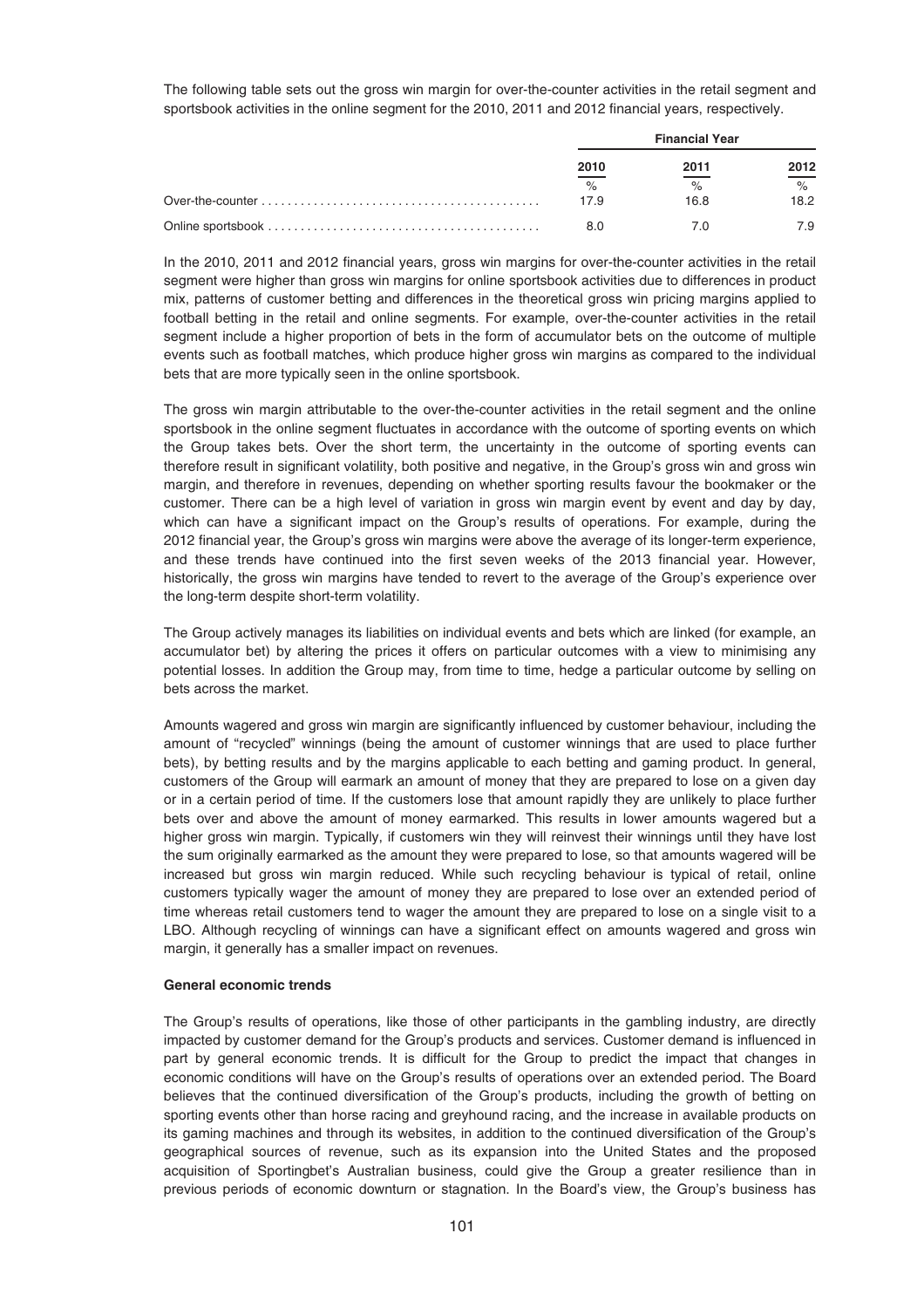The following table sets out the gross win margin for over-the-counter activities in the retail segment and sportsbook activities in the online segment for the 2010, 2011 and 2012 financial years, respectively.

| | Financial Year | | |
|---|---|---|---|
| | 2010 | 2011 | 2012 |
| | % | % | % |
| Over-the-counter | 17.9 | 16.8 | 18.2 |
| Online sportsbook | 8.0 | 7.0 | 7.9 |

In the 2010, 2011 and 2012 financial years, gross win margins for over-the-counter activities in the retail segment were higher than gross win margins for online sportsbook activities due to differences in product mix, patterns of customer betting and differences in the theoretical gross win pricing margins applied to football betting in the retail and online segments. For example, over-the-counter activities in the retail segment include a higher proportion of bets in the form of accumulator bets on the outcome of multiple events such as football matches, which produce higher gross win margins as compared to the individual bets that are more typically seen in the online sportsbook.

The gross win margin attributable to the over-the-counter activities in the retail segment and the online sportsbook in the online segment fluctuates in accordance with the outcome of sporting events on which the Group takes bets. Over the short term, the uncertainty in the outcome of sporting events can therefore result in significant volatility, both positive and negative, in the Group's gross win and gross win margin, and therefore in revenues, depending on whether sporting results favour the bookmaker or the customer. There can be a high level of variation in gross win margin event by event and day by day, which can have a significant impact on the Group's results of operations. For example, during the 2012 financial year, the Group's gross win margins were above the average of its longer-term experience, and these trends have continued into the first seven weeks of the 2013 financial year. However, historically, the gross win margins have tended to revert to the average of the Group's experience over the long-term despite short-term volatility.

The Group actively manages its liabilities on individual events and bets which are linked (for example, an accumulator bet) by altering the prices it offers on particular outcomes with a view to minimising any potential losses. In addition the Group may, from time to time, hedge a particular outcome by selling on bets across the market.

Amounts wagered and gross win margin are significantly influenced by customer behaviour, including the amount of "recycled" winnings (being the amount of customer winnings that are used to place further bets), by betting results and by the margins applicable to each betting and gaming product. In general, customers of the Group will earmark an amount of money that they are prepared to lose on a given day or in a certain period of time. If the customers lose that amount rapidly they are unlikely to place further bets over and above the amount of money earmarked. This results in lower amounts wagered but a higher gross win margin. Typically, if customers win they will reinvest their winnings until they have lost the sum originally earmarked as the amount they were prepared to lose, so that amounts wagered will be increased but gross win margin reduced. While such recycling behaviour is typical of retail, online customers typically wager the amount of money they are prepared to lose over an extended period of time whereas retail customers tend to wager the amount they are prepared to lose on a single visit to a LBO. Although recycling of winnings can have a significant effect on amounts wagered and gross win margin, it generally has a smaller impact on revenues.

**General economic trends**

The Group's results of operations, like those of other participants in the gambling industry, are directly impacted by customer demand for the Group's products and services. Customer demand is influenced in part by general economic trends. It is difficult for the Group to predict the impact that changes in economic conditions will have on the Group's results of operations over an extended period. The Board believes that the continued diversification of the Group's products, including the growth of betting on sporting events other than horse racing and greyhound racing, and the increase in available products on its gaming machines and through its websites, in addition to the continued diversification of the Group's geographical sources of revenue, such as its expansion into the United States and the proposed acquisition of Sportingbet's Australian business, could give the Group a greater resilience than in previous periods of economic downturn or stagnation. In the Board's view, the Group's business has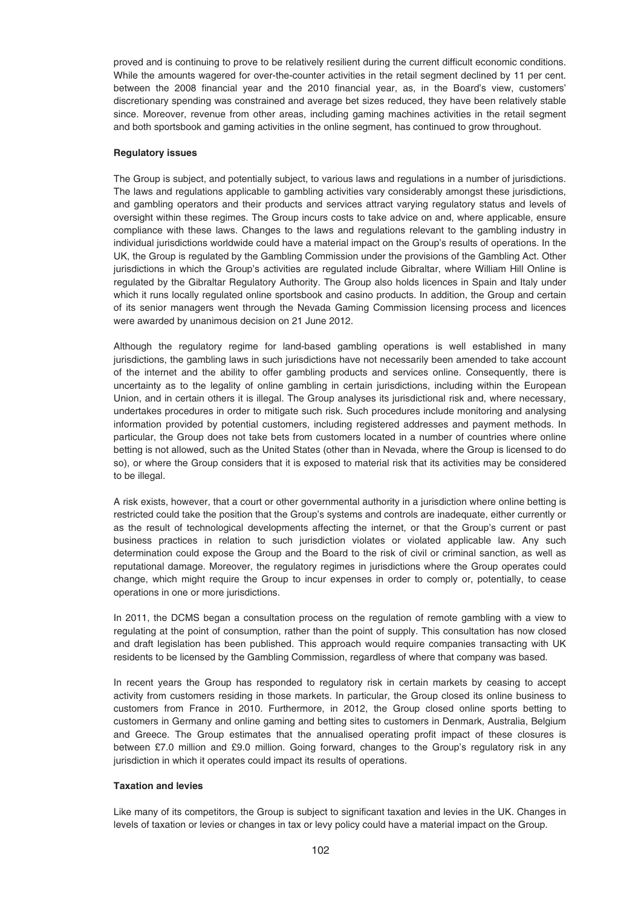proved and is continuing to prove to be relatively resilient during the current difficult economic conditions. While the amounts wagered for over-the-counter activities in the retail segment declined by 11 per cent. between the 2008 financial year and the 2010 financial year, as, in the Board's view, customers' discretionary spending was constrained and average bet sizes reduced, they have been relatively stable since. Moreover, revenue from other areas, including gaming machines activities in the retail segment and both sportsbook and gaming activities in the online segment, has continued to grow throughout.

**Regulatory issues**

The Group is subject, and potentially subject, to various laws and regulations in a number of jurisdictions. The laws and regulations applicable to gambling activities vary considerably amongst these jurisdictions, and gambling operators and their products and services attract varying regulatory status and levels of oversight within these regimes. The Group incurs costs to take advice on and, where applicable, ensure compliance with these laws. Changes to the laws and regulations relevant to the gambling industry in individual jurisdictions worldwide could have a material impact on the Group's results of operations. In the UK, the Group is regulated by the Gambling Commission under the provisions of the Gambling Act. Other jurisdictions in which the Group's activities are regulated include Gibraltar, where William Hill Online is regulated by the Gibraltar Regulatory Authority. The Group also holds licences in Spain and Italy under which it runs locally regulated online sportsbook and casino products. In addition, the Group and certain of its senior managers went through the Nevada Gaming Commission licensing process and licences were awarded by unanimous decision on 21 June 2012.

Although the regulatory regime for land-based gambling operations is well established in many jurisdictions, the gambling laws in such jurisdictions have not necessarily been amended to take account of the internet and the ability to offer gambling products and services online. Consequently, there is uncertainty as to the legality of online gambling in certain jurisdictions, including within the European Union, and in certain others it is illegal. The Group analyses its jurisdictional risk and, where necessary, undertakes procedures in order to mitigate such risk. Such procedures include monitoring and analysing information provided by potential customers, including registered addresses and payment methods. In particular, the Group does not take bets from customers located in a number of countries where online betting is not allowed, such as the United States (other than in Nevada, where the Group is licensed to do so), or where the Group considers that it is exposed to material risk that its activities may be considered to be illegal.

A risk exists, however, that a court or other governmental authority in a jurisdiction where online betting is restricted could take the position that the Group's systems and controls are inadequate, either currently or as the result of technological developments affecting the internet, or that the Group's current or past business practices in relation to such jurisdiction violates or violated applicable law. Any such determination could expose the Group and the Board to the risk of civil or criminal sanction, as well as reputational damage. Moreover, the regulatory regimes in jurisdictions where the Group operates could change, which might require the Group to incur expenses in order to comply or, potentially, to cease operations in one or more jurisdictions.

In 2011, the DCMS began a consultation process on the regulation of remote gambling with a view to regulating at the point of consumption, rather than the point of supply. This consultation has now closed and draft legislation has been published. This approach would require companies transacting with UK residents to be licensed by the Gambling Commission, regardless of where that company was based.

In recent years the Group has responded to regulatory risk in certain markets by ceasing to accept activity from customers residing in those markets. In particular, the Group closed its online business to customers from France in 2010. Furthermore, in 2012, the Group closed online sports betting to customers in Germany and online gaming and betting sites to customers in Denmark, Australia, Belgium and Greece. The Group estimates that the annualised operating profit impact of these closures is between £7.0 million and £9.0 million. Going forward, changes to the Group's regulatory risk in any jurisdiction in which it operates could impact its results of operations.

**Taxation and levies**

Like many of its competitors, the Group is subject to significant taxation and levies in the UK. Changes in levels of taxation or levies or changes in tax or levy policy could have a material impact on the Group.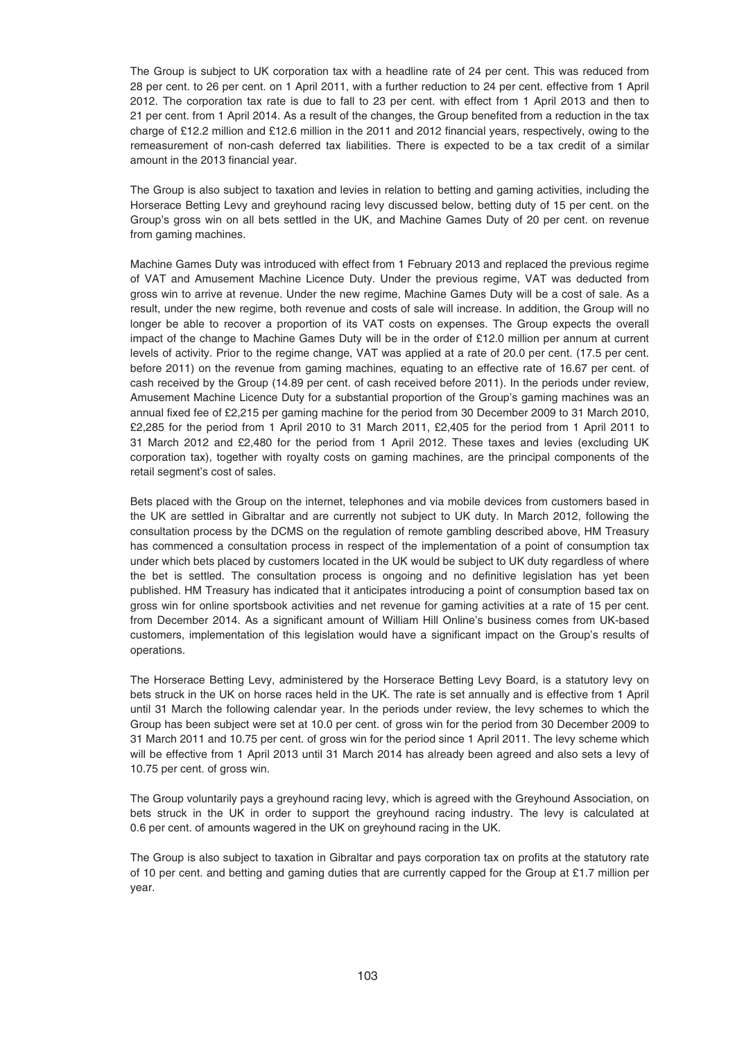The Group is subject to UK corporation tax with a headline rate of 24 per cent. This was reduced from 28 per cent. to 26 per cent. on 1 April 2011, with a further reduction to 24 per cent. effective from 1 April 2012. The corporation tax rate is due to fall to 23 per cent. with effect from 1 April 2013 and then to 21 per cent. from 1 April 2014. As a result of the changes, the Group benefited from a reduction in the tax charge of £12.2 million and £12.6 million in the 2011 and 2012 financial years, respectively, owing to the remeasurement of non-cash deferred tax liabilities. There is expected to be a tax credit of a similar amount in the 2013 financial year.

The Group is also subject to taxation and levies in relation to betting and gaming activities, including the Horserace Betting Levy and greyhound racing levy discussed below, betting duty of 15 per cent. on the Group's gross win on all bets settled in the UK, and Machine Games Duty of 20 per cent. on revenue from gaming machines.

Machine Games Duty was introduced with effect from 1 February 2013 and replaced the previous regime of VAT and Amusement Machine Licence Duty. Under the previous regime, VAT was deducted from gross win to arrive at revenue. Under the new regime, Machine Games Duty will be a cost of sale. As a result, under the new regime, both revenue and costs of sale will increase. In addition, the Group will no longer be able to recover a proportion of its VAT costs on expenses. The Group expects the overall impact of the change to Machine Games Duty will be in the order of £12.0 million per annum at current levels of activity. Prior to the regime change, VAT was applied at a rate of 20.0 per cent. (17.5 per cent. before 2011) on the revenue from gaming machines, equating to an effective rate of 16.67 per cent. of cash received by the Group (14.89 per cent. of cash received before 2011). In the periods under review, Amusement Machine Licence Duty for a substantial proportion of the Group's gaming machines was an annual fixed fee of £2,215 per gaming machine for the period from 30 December 2009 to 31 March 2010, £2,285 for the period from 1 April 2010 to 31 March 2011, £2,405 for the period from 1 April 2011 to 31 March 2012 and £2,480 for the period from 1 April 2012. These taxes and levies (excluding UK corporation tax), together with royalty costs on gaming machines, are the principal components of the retail segment's cost of sales.

Bets placed with the Group on the internet, telephones and via mobile devices from customers based in the UK are settled in Gibraltar and are currently not subject to UK duty. In March 2012, following the consultation process by the DCMS on the regulation of remote gambling described above, HM Treasury has commenced a consultation process in respect of the implementation of a point of consumption tax under which bets placed by customers located in the UK would be subject to UK duty regardless of where the bet is settled. The consultation process is ongoing and no definitive legislation has yet been published. HM Treasury has indicated that it anticipates introducing a point of consumption based tax on gross win for online sportsbook activities and net revenue for gaming activities at a rate of 15 per cent. from December 2014. As a significant amount of William Hill Online's business comes from UK-based customers, implementation of this legislation would have a significant impact on the Group's results of operations.

The Horserace Betting Levy, administered by the Horserace Betting Levy Board, is a statutory levy on bets struck in the UK on horse races held in the UK. The rate is set annually and is effective from 1 April until 31 March the following calendar year. In the periods under review, the levy schemes to which the Group has been subject were set at 10.0 per cent. of gross win for the period from 30 December 2009 to 31 March 2011 and 10.75 per cent. of gross win for the period since 1 April 2011. The levy scheme which will be effective from 1 April 2013 until 31 March 2014 has already been agreed and also sets a levy of 10.75 per cent. of gross win.

The Group voluntarily pays a greyhound racing levy, which is agreed with the Greyhound Association, on bets struck in the UK in order to support the greyhound racing industry. The levy is calculated at 0.6 per cent. of amounts wagered in the UK on greyhound racing in the UK.

The Group is also subject to taxation in Gibraltar and pays corporation tax on profits at the statutory rate of 10 per cent. and betting and gaming duties that are currently capped for the Group at £1.7 million per year.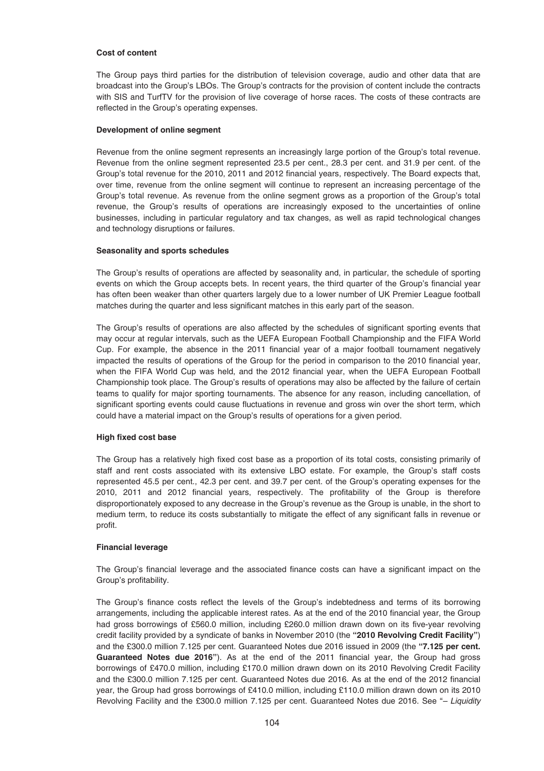**Cost of content**

The Group pays third parties for the distribution of television coverage, audio and other data that are broadcast into the Group's LBOs. The Group's contracts for the provision of content include the contracts with SIS and TurfTV for the provision of live coverage of horse races. The costs of these contracts are reflected in the Group's operating expenses.

**Development of online segment**

Revenue from the online segment represents an increasingly large portion of the Group's total revenue. Revenue from the online segment represented 23.5 per cent., 28.3 per cent. and 31.9 per cent. of the Group's total revenue for the 2010, 2011 and 2012 financial years, respectively. The Board expects that, over time, revenue from the online segment will continue to represent an increasing percentage of the Group's total revenue. As revenue from the online segment grows as a proportion of the Group's total revenue, the Group's results of operations are increasingly exposed to the uncertainties of online businesses, including in particular regulatory and tax changes, as well as rapid technological changes and technology disruptions or failures.

**Seasonality and sports schedules**

The Group's results of operations are affected by seasonality and, in particular, the schedule of sporting events on which the Group accepts bets. In recent years, the third quarter of the Group's financial year has often been weaker than other quarters largely due to a lower number of UK Premier League football matches during the quarter and less significant matches in this early part of the season.

The Group's results of operations are also affected by the schedules of significant sporting events that may occur at regular intervals, such as the UEFA European Football Championship and the FIFA World Cup. For example, the absence in the 2011 financial year of a major football tournament negatively impacted the results of operations of the Group for the period in comparison to the 2010 financial year, when the FIFA World Cup was held, and the 2012 financial year, when the UEFA European Football Championship took place. The Group's results of operations may also be affected by the failure of certain teams to qualify for major sporting tournaments. The absence for any reason, including cancellation, of significant sporting events could cause fluctuations in revenue and gross win over the short term, which could have a material impact on the Group's results of operations for a given period.

**High fixed cost base**

The Group has a relatively high fixed cost base as a proportion of its total costs, consisting primarily of staff and rent costs associated with its extensive LBO estate. For example, the Group's staff costs represented 45.5 per cent., 42.3 per cent. and 39.7 per cent. of the Group's operating expenses for the 2010, 2011 and 2012 financial years, respectively. The profitability of the Group is therefore disproportionately exposed to any decrease in the Group's revenue as the Group is unable, in the short to medium term, to reduce its costs substantially to mitigate the effect of any significant falls in revenue or profit.

**Financial leverage**

The Group's financial leverage and the associated finance costs can have a significant impact on the Group's profitability.

The Group's finance costs reflect the levels of the Group's indebtedness and terms of its borrowing arrangements, including the applicable interest rates. As at the end of the 2010 financial year, the Group had gross borrowings of £560.0 million, including £260.0 million drawn down on its five-year revolving credit facility provided by a syndicate of banks in November 2010 (the **"2010 Revolving Credit Facility"**) and the £300.0 million 7.125 per cent. Guaranteed Notes due 2016 issued in 2009 (the **"7.125 per cent. Guaranteed Notes due 2016"**). As at the end of the 2011 financial year, the Group had gross borrowings of £470.0 million, including £170.0 million drawn down on its 2010 Revolving Credit Facility and the £300.0 million 7.125 per cent. Guaranteed Notes due 2016. As at the end of the 2012 financial year, the Group had gross borrowings of £410.0 million, including £110.0 million drawn down on its 2010 Revolving Facility and the £300.0 million 7.125 per cent. Guaranteed Notes due 2016. See "– *Liquidity*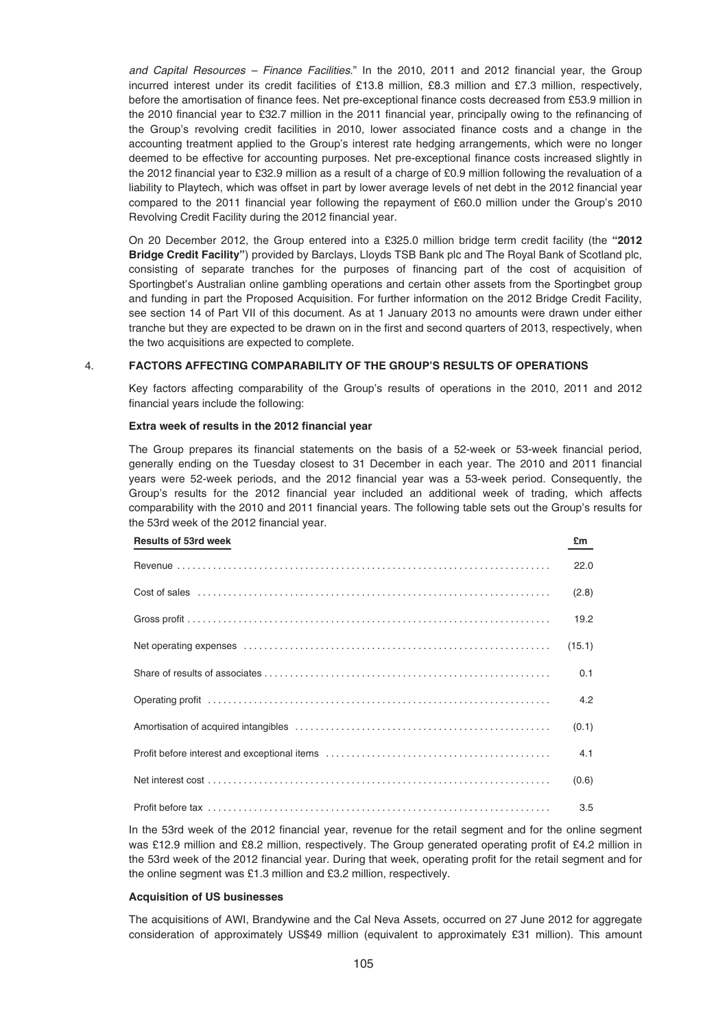*and Capital Resources – Finance Facilities*." In the 2010, 2011 and 2012 financial year, the Group incurred interest under its credit facilities of £13.8 million, £8.3 million and £7.3 million, respectively, before the amortisation of finance fees. Net pre-exceptional finance costs decreased from £53.9 million in the 2010 financial year to £32.7 million in the 2011 financial year, principally owing to the refinancing of the Group's revolving credit facilities in 2010, lower associated finance costs and a change in the accounting treatment applied to the Group's interest rate hedging arrangements, which were no longer deemed to be effective for accounting purposes. Net pre-exceptional finance costs increased slightly in the 2012 financial year to £32.9 million as a result of a charge of £0.9 million following the revaluation of a liability to Playtech, which was offset in part by lower average levels of net debt in the 2012 financial year compared to the 2011 financial year following the repayment of £60.0 million under the Group's 2010 Revolving Credit Facility during the 2012 financial year.

On 20 December 2012, the Group entered into a £325.0 million bridge term credit facility (the **"2012 Bridge Credit Facility"**) provided by Barclays, Lloyds TSB Bank plc and The Royal Bank of Scotland plc, consisting of separate tranches for the purposes of financing part of the cost of acquisition of Sportingbet's Australian online gambling operations and certain other assets from the Sportingbet group and funding in part the Proposed Acquisition. For further information on the 2012 Bridge Credit Facility, see section 14 of Part VII of this document. As at 1 January 2013 no amounts were drawn under either tranche but they are expected to be drawn on in the first and second quarters of 2013, respectively, when the two acquisitions are expected to complete.

## 4. FACTORS AFFECTING COMPARABILITY OF THE GROUP'S RESULTS OF OPERATIONS

Key factors affecting comparability of the Group's results of operations in the 2010, 2011 and 2012 financial years include the following:

### Extra week of results in the 2012 financial year

The Group prepares its financial statements on the basis of a 52-week or 53-week financial period, generally ending on the Tuesday closest to 31 December in each year. The 2010 and 2011 financial years were 52-week periods, and the 2012 financial year was a 53-week period. Consequently, the Group's results for the 2012 financial year included an additional week of trading, which affects comparability with the 2010 and 2011 financial years. The following table sets out the Group's results for the 53rd week of the 2012 financial year.

| Results of 53rd week | £m |
|---|---|
| Revenue | 22.0 |
| Cost of sales | (2.8) |
| Gross profit | 19.2 |
| Net operating expenses | (15.1) |
| Share of results of associates | 0.1 |
| Operating profit | 4.2 |
| Amortisation of acquired intangibles | (0.1) |
| Profit before interest and exceptional items | 4.1 |
| Net interest cost | (0.6) |
| Profit before tax | 3.5 |

In the 53rd week of the 2012 financial year, revenue for the retail segment and for the online segment was £12.9 million and £8.2 million, respectively. The Group generated operating profit of £4.2 million in the 53rd week of the 2012 financial year. During that week, operating profit for the retail segment and for the online segment was £1.3 million and £3.2 million, respectively.

### Acquisition of US businesses

The acquisitions of AWI, Brandywine and the Cal Neva Assets, occurred on 27 June 2012 for aggregate consideration of approximately US$49 million (equivalent to approximately £31 million). This amount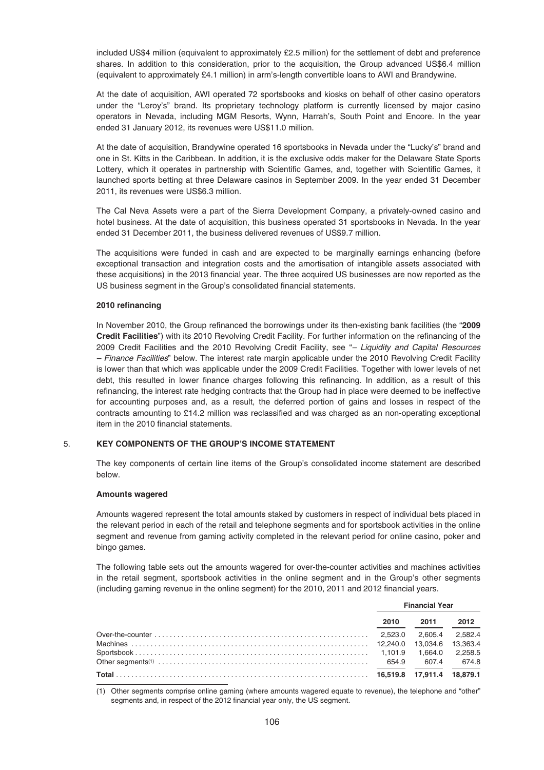included US$4 million (equivalent to approximately £2.5 million) for the settlement of debt and preference shares. In addition to this consideration, prior to the acquisition, the Group advanced US$6.4 million (equivalent to approximately £4.1 million) in arm's-length convertible loans to AWI and Brandywine.

At the date of acquisition, AWI operated 72 sportsbooks and kiosks on behalf of other casino operators under the "Leroy's" brand. Its proprietary technology platform is currently licensed by major casino operators in Nevada, including MGM Resorts, Wynn, Harrah's, South Point and Encore. In the year ended 31 January 2012, its revenues were US$11.0 million.

At the date of acquisition, Brandywine operated 16 sportsbooks in Nevada under the "Lucky's" brand and one in St. Kitts in the Caribbean. In addition, it is the exclusive odds maker for the Delaware State Sports Lottery, which it operates in partnership with Scientific Games, and, together with Scientific Games, it launched sports betting at three Delaware casinos in September 2009. In the year ended 31 December 2011, its revenues were US$6.3 million.

The Cal Neva Assets were a part of the Sierra Development Company, a privately-owned casino and hotel business. At the date of acquisition, this business operated 31 sportsbooks in Nevada. In the year ended 31 December 2011, the business delivered revenues of US$9.7 million.

The acquisitions were funded in cash and are expected to be marginally earnings enhancing (before exceptional transaction and integration costs and the amortisation of intangible assets associated with these acquisitions) in the 2013 financial year. The three acquired US businesses are now reported as the US business segment in the Group's consolidated financial statements.

**2010 refinancing**

In November 2010, the Group refinanced the borrowings under its then-existing bank facilities (the "**2009 Credit Facilities**") with its 2010 Revolving Credit Facility. For further information on the refinancing of the 2009 Credit Facilities and the 2010 Revolving Credit Facility, see "*– Liquidity and Capital Resources – Finance Facilities*" below. The interest rate margin applicable under the 2010 Revolving Credit Facility is lower than that which was applicable under the 2009 Credit Facilities. Together with lower levels of net debt, this resulted in lower finance charges following this refinancing. In addition, as a result of this refinancing, the interest rate hedging contracts that the Group had in place were deemed to be ineffective for accounting purposes and, as a result, the deferred portion of gains and losses in respect of the contracts amounting to £14.2 million was reclassified and was charged as an non-operating exceptional item in the 2010 financial statements.

## 5. KEY COMPONENTS OF THE GROUP'S INCOME STATEMENT

The key components of certain line items of the Group's consolidated income statement are described below.

**Amounts wagered**

Amounts wagered represent the total amounts staked by customers in respect of individual bets placed in the relevant period in each of the retail and telephone segments and for sportsbook activities in the online segment and revenue from gaming activity completed in the relevant period for online casino, poker and bingo games.

The following table sets out the amounts wagered for over-the-counter activities and machines activities in the retail segment, sportsbook activities in the online segment and in the Group's other segments (including gaming revenue in the online segment) for the 2010, 2011 and 2012 financial years.

| | Financial Year | | |
|---|---|---|---|
| | 2010 | 2011 | 2012 |
| Over-the-counter | 2,523.0 | 2,605.4 | 2,582.4 |
| Machines | 12,240.0 | 13,034.6 | 13,363.4 |
| Sportsbook | 1,101.9 | 1,664.0 | 2,258.5 |
| Other segments(1) | 654.9 | 607.4 | 674.8 |
| **Total** | **16,519.8** | **17,911.4** | **18,879.1** |

(1) Other segments comprise online gaming (where amounts wagered equate to revenue), the telephone and "other" segments and, in respect of the 2012 financial year only, the US segment.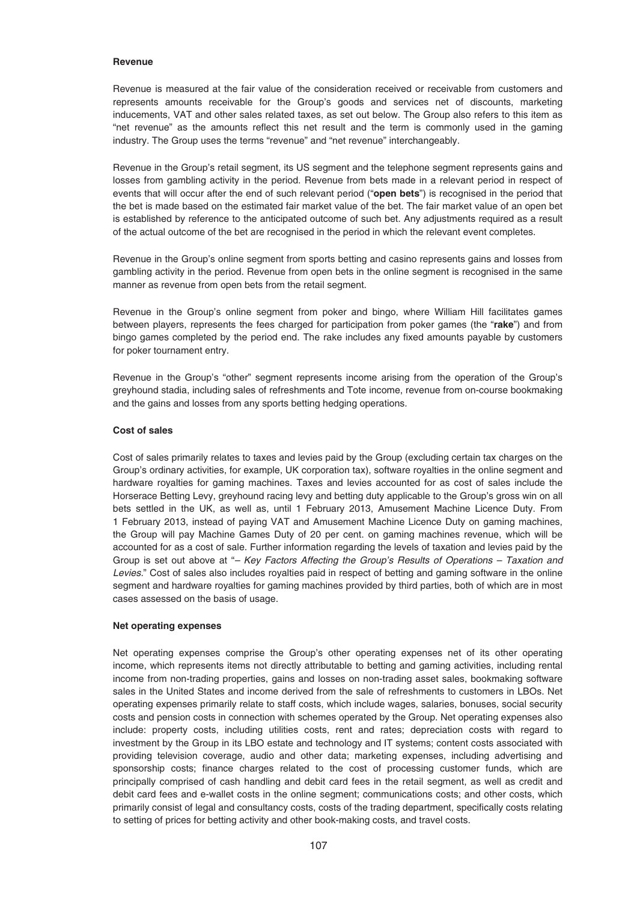**Revenue**

Revenue is measured at the fair value of the consideration received or receivable from customers and represents amounts receivable for the Group's goods and services net of discounts, marketing inducements, VAT and other sales related taxes, as set out below. The Group also refers to this item as "net revenue" as the amounts reflect this net result and the term is commonly used in the gaming industry. The Group uses the terms "revenue" and "net revenue" interchangeably.

Revenue in the Group's retail segment, its US segment and the telephone segment represents gains and losses from gambling activity in the period. Revenue from bets made in a relevant period in respect of events that will occur after the end of such relevant period ("**open bets**") is recognised in the period that the bet is made based on the estimated fair market value of the bet. The fair market value of an open bet is established by reference to the anticipated outcome of such bet. Any adjustments required as a result of the actual outcome of the bet are recognised in the period in which the relevant event completes.

Revenue in the Group's online segment from sports betting and casino represents gains and losses from gambling activity in the period. Revenue from open bets in the online segment is recognised in the same manner as revenue from open bets from the retail segment.

Revenue in the Group's online segment from poker and bingo, where William Hill facilitates games between players, represents the fees charged for participation from poker games (the "**rake**") and from bingo games completed by the period end. The rake includes any fixed amounts payable by customers for poker tournament entry.

Revenue in the Group's "other" segment represents income arising from the operation of the Group's greyhound stadia, including sales of refreshments and Tote income, revenue from on-course bookmaking and the gains and losses from any sports betting hedging operations.

**Cost of sales**

Cost of sales primarily relates to taxes and levies paid by the Group (excluding certain tax charges on the Group's ordinary activities, for example, UK corporation tax), software royalties in the online segment and hardware royalties for gaming machines. Taxes and levies accounted for as cost of sales include the Horserace Betting Levy, greyhound racing levy and betting duty applicable to the Group's gross win on all bets settled in the UK, as well as, until 1 February 2013, Amusement Machine Licence Duty. From 1 February 2013, instead of paying VAT and Amusement Machine Licence Duty on gaming machines, the Group will pay Machine Games Duty of 20 per cent. on gaming machines revenue, which will be accounted for as a cost of sale. Further information regarding the levels of taxation and levies paid by the Group is set out above at "*– Key Factors Affecting the Group's Results of Operations – Taxation and Levies.*" Cost of sales also includes royalties paid in respect of betting and gaming software in the online segment and hardware royalties for gaming machines provided by third parties, both of which are in most cases assessed on the basis of usage.

**Net operating expenses**

Net operating expenses comprise the Group's other operating expenses net of its other operating income, which represents items not directly attributable to betting and gaming activities, including rental income from non-trading properties, gains and losses on non-trading asset sales, bookmaking software sales in the United States and income derived from the sale of refreshments to customers in LBOs. Net operating expenses primarily relate to staff costs, which include wages, salaries, bonuses, social security costs and pension costs in connection with schemes operated by the Group. Net operating expenses also include: property costs, including utilities costs, rent and rates; depreciation costs with regard to investment by the Group in its LBO estate and technology and IT systems; content costs associated with providing television coverage, audio and other data; marketing expenses, including advertising and sponsorship costs; finance charges related to the cost of processing customer funds, which are principally comprised of cash handling and debit card fees in the retail segment, as well as credit and debit card fees and e-wallet costs in the online segment; communications costs; and other costs, which primarily consist of legal and consultancy costs, costs of the trading department, specifically costs relating to setting of prices for betting activity and other book-making costs, and travel costs.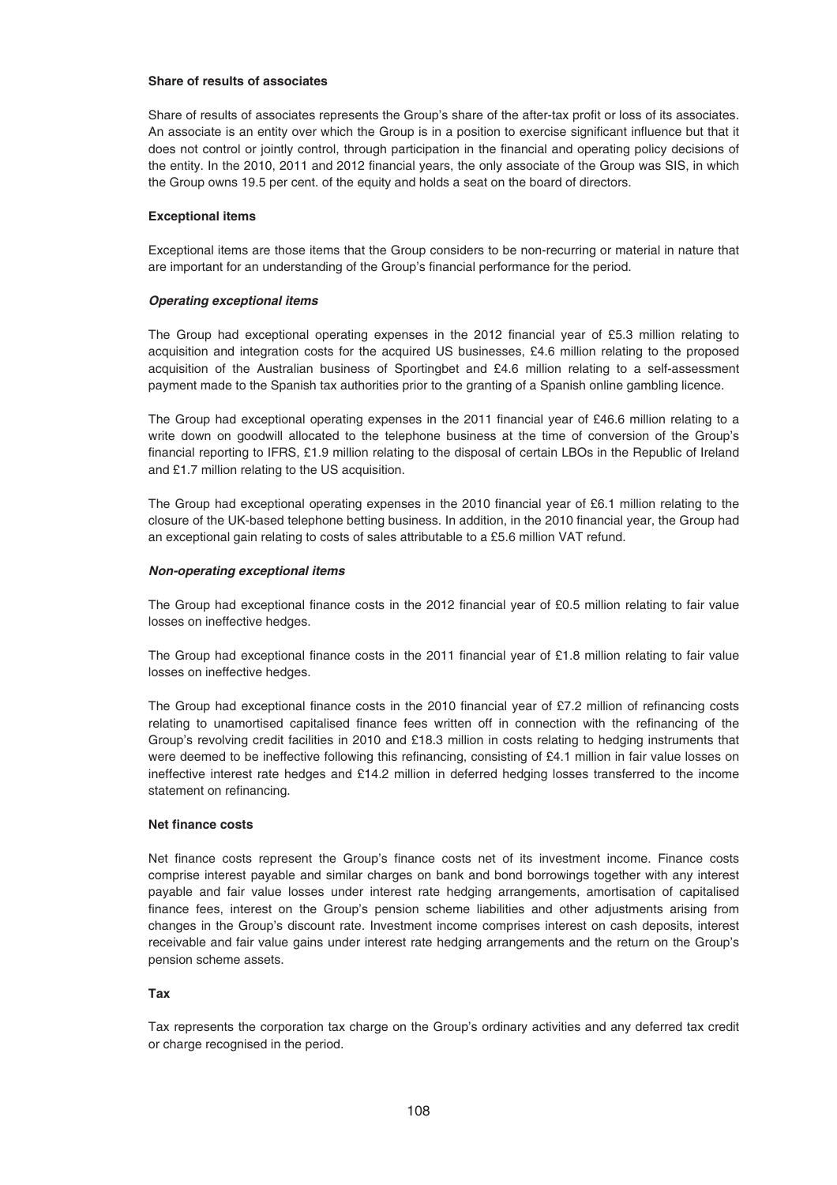**Share of results of associates**

Share of results of associates represents the Group's share of the after-tax profit or loss of its associates. An associate is an entity over which the Group is in a position to exercise significant influence but that it does not control or jointly control, through participation in the financial and operating policy decisions of the entity. In the 2010, 2011 and 2012 financial years, the only associate of the Group was SIS, in which the Group owns 19.5 per cent. of the equity and holds a seat on the board of directors.

**Exceptional items**

Exceptional items are those items that the Group considers to be non-recurring or material in nature that are important for an understanding of the Group's financial performance for the period.

***Operating exceptional items***

The Group had exceptional operating expenses in the 2012 financial year of £5.3 million relating to acquisition and integration costs for the acquired US businesses, £4.6 million relating to the proposed acquisition of the Australian business of Sportingbet and £4.6 million relating to a self-assessment payment made to the Spanish tax authorities prior to the granting of a Spanish online gambling licence.

The Group had exceptional operating expenses in the 2011 financial year of £46.6 million relating to a write down on goodwill allocated to the telephone business at the time of conversion of the Group's financial reporting to IFRS, £1.9 million relating to the disposal of certain LBOs in the Republic of Ireland and £1.7 million relating to the US acquisition.

The Group had exceptional operating expenses in the 2010 financial year of £6.1 million relating to the closure of the UK-based telephone betting business. In addition, in the 2010 financial year, the Group had an exceptional gain relating to costs of sales attributable to a £5.6 million VAT refund.

***Non-operating exceptional items***

The Group had exceptional finance costs in the 2012 financial year of £0.5 million relating to fair value losses on ineffective hedges.

The Group had exceptional finance costs in the 2011 financial year of £1.8 million relating to fair value losses on ineffective hedges.

The Group had exceptional finance costs in the 2010 financial year of £7.2 million of refinancing costs relating to unamortised capitalised finance fees written off in connection with the refinancing of the Group's revolving credit facilities in 2010 and £18.3 million in costs relating to hedging instruments that were deemed to be ineffective following this refinancing, consisting of £4.1 million in fair value losses on ineffective interest rate hedges and £14.2 million in deferred hedging losses transferred to the income statement on refinancing.

**Net finance costs**

Net finance costs represent the Group's finance costs net of its investment income. Finance costs comprise interest payable and similar charges on bank and bond borrowings together with any interest payable and fair value losses under interest rate hedging arrangements, amortisation of capitalised finance fees, interest on the Group's pension scheme liabilities and other adjustments arising from changes in the Group's discount rate. Investment income comprises interest on cash deposits, interest receivable and fair value gains under interest rate hedging arrangements and the return on the Group's pension scheme assets.

**Tax**

Tax represents the corporation tax charge on the Group's ordinary activities and any deferred tax credit or charge recognised in the period.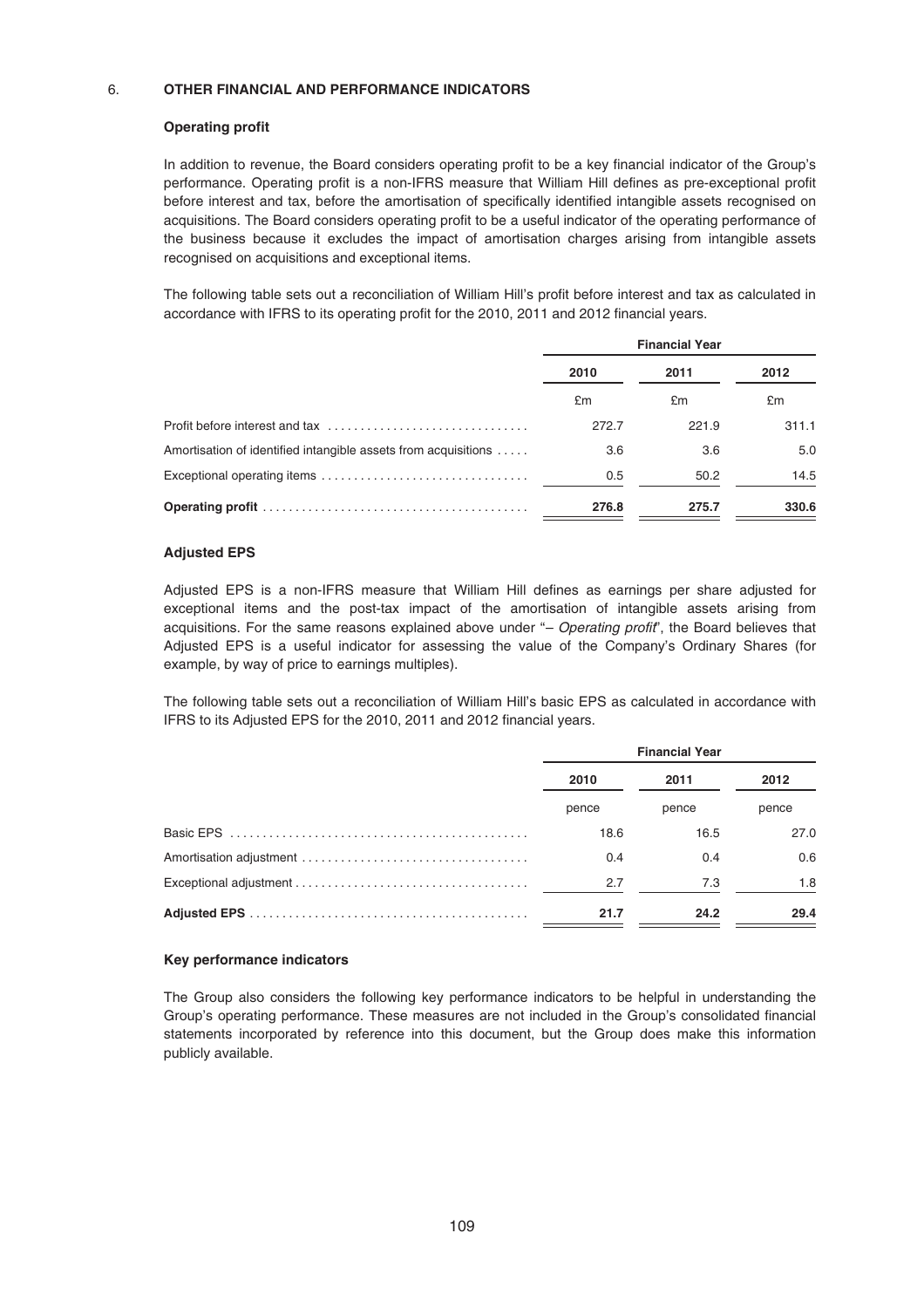## 6. OTHER FINANCIAL AND PERFORMANCE INDICATORS

### Operating profit

In addition to revenue, the Board considers operating profit to be a key financial indicator of the Group's performance. Operating profit is a non-IFRS measure that William Hill defines as pre-exceptional profit before interest and tax, before the amortisation of specifically identified intangible assets recognised on acquisitions. The Board considers operating profit to be a useful indicator of the operating performance of the business because it excludes the impact of amortisation charges arising from intangible assets recognised on acquisitions and exceptional items.

The following table sets out a reconciliation of William Hill's profit before interest and tax as calculated in accordance with IFRS to its operating profit for the 2010, 2011 and 2012 financial years.

| | Financial Year | | |
|---|---|---|---|
| | 2010 | 2011 | 2012 |
| | £m | £m | £m |
| Profit before interest and tax | 272.7 | 221.9 | 311.1 |
| Amortisation of identified intangible assets from acquisitions | 3.6 | 3.6 | 5.0 |
| Exceptional operating items | 0.5 | 50.2 | 14.5 |
| **Operating profit** | **276.8** | **275.7** | **330.6** |

### Adjusted EPS

Adjusted EPS is a non-IFRS measure that William Hill defines as earnings per share adjusted for exceptional items and the post-tax impact of the amortisation of intangible assets arising from acquisitions. For the same reasons explained above under "– *Operating profit*", the Board believes that Adjusted EPS is a useful indicator for assessing the value of the Company's Ordinary Shares (for example, by way of price to earnings multiples).

The following table sets out a reconciliation of William Hill's basic EPS as calculated in accordance with IFRS to its Adjusted EPS for the 2010, 2011 and 2012 financial years.

| | Financial Year | | |
|---|---|---|---|
| | 2010 | 2011 | 2012 |
| | pence | pence | pence |
| Basic EPS | 18.6 | 16.5 | 27.0 |
| Amortisation adjustment | 0.4 | 0.4 | 0.6 |
| Exceptional adjustment | 2.7 | 7.3 | 1.8 |
| **Adjusted EPS** | **21.7** | **24.2** | **29.4** |

### Key performance indicators

The Group also considers the following key performance indicators to be helpful in understanding the Group's operating performance. These measures are not included in the Group's consolidated financial statements incorporated by reference into this document, but the Group does make this information publicly available.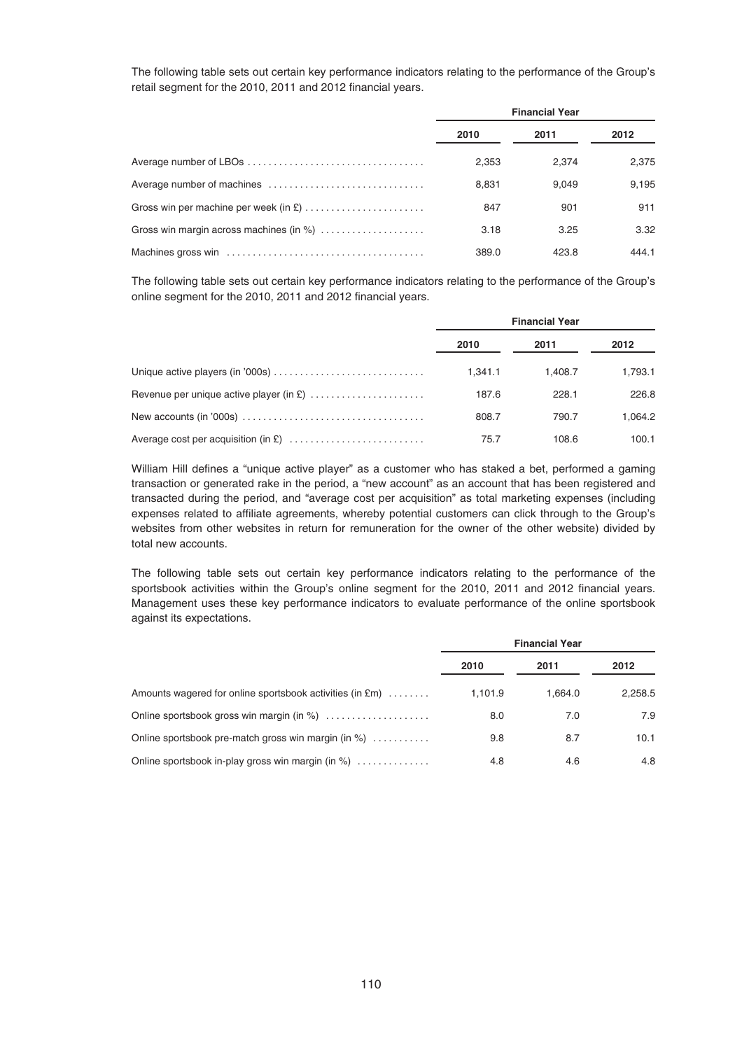The following table sets out certain key performance indicators relating to the performance of the Group's retail segment for the 2010, 2011 and 2012 financial years.

| | Financial Year | | |
|---|---|---|---|
| | 2010 | 2011 | 2012 |
| Average number of LBOs | 2,353 | 2,374 | 2,375 |
| Average number of machines | 8,831 | 9,049 | 9,195 |
| Gross win per machine per week (in £) | 847 | 901 | 911 |
| Gross win margin across machines (in %) | 3.18 | 3.25 | 3.32 |
| Machines gross win | 389.0 | 423.8 | 444.1 |

The following table sets out certain key performance indicators relating to the performance of the Group's online segment for the 2010, 2011 and 2012 financial years.

| | Financial Year | | |
|---|---|---|---|
| | 2010 | 2011 | 2012 |
| Unique active players (in '000s) | 1,341.1 | 1,408.7 | 1,793.1 |
| Revenue per unique active player (in £) | 187.6 | 228.1 | 226.8 |
| New accounts (in '000s) | 808.7 | 790.7 | 1,064.2 |
| Average cost per acquisition (in £) | 75.7 | 108.6 | 100.1 |

William Hill defines a "unique active player" as a customer who has staked a bet, performed a gaming transaction or generated rake in the period, a "new account" as an account that has been registered and transacted during the period, and "average cost per acquisition" as total marketing expenses (including expenses related to affiliate agreements, whereby potential customers can click through to the Group's websites from other websites in return for remuneration for the owner of the other website) divided by total new accounts.

The following table sets out certain key performance indicators relating to the performance of the sportsbook activities within the Group's online segment for the 2010, 2011 and 2012 financial years. Management uses these key performance indicators to evaluate performance of the online sportsbook against its expectations.

| | Financial Year | | |
|---|---|---|---|
| | 2010 | 2011 | 2012 |
| Amounts wagered for online sportsbook activities (in £m) | 1,101.9 | 1,664.0 | 2,258.5 |
| Online sportsbook gross win margin (in %) | 8.0 | 7.0 | 7.9 |
| Online sportsbook pre-match gross win margin (in %) | 9.8 | 8.7 | 10.1 |
| Online sportsbook in-play gross win margin (in %) | 4.8 | 4.6 | 4.8 |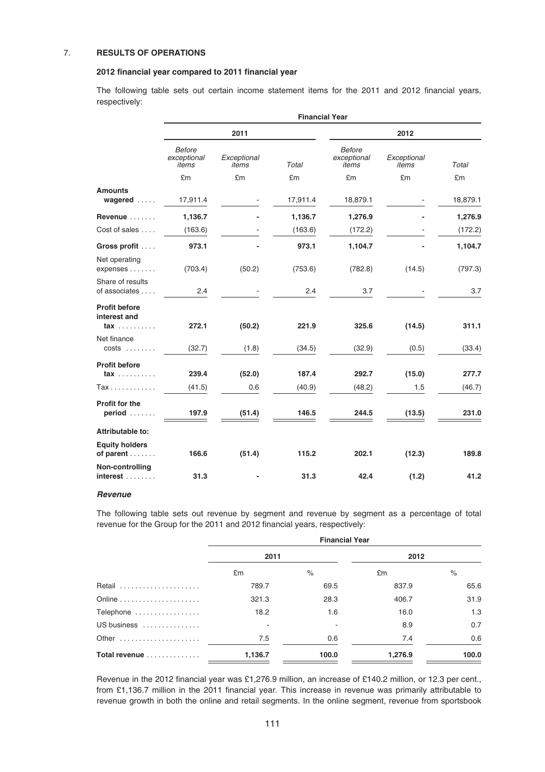## 7. RESULTS OF OPERATIONS

### 2012 financial year compared to 2011 financial year

The following table sets out certain income statement items for the 2011 and 2012 financial years, respectively:

| | Financial Year | | | | | |
|---|---|---|---|---|---|---|
| | 2011 | | | 2012 | | |
| | *Before exceptional items* | *Exceptional items* | *Total* | *Before exceptional items* | *Exceptional items* | *Total* |
| | £m | £m | £m | £m | £m | £m |
| **Amounts wagered** | 17,911.4 | - | 17,911.4 | 18,879.1 | - | 18,879.1 |
| **Revenue** | **1,136.7** | **-** | **1,136.7** | **1,276.9** | **-** | **1,276.9** |
| Cost of sales | (163.6) | - | (163.6) | (172.2) | - | (172.2) |
| **Gross profit** | **973.1** | **-** | **973.1** | **1,104.7** | **-** | **1,104.7** |
| Net operating expenses | (703.4) | (50.2) | (753.6) | (782.8) | (14.5) | (797.3) |
| Share of results of associates | 2.4 | - | 2.4 | 3.7 | - | 3.7 |
| **Profit before interest and tax** | **272.1** | **(50.2)** | **221.9** | **325.6** | **(14.5)** | **311.1** |
| Net finance costs | (32.7) | (1.8) | (34.5) | (32.9) | (0.5) | (33.4) |
| **Profit before tax** | **239.4** | **(52.0)** | **187.4** | **292.7** | **(15.0)** | **277.7** |
| Tax | (41.5) | 0.6 | (40.9) | (48.2) | 1.5 | (46.7) |
| **Profit for the period** | **197.9** | **(51.4)** | **146.5** | **244.5** | **(13.5)** | **231.0** |
| **Attributable to:** | | | | | | |
| **Equity holders of parent** | **166.6** | **(51.4)** | **115.2** | **202.1** | **(12.3)** | **189.8** |
| **Non-controlling interest** | **31.3** | **-** | **31.3** | **42.4** | **(1.2)** | **41.2** |

#### *Revenue*

The following table sets out revenue by segment and revenue by segment as a percentage of total revenue for the Group for the 2011 and 2012 financial years, respectively:

| | Financial Year | | | |
|---|---|---|---|---|
| | 2011 | | 2012 | |
| | £m | % | £m | % |
| Retail | 789.7 | 69.5 | 837.9 | 65.6 |
| Online | 321.3 | 28.3 | 406.7 | 31.9 |
| Telephone | 18.2 | 1.6 | 16.0 | 1.3 |
| US business | - | - | 8.9 | 0.7 |
| Other | 7.5 | 0.6 | 7.4 | 0.6 |
| **Total revenue** | **1,136.7** | **100.0** | **1,276.9** | **100.0** |

Revenue in the 2012 financial year was £1,276.9 million, an increase of £140.2 million, or 12.3 per cent., from £1,136.7 million in the 2011 financial year. This increase in revenue was primarily attributable to revenue growth in both the online and retail segments. In the online segment, revenue from sportsbook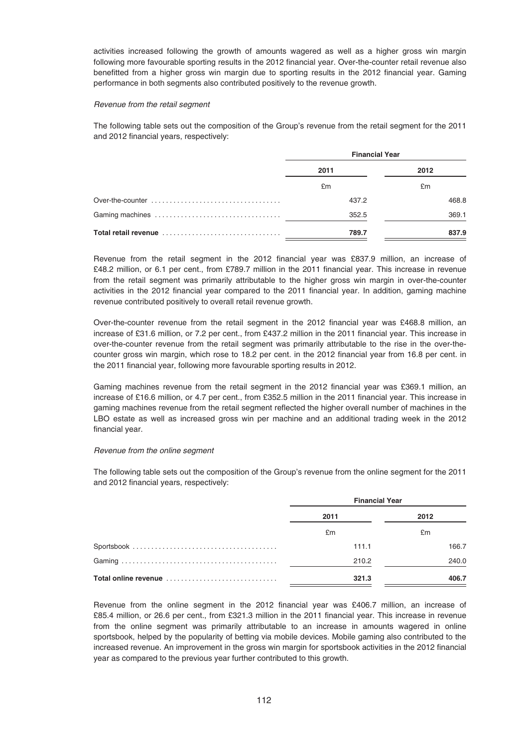activities increased following the growth of amounts wagered as well as a higher gross win margin following more favourable sporting results in the 2012 financial year. Over-the-counter retail revenue also benefitted from a higher gross win margin due to sporting results in the 2012 financial year. Gaming performance in both segments also contributed positively to the revenue growth.

*Revenue from the retail segment*

The following table sets out the composition of the Group's revenue from the retail segment for the 2011 and 2012 financial years, respectively:

| | Financial Year | |
|---|---|---|
| | 2011 | 2012 |
| | £m | £m |
| Over-the-counter | 437.2 | 468.8 |
| Gaming machines | 352.5 | 369.1 |
| **Total retail revenue** | **789.7** | **837.9** |

Revenue from the retail segment in the 2012 financial year was £837.9 million, an increase of £48.2 million, or 6.1 per cent., from £789.7 million in the 2011 financial year. This increase in revenue from the retail segment was primarily attributable to the higher gross win margin in over-the-counter activities in the 2012 financial year compared to the 2011 financial year. In addition, gaming machine revenue contributed positively to overall retail revenue growth.

Over-the-counter revenue from the retail segment in the 2012 financial year was £468.8 million, an increase of £31.6 million, or 7.2 per cent., from £437.2 million in the 2011 financial year. This increase in over-the-counter revenue from the retail segment was primarily attributable to the rise in the over-the-counter gross win margin, which rose to 18.2 per cent. in the 2012 financial year from 16.8 per cent. in the 2011 financial year, following more favourable sporting results in 2012.

Gaming machines revenue from the retail segment in the 2012 financial year was £369.1 million, an increase of £16.6 million, or 4.7 per cent., from £352.5 million in the 2011 financial year. This increase in gaming machines revenue from the retail segment reflected the higher overall number of machines in the LBO estate as well as increased gross win per machine and an additional trading week in the 2012 financial year.

*Revenue from the online segment*

The following table sets out the composition of the Group's revenue from the online segment for the 2011 and 2012 financial years, respectively:

| | Financial Year | |
|---|---|---|
| | 2011 | 2012 |
| | £m | £m |
| Sportsbook | 111.1 | 166.7 |
| Gaming | 210.2 | 240.0 |
| **Total online revenue** | **321.3** | **406.7** |

Revenue from the online segment in the 2012 financial year was £406.7 million, an increase of £85.4 million, or 26.6 per cent., from £321.3 million in the 2011 financial year. This increase in revenue from the online segment was primarily attributable to an increase in amounts wagered in online sportsbook, helped by the popularity of betting via mobile devices. Mobile gaming also contributed to the increased revenue. An improvement in the gross win margin for sportsbook activities in the 2012 financial year as compared to the previous year further contributed to this growth.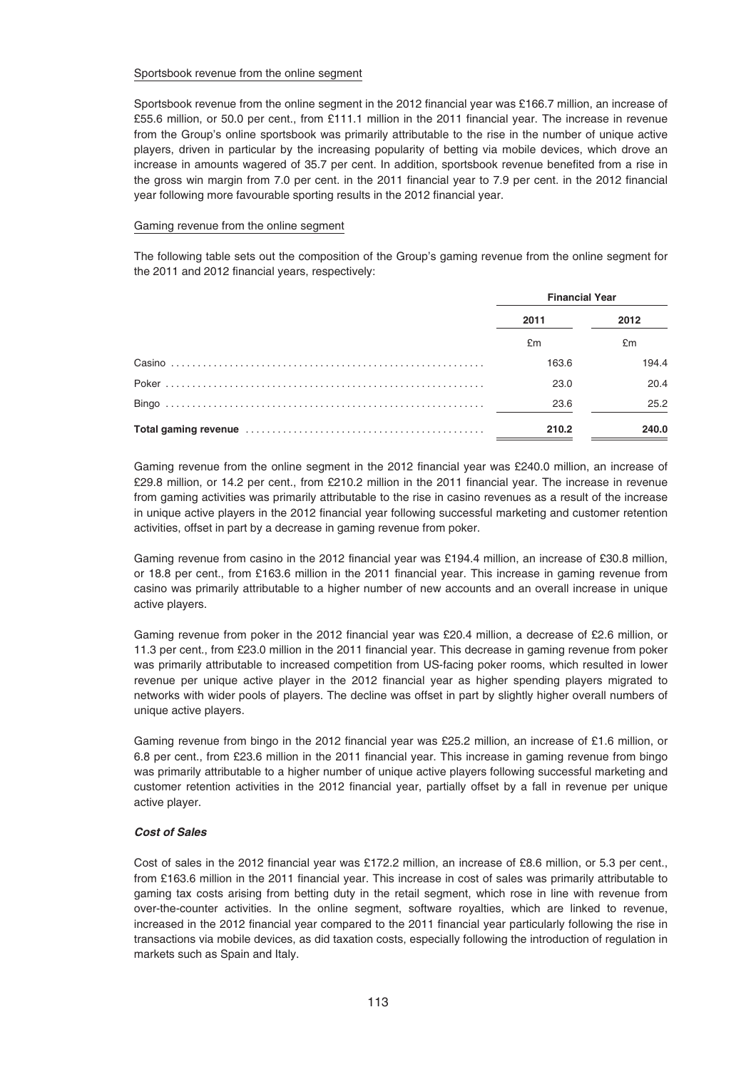Sportsbook revenue from the online segment

Sportsbook revenue from the online segment in the 2012 financial year was £166.7 million, an increase of £55.6 million, or 50.0 per cent., from £111.1 million in the 2011 financial year. The increase in revenue from the Group's online sportsbook was primarily attributable to the rise in the number of unique active players, driven in particular by the increasing popularity of betting via mobile devices, which drove an increase in amounts wagered of 35.7 per cent. In addition, sportsbook revenue benefited from a rise in the gross win margin from 7.0 per cent. in the 2011 financial year to 7.9 per cent. in the 2012 financial year following more favourable sporting results in the 2012 financial year.

Gaming revenue from the online segment

The following table sets out the composition of the Group's gaming revenue from the online segment for the 2011 and 2012 financial years, respectively:

| | Financial Year | |
|---|---|---|
| | 2011 | 2012 |
| | £m | £m |
| Casino | 163.6 | 194.4 |
| Poker | 23.0 | 20.4 |
| Bingo | 23.6 | 25.2 |
| **Total gaming revenue** | **210.2** | **240.0** |

Gaming revenue from the online segment in the 2012 financial year was £240.0 million, an increase of £29.8 million, or 14.2 per cent., from £210.2 million in the 2011 financial year. The increase in revenue from gaming activities was primarily attributable to the rise in casino revenues as a result of the increase in unique active players in the 2012 financial year following successful marketing and customer retention activities, offset in part by a decrease in gaming revenue from poker.

Gaming revenue from casino in the 2012 financial year was £194.4 million, an increase of £30.8 million, or 18.8 per cent., from £163.6 million in the 2011 financial year. This increase in gaming revenue from casino was primarily attributable to a higher number of new accounts and an overall increase in unique active players.

Gaming revenue from poker in the 2012 financial year was £20.4 million, a decrease of £2.6 million, or 11.3 per cent., from £23.0 million in the 2011 financial year. This decrease in gaming revenue from poker was primarily attributable to increased competition from US-facing poker rooms, which resulted in lower revenue per unique active player in the 2012 financial year as higher spending players migrated to networks with wider pools of players. The decline was offset in part by slightly higher overall numbers of unique active players.

Gaming revenue from bingo in the 2012 financial year was £25.2 million, an increase of £1.6 million, or 6.8 per cent., from £23.6 million in the 2011 financial year. This increase in gaming revenue from bingo was primarily attributable to a higher number of unique active players following successful marketing and customer retention activities in the 2012 financial year, partially offset by a fall in revenue per unique active player.

***Cost of Sales***

Cost of sales in the 2012 financial year was £172.2 million, an increase of £8.6 million, or 5.3 per cent., from £163.6 million in the 2011 financial year. This increase in cost of sales was primarily attributable to gaming tax costs arising from betting duty in the retail segment, which rose in line with revenue from over-the-counter activities. In the online segment, software royalties, which are linked to revenue, increased in the 2012 financial year compared to the 2011 financial year particularly following the rise in transactions via mobile devices, as did taxation costs, especially following the introduction of regulation in markets such as Spain and Italy.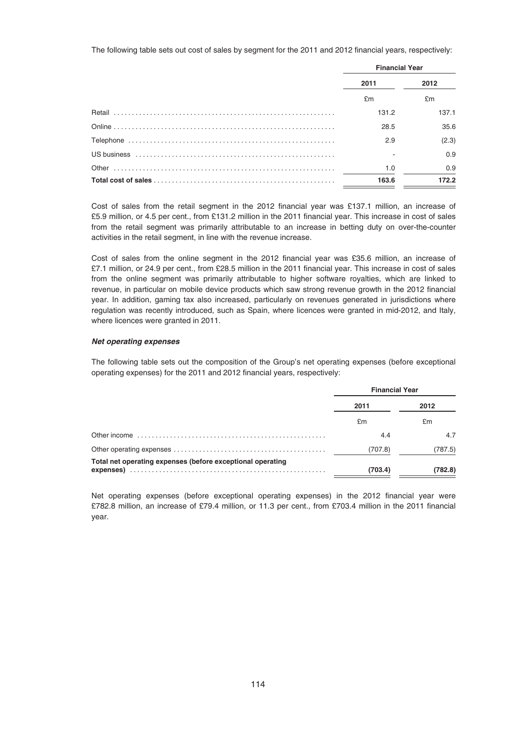The following table sets out cost of sales by segment for the 2011 and 2012 financial years, respectively:

| | Financial Year | |
|---|---|---|
| | 2011 | 2012 |
| | £m | £m |
| Retail | 131.2 | 137.1 |
| Online | 28.5 | 35.6 |
| Telephone | 2.9 | (2.3) |
| US business | - | 0.9 |
| Other | 1.0 | 0.9 |
| **Total cost of sales** | **163.6** | **172.2** |

Cost of sales from the retail segment in the 2012 financial year was £137.1 million, an increase of £5.9 million, or 4.5 per cent., from £131.2 million in the 2011 financial year. This increase in cost of sales from the retail segment was primarily attributable to an increase in betting duty on over-the-counter activities in the retail segment, in line with the revenue increase.

Cost of sales from the online segment in the 2012 financial year was £35.6 million, an increase of £7.1 million, or 24.9 per cent., from £28.5 million in the 2011 financial year. This increase in cost of sales from the online segment was primarily attributable to higher software royalties, which are linked to revenue, in particular on mobile device products which saw strong revenue growth in the 2012 financial year. In addition, gaming tax also increased, particularly on revenues generated in jurisdictions where regulation was recently introduced, such as Spain, where licences were granted in mid-2012, and Italy, where licences were granted in 2011.

***Net operating expenses***

The following table sets out the composition of the Group's net operating expenses (before exceptional operating expenses) for the 2011 and 2012 financial years, respectively:

| | Financial Year | |
|---|---|---|
| | 2011 | 2012 |
| | £m | £m |
| Other income | 4.4 | 4.7 |
| Other operating expenses | (707.8) | (787.5) |
| **Total net operating expenses (before exceptional operating expenses)** | **(703.4)** | **(782.8)** |

Net operating expenses (before exceptional operating expenses) in the 2012 financial year were £782.8 million, an increase of £79.4 million, or 11.3 per cent., from £703.4 million in the 2011 financial year.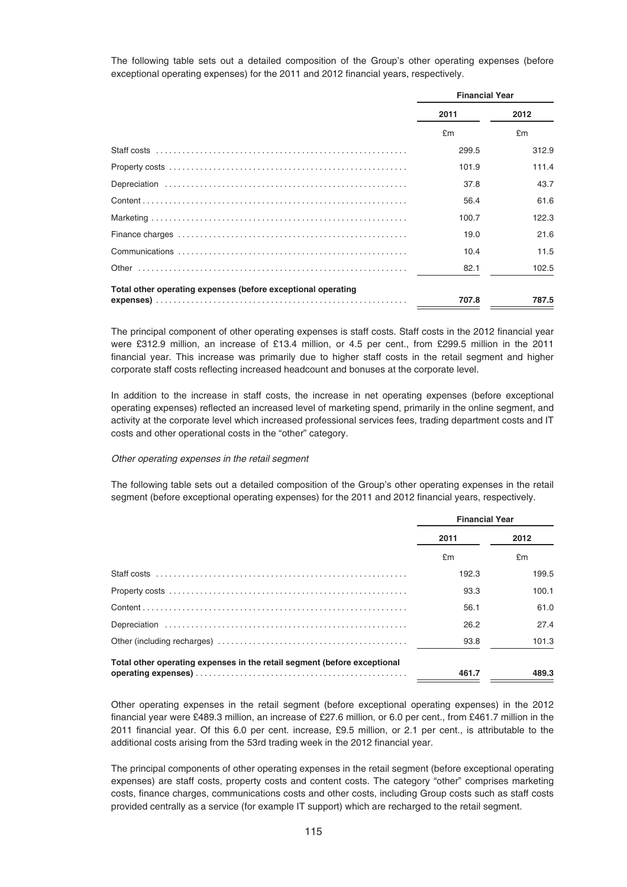The following table sets out a detailed composition of the Group's other operating expenses (before exceptional operating expenses) for the 2011 and 2012 financial years, respectively.

| | Financial Year | |
|---|---|---|
| | 2011 | 2012 |
| | £m | £m |
| Staff costs | 299.5 | 312.9 |
| Property costs | 101.9 | 111.4 |
| Depreciation | 37.8 | 43.7 |
| Content | 56.4 | 61.6 |
| Marketing | 100.7 | 122.3 |
| Finance charges | 19.0 | 21.6 |
| Communications | 10.4 | 11.5 |
| Other | 82.1 | 102.5 |
| **Total other operating expenses (before exceptional operating expenses)** | **707.8** | **787.5** |

The principal component of other operating expenses is staff costs. Staff costs in the 2012 financial year were £312.9 million, an increase of £13.4 million, or 4.5 per cent., from £299.5 million in the 2011 financial year. This increase was primarily due to higher staff costs in the retail segment and higher corporate staff costs reflecting increased headcount and bonuses at the corporate level.

In addition to the increase in staff costs, the increase in net operating expenses (before exceptional operating expenses) reflected an increased level of marketing spend, primarily in the online segment, and activity at the corporate level which increased professional services fees, trading department costs and IT costs and other operational costs in the "other" category.

*Other operating expenses in the retail segment*

The following table sets out a detailed composition of the Group's other operating expenses in the retail segment (before exceptional operating expenses) for the 2011 and 2012 financial years, respectively.

| | Financial Year | |
|---|---|---|
| | 2011 | 2012 |
| | £m | £m |
| Staff costs | 192.3 | 199.5 |
| Property costs | 93.3 | 100.1 |
| Content | 56.1 | 61.0 |
| Depreciation | 26.2 | 27.4 |
| Other (including recharges) | 93.8 | 101.3 |
| **Total other operating expenses in the retail segment (before exceptional operating expenses)** | **461.7** | **489.3** |

Other operating expenses in the retail segment (before exceptional operating expenses) in the 2012 financial year were £489.3 million, an increase of £27.6 million, or 6.0 per cent., from £461.7 million in the 2011 financial year. Of this 6.0 per cent. increase, £9.5 million, or 2.1 per cent., is attributable to the additional costs arising from the 53rd trading week in the 2012 financial year.

The principal components of other operating expenses in the retail segment (before exceptional operating expenses) are staff costs, property costs and content costs. The category "other" comprises marketing costs, finance charges, communications costs and other costs, including Group costs such as staff costs provided centrally as a service (for example IT support) which are recharged to the retail segment.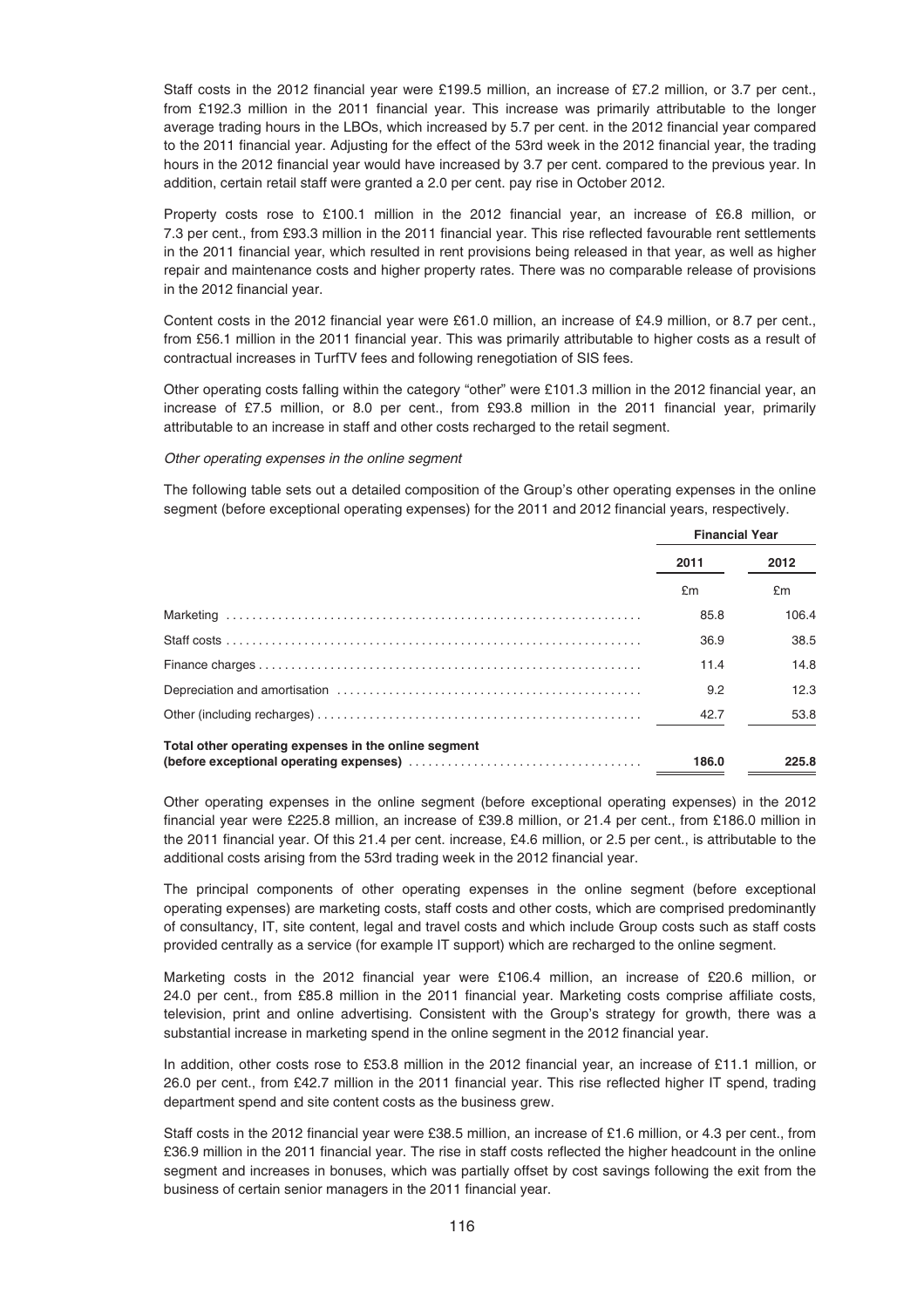Staff costs in the 2012 financial year were £199.5 million, an increase of £7.2 million, or 3.7 per cent., from £192.3 million in the 2011 financial year. This increase was primarily attributable to the longer average trading hours in the LBOs, which increased by 5.7 per cent. in the 2012 financial year compared to the 2011 financial year. Adjusting for the effect of the 53rd week in the 2012 financial year, the trading hours in the 2012 financial year would have increased by 3.7 per cent. compared to the previous year. In addition, certain retail staff were granted a 2.0 per cent. pay rise in October 2012.

Property costs rose to £100.1 million in the 2012 financial year, an increase of £6.8 million, or 7.3 per cent., from £93.3 million in the 2011 financial year. This rise reflected favourable rent settlements in the 2011 financial year, which resulted in rent provisions being released in that year, as well as higher repair and maintenance costs and higher property rates. There was no comparable release of provisions in the 2012 financial year.

Content costs in the 2012 financial year were £61.0 million, an increase of £4.9 million, or 8.7 per cent., from £56.1 million in the 2011 financial year. This was primarily attributable to higher costs as a result of contractual increases in TurfTV fees and following renegotiation of SIS fees.

Other operating costs falling within the category "other" were £101.3 million in the 2012 financial year, an increase of £7.5 million, or 8.0 per cent., from £93.8 million in the 2011 financial year, primarily attributable to an increase in staff and other costs recharged to the retail segment.

*Other operating expenses in the online segment*

The following table sets out a detailed composition of the Group's other operating expenses in the online segment (before exceptional operating expenses) for the 2011 and 2012 financial years, respectively.

| | Financial Year | |
|---|---|---|
| | 2011 | 2012 |
| | £m | £m |
| Marketing | 85.8 | 106.4 |
| Staff costs | 36.9 | 38.5 |
| Finance charges | 11.4 | 14.8 |
| Depreciation and amortisation | 9.2 | 12.3 |
| Other (including recharges) | 42.7 | 53.8 |
| **Total other operating expenses in the online segment (before exceptional operating expenses)** | **186.0** | **225.8** |

Other operating expenses in the online segment (before exceptional operating expenses) in the 2012 financial year were £225.8 million, an increase of £39.8 million, or 21.4 per cent., from £186.0 million in the 2011 financial year. Of this 21.4 per cent. increase, £4.6 million, or 2.5 per cent., is attributable to the additional costs arising from the 53rd trading week in the 2012 financial year.

The principal components of other operating expenses in the online segment (before exceptional operating expenses) are marketing costs, staff costs and other costs, which are comprised predominantly of consultancy, IT, site content, legal and travel costs and which include Group costs such as staff costs provided centrally as a service (for example IT support) which are recharged to the online segment.

Marketing costs in the 2012 financial year were £106.4 million, an increase of £20.6 million, or 24.0 per cent., from £85.8 million in the 2011 financial year. Marketing costs comprise affiliate costs, television, print and online advertising. Consistent with the Group's strategy for growth, there was a substantial increase in marketing spend in the online segment in the 2012 financial year.

In addition, other costs rose to £53.8 million in the 2012 financial year, an increase of £11.1 million, or 26.0 per cent., from £42.7 million in the 2011 financial year. This rise reflected higher IT spend, trading department spend and site content costs as the business grew.

Staff costs in the 2012 financial year were £38.5 million, an increase of £1.6 million, or 4.3 per cent., from £36.9 million in the 2011 financial year. The rise in staff costs reflected the higher headcount in the online segment and increases in bonuses, which was partially offset by cost savings following the exit from the business of certain senior managers in the 2011 financial year.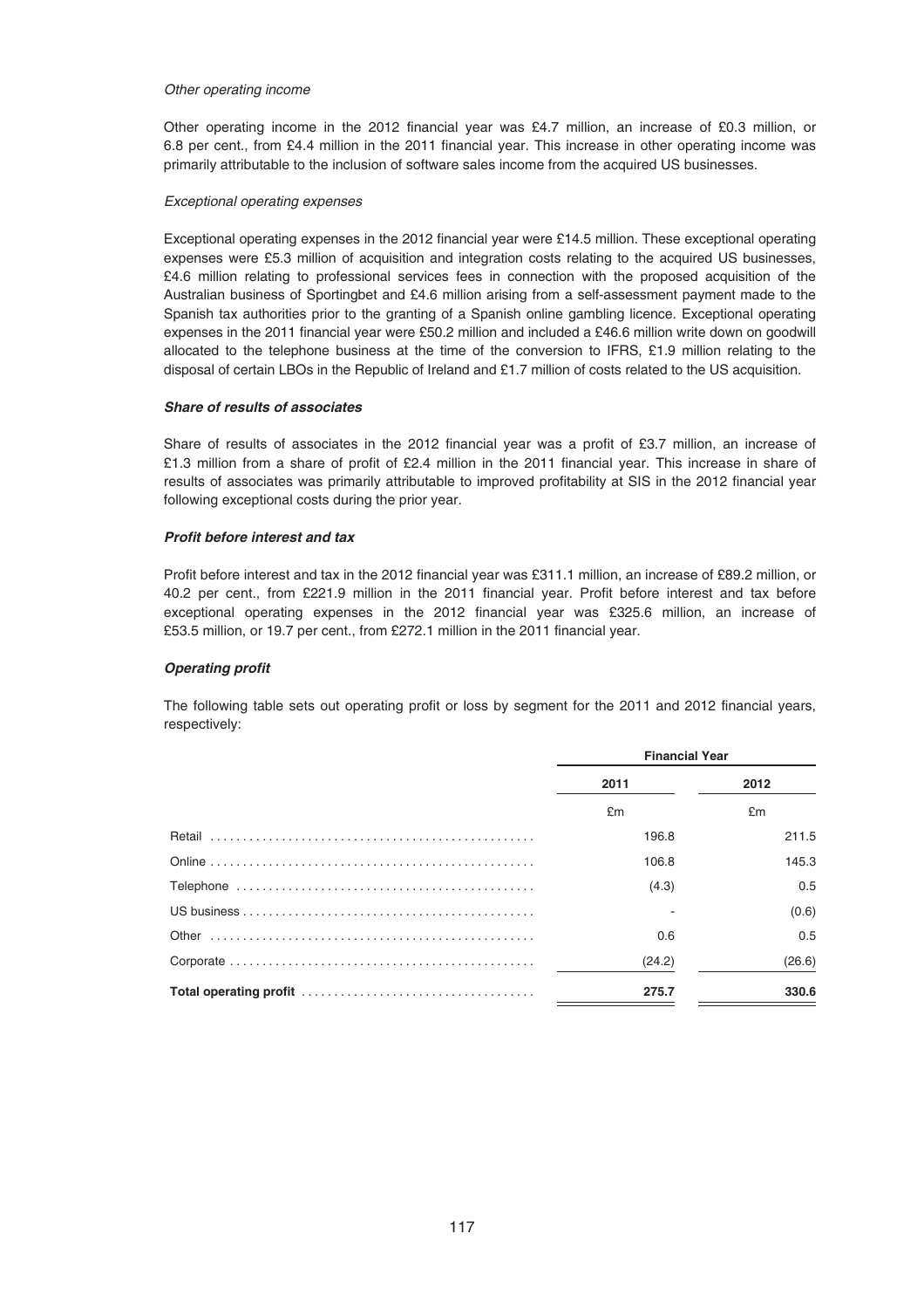*Other operating income*

Other operating income in the 2012 financial year was £4.7 million, an increase of £0.3 million, or 6.8 per cent., from £4.4 million in the 2011 financial year. This increase in other operating income was primarily attributable to the inclusion of software sales income from the acquired US businesses.

*Exceptional operating expenses*

Exceptional operating expenses in the 2012 financial year were £14.5 million. These exceptional operating expenses were £5.3 million of acquisition and integration costs relating to the acquired US businesses, £4.6 million relating to professional services fees in connection with the proposed acquisition of the Australian business of Sportingbet and £4.6 million arising from a self-assessment payment made to the Spanish tax authorities prior to the granting of a Spanish online gambling licence. Exceptional operating expenses in the 2011 financial year were £50.2 million and included a £46.6 million write down on goodwill allocated to the telephone business at the time of the conversion to IFRS, £1.9 million relating to the disposal of certain LBOs in the Republic of Ireland and £1.7 million of costs related to the US acquisition.

***Share of results of associates***

Share of results of associates in the 2012 financial year was a profit of £3.7 million, an increase of £1.3 million from a share of profit of £2.4 million in the 2011 financial year. This increase in share of results of associates was primarily attributable to improved profitability at SIS in the 2012 financial year following exceptional costs during the prior year.

***Profit before interest and tax***

Profit before interest and tax in the 2012 financial year was £311.1 million, an increase of £89.2 million, or 40.2 per cent., from £221.9 million in the 2011 financial year. Profit before interest and tax before exceptional operating expenses in the 2012 financial year was £325.6 million, an increase of £53.5 million, or 19.7 per cent., from £272.1 million in the 2011 financial year.

***Operating profit***

The following table sets out operating profit or loss by segment for the 2011 and 2012 financial years, respectively:

| | Financial Year | |
|---|---|---|
| | 2011 | 2012 |
| | £m | £m |
| Retail | 196.8 | 211.5 |
| Online | 106.8 | 145.3 |
| Telephone | (4.3) | 0.5 |
| US business | - | (0.6) |
| Other | 0.6 | 0.5 |
| Corporate | (24.2) | (26.6) |
| **Total operating profit** | **275.7** | **330.6** |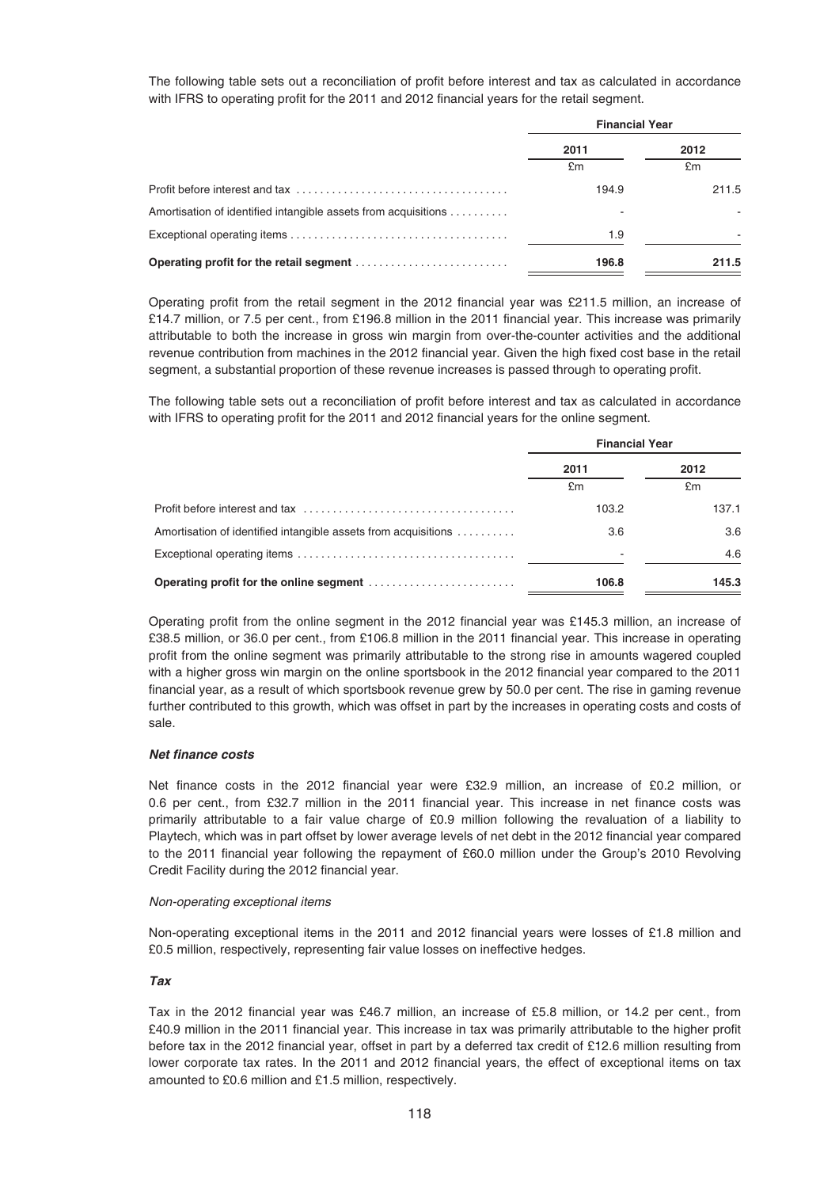The following table sets out a reconciliation of profit before interest and tax as calculated in accordance with IFRS to operating profit for the 2011 and 2012 financial years for the retail segment.

| | Financial Year | |
|---|---|---|
| | 2011 | 2012 |
| | £m | £m |
| Profit before interest and tax | 194.9 | 211.5 |
| Amortisation of identified intangible assets from acquisitions | - | - |
| Exceptional operating items | 1.9 | - |
| **Operating profit for the retail segment** | **196.8** | **211.5** |

Operating profit from the retail segment in the 2012 financial year was £211.5 million, an increase of £14.7 million, or 7.5 per cent., from £196.8 million in the 2011 financial year. This increase was primarily attributable to both the increase in gross win margin from over-the-counter activities and the additional revenue contribution from machines in the 2012 financial year. Given the high fixed cost base in the retail segment, a substantial proportion of these revenue increases is passed through to operating profit.

The following table sets out a reconciliation of profit before interest and tax as calculated in accordance with IFRS to operating profit for the 2011 and 2012 financial years for the online segment.

| | Financial Year | |
|---|---|---|
| | 2011 | 2012 |
| | £m | £m |
| Profit before interest and tax | 103.2 | 137.1 |
| Amortisation of identified intangible assets from acquisitions | 3.6 | 3.6 |
| Exceptional operating items | - | 4.6 |
| **Operating profit for the online segment** | **106.8** | **145.3** |

Operating profit from the online segment in the 2012 financial year was £145.3 million, an increase of £38.5 million, or 36.0 per cent., from £106.8 million in the 2011 financial year. This increase in operating profit from the online segment was primarily attributable to the strong rise in amounts wagered coupled with a higher gross win margin on the online sportsbook in the 2012 financial year compared to the 2011 financial year, as a result of which sportsbook revenue grew by 50.0 per cent. The rise in gaming revenue further contributed to this growth, which was offset in part by the increases in operating costs and costs of sale.

***Net finance costs***

Net finance costs in the 2012 financial year were £32.9 million, an increase of £0.2 million, or 0.6 per cent., from £32.7 million in the 2011 financial year. This increase in net finance costs was primarily attributable to a fair value charge of £0.9 million following the revaluation of a liability to Playtech, which was in part offset by lower average levels of net debt in the 2012 financial year compared to the 2011 financial year following the repayment of £60.0 million under the Group's 2010 Revolving Credit Facility during the 2012 financial year.

*Non-operating exceptional items*

Non-operating exceptional items in the 2011 and 2012 financial years were losses of £1.8 million and £0.5 million, respectively, representing fair value losses on ineffective hedges.

***Tax***

Tax in the 2012 financial year was £46.7 million, an increase of £5.8 million, or 14.2 per cent., from £40.9 million in the 2011 financial year. This increase in tax was primarily attributable to the higher profit before tax in the 2012 financial year, offset in part by a deferred tax credit of £12.6 million resulting from lower corporate tax rates. In the 2011 and 2012 financial years, the effect of exceptional items on tax amounted to £0.6 million and £1.5 million, respectively.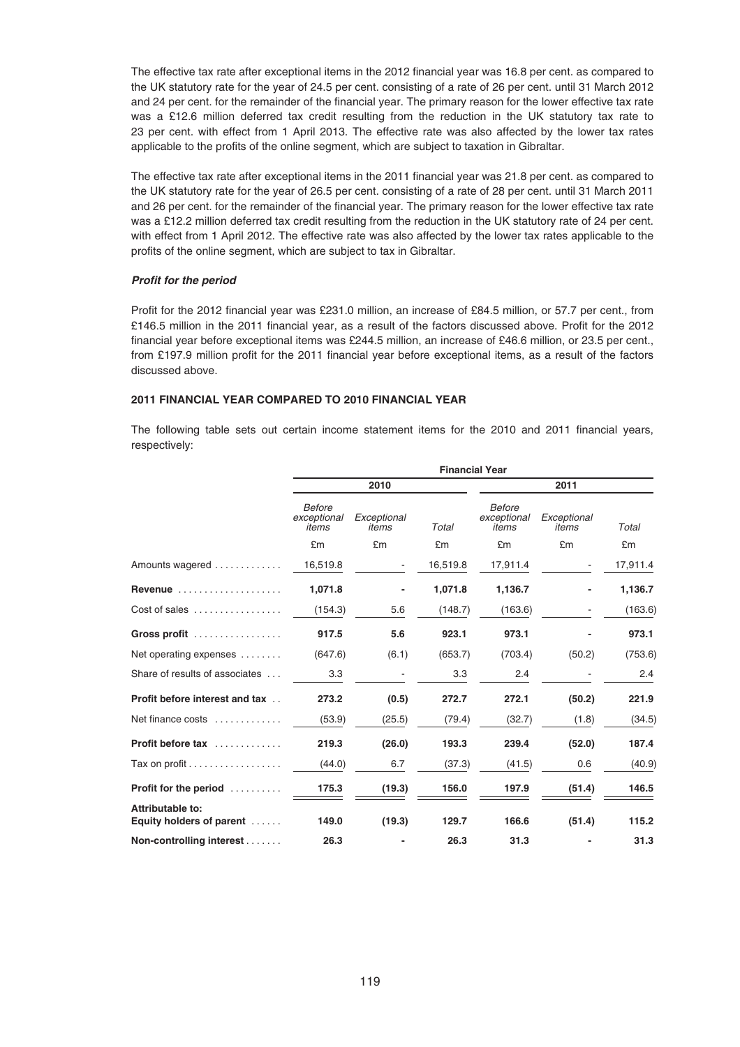The effective tax rate after exceptional items in the 2012 financial year was 16.8 per cent. as compared to the UK statutory rate for the year of 24.5 per cent. consisting of a rate of 26 per cent. until 31 March 2012 and 24 per cent. for the remainder of the financial year. The primary reason for the lower effective tax rate was a £12.6 million deferred tax credit resulting from the reduction in the UK statutory tax rate to 23 per cent. with effect from 1 April 2013. The effective rate was also affected by the lower tax rates applicable to the profits of the online segment, which are subject to taxation in Gibraltar.

The effective tax rate after exceptional items in the 2011 financial year was 21.8 per cent. as compared to the UK statutory rate for the year of 26.5 per cent. consisting of a rate of 28 per cent. until 31 March 2011 and 26 per cent. for the remainder of the financial year. The primary reason for the lower effective tax rate was a £12.2 million deferred tax credit resulting from the reduction in the UK statutory rate of 24 per cent. with effect from 1 April 2012. The effective rate was also affected by the lower tax rates applicable to the profits of the online segment, which are subject to tax in Gibraltar.

***Profit for the period***

Profit for the 2012 financial year was £231.0 million, an increase of £84.5 million, or 57.7 per cent., from £146.5 million in the 2011 financial year, as a result of the factors discussed above. Profit for the 2012 financial year before exceptional items was £244.5 million, an increase of £46.6 million, or 23.5 per cent., from £197.9 million profit for the 2011 financial year before exceptional items, as a result of the factors discussed above.

**2011 FINANCIAL YEAR COMPARED TO 2010 FINANCIAL YEAR**

The following table sets out certain income statement items for the 2010 and 2011 financial years, respectively:

| | Financial Year | | | | | |
|---|---|---|---|---|---|---|
| | 2010 | | | 2011 | | |
| | *Before exceptional items* | *Exceptional items* | *Total* | *Before exceptional items* | *Exceptional items* | *Total* |
| | £m | £m | £m | £m | £m | £m |
| Amounts wagered | 16,519.8 | - | 16,519.8 | 17,911.4 | - | 17,911.4 |
| **Revenue** | **1,071.8** | **-** | **1,071.8** | **1,136.7** | **-** | **1,136.7** |
| Cost of sales | (154.3) | 5.6 | (148.7) | (163.6) | - | (163.6) |
| **Gross profit** | **917.5** | **5.6** | **923.1** | **973.1** | **-** | **973.1** |
| Net operating expenses | (647.6) | (6.1) | (653.7) | (703.4) | (50.2) | (753.6) |
| Share of results of associates | 3.3 | - | 3.3 | 2.4 | - | 2.4 |
| **Profit before interest and tax** | **273.2** | **(0.5)** | **272.7** | **272.1** | **(50.2)** | **221.9** |
| Net finance costs | (53.9) | (25.5) | (79.4) | (32.7) | (1.8) | (34.5) |
| **Profit before tax** | **219.3** | **(26.0)** | **193.3** | **239.4** | **(52.0)** | **187.4** |
| Tax on profit | (44.0) | 6.7 | (37.3) | (41.5) | 0.6 | (40.9) |
| **Profit for the period** | **175.3** | **(19.3)** | **156.0** | **197.9** | **(51.4)** | **146.5** |
| **Attributable to: Equity holders of parent** | **149.0** | **(19.3)** | **129.7** | **166.6** | **(51.4)** | **115.2** |
| **Non-controlling interest** | **26.3** | **-** | **26.3** | **31.3** | **-** | **31.3** |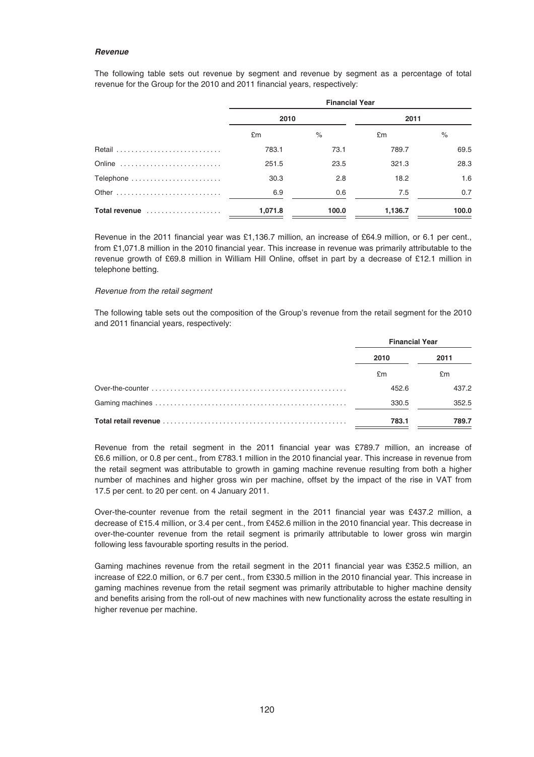***Revenue***

The following table sets out revenue by segment and revenue by segment as a percentage of total revenue for the Group for the 2010 and 2011 financial years, respectively:

| | **Financial Year** | | | |
|---|---|---|---|---|
| | **2010** | | **2011** | |
| | £m | % | £m | % |
| Retail | 783.1 | 73.1 | 789.7 | 69.5 |
| Online | 251.5 | 23.5 | 321.3 | 28.3 |
| Telephone | 30.3 | 2.8 | 18.2 | 1.6 |
| Other | 6.9 | 0.6 | 7.5 | 0.7 |
| **Total revenue** | **1,071.8** | **100.0** | **1,136.7** | **100.0** |

Revenue in the 2011 financial year was £1,136.7 million, an increase of £64.9 million, or 6.1 per cent., from £1,071.8 million in the 2010 financial year. This increase in revenue was primarily attributable to the revenue growth of £69.8 million in William Hill Online, offset in part by a decrease of £12.1 million in telephone betting.

*Revenue from the retail segment*

The following table sets out the composition of the Group's revenue from the retail segment for the 2010 and 2011 financial years, respectively:

| | **Financial Year** | |
|---|---|---|
| | **2010** | **2011** |
| | £m | £m |
| Over-the-counter | 452.6 | 437.2 |
| Gaming machines | 330.5 | 352.5 |
| **Total retail revenue** | **783.1** | **789.7** |

Revenue from the retail segment in the 2011 financial year was £789.7 million, an increase of £6.6 million, or 0.8 per cent., from £783.1 million in the 2010 financial year. This increase in revenue from the retail segment was attributable to growth in gaming machine revenue resulting from both a higher number of machines and higher gross win per machine, offset by the impact of the rise in VAT from 17.5 per cent. to 20 per cent. on 4 January 2011.

Over-the-counter revenue from the retail segment in the 2011 financial year was £437.2 million, a decrease of £15.4 million, or 3.4 per cent., from £452.6 million in the 2010 financial year. This decrease in over-the-counter revenue from the retail segment is primarily attributable to lower gross win margin following less favourable sporting results in the period.

Gaming machines revenue from the retail segment in the 2011 financial year was £352.5 million, an increase of £22.0 million, or 6.7 per cent., from £330.5 million in the 2010 financial year. This increase in gaming machines revenue from the retail segment was primarily attributable to higher machine density and benefits arising from the roll-out of new machines with new functionality across the estate resulting in higher revenue per machine.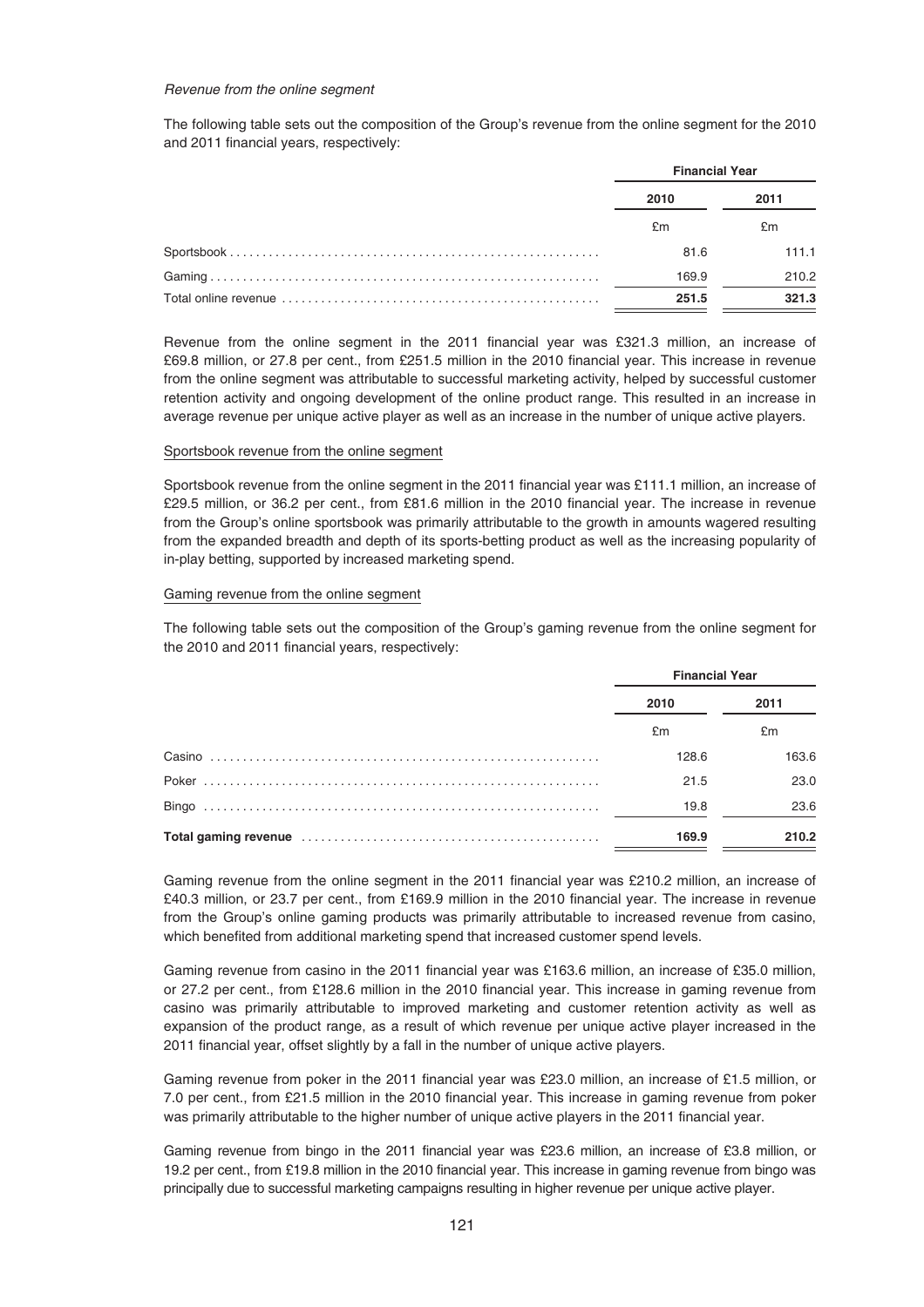*Revenue from the online segment*

The following table sets out the composition of the Group's revenue from the online segment for the 2010 and 2011 financial years, respectively:

| | Financial Year | |
|---|---|---|
| | 2010 | 2011 |
| | £m | £m |
| Sportsbook | 81.6 | 111.1 |
| Gaming | 169.9 | 210.2 |
| Total online revenue | **251.5** | **321.3** |

Revenue from the online segment in the 2011 financial year was £321.3 million, an increase of £69.8 million, or 27.8 per cent., from £251.5 million in the 2010 financial year. This increase in revenue from the online segment was attributable to successful marketing activity, helped by successful customer retention activity and ongoing development of the online product range. This resulted in an increase in average revenue per unique active player as well as an increase in the number of unique active players.

Sportsbook revenue from the online segment

Sportsbook revenue from the online segment in the 2011 financial year was £111.1 million, an increase of £29.5 million, or 36.2 per cent., from £81.6 million in the 2010 financial year. The increase in revenue from the Group's online sportsbook was primarily attributable to the growth in amounts wagered resulting from the expanded breadth and depth of its sports-betting product as well as the increasing popularity of in-play betting, supported by increased marketing spend.

Gaming revenue from the online segment

The following table sets out the composition of the Group's gaming revenue from the online segment for the 2010 and 2011 financial years, respectively:

| | Financial Year | |
|---|---|---|
| | 2010 | 2011 |
| | £m | £m |
| Casino | 128.6 | 163.6 |
| Poker | 21.5 | 23.0 |
| Bingo | 19.8 | 23.6 |
| **Total gaming revenue** | **169.9** | **210.2** |

Gaming revenue from the online segment in the 2011 financial year was £210.2 million, an increase of £40.3 million, or 23.7 per cent., from £169.9 million in the 2010 financial year. The increase in revenue from the Group's online gaming products was primarily attributable to increased revenue from casino, which benefited from additional marketing spend that increased customer spend levels.

Gaming revenue from casino in the 2011 financial year was £163.6 million, an increase of £35.0 million, or 27.2 per cent., from £128.6 million in the 2010 financial year. This increase in gaming revenue from casino was primarily attributable to improved marketing and customer retention activity as well as expansion of the product range, as a result of which revenue per unique active player increased in the 2011 financial year, offset slightly by a fall in the number of unique active players.

Gaming revenue from poker in the 2011 financial year was £23.0 million, an increase of £1.5 million, or 7.0 per cent., from £21.5 million in the 2010 financial year. This increase in gaming revenue from poker was primarily attributable to the higher number of unique active players in the 2011 financial year.

Gaming revenue from bingo in the 2011 financial year was £23.6 million, an increase of £3.8 million, or 19.2 per cent., from £19.8 million in the 2010 financial year. This increase in gaming revenue from bingo was principally due to successful marketing campaigns resulting in higher revenue per unique active player.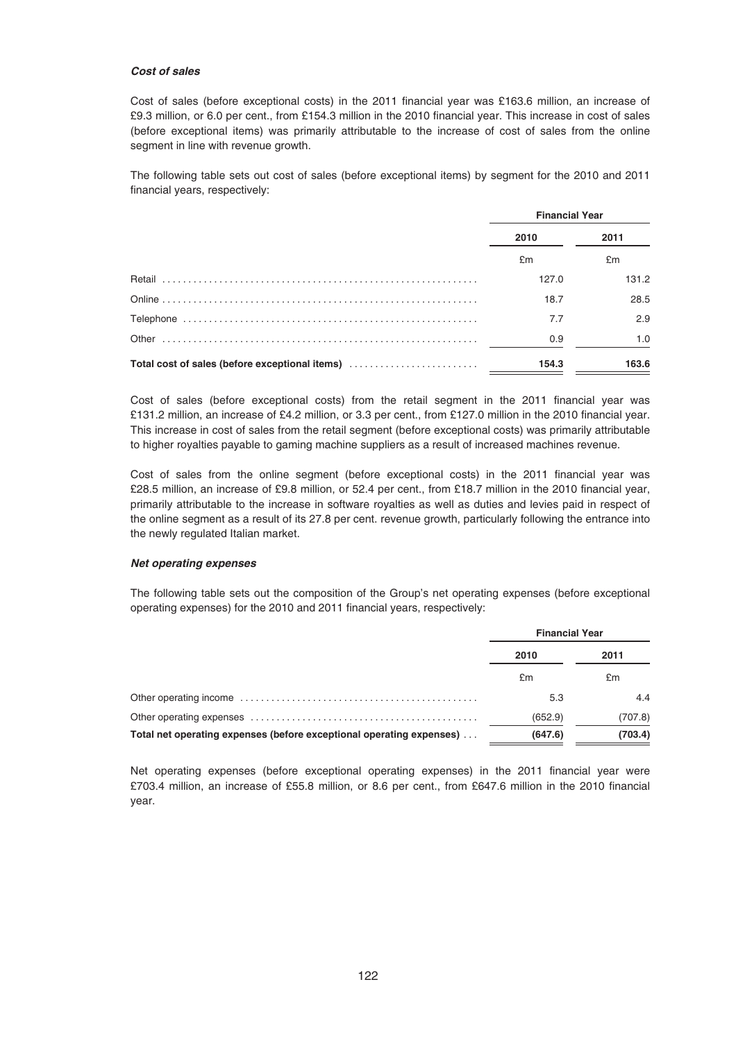### *Cost of sales*

Cost of sales (before exceptional costs) in the 2011 financial year was £163.6 million, an increase of £9.3 million, or 6.0 per cent., from £154.3 million in the 2010 financial year. This increase in cost of sales (before exceptional items) was primarily attributable to the increase of cost of sales from the online segment in line with revenue growth.

The following table sets out cost of sales (before exceptional items) by segment for the 2010 and 2011 financial years, respectively:

| | Financial Year | |
|---|---|---|
| | 2010 | 2011 |
| | £m | £m |
| Retail | 127.0 | 131.2 |
| Online | 18.7 | 28.5 |
| Telephone | 7.7 | 2.9 |
| Other | 0.9 | 1.0 |
| **Total cost of sales (before exceptional items)** | **154.3** | **163.6** |

Cost of sales (before exceptional costs) from the retail segment in the 2011 financial year was £131.2 million, an increase of £4.2 million, or 3.3 per cent., from £127.0 million in the 2010 financial year. This increase in cost of sales from the retail segment (before exceptional costs) was primarily attributable to higher royalties payable to gaming machine suppliers as a result of increased machines revenue.

Cost of sales from the online segment (before exceptional costs) in the 2011 financial year was £28.5 million, an increase of £9.8 million, or 52.4 per cent., from £18.7 million in the 2010 financial year, primarily attributable to the increase in software royalties as well as duties and levies paid in respect of the online segment as a result of its 27.8 per cent. revenue growth, particularly following the entrance into the newly regulated Italian market.

### *Net operating expenses*

The following table sets out the composition of the Group's net operating expenses (before exceptional operating expenses) for the 2010 and 2011 financial years, respectively:

| | Financial Year | |
|---|---|---|
| | 2010 | 2011 |
| | £m | £m |
| Other operating income | 5.3 | 4.4 |
| Other operating expenses | (652.9) | (707.8) |
| **Total net operating expenses (before exceptional operating expenses)** | **(647.6)** | **(703.4)** |

Net operating expenses (before exceptional operating expenses) in the 2011 financial year were £703.4 million, an increase of £55.8 million, or 8.6 per cent., from £647.6 million in the 2010 financial year.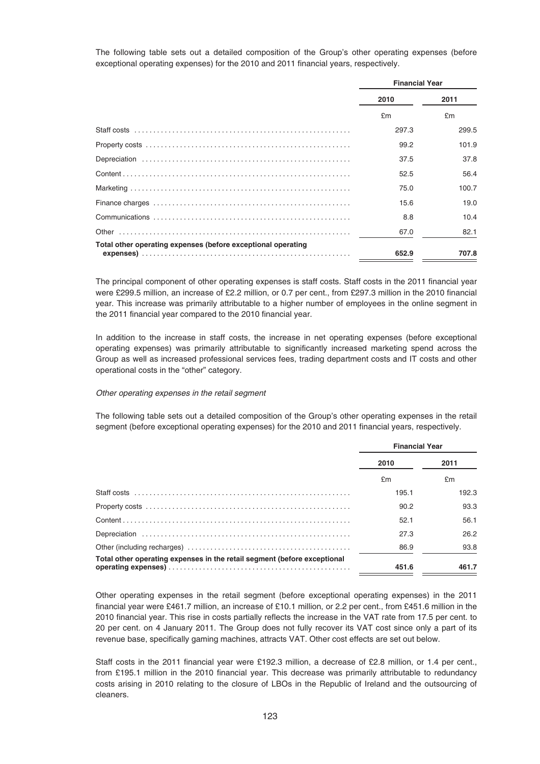The following table sets out a detailed composition of the Group's other operating expenses (before exceptional operating expenses) for the 2010 and 2011 financial years, respectively.

| | Financial Year | |
|---|---|---|
| | 2010 | 2011 |
| | £m | £m |
| Staff costs | 297.3 | 299.5 |
| Property costs | 99.2 | 101.9 |
| Depreciation | 37.5 | 37.8 |
| Content | 52.5 | 56.4 |
| Marketing | 75.0 | 100.7 |
| Finance charges | 15.6 | 19.0 |
| Communications | 8.8 | 10.4 |
| Other | 67.0 | 82.1 |
| **Total other operating expenses (before exceptional operating expenses)** | **652.9** | **707.8** |

The principal component of other operating expenses is staff costs. Staff costs in the 2011 financial year were £299.5 million, an increase of £2.2 million, or 0.7 per cent., from £297.3 million in the 2010 financial year. This increase was primarily attributable to a higher number of employees in the online segment in the 2011 financial year compared to the 2010 financial year.

In addition to the increase in staff costs, the increase in net operating expenses (before exceptional operating expenses) was primarily attributable to significantly increased marketing spend across the Group as well as increased professional services fees, trading department costs and IT costs and other operational costs in the "other" category.

*Other operating expenses in the retail segment*

The following table sets out a detailed composition of the Group's other operating expenses in the retail segment (before exceptional operating expenses) for the 2010 and 2011 financial years, respectively.

| | Financial Year | |
|---|---|---|
| | 2010 | 2011 |
| | £m | £m |
| Staff costs | 195.1 | 192.3 |
| Property costs | 90.2 | 93.3 |
| Content | 52.1 | 56.1 |
| Depreciation | 27.3 | 26.2 |
| Other (including recharges) | 86.9 | 93.8 |
| **Total other operating expenses in the retail segment (before exceptional operating expenses)** | **451.6** | **461.7** |

Other operating expenses in the retail segment (before exceptional operating expenses) in the 2011 financial year were £461.7 million, an increase of £10.1 million, or 2.2 per cent., from £451.6 million in the 2010 financial year. This rise in costs partially reflects the increase in the VAT rate from 17.5 per cent. to 20 per cent. on 4 January 2011. The Group does not fully recover its VAT cost since only a part of its revenue base, specifically gaming machines, attracts VAT. Other cost effects are set out below.

Staff costs in the 2011 financial year were £192.3 million, a decrease of £2.8 million, or 1.4 per cent., from £195.1 million in the 2010 financial year. This decrease was primarily attributable to redundancy costs arising in 2010 relating to the closure of LBOs in the Republic of Ireland and the outsourcing of cleaners.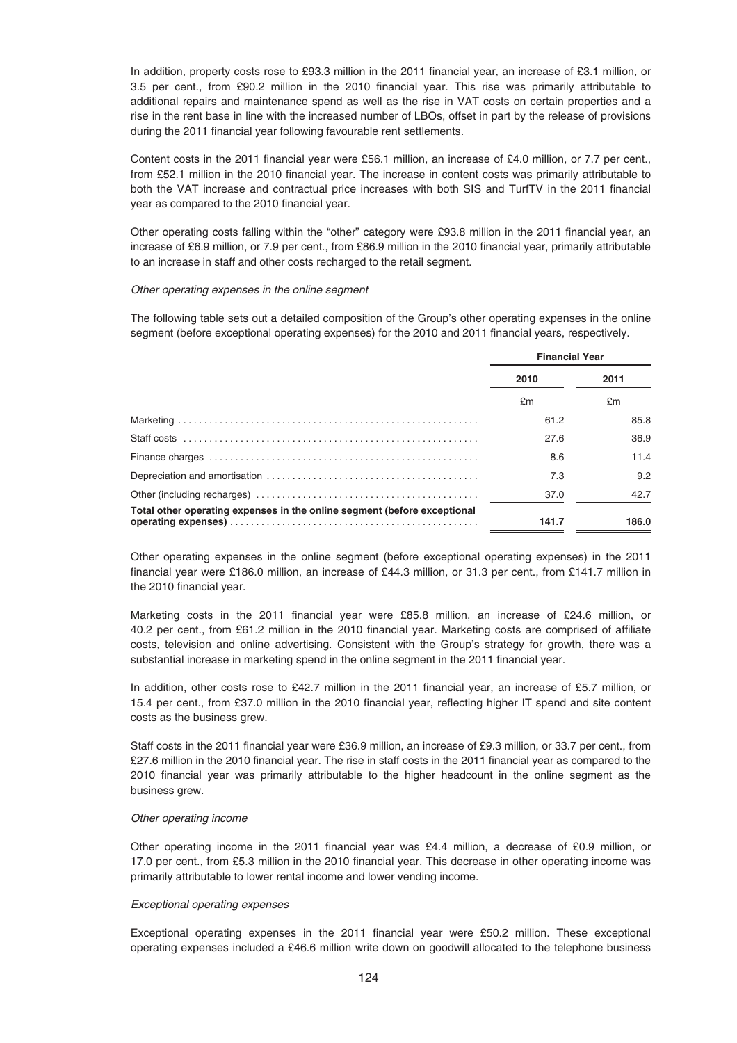In addition, property costs rose to £93.3 million in the 2011 financial year, an increase of £3.1 million, or 3.5 per cent., from £90.2 million in the 2010 financial year. This rise was primarily attributable to additional repairs and maintenance spend as well as the rise in VAT costs on certain properties and a rise in the rent base in line with the increased number of LBOs, offset in part by the release of provisions during the 2011 financial year following favourable rent settlements.

Content costs in the 2011 financial year were £56.1 million, an increase of £4.0 million, or 7.7 per cent., from £52.1 million in the 2010 financial year. The increase in content costs was primarily attributable to both the VAT increase and contractual price increases with both SIS and TurfTV in the 2011 financial year as compared to the 2010 financial year.

Other operating costs falling within the "other" category were £93.8 million in the 2011 financial year, an increase of £6.9 million, or 7.9 per cent., from £86.9 million in the 2010 financial year, primarily attributable to an increase in staff and other costs recharged to the retail segment.

*Other operating expenses in the online segment*

The following table sets out a detailed composition of the Group's other operating expenses in the online segment (before exceptional operating expenses) for the 2010 and 2011 financial years, respectively.

| | Financial Year | |
|---|---|---|
| | 2010 | 2011 |
| | £m | £m |
| Marketing | 61.2 | 85.8 |
| Staff costs | 27.6 | 36.9 |
| Finance charges | 8.6 | 11.4 |
| Depreciation and amortisation | 7.3 | 9.2 |
| Other (including recharges) | 37.0 | 42.7 |
| **Total other operating expenses in the online segment (before exceptional operating expenses)** | **141.7** | **186.0** |

Other operating expenses in the online segment (before exceptional operating expenses) in the 2011 financial year were £186.0 million, an increase of £44.3 million, or 31.3 per cent., from £141.7 million in the 2010 financial year.

Marketing costs in the 2011 financial year were £85.8 million, an increase of £24.6 million, or 40.2 per cent., from £61.2 million in the 2010 financial year. Marketing costs are comprised of affiliate costs, television and online advertising. Consistent with the Group's strategy for growth, there was a substantial increase in marketing spend in the online segment in the 2011 financial year.

In addition, other costs rose to £42.7 million in the 2011 financial year, an increase of £5.7 million, or 15.4 per cent., from £37.0 million in the 2010 financial year, reflecting higher IT spend and site content costs as the business grew.

Staff costs in the 2011 financial year were £36.9 million, an increase of £9.3 million, or 33.7 per cent., from £27.6 million in the 2010 financial year. The rise in staff costs in the 2011 financial year as compared to the 2010 financial year was primarily attributable to the higher headcount in the online segment as the business grew.

*Other operating income*

Other operating income in the 2011 financial year was £4.4 million, a decrease of £0.9 million, or 17.0 per cent., from £5.3 million in the 2010 financial year. This decrease in other operating income was primarily attributable to lower rental income and lower vending income.

*Exceptional operating expenses*

Exceptional operating expenses in the 2011 financial year were £50.2 million. These exceptional operating expenses included a £46.6 million write down on goodwill allocated to the telephone business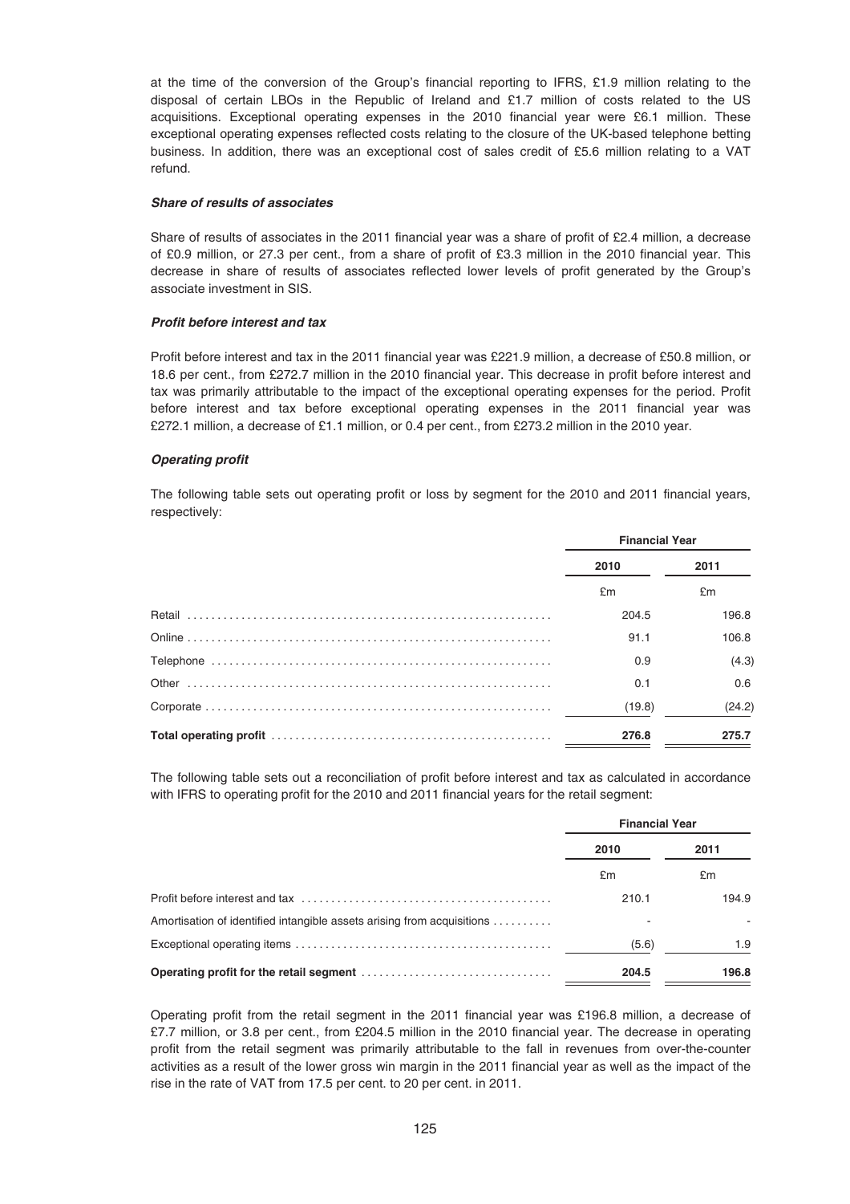at the time of the conversion of the Group's financial reporting to IFRS, £1.9 million relating to the disposal of certain LBOs in the Republic of Ireland and £1.7 million of costs related to the US acquisitions. Exceptional operating expenses in the 2010 financial year were £6.1 million. These exceptional operating expenses reflected costs relating to the closure of the UK-based telephone betting business. In addition, there was an exceptional cost of sales credit of £5.6 million relating to a VAT refund.

### *Share of results of associates*

Share of results of associates in the 2011 financial year was a share of profit of £2.4 million, a decrease of £0.9 million, or 27.3 per cent., from a share of profit of £3.3 million in the 2010 financial year. This decrease in share of results of associates reflected lower levels of profit generated by the Group's associate investment in SIS.

### *Profit before interest and tax*

Profit before interest and tax in the 2011 financial year was £221.9 million, a decrease of £50.8 million, or 18.6 per cent., from £272.7 million in the 2010 financial year. This decrease in profit before interest and tax was primarily attributable to the impact of the exceptional operating expenses for the period. Profit before interest and tax before exceptional operating expenses in the 2011 financial year was £272.1 million, a decrease of £1.1 million, or 0.4 per cent., from £273.2 million in the 2010 year.

### *Operating profit*

The following table sets out operating profit or loss by segment for the 2010 and 2011 financial years, respectively:

| | Financial Year | |
|---|---|---|
| | 2010 | 2011 |
| | £m | £m |
| Retail | 204.5 | 196.8 |
| Online | 91.1 | 106.8 |
| Telephone | 0.9 | (4.3) |
| Other | 0.1 | 0.6 |
| Corporate | (19.8) | (24.2) |
| **Total operating profit** | **276.8** | **275.7** |

The following table sets out a reconciliation of profit before interest and tax as calculated in accordance with IFRS to operating profit for the 2010 and 2011 financial years for the retail segment:

| | Financial Year | |
|---|---|---|
| | 2010 | 2011 |
| | £m | £m |
| Profit before interest and tax | 210.1 | 194.9 |
| Amortisation of identified intangible assets arising from acquisitions | - | - |
| Exceptional operating items | (5.6) | 1.9 |
| **Operating profit for the retail segment** | **204.5** | **196.8** |

Operating profit from the retail segment in the 2011 financial year was £196.8 million, a decrease of £7.7 million, or 3.8 per cent., from £204.5 million in the 2010 financial year. The decrease in operating profit from the retail segment was primarily attributable to the fall in revenues from over-the-counter activities as a result of the lower gross win margin in the 2011 financial year as well as the impact of the rise in the rate of VAT from 17.5 per cent. to 20 per cent. in 2011.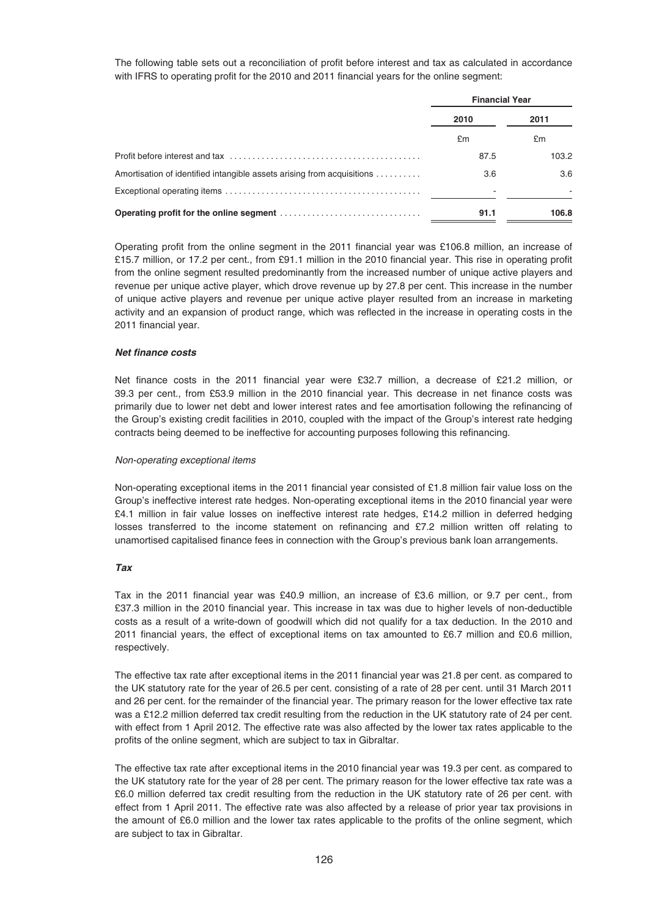The following table sets out a reconciliation of profit before interest and tax as calculated in accordance with IFRS to operating profit for the 2010 and 2011 financial years for the online segment:

| | Financial Year | |
|---|---|---|
| | 2010 | 2011 |
| | £m | £m |
| Profit before interest and tax | 87.5 | 103.2 |
| Amortisation of identified intangible assets arising from acquisitions | 3.6 | 3.6 |
| Exceptional operating items | - | - |
| **Operating profit for the online segment** | **91.1** | **106.8** |

Operating profit from the online segment in the 2011 financial year was £106.8 million, an increase of £15.7 million, or 17.2 per cent., from £91.1 million in the 2010 financial year. This rise in operating profit from the online segment resulted predominantly from the increased number of unique active players and revenue per unique active player, which drove revenue up by 27.8 per cent. This increase in the number of unique active players and revenue per unique active player resulted from an increase in marketing activity and an expansion of product range, which was reflected in the increase in operating costs in the 2011 financial year.

### *Net finance costs*

Net finance costs in the 2011 financial year were £32.7 million, a decrease of £21.2 million, or 39.3 per cent., from £53.9 million in the 2010 financial year. This decrease in net finance costs was primarily due to lower net debt and lower interest rates and fee amortisation following the refinancing of the Group's existing credit facilities in 2010, coupled with the impact of the Group's interest rate hedging contracts being deemed to be ineffective for accounting purposes following this refinancing.

*Non-operating exceptional items*

Non-operating exceptional items in the 2011 financial year consisted of £1.8 million fair value loss on the Group's ineffective interest rate hedges. Non-operating exceptional items in the 2010 financial year were £4.1 million in fair value losses on ineffective interest rate hedges, £14.2 million in deferred hedging losses transferred to the income statement on refinancing and £7.2 million written off relating to unamortised capitalised finance fees in connection with the Group's previous bank loan arrangements.

### *Tax*

Tax in the 2011 financial year was £40.9 million, an increase of £3.6 million, or 9.7 per cent., from £37.3 million in the 2010 financial year. This increase in tax was due to higher levels of non-deductible costs as a result of a write-down of goodwill which did not qualify for a tax deduction. In the 2010 and 2011 financial years, the effect of exceptional items on tax amounted to £6.7 million and £0.6 million, respectively.

The effective tax rate after exceptional items in the 2011 financial year was 21.8 per cent. as compared to the UK statutory rate for the year of 26.5 per cent. consisting of a rate of 28 per cent. until 31 March 2011 and 26 per cent. for the remainder of the financial year. The primary reason for the lower effective tax rate was a £12.2 million deferred tax credit resulting from the reduction in the UK statutory rate of 24 per cent. with effect from 1 April 2012. The effective rate was also affected by the lower tax rates applicable to the profits of the online segment, which are subject to tax in Gibraltar.

The effective tax rate after exceptional items in the 2010 financial year was 19.3 per cent. as compared to the UK statutory rate for the year of 28 per cent. The primary reason for the lower effective tax rate was a £6.0 million deferred tax credit resulting from the reduction in the UK statutory rate of 26 per cent. with effect from 1 April 2011. The effective rate was also affected by a release of prior year tax provisions in the amount of £6.0 million and the lower tax rates applicable to the profits of the online segment, which are subject to tax in Gibraltar.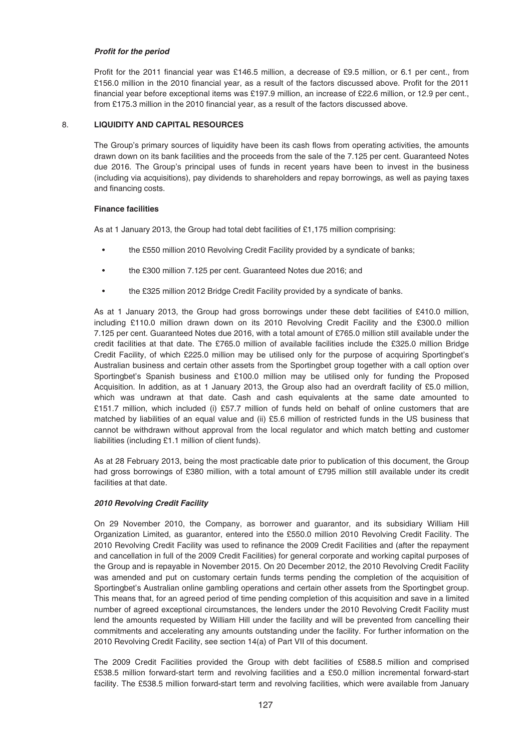***Profit for the period***

Profit for the 2011 financial year was £146.5 million, a decrease of £9.5 million, or 6.1 per cent., from £156.0 million in the 2010 financial year, as a result of the factors discussed above. Profit for the 2011 financial year before exceptional items was £197.9 million, an increase of £22.6 million, or 12.9 per cent., from £175.3 million in the 2010 financial year, as a result of the factors discussed above.

## 8. LIQUIDITY AND CAPITAL RESOURCES

The Group's primary sources of liquidity have been its cash flows from operating activities, the amounts drawn down on its bank facilities and the proceeds from the sale of the 7.125 per cent. Guaranteed Notes due 2016. The Group's principal uses of funds in recent years have been to invest in the business (including via acquisitions), pay dividends to shareholders and repay borrowings, as well as paying taxes and financing costs.

### Finance facilities

As at 1 January 2013, the Group had total debt facilities of £1,175 million comprising:

- the £550 million 2010 Revolving Credit Facility provided by a syndicate of banks;
- the £300 million 7.125 per cent. Guaranteed Notes due 2016; and
- the £325 million 2012 Bridge Credit Facility provided by a syndicate of banks.

As at 1 January 2013, the Group had gross borrowings under these debt facilities of £410.0 million, including £110.0 million drawn down on its 2010 Revolving Credit Facility and the £300.0 million 7.125 per cent. Guaranteed Notes due 2016, with a total amount of £765.0 million still available under the credit facilities at that date. The £765.0 million of available facilities include the £325.0 million Bridge Credit Facility, of which £225.0 million may be utilised only for the purpose of acquiring Sportingbet's Australian business and certain other assets from the Sportingbet group together with a call option over Sportingbet's Spanish business and £100.0 million may be utilised only for funding the Proposed Acquisition. In addition, as at 1 January 2013, the Group also had an overdraft facility of £5.0 million, which was undrawn at that date. Cash and cash equivalents at the same date amounted to £151.7 million, which included (i) £57.7 million of funds held on behalf of online customers that are matched by liabilities of an equal value and (ii) £5.6 million of restricted funds in the US business that cannot be withdrawn without approval from the local regulator and which match betting and customer liabilities (including £1.1 million of client funds).

As at 28 February 2013, being the most practicable date prior to publication of this document, the Group had gross borrowings of £380 million, with a total amount of £795 million still available under its credit facilities at that date.

***2010 Revolving Credit Facility***

On 29 November 2010, the Company, as borrower and guarantor, and its subsidiary William Hill Organization Limited, as guarantor, entered into the £550.0 million 2010 Revolving Credit Facility. The 2010 Revolving Credit Facility was used to refinance the 2009 Credit Facilities and (after the repayment and cancellation in full of the 2009 Credit Facilities) for general corporate and working capital purposes of the Group and is repayable in November 2015. On 20 December 2012, the 2010 Revolving Credit Facility was amended and put on customary certain funds terms pending the completion of the acquisition of Sportingbet's Australian online gambling operations and certain other assets from the Sportingbet group. This means that, for an agreed period of time pending completion of this acquisition and save in a limited number of agreed exceptional circumstances, the lenders under the 2010 Revolving Credit Facility must lend the amounts requested by William Hill under the facility and will be prevented from cancelling their commitments and accelerating any amounts outstanding under the facility. For further information on the 2010 Revolving Credit Facility, see section 14(a) of Part VII of this document.

The 2009 Credit Facilities provided the Group with debt facilities of £588.5 million and comprised £538.5 million forward-start term and revolving facilities and a £50.0 million incremental forward-start facility. The £538.5 million forward-start term and revolving facilities, which were available from January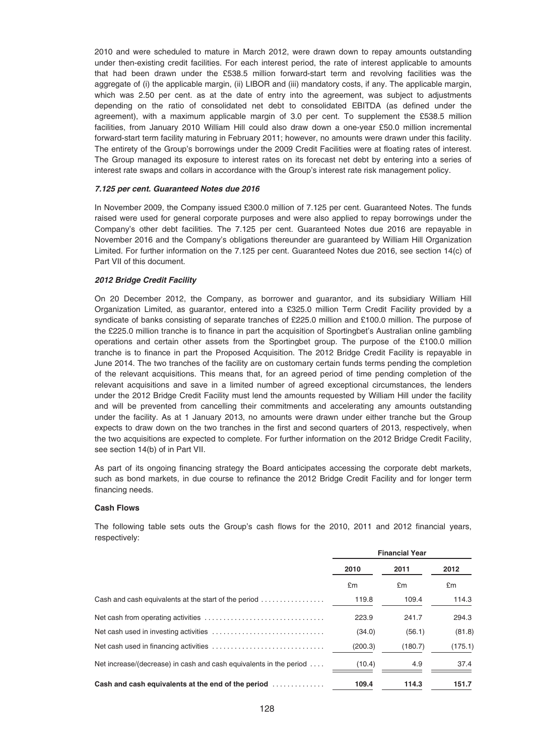2010 and were scheduled to mature in March 2012, were drawn down to repay amounts outstanding under then-existing credit facilities. For each interest period, the rate of interest applicable to amounts that had been drawn under the £538.5 million forward-start term and revolving facilities was the aggregate of (i) the applicable margin, (ii) LIBOR and (iii) mandatory costs, if any. The applicable margin, which was 2.50 per cent. as at the date of entry into the agreement, was subject to adjustments depending on the ratio of consolidated net debt to consolidated EBITDA (as defined under the agreement), with a maximum applicable margin of 3.0 per cent. To supplement the £538.5 million facilities, from January 2010 William Hill could also draw down a one-year £50.0 million incremental forward-start term facility maturing in February 2011; however, no amounts were drawn under this facility. The entirety of the Group's borrowings under the 2009 Credit Facilities were at floating rates of interest. The Group managed its exposure to interest rates on its forecast net debt by entering into a series of interest rate swaps and collars in accordance with the Group's interest rate risk management policy.

***7.125 per cent. Guaranteed Notes due 2016***

In November 2009, the Company issued £300.0 million of 7.125 per cent. Guaranteed Notes. The funds raised were used for general corporate purposes and were also applied to repay borrowings under the Company's other debt facilities. The 7.125 per cent. Guaranteed Notes due 2016 are repayable in November 2016 and the Company's obligations thereunder are guaranteed by William Hill Organization Limited. For further information on the 7.125 per cent. Guaranteed Notes due 2016, see section 14(c) of Part VII of this document.

***2012 Bridge Credit Facility***

On 20 December 2012, the Company, as borrower and guarantor, and its subsidiary William Hill Organization Limited, as guarantor, entered into a £325.0 million Term Credit Facility provided by a syndicate of banks consisting of separate tranches of £225.0 million and £100.0 million. The purpose of the £225.0 million tranche is to finance in part the acquisition of Sportingbet's Australian online gambling operations and certain other assets from the Sportingbet group. The purpose of the £100.0 million tranche is to finance in part the Proposed Acquisition. The 2012 Bridge Credit Facility is repayable in June 2014. The two tranches of the facility are on customary certain funds terms pending the completion of the relevant acquisitions. This means that, for an agreed period of time pending completion of the relevant acquisitions and save in a limited number of agreed exceptional circumstances, the lenders under the 2012 Bridge Credit Facility must lend the amounts requested by William Hill under the facility and will be prevented from cancelling their commitments and accelerating any amounts outstanding under the facility. As at 1 January 2013, no amounts were drawn under either tranche but the Group expects to draw down on the two tranches in the first and second quarters of 2013, respectively, when the two acquisitions are expected to complete. For further information on the 2012 Bridge Credit Facility, see section 14(b) of in Part VII.

As part of its ongoing financing strategy the Board anticipates accessing the corporate debt markets, such as bond markets, in due course to refinance the 2012 Bridge Credit Facility and for longer term financing needs.

**Cash Flows**

The following table sets outs the Group's cash flows for the 2010, 2011 and 2012 financial years, respectively:

| | Financial Year | | |
|---|---|---|---|
| | 2010 | 2011 | 2012 |
| | £m | £m | £m |
| Cash and cash equivalents at the start of the period | 119.8 | 109.4 | 114.3 |
| Net cash from operating activities | 223.9 | 241.7 | 294.3 |
| Net cash used in investing activities | (34.0) | (56.1) | (81.8) |
| Net cash used in financing activities | (200.3) | (180.7) | (175.1) |
| Net increase/(decrease) in cash and cash equivalents in the period | (10.4) | 4.9 | 37.4 |
| **Cash and cash equivalents at the end of the period** | **109.4** | **114.3** | **151.7** |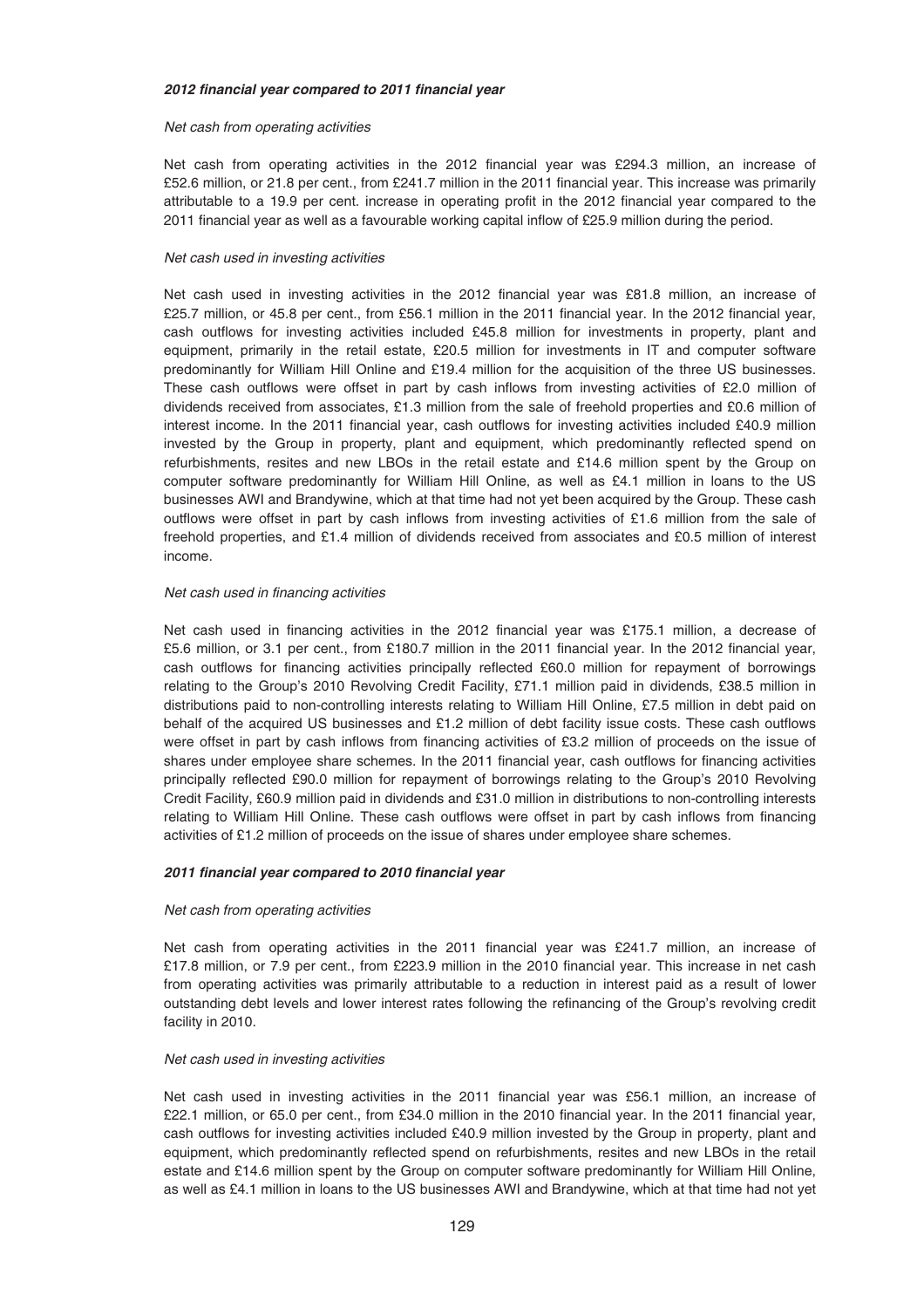***2012 financial year compared to 2011 financial year***

*Net cash from operating activities*

Net cash from operating activities in the 2012 financial year was £294.3 million, an increase of £52.6 million, or 21.8 per cent., from £241.7 million in the 2011 financial year. This increase was primarily attributable to a 19.9 per cent. increase in operating profit in the 2012 financial year compared to the 2011 financial year as well as a favourable working capital inflow of £25.9 million during the period.

*Net cash used in investing activities*

Net cash used in investing activities in the 2012 financial year was £81.8 million, an increase of £25.7 million, or 45.8 per cent., from £56.1 million in the 2011 financial year. In the 2012 financial year, cash outflows for investing activities included £45.8 million for investments in property, plant and equipment, primarily in the retail estate, £20.5 million for investments in IT and computer software predominantly for William Hill Online and £19.4 million for the acquisition of the three US businesses. These cash outflows were offset in part by cash inflows from investing activities of £2.0 million of dividends received from associates, £1.3 million from the sale of freehold properties and £0.6 million of interest income. In the 2011 financial year, cash outflows for investing activities included £40.9 million invested by the Group in property, plant and equipment, which predominantly reflected spend on refurbishments, resites and new LBOs in the retail estate and £14.6 million spent by the Group on computer software predominantly for William Hill Online, as well as £4.1 million in loans to the US businesses AWI and Brandywine, which at that time had not yet been acquired by the Group. These cash outflows were offset in part by cash inflows from investing activities of £1.6 million from the sale of freehold properties, and £1.4 million of dividends received from associates and £0.5 million of interest income.

*Net cash used in financing activities*

Net cash used in financing activities in the 2012 financial year was £175.1 million, a decrease of £5.6 million, or 3.1 per cent., from £180.7 million in the 2011 financial year. In the 2012 financial year, cash outflows for financing activities principally reflected £60.0 million for repayment of borrowings relating to the Group's 2010 Revolving Credit Facility, £71.1 million paid in dividends, £38.5 million in distributions paid to non-controlling interests relating to William Hill Online, £7.5 million in debt paid on behalf of the acquired US businesses and £1.2 million of debt facility issue costs. These cash outflows were offset in part by cash inflows from financing activities of £3.2 million of proceeds on the issue of shares under employee share schemes. In the 2011 financial year, cash outflows for financing activities principally reflected £90.0 million for repayment of borrowings relating to the Group's 2010 Revolving Credit Facility, £60.9 million paid in dividends and £31.0 million in distributions to non-controlling interests relating to William Hill Online. These cash outflows were offset in part by cash inflows from financing activities of £1.2 million of proceeds on the issue of shares under employee share schemes.

***2011 financial year compared to 2010 financial year***

*Net cash from operating activities*

Net cash from operating activities in the 2011 financial year was £241.7 million, an increase of £17.8 million, or 7.9 per cent., from £223.9 million in the 2010 financial year. This increase in net cash from operating activities was primarily attributable to a reduction in interest paid as a result of lower outstanding debt levels and lower interest rates following the refinancing of the Group's revolving credit facility in 2010.

*Net cash used in investing activities*

Net cash used in investing activities in the 2011 financial year was £56.1 million, an increase of £22.1 million, or 65.0 per cent., from £34.0 million in the 2010 financial year. In the 2011 financial year, cash outflows for investing activities included £40.9 million invested by the Group in property, plant and equipment, which predominantly reflected spend on refurbishments, resites and new LBOs in the retail estate and £14.6 million spent by the Group on computer software predominantly for William Hill Online, as well as £4.1 million in loans to the US businesses AWI and Brandywine, which at that time had not yet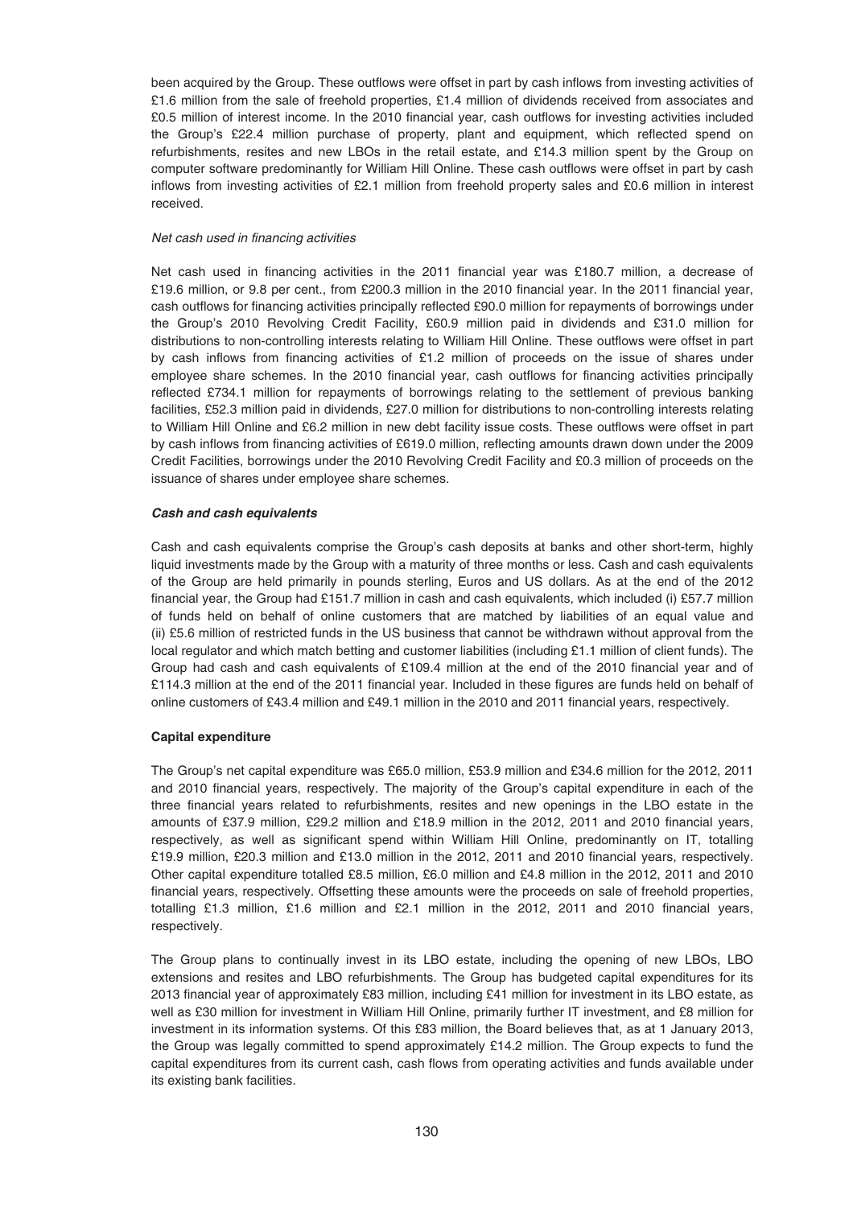been acquired by the Group. These outflows were offset in part by cash inflows from investing activities of £1.6 million from the sale of freehold properties, £1.4 million of dividends received from associates and £0.5 million of interest income. In the 2010 financial year, cash outflows for investing activities included the Group's £22.4 million purchase of property, plant and equipment, which reflected spend on refurbishments, resites and new LBOs in the retail estate, and £14.3 million spent by the Group on computer software predominantly for William Hill Online. These cash outflows were offset in part by cash inflows from investing activities of £2.1 million from freehold property sales and £0.6 million in interest received.

*Net cash used in financing activities*

Net cash used in financing activities in the 2011 financial year was £180.7 million, a decrease of £19.6 million, or 9.8 per cent., from £200.3 million in the 2010 financial year. In the 2011 financial year, cash outflows for financing activities principally reflected £90.0 million for repayments of borrowings under the Group's 2010 Revolving Credit Facility, £60.9 million paid in dividends and £31.0 million for distributions to non-controlling interests relating to William Hill Online. These outflows were offset in part by cash inflows from financing activities of £1.2 million of proceeds on the issue of shares under employee share schemes. In the 2010 financial year, cash outflows for financing activities principally reflected £734.1 million for repayments of borrowings relating to the settlement of previous banking facilities, £52.3 million paid in dividends, £27.0 million for distributions to non-controlling interests relating to William Hill Online and £6.2 million in new debt facility issue costs. These outflows were offset in part by cash inflows from financing activities of £619.0 million, reflecting amounts drawn down under the 2009 Credit Facilities, borrowings under the 2010 Revolving Credit Facility and £0.3 million of proceeds on the issuance of shares under employee share schemes.

***Cash and cash equivalents***

Cash and cash equivalents comprise the Group's cash deposits at banks and other short-term, highly liquid investments made by the Group with a maturity of three months or less. Cash and cash equivalents of the Group are held primarily in pounds sterling, Euros and US dollars. As at the end of the 2012 financial year, the Group had £151.7 million in cash and cash equivalents, which included (i) £57.7 million of funds held on behalf of online customers that are matched by liabilities of an equal value and (ii) £5.6 million of restricted funds in the US business that cannot be withdrawn without approval from the local regulator and which match betting and customer liabilities (including £1.1 million of client funds). The Group had cash and cash equivalents of £109.4 million at the end of the 2010 financial year and of £114.3 million at the end of the 2011 financial year. Included in these figures are funds held on behalf of online customers of £43.4 million and £49.1 million in the 2010 and 2011 financial years, respectively.

**Capital expenditure**

The Group's net capital expenditure was £65.0 million, £53.9 million and £34.6 million for the 2012, 2011 and 2010 financial years, respectively. The majority of the Group's capital expenditure in each of the three financial years related to refurbishments, resites and new openings in the LBO estate in the amounts of £37.9 million, £29.2 million and £18.9 million in the 2012, 2011 and 2010 financial years, respectively, as well as significant spend within William Hill Online, predominantly on IT, totalling £19.9 million, £20.3 million and £13.0 million in the 2012, 2011 and 2010 financial years, respectively. Other capital expenditure totalled £8.5 million, £6.0 million and £4.8 million in the 2012, 2011 and 2010 financial years, respectively. Offsetting these amounts were the proceeds on sale of freehold properties, totalling £1.3 million, £1.6 million and £2.1 million in the 2012, 2011 and 2010 financial years, respectively.

The Group plans to continually invest in its LBO estate, including the opening of new LBOs, LBO extensions and resites and LBO refurbishments. The Group has budgeted capital expenditures for its 2013 financial year of approximately £83 million, including £41 million for investment in its LBO estate, as well as £30 million for investment in William Hill Online, primarily further IT investment, and £8 million for investment in its information systems. Of this £83 million, the Board believes that, as at 1 January 2013, the Group was legally committed to spend approximately £14.2 million. The Group expects to fund the capital expenditures from its current cash, cash flows from operating activities and funds available under its existing bank facilities.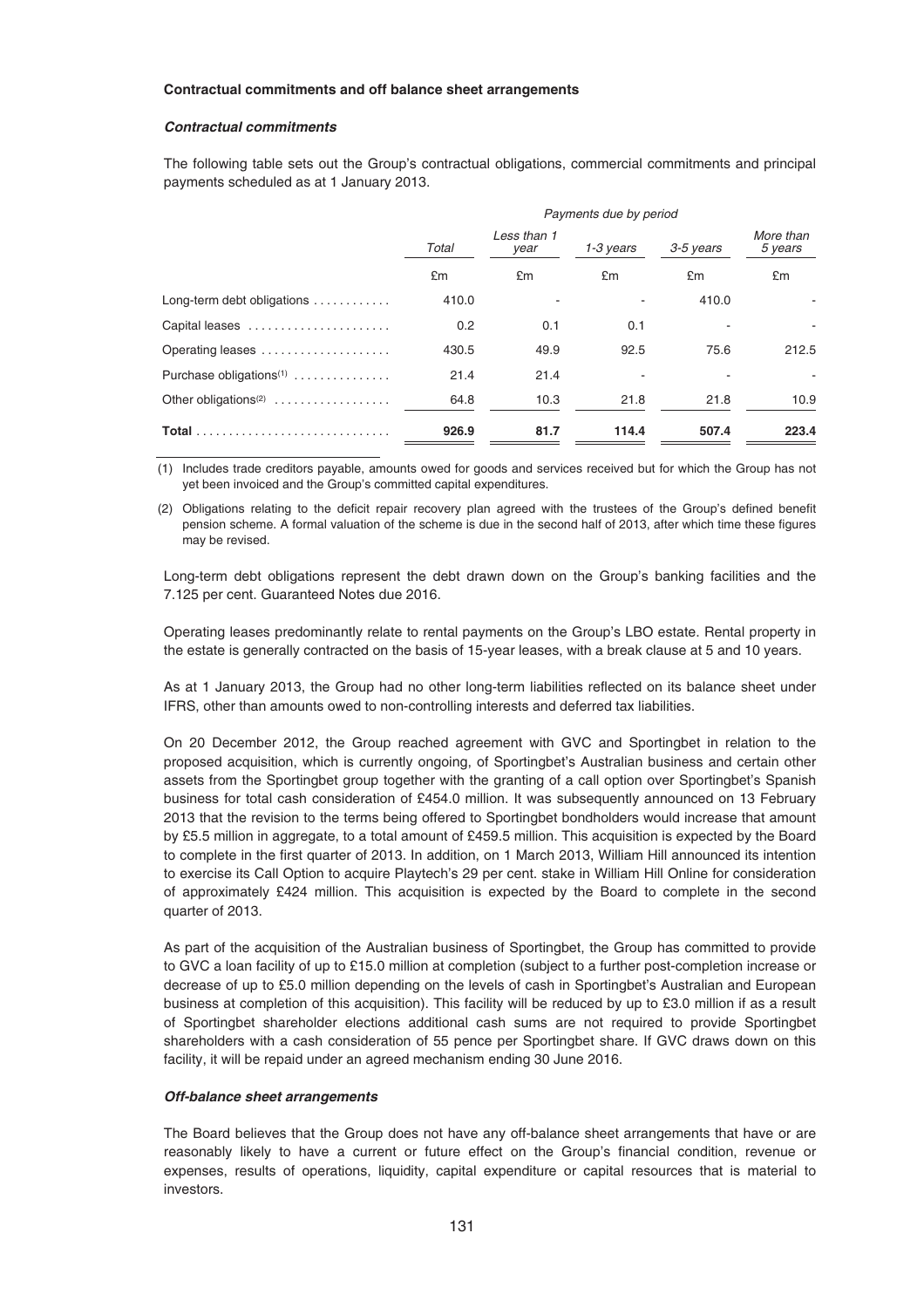**Contractual commitments and off balance sheet arrangements**

***Contractual commitments***

The following table sets out the Group's contractual obligations, commercial commitments and principal payments scheduled as at 1 January 2013.

| | *Payments due by period* | | | | |
|---|---|---|---|---|---|
| | *Total* | *Less than 1 year* | *1-3 years* | *3-5 years* | *More than 5 years* |
| | £m | £m | £m | £m | £m |
| Long-term debt obligations | 410.0 | - | - | 410.0 | - |
| Capital leases | 0.2 | 0.1 | 0.1 | - | - |
| Operating leases | 430.5 | 49.9 | 92.5 | 75.6 | 212.5 |
| Purchase obligations[(1)] | 21.4 | 21.4 | - | - | - |
| Other obligations[(2)] | 64.8 | 10.3 | 21.8 | 21.8 | 10.9 |
| **Total** | **926.9** | **81.7** | **114.4** | **507.4** | **223.4** |

(1) Includes trade creditors payable, amounts owed for goods and services received but for which the Group has not yet been invoiced and the Group's committed capital expenditures.

(2) Obligations relating to the deficit repair recovery plan agreed with the trustees of the Group's defined benefit pension scheme. A formal valuation of the scheme is due in the second half of 2013, after which time these figures may be revised.

Long-term debt obligations represent the debt drawn down on the Group's banking facilities and the 7.125 per cent. Guaranteed Notes due 2016.

Operating leases predominantly relate to rental payments on the Group's LBO estate. Rental property in the estate is generally contracted on the basis of 15-year leases, with a break clause at 5 and 10 years.

As at 1 January 2013, the Group had no other long-term liabilities reflected on its balance sheet under IFRS, other than amounts owed to non-controlling interests and deferred tax liabilities.

On 20 December 2012, the Group reached agreement with GVC and Sportingbet in relation to the proposed acquisition, which is currently ongoing, of Sportingbet's Australian business and certain other assets from the Sportingbet group together with the granting of a call option over Sportingbet's Spanish business for total cash consideration of £454.0 million. It was subsequently announced on 13 February 2013 that the revision to the terms being offered to Sportingbet bondholders would increase that amount by £5.5 million in aggregate, to a total amount of £459.5 million. This acquisition is expected by the Board to complete in the first quarter of 2013. In addition, on 1 March 2013, William Hill announced its intention to exercise its Call Option to acquire Playtech's 29 per cent. stake in William Hill Online for consideration of approximately £424 million. This acquisition is expected by the Board to complete in the second quarter of 2013.

As part of the acquisition of the Australian business of Sportingbet, the Group has committed to provide to GVC a loan facility of up to £15.0 million at completion (subject to a further post-completion increase or decrease of up to £5.0 million depending on the levels of cash in Sportingbet's Australian and European business at completion of this acquisition). This facility will be reduced by up to £3.0 million if as a result of Sportingbet shareholder elections additional cash sums are not required to provide Sportingbet shareholders with a cash consideration of 55 pence per Sportingbet share. If GVC draws down on this facility, it will be repaid under an agreed mechanism ending 30 June 2016.

***Off-balance sheet arrangements***

The Board believes that the Group does not have any off-balance sheet arrangements that have or are reasonably likely to have a current or future effect on the Group's financial condition, revenue or expenses, results of operations, liquidity, capital expenditure or capital resources that is material to investors.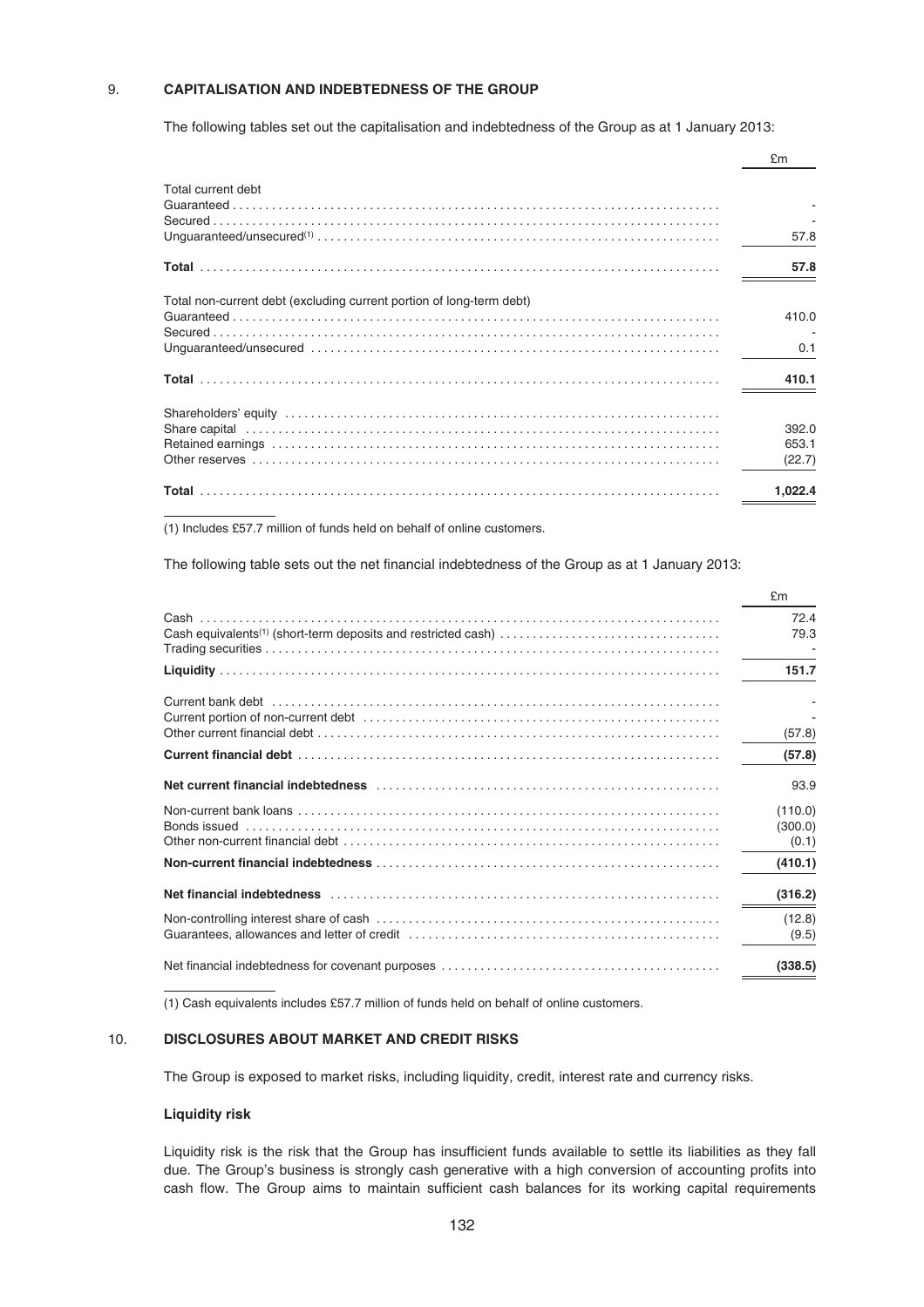## 9. CAPITALISATION AND INDEBTEDNESS OF THE GROUP

The following tables set out the capitalisation and indebtedness of the Group as at 1 January 2013:

| | £m |
|---|---|
| Total current debt | |
| Guaranteed | - |
| Secured | - |
| Unguaranteed/unsecured[1] | 57.8 |
| **Total** | **57.8** |
| Total non-current debt (excluding current portion of long-term debt) | |
| Guaranteed | 410.0 |
| Secured | - |
| Unguaranteed/unsecured | 0.1 |
| **Total** | **410.1** |
| Shareholders' equity | |
| Share capital | 392.0 |
| Retained earnings | 653.1 |
| Other reserves | (22.7) |
| **Total** | **1,022.4** |

(1) Includes £57.7 million of funds held on behalf of online customers.

The following table sets out the net financial indebtedness of the Group as at 1 January 2013:

| | £m |
|---|---|
| Cash | 72.4 |
| Cash equivalents[1] (short-term deposits and restricted cash) | 79.3 |
| Trading securities | - |
| **Liquidity** | **151.7** |
| Current bank debt | - |
| Current portion of non-current debt | - |
| Other current financial debt | (57.8) |
| **Current financial debt** | **(57.8)** |
| **Net current financial indebtedness** | 93.9 |
| Non-current bank loans | (110.0) |
| Bonds issued | (300.0) |
| Other non-current financial debt | (0.1) |
| **Non-current financial indebtedness** | **(410.1)** |
| **Net financial indebtedness** | **(316.2)** |
| Non-controlling interest share of cash | (12.8) |
| Guarantees, allowances and letter of credit | (9.5) |
| Net financial indebtedness for covenant purposes | **(338.5)** |

(1) Cash equivalents includes £57.7 million of funds held on behalf of online customers.

## 10. DISCLOSURES ABOUT MARKET AND CREDIT RISKS

The Group is exposed to market risks, including liquidity, credit, interest rate and currency risks.

### Liquidity risk

Liquidity risk is the risk that the Group has insufficient funds available to settle its liabilities as they fall due. The Group's business is strongly cash generative with a high conversion of accounting profits into cash flow. The Group aims to maintain sufficient cash balances for its working capital requirements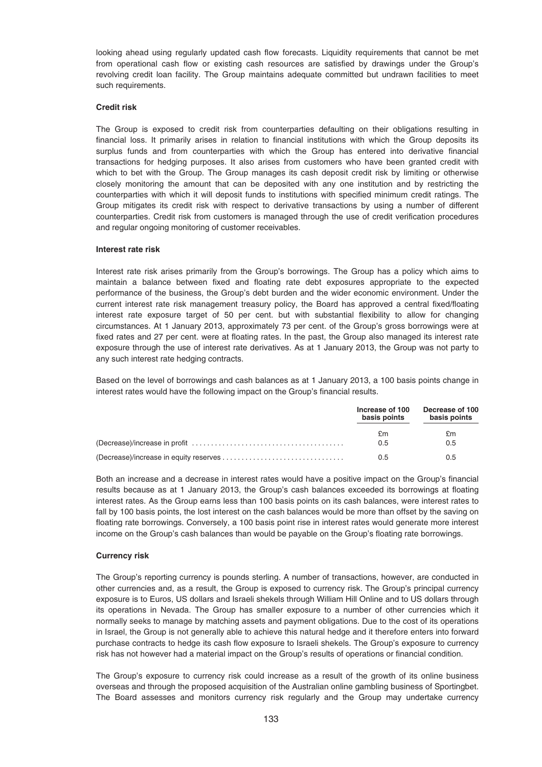looking ahead using regularly updated cash flow forecasts. Liquidity requirements that cannot be met from operational cash flow or existing cash resources are satisfied by drawings under the Group's revolving credit loan facility. The Group maintains adequate committed but undrawn facilities to meet such requirements.

**Credit risk**

The Group is exposed to credit risk from counterparties defaulting on their obligations resulting in financial loss. It primarily arises in relation to financial institutions with which the Group deposits its surplus funds and from counterparties with which the Group has entered into derivative financial transactions for hedging purposes. It also arises from customers who have been granted credit with which to bet with the Group. The Group manages its cash deposit credit risk by limiting or otherwise closely monitoring the amount that can be deposited with any one institution and by restricting the counterparties with which it will deposit funds to institutions with specified minimum credit ratings. The Group mitigates its credit risk with respect to derivative transactions by using a number of different counterparties. Credit risk from customers is managed through the use of credit verification procedures and regular ongoing monitoring of customer receivables.

**Interest rate risk**

Interest rate risk arises primarily from the Group's borrowings. The Group has a policy which aims to maintain a balance between fixed and floating rate debt exposures appropriate to the expected performance of the business, the Group's debt burden and the wider economic environment. Under the current interest rate risk management treasury policy, the Board has approved a central fixed/floating interest rate exposure target of 50 per cent. but with substantial flexibility to allow for changing circumstances. At 1 January 2013, approximately 73 per cent. of the Group's gross borrowings were at fixed rates and 27 per cent. were at floating rates. In the past, the Group also managed its interest rate exposure through the use of interest rate derivatives. As at 1 January 2013, the Group was not party to any such interest rate hedging contracts.

Based on the level of borrowings and cash balances as at 1 January 2013, a 100 basis points change in interest rates would have the following impact on the Group's financial results.

| | Increase of 100 basis points | Decrease of 100 basis points |
|---|---|---|
| | £m | £m |
| (Decrease)/increase in profit | 0.5 | 0.5 |
| (Decrease)/increase in equity reserves | 0.5 | 0.5 |

Both an increase and a decrease in interest rates would have a positive impact on the Group's financial results because as at 1 January 2013, the Group's cash balances exceeded its borrowings at floating interest rates. As the Group earns less than 100 basis points on its cash balances, were interest rates to fall by 100 basis points, the lost interest on the cash balances would be more than offset by the saving on floating rate borrowings. Conversely, a 100 basis point rise in interest rates would generate more interest income on the Group's cash balances than would be payable on the Group's floating rate borrowings.

**Currency risk**

The Group's reporting currency is pounds sterling. A number of transactions, however, are conducted in other currencies and, as a result, the Group is exposed to currency risk. The Group's principal currency exposure is to Euros, US dollars and Israeli shekels through William Hill Online and to US dollars through its operations in Nevada. The Group has smaller exposure to a number of other currencies which it normally seeks to manage by matching assets and payment obligations. Due to the cost of its operations in Israel, the Group is not generally able to achieve this natural hedge and it therefore enters into forward purchase contracts to hedge its cash flow exposure to Israeli shekels. The Group's exposure to currency risk has not however had a material impact on the Group's results of operations or financial condition.

The Group's exposure to currency risk could increase as a result of the growth of its online business overseas and through the proposed acquisition of the Australian online gambling business of Sportingbet. The Board assesses and monitors currency risk regularly and the Group may undertake currency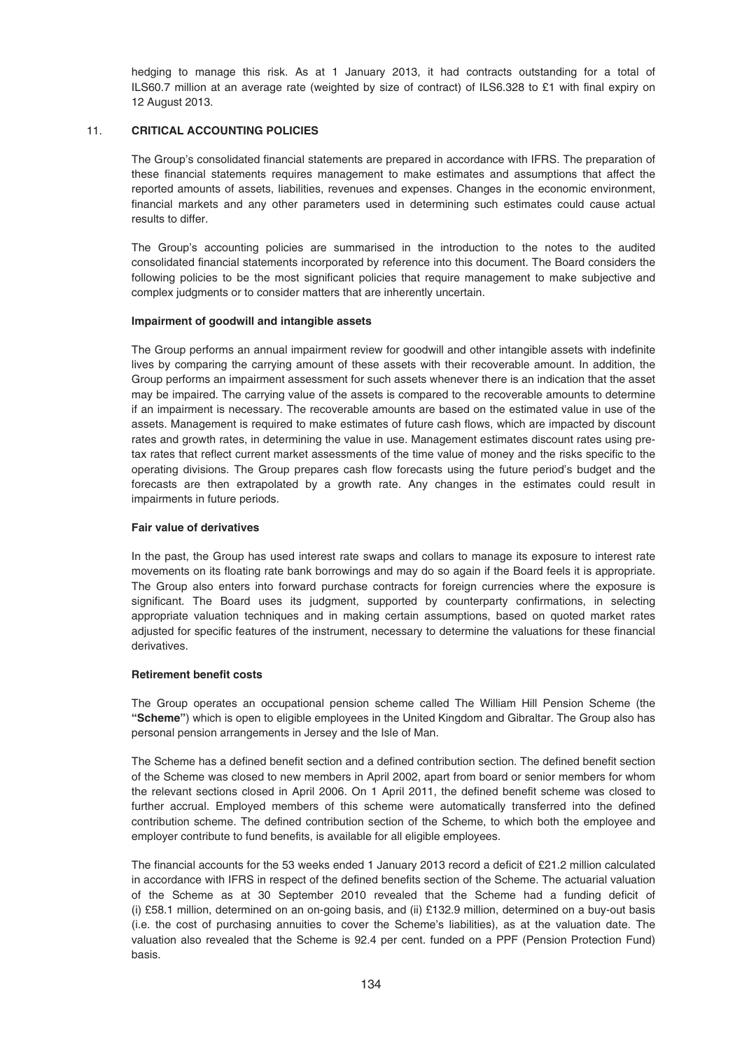hedging to manage this risk. As at 1 January 2013, it had contracts outstanding for a total of ILS60.7 million at an average rate (weighted by size of contract) of ILS6.328 to £1 with final expiry on 12 August 2013.

## 11. CRITICAL ACCOUNTING POLICIES

The Group's consolidated financial statements are prepared in accordance with IFRS. The preparation of these financial statements requires management to make estimates and assumptions that affect the reported amounts of assets, liabilities, revenues and expenses. Changes in the economic environment, financial markets and any other parameters used in determining such estimates could cause actual results to differ.

The Group's accounting policies are summarised in the introduction to the notes to the audited consolidated financial statements incorporated by reference into this document. The Board considers the following policies to be the most significant policies that require management to make subjective and complex judgments or to consider matters that are inherently uncertain.

### Impairment of goodwill and intangible assets

The Group performs an annual impairment review for goodwill and other intangible assets with indefinite lives by comparing the carrying amount of these assets with their recoverable amount. In addition, the Group performs an impairment assessment for such assets whenever there is an indication that the asset may be impaired. The carrying value of the assets is compared to the recoverable amounts to determine if an impairment is necessary. The recoverable amounts are based on the estimated value in use of the assets. Management is required to make estimates of future cash flows, which are impacted by discount rates and growth rates, in determining the value in use. Management estimates discount rates using pre-tax rates that reflect current market assessments of the time value of money and the risks specific to the operating divisions. The Group prepares cash flow forecasts using the future period's budget and the forecasts are then extrapolated by a growth rate. Any changes in the estimates could result in impairments in future periods.

### Fair value of derivatives

In the past, the Group has used interest rate swaps and collars to manage its exposure to interest rate movements on its floating rate bank borrowings and may do so again if the Board feels it is appropriate. The Group also enters into forward purchase contracts for foreign currencies where the exposure is significant. The Board uses its judgment, supported by counterparty confirmations, in selecting appropriate valuation techniques and in making certain assumptions, based on quoted market rates adjusted for specific features of the instrument, necessary to determine the valuations for these financial derivatives.

### Retirement benefit costs

The Group operates an occupational pension scheme called The William Hill Pension Scheme (the **"Scheme"**) which is open to eligible employees in the United Kingdom and Gibraltar. The Group also has personal pension arrangements in Jersey and the Isle of Man.

The Scheme has a defined benefit section and a defined contribution section. The defined benefit section of the Scheme was closed to new members in April 2002, apart from board or senior members for whom the relevant sections closed in April 2006. On 1 April 2011, the defined benefit scheme was closed to further accrual. Employed members of this scheme were automatically transferred into the defined contribution scheme. The defined contribution section of the Scheme, to which both the employee and employer contribute to fund benefits, is available for all eligible employees.

The financial accounts for the 53 weeks ended 1 January 2013 record a deficit of £21.2 million calculated in accordance with IFRS in respect of the defined benefits section of the Scheme. The actuarial valuation of the Scheme as at 30 September 2010 revealed that the Scheme had a funding deficit of (i) £58.1 million, determined on an on-going basis, and (ii) £132.9 million, determined on a buy-out basis (i.e. the cost of purchasing annuities to cover the Scheme's liabilities), as at the valuation date. The valuation also revealed that the Scheme is 92.4 per cent. funded on a PPF (Pension Protection Fund) basis.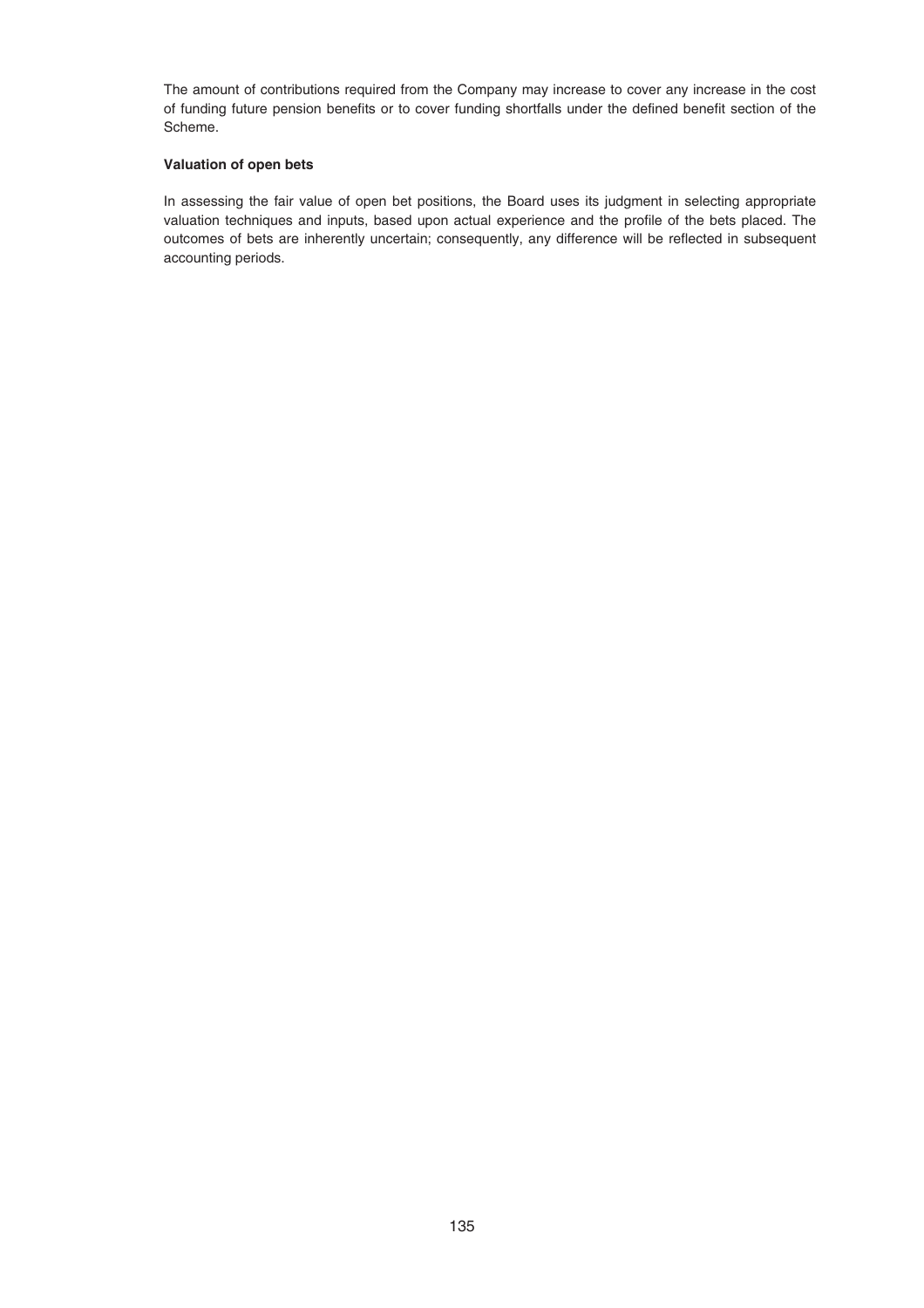The amount of contributions required from the Company may increase to cover any increase in the cost of funding future pension benefits or to cover funding shortfalls under the defined benefit section of the Scheme.

**Valuation of open bets**

In assessing the fair value of open bet positions, the Board uses its judgment in selecting appropriate valuation techniques and inputs, based upon actual experience and the profile of the bets placed. The outcomes of bets are inherently uncertain; consequently, any difference will be reflected in subsequent accounting periods.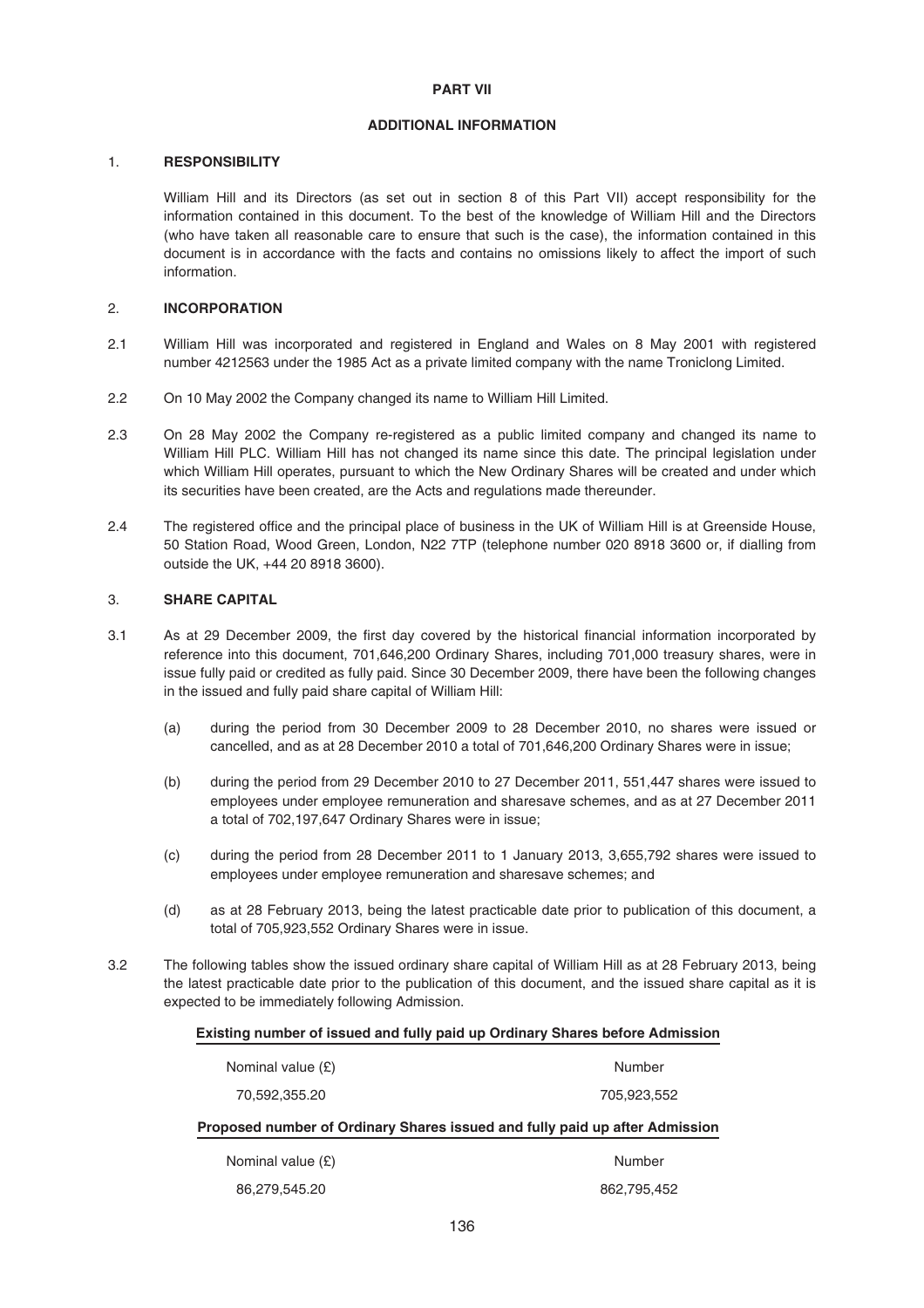# PART VII

## ADDITIONAL INFORMATION

### 1. RESPONSIBILITY

William Hill and its Directors (as set out in section 8 of this Part VII) accept responsibility for the information contained in this document. To the best of the knowledge of William Hill and the Directors (who have taken all reasonable care to ensure that such is the case), the information contained in this document is in accordance with the facts and contains no omissions likely to affect the import of such information.

### 2. INCORPORATION

2.1 William Hill was incorporated and registered in England and Wales on 8 May 2001 with registered number 4212563 under the 1985 Act as a private limited company with the name Troniclong Limited.

2.2 On 10 May 2002 the Company changed its name to William Hill Limited.

2.3 On 28 May 2002 the Company re-registered as a public limited company and changed its name to William Hill PLC. William Hill has not changed its name since this date. The principal legislation under which William Hill operates, pursuant to which the New Ordinary Shares will be created and under which its securities have been created, are the Acts and regulations made thereunder.

2.4 The registered office and the principal place of business in the UK of William Hill is at Greenside House, 50 Station Road, Wood Green, London, N22 7TP (telephone number 020 8918 3600 or, if dialling from outside the UK, +44 20 8918 3600).

### 3. SHARE CAPITAL

3.1 As at 29 December 2009, the first day covered by the historical financial information incorporated by reference into this document, 701,646,200 Ordinary Shares, including 701,000 treasury shares, were in issue fully paid or credited as fully paid. Since 30 December 2009, there have been the following changes in the issued and fully paid share capital of William Hill:

(a) during the period from 30 December 2009 to 28 December 2010, no shares were issued or cancelled, and as at 28 December 2010 a total of 701,646,200 Ordinary Shares were in issue;

(b) during the period from 29 December 2010 to 27 December 2011, 551,447 shares were issued to employees under employee remuneration and sharesave schemes, and as at 27 December 2011 a total of 702,197,647 Ordinary Shares were in issue;

(c) during the period from 28 December 2011 to 1 January 2013, 3,655,792 shares were issued to employees under employee remuneration and sharesave schemes; and

(d) as at 28 February 2013, being the latest practicable date prior to publication of this document, a total of 705,923,552 Ordinary Shares were in issue.

3.2 The following tables show the issued ordinary share capital of William Hill as at 28 February 2013, being the latest practicable date prior to the publication of this document, and the issued share capital as it is expected to be immediately following Admission.

**Existing number of issued and fully paid up Ordinary Shares before Admission**

| Nominal value (£) | Number |
| --- | --- |
| 70,592,355.20 | 705,923,552 |

**Proposed number of Ordinary Shares issued and fully paid up after Admission**

| Nominal value (£) | Number |
| --- | --- |
| 86,279,545.20 | 862,795,452 |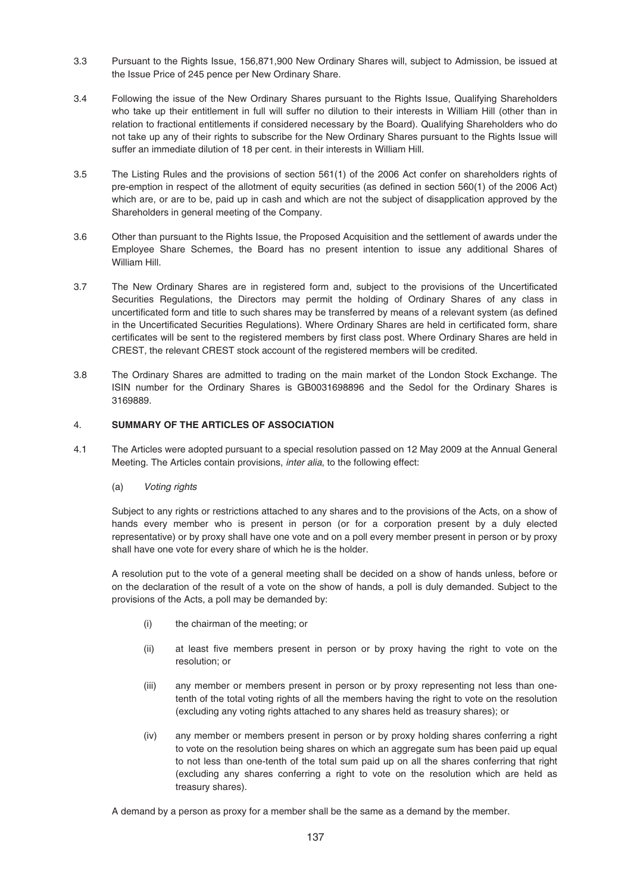3.3 Pursuant to the Rights Issue, 156,871,900 New Ordinary Shares will, subject to Admission, be issued at the Issue Price of 245 pence per New Ordinary Share.

3.4 Following the issue of the New Ordinary Shares pursuant to the Rights Issue, Qualifying Shareholders who take up their entitlement in full will suffer no dilution to their interests in William Hill (other than in relation to fractional entitlements if considered necessary by the Board). Qualifying Shareholders who do not take up any of their rights to subscribe for the New Ordinary Shares pursuant to the Rights Issue will suffer an immediate dilution of 18 per cent. in their interests in William Hill.

3.5 The Listing Rules and the provisions of section 561(1) of the 2006 Act confer on shareholders rights of pre-emption in respect of the allotment of equity securities (as defined in section 560(1) of the 2006 Act) which are, or are to be, paid up in cash and which are not the subject of disapplication approved by the Shareholders in general meeting of the Company.

3.6 Other than pursuant to the Rights Issue, the Proposed Acquisition and the settlement of awards under the Employee Share Schemes, the Board has no present intention to issue any additional Shares of William Hill.

3.7 The New Ordinary Shares are in registered form and, subject to the provisions of the Uncertificated Securities Regulations, the Directors may permit the holding of Ordinary Shares of any class in uncertificated form and title to such shares may be transferred by means of a relevant system (as defined in the Uncertificated Securities Regulations). Where Ordinary Shares are held in certificated form, share certificates will be sent to the registered members by first class post. Where Ordinary Shares are held in CREST, the relevant CREST stock account of the registered members will be credited.

3.8 The Ordinary Shares are admitted to trading on the main market of the London Stock Exchange. The ISIN number for the Ordinary Shares is GB0031698896 and the Sedol for the Ordinary Shares is 3169889.

## 4. SUMMARY OF THE ARTICLES OF ASSOCIATION

4.1 The Articles were adopted pursuant to a special resolution passed on 12 May 2009 at the Annual General Meeting. The Articles contain provisions, *inter alia*, to the following effect:

(a) *Voting rights*

Subject to any rights or restrictions attached to any shares and to the provisions of the Acts, on a show of hands every member who is present in person (or for a corporation present by a duly elected representative) or by proxy shall have one vote and on a poll every member present in person or by proxy shall have one vote for every share of which he is the holder.

A resolution put to the vote of a general meeting shall be decided on a show of hands unless, before or on the declaration of the result of a vote on the show of hands, a poll is duly demanded. Subject to the provisions of the Acts, a poll may be demanded by:

(i) the chairman of the meeting; or

(ii) at least five members present in person or by proxy having the right to vote on the resolution; or

(iii) any member or members present in person or by proxy representing not less than one-tenth of the total voting rights of all the members having the right to vote on the resolution (excluding any voting rights attached to any shares held as treasury shares); or

(iv) any member or members present in person or by proxy holding shares conferring a right to vote on the resolution being shares on which an aggregate sum has been paid up equal to not less than one-tenth of the total sum paid up on all the shares conferring that right (excluding any shares conferring a right to vote on the resolution which are held as treasury shares).

A demand by a person as proxy for a member shall be the same as a demand by the member.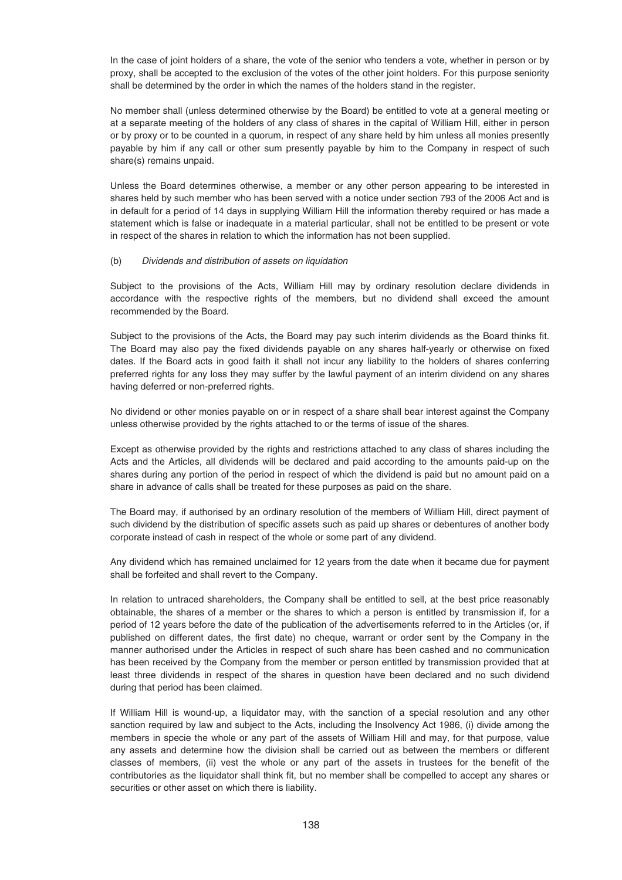In the case of joint holders of a share, the vote of the senior who tenders a vote, whether in person or by proxy, shall be accepted to the exclusion of the votes of the other joint holders. For this purpose seniority shall be determined by the order in which the names of the holders stand in the register.

No member shall (unless determined otherwise by the Board) be entitled to vote at a general meeting or at a separate meeting of the holders of any class of shares in the capital of William Hill, either in person or by proxy or to be counted in a quorum, in respect of any share held by him unless all monies presently payable by him if any call or other sum presently payable by him to the Company in respect of such share(s) remains unpaid.

Unless the Board determines otherwise, a member or any other person appearing to be interested in shares held by such member who has been served with a notice under section 793 of the 2006 Act and is in default for a period of 14 days in supplying William Hill the information thereby required or has made a statement which is false or inadequate in a material particular, shall not be entitled to be present or vote in respect of the shares in relation to which the information has not been supplied.

(b) *Dividends and distribution of assets on liquidation*

Subject to the provisions of the Acts, William Hill may by ordinary resolution declare dividends in accordance with the respective rights of the members, but no dividend shall exceed the amount recommended by the Board.

Subject to the provisions of the Acts, the Board may pay such interim dividends as the Board thinks fit. The Board may also pay the fixed dividends payable on any shares half-yearly or otherwise on fixed dates. If the Board acts in good faith it shall not incur any liability to the holders of shares conferring preferred rights for any loss they may suffer by the lawful payment of an interim dividend on any shares having deferred or non-preferred rights.

No dividend or other monies payable on or in respect of a share shall bear interest against the Company unless otherwise provided by the rights attached to or the terms of issue of the shares.

Except as otherwise provided by the rights and restrictions attached to any class of shares including the Acts and the Articles, all dividends will be declared and paid according to the amounts paid-up on the shares during any portion of the period in respect of which the dividend is paid but no amount paid on a share in advance of calls shall be treated for these purposes as paid on the share.

The Board may, if authorised by an ordinary resolution of the members of William Hill, direct payment of such dividend by the distribution of specific assets such as paid up shares or debentures of another body corporate instead of cash in respect of the whole or some part of any dividend.

Any dividend which has remained unclaimed for 12 years from the date when it became due for payment shall be forfeited and shall revert to the Company.

In relation to untraced shareholders, the Company shall be entitled to sell, at the best price reasonably obtainable, the shares of a member or the shares to which a person is entitled by transmission if, for a period of 12 years before the date of the publication of the advertisements referred to in the Articles (or, if published on different dates, the first date) no cheque, warrant or order sent by the Company in the manner authorised under the Articles in respect of such share has been cashed and no communication has been received by the Company from the member or person entitled by transmission provided that at least three dividends in respect of the shares in question have been declared and no such dividend during that period has been claimed.

If William Hill is wound-up, a liquidator may, with the sanction of a special resolution and any other sanction required by law and subject to the Acts, including the Insolvency Act 1986, (i) divide among the members in specie the whole or any part of the assets of William Hill and may, for that purpose, value any assets and determine how the division shall be carried out as between the members or different classes of members, (ii) vest the whole or any part of the assets in trustees for the benefit of the contributories as the liquidator shall think fit, but no member shall be compelled to accept any shares or securities or other asset on which there is liability.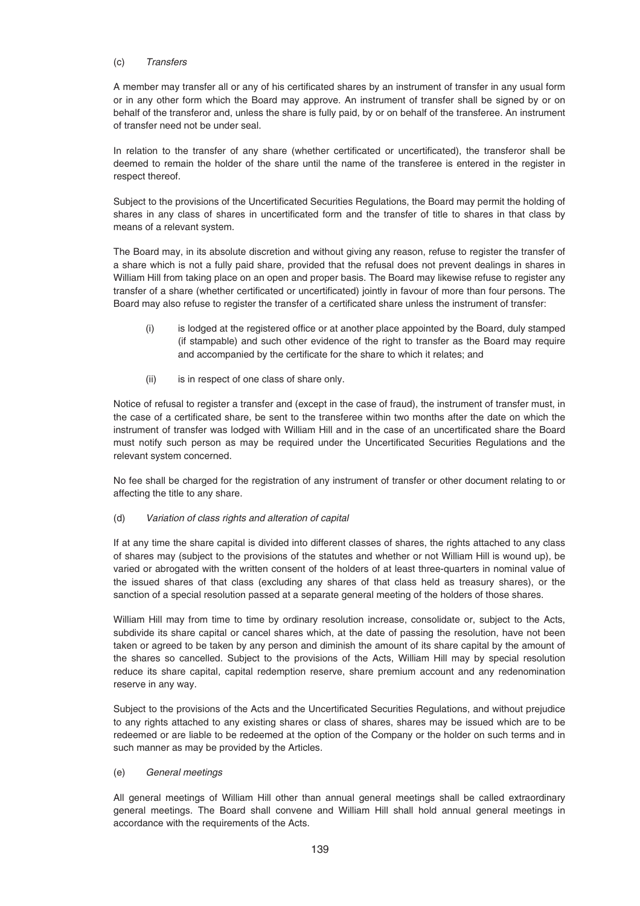(c) *Transfers*

A member may transfer all or any of his certificated shares by an instrument of transfer in any usual form or in any other form which the Board may approve. An instrument of transfer shall be signed by or on behalf of the transferor and, unless the share is fully paid, by or on behalf of the transferee. An instrument of transfer need not be under seal.

In relation to the transfer of any share (whether certificated or uncertificated), the transferor shall be deemed to remain the holder of the share until the name of the transferee is entered in the register in respect thereof.

Subject to the provisions of the Uncertificated Securities Regulations, the Board may permit the holding of shares in any class of shares in uncertificated form and the transfer of title to shares in that class by means of a relevant system.

The Board may, in its absolute discretion and without giving any reason, refuse to register the transfer of a share which is not a fully paid share, provided that the refusal does not prevent dealings in shares in William Hill from taking place on an open and proper basis. The Board may likewise refuse to register any transfer of a share (whether certificated or uncertificated) jointly in favour of more than four persons. The Board may also refuse to register the transfer of a certificated share unless the instrument of transfer:

(i) is lodged at the registered office or at another place appointed by the Board, duly stamped (if stampable) and such other evidence of the right to transfer as the Board may require and accompanied by the certificate for the share to which it relates; and

(ii) is in respect of one class of share only.

Notice of refusal to register a transfer and (except in the case of fraud), the instrument of transfer must, in the case of a certificated share, be sent to the transferee within two months after the date on which the instrument of transfer was lodged with William Hill and in the case of an uncertificated share the Board must notify such person as may be required under the Uncertificated Securities Regulations and the relevant system concerned.

No fee shall be charged for the registration of any instrument of transfer or other document relating to or affecting the title to any share.

(d) *Variation of class rights and alteration of capital*

If at any time the share capital is divided into different classes of shares, the rights attached to any class of shares may (subject to the provisions of the statutes and whether or not William Hill is wound up), be varied or abrogated with the written consent of the holders of at least three-quarters in nominal value of the issued shares of that class (excluding any shares of that class held as treasury shares), or the sanction of a special resolution passed at a separate general meeting of the holders of those shares.

William Hill may from time to time by ordinary resolution increase, consolidate or, subject to the Acts, subdivide its share capital or cancel shares which, at the date of passing the resolution, have not been taken or agreed to be taken by any person and diminish the amount of its share capital by the amount of the shares so cancelled. Subject to the provisions of the Acts, William Hill may by special resolution reduce its share capital, capital redemption reserve, share premium account and any redenomination reserve in any way.

Subject to the provisions of the Acts and the Uncertificated Securities Regulations, and without prejudice to any rights attached to any existing shares or class of shares, shares may be issued which are to be redeemed or are liable to be redeemed at the option of the Company or the holder on such terms and in such manner as may be provided by the Articles.

(e) *General meetings*

All general meetings of William Hill other than annual general meetings shall be called extraordinary general meetings. The Board shall convene and William Hill shall hold annual general meetings in accordance with the requirements of the Acts.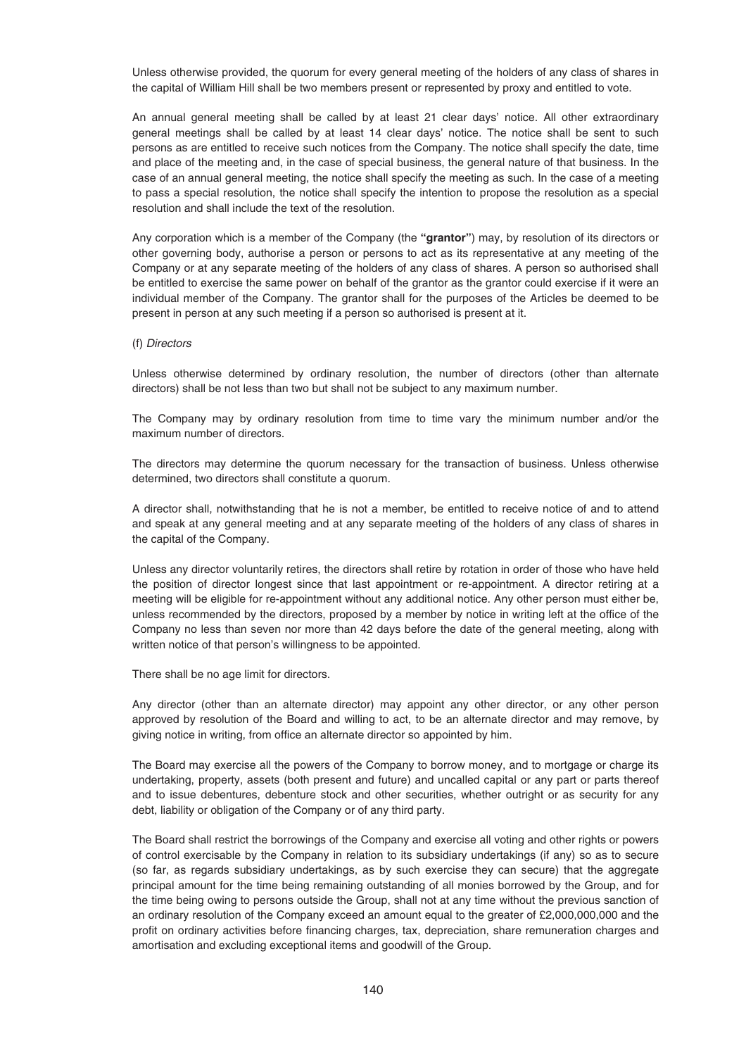Unless otherwise provided, the quorum for every general meeting of the holders of any class of shares in the capital of William Hill shall be two members present or represented by proxy and entitled to vote.

An annual general meeting shall be called by at least 21 clear days' notice. All other extraordinary general meetings shall be called by at least 14 clear days' notice. The notice shall be sent to such persons as are entitled to receive such notices from the Company. The notice shall specify the date, time and place of the meeting and, in the case of special business, the general nature of that business. In the case of an annual general meeting, the notice shall specify the meeting as such. In the case of a meeting to pass a special resolution, the notice shall specify the intention to propose the resolution as a special resolution and shall include the text of the resolution.

Any corporation which is a member of the Company (the **"grantor"**) may, by resolution of its directors or other governing body, authorise a person or persons to act as its representative at any meeting of the Company or at any separate meeting of the holders of any class of shares. A person so authorised shall be entitled to exercise the same power on behalf of the grantor as the grantor could exercise if it were an individual member of the Company. The grantor shall for the purposes of the Articles be deemed to be present in person at any such meeting if a person so authorised is present at it.

(f) *Directors*

Unless otherwise determined by ordinary resolution, the number of directors (other than alternate directors) shall be not less than two but shall not be subject to any maximum number.

The Company may by ordinary resolution from time to time vary the minimum number and/or the maximum number of directors.

The directors may determine the quorum necessary for the transaction of business. Unless otherwise determined, two directors shall constitute a quorum.

A director shall, notwithstanding that he is not a member, be entitled to receive notice of and to attend and speak at any general meeting and at any separate meeting of the holders of any class of shares in the capital of the Company.

Unless any director voluntarily retires, the directors shall retire by rotation in order of those who have held the position of director longest since that last appointment or re-appointment. A director retiring at a meeting will be eligible for re-appointment without any additional notice. Any other person must either be, unless recommended by the directors, proposed by a member by notice in writing left at the office of the Company no less than seven nor more than 42 days before the date of the general meeting, along with written notice of that person's willingness to be appointed.

There shall be no age limit for directors.

Any director (other than an alternate director) may appoint any other director, or any other person approved by resolution of the Board and willing to act, to be an alternate director and may remove, by giving notice in writing, from office an alternate director so appointed by him.

The Board may exercise all the powers of the Company to borrow money, and to mortgage or charge its undertaking, property, assets (both present and future) and uncalled capital or any part or parts thereof and to issue debentures, debenture stock and other securities, whether outright or as security for any debt, liability or obligation of the Company or of any third party.

The Board shall restrict the borrowings of the Company and exercise all voting and other rights or powers of control exercisable by the Company in relation to its subsidiary undertakings (if any) so as to secure (so far, as regards subsidiary undertakings, as by such exercise they can secure) that the aggregate principal amount for the time being remaining outstanding of all monies borrowed by the Group, and for the time being owing to persons outside the Group, shall not at any time without the previous sanction of an ordinary resolution of the Company exceed an amount equal to the greater of £2,000,000,000 and the profit on ordinary activities before financing charges, tax, depreciation, share remuneration charges and amortisation and excluding exceptional items and goodwill of the Group.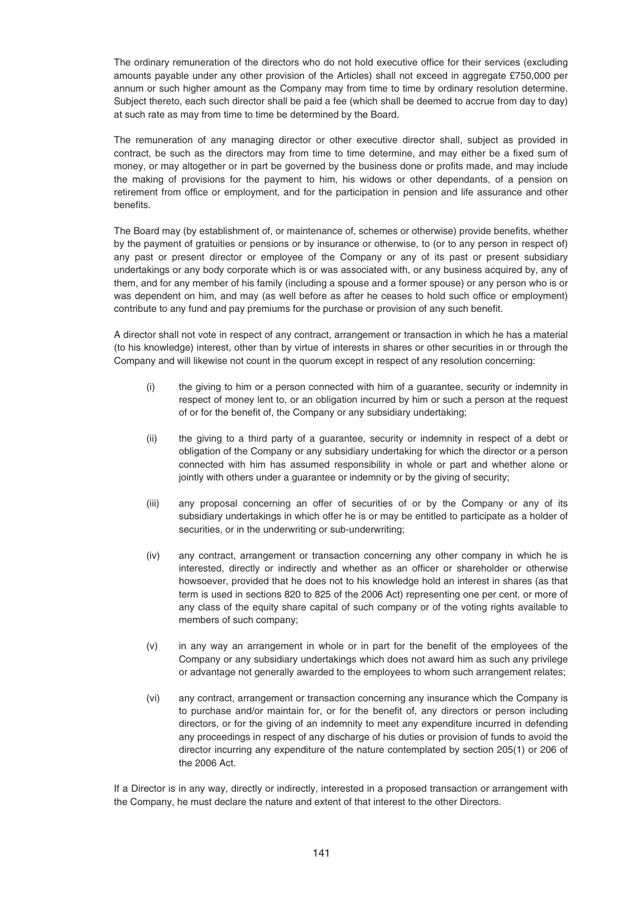The ordinary remuneration of the directors who do not hold executive office for their services (excluding amounts payable under any other provision of the Articles) shall not exceed in aggregate £750,000 per annum or such higher amount as the Company may from time to time by ordinary resolution determine. Subject thereto, each such director shall be paid a fee (which shall be deemed to accrue from day to day) at such rate as may from time to time be determined by the Board.

The remuneration of any managing director or other executive director shall, subject as provided in contract, be such as the directors may from time to time determine, and may either be a fixed sum of money, or may altogether or in part be governed by the business done or profits made, and may include the making of provisions for the payment to him, his widows or other dependants, of a pension on retirement from office or employment, and for the participation in pension and life assurance and other benefits.

The Board may (by establishment of, or maintenance of, schemes or otherwise) provide benefits, whether by the payment of gratuities or pensions or by insurance or otherwise, to (or to any person in respect of) any past or present director or employee of the Company or any of its past or present subsidiary undertakings or any body corporate which is or was associated with, or any business acquired by, any of them, and for any member of his family (including a spouse and a former spouse) or any person who is or was dependent on him, and may (as well before as after he ceases to hold such office or employment) contribute to any fund and pay premiums for the purchase or provision of any such benefit.

A director shall not vote in respect of any contract, arrangement or transaction in which he has a material (to his knowledge) interest, other than by virtue of interests in shares or other securities in or through the Company and will likewise not count in the quorum except in respect of any resolution concerning:

(i) the giving to him or a person connected with him of a guarantee, security or indemnity in respect of money lent to, or an obligation incurred by him or such a person at the request of or for the benefit of, the Company or any subsidiary undertaking;

(ii) the giving to a third party of a guarantee, security or indemnity in respect of a debt or obligation of the Company or any subsidiary undertaking for which the director or a person connected with him has assumed responsibility in whole or part and whether alone or jointly with others under a guarantee or indemnity or by the giving of security;

(iii) any proposal concerning an offer of securities of or by the Company or any of its subsidiary undertakings in which offer he is or may be entitled to participate as a holder of securities, or in the underwriting or sub-underwriting;

(iv) any contract, arrangement or transaction concerning any other company in which he is interested, directly or indirectly and whether as an officer or shareholder or otherwise howsoever, provided that he does not to his knowledge hold an interest in shares (as that term is used in sections 820 to 825 of the 2006 Act) representing one per cent. or more of any class of the equity share capital of such company or of the voting rights available to members of such company;

(v) in any way an arrangement in whole or in part for the benefit of the employees of the Company or any subsidiary undertakings which does not award him as such any privilege or advantage not generally awarded to the employees to whom such arrangement relates;

(vi) any contract, arrangement or transaction concerning any insurance which the Company is to purchase and/or maintain for, or for the benefit of, any directors or person including directors, or for the giving of an indemnity to meet any expenditure incurred in defending any proceedings in respect of any discharge of his duties or provision of funds to avoid the director incurring any expenditure of the nature contemplated by section 205(1) or 206 of the 2006 Act.

If a Director is in any way, directly or indirectly, interested in a proposed transaction or arrangement with the Company, he must declare the nature and extent of that interest to the other Directors.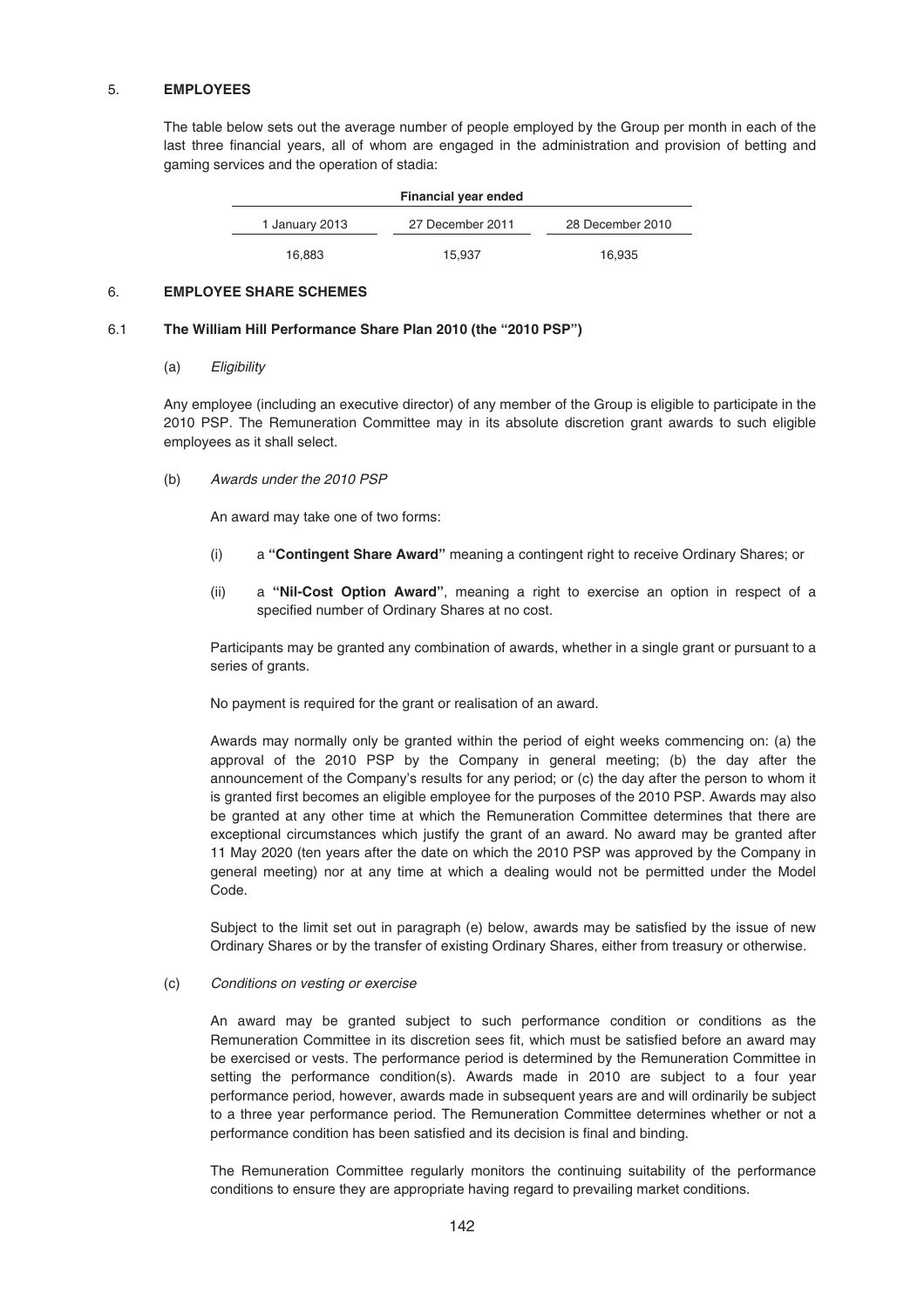## 5. EMPLOYEES

The table below sets out the average number of people employed by the Group per month in each of the last three financial years, all of whom are engaged in the administration and provision of betting and gaming services and the operation of stadia:

| Financial year ended | | |
|---|---|---|
| 1 January 2013 | 27 December 2011 | 28 December 2010 |
| 16,883 | 15,937 | 16,935 |

## 6. EMPLOYEE SHARE SCHEMES

### 6.1 The William Hill Performance Share Plan 2010 (the "2010 PSP")

(a) *Eligibility*

Any employee (including an executive director) of any member of the Group is eligible to participate in the 2010 PSP. The Remuneration Committee may in its absolute discretion grant awards to such eligible employees as it shall select.

(b) *Awards under the 2010 PSP*

An award may take one of two forms:

(i) a **"Contingent Share Award"** meaning a contingent right to receive Ordinary Shares; or

(ii) a **"Nil-Cost Option Award"**, meaning a right to exercise an option in respect of a specified number of Ordinary Shares at no cost.

Participants may be granted any combination of awards, whether in a single grant or pursuant to a series of grants.

No payment is required for the grant or realisation of an award.

Awards may normally only be granted within the period of eight weeks commencing on: (a) the approval of the 2010 PSP by the Company in general meeting; (b) the day after the announcement of the Company's results for any period; or (c) the day after the person to whom it is granted first becomes an eligible employee for the purposes of the 2010 PSP. Awards may also be granted at any other time at which the Remuneration Committee determines that there are exceptional circumstances which justify the grant of an award. No award may be granted after 11 May 2020 (ten years after the date on which the 2010 PSP was approved by the Company in general meeting) nor at any time at which a dealing would not be permitted under the Model Code.

Subject to the limit set out in paragraph (e) below, awards may be satisfied by the issue of new Ordinary Shares or by the transfer of existing Ordinary Shares, either from treasury or otherwise.

(c) *Conditions on vesting or exercise*

An award may be granted subject to such performance condition or conditions as the Remuneration Committee in its discretion sees fit, which must be satisfied before an award may be exercised or vests. The performance period is determined by the Remuneration Committee in setting the performance condition(s). Awards made in 2010 are subject to a four year performance period, however, awards made in subsequent years are and will ordinarily be subject to a three year performance period. The Remuneration Committee determines whether or not a performance condition has been satisfied and its decision is final and binding.

The Remuneration Committee regularly monitors the continuing suitability of the performance conditions to ensure they are appropriate having regard to prevailing market conditions.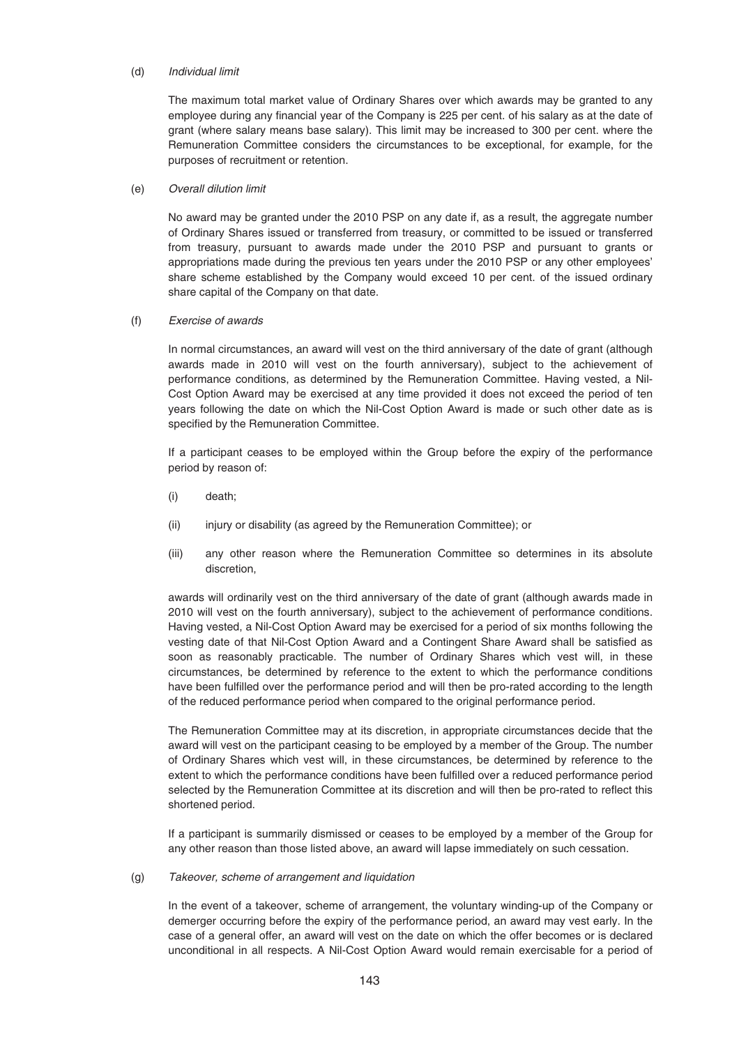(d) *Individual limit*

The maximum total market value of Ordinary Shares over which awards may be granted to any employee during any financial year of the Company is 225 per cent. of his salary as at the date of grant (where salary means base salary). This limit may be increased to 300 per cent. where the Remuneration Committee considers the circumstances to be exceptional, for example, for the purposes of recruitment or retention.

(e) *Overall dilution limit*

No award may be granted under the 2010 PSP on any date if, as a result, the aggregate number of Ordinary Shares issued or transferred from treasury, or committed to be issued or transferred from treasury, pursuant to awards made under the 2010 PSP and pursuant to grants or appropriations made during the previous ten years under the 2010 PSP or any other employees' share scheme established by the Company would exceed 10 per cent. of the issued ordinary share capital of the Company on that date.

(f) *Exercise of awards*

In normal circumstances, an award will vest on the third anniversary of the date of grant (although awards made in 2010 will vest on the fourth anniversary), subject to the achievement of performance conditions, as determined by the Remuneration Committee. Having vested, a Nil-Cost Option Award may be exercised at any time provided it does not exceed the period of ten years following the date on which the Nil-Cost Option Award is made or such other date as is specified by the Remuneration Committee.

If a participant ceases to be employed within the Group before the expiry of the performance period by reason of:

(i) death;

(ii) injury or disability (as agreed by the Remuneration Committee); or

(iii) any other reason where the Remuneration Committee so determines in its absolute discretion,

awards will ordinarily vest on the third anniversary of the date of grant (although awards made in 2010 will vest on the fourth anniversary), subject to the achievement of performance conditions. Having vested, a Nil-Cost Option Award may be exercised for a period of six months following the vesting date of that Nil-Cost Option Award and a Contingent Share Award shall be satisfied as soon as reasonably practicable. The number of Ordinary Shares which vest will, in these circumstances, be determined by reference to the extent to which the performance conditions have been fulfilled over the performance period and will then be pro-rated according to the length of the reduced performance period when compared to the original performance period.

The Remuneration Committee may at its discretion, in appropriate circumstances decide that the award will vest on the participant ceasing to be employed by a member of the Group. The number of Ordinary Shares which vest will, in these circumstances, be determined by reference to the extent to which the performance conditions have been fulfilled over a reduced performance period selected by the Remuneration Committee at its discretion and will then be pro-rated to reflect this shortened period.

If a participant is summarily dismissed or ceases to be employed by a member of the Group for any other reason than those listed above, an award will lapse immediately on such cessation.

(g) *Takeover, scheme of arrangement and liquidation*

In the event of a takeover, scheme of arrangement, the voluntary winding-up of the Company or demerger occurring before the expiry of the performance period, an award may vest early. In the case of a general offer, an award will vest on the date on which the offer becomes or is declared unconditional in all respects. A Nil-Cost Option Award would remain exercisable for a period of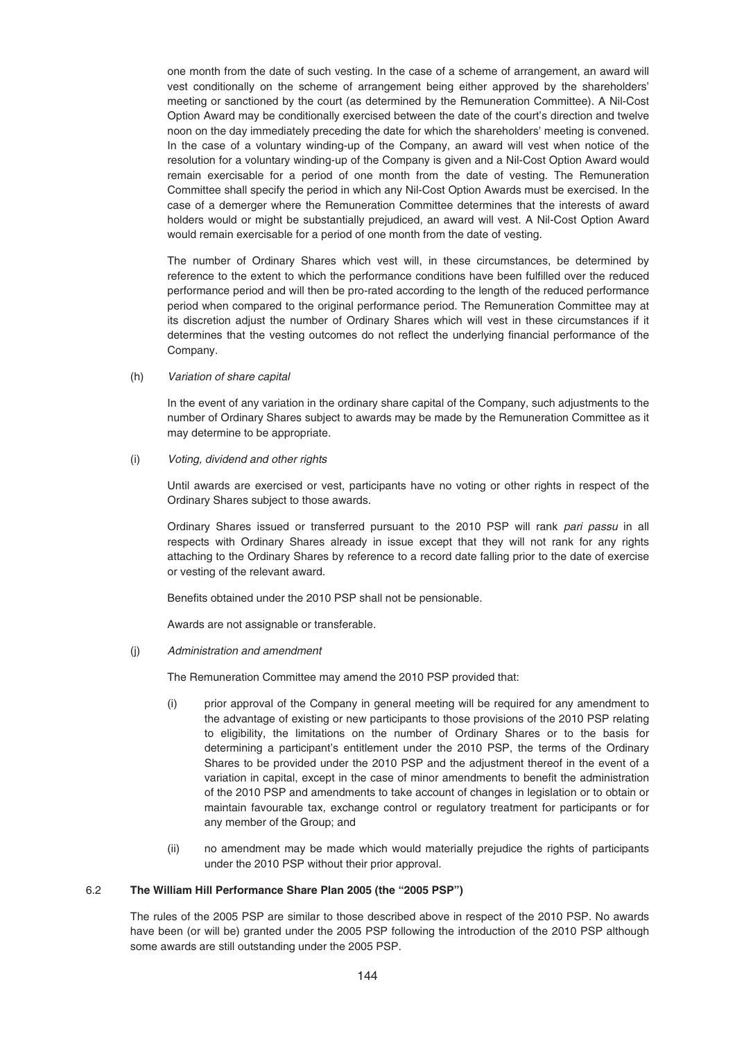one month from the date of such vesting. In the case of a scheme of arrangement, an award will vest conditionally on the scheme of arrangement being either approved by the shareholders' meeting or sanctioned by the court (as determined by the Remuneration Committee). A Nil-Cost Option Award may be conditionally exercised between the date of the court's direction and twelve noon on the day immediately preceding the date for which the shareholders' meeting is convened. In the case of a voluntary winding-up of the Company, an award will vest when notice of the resolution for a voluntary winding-up of the Company is given and a Nil-Cost Option Award would remain exercisable for a period of one month from the date of vesting. The Remuneration Committee shall specify the period in which any Nil-Cost Option Awards must be exercised. In the case of a demerger where the Remuneration Committee determines that the interests of award holders would or might be substantially prejudiced, an award will vest. A Nil-Cost Option Award would remain exercisable for a period of one month from the date of vesting.

The number of Ordinary Shares which vest will, in these circumstances, be determined by reference to the extent to which the performance conditions have been fulfilled over the reduced performance period and will then be pro-rated according to the length of the reduced performance period when compared to the original performance period. The Remuneration Committee may at its discretion adjust the number of Ordinary Shares which will vest in these circumstances if it determines that the vesting outcomes do not reflect the underlying financial performance of the Company.

(h) *Variation of share capital*

In the event of any variation in the ordinary share capital of the Company, such adjustments to the number of Ordinary Shares subject to awards may be made by the Remuneration Committee as it may determine to be appropriate.

(i) *Voting, dividend and other rights*

Until awards are exercised or vest, participants have no voting or other rights in respect of the Ordinary Shares subject to those awards.

Ordinary Shares issued or transferred pursuant to the 2010 PSP will rank *pari passu* in all respects with Ordinary Shares already in issue except that they will not rank for any rights attaching to the Ordinary Shares by reference to a record date falling prior to the date of exercise or vesting of the relevant award.

Benefits obtained under the 2010 PSP shall not be pensionable.

Awards are not assignable or transferable.

(j) *Administration and amendment*

The Remuneration Committee may amend the 2010 PSP provided that:

(i) prior approval of the Company in general meeting will be required for any amendment to the advantage of existing or new participants to those provisions of the 2010 PSP relating to eligibility, the limitations on the number of Ordinary Shares or to the basis for determining a participant's entitlement under the 2010 PSP, the terms of the Ordinary Shares to be provided under the 2010 PSP and the adjustment thereof in the event of a variation in capital, except in the case of minor amendments to benefit the administration of the 2010 PSP and amendments to take account of changes in legislation or to obtain or maintain favourable tax, exchange control or regulatory treatment for participants or for any member of the Group; and

(ii) no amendment may be made which would materially prejudice the rights of participants under the 2010 PSP without their prior approval.

### 6.2 The William Hill Performance Share Plan 2005 (the "2005 PSP")

The rules of the 2005 PSP are similar to those described above in respect of the 2010 PSP. No awards have been (or will be) granted under the 2005 PSP following the introduction of the 2010 PSP although some awards are still outstanding under the 2005 PSP.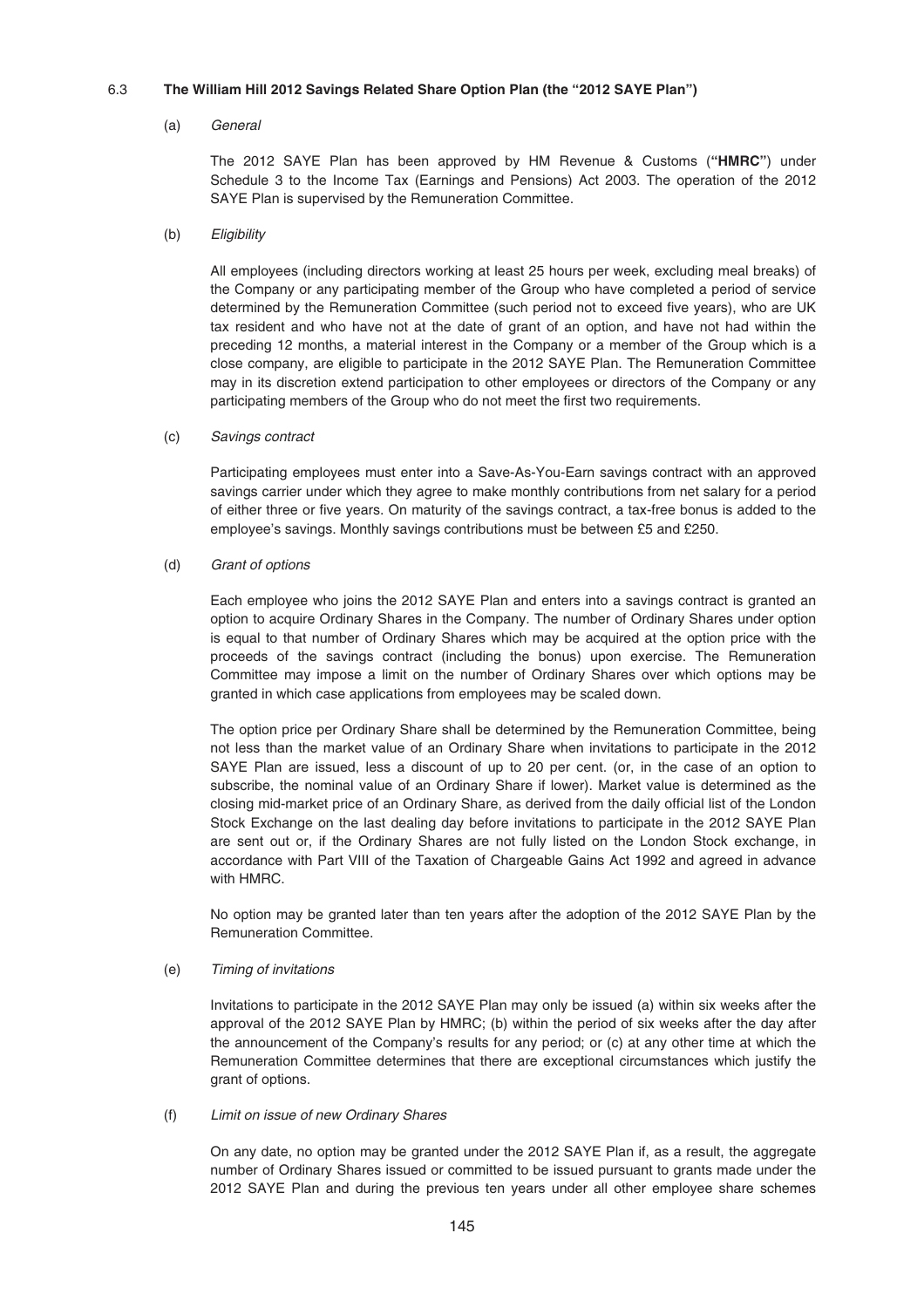### 6.3 The William Hill 2012 Savings Related Share Option Plan (the "2012 SAYE Plan")

(a) *General*

The 2012 SAYE Plan has been approved by HM Revenue & Customs (**"HMRC"**) under Schedule 3 to the Income Tax (Earnings and Pensions) Act 2003. The operation of the 2012 SAYE Plan is supervised by the Remuneration Committee.

(b) *Eligibility*

All employees (including directors working at least 25 hours per week, excluding meal breaks) of the Company or any participating member of the Group who have completed a period of service determined by the Remuneration Committee (such period not to exceed five years), who are UK tax resident and who have not at the date of grant of an option, and have not had within the preceding 12 months, a material interest in the Company or a member of the Group which is a close company, are eligible to participate in the 2012 SAYE Plan. The Remuneration Committee may in its discretion extend participation to other employees or directors of the Company or any participating members of the Group who do not meet the first two requirements.

(c) *Savings contract*

Participating employees must enter into a Save-As-You-Earn savings contract with an approved savings carrier under which they agree to make monthly contributions from net salary for a period of either three or five years. On maturity of the savings contract, a tax-free bonus is added to the employee's savings. Monthly savings contributions must be between £5 and £250.

(d) *Grant of options*

Each employee who joins the 2012 SAYE Plan and enters into a savings contract is granted an option to acquire Ordinary Shares in the Company. The number of Ordinary Shares under option is equal to that number of Ordinary Shares which may be acquired at the option price with the proceeds of the savings contract (including the bonus) upon exercise. The Remuneration Committee may impose a limit on the number of Ordinary Shares over which options may be granted in which case applications from employees may be scaled down.

The option price per Ordinary Share shall be determined by the Remuneration Committee, being not less than the market value of an Ordinary Share when invitations to participate in the 2012 SAYE Plan are issued, less a discount of up to 20 per cent. (or, in the case of an option to subscribe, the nominal value of an Ordinary Share if lower). Market value is determined as the closing mid-market price of an Ordinary Share, as derived from the daily official list of the London Stock Exchange on the last dealing day before invitations to participate in the 2012 SAYE Plan are sent out or, if the Ordinary Shares are not fully listed on the London Stock exchange, in accordance with Part VIII of the Taxation of Chargeable Gains Act 1992 and agreed in advance with HMRC.

No option may be granted later than ten years after the adoption of the 2012 SAYE Plan by the Remuneration Committee.

(e) *Timing of invitations*

Invitations to participate in the 2012 SAYE Plan may only be issued (a) within six weeks after the approval of the 2012 SAYE Plan by HMRC; (b) within the period of six weeks after the day after the announcement of the Company's results for any period; or (c) at any other time at which the Remuneration Committee determines that there are exceptional circumstances which justify the grant of options.

(f) *Limit on issue of new Ordinary Shares*

On any date, no option may be granted under the 2012 SAYE Plan if, as a result, the aggregate number of Ordinary Shares issued or committed to be issued pursuant to grants made under the 2012 SAYE Plan and during the previous ten years under all other employee share schemes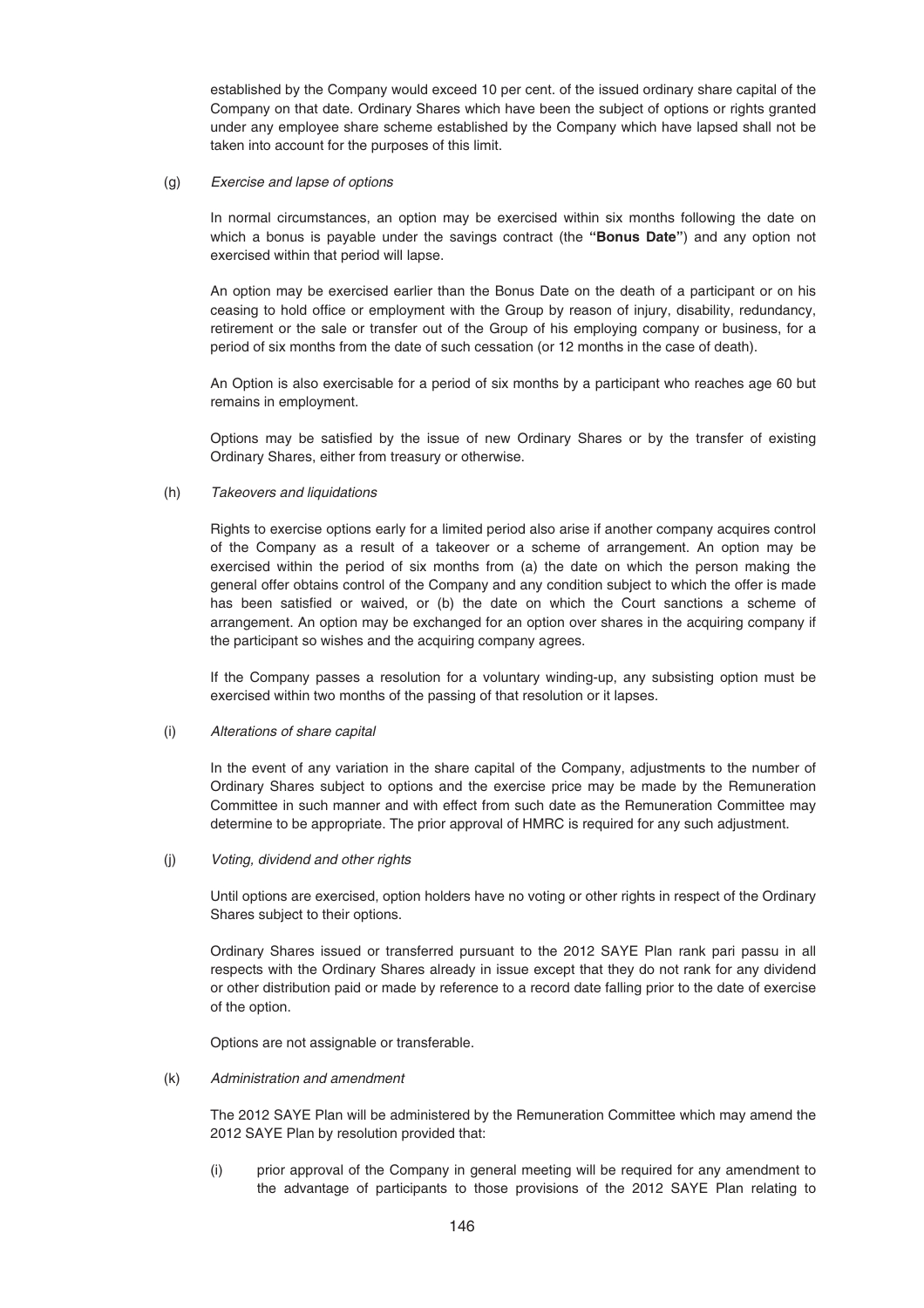established by the Company would exceed 10 per cent. of the issued ordinary share capital of the Company on that date. Ordinary Shares which have been the subject of options or rights granted under any employee share scheme established by the Company which have lapsed shall not be taken into account for the purposes of this limit.

(g) *Exercise and lapse of options*

In normal circumstances, an option may be exercised within six months following the date on which a bonus is payable under the savings contract (the **"Bonus Date"**) and any option not exercised within that period will lapse.

An option may be exercised earlier than the Bonus Date on the death of a participant or on his ceasing to hold office or employment with the Group by reason of injury, disability, redundancy, retirement or the sale or transfer out of the Group of his employing company or business, for a period of six months from the date of such cessation (or 12 months in the case of death).

An Option is also exercisable for a period of six months by a participant who reaches age 60 but remains in employment.

Options may be satisfied by the issue of new Ordinary Shares or by the transfer of existing Ordinary Shares, either from treasury or otherwise.

(h) *Takeovers and liquidations*

Rights to exercise options early for a limited period also arise if another company acquires control of the Company as a result of a takeover or a scheme of arrangement. An option may be exercised within the period of six months from (a) the date on which the person making the general offer obtains control of the Company and any condition subject to which the offer is made has been satisfied or waived, or (b) the date on which the Court sanctions a scheme of arrangement. An option may be exchanged for an option over shares in the acquiring company if the participant so wishes and the acquiring company agrees.

If the Company passes a resolution for a voluntary winding-up, any subsisting option must be exercised within two months of the passing of that resolution or it lapses.

(i) *Alterations of share capital*

In the event of any variation in the share capital of the Company, adjustments to the number of Ordinary Shares subject to options and the exercise price may be made by the Remuneration Committee in such manner and with effect from such date as the Remuneration Committee may determine to be appropriate. The prior approval of HMRC is required for any such adjustment.

(j) *Voting, dividend and other rights*

Until options are exercised, option holders have no voting or other rights in respect of the Ordinary Shares subject to their options.

Ordinary Shares issued or transferred pursuant to the 2012 SAYE Plan rank pari passu in all respects with the Ordinary Shares already in issue except that they do not rank for any dividend or other distribution paid or made by reference to a record date falling prior to the date of exercise of the option.

Options are not assignable or transferable.

(k) *Administration and amendment*

The 2012 SAYE Plan will be administered by the Remuneration Committee which may amend the 2012 SAYE Plan by resolution provided that:

(i) prior approval of the Company in general meeting will be required for any amendment to the advantage of participants to those provisions of the 2012 SAYE Plan relating to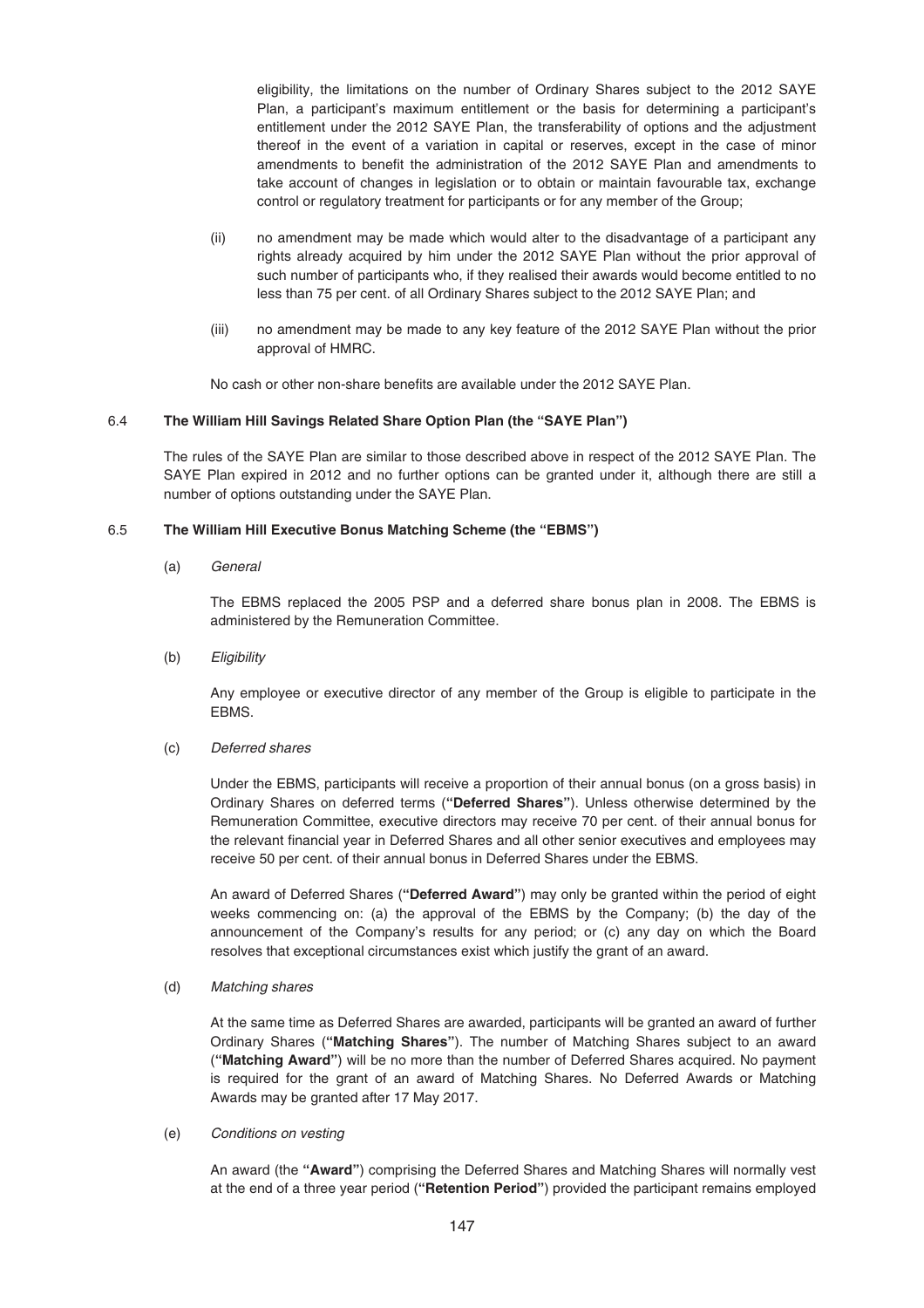eligibility, the limitations on the number of Ordinary Shares subject to the 2012 SAYE Plan, a participant's maximum entitlement or the basis for determining a participant's entitlement under the 2012 SAYE Plan, the transferability of options and the adjustment thereof in the event of a variation in capital or reserves, except in the case of minor amendments to benefit the administration of the 2012 SAYE Plan and amendments to take account of changes in legislation or to obtain or maintain favourable tax, exchange control or regulatory treatment for participants or for any member of the Group;

(ii) no amendment may be made which would alter to the disadvantage of a participant any rights already acquired by him under the 2012 SAYE Plan without the prior approval of such number of participants who, if they realised their awards would become entitled to no less than 75 per cent. of all Ordinary Shares subject to the 2012 SAYE Plan; and

(iii) no amendment may be made to any key feature of the 2012 SAYE Plan without the prior approval of HMRC.

No cash or other non-share benefits are available under the 2012 SAYE Plan.

### 6.4 The William Hill Savings Related Share Option Plan (the "SAYE Plan")

The rules of the SAYE Plan are similar to those described above in respect of the 2012 SAYE Plan. The SAYE Plan expired in 2012 and no further options can be granted under it, although there are still a number of options outstanding under the SAYE Plan.

### 6.5 The William Hill Executive Bonus Matching Scheme (the "EBMS")

(a) *General*

The EBMS replaced the 2005 PSP and a deferred share bonus plan in 2008. The EBMS is administered by the Remuneration Committee.

(b) *Eligibility*

Any employee or executive director of any member of the Group is eligible to participate in the EBMS.

(c) *Deferred shares*

Under the EBMS, participants will receive a proportion of their annual bonus (on a gross basis) in Ordinary Shares on deferred terms (**"Deferred Shares"**). Unless otherwise determined by the Remuneration Committee, executive directors may receive 70 per cent. of their annual bonus for the relevant financial year in Deferred Shares and all other senior executives and employees may receive 50 per cent. of their annual bonus in Deferred Shares under the EBMS.

An award of Deferred Shares (**"Deferred Award"**) may only be granted within the period of eight weeks commencing on: (a) the approval of the EBMS by the Company; (b) the day of the announcement of the Company's results for any period; or (c) any day on which the Board resolves that exceptional circumstances exist which justify the grant of an award.

(d) *Matching shares*

At the same time as Deferred Shares are awarded, participants will be granted an award of further Ordinary Shares (**"Matching Shares"**). The number of Matching Shares subject to an award (**"Matching Award"**) will be no more than the number of Deferred Shares acquired. No payment is required for the grant of an award of Matching Shares. No Deferred Awards or Matching Awards may be granted after 17 May 2017.

(e) *Conditions on vesting*

An award (the **"Award"**) comprising the Deferred Shares and Matching Shares will normally vest at the end of a three year period (**"Retention Period"**) provided the participant remains employed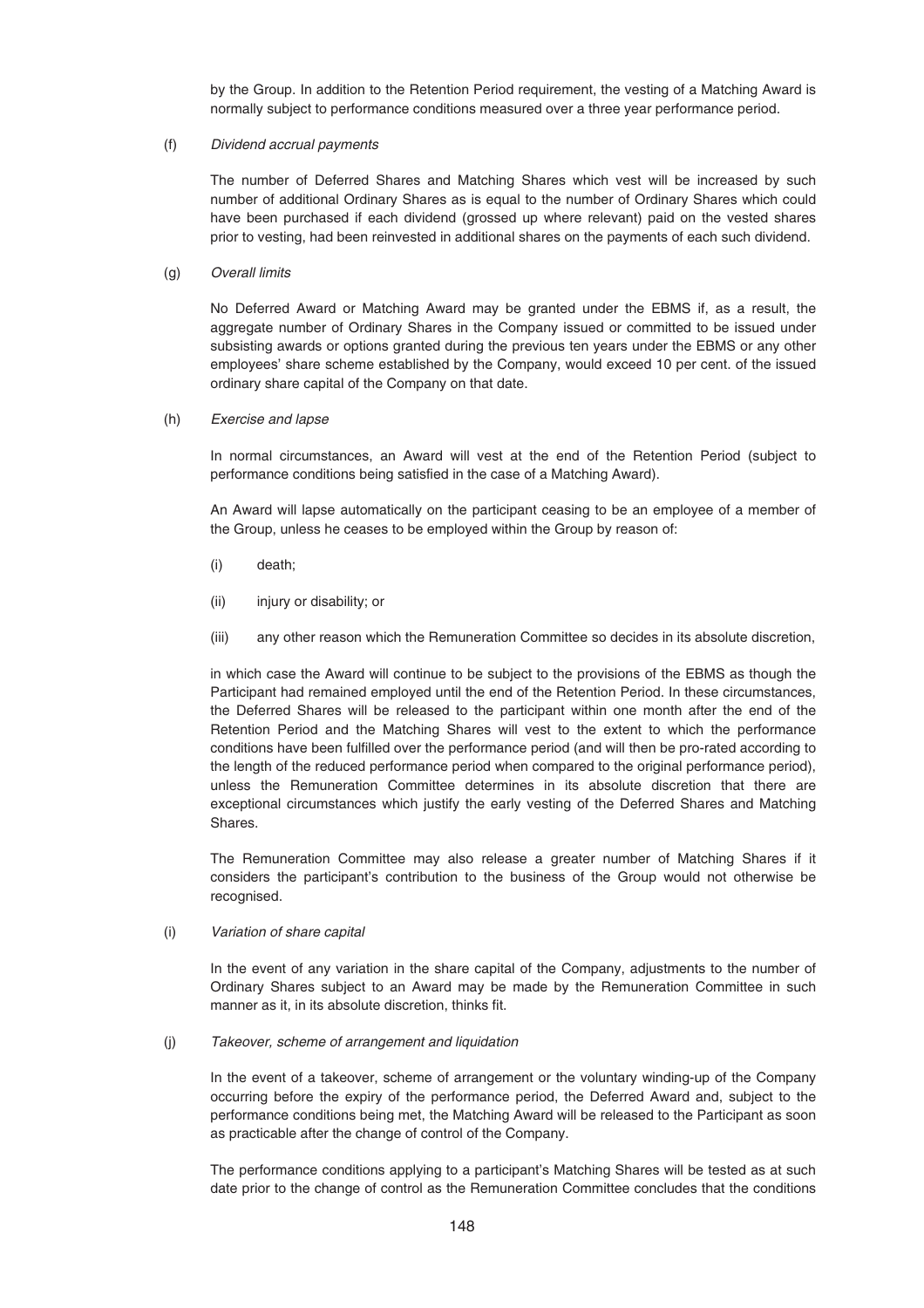by the Group. In addition to the Retention Period requirement, the vesting of a Matching Award is normally subject to performance conditions measured over a three year performance period.

(f) *Dividend accrual payments*

The number of Deferred Shares and Matching Shares which vest will be increased by such number of additional Ordinary Shares as is equal to the number of Ordinary Shares which could have been purchased if each dividend (grossed up where relevant) paid on the vested shares prior to vesting, had been reinvested in additional shares on the payments of each such dividend.

(g) *Overall limits*

No Deferred Award or Matching Award may be granted under the EBMS if, as a result, the aggregate number of Ordinary Shares in the Company issued or committed to be issued under subsisting awards or options granted during the previous ten years under the EBMS or any other employees' share scheme established by the Company, would exceed 10 per cent. of the issued ordinary share capital of the Company on that date.

(h) *Exercise and lapse*

In normal circumstances, an Award will vest at the end of the Retention Period (subject to performance conditions being satisfied in the case of a Matching Award).

An Award will lapse automatically on the participant ceasing to be an employee of a member of the Group, unless he ceases to be employed within the Group by reason of:

(i) death;

(ii) injury or disability; or

(iii) any other reason which the Remuneration Committee so decides in its absolute discretion,

in which case the Award will continue to be subject to the provisions of the EBMS as though the Participant had remained employed until the end of the Retention Period. In these circumstances, the Deferred Shares will be released to the participant within one month after the end of the Retention Period and the Matching Shares will vest to the extent to which the performance conditions have been fulfilled over the performance period (and will then be pro-rated according to the length of the reduced performance period when compared to the original performance period), unless the Remuneration Committee determines in its absolute discretion that there are exceptional circumstances which justify the early vesting of the Deferred Shares and Matching Shares.

The Remuneration Committee may also release a greater number of Matching Shares if it considers the participant's contribution to the business of the Group would not otherwise be recognised.

(i) *Variation of share capital*

In the event of any variation in the share capital of the Company, adjustments to the number of Ordinary Shares subject to an Award may be made by the Remuneration Committee in such manner as it, in its absolute discretion, thinks fit.

(j) *Takeover, scheme of arrangement and liquidation*

In the event of a takeover, scheme of arrangement or the voluntary winding-up of the Company occurring before the expiry of the performance period, the Deferred Award and, subject to the performance conditions being met, the Matching Award will be released to the Participant as soon as practicable after the change of control of the Company.

The performance conditions applying to a participant's Matching Shares will be tested as at such date prior to the change of control as the Remuneration Committee concludes that the conditions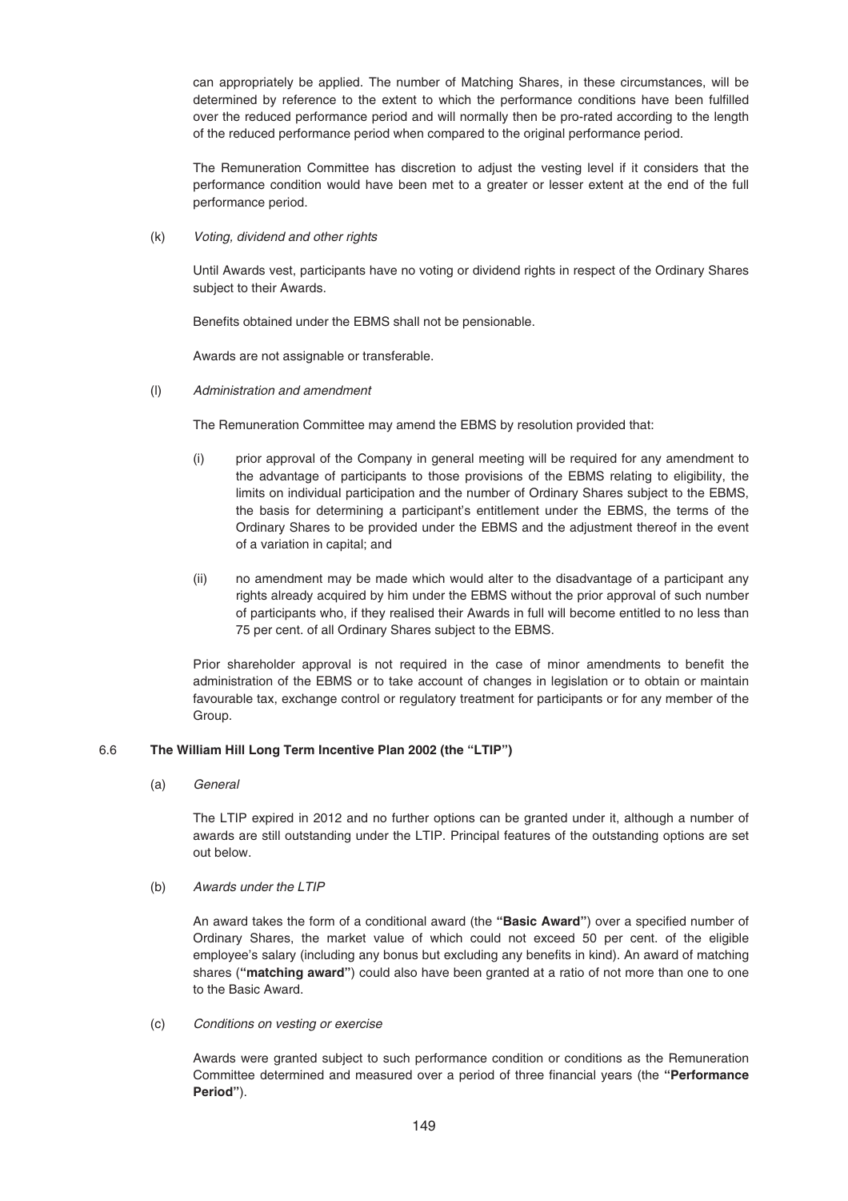can appropriately be applied. The number of Matching Shares, in these circumstances, will be determined by reference to the extent to which the performance conditions have been fulfilled over the reduced performance period and will normally then be pro-rated according to the length of the reduced performance period when compared to the original performance period.

The Remuneration Committee has discretion to adjust the vesting level if it considers that the performance condition would have been met to a greater or lesser extent at the end of the full performance period.

(k) *Voting, dividend and other rights*

Until Awards vest, participants have no voting or dividend rights in respect of the Ordinary Shares subject to their Awards.

Benefits obtained under the EBMS shall not be pensionable.

Awards are not assignable or transferable.

(l) *Administration and amendment*

The Remuneration Committee may amend the EBMS by resolution provided that:

(i) prior approval of the Company in general meeting will be required for any amendment to the advantage of participants to those provisions of the EBMS relating to eligibility, the limits on individual participation and the number of Ordinary Shares subject to the EBMS, the basis for determining a participant's entitlement under the EBMS, the terms of the Ordinary Shares to be provided under the EBMS and the adjustment thereof in the event of a variation in capital; and

(ii) no amendment may be made which would alter to the disadvantage of a participant any rights already acquired by him under the EBMS without the prior approval of such number of participants who, if they realised their Awards in full will become entitled to no less than 75 per cent. of all Ordinary Shares subject to the EBMS.

Prior shareholder approval is not required in the case of minor amendments to benefit the administration of the EBMS or to take account of changes in legislation or to obtain or maintain favourable tax, exchange control or regulatory treatment for participants or for any member of the Group.

### 6.6 The William Hill Long Term Incentive Plan 2002 (the "LTIP")

(a) *General*

The LTIP expired in 2012 and no further options can be granted under it, although a number of awards are still outstanding under the LTIP. Principal features of the outstanding options are set out below.

(b) *Awards under the LTIP*

An award takes the form of a conditional award (the **"Basic Award"**) over a specified number of Ordinary Shares, the market value of which could not exceed 50 per cent. of the eligible employee's salary (including any bonus but excluding any benefits in kind). An award of matching shares (**"matching award"**) could also have been granted at a ratio of not more than one to one to the Basic Award.

(c) *Conditions on vesting or exercise*

Awards were granted subject to such performance condition or conditions as the Remuneration Committee determined and measured over a period of three financial years (the **"Performance Period"**).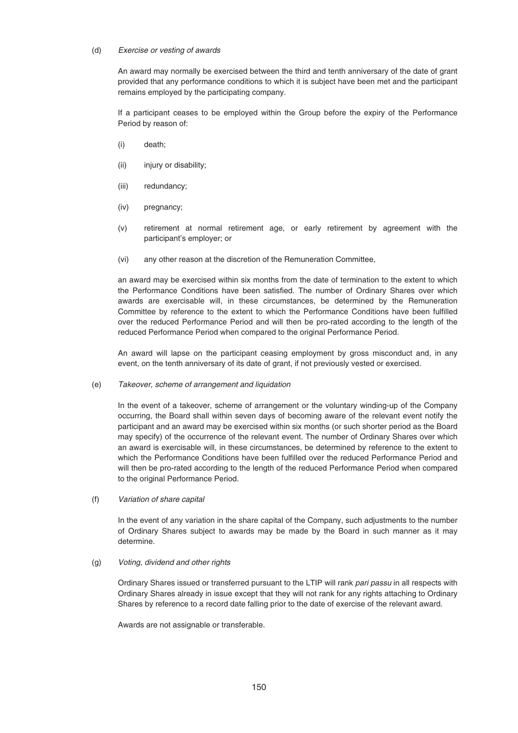(d) *Exercise or vesting of awards*

An award may normally be exercised between the third and tenth anniversary of the date of grant provided that any performance conditions to which it is subject have been met and the participant remains employed by the participating company.

If a participant ceases to be employed within the Group before the expiry of the Performance Period by reason of:

(i) death;

(ii) injury or disability;

(iii) redundancy;

(iv) pregnancy;

(v) retirement at normal retirement age, or early retirement by agreement with the participant's employer; or

(vi) any other reason at the discretion of the Remuneration Committee,

an award may be exercised within six months from the date of termination to the extent to which the Performance Conditions have been satisfied. The number of Ordinary Shares over which awards are exercisable will, in these circumstances, be determined by the Remuneration Committee by reference to the extent to which the Performance Conditions have been fulfilled over the reduced Performance Period and will then be pro-rated according to the length of the reduced Performance Period when compared to the original Performance Period.

An award will lapse on the participant ceasing employment by gross misconduct and, in any event, on the tenth anniversary of its date of grant, if not previously vested or exercised.

(e) *Takeover, scheme of arrangement and liquidation*

In the event of a takeover, scheme of arrangement or the voluntary winding-up of the Company occurring, the Board shall within seven days of becoming aware of the relevant event notify the participant and an award may be exercised within six months (or such shorter period as the Board may specify) of the occurrence of the relevant event. The number of Ordinary Shares over which an award is exercisable will, in these circumstances, be determined by reference to the extent to which the Performance Conditions have been fulfilled over the reduced Performance Period and will then be pro-rated according to the length of the reduced Performance Period when compared to the original Performance Period.

(f) *Variation of share capital*

In the event of any variation in the share capital of the Company, such adjustments to the number of Ordinary Shares subject to awards may be made by the Board in such manner as it may determine.

(g) *Voting, dividend and other rights*

Ordinary Shares issued or transferred pursuant to the LTIP will rank *pari passu* in all respects with Ordinary Shares already in issue except that they will not rank for any rights attaching to Ordinary Shares by reference to a record date falling prior to the date of exercise of the relevant award.

Awards are not assignable or transferable.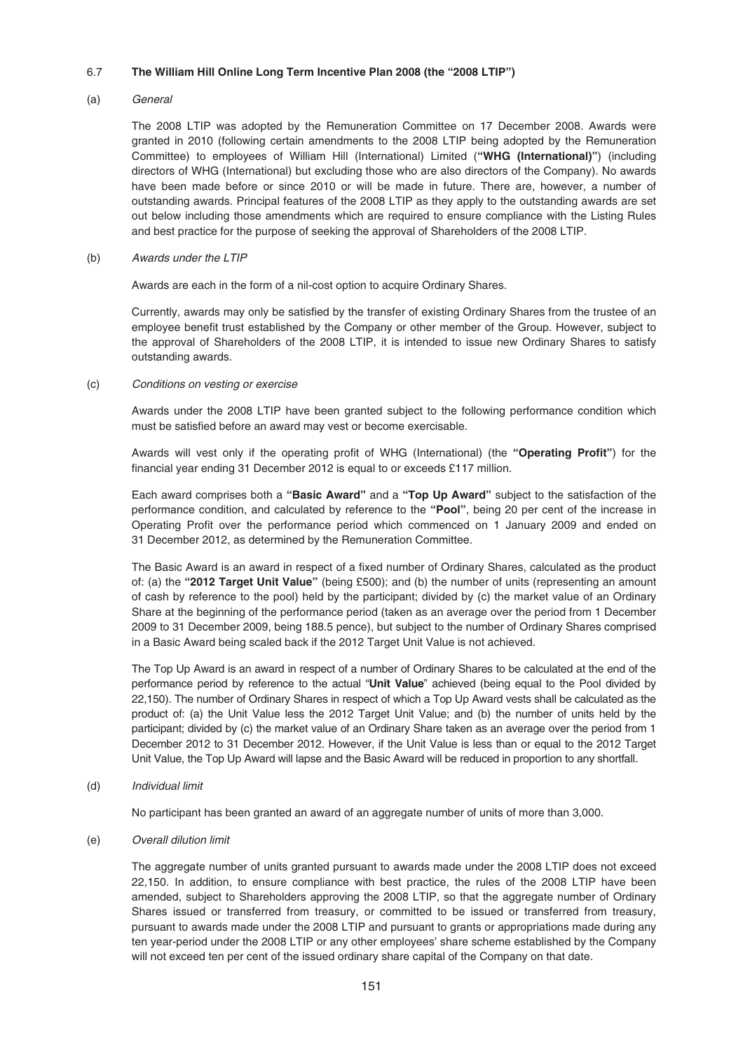### 6.7 The William Hill Online Long Term Incentive Plan 2008 (the "2008 LTIP")

(a) *General*

The 2008 LTIP was adopted by the Remuneration Committee on 17 December 2008. Awards were granted in 2010 (following certain amendments to the 2008 LTIP being adopted by the Remuneration Committee) to employees of William Hill (International) Limited (**"WHG (International)"**) (including directors of WHG (International) but excluding those who are also directors of the Company). No awards have been made before or since 2010 or will be made in future. There are, however, a number of outstanding awards. Principal features of the 2008 LTIP as they apply to the outstanding awards are set out below including those amendments which are required to ensure compliance with the Listing Rules and best practice for the purpose of seeking the approval of Shareholders of the 2008 LTIP.

(b) *Awards under the LTIP*

Awards are each in the form of a nil-cost option to acquire Ordinary Shares.

Currently, awards may only be satisfied by the transfer of existing Ordinary Shares from the trustee of an employee benefit trust established by the Company or other member of the Group. However, subject to the approval of Shareholders of the 2008 LTIP, it is intended to issue new Ordinary Shares to satisfy outstanding awards.

(c) *Conditions on vesting or exercise*

Awards under the 2008 LTIP have been granted subject to the following performance condition which must be satisfied before an award may vest or become exercisable.

Awards will vest only if the operating profit of WHG (International) (the **"Operating Profit"**) for the financial year ending 31 December 2012 is equal to or exceeds £117 million.

Each award comprises both a **"Basic Award"** and a **"Top Up Award"** subject to the satisfaction of the performance condition, and calculated by reference to the **"Pool"**, being 20 per cent of the increase in Operating Profit over the performance period which commenced on 1 January 2009 and ended on 31 December 2012, as determined by the Remuneration Committee.

The Basic Award is an award in respect of a fixed number of Ordinary Shares, calculated as the product of: (a) the **"2012 Target Unit Value"** (being £500); and (b) the number of units (representing an amount of cash by reference to the pool) held by the participant; divided by (c) the market value of an Ordinary Share at the beginning of the performance period (taken as an average over the period from 1 December 2009 to 31 December 2009, being 188.5 pence), but subject to the number of Ordinary Shares comprised in a Basic Award being scaled back if the 2012 Target Unit Value is not achieved.

The Top Up Award is an award in respect of a number of Ordinary Shares to be calculated at the end of the performance period by reference to the actual "**Unit Value**" achieved (being equal to the Pool divided by 22,150). The number of Ordinary Shares in respect of which a Top Up Award vests shall be calculated as the product of: (a) the Unit Value less the 2012 Target Unit Value; and (b) the number of units held by the participant; divided by (c) the market value of an Ordinary Share taken as an average over the period from 1 December 2012 to 31 December 2012. However, if the Unit Value is less than or equal to the 2012 Target Unit Value, the Top Up Award will lapse and the Basic Award will be reduced in proportion to any shortfall.

(d) *Individual limit*

No participant has been granted an award of an aggregate number of units of more than 3,000.

(e) *Overall dilution limit*

The aggregate number of units granted pursuant to awards made under the 2008 LTIP does not exceed 22,150. In addition, to ensure compliance with best practice, the rules of the 2008 LTIP have been amended, subject to Shareholders approving the 2008 LTIP, so that the aggregate number of Ordinary Shares issued or transferred from treasury, or committed to be issued or transferred from treasury, pursuant to awards made under the 2008 LTIP and pursuant to grants or appropriations made during any ten year-period under the 2008 LTIP or any other employees' share scheme established by the Company will not exceed ten per cent of the issued ordinary share capital of the Company on that date.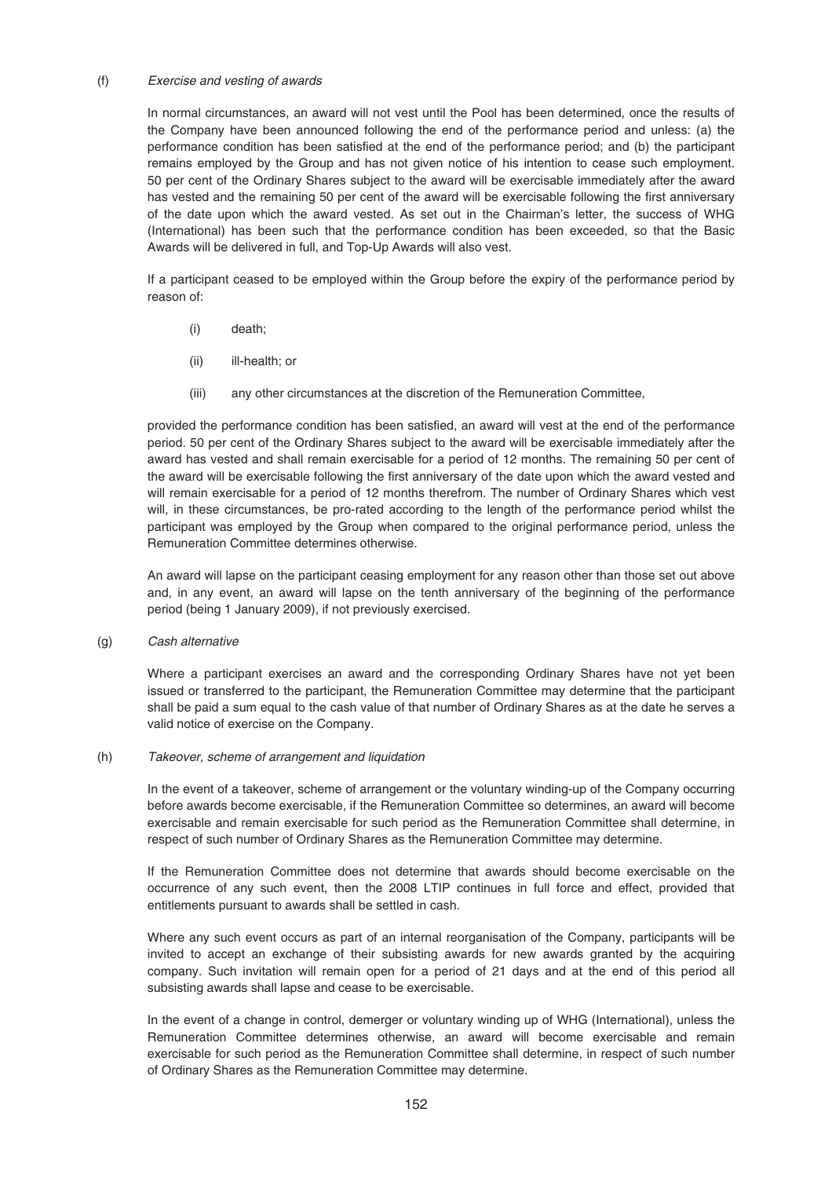(f) *Exercise and vesting of awards*

In normal circumstances, an award will not vest until the Pool has been determined, once the results of the Company have been announced following the end of the performance period and unless: (a) the performance condition has been satisfied at the end of the performance period; and (b) the participant remains employed by the Group and has not given notice of his intention to cease such employment. 50 per cent of the Ordinary Shares subject to the award will be exercisable immediately after the award has vested and the remaining 50 per cent of the award will be exercisable following the first anniversary of the date upon which the award vested. As set out in the Chairman's letter, the success of WHG (International) has been such that the performance condition has been exceeded, so that the Basic Awards will be delivered in full, and Top-Up Awards will also vest.

If a participant ceased to be employed within the Group before the expiry of the performance period by reason of:

(i) death;

(ii) ill-health; or

(iii) any other circumstances at the discretion of the Remuneration Committee,

provided the performance condition has been satisfied, an award will vest at the end of the performance period. 50 per cent of the Ordinary Shares subject to the award will be exercisable immediately after the award has vested and shall remain exercisable for a period of 12 months. The remaining 50 per cent of the award will be exercisable following the first anniversary of the date upon which the award vested and will remain exercisable for a period of 12 months therefrom. The number of Ordinary Shares which vest will, in these circumstances, be pro-rated according to the length of the performance period whilst the participant was employed by the Group when compared to the original performance period, unless the Remuneration Committee determines otherwise.

An award will lapse on the participant ceasing employment for any reason other than those set out above and, in any event, an award will lapse on the tenth anniversary of the beginning of the performance period (being 1 January 2009), if not previously exercised.

(g) *Cash alternative*

Where a participant exercises an award and the corresponding Ordinary Shares have not yet been issued or transferred to the participant, the Remuneration Committee may determine that the participant shall be paid a sum equal to the cash value of that number of Ordinary Shares as at the date he serves a valid notice of exercise on the Company.

(h) *Takeover, scheme of arrangement and liquidation*

In the event of a takeover, scheme of arrangement or the voluntary winding-up of the Company occurring before awards become exercisable, if the Remuneration Committee so determines, an award will become exercisable and remain exercisable for such period as the Remuneration Committee shall determine, in respect of such number of Ordinary Shares as the Remuneration Committee may determine.

If the Remuneration Committee does not determine that awards should become exercisable on the occurrence of any such event, then the 2008 LTIP continues in full force and effect, provided that entitlements pursuant to awards shall be settled in cash.

Where any such event occurs as part of an internal reorganisation of the Company, participants will be invited to accept an exchange of their subsisting awards for new awards granted by the acquiring company. Such invitation will remain open for a period of 21 days and at the end of this period all subsisting awards shall lapse and cease to be exercisable.

In the event of a change in control, demerger or voluntary winding up of WHG (International), unless the Remuneration Committee determines otherwise, an award will become exercisable and remain exercisable for such period as the Remuneration Committee shall determine, in respect of such number of Ordinary Shares as the Remuneration Committee may determine.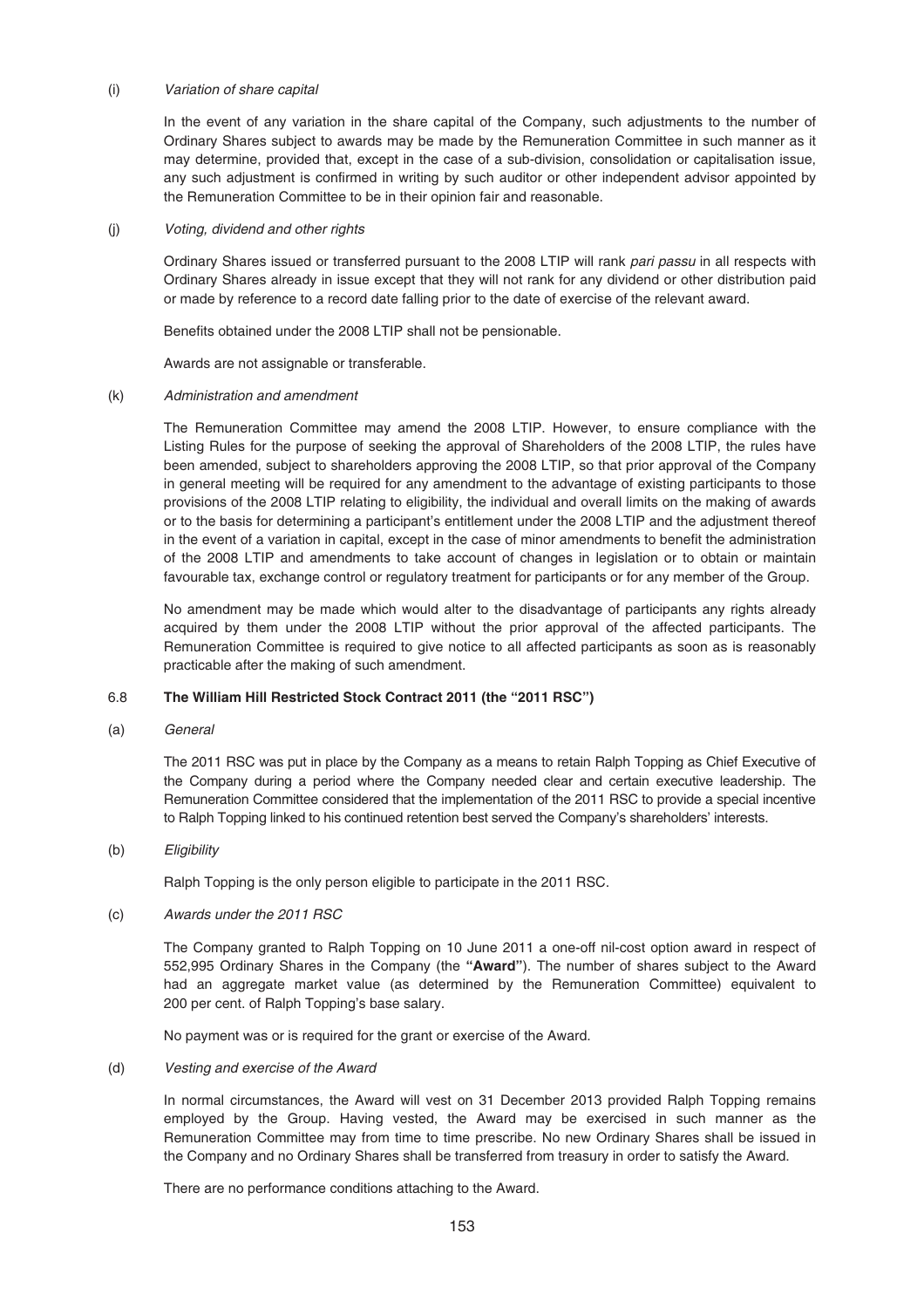(i) *Variation of share capital*

In the event of any variation in the share capital of the Company, such adjustments to the number of Ordinary Shares subject to awards may be made by the Remuneration Committee in such manner as it may determine, provided that, except in the case of a sub-division, consolidation or capitalisation issue, any such adjustment is confirmed in writing by such auditor or other independent advisor appointed by the Remuneration Committee to be in their opinion fair and reasonable.

(j) *Voting, dividend and other rights*

Ordinary Shares issued or transferred pursuant to the 2008 LTIP will rank *pari passu* in all respects with Ordinary Shares already in issue except that they will not rank for any dividend or other distribution paid or made by reference to a record date falling prior to the date of exercise of the relevant award.

Benefits obtained under the 2008 LTIP shall not be pensionable.

Awards are not assignable or transferable.

(k) *Administration and amendment*

The Remuneration Committee may amend the 2008 LTIP. However, to ensure compliance with the Listing Rules for the purpose of seeking the approval of Shareholders of the 2008 LTIP, the rules have been amended, subject to shareholders approving the 2008 LTIP, so that prior approval of the Company in general meeting will be required for any amendment to the advantage of existing participants to those provisions of the 2008 LTIP relating to eligibility, the individual and overall limits on the making of awards or to the basis for determining a participant's entitlement under the 2008 LTIP and the adjustment thereof in the event of a variation in capital, except in the case of minor amendments to benefit the administration of the 2008 LTIP and amendments to take account of changes in legislation or to obtain or maintain favourable tax, exchange control or regulatory treatment for participants or for any member of the Group.

No amendment may be made which would alter to the disadvantage of participants any rights already acquired by them under the 2008 LTIP without the prior approval of the affected participants. The Remuneration Committee is required to give notice to all affected participants as soon as is reasonably practicable after the making of such amendment.

### 6.8 The William Hill Restricted Stock Contract 2011 (the "2011 RSC")

(a) *General*

The 2011 RSC was put in place by the Company as a means to retain Ralph Topping as Chief Executive of the Company during a period where the Company needed clear and certain executive leadership. The Remuneration Committee considered that the implementation of the 2011 RSC to provide a special incentive to Ralph Topping linked to his continued retention best served the Company's shareholders' interests.

(b) *Eligibility*

Ralph Topping is the only person eligible to participate in the 2011 RSC.

(c) *Awards under the 2011 RSC*

The Company granted to Ralph Topping on 10 June 2011 a one-off nil-cost option award in respect of 552,995 Ordinary Shares in the Company (the **"Award"**). The number of shares subject to the Award had an aggregate market value (as determined by the Remuneration Committee) equivalent to 200 per cent. of Ralph Topping's base salary.

No payment was or is required for the grant or exercise of the Award.

(d) *Vesting and exercise of the Award*

In normal circumstances, the Award will vest on 31 December 2013 provided Ralph Topping remains employed by the Group. Having vested, the Award may be exercised in such manner as the Remuneration Committee may from time to time prescribe. No new Ordinary Shares shall be issued in the Company and no Ordinary Shares shall be transferred from treasury in order to satisfy the Award.

There are no performance conditions attaching to the Award.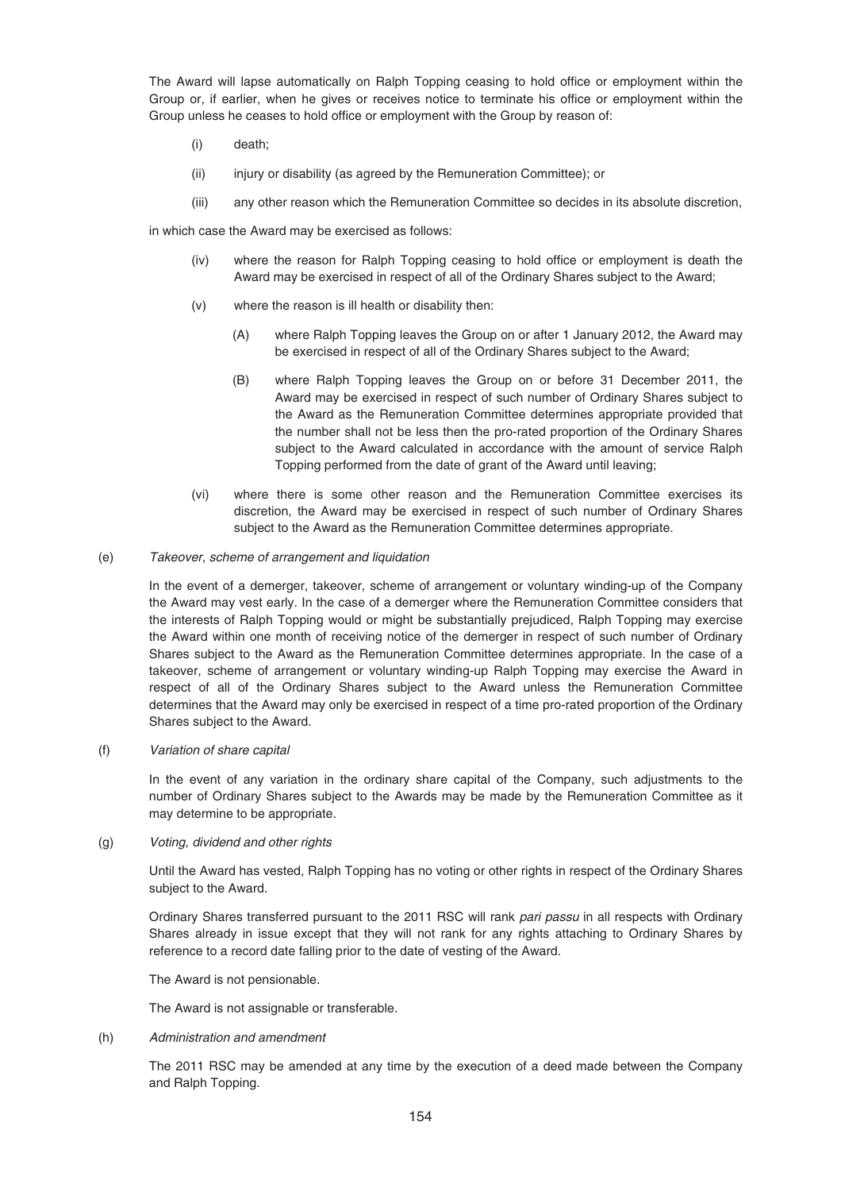The Award will lapse automatically on Ralph Topping ceasing to hold office or employment within the Group or, if earlier, when he gives or receives notice to terminate his office or employment within the Group unless he ceases to hold office or employment with the Group by reason of:

(i) death;

(ii) injury or disability (as agreed by the Remuneration Committee); or

(iii) any other reason which the Remuneration Committee so decides in its absolute discretion,

in which case the Award may be exercised as follows:

(iv) where the reason for Ralph Topping ceasing to hold office or employment is death the Award may be exercised in respect of all of the Ordinary Shares subject to the Award;

(v) where the reason is ill health or disability then:

(A) where Ralph Topping leaves the Group on or after 1 January 2012, the Award may be exercised in respect of all of the Ordinary Shares subject to the Award;

(B) where Ralph Topping leaves the Group on or before 31 December 2011, the Award may be exercised in respect of such number of Ordinary Shares subject to the Award as the Remuneration Committee determines appropriate provided that the number shall not be less then the pro-rated proportion of the Ordinary Shares subject to the Award calculated in accordance with the amount of service Ralph Topping performed from the date of grant of the Award until leaving;

(vi) where there is some other reason and the Remuneration Committee exercises its discretion, the Award may be exercised in respect of such number of Ordinary Shares subject to the Award as the Remuneration Committee determines appropriate.

(e) *Takeover, scheme of arrangement and liquidation*

In the event of a demerger, takeover, scheme of arrangement or voluntary winding-up of the Company the Award may vest early. In the case of a demerger where the Remuneration Committee considers that the interests of Ralph Topping would or might be substantially prejudiced, Ralph Topping may exercise the Award within one month of receiving notice of the demerger in respect of such number of Ordinary Shares subject to the Award as the Remuneration Committee determines appropriate. In the case of a takeover, scheme of arrangement or voluntary winding-up Ralph Topping may exercise the Award in respect of all of the Ordinary Shares subject to the Award unless the Remuneration Committee determines that the Award may only be exercised in respect of a time pro-rated proportion of the Ordinary Shares subject to the Award.

(f) *Variation of share capital*

In the event of any variation in the ordinary share capital of the Company, such adjustments to the number of Ordinary Shares subject to the Awards may be made by the Remuneration Committee as it may determine to be appropriate.

(g) *Voting, dividend and other rights*

Until the Award has vested, Ralph Topping has no voting or other rights in respect of the Ordinary Shares subject to the Award.

Ordinary Shares transferred pursuant to the 2011 RSC will rank *pari passu* in all respects with Ordinary Shares already in issue except that they will not rank for any rights attaching to Ordinary Shares by reference to a record date falling prior to the date of vesting of the Award.

The Award is not pensionable.

The Award is not assignable or transferable.

(h) *Administration and amendment*

The 2011 RSC may be amended at any time by the execution of a deed made between the Company and Ralph Topping.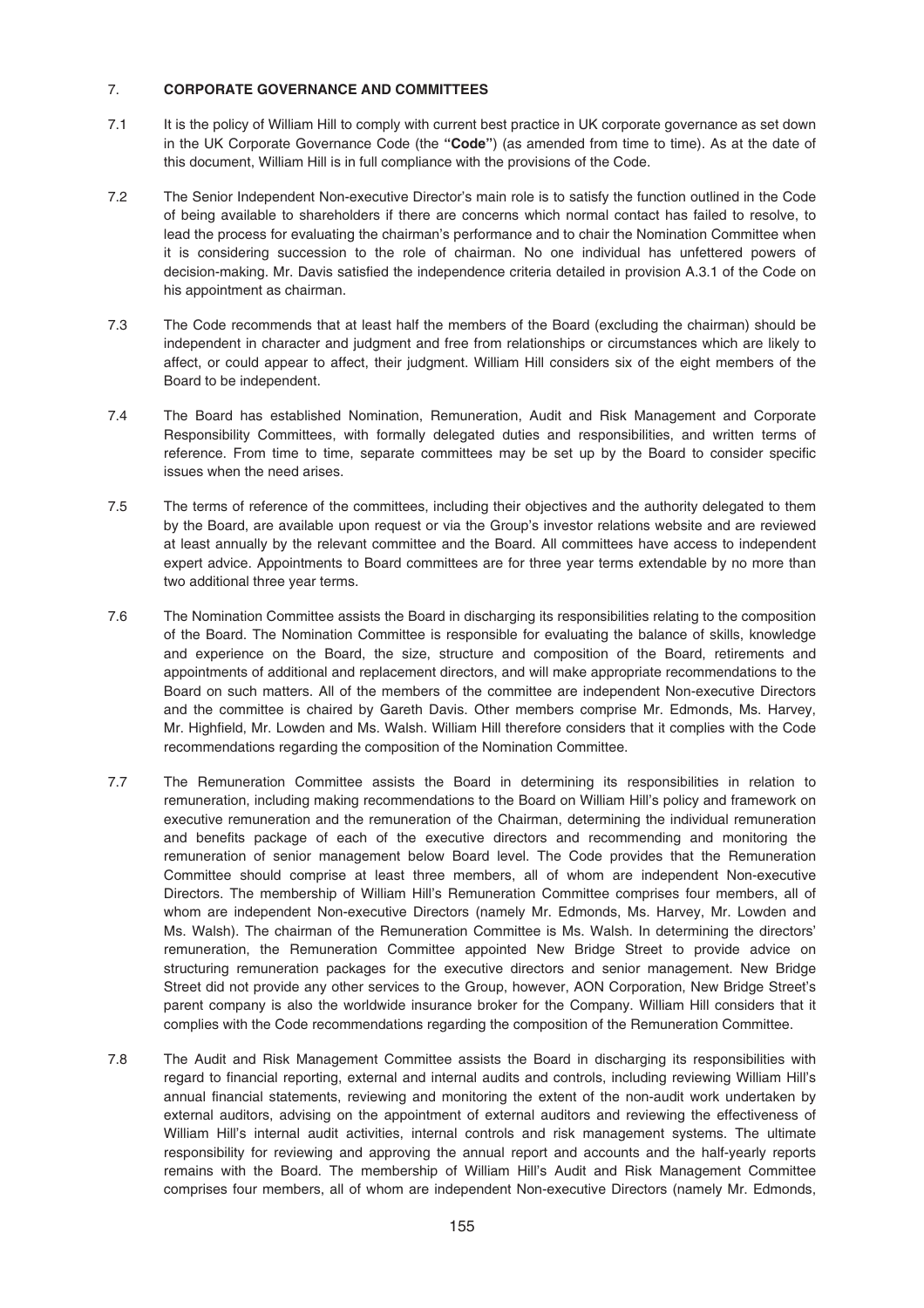## 7. CORPORATE GOVERNANCE AND COMMITTEES

7.1 It is the policy of William Hill to comply with current best practice in UK corporate governance as set down in the UK Corporate Governance Code (the **"Code"**) (as amended from time to time). As at the date of this document, William Hill is in full compliance with the provisions of the Code.

7.2 The Senior Independent Non-executive Director's main role is to satisfy the function outlined in the Code of being available to shareholders if there are concerns which normal contact has failed to resolve, to lead the process for evaluating the chairman's performance and to chair the Nomination Committee when it is considering succession to the role of chairman. No one individual has unfettered powers of decision-making. Mr. Davis satisfied the independence criteria detailed in provision A.3.1 of the Code on his appointment as chairman.

7.3 The Code recommends that at least half the members of the Board (excluding the chairman) should be independent in character and judgment and free from relationships or circumstances which are likely to affect, or could appear to affect, their judgment. William Hill considers six of the eight members of the Board to be independent.

7.4 The Board has established Nomination, Remuneration, Audit and Risk Management and Corporate Responsibility Committees, with formally delegated duties and responsibilities, and written terms of reference. From time to time, separate committees may be set up by the Board to consider specific issues when the need arises.

7.5 The terms of reference of the committees, including their objectives and the authority delegated to them by the Board, are available upon request or via the Group's investor relations website and are reviewed at least annually by the relevant committee and the Board. All committees have access to independent expert advice. Appointments to Board committees are for three year terms extendable by no more than two additional three year terms.

7.6 The Nomination Committee assists the Board in discharging its responsibilities relating to the composition of the Board. The Nomination Committee is responsible for evaluating the balance of skills, knowledge and experience on the Board, the size, structure and composition of the Board, retirements and appointments of additional and replacement directors, and will make appropriate recommendations to the Board on such matters. All of the members of the committee are independent Non-executive Directors and the committee is chaired by Gareth Davis. Other members comprise Mr. Edmonds, Ms. Harvey, Mr. Highfield, Mr. Lowden and Ms. Walsh. William Hill therefore considers that it complies with the Code recommendations regarding the composition of the Nomination Committee.

7.7 The Remuneration Committee assists the Board in determining its responsibilities in relation to remuneration, including making recommendations to the Board on William Hill's policy and framework on executive remuneration and the remuneration of the Chairman, determining the individual remuneration and benefits package of each of the executive directors and recommending and monitoring the remuneration of senior management below Board level. The Code provides that the Remuneration Committee should comprise at least three members, all of whom are independent Non-executive Directors. The membership of William Hill's Remuneration Committee comprises four members, all of whom are independent Non-executive Directors (namely Mr. Edmonds, Ms. Harvey, Mr. Lowden and Ms. Walsh). The chairman of the Remuneration Committee is Ms. Walsh. In determining the directors' remuneration, the Remuneration Committee appointed New Bridge Street to provide advice on structuring remuneration packages for the executive directors and senior management. New Bridge Street did not provide any other services to the Group, however, AON Corporation, New Bridge Street's parent company is also the worldwide insurance broker for the Company. William Hill considers that it complies with the Code recommendations regarding the composition of the Remuneration Committee.

7.8 The Audit and Risk Management Committee assists the Board in discharging its responsibilities with regard to financial reporting, external and internal audits and controls, including reviewing William Hill's annual financial statements, reviewing and monitoring the extent of the non-audit work undertaken by external auditors, advising on the appointment of external auditors and reviewing the effectiveness of William Hill's internal audit activities, internal controls and risk management systems. The ultimate responsibility for reviewing and approving the annual report and accounts and the half-yearly reports remains with the Board. The membership of William Hill's Audit and Risk Management Committee comprises four members, all of whom are independent Non-executive Directors (namely Mr. Edmonds,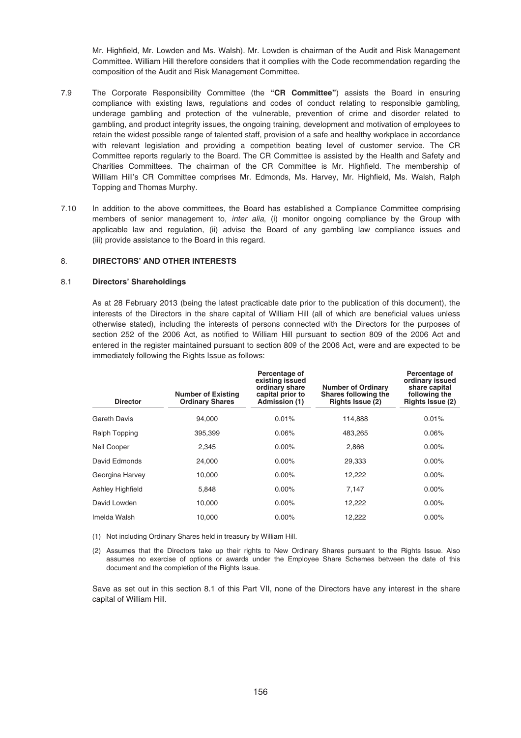Mr. Highfield, Mr. Lowden and Ms. Walsh). Mr. Lowden is chairman of the Audit and Risk Management Committee. William Hill therefore considers that it complies with the Code recommendation regarding the composition of the Audit and Risk Management Committee.

7.9 The Corporate Responsibility Committee (the **"CR Committee"**) assists the Board in ensuring compliance with existing laws, regulations and codes of conduct relating to responsible gambling, underage gambling and protection of the vulnerable, prevention of crime and disorder related to gambling, and product integrity issues, the ongoing training, development and motivation of employees to retain the widest possible range of talented staff, provision of a safe and healthy workplace in accordance with relevant legislation and providing a competition beating level of customer service. The CR Committee reports regularly to the Board. The CR Committee is assisted by the Health and Safety and Charities Committees. The chairman of the CR Committee is Mr. Highfield. The membership of William Hill's CR Committee comprises Mr. Edmonds, Ms. Harvey, Mr. Highfield, Ms. Walsh, Ralph Topping and Thomas Murphy.

7.10 In addition to the above committees, the Board has established a Compliance Committee comprising members of senior management to, *inter alia*, (i) monitor ongoing compliance by the Group with applicable law and regulation, (ii) advise the Board of any gambling law compliance issues and (iii) provide assistance to the Board in this regard.

## 8. DIRECTORS' AND OTHER INTERESTS

### 8.1 Directors' Shareholdings

As at 28 February 2013 (being the latest practicable date prior to the publication of this document), the interests of the Directors in the share capital of William Hill (all of which are beneficial values unless otherwise stated), including the interests of persons connected with the Directors for the purposes of section 252 of the 2006 Act, as notified to William Hill pursuant to section 809 of the 2006 Act and entered in the register maintained pursuant to section 809 of the 2006 Act, were and are expected to be immediately following the Rights Issue as follows:

| Director | Number of Existing Ordinary Shares | Percentage of existing issued ordinary share capital prior to Admission (1) | Number of Ordinary Shares following the Rights Issue (2) | Percentage of ordinary issued share capital following the Rights Issue (2) |
|---|---|---|---|---|
| Gareth Davis | 94,000 | 0.01% | 114,888 | 0.01% |
| Ralph Topping | 395,399 | 0.06% | 483,265 | 0.06% |
| Neil Cooper | 2,345 | 0.00% | 2,866 | 0.00% |
| David Edmonds | 24,000 | 0.00% | 29,333 | 0.00% |
| Georgina Harvey | 10,000 | 0.00% | 12,222 | 0.00% |
| Ashley Highfield | 5,848 | 0.00% | 7,147 | 0.00% |
| David Lowden | 10,000 | 0.00% | 12,222 | 0.00% |
| Imelda Walsh | 10,000 | 0.00% | 12,222 | 0.00% |

(1) Not including Ordinary Shares held in treasury by William Hill.

(2) Assumes that the Directors take up their rights to New Ordinary Shares pursuant to the Rights Issue. Also assumes no exercise of options or awards under the Employee Share Schemes between the date of this document and the completion of the Rights Issue.

Save as set out in this section 8.1 of this Part VII, none of the Directors have any interest in the share capital of William Hill.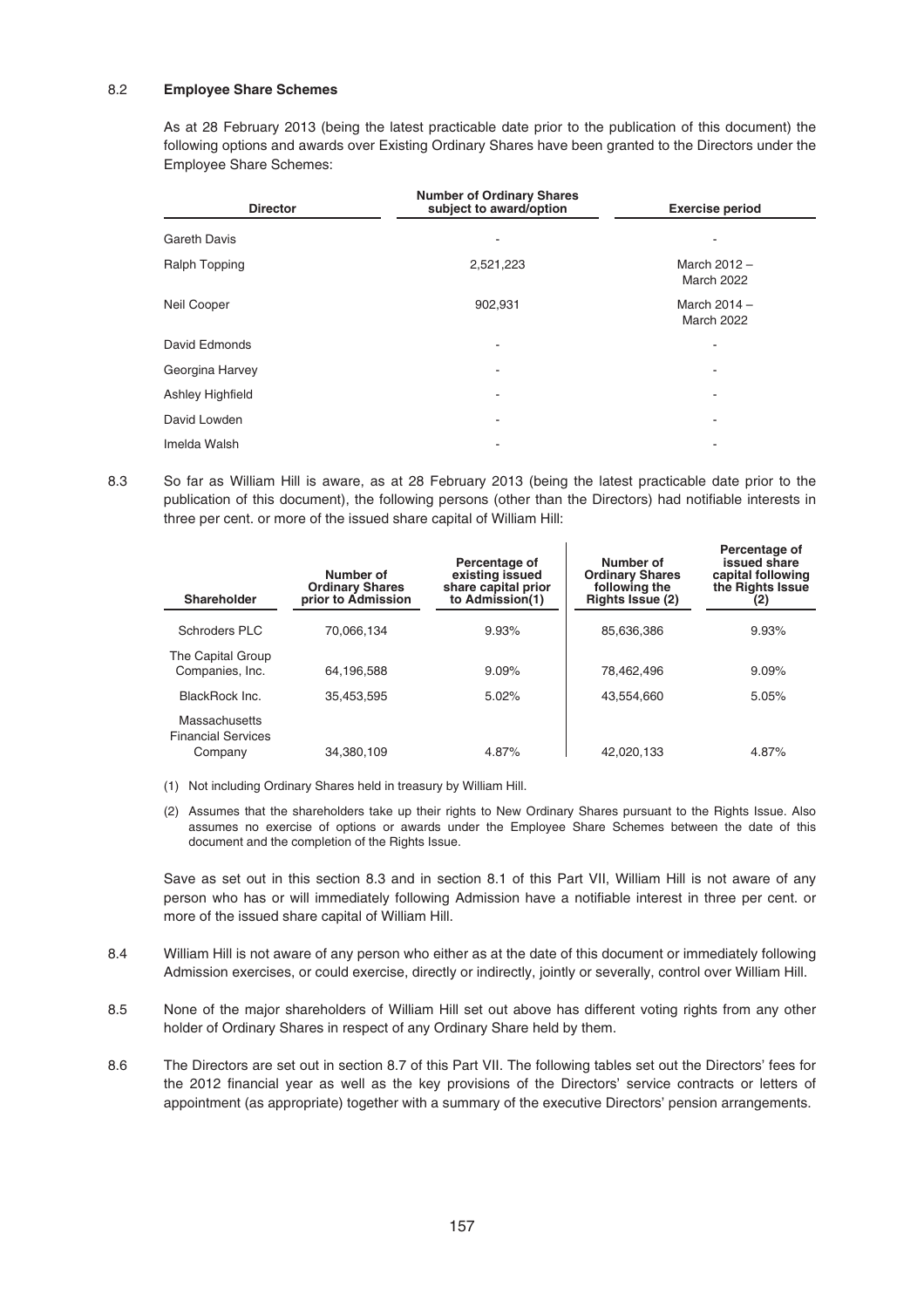8.2 **Employee Share Schemes**

As at 28 February 2013 (being the latest practicable date prior to the publication of this document) the following options and awards over Existing Ordinary Shares have been granted to the Directors under the Employee Share Schemes:

| Director | Number of Ordinary Shares subject to award/option | Exercise period |
|---|---|---|
| Gareth Davis | - | - |
| Ralph Topping | 2,521,223 | March 2012 – March 2022 |
| Neil Cooper | 902,931 | March 2014 – March 2022 |
| David Edmonds | - | - |
| Georgina Harvey | - | - |
| Ashley Highfield | - | - |
| David Lowden | - | - |
| Imelda Walsh | - | - |

8.3 So far as William Hill is aware, as at 28 February 2013 (being the latest practicable date prior to the publication of this document), the following persons (other than the Directors) had notifiable interests in three per cent. or more of the issued share capital of William Hill:

| Shareholder | Number of Ordinary Shares prior to Admission | Percentage of existing issued share capital prior to Admission(1) | Number of Ordinary Shares following the Rights Issue (2) | Percentage of issued share capital following the Rights Issue (2) |
|---|---|---|---|---|
| Schroders PLC | 70,066,134 | 9.93% | 85,636,386 | 9.93% |
| The Capital Group Companies, Inc. | 64,196,588 | 9.09% | 78,462,496 | 9.09% |
| BlackRock Inc. | 35,453,595 | 5.02% | 43,554,660 | 5.05% |
| Massachusetts Financial Services Company | 34,380,109 | 4.87% | 42,020,133 | 4.87% |

(1) Not including Ordinary Shares held in treasury by William Hill.

(2) Assumes that the shareholders take up their rights to New Ordinary Shares pursuant to the Rights Issue. Also assumes no exercise of options or awards under the Employee Share Schemes between the date of this document and the completion of the Rights Issue.

Save as set out in this section 8.3 and in section 8.1 of this Part VII, William Hill is not aware of any person who has or will immediately following Admission have a notifiable interest in three per cent. or more of the issued share capital of William Hill.

8.4 William Hill is not aware of any person who either as at the date of this document or immediately following Admission exercises, or could exercise, directly or indirectly, jointly or severally, control over William Hill.

8.5 None of the major shareholders of William Hill set out above has different voting rights from any other holder of Ordinary Shares in respect of any Ordinary Share held by them.

8.6 The Directors are set out in section 8.7 of this Part VII. The following tables set out the Directors' fees for the 2012 financial year as well as the key provisions of the Directors' service contracts or letters of appointment (as appropriate) together with a summary of the executive Directors' pension arrangements.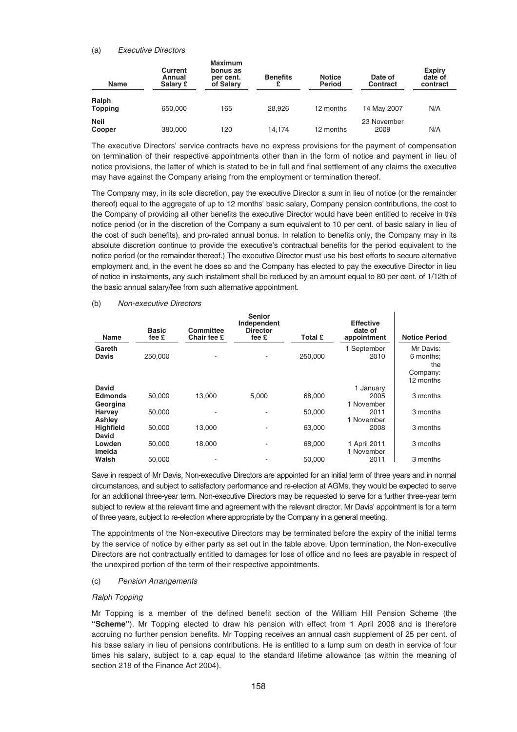(a) *Executive Directors*

| Name | Current Annual Salary £ | Maximum bonus as per cent. of Salary | Benefits £ | Notice Period | Date of Contract | Expiry date of contract |
|---|---|---|---|---|---|---|
| **Ralph Topping** | 650,000 | 165 | 28,926 | 12 months | 14 May 2007 | N/A |
| **Neil Cooper** | 380,000 | 120 | 14,174 | 12 months | 23 November 2009 | N/A |

The executive Directors' service contracts have no express provisions for the payment of compensation on termination of their respective appointments other than in the form of notice and payment in lieu of notice provisions, the latter of which is stated to be in full and final settlement of any claims the executive may have against the Company arising from the employment or termination thereof.

The Company may, in its sole discretion, pay the executive Director a sum in lieu of notice (or the remainder thereof) equal to the aggregate of up to 12 months' basic salary, Company pension contributions, the cost to the Company of providing all other benefits the executive Director would have been entitled to receive in this notice period (or in the discretion of the Company a sum equivalent to 10 per cent. of basic salary in lieu of the cost of such benefits), and pro-rated annual bonus. In relation to benefits only, the Company may in its absolute discretion continue to provide the executive's contractual benefits for the period equivalent to the notice period (or the remainder thereof.) The executive Director must use his best efforts to secure alternative employment and, in the event he does so and the Company has elected to pay the executive Director in lieu of notice in instalments, any such instalment shall be reduced by an amount equal to 80 per cent. of 1/12th of the basic annual salary/fee from such alternative appointment.

(b) *Non-executive Directors*

| Name | Basic fee £ | Committee Chair fee £ | Senior Independent Director fee £ | Total £ | Effective date of appointment | Notice Period |
|---|---|---|---|---|---|---|
| **Gareth Davis** | 250,000 | - | - | 250,000 | 1 September 2010 | Mr Davis: 6 months; the Company: 12 months |
| **David Edmonds** | 50,000 | 13,000 | 5,000 | 68,000 | 1 January 2005 | 3 months |
| **Georgina Harvey** | 50,000 | - | - | 50,000 | 1 November 2011 | 3 months |
| **Ashley Highfield** | 50,000 | 13,000 | - | 63,000 | 1 November 2008 | 3 months |
| **David Lowden** | 50,000 | 18,000 | - | 68,000 | 1 April 2011 | 3 months |
| **Imelda Walsh** | 50,000 | - | - | 50,000 | 1 November 2011 | 3 months |

Save in respect of Mr Davis, Non-executive Directors are appointed for an initial term of three years and in normal circumstances, and subject to satisfactory performance and re-election at AGMs, they would be expected to serve for an additional three-year term. Non-executive Directors may be requested to serve for a further three-year term subject to review at the relevant time and agreement with the relevant director. Mr Davis' appointment is for a term of three years, subject to re-election where appropriate by the Company in a general meeting.

The appointments of the Non-executive Directors may be terminated before the expiry of the initial terms by the service of notice by either party as set out in the table above. Upon termination, the Non-executive Directors are not contractually entitled to damages for loss of office and no fees are payable in respect of the unexpired portion of the term of their respective appointments.

(c) *Pension Arrangements*

*Ralph Topping*

Mr Topping is a member of the defined benefit section of the William Hill Pension Scheme (the **"Scheme"**). Mr Topping elected to draw his pension with effect from 1 April 2008 and is therefore accruing no further pension benefits. Mr Topping receives an annual cash supplement of 25 per cent. of his base salary in lieu of pensions contributions. He is entitled to a lump sum on death in service of four times his salary, subject to a cap equal to the standard lifetime allowance (as within the meaning of section 218 of the Finance Act 2004).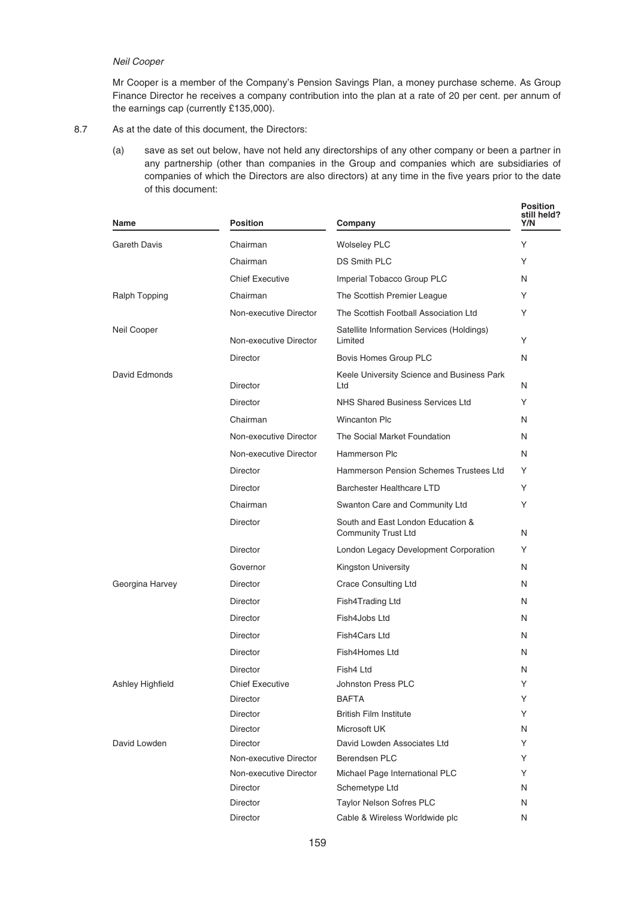*Neil Cooper*

Mr Cooper is a member of the Company's Pension Savings Plan, a money purchase scheme. As Group Finance Director he receives a company contribution into the plan at a rate of 20 per cent. per annum of the earnings cap (currently £135,000).

8.7 As at the date of this document, the Directors:

(a) save as set out below, have not held any directorships of any other company or been a partner in any partnership (other than companies in the Group and companies which are subsidiaries of companies of which the Directors are also directors) at any time in the five years prior to the date of this document:

| Name | Position | Company | Position still held? Y/N |
|---|---|---|---|
| Gareth Davis | Chairman | Wolseley PLC | Y |
| | Chairman | DS Smith PLC | Y |
| | Chief Executive | Imperial Tobacco Group PLC | N |
| Ralph Topping | Chairman | The Scottish Premier League | Y |
| | Non-executive Director | The Scottish Football Association Ltd | Y |
| Neil Cooper | Non-executive Director | Satellite Information Services (Holdings) Limited | Y |
| | Director | Bovis Homes Group PLC | N |
| David Edmonds | Director | Keele University Science and Business Park Ltd | N |
| | Director | NHS Shared Business Services Ltd | Y |
| | Chairman | Wincanton Plc | N |
| | Non-executive Director | The Social Market Foundation | N |
| | Non-executive Director | Hammerson Plc | N |
| | Director | Hammerson Pension Schemes Trustees Ltd | Y |
| | Director | Barchester Healthcare LTD | Y |
| | Chairman | Swanton Care and Community Ltd | Y |
| | Director | South and East London Education & Community Trust Ltd | N |
| | Director | London Legacy Development Corporation | Y |
| | Governor | Kingston University | N |
| Georgina Harvey | Director | Crace Consulting Ltd | N |
| | Director | Fish4Trading Ltd | N |
| | Director | Fish4Jobs Ltd | N |
| | Director | Fish4Cars Ltd | N |
| | Director | Fish4Homes Ltd | N |
| | Director | Fish4 Ltd | N |
| Ashley Highfield | Chief Executive | Johnston Press PLC | Y |
| | Director | BAFTA | Y |
| | Director | British Film Institute | Y |
| | Director | Microsoft UK | N |
| David Lowden | Director | David Lowden Associates Ltd | Y |
| | Non-executive Director | Berendsen PLC | Y |
| | Non-executive Director | Michael Page International PLC | Y |
| | Director | Schemetype Ltd | N |
| | Director | Taylor Nelson Sofres PLC | N |
| | Director | Cable & Wireless Worldwide plc | N |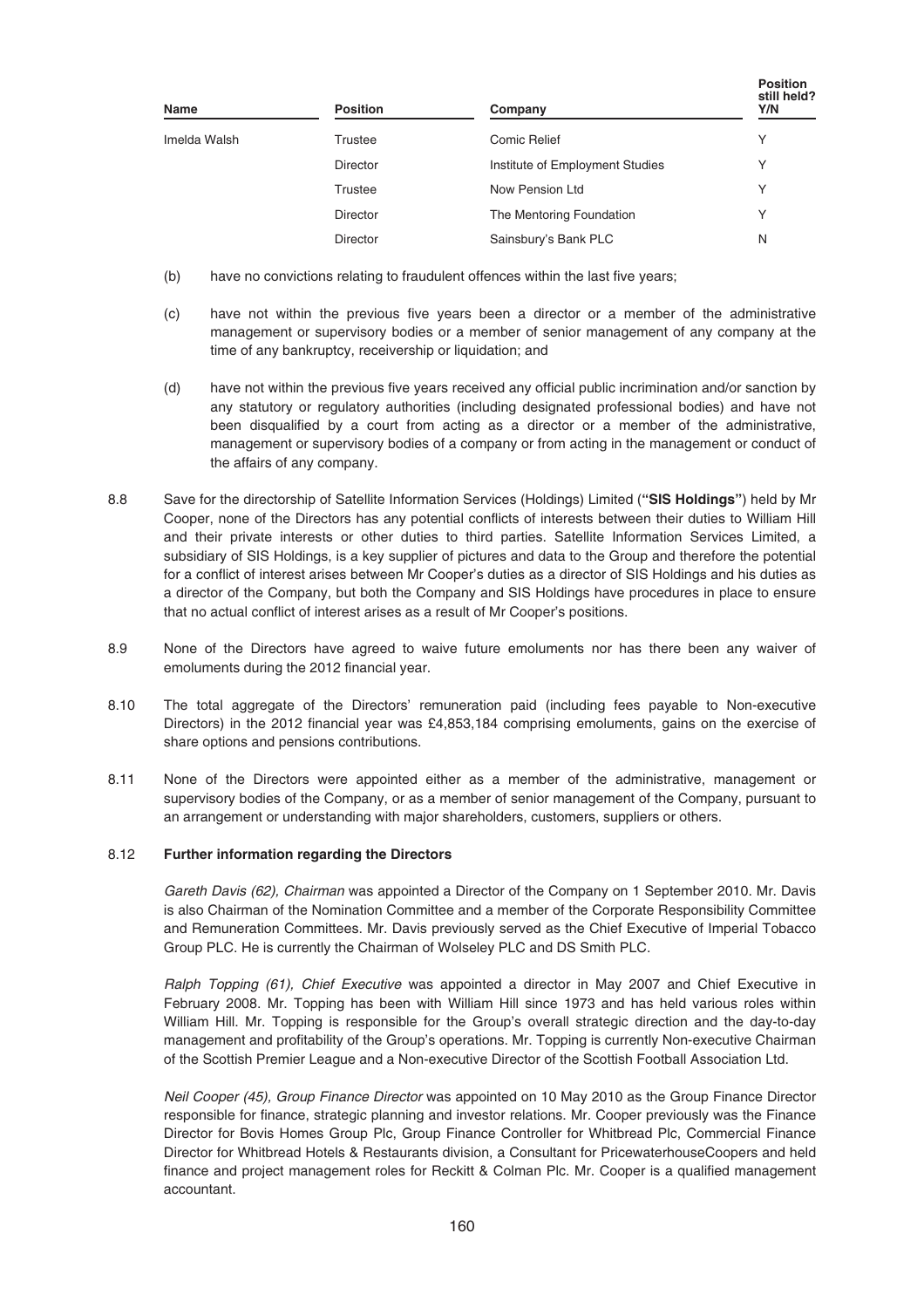| Name | Position | Company | Position still held? Y/N |
|---|---|---|---|
| Imelda Walsh | Trustee | Comic Relief | Y |
| | Director | Institute of Employment Studies | Y |
| | Trustee | Now Pension Ltd | Y |
| | Director | The Mentoring Foundation | Y |
| | Director | Sainsbury's Bank PLC | N |

(b) have no convictions relating to fraudulent offences within the last five years;

(c) have not within the previous five years been a director or a member of the administrative management or supervisory bodies or a member of senior management of any company at the time of any bankruptcy, receivership or liquidation; and

(d) have not within the previous five years received any official public incrimination and/or sanction by any statutory or regulatory authorities (including designated professional bodies) and have not been disqualified by a court from acting as a director or a member of the administrative, management or supervisory bodies of a company or from acting in the management or conduct of the affairs of any company.

8.8 Save for the directorship of Satellite Information Services (Holdings) Limited (**"SIS Holdings"**) held by Mr Cooper, none of the Directors has any potential conflicts of interests between their duties to William Hill and their private interests or other duties to third parties. Satellite Information Services Limited, a subsidiary of SIS Holdings, is a key supplier of pictures and data to the Group and therefore the potential for a conflict of interest arises between Mr Cooper's duties as a director of SIS Holdings and his duties as a director of the Company, but both the Company and SIS Holdings have procedures in place to ensure that no actual conflict of interest arises as a result of Mr Cooper's positions.

8.9 None of the Directors have agreed to waive future emoluments nor has there been any waiver of emoluments during the 2012 financial year.

8.10 The total aggregate of the Directors' remuneration paid (including fees payable to Non-executive Directors) in the 2012 financial year was £4,853,184 comprising emoluments, gains on the exercise of share options and pensions contributions.

8.11 None of the Directors were appointed either as a member of the administrative, management or supervisory bodies of the Company, or as a member of senior management of the Company, pursuant to an arrangement or understanding with major shareholders, customers, suppliers or others.

8.12 **Further information regarding the Directors**

*Gareth Davis (62), Chairman* was appointed a Director of the Company on 1 September 2010. Mr. Davis is also Chairman of the Nomination Committee and a member of the Corporate Responsibility Committee and Remuneration Committees. Mr. Davis previously served as the Chief Executive of Imperial Tobacco Group PLC. He is currently the Chairman of Wolseley PLC and DS Smith PLC.

*Ralph Topping (61), Chief Executive* was appointed a director in May 2007 and Chief Executive in February 2008. Mr. Topping has been with William Hill since 1973 and has held various roles within William Hill. Mr. Topping is responsible for the Group's overall strategic direction and the day-to-day management and profitability of the Group's operations. Mr. Topping is currently Non-executive Chairman of the Scottish Premier League and a Non-executive Director of the Scottish Football Association Ltd.

*Neil Cooper (45), Group Finance Director* was appointed on 10 May 2010 as the Group Finance Director responsible for finance, strategic planning and investor relations. Mr. Cooper previously was the Finance Director for Bovis Homes Group Plc, Group Finance Controller for Whitbread Plc, Commercial Finance Director for Whitbread Hotels & Restaurants division, a Consultant for PricewaterhouseCoopers and held finance and project management roles for Reckitt & Colman Plc. Mr. Cooper is a qualified management accountant.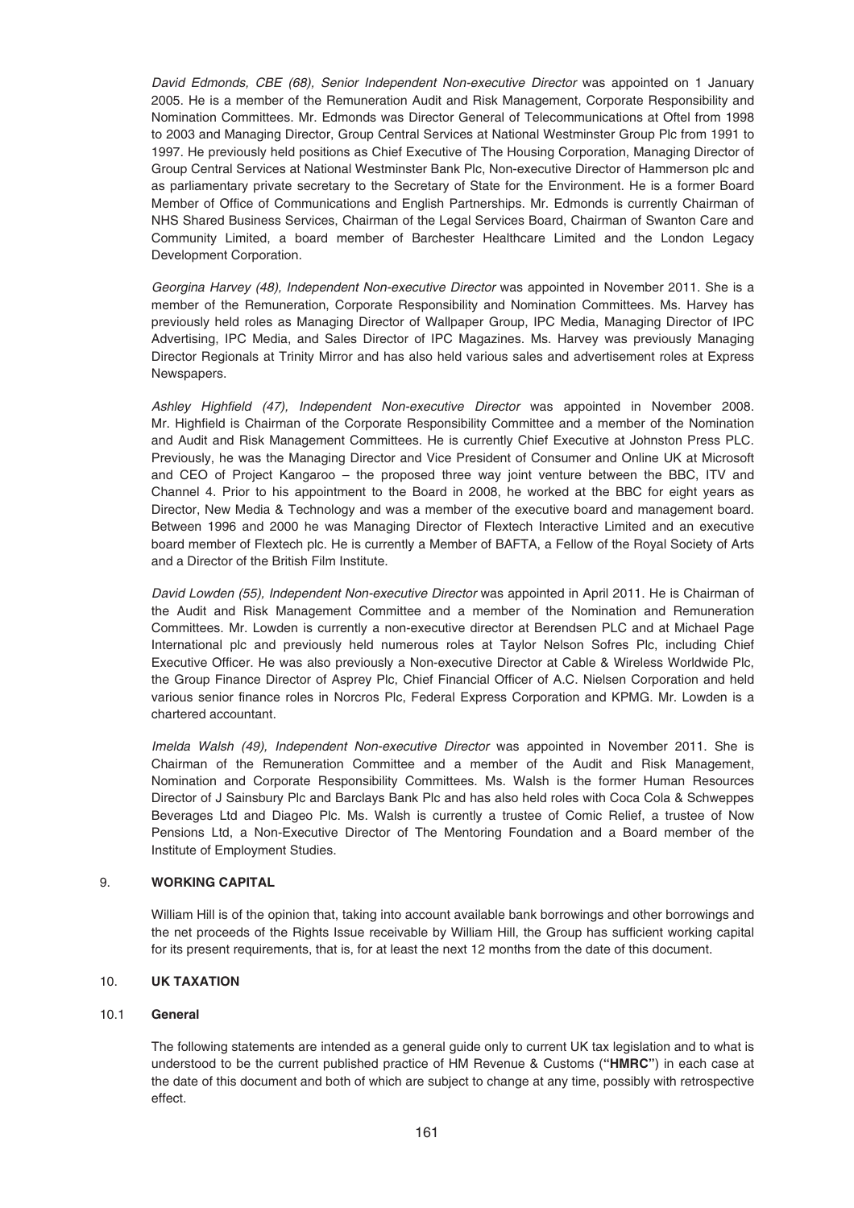*David Edmonds, CBE (68), Senior Independent Non-executive Director* was appointed on 1 January 2005. He is a member of the Remuneration Audit and Risk Management, Corporate Responsibility and Nomination Committees. Mr. Edmonds was Director General of Telecommunications at Oftel from 1998 to 2003 and Managing Director, Group Central Services at National Westminster Group Plc from 1991 to 1997. He previously held positions as Chief Executive of The Housing Corporation, Managing Director of Group Central Services at National Westminster Bank Plc, Non-executive Director of Hammerson plc and as parliamentary private secretary to the Secretary of State for the Environment. He is a former Board Member of Office of Communications and English Partnerships. Mr. Edmonds is currently Chairman of NHS Shared Business Services, Chairman of the Legal Services Board, Chairman of Swanton Care and Community Limited, a board member of Barchester Healthcare Limited and the London Legacy Development Corporation.

*Georgina Harvey (48), Independent Non-executive Director* was appointed in November 2011. She is a member of the Remuneration, Corporate Responsibility and Nomination Committees. Ms. Harvey has previously held roles as Managing Director of Wallpaper Group, IPC Media, Managing Director of IPC Advertising, IPC Media, and Sales Director of IPC Magazines. Ms. Harvey was previously Managing Director Regionals at Trinity Mirror and has also held various sales and advertisement roles at Express Newspapers.

*Ashley Highfield (47), Independent Non-executive Director* was appointed in November 2008. Mr. Highfield is Chairman of the Corporate Responsibility Committee and a member of the Nomination and Audit and Risk Management Committees. He is currently Chief Executive at Johnston Press PLC. Previously, he was the Managing Director and Vice President of Consumer and Online UK at Microsoft and CEO of Project Kangaroo – the proposed three way joint venture between the BBC, ITV and Channel 4. Prior to his appointment to the Board in 2008, he worked at the BBC for eight years as Director, New Media & Technology and was a member of the executive board and management board. Between 1996 and 2000 he was Managing Director of Flextech Interactive Limited and an executive board member of Flextech plc. He is currently a Member of BAFTA, a Fellow of the Royal Society of Arts and a Director of the British Film Institute.

*David Lowden (55), Independent Non-executive Director* was appointed in April 2011. He is Chairman of the Audit and Risk Management Committee and a member of the Nomination and Remuneration Committees. Mr. Lowden is currently a non-executive director at Berendsen PLC and at Michael Page International plc and previously held numerous roles at Taylor Nelson Sofres Plc, including Chief Executive Officer. He was also previously a Non-executive Director at Cable & Wireless Worldwide Plc, the Group Finance Director of Asprey Plc, Chief Financial Officer of A.C. Nielsen Corporation and held various senior finance roles in Norcros Plc, Federal Express Corporation and KPMG. Mr. Lowden is a chartered accountant.

*Imelda Walsh (49), Independent Non-executive Director* was appointed in November 2011. She is Chairman of the Remuneration Committee and a member of the Audit and Risk Management, Nomination and Corporate Responsibility Committees. Ms. Walsh is the former Human Resources Director of J Sainsbury Plc and Barclays Bank Plc and has also held roles with Coca Cola & Schweppes Beverages Ltd and Diageo Plc. Ms. Walsh is currently a trustee of Comic Relief, a trustee of Now Pensions Ltd, a Non-Executive Director of The Mentoring Foundation and a Board member of the Institute of Employment Studies.

## 9. WORKING CAPITAL

William Hill is of the opinion that, taking into account available bank borrowings and other borrowings and the net proceeds of the Rights Issue receivable by William Hill, the Group has sufficient working capital for its present requirements, that is, for at least the next 12 months from the date of this document.

## 10. UK TAXATION

### 10.1 General

The following statements are intended as a general guide only to current UK tax legislation and to what is understood to be the current published practice of HM Revenue & Customs (**"HMRC"**) in each case at the date of this document and both of which are subject to change at any time, possibly with retrospective effect.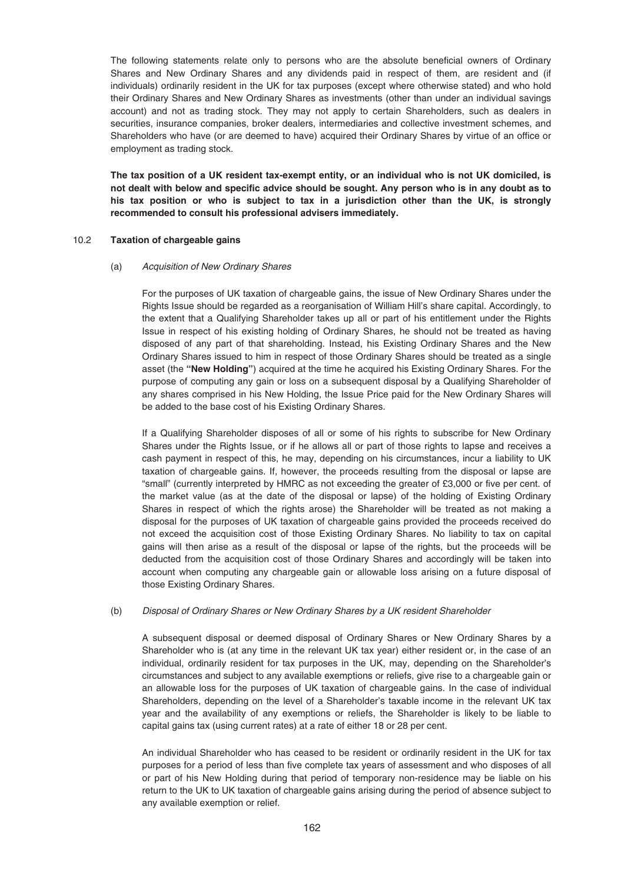The following statements relate only to persons who are the absolute beneficial owners of Ordinary Shares and New Ordinary Shares and any dividends paid in respect of them, are resident and (if individuals) ordinarily resident in the UK for tax purposes (except where otherwise stated) and who hold their Ordinary Shares and New Ordinary Shares as investments (other than under an individual savings account) and not as trading stock. They may not apply to certain Shareholders, such as dealers in securities, insurance companies, broker dealers, intermediaries and collective investment schemes, and Shareholders who have (or are deemed to have) acquired their Ordinary Shares by virtue of an office or employment as trading stock.

**The tax position of a UK resident tax-exempt entity, or an individual who is not UK domiciled, is not dealt with below and specific advice should be sought. Any person who is in any doubt as to his tax position or who is subject to tax in a jurisdiction other than the UK, is strongly recommended to consult his professional advisers immediately.**

### 10.2 Taxation of chargeable gains

(a) *Acquisition of New Ordinary Shares*

For the purposes of UK taxation of chargeable gains, the issue of New Ordinary Shares under the Rights Issue should be regarded as a reorganisation of William Hill's share capital. Accordingly, to the extent that a Qualifying Shareholder takes up all or part of his entitlement under the Rights Issue in respect of his existing holding of Ordinary Shares, he should not be treated as having disposed of any part of that shareholding. Instead, his Existing Ordinary Shares and the New Ordinary Shares issued to him in respect of those Ordinary Shares should be treated as a single asset (the **"New Holding"**) acquired at the time he acquired his Existing Ordinary Shares. For the purpose of computing any gain or loss on a subsequent disposal by a Qualifying Shareholder of any shares comprised in his New Holding, the Issue Price paid for the New Ordinary Shares will be added to the base cost of his Existing Ordinary Shares.

If a Qualifying Shareholder disposes of all or some of his rights to subscribe for New Ordinary Shares under the Rights Issue, or if he allows all or part of those rights to lapse and receives a cash payment in respect of this, he may, depending on his circumstances, incur a liability to UK taxation of chargeable gains. If, however, the proceeds resulting from the disposal or lapse are "small" (currently interpreted by HMRC as not exceeding the greater of £3,000 or five per cent. of the market value (as at the date of the disposal or lapse) of the holding of Existing Ordinary Shares in respect of which the rights arose) the Shareholder will be treated as not making a disposal for the purposes of UK taxation of chargeable gains provided the proceeds received do not exceed the acquisition cost of those Existing Ordinary Shares. No liability to tax on capital gains will then arise as a result of the disposal or lapse of the rights, but the proceeds will be deducted from the acquisition cost of those Ordinary Shares and accordingly will be taken into account when computing any chargeable gain or allowable loss arising on a future disposal of those Existing Ordinary Shares.

(b) *Disposal of Ordinary Shares or New Ordinary Shares by a UK resident Shareholder*

A subsequent disposal or deemed disposal of Ordinary Shares or New Ordinary Shares by a Shareholder who is (at any time in the relevant UK tax year) either resident or, in the case of an individual, ordinarily resident for tax purposes in the UK, may, depending on the Shareholder's circumstances and subject to any available exemptions or reliefs, give rise to a chargeable gain or an allowable loss for the purposes of UK taxation of chargeable gains. In the case of individual Shareholders, depending on the level of a Shareholder's taxable income in the relevant UK tax year and the availability of any exemptions or reliefs, the Shareholder is likely to be liable to capital gains tax (using current rates) at a rate of either 18 or 28 per cent.

An individual Shareholder who has ceased to be resident or ordinarily resident in the UK for tax purposes for a period of less than five complete tax years of assessment and who disposes of all or part of his New Holding during that period of temporary non-residence may be liable on his return to the UK to UK taxation of chargeable gains arising during the period of absence subject to any available exemption or relief.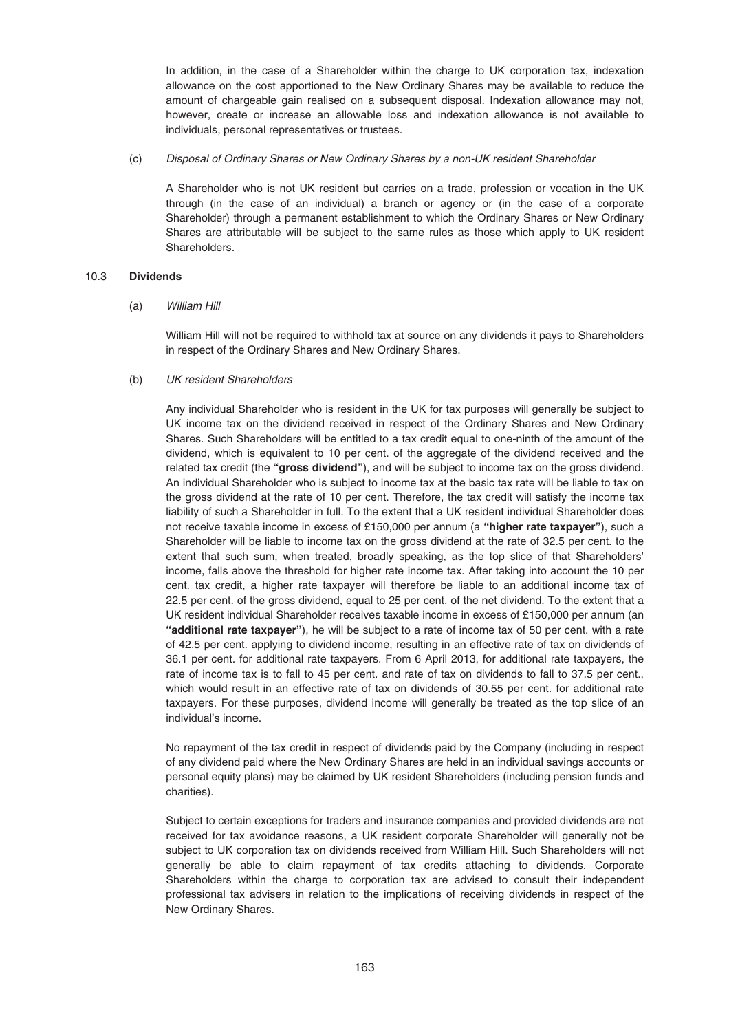In addition, in the case of a Shareholder within the charge to UK corporation tax, indexation allowance on the cost apportioned to the New Ordinary Shares may be available to reduce the amount of chargeable gain realised on a subsequent disposal. Indexation allowance may not, however, create or increase an allowable loss and indexation allowance is not available to individuals, personal representatives or trustees.

(c) *Disposal of Ordinary Shares or New Ordinary Shares by a non-UK resident Shareholder*

A Shareholder who is not UK resident but carries on a trade, profession or vocation in the UK through (in the case of an individual) a branch or agency or (in the case of a corporate Shareholder) through a permanent establishment to which the Ordinary Shares or New Ordinary Shares are attributable will be subject to the same rules as those which apply to UK resident Shareholders.

10.3 **Dividends**

(a) *William Hill*

William Hill will not be required to withhold tax at source on any dividends it pays to Shareholders in respect of the Ordinary Shares and New Ordinary Shares.

(b) *UK resident Shareholders*

Any individual Shareholder who is resident in the UK for tax purposes will generally be subject to UK income tax on the dividend received in respect of the Ordinary Shares and New Ordinary Shares. Such Shareholders will be entitled to a tax credit equal to one-ninth of the amount of the dividend, which is equivalent to 10 per cent. of the aggregate of the dividend received and the related tax credit (the **"gross dividend"**), and will be subject to income tax on the gross dividend. An individual Shareholder who is subject to income tax at the basic tax rate will be liable to tax on the gross dividend at the rate of 10 per cent. Therefore, the tax credit will satisfy the income tax liability of such a Shareholder in full. To the extent that a UK resident individual Shareholder does not receive taxable income in excess of £150,000 per annum (a **"higher rate taxpayer"**), such a Shareholder will be liable to income tax on the gross dividend at the rate of 32.5 per cent. to the extent that such sum, when treated, broadly speaking, as the top slice of that Shareholders' income, falls above the threshold for higher rate income tax. After taking into account the 10 per cent. tax credit, a higher rate taxpayer will therefore be liable to an additional income tax of 22.5 per cent. of the gross dividend, equal to 25 per cent. of the net dividend. To the extent that a UK resident individual Shareholder receives taxable income in excess of £150,000 per annum (an **"additional rate taxpayer"**), he will be subject to a rate of income tax of 50 per cent. with a rate of 42.5 per cent. applying to dividend income, resulting in an effective rate of tax on dividends of 36.1 per cent. for additional rate taxpayers. From 6 April 2013, for additional rate taxpayers, the rate of income tax is to fall to 45 per cent. and rate of tax on dividends to fall to 37.5 per cent., which would result in an effective rate of tax on dividends of 30.55 per cent. for additional rate taxpayers. For these purposes, dividend income will generally be treated as the top slice of an individual's income.

No repayment of the tax credit in respect of dividends paid by the Company (including in respect of any dividend paid where the New Ordinary Shares are held in an individual savings accounts or personal equity plans) may be claimed by UK resident Shareholders (including pension funds and charities).

Subject to certain exceptions for traders and insurance companies and provided dividends are not received for tax avoidance reasons, a UK resident corporate Shareholder will generally not be subject to UK corporation tax on dividends received from William Hill. Such Shareholders will not generally be able to claim repayment of tax credits attaching to dividends. Corporate Shareholders within the charge to corporation tax are advised to consult their independent professional tax advisers in relation to the implications of receiving dividends in respect of the New Ordinary Shares.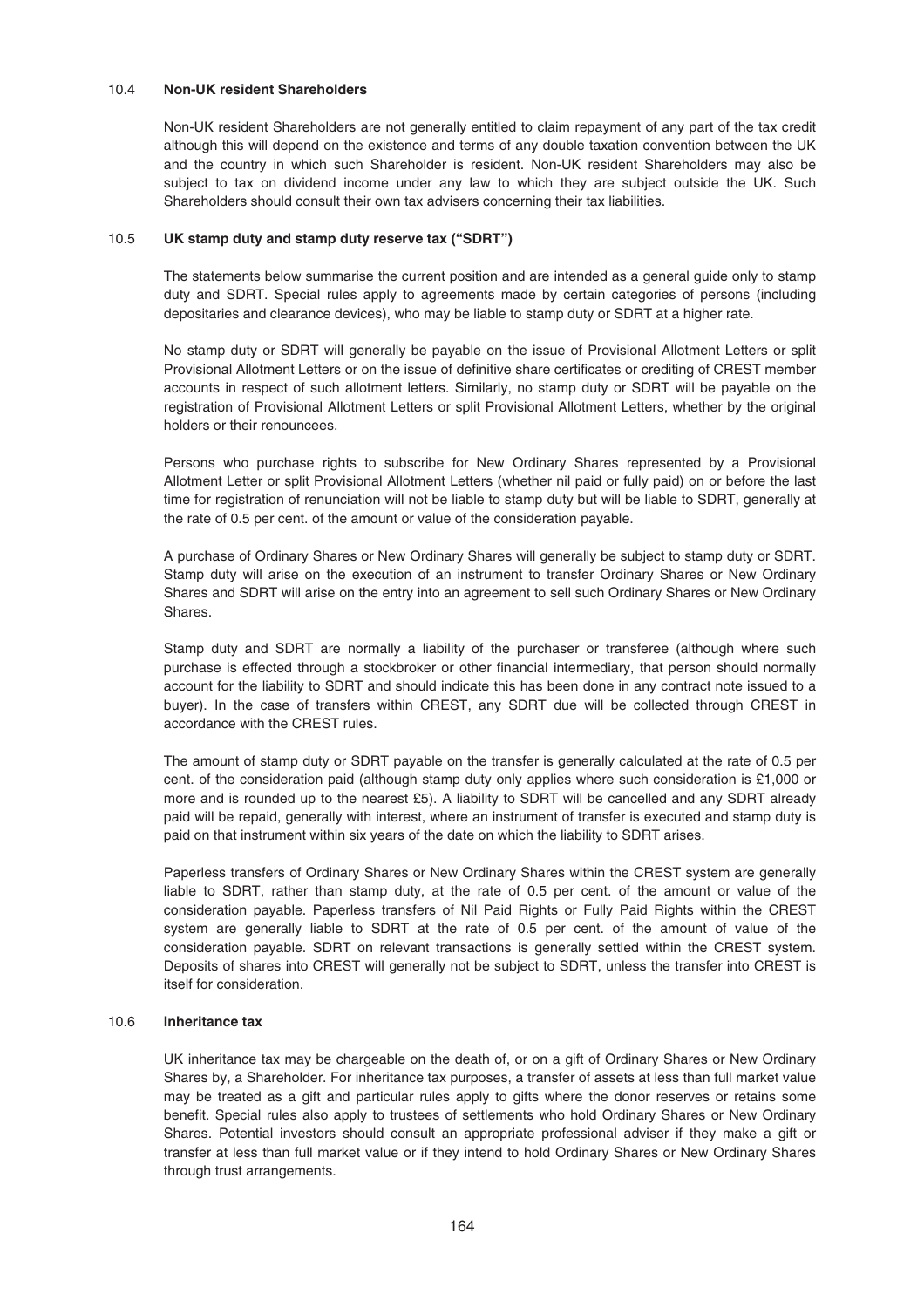### 10.4 Non-UK resident Shareholders

Non-UK resident Shareholders are not generally entitled to claim repayment of any part of the tax credit although this will depend on the existence and terms of any double taxation convention between the UK and the country in which such Shareholder is resident. Non-UK resident Shareholders may also be subject to tax on dividend income under any law to which they are subject outside the UK. Such Shareholders should consult their own tax advisers concerning their tax liabilities.

### 10.5 UK stamp duty and stamp duty reserve tax ("SDRT")

The statements below summarise the current position and are intended as a general guide only to stamp duty and SDRT. Special rules apply to agreements made by certain categories of persons (including depositaries and clearance devices), who may be liable to stamp duty or SDRT at a higher rate.

No stamp duty or SDRT will generally be payable on the issue of Provisional Allotment Letters or split Provisional Allotment Letters or on the issue of definitive share certificates or crediting of CREST member accounts in respect of such allotment letters. Similarly, no stamp duty or SDRT will be payable on the registration of Provisional Allotment Letters or split Provisional Allotment Letters, whether by the original holders or their renouncees.

Persons who purchase rights to subscribe for New Ordinary Shares represented by a Provisional Allotment Letter or split Provisional Allotment Letters (whether nil paid or fully paid) on or before the last time for registration of renunciation will not be liable to stamp duty but will be liable to SDRT, generally at the rate of 0.5 per cent. of the amount or value of the consideration payable.

A purchase of Ordinary Shares or New Ordinary Shares will generally be subject to stamp duty or SDRT. Stamp duty will arise on the execution of an instrument to transfer Ordinary Shares or New Ordinary Shares and SDRT will arise on the entry into an agreement to sell such Ordinary Shares or New Ordinary Shares.

Stamp duty and SDRT are normally a liability of the purchaser or transferee (although where such purchase is effected through a stockbroker or other financial intermediary, that person should normally account for the liability to SDRT and should indicate this has been done in any contract note issued to a buyer). In the case of transfers within CREST, any SDRT due will be collected through CREST in accordance with the CREST rules.

The amount of stamp duty or SDRT payable on the transfer is generally calculated at the rate of 0.5 per cent. of the consideration paid (although stamp duty only applies where such consideration is £1,000 or more and is rounded up to the nearest £5). A liability to SDRT will be cancelled and any SDRT already paid will be repaid, generally with interest, where an instrument of transfer is executed and stamp duty is paid on that instrument within six years of the date on which the liability to SDRT arises.

Paperless transfers of Ordinary Shares or New Ordinary Shares within the CREST system are generally liable to SDRT, rather than stamp duty, at the rate of 0.5 per cent. of the amount or value of the consideration payable. Paperless transfers of Nil Paid Rights or Fully Paid Rights within the CREST system are generally liable to SDRT at the rate of 0.5 per cent. of the amount of value of the consideration payable. SDRT on relevant transactions is generally settled within the CREST system. Deposits of shares into CREST will generally not be subject to SDRT, unless the transfer into CREST is itself for consideration.

### 10.6 Inheritance tax

UK inheritance tax may be chargeable on the death of, or on a gift of Ordinary Shares or New Ordinary Shares by, a Shareholder. For inheritance tax purposes, a transfer of assets at less than full market value may be treated as a gift and particular rules apply to gifts where the donor reserves or retains some benefit. Special rules also apply to trustees of settlements who hold Ordinary Shares or New Ordinary Shares. Potential investors should consult an appropriate professional adviser if they make a gift or transfer at less than full market value or if they intend to hold Ordinary Shares or New Ordinary Shares through trust arrangements.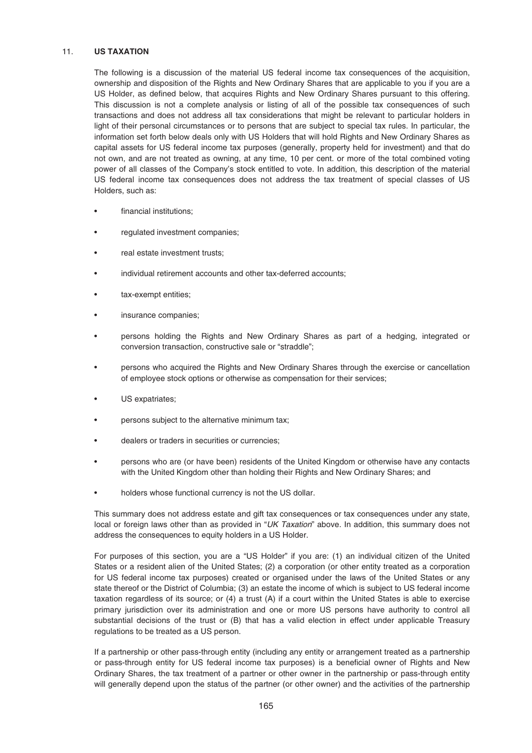## 11. US TAXATION

The following is a discussion of the material US federal income tax consequences of the acquisition, ownership and disposition of the Rights and New Ordinary Shares that are applicable to you if you are a US Holder, as defined below, that acquires Rights and New Ordinary Shares pursuant to this offering. This discussion is not a complete analysis or listing of all of the possible tax consequences of such transactions and does not address all tax considerations that might be relevant to particular holders in light of their personal circumstances or to persons that are subject to special tax rules. In particular, the information set forth below deals only with US Holders that will hold Rights and New Ordinary Shares as capital assets for US federal income tax purposes (generally, property held for investment) and that do not own, and are not treated as owning, at any time, 10 per cent. or more of the total combined voting power of all classes of the Company's stock entitled to vote. In addition, this description of the material US federal income tax consequences does not address the tax treatment of special classes of US Holders, such as:

- financial institutions;
- regulated investment companies;
- real estate investment trusts;
- individual retirement accounts and other tax-deferred accounts;
- tax-exempt entities;
- insurance companies;
- persons holding the Rights and New Ordinary Shares as part of a hedging, integrated or conversion transaction, constructive sale or "straddle";
- persons who acquired the Rights and New Ordinary Shares through the exercise or cancellation of employee stock options or otherwise as compensation for their services;
- US expatriates;
- persons subject to the alternative minimum tax;
- dealers or traders in securities or currencies;
- persons who are (or have been) residents of the United Kingdom or otherwise have any contacts with the United Kingdom other than holding their Rights and New Ordinary Shares; and
- holders whose functional currency is not the US dollar.

This summary does not address estate and gift tax consequences or tax consequences under any state, local or foreign laws other than as provided in "*UK Taxation*" above. In addition, this summary does not address the consequences to equity holders in a US Holder.

For purposes of this section, you are a "US Holder" if you are: (1) an individual citizen of the United States or a resident alien of the United States; (2) a corporation (or other entity treated as a corporation for US federal income tax purposes) created or organised under the laws of the United States or any state thereof or the District of Columbia; (3) an estate the income of which is subject to US federal income taxation regardless of its source; or (4) a trust (A) if a court within the United States is able to exercise primary jurisdiction over its administration and one or more US persons have authority to control all substantial decisions of the trust or (B) that has a valid election in effect under applicable Treasury regulations to be treated as a US person.

If a partnership or other pass-through entity (including any entity or arrangement treated as a partnership or pass-through entity for US federal income tax purposes) is a beneficial owner of Rights and New Ordinary Shares, the tax treatment of a partner or other owner in the partnership or pass-through entity will generally depend upon the status of the partner (or other owner) and the activities of the partnership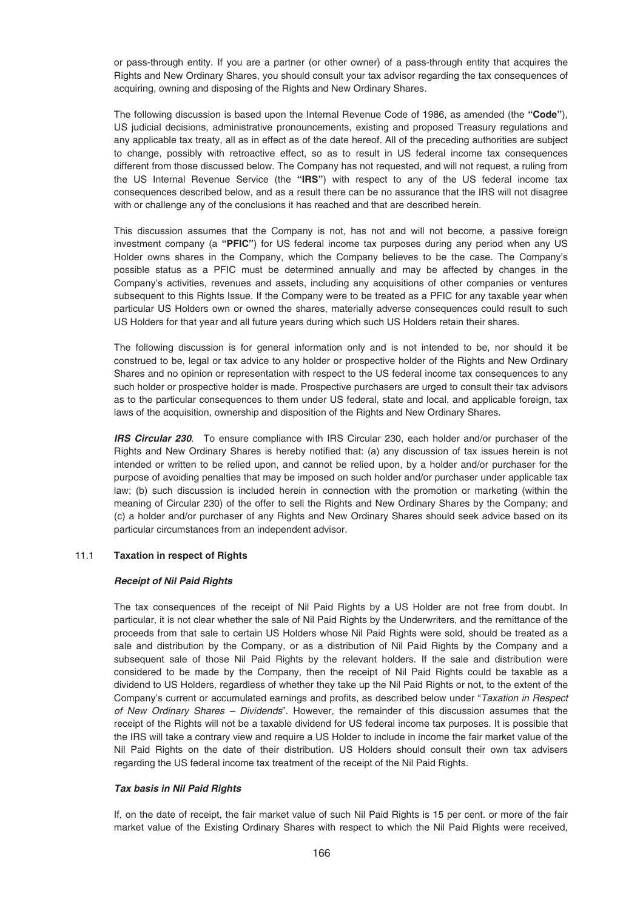or pass-through entity. If you are a partner (or other owner) of a pass-through entity that acquires the Rights and New Ordinary Shares, you should consult your tax advisor regarding the tax consequences of acquiring, owning and disposing of the Rights and New Ordinary Shares.

The following discussion is based upon the Internal Revenue Code of 1986, as amended (the **"Code"**), US judicial decisions, administrative pronouncements, existing and proposed Treasury regulations and any applicable tax treaty, all as in effect as of the date hereof. All of the preceding authorities are subject to change, possibly with retroactive effect, so as to result in US federal income tax consequences different from those discussed below. The Company has not requested, and will not request, a ruling from the US Internal Revenue Service (the **"IRS"**) with respect to any of the US federal income tax consequences described below, and as a result there can be no assurance that the IRS will not disagree with or challenge any of the conclusions it has reached and that are described herein.

This discussion assumes that the Company is not, has not and will not become, a passive foreign investment company (a **"PFIC"**) for US federal income tax purposes during any period when any US Holder owns shares in the Company, which the Company believes to be the case. The Company's possible status as a PFIC must be determined annually and may be affected by changes in the Company's activities, revenues and assets, including any acquisitions of other companies or ventures subsequent to this Rights Issue. If the Company were to be treated as a PFIC for any taxable year when particular US Holders own or owned the shares, materially adverse consequences could result to such US Holders for that year and all future years during which such US Holders retain their shares.

The following discussion is for general information only and is not intended to be, nor should it be construed to be, legal or tax advice to any holder or prospective holder of the Rights and New Ordinary Shares and no opinion or representation with respect to the US federal income tax consequences to any such holder or prospective holder is made. Prospective purchasers are urged to consult their tax advisors as to the particular consequences to them under US federal, state and local, and applicable foreign, tax laws of the acquisition, ownership and disposition of the Rights and New Ordinary Shares.

***IRS Circular 230*.** To ensure compliance with IRS Circular 230, each holder and/or purchaser of the Rights and New Ordinary Shares is hereby notified that: (a) any discussion of tax issues herein is not intended or written to be relied upon, and cannot be relied upon, by a holder and/or purchaser for the purpose of avoiding penalties that may be imposed on such holder and/or purchaser under applicable tax law; (b) such discussion is included herein in connection with the promotion or marketing (within the meaning of Circular 230) of the offer to sell the Rights and New Ordinary Shares by the Company; and (c) a holder and/or purchaser of any Rights and New Ordinary Shares should seek advice based on its particular circumstances from an independent advisor.

## 11.1 Taxation in respect of Rights

***Receipt of Nil Paid Rights***

The tax consequences of the receipt of Nil Paid Rights by a US Holder are not free from doubt. In particular, it is not clear whether the sale of Nil Paid Rights by the Underwriters, and the remittance of the proceeds from that sale to certain US Holders whose Nil Paid Rights were sold, should be treated as a sale and distribution by the Company, or as a distribution of Nil Paid Rights by the Company and a subsequent sale of those Nil Paid Rights by the relevant holders. If the sale and distribution were considered to be made by the Company, then the receipt of Nil Paid Rights could be taxable as a dividend to US Holders, regardless of whether they take up the Nil Paid Rights or not, to the extent of the Company's current or accumulated earnings and profits, as described below under "*Taxation in Respect of New Ordinary Shares – Dividends*". However, the remainder of this discussion assumes that the receipt of the Rights will not be a taxable dividend for US federal income tax purposes. It is possible that the IRS will take a contrary view and require a US Holder to include in income the fair market value of the Nil Paid Rights on the date of their distribution. US Holders should consult their own tax advisers regarding the US federal income tax treatment of the receipt of the Nil Paid Rights.

***Tax basis in Nil Paid Rights***

If, on the date of receipt, the fair market value of such Nil Paid Rights is 15 per cent. or more of the fair market value of the Existing Ordinary Shares with respect to which the Nil Paid Rights were received,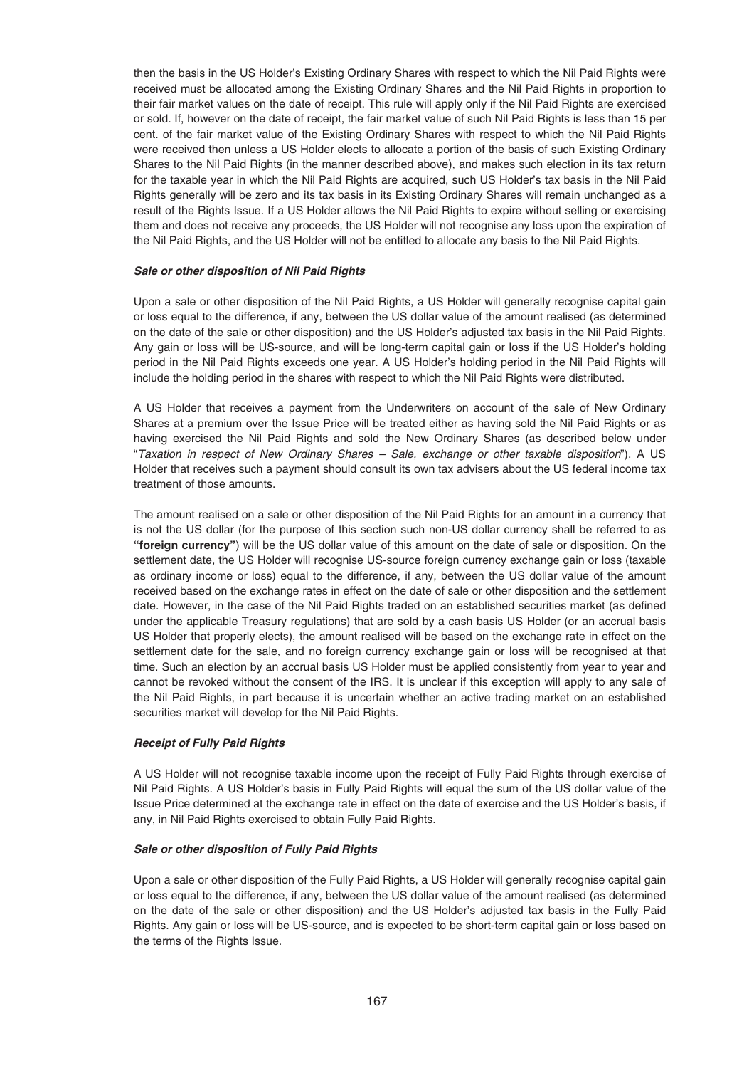then the basis in the US Holder's Existing Ordinary Shares with respect to which the Nil Paid Rights were received must be allocated among the Existing Ordinary Shares and the Nil Paid Rights in proportion to their fair market values on the date of receipt. This rule will apply only if the Nil Paid Rights are exercised or sold. If, however on the date of receipt, the fair market value of such Nil Paid Rights is less than 15 per cent. of the fair market value of the Existing Ordinary Shares with respect to which the Nil Paid Rights were received then unless a US Holder elects to allocate a portion of the basis of such Existing Ordinary Shares to the Nil Paid Rights (in the manner described above), and makes such election in its tax return for the taxable year in which the Nil Paid Rights are acquired, such US Holder's tax basis in the Nil Paid Rights generally will be zero and its tax basis in its Existing Ordinary Shares will remain unchanged as a result of the Rights Issue. If a US Holder allows the Nil Paid Rights to expire without selling or exercising them and does not receive any proceeds, the US Holder will not recognise any loss upon the expiration of the Nil Paid Rights, and the US Holder will not be entitled to allocate any basis to the Nil Paid Rights.

***Sale or other disposition of Nil Paid Rights***

Upon a sale or other disposition of the Nil Paid Rights, a US Holder will generally recognise capital gain or loss equal to the difference, if any, between the US dollar value of the amount realised (as determined on the date of the sale or other disposition) and the US Holder's adjusted tax basis in the Nil Paid Rights. Any gain or loss will be US-source, and will be long-term capital gain or loss if the US Holder's holding period in the Nil Paid Rights exceeds one year. A US Holder's holding period in the Nil Paid Rights will include the holding period in the shares with respect to which the Nil Paid Rights were distributed.

A US Holder that receives a payment from the Underwriters on account of the sale of New Ordinary Shares at a premium over the Issue Price will be treated either as having sold the Nil Paid Rights or as having exercised the Nil Paid Rights and sold the New Ordinary Shares (as described below under "*Taxation in respect of New Ordinary Shares – Sale, exchange or other taxable disposition*"). A US Holder that receives such a payment should consult its own tax advisers about the US federal income tax treatment of those amounts.

The amount realised on a sale or other disposition of the Nil Paid Rights for an amount in a currency that is not the US dollar (for the purpose of this section such non-US dollar currency shall be referred to as **"foreign currency"**) will be the US dollar value of this amount on the date of sale or disposition. On the settlement date, the US Holder will recognise US-source foreign currency exchange gain or loss (taxable as ordinary income or loss) equal to the difference, if any, between the US dollar value of the amount received based on the exchange rates in effect on the date of sale or other disposition and the settlement date. However, in the case of the Nil Paid Rights traded on an established securities market (as defined under the applicable Treasury regulations) that are sold by a cash basis US Holder (or an accrual basis US Holder that properly elects), the amount realised will be based on the exchange rate in effect on the settlement date for the sale, and no foreign currency exchange gain or loss will be recognised at that time. Such an election by an accrual basis US Holder must be applied consistently from year to year and cannot be revoked without the consent of the IRS. It is unclear if this exception will apply to any sale of the Nil Paid Rights, in part because it is uncertain whether an active trading market on an established securities market will develop for the Nil Paid Rights.

***Receipt of Fully Paid Rights***

A US Holder will not recognise taxable income upon the receipt of Fully Paid Rights through exercise of Nil Paid Rights. A US Holder's basis in Fully Paid Rights will equal the sum of the US dollar value of the Issue Price determined at the exchange rate in effect on the date of exercise and the US Holder's basis, if any, in Nil Paid Rights exercised to obtain Fully Paid Rights.

***Sale or other disposition of Fully Paid Rights***

Upon a sale or other disposition of the Fully Paid Rights, a US Holder will generally recognise capital gain or loss equal to the difference, if any, between the US dollar value of the amount realised (as determined on the date of the sale or other disposition) and the US Holder's adjusted tax basis in the Fully Paid Rights. Any gain or loss will be US-source, and is expected to be short-term capital gain or loss based on the terms of the Rights Issue.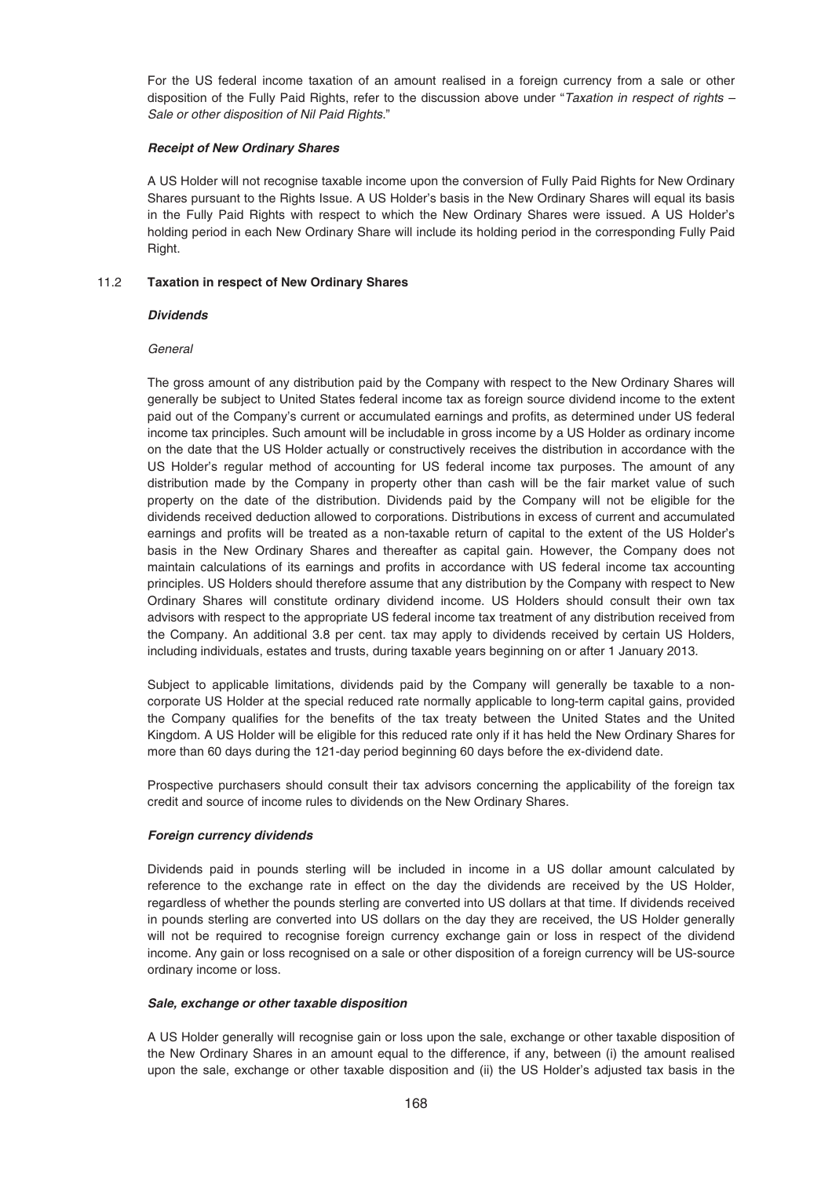For the US federal income taxation of an amount realised in a foreign currency from a sale or other disposition of the Fully Paid Rights, refer to the discussion above under "*Taxation in respect of rights – Sale or other disposition of Nil Paid Rights.*"

***Receipt of New Ordinary Shares***

A US Holder will not recognise taxable income upon the conversion of Fully Paid Rights for New Ordinary Shares pursuant to the Rights Issue. A US Holder's basis in the New Ordinary Shares will equal its basis in the Fully Paid Rights with respect to which the New Ordinary Shares were issued. A US Holder's holding period in each New Ordinary Share will include its holding period in the corresponding Fully Paid Right.

## 11.2 Taxation in respect of New Ordinary Shares

***Dividends***

*General*

The gross amount of any distribution paid by the Company with respect to the New Ordinary Shares will generally be subject to United States federal income tax as foreign source dividend income to the extent paid out of the Company's current or accumulated earnings and profits, as determined under US federal income tax principles. Such amount will be includable in gross income by a US Holder as ordinary income on the date that the US Holder actually or constructively receives the distribution in accordance with the US Holder's regular method of accounting for US federal income tax purposes. The amount of any distribution made by the Company in property other than cash will be the fair market value of such property on the date of the distribution. Dividends paid by the Company will not be eligible for the dividends received deduction allowed to corporations. Distributions in excess of current and accumulated earnings and profits will be treated as a non-taxable return of capital to the extent of the US Holder's basis in the New Ordinary Shares and thereafter as capital gain. However, the Company does not maintain calculations of its earnings and profits in accordance with US federal income tax accounting principles. US Holders should therefore assume that any distribution by the Company with respect to New Ordinary Shares will constitute ordinary dividend income. US Holders should consult their own tax advisors with respect to the appropriate US federal income tax treatment of any distribution received from the Company. An additional 3.8 per cent. tax may apply to dividends received by certain US Holders, including individuals, estates and trusts, during taxable years beginning on or after 1 January 2013.

Subject to applicable limitations, dividends paid by the Company will generally be taxable to a non-corporate US Holder at the special reduced rate normally applicable to long-term capital gains, provided the Company qualifies for the benefits of the tax treaty between the United States and the United Kingdom. A US Holder will be eligible for this reduced rate only if it has held the New Ordinary Shares for more than 60 days during the 121-day period beginning 60 days before the ex-dividend date.

Prospective purchasers should consult their tax advisors concerning the applicability of the foreign tax credit and source of income rules to dividends on the New Ordinary Shares.

***Foreign currency dividends***

Dividends paid in pounds sterling will be included in income in a US dollar amount calculated by reference to the exchange rate in effect on the day the dividends are received by the US Holder, regardless of whether the pounds sterling are converted into US dollars at that time. If dividends received in pounds sterling are converted into US dollars on the day they are received, the US Holder generally will not be required to recognise foreign currency exchange gain or loss in respect of the dividend income. Any gain or loss recognised on a sale or other disposition of a foreign currency will be US-source ordinary income or loss.

***Sale, exchange or other taxable disposition***

A US Holder generally will recognise gain or loss upon the sale, exchange or other taxable disposition of the New Ordinary Shares in an amount equal to the difference, if any, between (i) the amount realised upon the sale, exchange or other taxable disposition and (ii) the US Holder's adjusted tax basis in the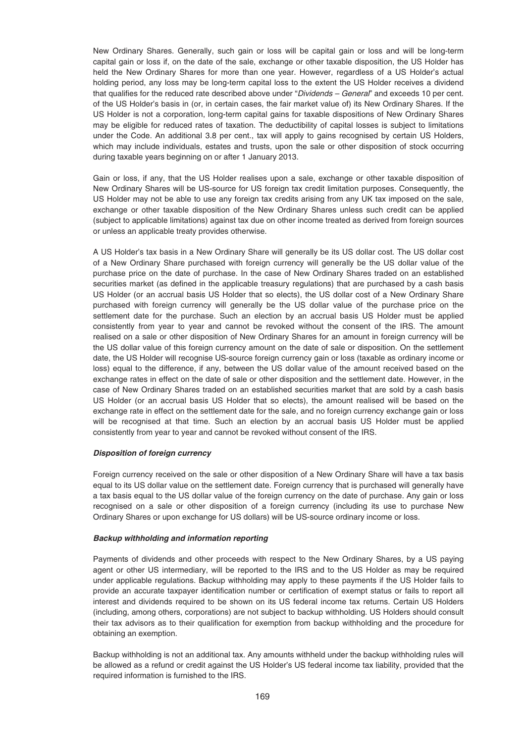New Ordinary Shares. Generally, such gain or loss will be capital gain or loss and will be long-term capital gain or loss if, on the date of the sale, exchange or other taxable disposition, the US Holder has held the New Ordinary Shares for more than one year. However, regardless of a US Holder's actual holding period, any loss may be long-term capital loss to the extent the US Holder receives a dividend that qualifies for the reduced rate described above under "*Dividends – General*" and exceeds 10 per cent. of the US Holder's basis in (or, in certain cases, the fair market value of) its New Ordinary Shares. If the US Holder is not a corporation, long-term capital gains for taxable dispositions of New Ordinary Shares may be eligible for reduced rates of taxation. The deductibility of capital losses is subject to limitations under the Code. An additional 3.8 per cent., tax will apply to gains recognised by certain US Holders, which may include individuals, estates and trusts, upon the sale or other disposition of stock occurring during taxable years beginning on or after 1 January 2013.

Gain or loss, if any, that the US Holder realises upon a sale, exchange or other taxable disposition of New Ordinary Shares will be US-source for US foreign tax credit limitation purposes. Consequently, the US Holder may not be able to use any foreign tax credits arising from any UK tax imposed on the sale, exchange or other taxable disposition of the New Ordinary Shares unless such credit can be applied (subject to applicable limitations) against tax due on other income treated as derived from foreign sources or unless an applicable treaty provides otherwise.

A US Holder's tax basis in a New Ordinary Share will generally be its US dollar cost. The US dollar cost of a New Ordinary Share purchased with foreign currency will generally be the US dollar value of the purchase price on the date of purchase. In the case of New Ordinary Shares traded on an established securities market (as defined in the applicable treasury regulations) that are purchased by a cash basis US Holder (or an accrual basis US Holder that so elects), the US dollar cost of a New Ordinary Share purchased with foreign currency will generally be the US dollar value of the purchase price on the settlement date for the purchase. Such an election by an accrual basis US Holder must be applied consistently from year to year and cannot be revoked without the consent of the IRS. The amount realised on a sale or other disposition of New Ordinary Shares for an amount in foreign currency will be the US dollar value of this foreign currency amount on the date of sale or disposition. On the settlement date, the US Holder will recognise US-source foreign currency gain or loss (taxable as ordinary income or loss) equal to the difference, if any, between the US dollar value of the amount received based on the exchange rates in effect on the date of sale or other disposition and the settlement date. However, in the case of New Ordinary Shares traded on an established securities market that are sold by a cash basis US Holder (or an accrual basis US Holder that so elects), the amount realised will be based on the exchange rate in effect on the settlement date for the sale, and no foreign currency exchange gain or loss will be recognised at that time. Such an election by an accrual basis US Holder must be applied consistently from year to year and cannot be revoked without consent of the IRS.

***Disposition of foreign currency***

Foreign currency received on the sale or other disposition of a New Ordinary Share will have a tax basis equal to its US dollar value on the settlement date. Foreign currency that is purchased will generally have a tax basis equal to the US dollar value of the foreign currency on the date of purchase. Any gain or loss recognised on a sale or other disposition of a foreign currency (including its use to purchase New Ordinary Shares or upon exchange for US dollars) will be US-source ordinary income or loss.

***Backup withholding and information reporting***

Payments of dividends and other proceeds with respect to the New Ordinary Shares, by a US paying agent or other US intermediary, will be reported to the IRS and to the US Holder as may be required under applicable regulations. Backup withholding may apply to these payments if the US Holder fails to provide an accurate taxpayer identification number or certification of exempt status or fails to report all interest and dividends required to be shown on its US federal income tax returns. Certain US Holders (including, among others, corporations) are not subject to backup withholding. US Holders should consult their tax advisors as to their qualification for exemption from backup withholding and the procedure for obtaining an exemption.

Backup withholding is not an additional tax. Any amounts withheld under the backup withholding rules will be allowed as a refund or credit against the US Holder's US federal income tax liability, provided that the required information is furnished to the IRS.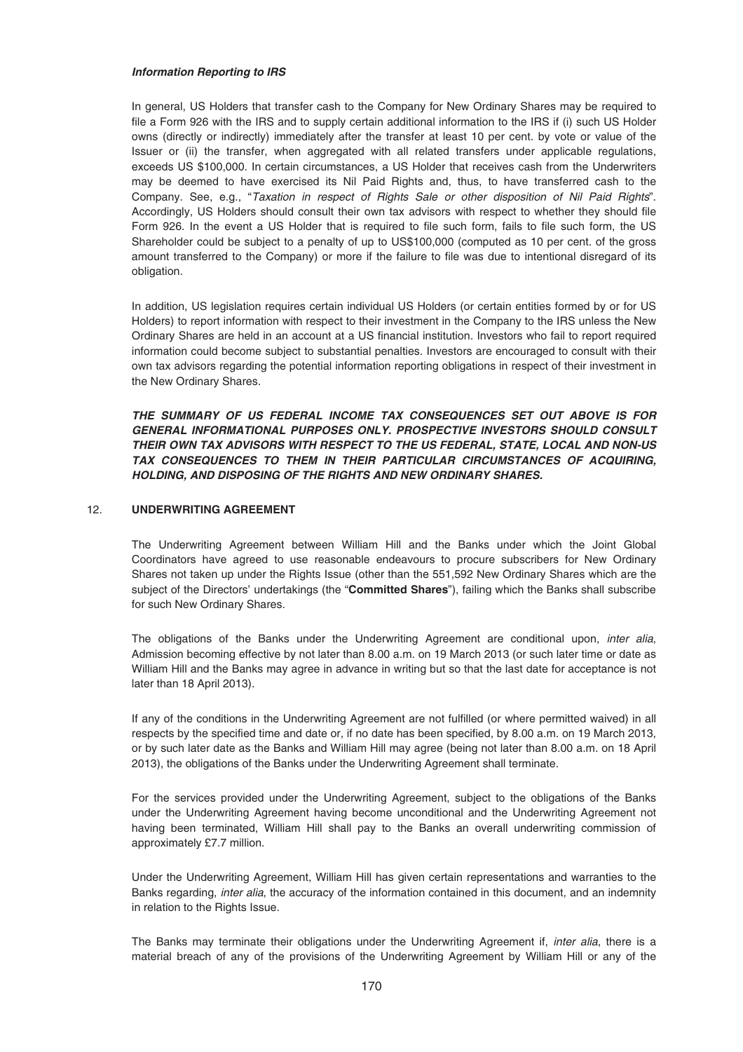***Information Reporting to IRS***

In general, US Holders that transfer cash to the Company for New Ordinary Shares may be required to file a Form 926 with the IRS and to supply certain additional information to the IRS if (i) such US Holder owns (directly or indirectly) immediately after the transfer at least 10 per cent. by vote or value of the Issuer or (ii) the transfer, when aggregated with all related transfers under applicable regulations, exceeds US $100,000. In certain circumstances, a US Holder that receives cash from the Underwriters may be deemed to have exercised its Nil Paid Rights and, thus, to have transferred cash to the Company. See, e.g., "*Taxation in respect of Rights Sale or other disposition of Nil Paid Rights*". Accordingly, US Holders should consult their own tax advisors with respect to whether they should file Form 926. In the event a US Holder that is required to file such form, fails to file such form, the US Shareholder could be subject to a penalty of up to US$100,000 (computed as 10 per cent. of the gross amount transferred to the Company) or more if the failure to file was due to intentional disregard of its obligation.

In addition, US legislation requires certain individual US Holders (or certain entities formed by or for US Holders) to report information with respect to their investment in the Company to the IRS unless the New Ordinary Shares are held in an account at a US financial institution. Investors who fail to report required information could become subject to substantial penalties. Investors are encouraged to consult with their own tax advisors regarding the potential information reporting obligations in respect of their investment in the New Ordinary Shares.

***THE SUMMARY OF US FEDERAL INCOME TAX CONSEQUENCES SET OUT ABOVE IS FOR GENERAL INFORMATIONAL PURPOSES ONLY. PROSPECTIVE INVESTORS SHOULD CONSULT THEIR OWN TAX ADVISORS WITH RESPECT TO THE US FEDERAL, STATE, LOCAL AND NON-US TAX CONSEQUENCES TO THEM IN THEIR PARTICULAR CIRCUMSTANCES OF ACQUIRING, HOLDING, AND DISPOSING OF THE RIGHTS AND NEW ORDINARY SHARES.***

## 12. UNDERWRITING AGREEMENT

The Underwriting Agreement between William Hill and the Banks under which the Joint Global Coordinators have agreed to use reasonable endeavours to procure subscribers for New Ordinary Shares not taken up under the Rights Issue (other than the 551,592 New Ordinary Shares which are the subject of the Directors' undertakings (the "**Committed Shares**"), failing which the Banks shall subscribe for such New Ordinary Shares.

The obligations of the Banks under the Underwriting Agreement are conditional upon, *inter alia*, Admission becoming effective by not later than 8.00 a.m. on 19 March 2013 (or such later time or date as William Hill and the Banks may agree in advance in writing but so that the last date for acceptance is not later than 18 April 2013).

If any of the conditions in the Underwriting Agreement are not fulfilled (or where permitted waived) in all respects by the specified time and date or, if no date has been specified, by 8.00 a.m. on 19 March 2013, or by such later date as the Banks and William Hill may agree (being not later than 8.00 a.m. on 18 April 2013), the obligations of the Banks under the Underwriting Agreement shall terminate.

For the services provided under the Underwriting Agreement, subject to the obligations of the Banks under the Underwriting Agreement having become unconditional and the Underwriting Agreement not having been terminated, William Hill shall pay to the Banks an overall underwriting commission of approximately £7.7 million.

Under the Underwriting Agreement, William Hill has given certain representations and warranties to the Banks regarding, *inter alia*, the accuracy of the information contained in this document, and an indemnity in relation to the Rights Issue.

The Banks may terminate their obligations under the Underwriting Agreement if, *inter alia*, there is a material breach of any of the provisions of the Underwriting Agreement by William Hill or any of the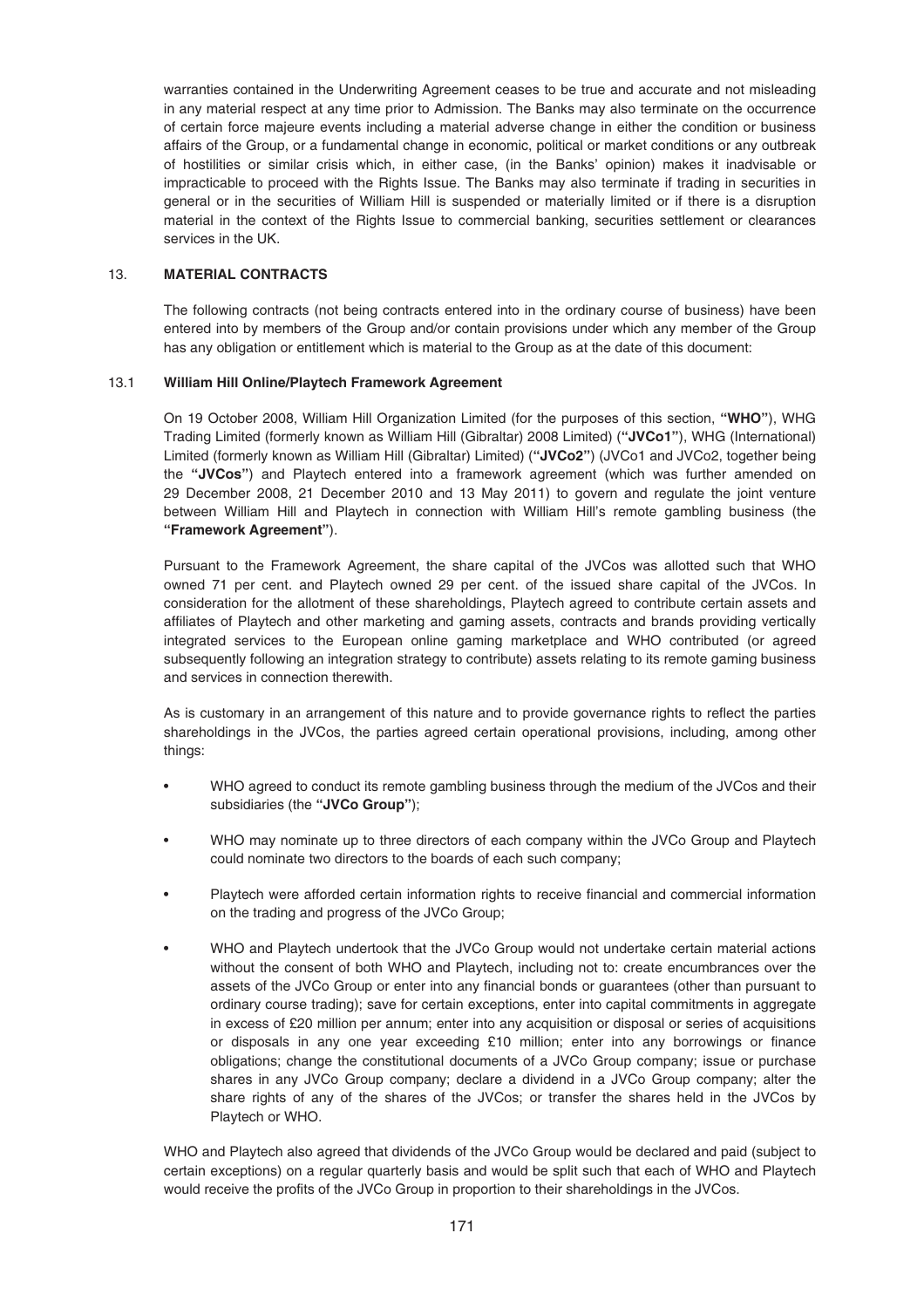warranties contained in the Underwriting Agreement ceases to be true and accurate and not misleading in any material respect at any time prior to Admission. The Banks may also terminate on the occurrence of certain force majeure events including a material adverse change in either the condition or business affairs of the Group, or a fundamental change in economic, political or market conditions or any outbreak of hostilities or similar crisis which, in either case, (in the Banks' opinion) makes it inadvisable or impracticable to proceed with the Rights Issue. The Banks may also terminate if trading in securities in general or in the securities of William Hill is suspended or materially limited or if there is a disruption material in the context of the Rights Issue to commercial banking, securities settlement or clearances services in the UK.

## 13. MATERIAL CONTRACTS

The following contracts (not being contracts entered into in the ordinary course of business) have been entered into by members of the Group and/or contain provisions under which any member of the Group has any obligation or entitlement which is material to the Group as at the date of this document:

### 13.1 William Hill Online/Playtech Framework Agreement

On 19 October 2008, William Hill Organization Limited (for the purposes of this section, **"WHO"**), WHG Trading Limited (formerly known as William Hill (Gibraltar) 2008 Limited) (**"JVCo1"**), WHG (International) Limited (formerly known as William Hill (Gibraltar) Limited) (**"JVCo2"**) (JVCo1 and JVCo2, together being the **"JVCos"**) and Playtech entered into a framework agreement (which was further amended on 29 December 2008, 21 December 2010 and 13 May 2011) to govern and regulate the joint venture between William Hill and Playtech in connection with William Hill's remote gambling business (the **"Framework Agreement"**).

Pursuant to the Framework Agreement, the share capital of the JVCos was allotted such that WHO owned 71 per cent. and Playtech owned 29 per cent. of the issued share capital of the JVCos. In consideration for the allotment of these shareholdings, Playtech agreed to contribute certain assets and affiliates of Playtech and other marketing and gaming assets, contracts and brands providing vertically integrated services to the European online gaming marketplace and WHO contributed (or agreed subsequently following an integration strategy to contribute) assets relating to its remote gaming business and services in connection therewith.

As is customary in an arrangement of this nature and to provide governance rights to reflect the parties shareholdings in the JVCos, the parties agreed certain operational provisions, including, among other things:

- WHO agreed to conduct its remote gambling business through the medium of the JVCos and their subsidiaries (the **"JVCo Group"**);
- WHO may nominate up to three directors of each company within the JVCo Group and Playtech could nominate two directors to the boards of each such company;
- Playtech were afforded certain information rights to receive financial and commercial information on the trading and progress of the JVCo Group;
- WHO and Playtech undertook that the JVCo Group would not undertake certain material actions without the consent of both WHO and Playtech, including not to: create encumbrances over the assets of the JVCo Group or enter into any financial bonds or guarantees (other than pursuant to ordinary course trading); save for certain exceptions, enter into capital commitments in aggregate in excess of £20 million per annum; enter into any acquisition or disposal or series of acquisitions or disposals in any one year exceeding £10 million; enter into any borrowings or finance obligations; change the constitutional documents of a JVCo Group company; issue or purchase shares in any JVCo Group company; declare a dividend in a JVCo Group company; alter the share rights of any of the shares of the JVCos; or transfer the shares held in the JVCos by Playtech or WHO.

WHO and Playtech also agreed that dividends of the JVCo Group would be declared and paid (subject to certain exceptions) on a regular quarterly basis and would be split such that each of WHO and Playtech would receive the profits of the JVCo Group in proportion to their shareholdings in the JVCos.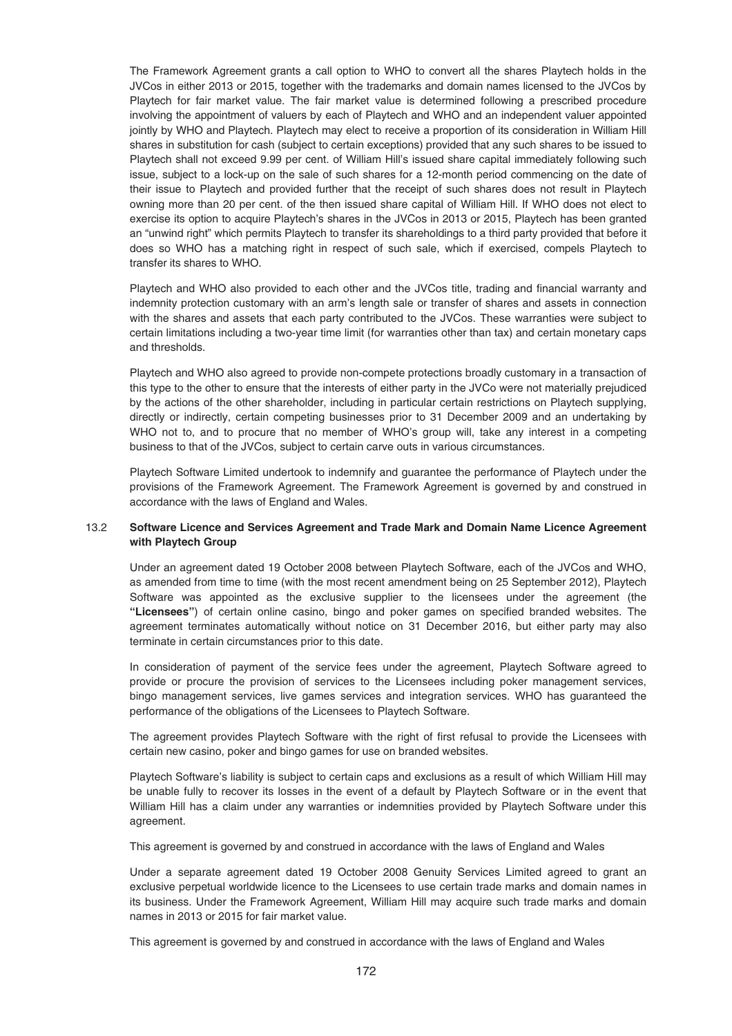The Framework Agreement grants a call option to WHO to convert all the shares Playtech holds in the JVCos in either 2013 or 2015, together with the trademarks and domain names licensed to the JVCos by Playtech for fair market value. The fair market value is determined following a prescribed procedure involving the appointment of valuers by each of Playtech and WHO and an independent valuer appointed jointly by WHO and Playtech. Playtech may elect to receive a proportion of its consideration in William Hill shares in substitution for cash (subject to certain exceptions) provided that any such shares to be issued to Playtech shall not exceed 9.99 per cent. of William Hill's issued share capital immediately following such issue, subject to a lock-up on the sale of such shares for a 12-month period commencing on the date of their issue to Playtech and provided further that the receipt of such shares does not result in Playtech owning more than 20 per cent. of the then issued share capital of William Hill. If WHO does not elect to exercise its option to acquire Playtech's shares in the JVCos in 2013 or 2015, Playtech has been granted an "unwind right" which permits Playtech to transfer its shareholdings to a third party provided that before it does so WHO has a matching right in respect of such sale, which if exercised, compels Playtech to transfer its shares to WHO.

Playtech and WHO also provided to each other and the JVCos title, trading and financial warranty and indemnity protection customary with an arm's length sale or transfer of shares and assets in connection with the shares and assets that each party contributed to the JVCos. These warranties were subject to certain limitations including a two-year time limit (for warranties other than tax) and certain monetary caps and thresholds.

Playtech and WHO also agreed to provide non-compete protections broadly customary in a transaction of this type to the other to ensure that the interests of either party in the JVCo were not materially prejudiced by the actions of the other shareholder, including in particular certain restrictions on Playtech supplying, directly or indirectly, certain competing businesses prior to 31 December 2009 and an undertaking by WHO not to, and to procure that no member of WHO's group will, take any interest in a competing business to that of the JVCos, subject to certain carve outs in various circumstances.

Playtech Software Limited undertook to indemnify and guarantee the performance of Playtech under the provisions of the Framework Agreement. The Framework Agreement is governed by and construed in accordance with the laws of England and Wales.

### 13.2 Software Licence and Services Agreement and Trade Mark and Domain Name Licence Agreement with Playtech Group

Under an agreement dated 19 October 2008 between Playtech Software, each of the JVCos and WHO, as amended from time to time (with the most recent amendment being on 25 September 2012), Playtech Software was appointed as the exclusive supplier to the licensees under the agreement (the **"Licensees"**) of certain online casino, bingo and poker games on specified branded websites. The agreement terminates automatically without notice on 31 December 2016, but either party may also terminate in certain circumstances prior to this date.

In consideration of payment of the service fees under the agreement, Playtech Software agreed to provide or procure the provision of services to the Licensees including poker management services, bingo management services, live games services and integration services. WHO has guaranteed the performance of the obligations of the Licensees to Playtech Software.

The agreement provides Playtech Software with the right of first refusal to provide the Licensees with certain new casino, poker and bingo games for use on branded websites.

Playtech Software's liability is subject to certain caps and exclusions as a result of which William Hill may be unable fully to recover its losses in the event of a default by Playtech Software or in the event that William Hill has a claim under any warranties or indemnities provided by Playtech Software under this agreement.

This agreement is governed by and construed in accordance with the laws of England and Wales

Under a separate agreement dated 19 October 2008 Genuity Services Limited agreed to grant an exclusive perpetual worldwide licence to the Licensees to use certain trade marks and domain names in its business. Under the Framework Agreement, William Hill may acquire such trade marks and domain names in 2013 or 2015 for fair market value.

This agreement is governed by and construed in accordance with the laws of England and Wales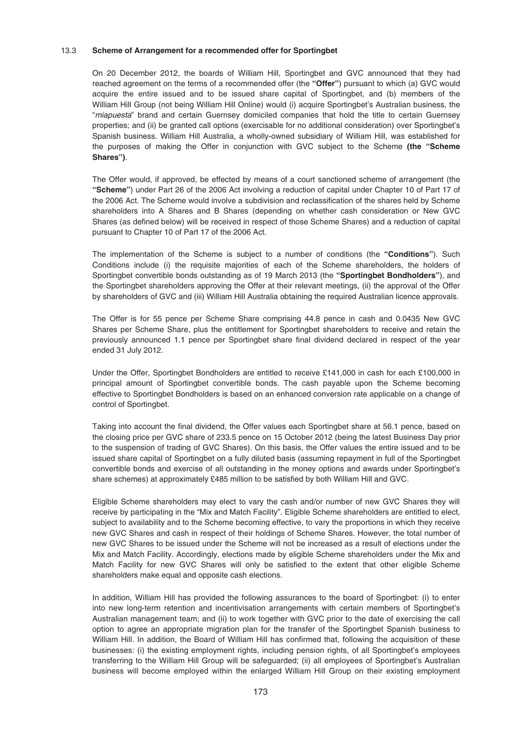### 13.3 Scheme of Arrangement for a recommended offer for Sportingbet

On 20 December 2012, the boards of William Hill, Sportingbet and GVC announced that they had reached agreement on the terms of a recommended offer (the **"Offer"**) pursuant to which (a) GVC would acquire the entire issued and to be issued share capital of Sportingbet, and (b) members of the William Hill Group (not being William Hill Online) would (i) acquire Sportingbet's Australian business, the "*miapuesta*" brand and certain Guernsey domiciled companies that hold the title to certain Guernsey properties; and (ii) be granted call options (exercisable for no additional consideration) over Sportingbet's Spanish business. William Hill Australia, a wholly-owned subsidiary of William Hill, was established for the purposes of making the Offer in conjunction with GVC subject to the Scheme **(the "Scheme Shares")**.

The Offer would, if approved, be effected by means of a court sanctioned scheme of arrangement (the **"Scheme"**) under Part 26 of the 2006 Act involving a reduction of capital under Chapter 10 of Part 17 of the 2006 Act. The Scheme would involve a subdivision and reclassification of the shares held by Scheme shareholders into A Shares and B Shares (depending on whether cash consideration or New GVC Shares (as defined below) will be received in respect of those Scheme Shares) and a reduction of capital pursuant to Chapter 10 of Part 17 of the 2006 Act.

The implementation of the Scheme is subject to a number of conditions (the **"Conditions"**). Such Conditions include (i) the requisite majorities of each of the Scheme shareholders, the holders of Sportingbet convertible bonds outstanding as of 19 March 2013 (the **"Sportingbet Bondholders"**), and the Sportingbet shareholders approving the Offer at their relevant meetings, (ii) the approval of the Offer by shareholders of GVC and (iii) William Hill Australia obtaining the required Australian licence approvals.

The Offer is for 55 pence per Scheme Share comprising 44.8 pence in cash and 0.0435 New GVC Shares per Scheme Share, plus the entitlement for Sportingbet shareholders to receive and retain the previously announced 1.1 pence per Sportingbet share final dividend declared in respect of the year ended 31 July 2012.

Under the Offer, Sportingbet Bondholders are entitled to receive £141,000 in cash for each £100,000 in principal amount of Sportingbet convertible bonds. The cash payable upon the Scheme becoming effective to Sportingbet Bondholders is based on an enhanced conversion rate applicable on a change of control of Sportingbet.

Taking into account the final dividend, the Offer values each Sportingbet share at 56.1 pence, based on the closing price per GVC share of 233.5 pence on 15 October 2012 (being the latest Business Day prior to the suspension of trading of GVC Shares). On this basis, the Offer values the entire issued and to be issued share capital of Sportingbet on a fully diluted basis (assuming repayment in full of the Sportingbet convertible bonds and exercise of all outstanding in the money options and awards under Sportingbet's share schemes) at approximately £485 million to be satisfied by both William Hill and GVC.

Eligible Scheme shareholders may elect to vary the cash and/or number of new GVC Shares they will receive by participating in the "Mix and Match Facility". Eligible Scheme shareholders are entitled to elect, subject to availability and to the Scheme becoming effective, to vary the proportions in which they receive new GVC Shares and cash in respect of their holdings of Scheme Shares. However, the total number of new GVC Shares to be issued under the Scheme will not be increased as a result of elections under the Mix and Match Facility. Accordingly, elections made by eligible Scheme shareholders under the Mix and Match Facility for new GVC Shares will only be satisfied to the extent that other eligible Scheme shareholders make equal and opposite cash elections.

In addition, William Hill has provided the following assurances to the board of Sportingbet: (i) to enter into new long-term retention and incentivisation arrangements with certain members of Sportingbet's Australian management team; and (ii) to work together with GVC prior to the date of exercising the call option to agree an appropriate migration plan for the transfer of the Sportingbet Spanish business to William Hill. In addition, the Board of William Hill has confirmed that, following the acquisition of these businesses: (i) the existing employment rights, including pension rights, of all Sportingbet's employees transferring to the William Hill Group will be safeguarded; (ii) all employees of Sportingbet's Australian business will become employed within the enlarged William Hill Group on their existing employment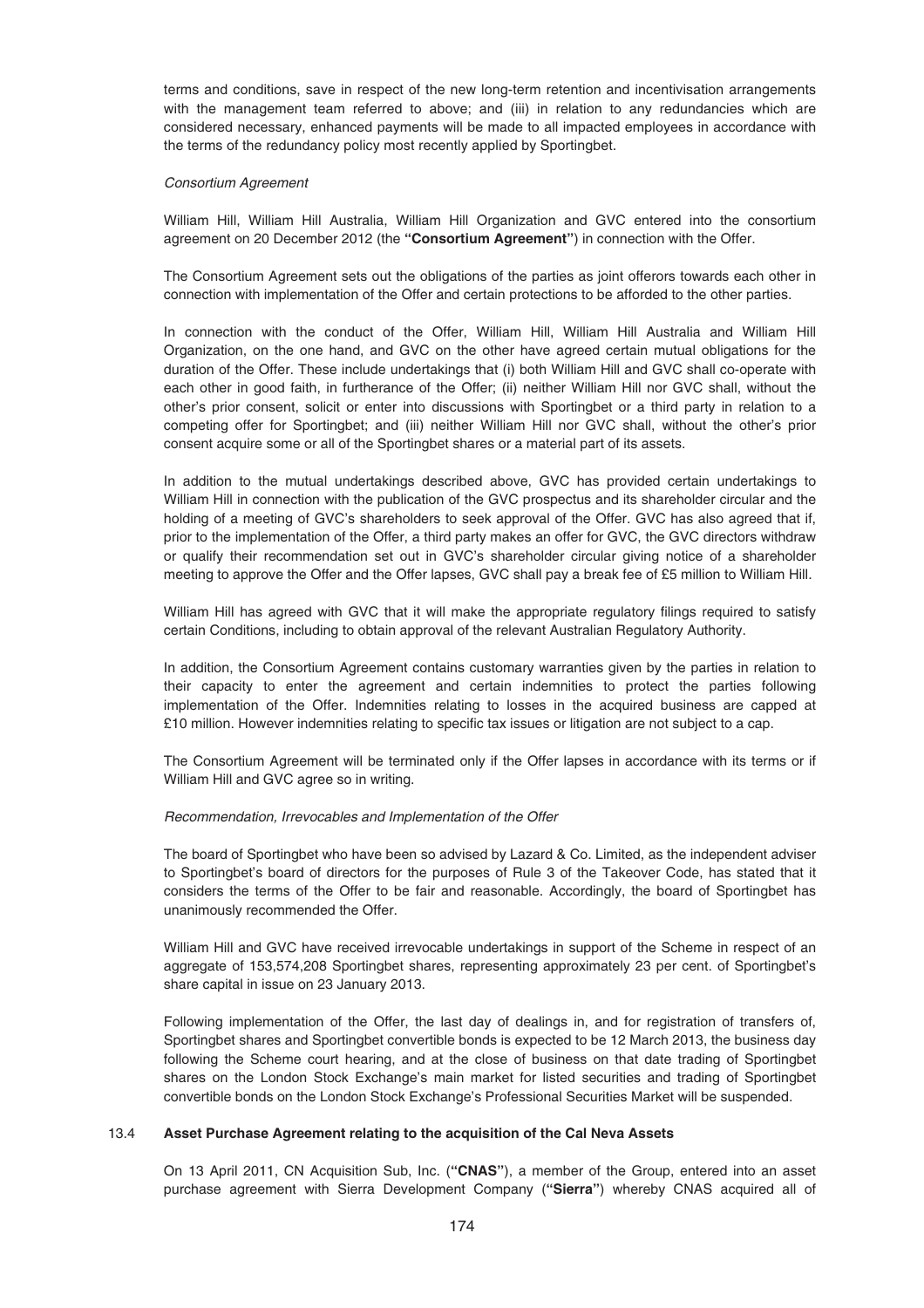terms and conditions, save in respect of the new long-term retention and incentivisation arrangements with the management team referred to above; and (iii) in relation to any redundancies which are considered necessary, enhanced payments will be made to all impacted employees in accordance with the terms of the redundancy policy most recently applied by Sportingbet.

*Consortium Agreement*

William Hill, William Hill Australia, William Hill Organization and GVC entered into the consortium agreement on 20 December 2012 (the **"Consortium Agreement"**) in connection with the Offer.

The Consortium Agreement sets out the obligations of the parties as joint offerors towards each other in connection with implementation of the Offer and certain protections to be afforded to the other parties.

In connection with the conduct of the Offer, William Hill, William Hill Australia and William Hill Organization, on the one hand, and GVC on the other have agreed certain mutual obligations for the duration of the Offer. These include undertakings that (i) both William Hill and GVC shall co-operate with each other in good faith, in furtherance of the Offer; (ii) neither William Hill nor GVC shall, without the other's prior consent, solicit or enter into discussions with Sportingbet or a third party in relation to a competing offer for Sportingbet; and (iii) neither William Hill nor GVC shall, without the other's prior consent acquire some or all of the Sportingbet shares or a material part of its assets.

In addition to the mutual undertakings described above, GVC has provided certain undertakings to William Hill in connection with the publication of the GVC prospectus and its shareholder circular and the holding of a meeting of GVC's shareholders to seek approval of the Offer. GVC has also agreed that if, prior to the implementation of the Offer, a third party makes an offer for GVC, the GVC directors withdraw or qualify their recommendation set out in GVC's shareholder circular giving notice of a shareholder meeting to approve the Offer and the Offer lapses, GVC shall pay a break fee of £5 million to William Hill.

William Hill has agreed with GVC that it will make the appropriate regulatory filings required to satisfy certain Conditions, including to obtain approval of the relevant Australian Regulatory Authority.

In addition, the Consortium Agreement contains customary warranties given by the parties in relation to their capacity to enter the agreement and certain indemnities to protect the parties following implementation of the Offer. Indemnities relating to losses in the acquired business are capped at £10 million. However indemnities relating to specific tax issues or litigation are not subject to a cap.

The Consortium Agreement will be terminated only if the Offer lapses in accordance with its terms or if William Hill and GVC agree so in writing.

*Recommendation, Irrevocables and Implementation of the Offer*

The board of Sportingbet who have been so advised by Lazard & Co. Limited, as the independent adviser to Sportingbet's board of directors for the purposes of Rule 3 of the Takeover Code, has stated that it considers the terms of the Offer to be fair and reasonable. Accordingly, the board of Sportingbet has unanimously recommended the Offer.

William Hill and GVC have received irrevocable undertakings in support of the Scheme in respect of an aggregate of 153,574,208 Sportingbet shares, representing approximately 23 per cent. of Sportingbet's share capital in issue on 23 January 2013.

Following implementation of the Offer, the last day of dealings in, and for registration of transfers of, Sportingbet shares and Sportingbet convertible bonds is expected to be 12 March 2013, the business day following the Scheme court hearing, and at the close of business on that date trading of Sportingbet shares on the London Stock Exchange's main market for listed securities and trading of Sportingbet convertible bonds on the London Stock Exchange's Professional Securities Market will be suspended.

### 13.4 Asset Purchase Agreement relating to the acquisition of the Cal Neva Assets

On 13 April 2011, CN Acquisition Sub, Inc. (**"CNAS"**), a member of the Group, entered into an asset purchase agreement with Sierra Development Company (**"Sierra"**) whereby CNAS acquired all of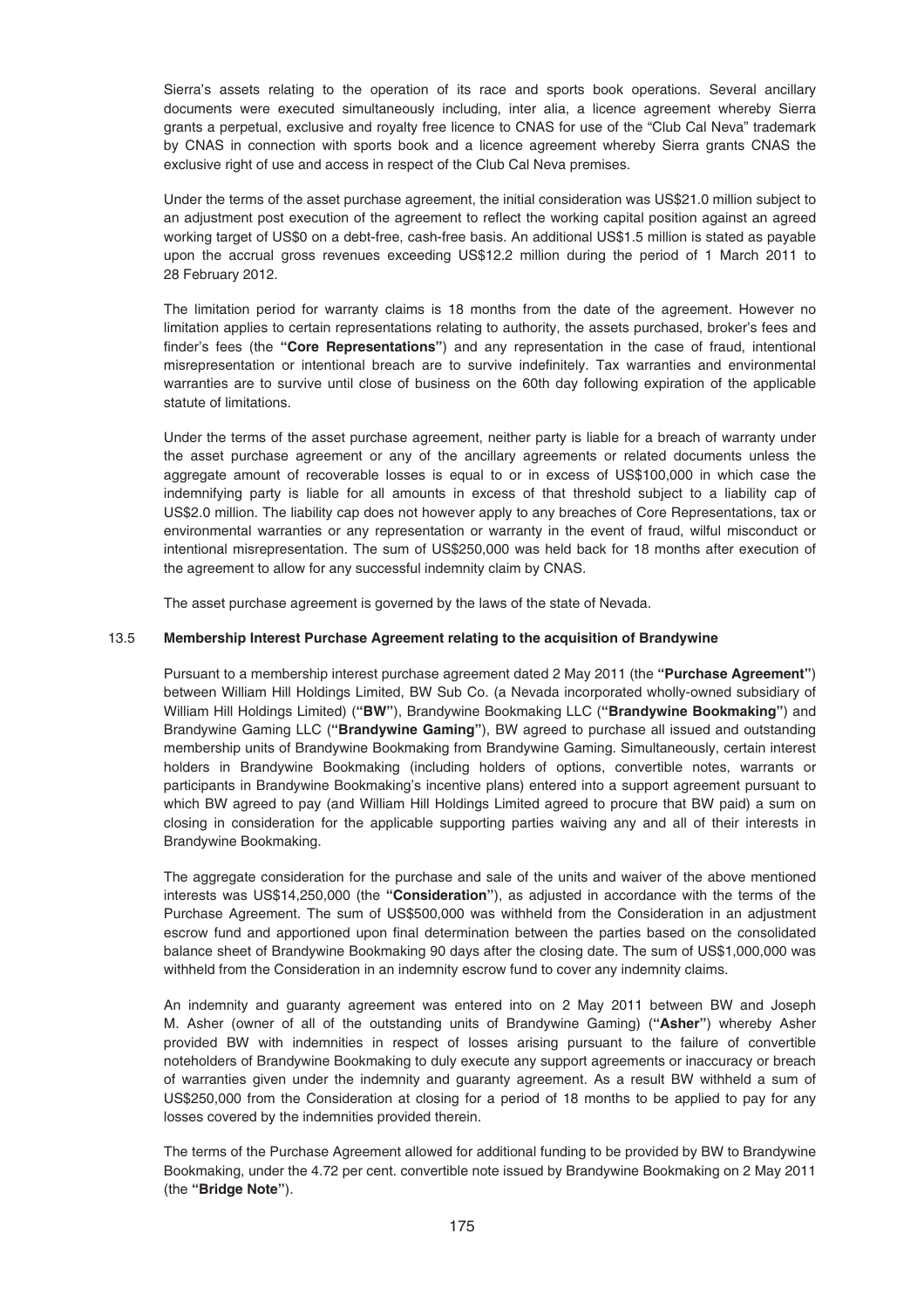Sierra's assets relating to the operation of its race and sports book operations. Several ancillary documents were executed simultaneously including, inter alia, a licence agreement whereby Sierra grants a perpetual, exclusive and royalty free licence to CNAS for use of the "Club Cal Neva" trademark by CNAS in connection with sports book and a licence agreement whereby Sierra grants CNAS the exclusive right of use and access in respect of the Club Cal Neva premises.

Under the terms of the asset purchase agreement, the initial consideration was US$21.0 million subject to an adjustment post execution of the agreement to reflect the working capital position against an agreed working target of US$0 on a debt-free, cash-free basis. An additional US$1.5 million is stated as payable upon the accrual gross revenues exceeding US$12.2 million during the period of 1 March 2011 to 28 February 2012.

The limitation period for warranty claims is 18 months from the date of the agreement. However no limitation applies to certain representations relating to authority, the assets purchased, broker's fees and finder's fees (the **"Core Representations"**) and any representation in the case of fraud, intentional misrepresentation or intentional breach are to survive indefinitely. Tax warranties and environmental warranties are to survive until close of business on the 60th day following expiration of the applicable statute of limitations.

Under the terms of the asset purchase agreement, neither party is liable for a breach of warranty under the asset purchase agreement or any of the ancillary agreements or related documents unless the aggregate amount of recoverable losses is equal to or in excess of US$100,000 in which case the indemnifying party is liable for all amounts in excess of that threshold subject to a liability cap of US$2.0 million. The liability cap does not however apply to any breaches of Core Representations, tax or environmental warranties or any representation or warranty in the event of fraud, wilful misconduct or intentional misrepresentation. The sum of US$250,000 was held back for 18 months after execution of the agreement to allow for any successful indemnity claim by CNAS.

The asset purchase agreement is governed by the laws of the state of Nevada.

### 13.5 Membership Interest Purchase Agreement relating to the acquisition of Brandywine

Pursuant to a membership interest purchase agreement dated 2 May 2011 (the **"Purchase Agreement"**) between William Hill Holdings Limited, BW Sub Co. (a Nevada incorporated wholly-owned subsidiary of William Hill Holdings Limited) (**"BW"**), Brandywine Bookmaking LLC (**"Brandywine Bookmaking"**) and Brandywine Gaming LLC (**"Brandywine Gaming"**), BW agreed to purchase all issued and outstanding membership units of Brandywine Bookmaking from Brandywine Gaming. Simultaneously, certain interest holders in Brandywine Bookmaking (including holders of options, convertible notes, warrants or participants in Brandywine Bookmaking's incentive plans) entered into a support agreement pursuant to which BW agreed to pay (and William Hill Holdings Limited agreed to procure that BW paid) a sum on closing in consideration for the applicable supporting parties waiving any and all of their interests in Brandywine Bookmaking.

The aggregate consideration for the purchase and sale of the units and waiver of the above mentioned interests was US$14,250,000 (the **"Consideration"**), as adjusted in accordance with the terms of the Purchase Agreement. The sum of US$500,000 was withheld from the Consideration in an adjustment escrow fund and apportioned upon final determination between the parties based on the consolidated balance sheet of Brandywine Bookmaking 90 days after the closing date. The sum of US$1,000,000 was withheld from the Consideration in an indemnity escrow fund to cover any indemnity claims.

An indemnity and guaranty agreement was entered into on 2 May 2011 between BW and Joseph M. Asher (owner of all of the outstanding units of Brandywine Gaming) (**"Asher"**) whereby Asher provided BW with indemnities in respect of losses arising pursuant to the failure of convertible noteholders of Brandywine Bookmaking to duly execute any support agreements or inaccuracy or breach of warranties given under the indemnity and guaranty agreement. As a result BW withheld a sum of US$250,000 from the Consideration at closing for a period of 18 months to be applied to pay for any losses covered by the indemnities provided therein.

The terms of the Purchase Agreement allowed for additional funding to be provided by BW to Brandywine Bookmaking, under the 4.72 per cent. convertible note issued by Brandywine Bookmaking on 2 May 2011 (the **"Bridge Note"**).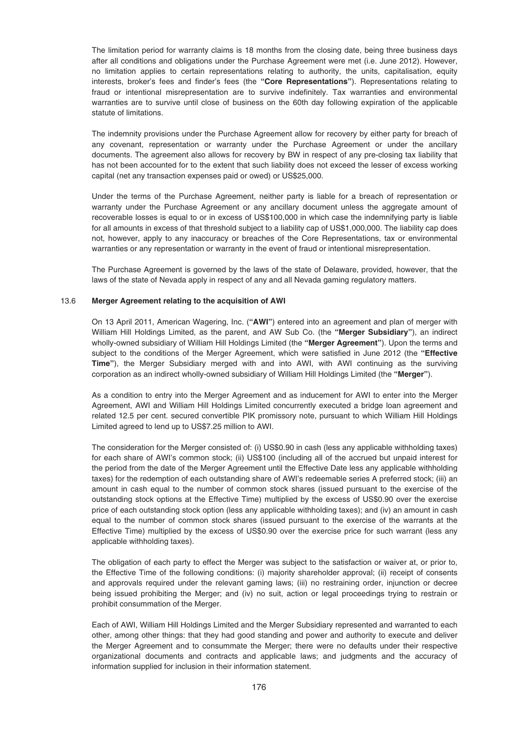The limitation period for warranty claims is 18 months from the closing date, being three business days after all conditions and obligations under the Purchase Agreement were met (i.e. June 2012). However, no limitation applies to certain representations relating to authority, the units, capitalisation, equity interests, broker's fees and finder's fees (the **"Core Representations"**). Representations relating to fraud or intentional misrepresentation are to survive indefinitely. Tax warranties and environmental warranties are to survive until close of business on the 60th day following expiration of the applicable statute of limitations.

The indemnity provisions under the Purchase Agreement allow for recovery by either party for breach of any covenant, representation or warranty under the Purchase Agreement or under the ancillary documents. The agreement also allows for recovery by BW in respect of any pre-closing tax liability that has not been accounted for to the extent that such liability does not exceed the lesser of excess working capital (net any transaction expenses paid or owed) or US$25,000.

Under the terms of the Purchase Agreement, neither party is liable for a breach of representation or warranty under the Purchase Agreement or any ancillary document unless the aggregate amount of recoverable losses is equal to or in excess of US$100,000 in which case the indemnifying party is liable for all amounts in excess of that threshold subject to a liability cap of US$1,000,000. The liability cap does not, however, apply to any inaccuracy or breaches of the Core Representations, tax or environmental warranties or any representation or warranty in the event of fraud or intentional misrepresentation.

The Purchase Agreement is governed by the laws of the state of Delaware, provided, however, that the laws of the state of Nevada apply in respect of any and all Nevada gaming regulatory matters.

### 13.6 Merger Agreement relating to the acquisition of AWI

On 13 April 2011, American Wagering, Inc. (**"AWI"**) entered into an agreement and plan of merger with William Hill Holdings Limited, as the parent, and AW Sub Co. (the **"Merger Subsidiary"**), an indirect wholly-owned subsidiary of William Hill Holdings Limited (the **"Merger Agreement"**). Upon the terms and subject to the conditions of the Merger Agreement, which were satisfied in June 2012 (the **"Effective Time"**), the Merger Subsidiary merged with and into AWI, with AWI continuing as the surviving corporation as an indirect wholly-owned subsidiary of William Hill Holdings Limited (the **"Merger"**).

As a condition to entry into the Merger Agreement and as inducement for AWI to enter into the Merger Agreement, AWI and William Hill Holdings Limited concurrently executed a bridge loan agreement and related 12.5 per cent. secured convertible PIK promissory note, pursuant to which William Hill Holdings Limited agreed to lend up to US$7.25 million to AWI.

The consideration for the Merger consisted of: (i) US$0.90 in cash (less any applicable withholding taxes) for each share of AWI's common stock; (ii) US$100 (including all of the accrued but unpaid interest for the period from the date of the Merger Agreement until the Effective Date less any applicable withholding taxes) for the redemption of each outstanding share of AWI's redeemable series A preferred stock; (iii) an amount in cash equal to the number of common stock shares (issued pursuant to the exercise of the outstanding stock options at the Effective Time) multiplied by the excess of US$0.90 over the exercise price of each outstanding stock option (less any applicable withholding taxes); and (iv) an amount in cash equal to the number of common stock shares (issued pursuant to the exercise of the warrants at the Effective Time) multiplied by the excess of US$0.90 over the exercise price for such warrant (less any applicable withholding taxes).

The obligation of each party to effect the Merger was subject to the satisfaction or waiver at, or prior to, the Effective Time of the following conditions: (i) majority shareholder approval; (ii) receipt of consents and approvals required under the relevant gaming laws; (iii) no restraining order, injunction or decree being issued prohibiting the Merger; and (iv) no suit, action or legal proceedings trying to restrain or prohibit consummation of the Merger.

Each of AWI, William Hill Holdings Limited and the Merger Subsidiary represented and warranted to each other, among other things: that they had good standing and power and authority to execute and deliver the Merger Agreement and to consummate the Merger; there were no defaults under their respective organizational documents and contracts and applicable laws; and judgments and the accuracy of information supplied for inclusion in their information statement.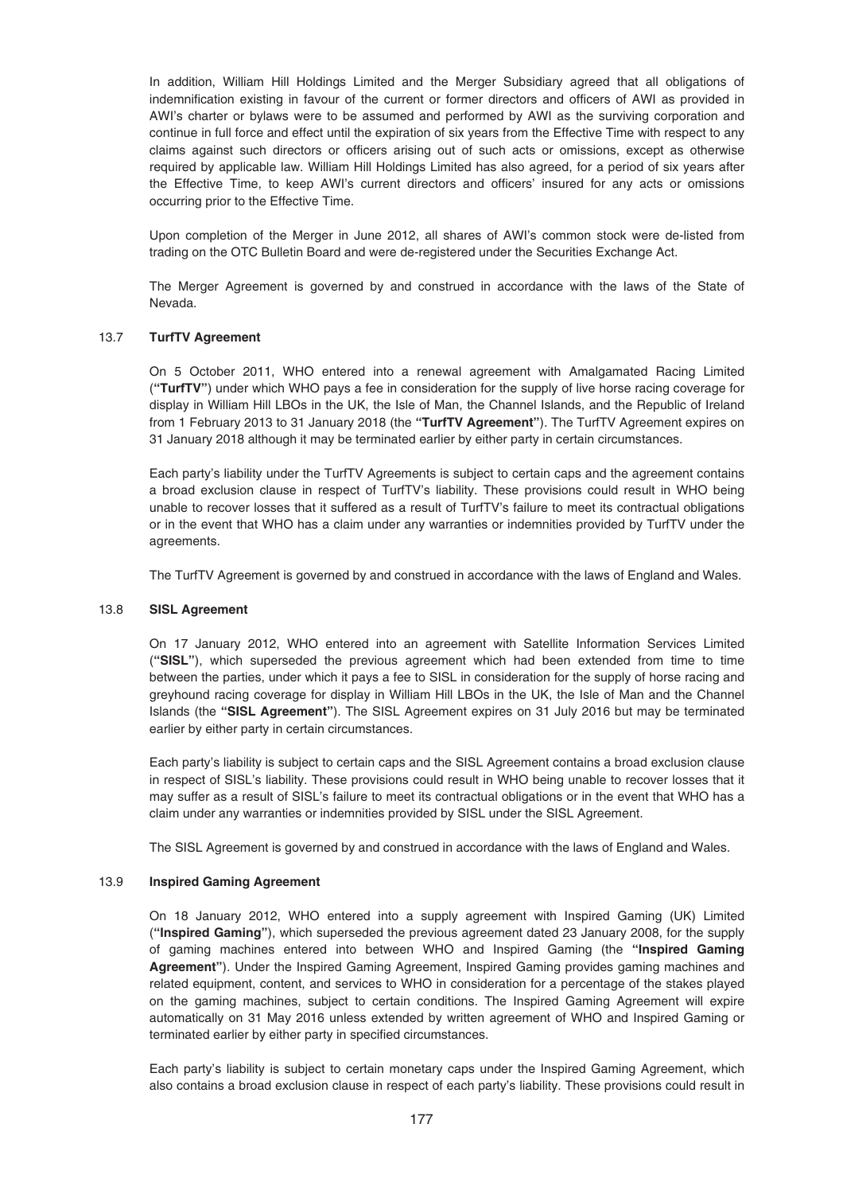In addition, William Hill Holdings Limited and the Merger Subsidiary agreed that all obligations of indemnification existing in favour of the current or former directors and officers of AWI as provided in AWI's charter or bylaws were to be assumed and performed by AWI as the surviving corporation and continue in full force and effect until the expiration of six years from the Effective Time with respect to any claims against such directors or officers arising out of such acts or omissions, except as otherwise required by applicable law. William Hill Holdings Limited has also agreed, for a period of six years after the Effective Time, to keep AWI's current directors and officers' insured for any acts or omissions occurring prior to the Effective Time.

Upon completion of the Merger in June 2012, all shares of AWI's common stock were de-listed from trading on the OTC Bulletin Board and were de-registered under the Securities Exchange Act.

The Merger Agreement is governed by and construed in accordance with the laws of the State of Nevada.

### 13.7 TurfTV Agreement

On 5 October 2011, WHO entered into a renewal agreement with Amalgamated Racing Limited (**"TurfTV"**) under which WHO pays a fee in consideration for the supply of live horse racing coverage for display in William Hill LBOs in the UK, the Isle of Man, the Channel Islands, and the Republic of Ireland from 1 February 2013 to 31 January 2018 (the **"TurfTV Agreement"**). The TurfTV Agreement expires on 31 January 2018 although it may be terminated earlier by either party in certain circumstances.

Each party's liability under the TurfTV Agreements is subject to certain caps and the agreement contains a broad exclusion clause in respect of TurfTV's liability. These provisions could result in WHO being unable to recover losses that it suffered as a result of TurfTV's failure to meet its contractual obligations or in the event that WHO has a claim under any warranties or indemnities provided by TurfTV under the agreements.

The TurfTV Agreement is governed by and construed in accordance with the laws of England and Wales.

### 13.8 SISL Agreement

On 17 January 2012, WHO entered into an agreement with Satellite Information Services Limited (**"SISL"**), which superseded the previous agreement which had been extended from time to time between the parties, under which it pays a fee to SISL in consideration for the supply of horse racing and greyhound racing coverage for display in William Hill LBOs in the UK, the Isle of Man and the Channel Islands (the **"SISL Agreement"**). The SISL Agreement expires on 31 July 2016 but may be terminated earlier by either party in certain circumstances.

Each party's liability is subject to certain caps and the SISL Agreement contains a broad exclusion clause in respect of SISL's liability. These provisions could result in WHO being unable to recover losses that it may suffer as a result of SISL's failure to meet its contractual obligations or in the event that WHO has a claim under any warranties or indemnities provided by SISL under the SISL Agreement.

The SISL Agreement is governed by and construed in accordance with the laws of England and Wales.

### 13.9 Inspired Gaming Agreement

On 18 January 2012, WHO entered into a supply agreement with Inspired Gaming (UK) Limited (**"Inspired Gaming"**), which superseded the previous agreement dated 23 January 2008, for the supply of gaming machines entered into between WHO and Inspired Gaming (the **"Inspired Gaming Agreement"**). Under the Inspired Gaming Agreement, Inspired Gaming provides gaming machines and related equipment, content, and services to WHO in consideration for a percentage of the stakes played on the gaming machines, subject to certain conditions. The Inspired Gaming Agreement will expire automatically on 31 May 2016 unless extended by written agreement of WHO and Inspired Gaming or terminated earlier by either party in specified circumstances.

Each party's liability is subject to certain monetary caps under the Inspired Gaming Agreement, which also contains a broad exclusion clause in respect of each party's liability. These provisions could result in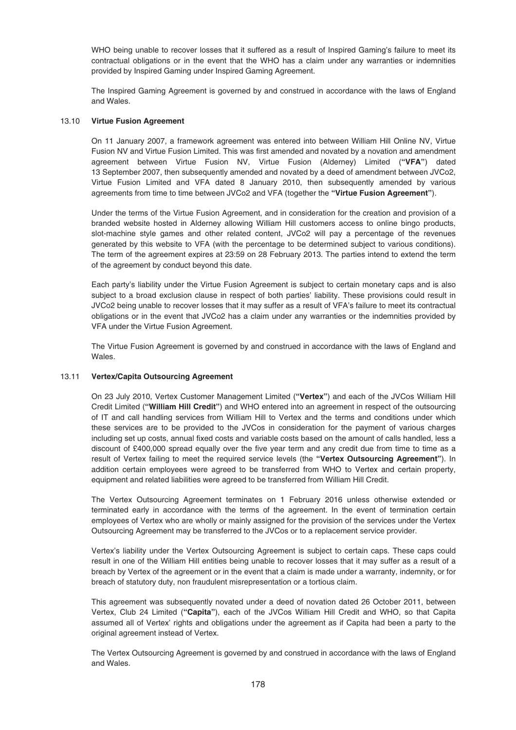WHO being unable to recover losses that it suffered as a result of Inspired Gaming's failure to meet its contractual obligations or in the event that the WHO has a claim under any warranties or indemnities provided by Inspired Gaming under Inspired Gaming Agreement.

The Inspired Gaming Agreement is governed by and construed in accordance with the laws of England and Wales.

### 13.10 Virtue Fusion Agreement

On 11 January 2007, a framework agreement was entered into between William Hill Online NV, Virtue Fusion NV and Virtue Fusion Limited. This was first amended and novated by a novation and amendment agreement between Virtue Fusion NV, Virtue Fusion (Alderney) Limited (**"VFA"**) dated 13 September 2007, then subsequently amended and novated by a deed of amendment between JVCo2, Virtue Fusion Limited and VFA dated 8 January 2010, then subsequently amended by various agreements from time to time between JVCo2 and VFA (together the **"Virtue Fusion Agreement"**).

Under the terms of the Virtue Fusion Agreement, and in consideration for the creation and provision of a branded website hosted in Alderney allowing William Hill customers access to online bingo products, slot-machine style games and other related content, JVCo2 will pay a percentage of the revenues generated by this website to VFA (with the percentage to be determined subject to various conditions). The term of the agreement expires at 23:59 on 28 February 2013. The parties intend to extend the term of the agreement by conduct beyond this date.

Each party's liability under the Virtue Fusion Agreement is subject to certain monetary caps and is also subject to a broad exclusion clause in respect of both parties' liability. These provisions could result in JVCo2 being unable to recover losses that it may suffer as a result of VFA's failure to meet its contractual obligations or in the event that JVCo2 has a claim under any warranties or the indemnities provided by VFA under the Virtue Fusion Agreement.

The Virtue Fusion Agreement is governed by and construed in accordance with the laws of England and Wales.

### 13.11 Vertex/Capita Outsourcing Agreement

On 23 July 2010, Vertex Customer Management Limited (**"Vertex"**) and each of the JVCos William Hill Credit Limited (**"William Hill Credit"**) and WHO entered into an agreement in respect of the outsourcing of IT and call handling services from William Hill to Vertex and the terms and conditions under which these services are to be provided to the JVCos in consideration for the payment of various charges including set up costs, annual fixed costs and variable costs based on the amount of calls handled, less a discount of £400,000 spread equally over the five year term and any credit due from time to time as a result of Vertex failing to meet the required service levels (the **"Vertex Outsourcing Agreement"**). In addition certain employees were agreed to be transferred from WHO to Vertex and certain property, equipment and related liabilities were agreed to be transferred from William Hill Credit.

The Vertex Outsourcing Agreement terminates on 1 February 2016 unless otherwise extended or terminated early in accordance with the terms of the agreement. In the event of termination certain employees of Vertex who are wholly or mainly assigned for the provision of the services under the Vertex Outsourcing Agreement may be transferred to the JVCos or to a replacement service provider.

Vertex's liability under the Vertex Outsourcing Agreement is subject to certain caps. These caps could result in one of the William Hill entities being unable to recover losses that it may suffer as a result of a breach by Vertex of the agreement or in the event that a claim is made under a warranty, indemnity, or for breach of statutory duty, non fraudulent misrepresentation or a tortious claim.

This agreement was subsequently novated under a deed of novation dated 26 October 2011, between Vertex, Club 24 Limited (**"Capita"**), each of the JVCos William Hill Credit and WHO, so that Capita assumed all of Vertex' rights and obligations under the agreement as if Capita had been a party to the original agreement instead of Vertex.

The Vertex Outsourcing Agreement is governed by and construed in accordance with the laws of England and Wales.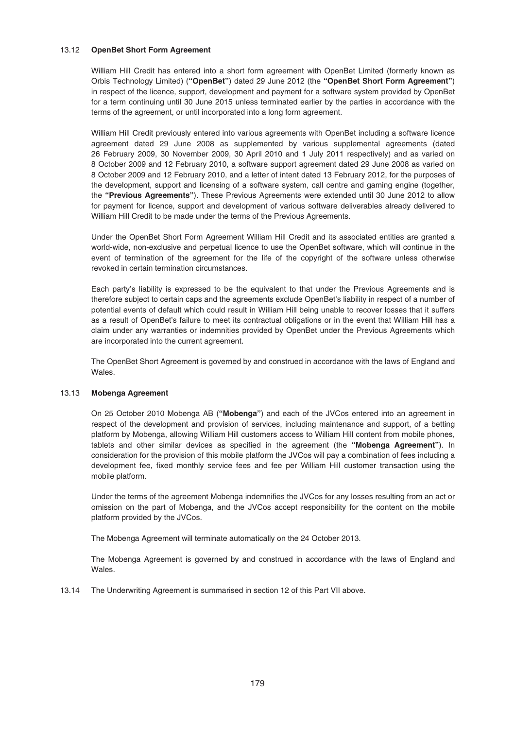### 13.12 **OpenBet Short Form Agreement**

William Hill Credit has entered into a short form agreement with OpenBet Limited (formerly known as Orbis Technology Limited) (**"OpenBet"**) dated 29 June 2012 (the **"OpenBet Short Form Agreement"**) in respect of the licence, support, development and payment for a software system provided by OpenBet for a term continuing until 30 June 2015 unless terminated earlier by the parties in accordance with the terms of the agreement, or until incorporated into a long form agreement.

William Hill Credit previously entered into various agreements with OpenBet including a software licence agreement dated 29 June 2008 as supplemented by various supplemental agreements (dated 26 February 2009, 30 November 2009, 30 April 2010 and 1 July 2011 respectively) and as varied on 8 October 2009 and 12 February 2010, a software support agreement dated 29 June 2008 as varied on 8 October 2009 and 12 February 2010, and a letter of intent dated 13 February 2012, for the purposes of the development, support and licensing of a software system, call centre and gaming engine (together, the **"Previous Agreements"**). These Previous Agreements were extended until 30 June 2012 to allow for payment for licence, support and development of various software deliverables already delivered to William Hill Credit to be made under the terms of the Previous Agreements.

Under the OpenBet Short Form Agreement William Hill Credit and its associated entities are granted a world-wide, non-exclusive and perpetual licence to use the OpenBet software, which will continue in the event of termination of the agreement for the life of the copyright of the software unless otherwise revoked in certain termination circumstances.

Each party's liability is expressed to be the equivalent to that under the Previous Agreements and is therefore subject to certain caps and the agreements exclude OpenBet's liability in respect of a number of potential events of default which could result in William Hill being unable to recover losses that it suffers as a result of OpenBet's failure to meet its contractual obligations or in the event that William Hill has a claim under any warranties or indemnities provided by OpenBet under the Previous Agreements which are incorporated into the current agreement.

The OpenBet Short Agreement is governed by and construed in accordance with the laws of England and Wales.

### 13.13 **Mobenga Agreement**

On 25 October 2010 Mobenga AB (**"Mobenga"**) and each of the JVCos entered into an agreement in respect of the development and provision of services, including maintenance and support, of a betting platform by Mobenga, allowing William Hill customers access to William Hill content from mobile phones, tablets and other similar devices as specified in the agreement (the **"Mobenga Agreement"**). In consideration for the provision of this mobile platform the JVCos will pay a combination of fees including a development fee, fixed monthly service fees and fee per William Hill customer transaction using the mobile platform.

Under the terms of the agreement Mobenga indemnifies the JVCos for any losses resulting from an act or omission on the part of Mobenga, and the JVCos accept responsibility for the content on the mobile platform provided by the JVCos.

The Mobenga Agreement will terminate automatically on the 24 October 2013.

The Mobenga Agreement is governed by and construed in accordance with the laws of England and Wales.

13.14 The Underwriting Agreement is summarised in section 12 of this Part VII above.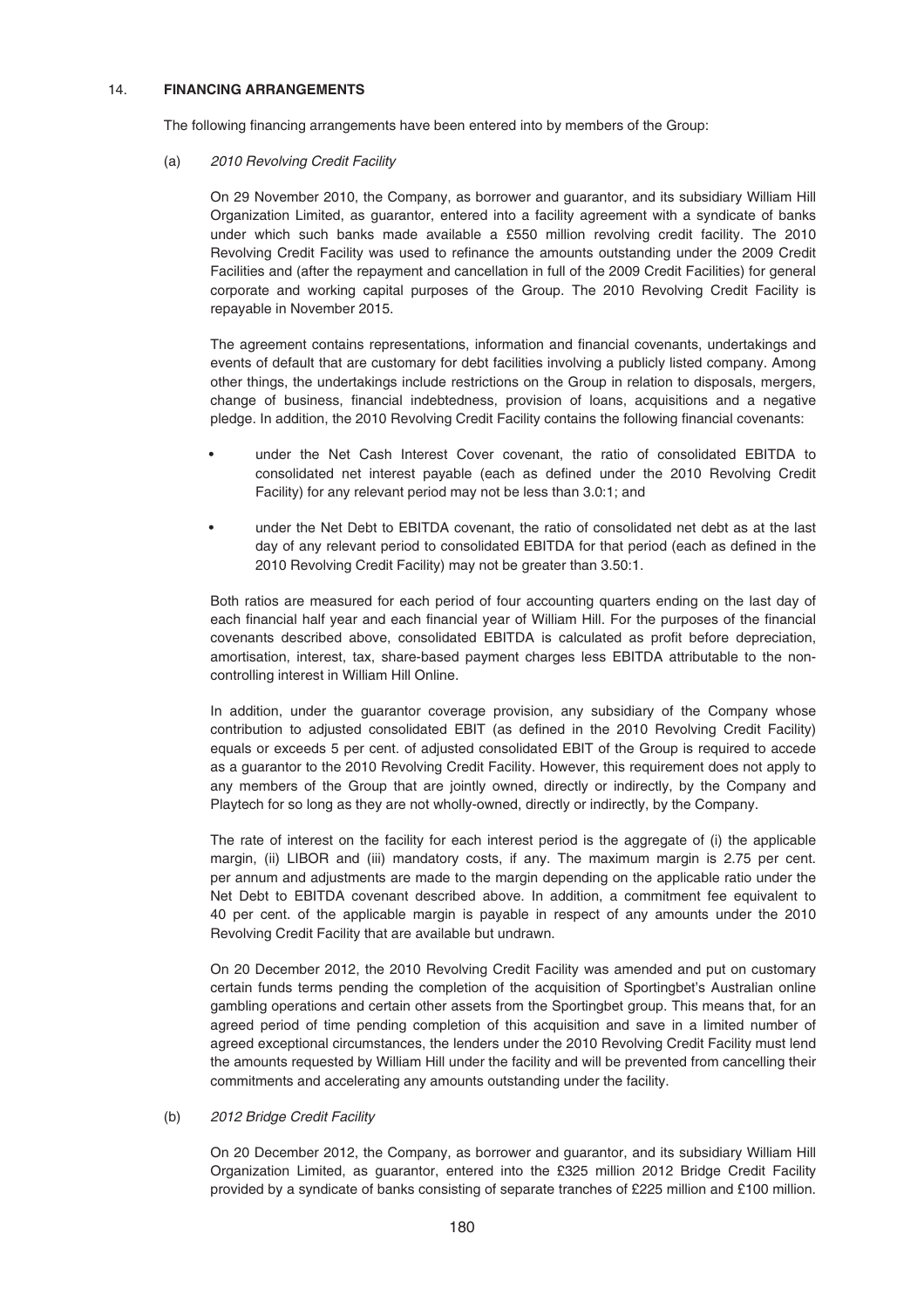## 14. FINANCING ARRANGEMENTS

The following financing arrangements have been entered into by members of the Group:

(a) *2010 Revolving Credit Facility*

On 29 November 2010, the Company, as borrower and guarantor, and its subsidiary William Hill Organization Limited, as guarantor, entered into a facility agreement with a syndicate of banks under which such banks made available a £550 million revolving credit facility. The 2010 Revolving Credit Facility was used to refinance the amounts outstanding under the 2009 Credit Facilities and (after the repayment and cancellation in full of the 2009 Credit Facilities) for general corporate and working capital purposes of the Group. The 2010 Revolving Credit Facility is repayable in November 2015.

The agreement contains representations, information and financial covenants, undertakings and events of default that are customary for debt facilities involving a publicly listed company. Among other things, the undertakings include restrictions on the Group in relation to disposals, mergers, change of business, financial indebtedness, provision of loans, acquisitions and a negative pledge. In addition, the 2010 Revolving Credit Facility contains the following financial covenants:

- under the Net Cash Interest Cover covenant, the ratio of consolidated EBITDA to consolidated net interest payable (each as defined under the 2010 Revolving Credit Facility) for any relevant period may not be less than 3.0:1; and
- under the Net Debt to EBITDA covenant, the ratio of consolidated net debt as at the last day of any relevant period to consolidated EBITDA for that period (each as defined in the 2010 Revolving Credit Facility) may not be greater than 3.50:1.

Both ratios are measured for each period of four accounting quarters ending on the last day of each financial half year and each financial year of William Hill. For the purposes of the financial covenants described above, consolidated EBITDA is calculated as profit before depreciation, amortisation, interest, tax, share-based payment charges less EBITDA attributable to the non-controlling interest in William Hill Online.

In addition, under the guarantor coverage provision, any subsidiary of the Company whose contribution to adjusted consolidated EBIT (as defined in the 2010 Revolving Credit Facility) equals or exceeds 5 per cent. of adjusted consolidated EBIT of the Group is required to accede as a guarantor to the 2010 Revolving Credit Facility. However, this requirement does not apply to any members of the Group that are jointly owned, directly or indirectly, by the Company and Playtech for so long as they are not wholly-owned, directly or indirectly, by the Company.

The rate of interest on the facility for each interest period is the aggregate of (i) the applicable margin, (ii) LIBOR and (iii) mandatory costs, if any. The maximum margin is 2.75 per cent. per annum and adjustments are made to the margin depending on the applicable ratio under the Net Debt to EBITDA covenant described above. In addition, a commitment fee equivalent to 40 per cent. of the applicable margin is payable in respect of any amounts under the 2010 Revolving Credit Facility that are available but undrawn.

On 20 December 2012, the 2010 Revolving Credit Facility was amended and put on customary certain funds terms pending the completion of the acquisition of Sportingbet's Australian online gambling operations and certain other assets from the Sportingbet group. This means that, for an agreed period of time pending completion of this acquisition and save in a limited number of agreed exceptional circumstances, the lenders under the 2010 Revolving Credit Facility must lend the amounts requested by William Hill under the facility and will be prevented from cancelling their commitments and accelerating any amounts outstanding under the facility.

(b) *2012 Bridge Credit Facility*

On 20 December 2012, the Company, as borrower and guarantor, and its subsidiary William Hill Organization Limited, as guarantor, entered into the £325 million 2012 Bridge Credit Facility provided by a syndicate of banks consisting of separate tranches of £225 million and £100 million.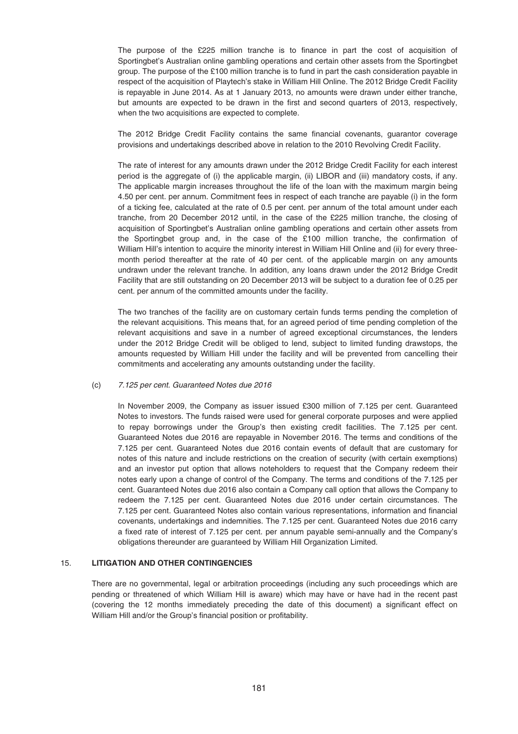The purpose of the £225 million tranche is to finance in part the cost of acquisition of Sportingbet's Australian online gambling operations and certain other assets from the Sportingbet group. The purpose of the £100 million tranche is to fund in part the cash consideration payable in respect of the acquisition of Playtech's stake in William Hill Online. The 2012 Bridge Credit Facility is repayable in June 2014. As at 1 January 2013, no amounts were drawn under either tranche, but amounts are expected to be drawn in the first and second quarters of 2013, respectively, when the two acquisitions are expected to complete.

The 2012 Bridge Credit Facility contains the same financial covenants, guarantor coverage provisions and undertakings described above in relation to the 2010 Revolving Credit Facility.

The rate of interest for any amounts drawn under the 2012 Bridge Credit Facility for each interest period is the aggregate of (i) the applicable margin, (ii) LIBOR and (iii) mandatory costs, if any. The applicable margin increases throughout the life of the loan with the maximum margin being 4.50 per cent. per annum. Commitment fees in respect of each tranche are payable (i) in the form of a ticking fee, calculated at the rate of 0.5 per cent. per annum of the total amount under each tranche, from 20 December 2012 until, in the case of the £225 million tranche, the closing of acquisition of Sportingbet's Australian online gambling operations and certain other assets from the Sportingbet group and, in the case of the £100 million tranche, the confirmation of William Hill's intention to acquire the minority interest in William Hill Online and (ii) for every three-month period thereafter at the rate of 40 per cent. of the applicable margin on any amounts undrawn under the relevant tranche. In addition, any loans drawn under the 2012 Bridge Credit Facility that are still outstanding on 20 December 2013 will be subject to a duration fee of 0.25 per cent. per annum of the committed amounts under the facility.

The two tranches of the facility are on customary certain funds terms pending the completion of the relevant acquisitions. This means that, for an agreed period of time pending completion of the relevant acquisitions and save in a number of agreed exceptional circumstances, the lenders under the 2012 Bridge Credit will be obliged to lend, subject to limited funding drawstops, the amounts requested by William Hill under the facility and will be prevented from cancelling their commitments and accelerating any amounts outstanding under the facility.

(c) *7.125 per cent. Guaranteed Notes due 2016*

In November 2009, the Company as issuer issued £300 million of 7.125 per cent. Guaranteed Notes to investors. The funds raised were used for general corporate purposes and were applied to repay borrowings under the Group's then existing credit facilities. The 7.125 per cent. Guaranteed Notes due 2016 are repayable in November 2016. The terms and conditions of the 7.125 per cent. Guaranteed Notes due 2016 contain events of default that are customary for notes of this nature and include restrictions on the creation of security (with certain exemptions) and an investor put option that allows noteholders to request that the Company redeem their notes early upon a change of control of the Company. The terms and conditions of the 7.125 per cent. Guaranteed Notes due 2016 also contain a Company call option that allows the Company to redeem the 7.125 per cent. Guaranteed Notes due 2016 under certain circumstances. The 7.125 per cent. Guaranteed Notes also contain various representations, information and financial covenants, undertakings and indemnities. The 7.125 per cent. Guaranteed Notes due 2016 carry a fixed rate of interest of 7.125 per cent. per annum payable semi-annually and the Company's obligations thereunder are guaranteed by William Hill Organization Limited.

## 15. LITIGATION AND OTHER CONTINGENCIES

There are no governmental, legal or arbitration proceedings (including any such proceedings which are pending or threatened of which William Hill is aware) which may have or have had in the recent past (covering the 12 months immediately preceding the date of this document) a significant effect on William Hill and/or the Group's financial position or profitability.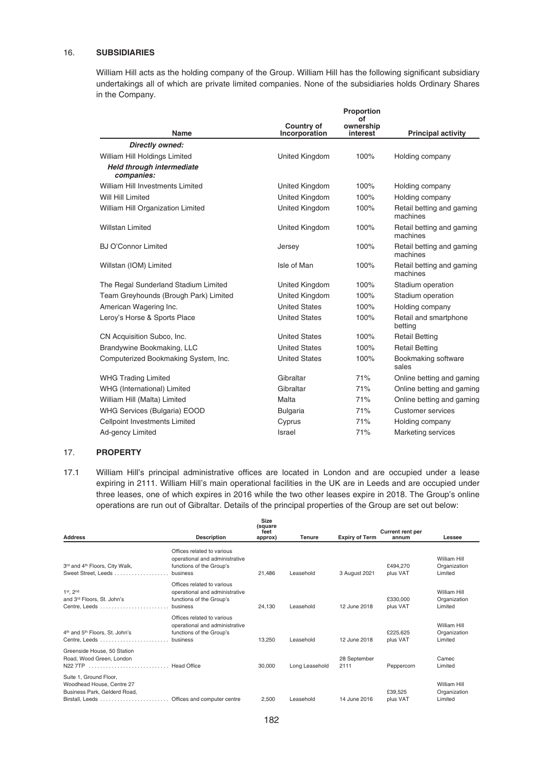## 16. SUBSIDIARIES

William Hill acts as the holding company of the Group. William Hill has the following significant subsidiary undertakings all of which are private limited companies. None of the subsidiaries holds Ordinary Shares in the Company.

| Name | Country of Incorporation | Proportion of ownership interest | Principal activity |
|---|---|---|---|
| ***Directly owned:*** | | | |
| William Hill Holdings Limited | United Kingdom | 100% | Holding company |
| ***Held through intermediate companies:*** | | | |
| William Hill Investments Limited | United Kingdom | 100% | Holding company |
| Will Hill Limited | United Kingdom | 100% | Holding company |
| William Hill Organization Limited | United Kingdom | 100% | Retail betting and gaming machines |
| Willstan Limited | United Kingdom | 100% | Retail betting and gaming machines |
| BJ O'Connor Limited | Jersey | 100% | Retail betting and gaming machines |
| Willstan (IOM) Limited | Isle of Man | 100% | Retail betting and gaming machines |
| The Regal Sunderland Stadium Limited | United Kingdom | 100% | Stadium operation |
| Team Greyhounds (Brough Park) Limited | United Kingdom | 100% | Stadium operation |
| American Wagering Inc. | United States | 100% | Holding company |
| Leroy's Horse & Sports Place | United States | 100% | Retail and smartphone betting |
| CN Acquisition Subco, Inc. | United States | 100% | Retail Betting |
| Brandywine Bookmaking, LLC | United States | 100% | Retail Betting |
| Computerized Bookmaking System, Inc. | United States | 100% | Bookmaking software sales |
| WHG Trading Limited | Gibraltar | 71% | Online betting and gaming |
| WHG (International) Limited | Gibraltar | 71% | Online betting and gaming |
| William Hill (Malta) Limited | Malta | 71% | Online betting and gaming |
| WHG Services (Bulgaria) EOOD | Bulgaria | 71% | Customer services |
| Cellpoint Investments Limited | Cyprus | 71% | Holding company |
| Ad-gency Limited | Israel | 71% | Marketing services |

## 17. PROPERTY

17.1 William Hill's principal administrative offices are located in London and are occupied under a lease expiring in 2111. William Hill's main operational facilities in the UK are in Leeds and are occupied under three leases, one of which expires in 2016 while the two other leases expire in 2018. The Group's online operations are run out of Gibraltar. Details of the principal properties of the Group are set out below:

| Address | Description | Size (square feet approx) | Tenure | Expiry of Term | Current rent per annum | Lessee |
|---|---|---|---|---|---|---|
| 3rd and 4th Floors, City Walk, Sweet Street, Leeds | Offices related to various operational and administrative functions of the Group's business | 21,486 | Leasehold | 3 August 2021 | £494,270 plus VAT | William Hill Organization Limited |
| 1st, 2nd and 3rd Floors, St. John's Centre, Leeds | Offices related to various operational and administrative functions of the Group's business | 24,130 | Leasehold | 12 June 2018 | £330,000 plus VAT | William Hill Organization Limited |
| 4th and 5th Floors, St. John's Centre, Leeds | Offices related to various operational and administrative functions of the Group's business | 13,250 | Leasehold | 12 June 2018 | £225,625 plus VAT | William Hill Organization Limited |
| Greenside House, 50 Station Road, Wood Green, London N22 7TP | Head Office | 30,000 | Long Leasehold | 28 September 2111 | Peppercorn | Camec Limited |
| Suite 1, Ground Floor, Woodhead House, Centre 27 Business Park, Gelderd Road, Birstall, Leeds | Offices and computer centre | 2,500 | Leasehold | 14 June 2016 | £39,525 plus VAT | William Hill Organization Limited |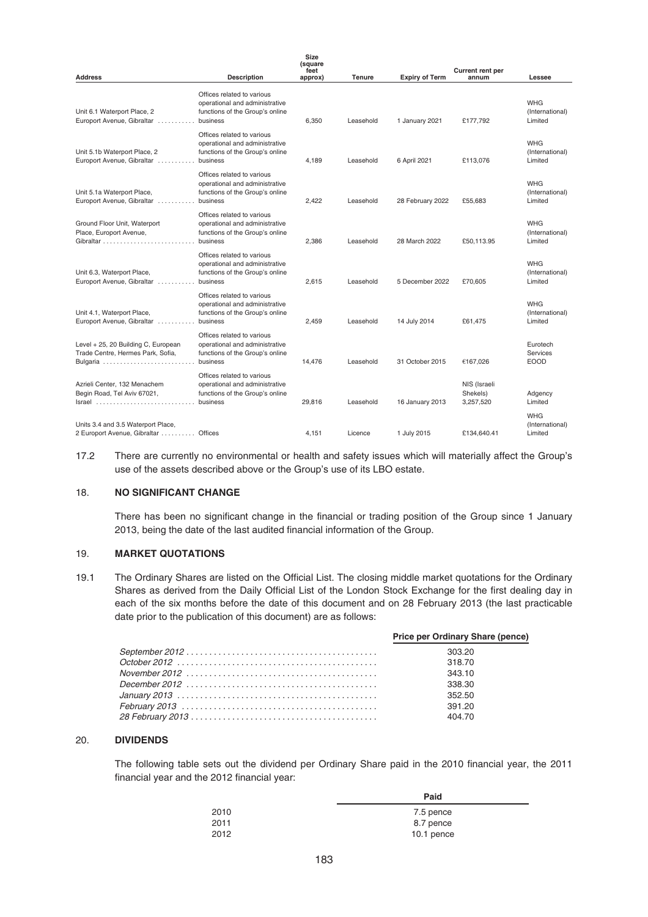| Address | Description | Size (square feet approx) | Tenure | Expiry of Term | Current rent per annum | Lessee |
|---|---|---|---|---|---|---|
| Unit 6.1 Waterport Place, 2 Europort Avenue, Gibraltar | Offices related to various operational and administrative functions of the Group's online business | 6,350 | Leasehold | 1 January 2021 | £177,792 | WHG (International) Limited |
| Unit 5.1b Waterport Place, 2 Europort Avenue, Gibraltar | Offices related to various operational and administrative functions of the Group's online business | 4,189 | Leasehold | 6 April 2021 | £113,076 | WHG (International) Limited |
| Unit 5.1a Waterport Place, Europort Avenue, Gibraltar | Offices related to various operational and administrative functions of the Group's online business | 2,422 | Leasehold | 28 February 2022 | £55,683 | WHG (International) Limited |
| Ground Floor Unit, Waterport Place, Europort Avenue, Gibraltar | Offices related to various operational and administrative functions of the Group's online business | 2,386 | Leasehold | 28 March 2022 | £50,113.95 | WHG (International) Limited |
| Unit 6.3, Waterport Place, Europort Avenue, Gibraltar | Offices related to various operational and administrative functions of the Group's online business | 2,615 | Leasehold | 5 December 2022 | £70,605 | WHG (International) Limited |
| Unit 4.1, Waterport Place, Europort Avenue, Gibraltar | Offices related to various operational and administrative functions of the Group's online business | 2,459 | Leasehold | 14 July 2014 | £61,475 | WHG (International) Limited |
| Level + 25, 20 Building C, European Trade Centre, Hermes Park, Sofia, Bulgaria | Offices related to various operational and administrative functions of the Group's online business | 14,476 | Leasehold | 31 October 2015 | €167,026 | Eurotech Services EOOD |
| Azrieli Center, 132 Menachem Begin Road, Tel Aviv 67021, Israel | Offices related to various operational and administrative functions of the Group's online business | 29,816 | Leasehold | 16 January 2013 | NIS (Israeli Shekels) 3,257,520 | Adgency Limited |
| Units 3.4 and 3.5 Waterport Place, 2 Europort Avenue, Gibraltar | Offices | 4,151 | Licence | 1 July 2015 | £134,640.41 | WHG (International) Limited |

17.2 There are currently no environmental or health and safety issues which will materially affect the Group's use of the assets described above or the Group's use of its LBO estate.

## 18. NO SIGNIFICANT CHANGE

There has been no significant change in the financial or trading position of the Group since 1 January 2013, being the date of the last audited financial information of the Group.

## 19. MARKET QUOTATIONS

19.1 The Ordinary Shares are listed on the Official List. The closing middle market quotations for the Ordinary Shares as derived from the Daily Official List of the London Stock Exchange for the first dealing day in each of the six months before the date of this document and on 28 February 2013 (the last practicable date prior to the publication of this document) are as follows:

| | Price per Ordinary Share (pence) |
|---|---|
| *September 2012* | 303.20 |
| *October 2012* | 318.70 |
| *November 2012* | 343.10 |
| *December 2012* | 338.30 |
| *January 2013* | 352.50 |
| *February 2013* | 391.20 |
| *28 February 2013* | 404.70 |

## 20. DIVIDENDS

The following table sets out the dividend per Ordinary Share paid in the 2010 financial year, the 2011 financial year and the 2012 financial year:

| | Paid |
|---|---|
| 2010 | 7.5 pence |
| 2011 | 8.7 pence |
| 2012 | 10.1 pence |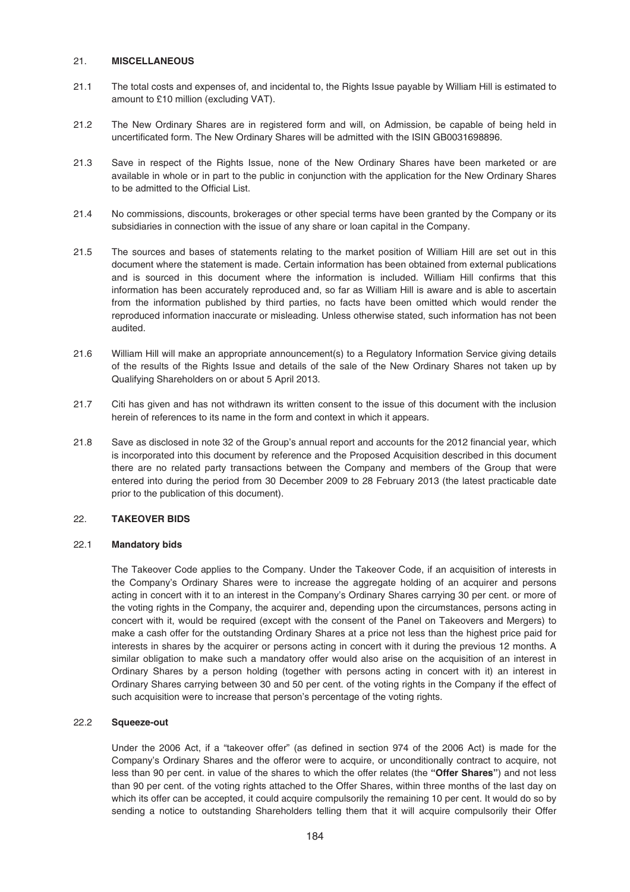## 21. MISCELLANEOUS

21.1 The total costs and expenses of, and incidental to, the Rights Issue payable by William Hill is estimated to amount to £10 million (excluding VAT).

21.2 The New Ordinary Shares are in registered form and will, on Admission, be capable of being held in uncertificated form. The New Ordinary Shares will be admitted with the ISIN GB0031698896.

21.3 Save in respect of the Rights Issue, none of the New Ordinary Shares have been marketed or are available in whole or in part to the public in conjunction with the application for the New Ordinary Shares to be admitted to the Official List.

21.4 No commissions, discounts, brokerages or other special terms have been granted by the Company or its subsidiaries in connection with the issue of any share or loan capital in the Company.

21.5 The sources and bases of statements relating to the market position of William Hill are set out in this document where the statement is made. Certain information has been obtained from external publications and is sourced in this document where the information is included. William Hill confirms that this information has been accurately reproduced and, so far as William Hill is aware and is able to ascertain from the information published by third parties, no facts have been omitted which would render the reproduced information inaccurate or misleading. Unless otherwise stated, such information has not been audited.

21.6 William Hill will make an appropriate announcement(s) to a Regulatory Information Service giving details of the results of the Rights Issue and details of the sale of the New Ordinary Shares not taken up by Qualifying Shareholders on or about 5 April 2013.

21.7 Citi has given and has not withdrawn its written consent to the issue of this document with the inclusion herein of references to its name in the form and context in which it appears.

21.8 Save as disclosed in note 32 of the Group's annual report and accounts for the 2012 financial year, which is incorporated into this document by reference and the Proposed Acquisition described in this document there are no related party transactions between the Company and members of the Group that were entered into during the period from 30 December 2009 to 28 February 2013 (the latest practicable date prior to the publication of this document).

## 22. TAKEOVER BIDS

### 22.1 Mandatory bids

The Takeover Code applies to the Company. Under the Takeover Code, if an acquisition of interests in the Company's Ordinary Shares were to increase the aggregate holding of an acquirer and persons acting in concert with it to an interest in the Company's Ordinary Shares carrying 30 per cent. or more of the voting rights in the Company, the acquirer and, depending upon the circumstances, persons acting in concert with it, would be required (except with the consent of the Panel on Takeovers and Mergers) to make a cash offer for the outstanding Ordinary Shares at a price not less than the highest price paid for interests in shares by the acquirer or persons acting in concert with it during the previous 12 months. A similar obligation to make such a mandatory offer would also arise on the acquisition of an interest in Ordinary Shares by a person holding (together with persons acting in concert with it) an interest in Ordinary Shares carrying between 30 and 50 per cent. of the voting rights in the Company if the effect of such acquisition were to increase that person's percentage of the voting rights.

### 22.2 Squeeze-out

Under the 2006 Act, if a "takeover offer" (as defined in section 974 of the 2006 Act) is made for the Company's Ordinary Shares and the offeror were to acquire, or unconditionally contract to acquire, not less than 90 per cent. in value of the shares to which the offer relates (the **"Offer Shares"**) and not less than 90 per cent. of the voting rights attached to the Offer Shares, within three months of the last day on which its offer can be accepted, it could acquire compulsorily the remaining 10 per cent. It would do so by sending a notice to outstanding Shareholders telling them that it will acquire compulsorily their Offer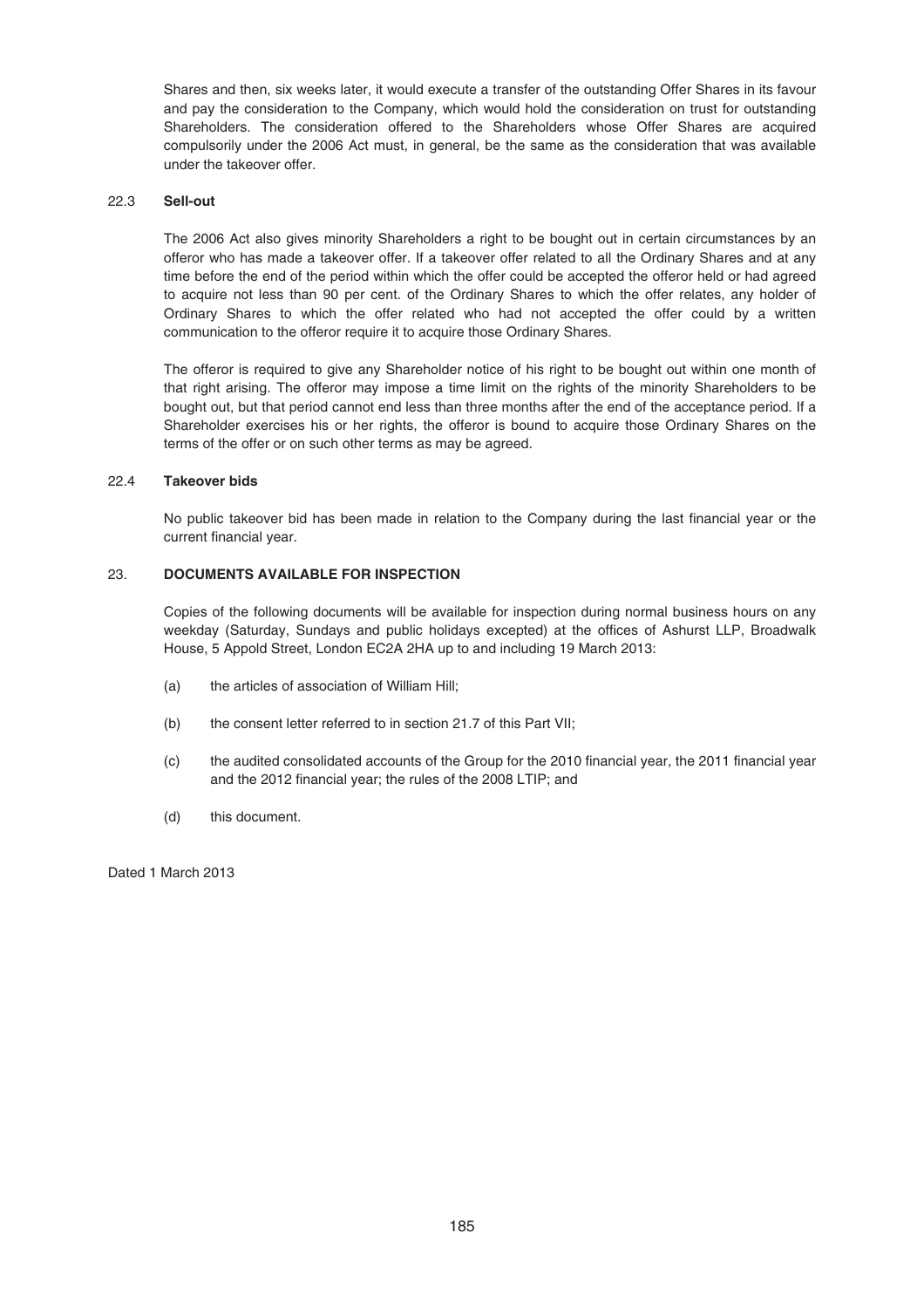Shares and then, six weeks later, it would execute a transfer of the outstanding Offer Shares in its favour and pay the consideration to the Company, which would hold the consideration on trust for outstanding Shareholders. The consideration offered to the Shareholders whose Offer Shares are acquired compulsorily under the 2006 Act must, in general, be the same as the consideration that was available under the takeover offer.

### 22.3 Sell-out

The 2006 Act also gives minority Shareholders a right to be bought out in certain circumstances by an offeror who has made a takeover offer. If a takeover offer related to all the Ordinary Shares and at any time before the end of the period within which the offer could be accepted the offeror held or had agreed to acquire not less than 90 per cent. of the Ordinary Shares to which the offer relates, any holder of Ordinary Shares to which the offer related who had not accepted the offer could by a written communication to the offeror require it to acquire those Ordinary Shares.

The offeror is required to give any Shareholder notice of his right to be bought out within one month of that right arising. The offeror may impose a time limit on the rights of the minority Shareholders to be bought out, but that period cannot end less than three months after the end of the acceptance period. If a Shareholder exercises his or her rights, the offeror is bound to acquire those Ordinary Shares on the terms of the offer or on such other terms as may be agreed.

### 22.4 Takeover bids

No public takeover bid has been made in relation to the Company during the last financial year or the current financial year.

## 23. DOCUMENTS AVAILABLE FOR INSPECTION

Copies of the following documents will be available for inspection during normal business hours on any weekday (Saturday, Sundays and public holidays excepted) at the offices of Ashurst LLP, Broadwalk House, 5 Appold Street, London EC2A 2HA up to and including 19 March 2013:

(a) the articles of association of William Hill;

(b) the consent letter referred to in section 21.7 of this Part VII;

(c) the audited consolidated accounts of the Group for the 2010 financial year, the 2011 financial year and the 2012 financial year; the rules of the 2008 LTIP; and

(d) this document.

Dated 1 March 2013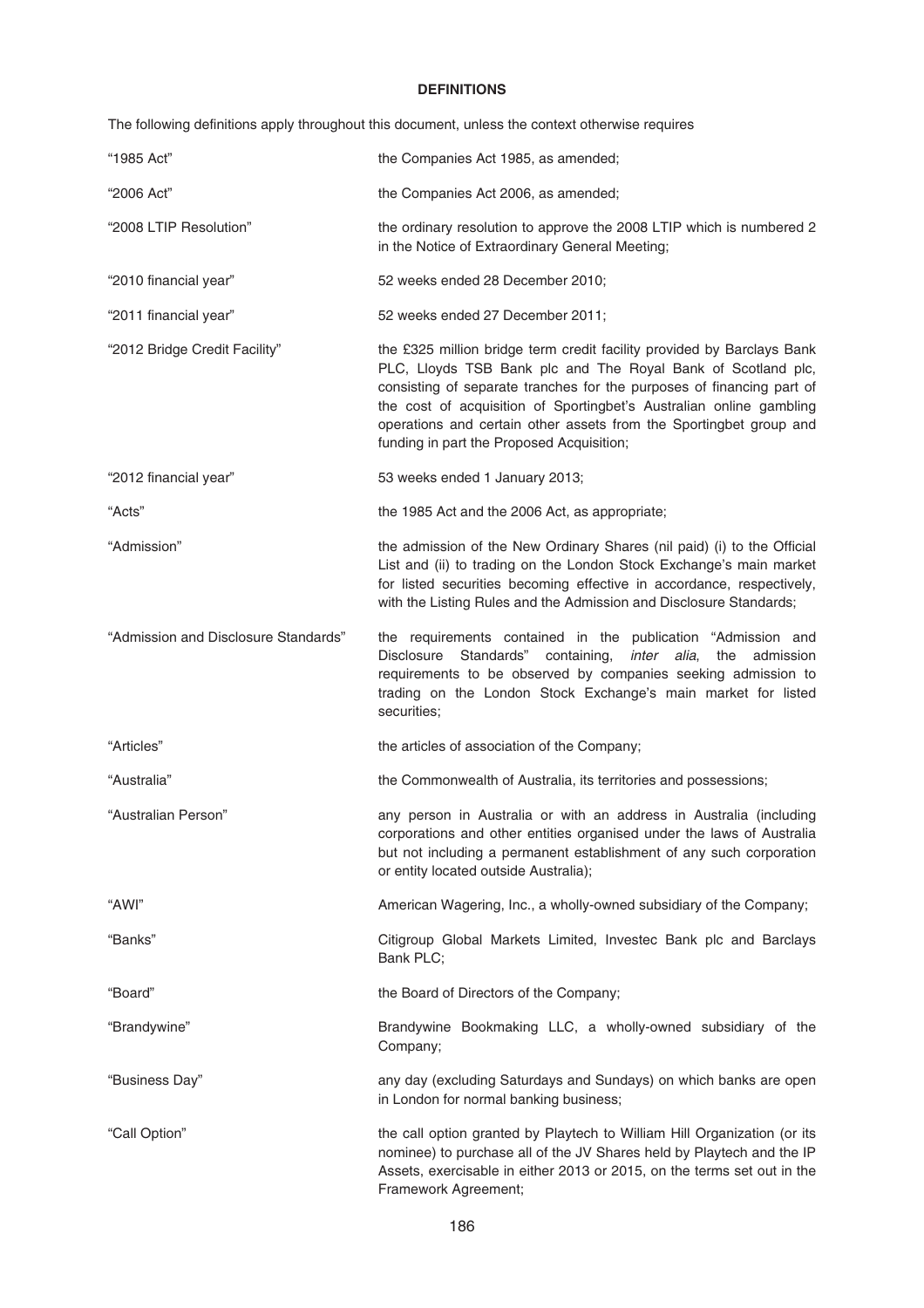## DEFINITIONS

The following definitions apply throughout this document, unless the context otherwise requires

| | |
|---|---|
| "1985 Act" | the Companies Act 1985, as amended; |
| "2006 Act" | the Companies Act 2006, as amended; |
| "2008 LTIP Resolution" | the ordinary resolution to approve the 2008 LTIP which is numbered 2 in the Notice of Extraordinary General Meeting; |
| "2010 financial year" | 52 weeks ended 28 December 2010; |
| "2011 financial year" | 52 weeks ended 27 December 2011; |
| "2012 Bridge Credit Facility" | the £325 million bridge term credit facility provided by Barclays Bank PLC, Lloyds TSB Bank plc and The Royal Bank of Scotland plc, consisting of separate tranches for the purposes of financing part of the cost of acquisition of Sportingbet's Australian online gambling operations and certain other assets from the Sportingbet group and funding in part the Proposed Acquisition; |
| "2012 financial year" | 53 weeks ended 1 January 2013; |
| "Acts" | the 1985 Act and the 2006 Act, as appropriate; |
| "Admission" | the admission of the New Ordinary Shares (nil paid) (i) to the Official List and (ii) to trading on the London Stock Exchange's main market for listed securities becoming effective in accordance, respectively, with the Listing Rules and the Admission and Disclosure Standards; |
| "Admission and Disclosure Standards" | the requirements contained in the publication "Admission and Disclosure Standards" containing, *inter alia*, the admission requirements to be observed by companies seeking admission to trading on the London Stock Exchange's main market for listed securities; |
| "Articles" | the articles of association of the Company; |
| "Australia" | the Commonwealth of Australia, its territories and possessions; |
| "Australian Person" | any person in Australia or with an address in Australia (including corporations and other entities organised under the laws of Australia but not including a permanent establishment of any such corporation or entity located outside Australia); |
| "AWI" | American Wagering, Inc., a wholly-owned subsidiary of the Company; |
| "Banks" | Citigroup Global Markets Limited, Investec Bank plc and Barclays Bank PLC; |
| "Board" | the Board of Directors of the Company; |
| "Brandywine" | Brandywine Bookmaking LLC, a wholly-owned subsidiary of the Company; |
| "Business Day" | any day (excluding Saturdays and Sundays) on which banks are open in London for normal banking business; |
| "Call Option" | the call option granted by Playtech to William Hill Organization (or its nominee) to purchase all of the JV Shares held by Playtech and the IP Assets, exercisable in either 2013 or 2015, on the terms set out in the Framework Agreement; |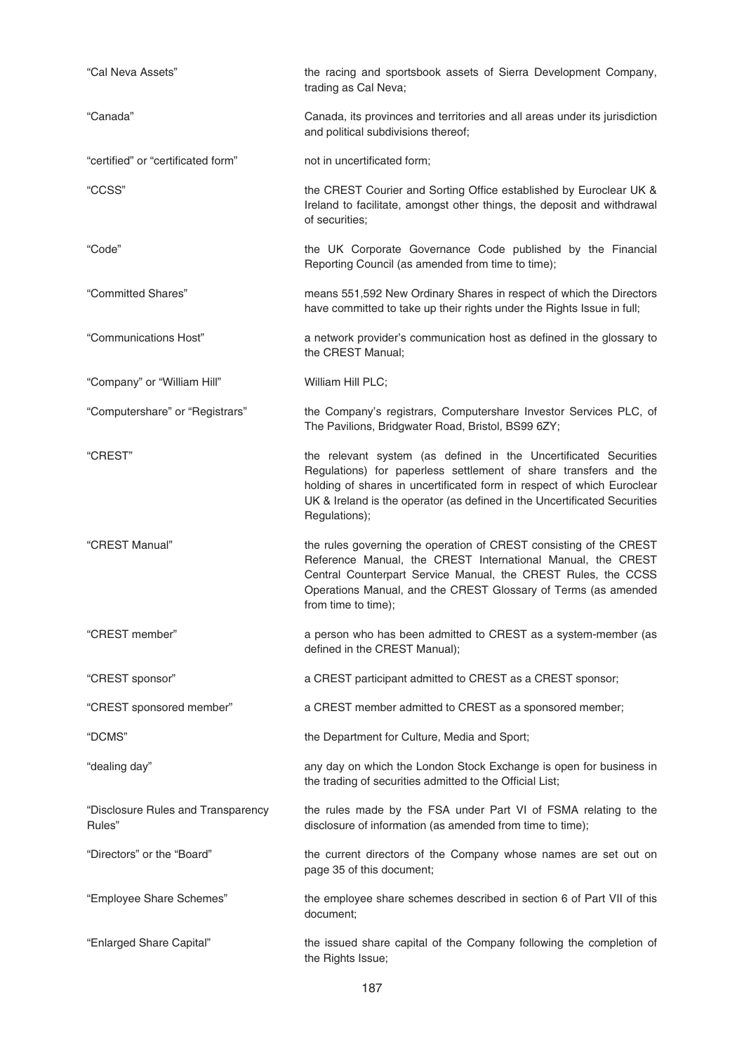| | |
|---|---|
| "Cal Neva Assets" | the racing and sportsbook assets of Sierra Development Company, trading as Cal Neva; |
| "Canada" | Canada, its provinces and territories and all areas under its jurisdiction and political subdivisions thereof; |
| "certified" or "certificated form" | not in uncertificated form; |
| "CCSS" | the CREST Courier and Sorting Office established by Euroclear UK & Ireland to facilitate, amongst other things, the deposit and withdrawal of securities; |
| "Code" | the UK Corporate Governance Code published by the Financial Reporting Council (as amended from time to time); |
| "Committed Shares" | means 551,592 New Ordinary Shares in respect of which the Directors have committed to take up their rights under the Rights Issue in full; |
| "Communications Host" | a network provider's communication host as defined in the glossary to the CREST Manual; |
| "Company" or "William Hill" | William Hill PLC; |
| "Computershare" or "Registrars" | the Company's registrars, Computershare Investor Services PLC, of The Pavilions, Bridgwater Road, Bristol, BS99 6ZY; |
| "CREST" | the relevant system (as defined in the Uncertificated Securities Regulations) for paperless settlement of share transfers and the holding of shares in uncertificated form in respect of which Euroclear UK & Ireland is the operator (as defined in the Uncertificated Securities Regulations); |
| "CREST Manual" | the rules governing the operation of CREST consisting of the CREST Reference Manual, the CREST International Manual, the CREST Central Counterpart Service Manual, the CREST Rules, the CCSS Operations Manual, and the CREST Glossary of Terms (as amended from time to time); |
| "CREST member" | a person who has been admitted to CREST as a system-member (as defined in the CREST Manual); |
| "CREST sponsor" | a CREST participant admitted to CREST as a CREST sponsor; |
| "CREST sponsored member" | a CREST member admitted to CREST as a sponsored member; |
| "DCMS" | the Department for Culture, Media and Sport; |
| "dealing day" | any day on which the London Stock Exchange is open for business in the trading of securities admitted to the Official List; |
| "Disclosure Rules and Transparency Rules" | the rules made by the FSA under Part VI of FSMA relating to the disclosure of information (as amended from time to time); |
| "Directors" or the "Board" | the current directors of the Company whose names are set out on page 35 of this document; |
| "Employee Share Schemes" | the employee share schemes described in section 6 of Part VII of this document; |
| "Enlarged Share Capital" | the issued share capital of the Company following the completion of the Rights Issue; |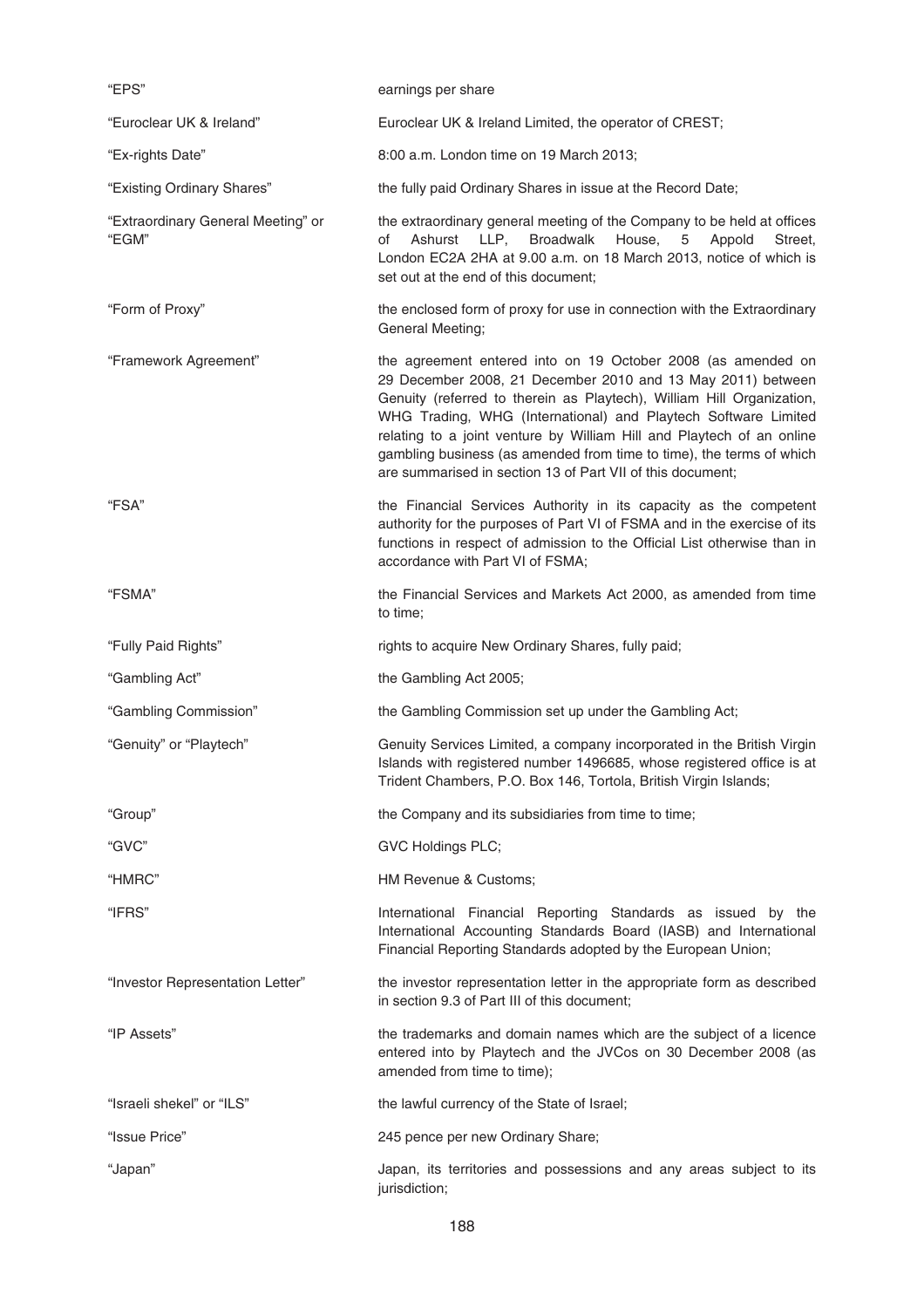| | |
|---|---|
| "EPS" | earnings per share |
| "Euroclear UK & Ireland" | Euroclear UK & Ireland Limited, the operator of CREST; |
| "Ex-rights Date" | 8:00 a.m. London time on 19 March 2013; |
| "Existing Ordinary Shares" | the fully paid Ordinary Shares in issue at the Record Date; |
| "Extraordinary General Meeting" or "EGM" | the extraordinary general meeting of the Company to be held at offices of Ashurst LLP, Broadwalk House, 5 Appold Street, London EC2A 2HA at 9.00 a.m. on 18 March 2013, notice of which is set out at the end of this document; |
| "Form of Proxy" | the enclosed form of proxy for use in connection with the Extraordinary General Meeting; |
| "Framework Agreement" | the agreement entered into on 19 October 2008 (as amended on 29 December 2008, 21 December 2010 and 13 May 2011) between Genuity (referred to therein as Playtech), William Hill Organization, WHG Trading, WHG (International) and Playtech Software Limited relating to a joint venture by William Hill and Playtech of an online gambling business (as amended from time to time), the terms of which are summarised in section 13 of Part VII of this document; |
| "FSA" | the Financial Services Authority in its capacity as the competent authority for the purposes of Part VI of FSMA and in the exercise of its functions in respect of admission to the Official List otherwise than in accordance with Part VI of FSMA; |
| "FSMA" | the Financial Services and Markets Act 2000, as amended from time to time; |
| "Fully Paid Rights" | rights to acquire New Ordinary Shares, fully paid; |
| "Gambling Act" | the Gambling Act 2005; |
| "Gambling Commission" | the Gambling Commission set up under the Gambling Act; |
| "Genuity" or "Playtech" | Genuity Services Limited, a company incorporated in the British Virgin Islands with registered number 1496685, whose registered office is at Trident Chambers, P.O. Box 146, Tortola, British Virgin Islands; |
| "Group" | the Company and its subsidiaries from time to time; |
| "GVC" | GVC Holdings PLC; |
| "HMRC" | HM Revenue & Customs; |
| "IFRS" | International Financial Reporting Standards as issued by the International Accounting Standards Board (IASB) and International Financial Reporting Standards adopted by the European Union; |
| "Investor Representation Letter" | the investor representation letter in the appropriate form as described in section 9.3 of Part III of this document; |
| "IP Assets" | the trademarks and domain names which are the subject of a licence entered into by Playtech and the JVCos on 30 December 2008 (as amended from time to time); |
| "Israeli shekel" or "ILS" | the lawful currency of the State of Israel; |
| "Issue Price" | 245 pence per new Ordinary Share; |
| "Japan" | Japan, its territories and possessions and any areas subject to its jurisdiction; |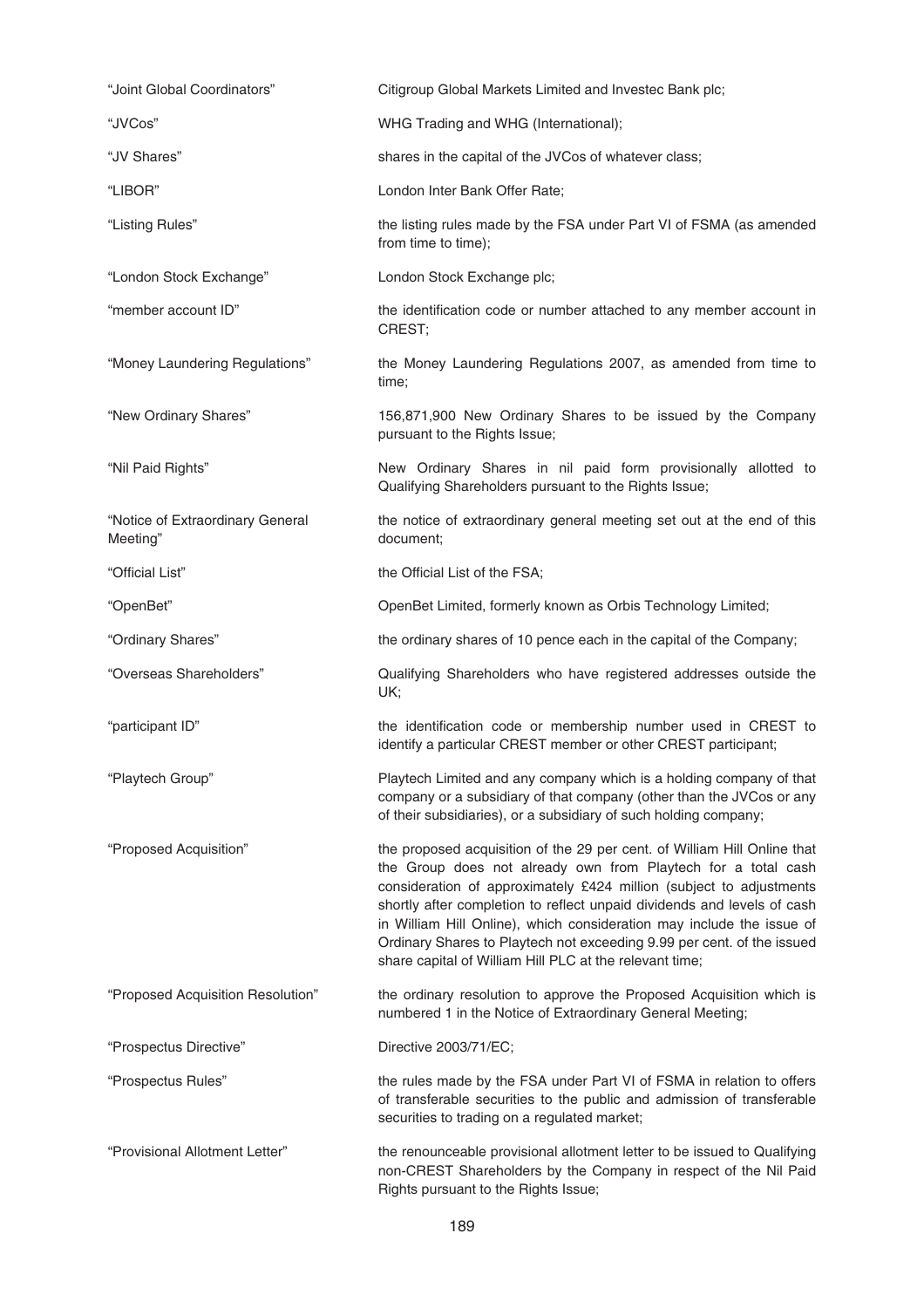| | |
|---|---|
| "Joint Global Coordinators" | Citigroup Global Markets Limited and Investec Bank plc; |
| "JVCos" | WHG Trading and WHG (International); |
| "JV Shares" | shares in the capital of the JVCos of whatever class; |
| "LIBOR" | London Inter Bank Offer Rate; |
| "Listing Rules" | the listing rules made by the FSA under Part VI of FSMA (as amended from time to time); |
| "London Stock Exchange" | London Stock Exchange plc; |
| "member account ID" | the identification code or number attached to any member account in CREST; |
| "Money Laundering Regulations" | the Money Laundering Regulations 2007, as amended from time to time; |
| "New Ordinary Shares" | 156,871,900 New Ordinary Shares to be issued by the Company pursuant to the Rights Issue; |
| "Nil Paid Rights" | New Ordinary Shares in nil paid form provisionally allotted to Qualifying Shareholders pursuant to the Rights Issue; |
| "Notice of Extraordinary General Meeting" | the notice of extraordinary general meeting set out at the end of this document; |
| "Official List" | the Official List of the FSA; |
| "OpenBet" | OpenBet Limited, formerly known as Orbis Technology Limited; |
| "Ordinary Shares" | the ordinary shares of 10 pence each in the capital of the Company; |
| "Overseas Shareholders" | Qualifying Shareholders who have registered addresses outside the UK; |
| "participant ID" | the identification code or membership number used in CREST to identify a particular CREST member or other CREST participant; |
| "Playtech Group" | Playtech Limited and any company which is a holding company of that company or a subsidiary of that company (other than the JVCos or any of their subsidiaries), or a subsidiary of such holding company; |
| "Proposed Acquisition" | the proposed acquisition of the 29 per cent. of William Hill Online that the Group does not already own from Playtech for a total cash consideration of approximately £424 million (subject to adjustments shortly after completion to reflect unpaid dividends and levels of cash in William Hill Online), which consideration may include the issue of Ordinary Shares to Playtech not exceeding 9.99 per cent. of the issued share capital of William Hill PLC at the relevant time; |
| "Proposed Acquisition Resolution" | the ordinary resolution to approve the Proposed Acquisition which is numbered 1 in the Notice of Extraordinary General Meeting; |
| "Prospectus Directive" | Directive 2003/71/EC; |
| "Prospectus Rules" | the rules made by the FSA under Part VI of FSMA in relation to offers of transferable securities to the public and admission of transferable securities to trading on a regulated market; |
| "Provisional Allotment Letter" | the renounceable provisional allotment letter to be issued to Qualifying non-CREST Shareholders by the Company in respect of the Nil Paid Rights pursuant to the Rights Issue; |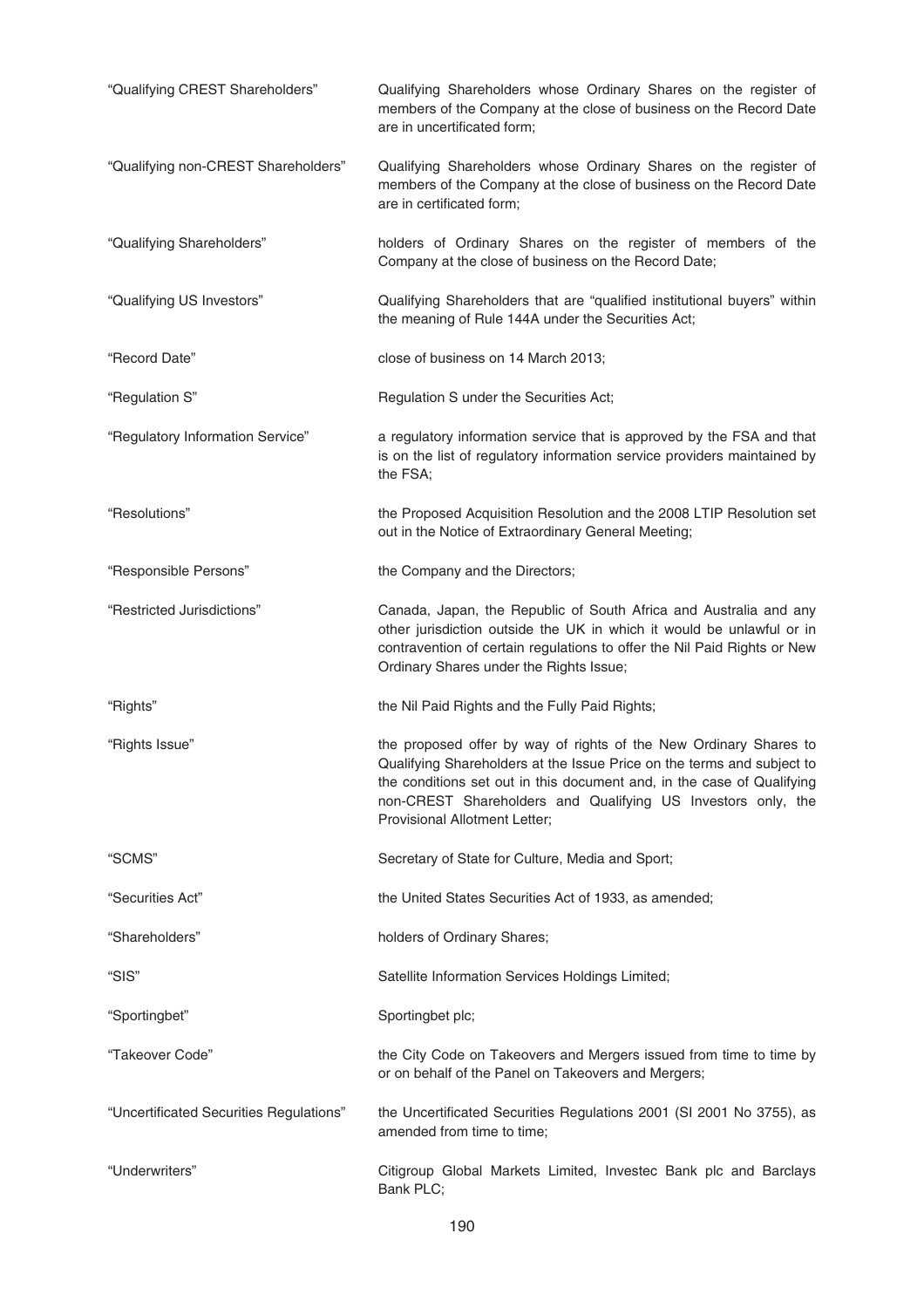| | |
|---|---|
| "Qualifying CREST Shareholders" | Qualifying Shareholders whose Ordinary Shares on the register of members of the Company at the close of business on the Record Date are in uncertificated form; |
| "Qualifying non-CREST Shareholders" | Qualifying Shareholders whose Ordinary Shares on the register of members of the Company at the close of business on the Record Date are in certificated form; |
| "Qualifying Shareholders" | holders of Ordinary Shares on the register of members of the Company at the close of business on the Record Date; |
| "Qualifying US Investors" | Qualifying Shareholders that are "qualified institutional buyers" within the meaning of Rule 144A under the Securities Act; |
| "Record Date" | close of business on 14 March 2013; |
| "Regulation S" | Regulation S under the Securities Act; |
| "Regulatory Information Service" | a regulatory information service that is approved by the FSA and that is on the list of regulatory information service providers maintained by the FSA; |
| "Resolutions" | the Proposed Acquisition Resolution and the 2008 LTIP Resolution set out in the Notice of Extraordinary General Meeting; |
| "Responsible Persons" | the Company and the Directors; |
| "Restricted Jurisdictions" | Canada, Japan, the Republic of South Africa and Australia and any other jurisdiction outside the UK in which it would be unlawful or in contravention of certain regulations to offer the Nil Paid Rights or New Ordinary Shares under the Rights Issue; |
| "Rights" | the Nil Paid Rights and the Fully Paid Rights; |
| "Rights Issue" | the proposed offer by way of rights of the New Ordinary Shares to Qualifying Shareholders at the Issue Price on the terms and subject to the conditions set out in this document and, in the case of Qualifying non-CREST Shareholders and Qualifying US Investors only, the Provisional Allotment Letter; |
| "SCMS" | Secretary of State for Culture, Media and Sport; |
| "Securities Act" | the United States Securities Act of 1933, as amended; |
| "Shareholders" | holders of Ordinary Shares; |
| "SIS" | Satellite Information Services Holdings Limited; |
| "Sportingbet" | Sportingbet plc; |
| "Takeover Code" | the City Code on Takeovers and Mergers issued from time to time by or on behalf of the Panel on Takeovers and Mergers; |
| "Uncertificated Securities Regulations" | the Uncertificated Securities Regulations 2001 (SI 2001 No 3755), as amended from time to time; |
| "Underwriters" | Citigroup Global Markets Limited, Investec Bank plc and Barclays Bank PLC; |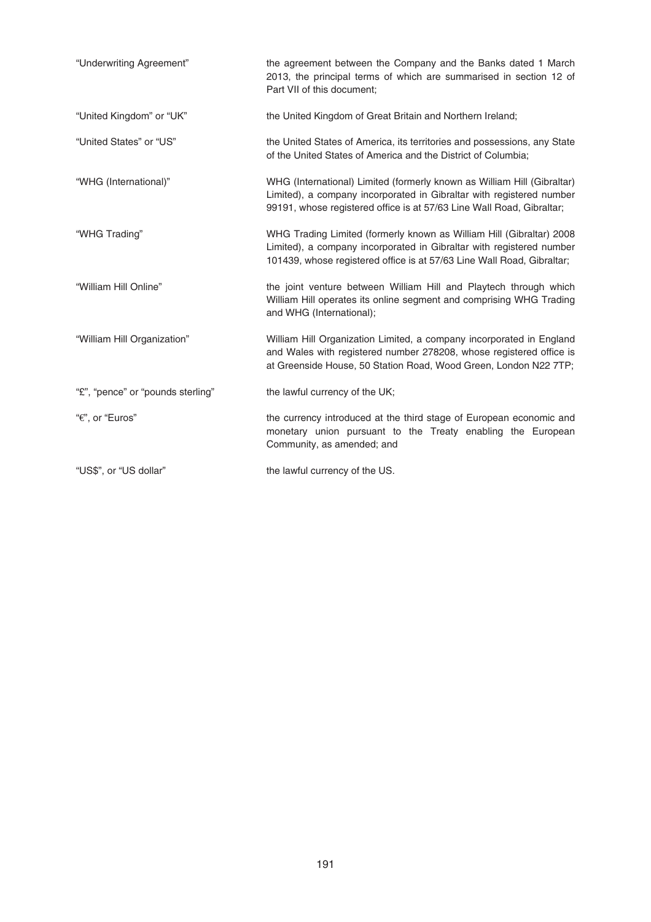| | |
|---|---|
| "Underwriting Agreement" | the agreement between the Company and the Banks dated 1 March 2013, the principal terms of which are summarised in section 12 of Part VII of this document; |
| "United Kingdom" or "UK" | the United Kingdom of Great Britain and Northern Ireland; |
| "United States" or "US" | the United States of America, its territories and possessions, any State of the United States of America and the District of Columbia; |
| "WHG (International)" | WHG (International) Limited (formerly known as William Hill (Gibraltar) Limited), a company incorporated in Gibraltar with registered number 99191, whose registered office is at 57/63 Line Wall Road, Gibraltar; |
| "WHG Trading" | WHG Trading Limited (formerly known as William Hill (Gibraltar) 2008 Limited), a company incorporated in Gibraltar with registered number 101439, whose registered office is at 57/63 Line Wall Road, Gibraltar; |
| "William Hill Online" | the joint venture between William Hill and Playtech through which William Hill operates its online segment and comprising WHG Trading and WHG (International); |
| "William Hill Organization" | William Hill Organization Limited, a company incorporated in England and Wales with registered number 278208, whose registered office is at Greenside House, 50 Station Road, Wood Green, London N22 7TP; |
| "£", "pence" or "pounds sterling" | the lawful currency of the UK; |
| "€", or "Euros" | the currency introduced at the third stage of European economic and monetary union pursuant to the Treaty enabling the European Community, as amended; and |
| "US$", or "US dollar" | the lawful currency of the US. |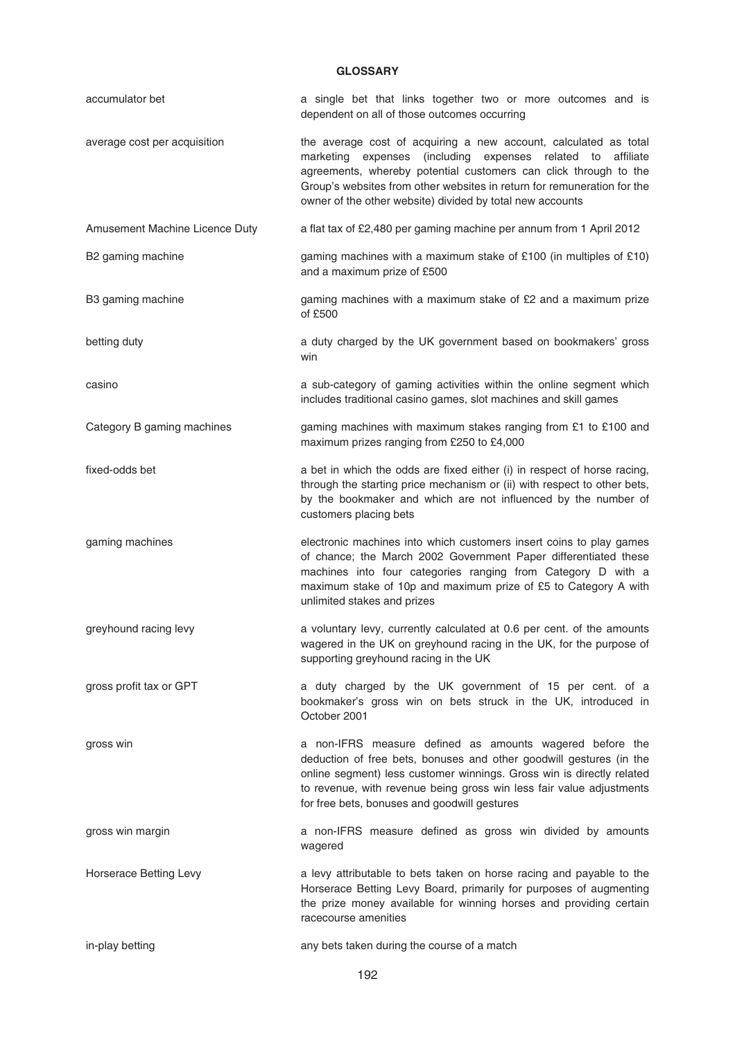# GLOSSARY

| | |
|---|---|
| accumulator bet | a single bet that links together two or more outcomes and is dependent on all of those outcomes occurring |
| average cost per acquisition | the average cost of acquiring a new account, calculated as total marketing expenses (including expenses related to affiliate agreements, whereby potential customers can click through to the Group's websites from other websites in return for remuneration for the owner of the other website) divided by total new accounts |
| Amusement Machine Licence Duty | a flat tax of £2,480 per gaming machine per annum from 1 April 2012 |
| B2 gaming machine | gaming machines with a maximum stake of £100 (in multiples of £10) and a maximum prize of £500 |
| B3 gaming machine | gaming machines with a maximum stake of £2 and a maximum prize of £500 |
| betting duty | a duty charged by the UK government based on bookmakers' gross win |
| casino | a sub-category of gaming activities within the online segment which includes traditional casino games, slot machines and skill games |
| Category B gaming machines | gaming machines with maximum stakes ranging from £1 to £100 and maximum prizes ranging from £250 to £4,000 |
| fixed-odds bet | a bet in which the odds are fixed either (i) in respect of horse racing, through the starting price mechanism or (ii) with respect to other bets, by the bookmaker and which are not influenced by the number of customers placing bets |
| gaming machines | electronic machines into which customers insert coins to play games of chance; the March 2002 Government Paper differentiated these machines into four categories ranging from Category D with a maximum stake of 10p and maximum prize of £5 to Category A with unlimited stakes and prizes |
| greyhound racing levy | a voluntary levy, currently calculated at 0.6 per cent. of the amounts wagered in the UK on greyhound racing in the UK, for the purpose of supporting greyhound racing in the UK |
| gross profit tax or GPT | a duty charged by the UK government of 15 per cent. of a bookmaker's gross win on bets struck in the UK, introduced in October 2001 |
| gross win | a non-IFRS measure defined as amounts wagered before the deduction of free bets, bonuses and other goodwill gestures (in the online segment) less customer winnings. Gross win is directly related to revenue, with revenue being gross win less fair value adjustments for free bets, bonuses and goodwill gestures |
| gross win margin | a non-IFRS measure defined as gross win divided by amounts wagered |
| Horserace Betting Levy | a levy attributable to bets taken on horse racing and payable to the Horserace Betting Levy Board, primarily for purposes of augmenting the prize money available for winning horses and providing certain racecourse amenities |
| in-play betting | any bets taken during the course of a match |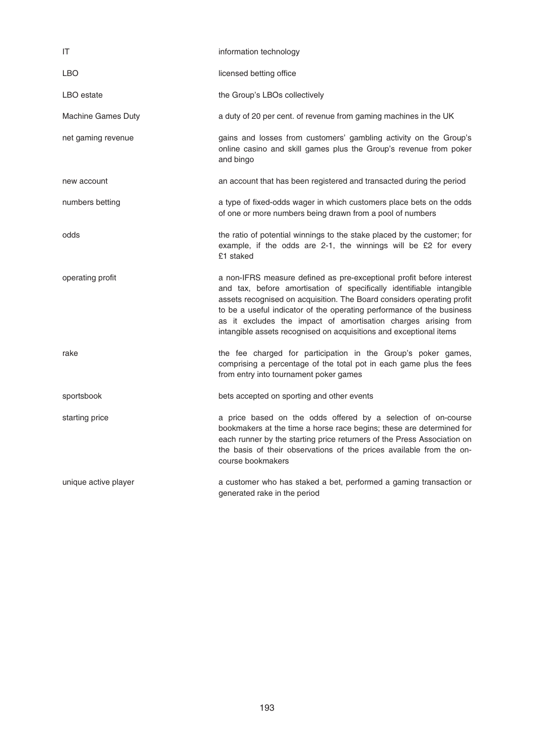| | |
|---|---|
| IT | information technology |
| LBO | licensed betting office |
| LBO estate | the Group's LBOs collectively |
| Machine Games Duty | a duty of 20 per cent. of revenue from gaming machines in the UK |
| net gaming revenue | gains and losses from customers' gambling activity on the Group's online casino and skill games plus the Group's revenue from poker and bingo |
| new account | an account that has been registered and transacted during the period |
| numbers betting | a type of fixed-odds wager in which customers place bets on the odds of one or more numbers being drawn from a pool of numbers |
| odds | the ratio of potential winnings to the stake placed by the customer; for example, if the odds are 2-1, the winnings will be £2 for every £1 staked |
| operating profit | a non-IFRS measure defined as pre-exceptional profit before interest and tax, before amortisation of specifically identifiable intangible assets recognised on acquisition. The Board considers operating profit to be a useful indicator of the operating performance of the business as it excludes the impact of amortisation charges arising from intangible assets recognised on acquisitions and exceptional items |
| rake | the fee charged for participation in the Group's poker games, comprising a percentage of the total pot in each game plus the fees from entry into tournament poker games |
| sportsbook | bets accepted on sporting and other events |
| starting price | a price based on the odds offered by a selection of on-course bookmakers at the time a horse race begins; these are determined for each runner by the starting price returners of the Press Association on the basis of their observations of the prices available from the on-course bookmakers |
| unique active player | a customer who has staked a bet, performed a gaming transaction or generated rake in the period |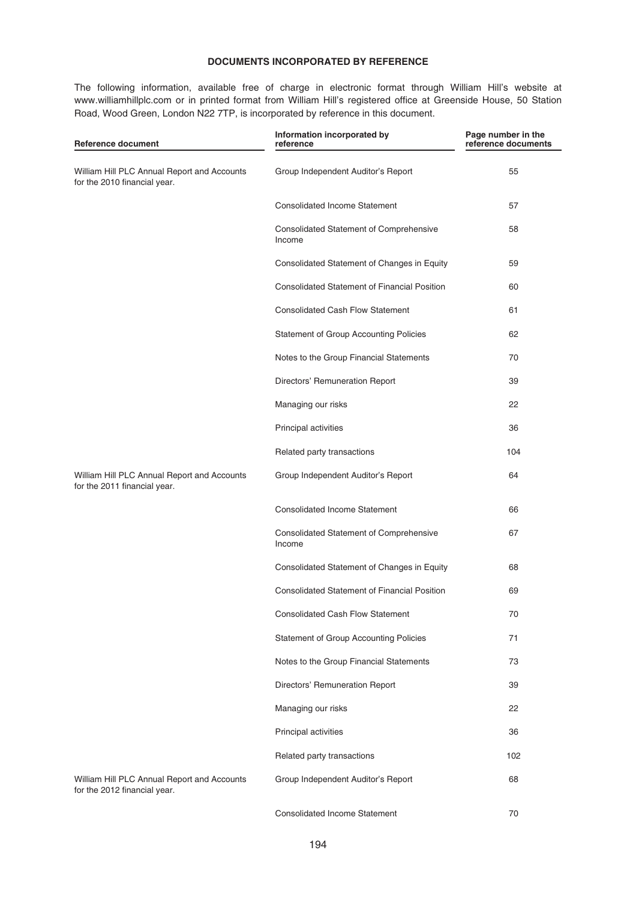## DOCUMENTS INCORPORATED BY REFERENCE

The following information, available free of charge in electronic format through William Hill's website at www.williamhillplc.com or in printed format from William Hill's registered office at Greenside House, 50 Station Road, Wood Green, London N22 7TP, is incorporated by reference in this document.

| Reference document | Information incorporated by reference | Page number in the reference documents |
|---|---|---|
| William Hill PLC Annual Report and Accounts for the 2010 financial year. | Group Independent Auditor's Report | 55 |
| | Consolidated Income Statement | 57 |
| | Consolidated Statement of Comprehensive Income | 58 |
| | Consolidated Statement of Changes in Equity | 59 |
| | Consolidated Statement of Financial Position | 60 |
| | Consolidated Cash Flow Statement | 61 |
| | Statement of Group Accounting Policies | 62 |
| | Notes to the Group Financial Statements | 70 |
| | Directors' Remuneration Report | 39 |
| | Managing our risks | 22 |
| | Principal activities | 36 |
| | Related party transactions | 104 |
| William Hill PLC Annual Report and Accounts for the 2011 financial year. | Group Independent Auditor's Report | 64 |
| | Consolidated Income Statement | 66 |
| | Consolidated Statement of Comprehensive Income | 67 |
| | Consolidated Statement of Changes in Equity | 68 |
| | Consolidated Statement of Financial Position | 69 |
| | Consolidated Cash Flow Statement | 70 |
| | Statement of Group Accounting Policies | 71 |
| | Notes to the Group Financial Statements | 73 |
| | Directors' Remuneration Report | 39 |
| | Managing our risks | 22 |
| | Principal activities | 36 |
| | Related party transactions | 102 |
| William Hill PLC Annual Report and Accounts for the 2012 financial year. | Group Independent Auditor's Report | 68 |
| | Consolidated Income Statement | 70 |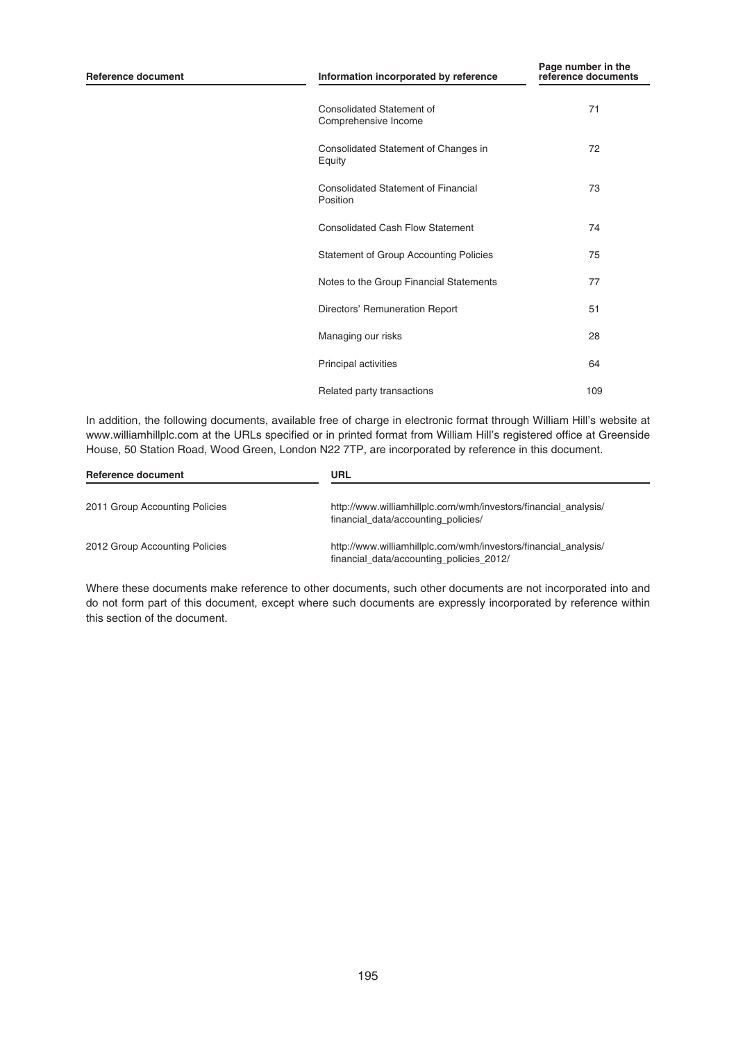| Reference document | Information incorporated by reference | Page number in the reference documents |
| --- | --- | --- |
| | Consolidated Statement of Comprehensive Income | 71 |
| | Consolidated Statement of Changes in Equity | 72 |
| | Consolidated Statement of Financial Position | 73 |
| | Consolidated Cash Flow Statement | 74 |
| | Statement of Group Accounting Policies | 75 |
| | Notes to the Group Financial Statements | 77 |
| | Directors' Remuneration Report | 51 |
| | Managing our risks | 28 |
| | Principal activities | 64 |
| | Related party transactions | 109 |

In addition, the following documents, available free of charge in electronic format through William Hill's website at www.williamhillplc.com at the URLs specified or in printed format from William Hill's registered office at Greenside House, 50 Station Road, Wood Green, London N22 7TP, are incorporated by reference in this document.

| Reference document | URL |
| --- | --- |
| 2011 Group Accounting Policies | http://www.williamhillplc.com/wmh/investors/financial_analysis/financial_data/accounting_policies/ |
| 2012 Group Accounting Policies | http://www.williamhillplc.com/wmh/investors/financial_analysis/financial_data/accounting_policies_2012/ |

Where these documents make reference to other documents, such other documents are not incorporated into and do not form part of this document, except where such documents are expressly incorporated by reference within this section of the document.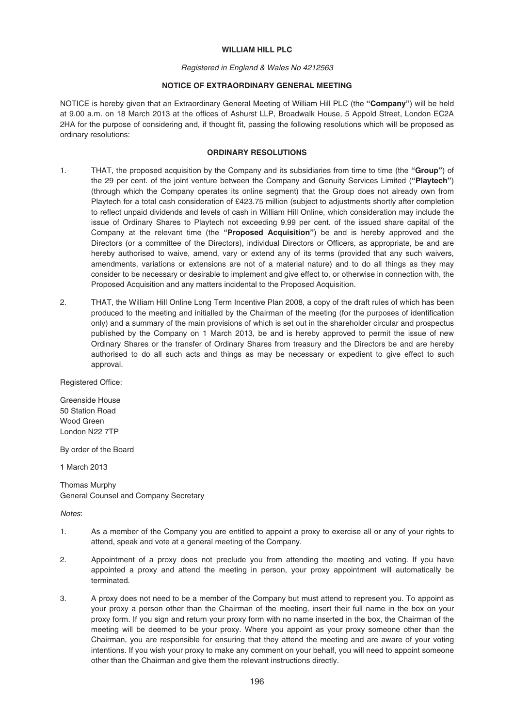**WILLIAM HILL PLC**

*Registered in England & Wales No 4212563*

**NOTICE OF EXTRAORDINARY GENERAL MEETING**

NOTICE is hereby given that an Extraordinary General Meeting of William Hill PLC (the **"Company"**) will be held at 9.00 a.m. on 18 March 2013 at the offices of Ashurst LLP, Broadwalk House, 5 Appold Street, London EC2A 2HA for the purpose of considering and, if thought fit, passing the following resolutions which will be proposed as ordinary resolutions:

**ORDINARY RESOLUTIONS**

1. THAT, the proposed acquisition by the Company and its subsidiaries from time to time (the **"Group"**) of the 29 per cent. of the joint venture between the Company and Genuity Services Limited (**"Playtech"**) (through which the Company operates its online segment) that the Group does not already own from Playtech for a total cash consideration of £423.75 million (subject to adjustments shortly after completion to reflect unpaid dividends and levels of cash in William Hill Online, which consideration may include the issue of Ordinary Shares to Playtech not exceeding 9.99 per cent. of the issued share capital of the Company at the relevant time (the **"Proposed Acquisition"**) be and is hereby approved and the Directors (or a committee of the Directors), individual Directors or Officers, as appropriate, be and are hereby authorised to waive, amend, vary or extend any of its terms (provided that any such waivers, amendments, variations or extensions are not of a material nature) and to do all things as they may consider to be necessary or desirable to implement and give effect to, or otherwise in connection with, the Proposed Acquisition and any matters incidental to the Proposed Acquisition.

2. THAT, the William Hill Online Long Term Incentive Plan 2008, a copy of the draft rules of which has been produced to the meeting and initialled by the Chairman of the meeting (for the purposes of identification only) and a summary of the main provisions of which is set out in the shareholder circular and prospectus published by the Company on 1 March 2013, be and is hereby approved to permit the issue of new Ordinary Shares or the transfer of Ordinary Shares from treasury and the Directors be and are hereby authorised to do all such acts and things as may be necessary or expedient to give effect to such approval.

Registered Office:

Greenside House
50 Station Road
Wood Green
London N22 7TP

By order of the Board

1 March 2013

Thomas Murphy
General Counsel and Company Secretary

*Notes*:

1. As a member of the Company you are entitled to appoint a proxy to exercise all or any of your rights to attend, speak and vote at a general meeting of the Company.

2. Appointment of a proxy does not preclude you from attending the meeting and voting. If you have appointed a proxy and attend the meeting in person, your proxy appointment will automatically be terminated.

3. A proxy does not need to be a member of the Company but must attend to represent you. To appoint as your proxy a person other than the Chairman of the meeting, insert their full name in the box on your proxy form. If you sign and return your proxy form with no name inserted in the box, the Chairman of the meeting will be deemed to be your proxy. Where you appoint as your proxy someone other than the Chairman, you are responsible for ensuring that they attend the meeting and are aware of your voting intentions. If you wish your proxy to make any comment on your behalf, you will need to appoint someone other than the Chairman and give them the relevant instructions directly.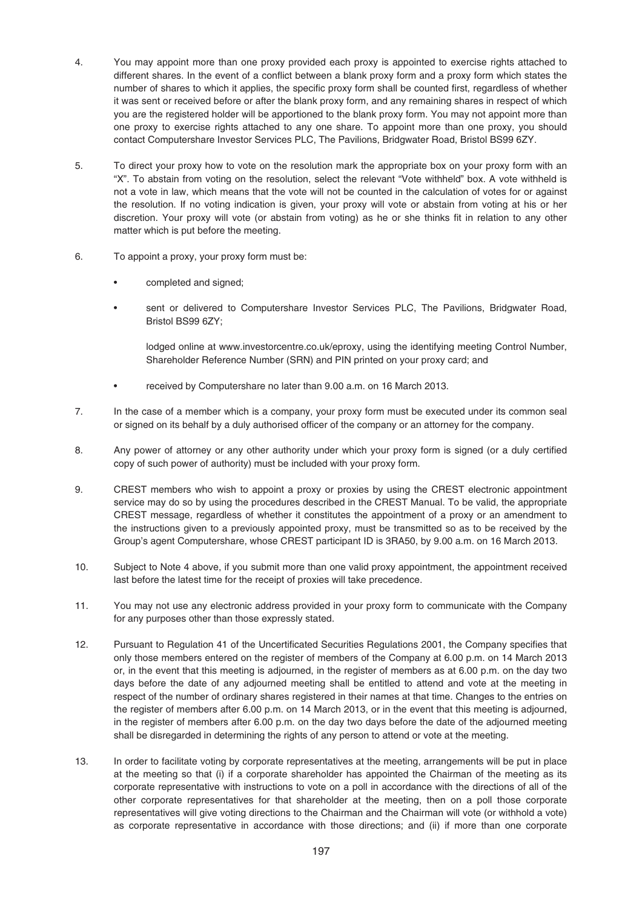4. You may appoint more than one proxy provided each proxy is appointed to exercise rights attached to different shares. In the event of a conflict between a blank proxy form and a proxy form which states the number of shares to which it applies, the specific proxy form shall be counted first, regardless of whether it was sent or received before or after the blank proxy form, and any remaining shares in respect of which you are the registered holder will be apportioned to the blank proxy form. You may not appoint more than one proxy to exercise rights attached to any one share. To appoint more than one proxy, you should contact Computershare Investor Services PLC, The Pavilions, Bridgwater Road, Bristol BS99 6ZY.

5. To direct your proxy how to vote on the resolution mark the appropriate box on your proxy form with an "X". To abstain from voting on the resolution, select the relevant "Vote withheld" box. A vote withheld is not a vote in law, which means that the vote will not be counted in the calculation of votes for or against the resolution. If no voting indication is given, your proxy will vote or abstain from voting at his or her discretion. Your proxy will vote (or abstain from voting) as he or she thinks fit in relation to any other matter which is put before the meeting.

6. To appoint a proxy, your proxy form must be:

   - completed and signed;
   - sent or delivered to Computershare Investor Services PLC, The Pavilions, Bridgwater Road, Bristol BS99 6ZY;

     lodged online at www.investorcentre.co.uk/eproxy, using the identifying meeting Control Number, Shareholder Reference Number (SRN) and PIN printed on your proxy card; and
   - received by Computershare no later than 9.00 a.m. on 16 March 2013.

7. In the case of a member which is a company, your proxy form must be executed under its common seal or signed on its behalf by a duly authorised officer of the company or an attorney for the company.

8. Any power of attorney or any other authority under which your proxy form is signed (or a duly certified copy of such power of authority) must be included with your proxy form.

9. CREST members who wish to appoint a proxy or proxies by using the CREST electronic appointment service may do so by using the procedures described in the CREST Manual. To be valid, the appropriate CREST message, regardless of whether it constitutes the appointment of a proxy or an amendment to the instructions given to a previously appointed proxy, must be transmitted so as to be received by the Group's agent Computershare, whose CREST participant ID is 3RA50, by 9.00 a.m. on 16 March 2013.

10. Subject to Note 4 above, if you submit more than one valid proxy appointment, the appointment received last before the latest time for the receipt of proxies will take precedence.

11. You may not use any electronic address provided in your proxy form to communicate with the Company for any purposes other than those expressly stated.

12. Pursuant to Regulation 41 of the Uncertificated Securities Regulations 2001, the Company specifies that only those members entered on the register of members of the Company at 6.00 p.m. on 14 March 2013 or, in the event that this meeting is adjourned, in the register of members as at 6.00 p.m. on the day two days before the date of any adjourned meeting shall be entitled to attend and vote at the meeting in respect of the number of ordinary shares registered in their names at that time. Changes to the entries on the register of members after 6.00 p.m. on 14 March 2013, or in the event that this meeting is adjourned, in the register of members after 6.00 p.m. on the day two days before the date of the adjourned meeting shall be disregarded in determining the rights of any person to attend or vote at the meeting.

13. In order to facilitate voting by corporate representatives at the meeting, arrangements will be put in place at the meeting so that (i) if a corporate shareholder has appointed the Chairman of the meeting as its corporate representative with instructions to vote on a poll in accordance with the directions of all of the other corporate representatives for that shareholder at the meeting, then on a poll those corporate representatives will give voting directions to the Chairman and the Chairman will vote (or withhold a vote) as corporate representative in accordance with those directions; and (ii) if more than one corporate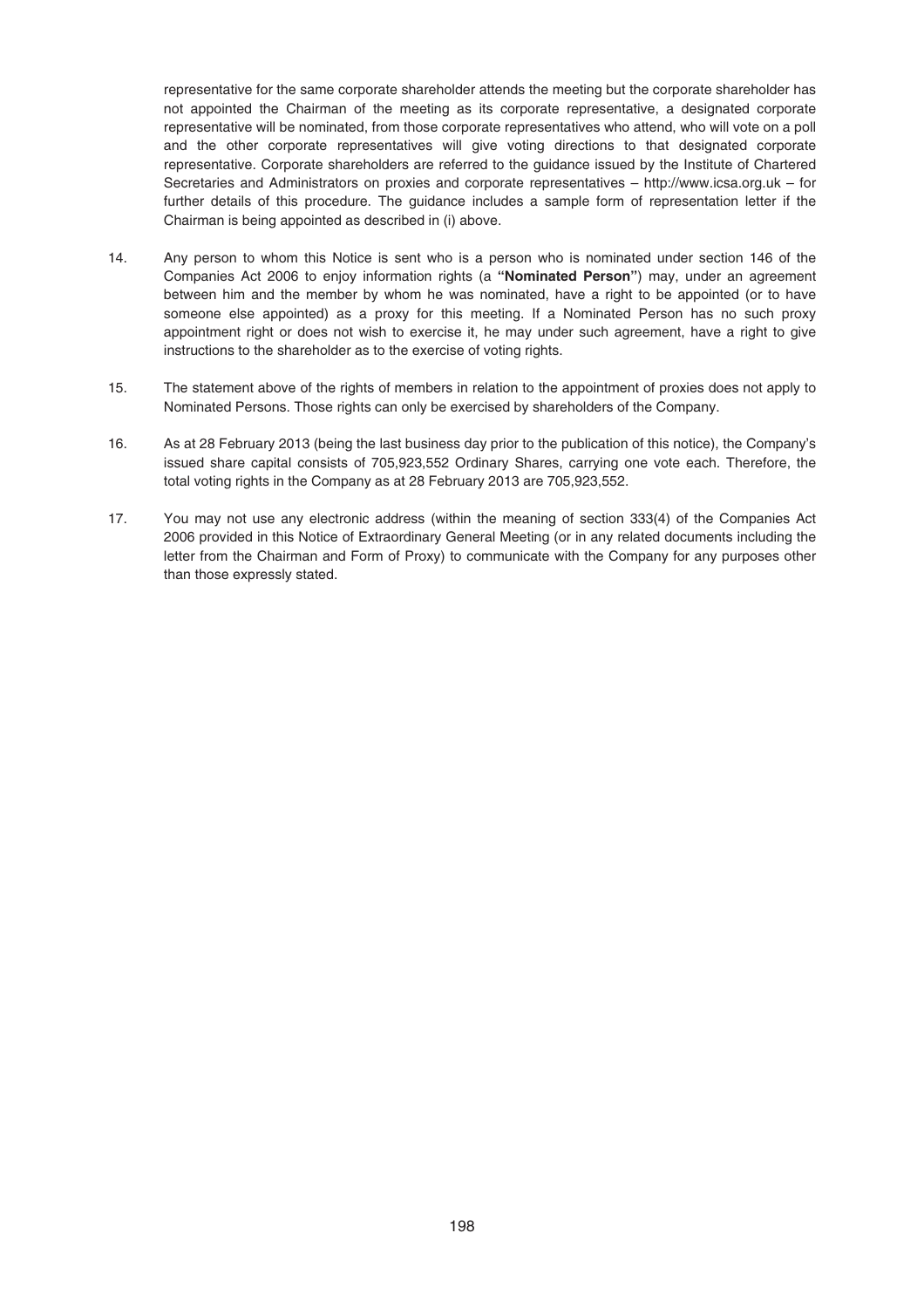representative for the same corporate shareholder attends the meeting but the corporate shareholder has not appointed the Chairman of the meeting as its corporate representative, a designated corporate representative will be nominated, from those corporate representatives who attend, who will vote on a poll and the other corporate representatives will give voting directions to that designated corporate representative. Corporate shareholders are referred to the guidance issued by the Institute of Chartered Secretaries and Administrators on proxies and corporate representatives – http://www.icsa.org.uk – for further details of this procedure. The guidance includes a sample form of representation letter if the Chairman is being appointed as described in (i) above.

14. Any person to whom this Notice is sent who is a person who is nominated under section 146 of the Companies Act 2006 to enjoy information rights (a **"Nominated Person"**) may, under an agreement between him and the member by whom he was nominated, have a right to be appointed (or to have someone else appointed) as a proxy for this meeting. If a Nominated Person has no such proxy appointment right or does not wish to exercise it, he may under such agreement, have a right to give instructions to the shareholder as to the exercise of voting rights.

15. The statement above of the rights of members in relation to the appointment of proxies does not apply to Nominated Persons. Those rights can only be exercised by shareholders of the Company.

16. As at 28 February 2013 (being the last business day prior to the publication of this notice), the Company's issued share capital consists of 705,923,552 Ordinary Shares, carrying one vote each. Therefore, the total voting rights in the Company as at 28 February 2013 are 705,923,552.

17. You may not use any electronic address (within the meaning of section 333(4) of the Companies Act 2006 provided in this Notice of Extraordinary General Meeting (or in any related documents including the letter from the Chairman and Form of Proxy) to communicate with the Company for any purposes other than those expressly stated.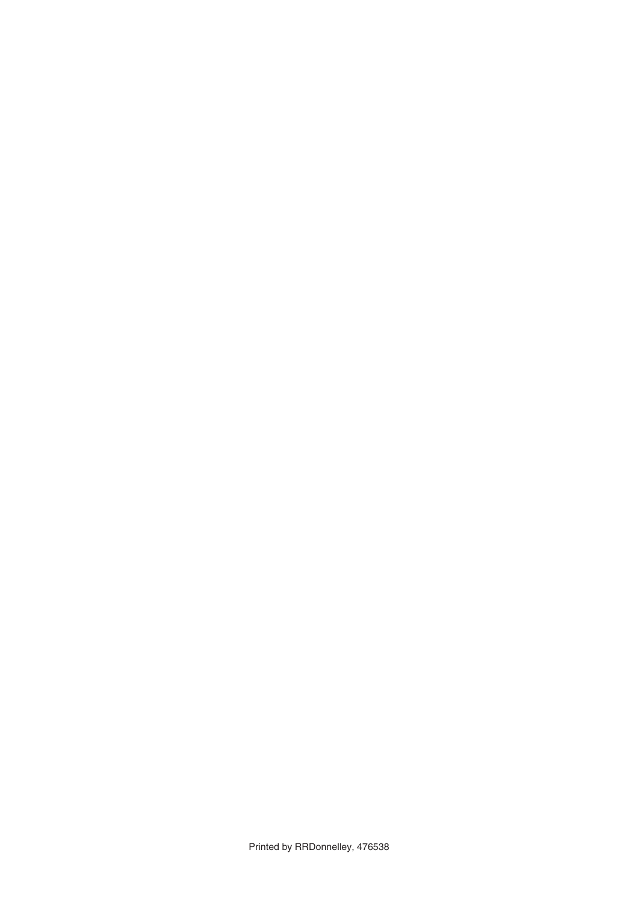Printed by RRDonnelley, 476538